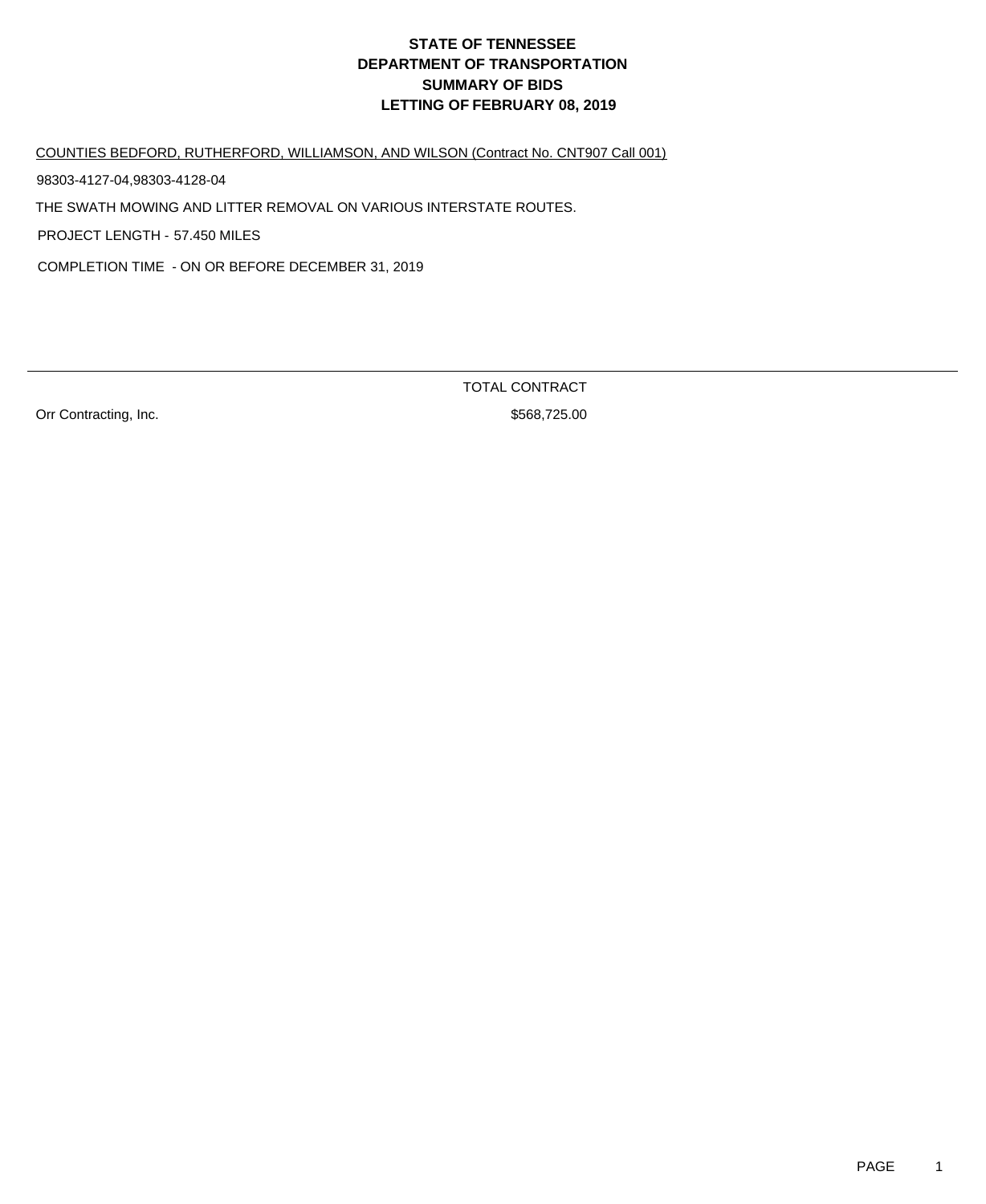# STATE OF TENNESSEE
# DEPARTMENT OF TRANSPORTATION
# SUMMARY OF BIDS
# LETTING OF FEBRUARY 08, 2019

COUNTIES BEDFORD, RUTHERFORD, WILLIAMSON, AND WILSON (Contract No. CNT907 Call 001)

98303-4127-04,98303-4128-04

THE SWATH MOWING AND LITTER REMOVAL ON VARIOUS INTERSTATE ROUTES.

PROJECT LENGTH - 57.450 MILES

COMPLETION TIME - ON OR BEFORE DECEMBER 31, 2019

| | TOTAL CONTRACT |
|---|---|
| Orr Contracting, Inc. | $568,725.00 |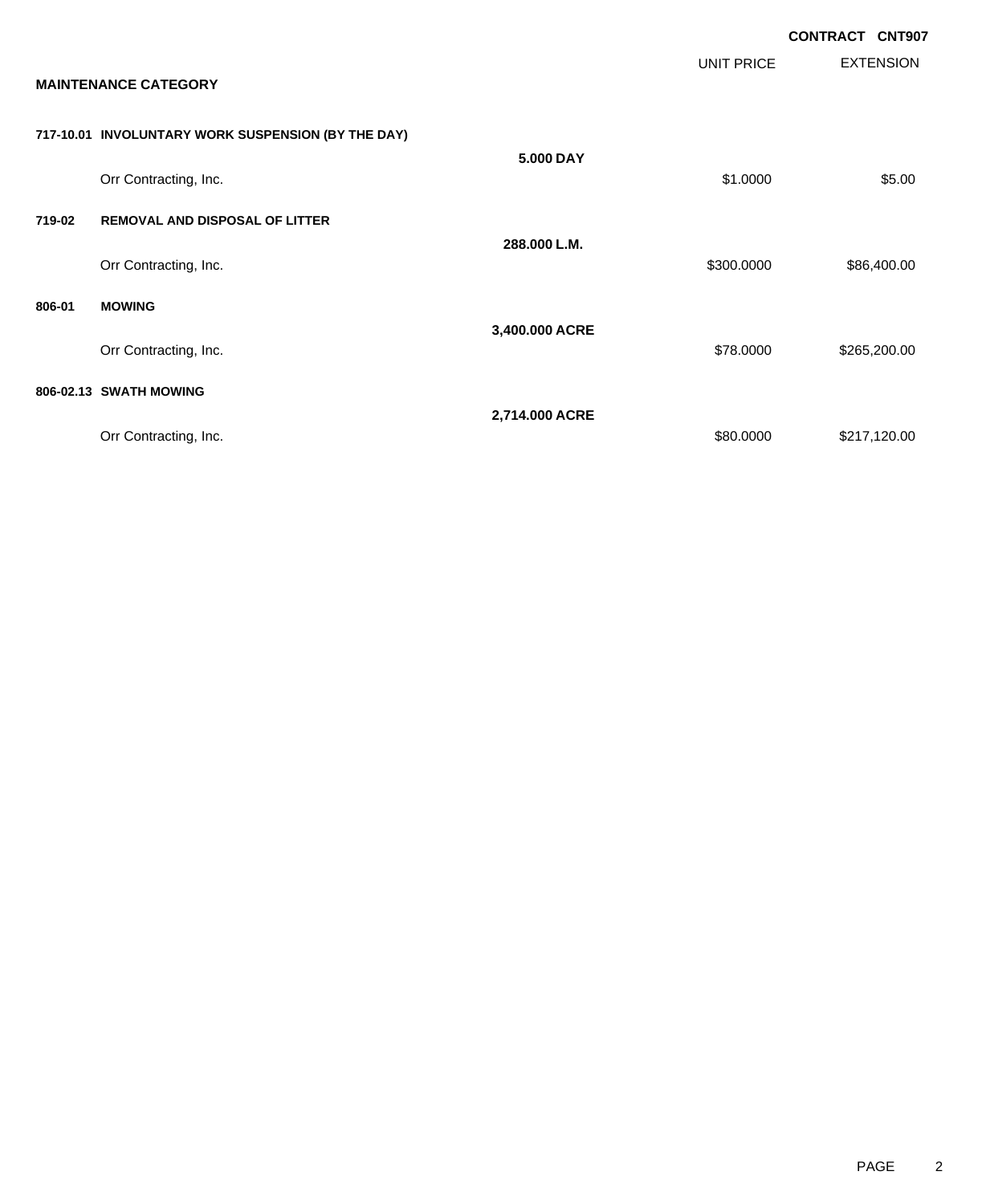**CONTRACT CNT907**

## MAINTENANCE CATEGORY

| | | | UNIT PRICE | EXTENSION |
|---|---|---|---|---|
| **717-10.01** | **INVOLUNTARY WORK SUSPENSION (BY THE DAY)** | | | |
| | | **5.000 DAY** | | |
| | Orr Contracting, Inc. | | $1.0000 | $5.00 |
| **719-02** | **REMOVAL AND DISPOSAL OF LITTER** | | | |
| | | **288.000 L.M.** | | |
| | Orr Contracting, Inc. | | $300.0000 | $86,400.00 |
| **806-01** | **MOWING** | | | |
| | | **3,400.000 ACRE** | | |
| | Orr Contracting, Inc. | | $78.0000 | $265,200.00 |
| **806-02.13** | **SWATH MOWING** | | | |
| | | **2,714.000 ACRE** | | |
| | Orr Contracting, Inc. | | $80.0000 | $217,120.00 |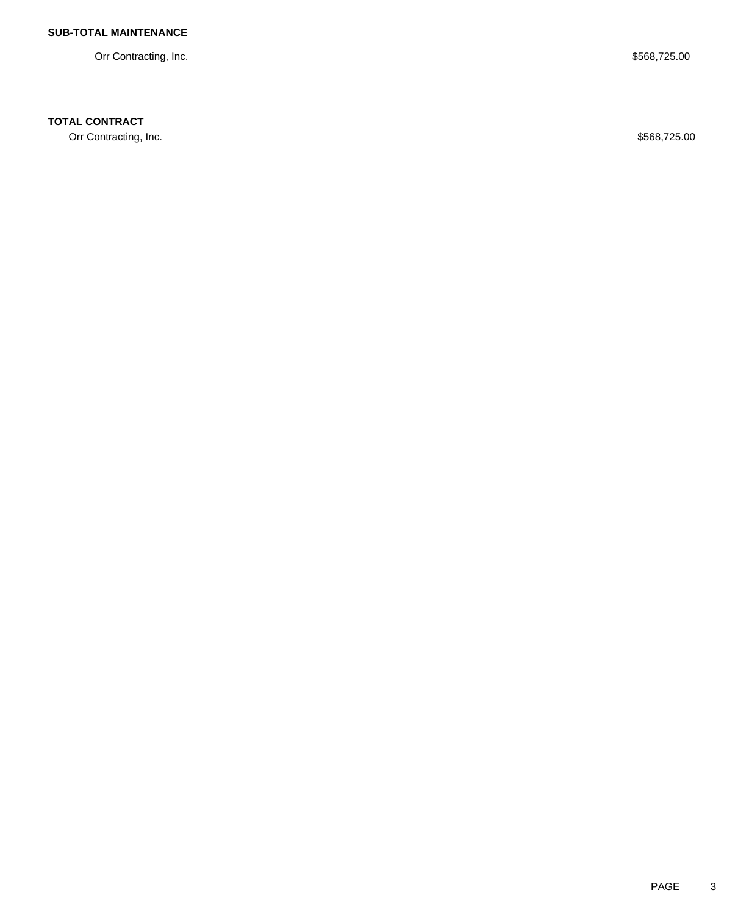**SUB-TOTAL MAINTENANCE**

| | |
|---|---|
| Orr Contracting, Inc. | $568,725.00 |

**TOTAL CONTRACT**

| | |
|---|---|
| Orr Contracting, Inc. | $568,725.00 |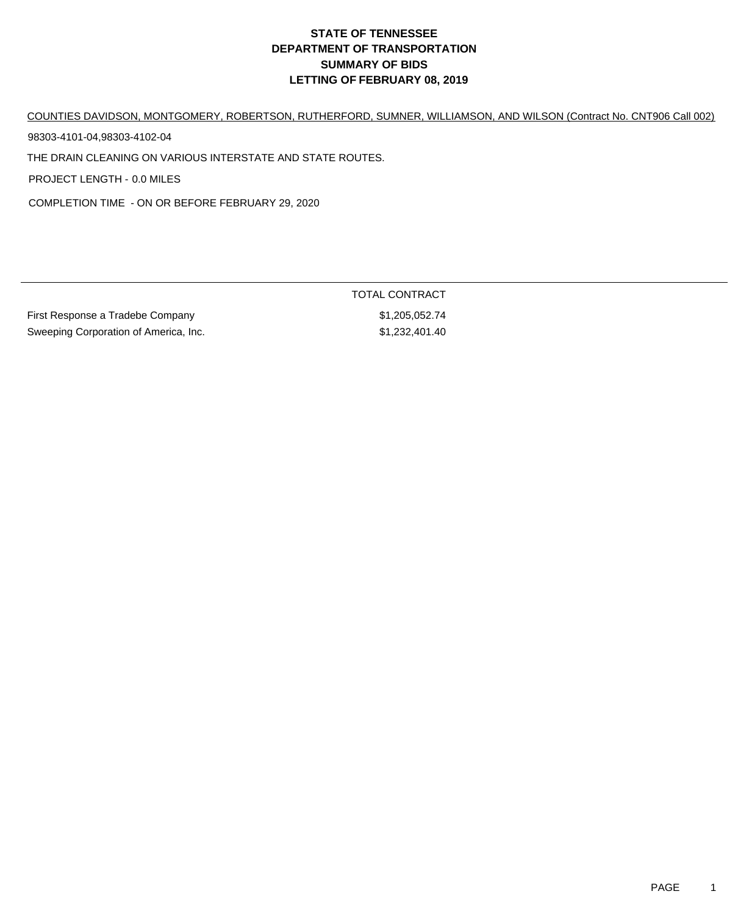# STATE OF TENNESSEE
# DEPARTMENT OF TRANSPORTATION
# SUMMARY OF BIDS
# LETTING OF FEBRUARY 08, 2019

COUNTIES DAVIDSON, MONTGOMERY, ROBERTSON, RUTHERFORD, SUMNER, WILLIAMSON, AND WILSON (Contract No. CNT906 Call 002)

98303-4101-04,98303-4102-04

THE DRAIN CLEANING ON VARIOUS INTERSTATE AND STATE ROUTES.

PROJECT LENGTH - 0.0 MILES

COMPLETION TIME - ON OR BEFORE FEBRUARY 29, 2020

| | TOTAL CONTRACT |
|---|---|
| First Response a Tradebe Company | $1,205,052.74 |
| Sweeping Corporation of America, Inc. | $1,232,401.40 |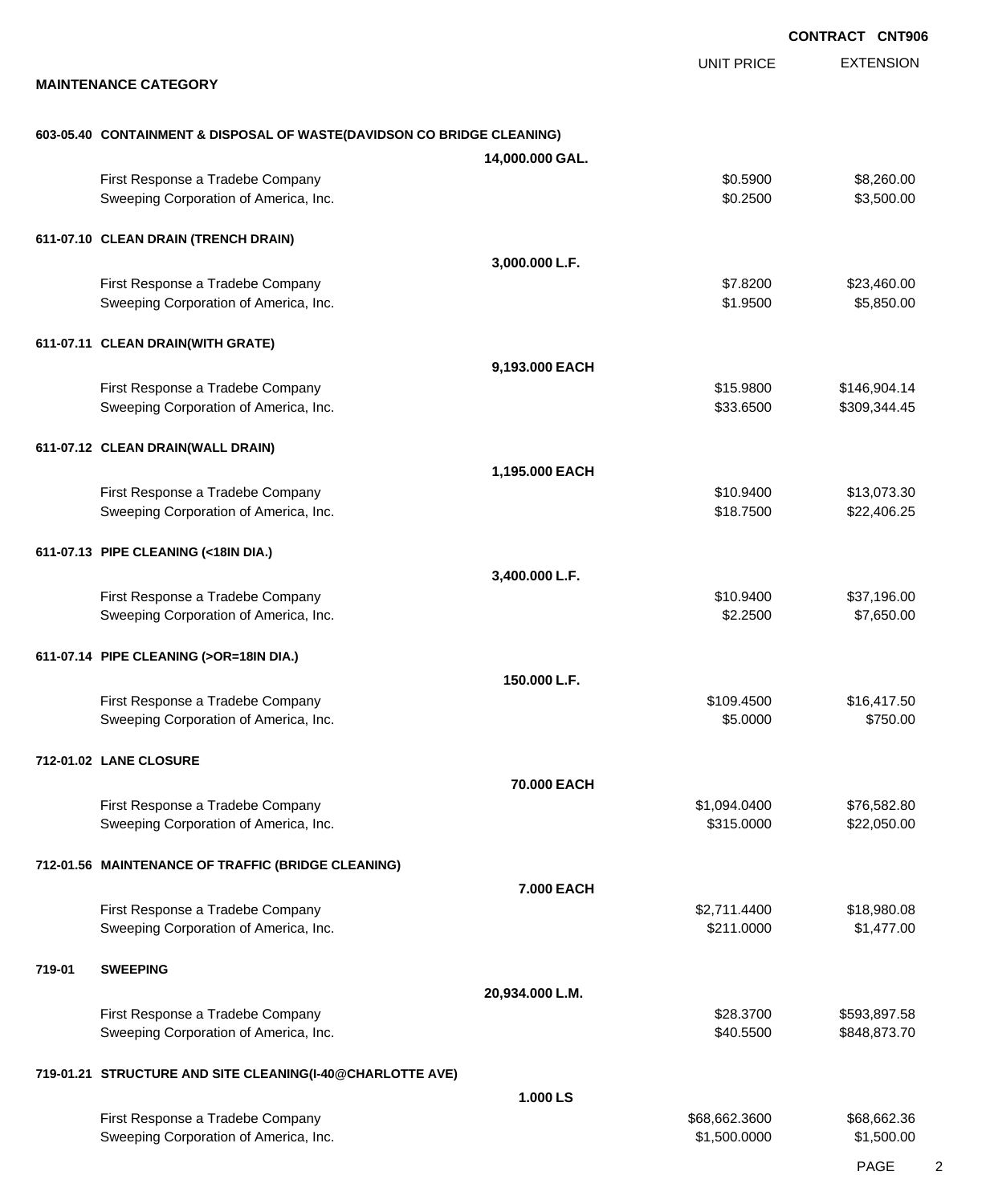**CONTRACT CNT906**

**MAINTENANCE CATEGORY**

| | | | UNIT PRICE | EXTENSION |
|---|---|---|---|---|
| **603-05.40** | **CONTAINMENT & DISPOSAL OF WASTE(DAVIDSON CO BRIDGE CLEANING)** | | | |
| | | **14,000.000 GAL.** | | |
| | First Response a Tradebe Company | | $0.5900 | $8,260.00 |
| | Sweeping Corporation of America, Inc. | | $0.2500 | $3,500.00 |
| **611-07.10** | **CLEAN DRAIN (TRENCH DRAIN)** | | | |
| | | **3,000.000 L.F.** | | |
| | First Response a Tradebe Company | | $7.8200 | $23,460.00 |
| | Sweeping Corporation of America, Inc. | | $1.9500 | $5,850.00 |
| **611-07.11** | **CLEAN DRAIN(WITH GRATE)** | | | |
| | | **9,193.000 EACH** | | |
| | First Response a Tradebe Company | | $15.9800 | $146,904.14 |
| | Sweeping Corporation of America, Inc. | | $33.6500 | $309,344.45 |
| **611-07.12** | **CLEAN DRAIN(WALL DRAIN)** | | | |
| | | **1,195.000 EACH** | | |
| | First Response a Tradebe Company | | $10.9400 | $13,073.30 |
| | Sweeping Corporation of America, Inc. | | $18.7500 | $22,406.25 |
| **611-07.13** | **PIPE CLEANING (<18IN DIA.)** | | | |
| | | **3,400.000 L.F.** | | |
| | First Response a Tradebe Company | | $10.9400 | $37,196.00 |
| | Sweeping Corporation of America, Inc. | | $2.2500 | $7,650.00 |
| **611-07.14** | **PIPE CLEANING (>OR=18IN DIA.)** | | | |
| | | **150.000 L.F.** | | |
| | First Response a Tradebe Company | | $109.4500 | $16,417.50 |
| | Sweeping Corporation of America, Inc. | | $5.0000 | $750.00 |
| **712-01.02** | **LANE CLOSURE** | | | |
| | | **70.000 EACH** | | |
| | First Response a Tradebe Company | | $1,094.0400 | $76,582.80 |
| | Sweeping Corporation of America, Inc. | | $315.0000 | $22,050.00 |
| **712-01.56** | **MAINTENANCE OF TRAFFIC (BRIDGE CLEANING)** | | | |
| | | **7.000 EACH** | | |
| | First Response a Tradebe Company | | $2,711.4400 | $18,980.08 |
| | Sweeping Corporation of America, Inc. | | $211.0000 | $1,477.00 |
| **719-01** | **SWEEPING** | | | |
| | | **20,934.000 L.M.** | | |
| | First Response a Tradebe Company | | $28.3700 | $593,897.58 |
| | Sweeping Corporation of America, Inc. | | $40.5500 | $848,873.70 |
| **719-01.21** | **STRUCTURE AND SITE CLEANING(I-40@CHARLOTTE AVE)** | | | |
| | | **1.000 LS** | | |
| | First Response a Tradebe Company | | $68,662.3600 | $68,662.36 |
| | Sweeping Corporation of America, Inc. | | $1,500.0000 | $1,500.00 |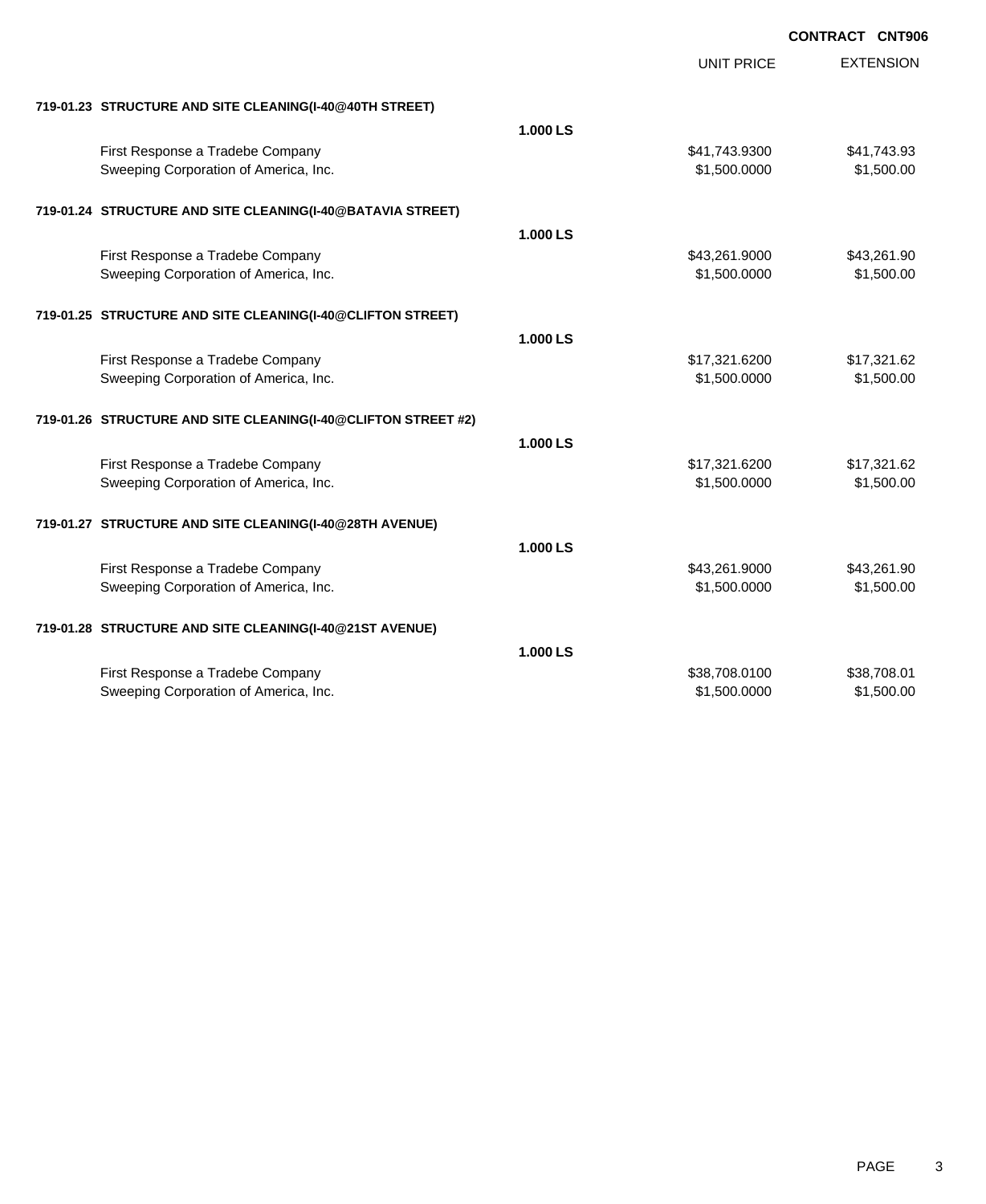**CONTRACT CNT906**

| | | UNIT PRICE | EXTENSION |
|---|---|---|---|
| **719-01.23 STRUCTURE AND SITE CLEANING(I-40@40TH STREET)** | | | |
| | **1.000 LS** | | |
| First Response a Tradebe Company | | $41,743.9300 | $41,743.93 |
| Sweeping Corporation of America, Inc. | | $1,500.0000 | $1,500.00 |
| **719-01.24 STRUCTURE AND SITE CLEANING(I-40@BATAVIA STREET)** | | | |
| | **1.000 LS** | | |
| First Response a Tradebe Company | | $43,261.9000 | $43,261.90 |
| Sweeping Corporation of America, Inc. | | $1,500.0000 | $1,500.00 |
| **719-01.25 STRUCTURE AND SITE CLEANING(I-40@CLIFTON STREET)** | | | |
| | **1.000 LS** | | |
| First Response a Tradebe Company | | $17,321.6200 | $17,321.62 |
| Sweeping Corporation of America, Inc. | | $1,500.0000 | $1,500.00 |
| **719-01.26 STRUCTURE AND SITE CLEANING(I-40@CLIFTON STREET #2)** | | | |
| | **1.000 LS** | | |
| First Response a Tradebe Company | | $17,321.6200 | $17,321.62 |
| Sweeping Corporation of America, Inc. | | $1,500.0000 | $1,500.00 |
| **719-01.27 STRUCTURE AND SITE CLEANING(I-40@28TH AVENUE)** | | | |
| | **1.000 LS** | | |
| First Response a Tradebe Company | | $43,261.9000 | $43,261.90 |
| Sweeping Corporation of America, Inc. | | $1,500.0000 | $1,500.00 |
| **719-01.28 STRUCTURE AND SITE CLEANING(I-40@21ST AVENUE)** | | | |
| | **1.000 LS** | | |
| First Response a Tradebe Company | | $38,708.0100 | $38,708.01 |
| Sweeping Corporation of America, Inc. | | $1,500.0000 | $1,500.00 |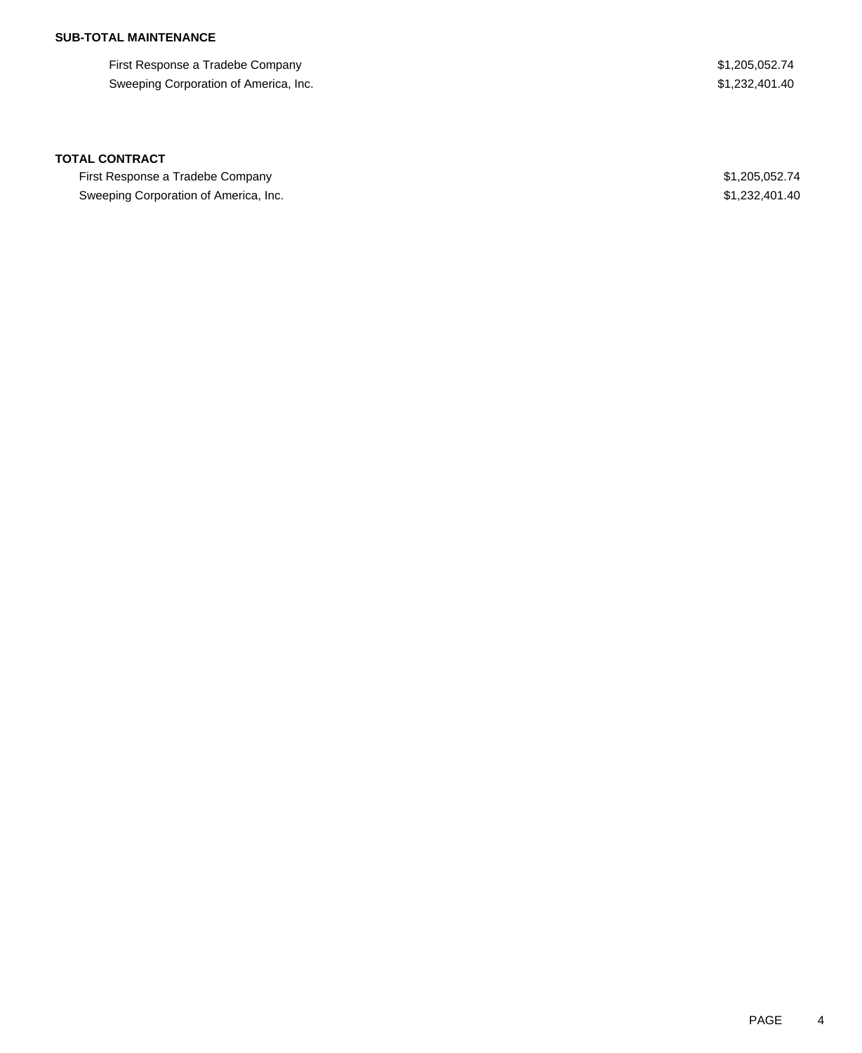**SUB-TOTAL MAINTENANCE**

| | |
|---|---|
| First Response a Tradebe Company | $1,205,052.74 |
| Sweeping Corporation of America, Inc. | $1,232,401.40 |

**TOTAL CONTRACT**

| | |
|---|---|
| First Response a Tradebe Company | $1,205,052.74 |
| Sweeping Corporation of America, Inc. | $1,232,401.40 |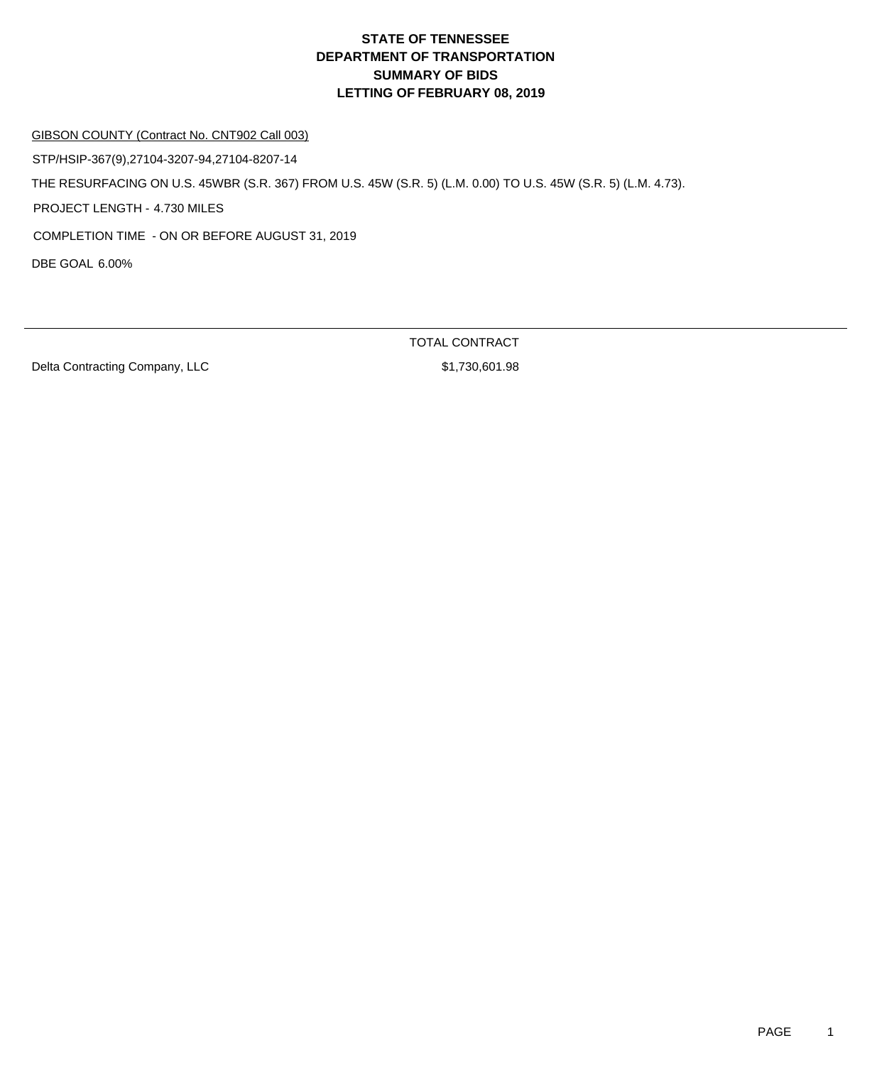# STATE OF TENNESSEE
# DEPARTMENT OF TRANSPORTATION
# SUMMARY OF BIDS
# LETTING OF FEBRUARY 08, 2019

GIBSON COUNTY (Contract No. CNT902 Call 003)

STP/HSIP-367(9),27104-3207-94,27104-8207-14

THE RESURFACING ON U.S. 45WBR (S.R. 367) FROM U.S. 45W (S.R. 5) (L.M. 0.00) TO U.S. 45W (S.R. 5) (L.M. 4.73).

PROJECT LENGTH - 4.730 MILES

COMPLETION TIME - ON OR BEFORE AUGUST 31, 2019

DBE GOAL 6.00%

| | TOTAL CONTRACT |
|---|---|
| Delta Contracting Company, LLC | $1,730,601.98 |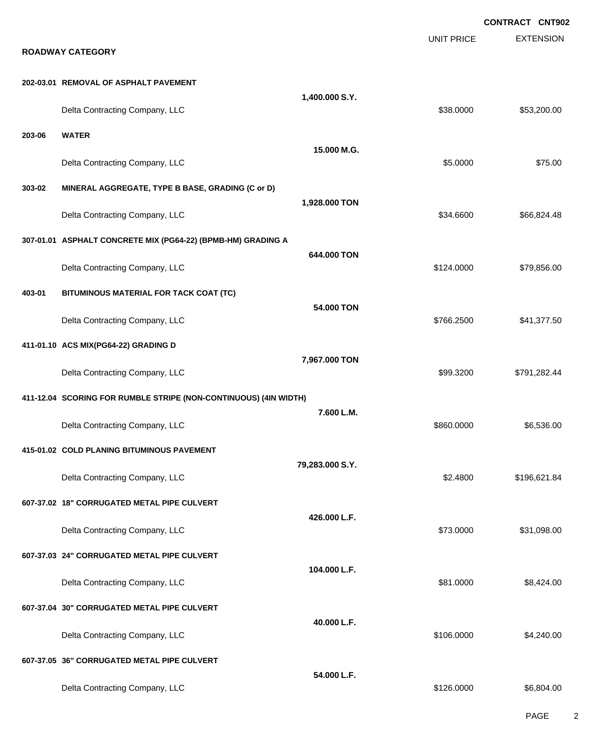**CONTRACT CNT902**

## ROADWAY CATEGORY

| | | | UNIT PRICE | EXTENSION |
|---|---|---|---|---|
| **202-03.01** | **REMOVAL OF ASPHALT PAVEMENT** | **1,400.000 S.Y.** | | |
| | Delta Contracting Company, LLC | | $38.0000 | $53,200.00 |
| **203-06** | **WATER** | **15.000 M.G.** | | |
| | Delta Contracting Company, LLC | | $5.0000 | $75.00 |
| **303-02** | **MINERAL AGGREGATE, TYPE B BASE, GRADING (C or D)** | **1,928.000 TON** | | |
| | Delta Contracting Company, LLC | | $34.6600 | $66,824.48 |
| **307-01.01** | **ASPHALT CONCRETE MIX (PG64-22) (BPMB-HM) GRADING A** | **644.000 TON** | | |
| | Delta Contracting Company, LLC | | $124.0000 | $79,856.00 |
| **403-01** | **BITUMINOUS MATERIAL FOR TACK COAT (TC)** | **54.000 TON** | | |
| | Delta Contracting Company, LLC | | $766.2500 | $41,377.50 |
| **411-01.10** | **ACS MIX(PG64-22) GRADING D** | **7,967.000 TON** | | |
| | Delta Contracting Company, LLC | | $99.3200 | $791,282.44 |
| **411-12.04** | **SCORING FOR RUMBLE STRIPE (NON-CONTINUOUS) (4IN WIDTH)** | **7.600 L.M.** | | |
| | Delta Contracting Company, LLC | | $860.0000 | $6,536.00 |
| **415-01.02** | **COLD PLANING BITUMINOUS PAVEMENT** | **79,283.000 S.Y.** | | |
| | Delta Contracting Company, LLC | | $2.4800 | $196,621.84 |
| **607-37.02** | **18" CORRUGATED METAL PIPE CULVERT** | **426.000 L.F.** | | |
| | Delta Contracting Company, LLC | | $73.0000 | $31,098.00 |
| **607-37.03** | **24" CORRUGATED METAL PIPE CULVERT** | **104.000 L.F.** | | |
| | Delta Contracting Company, LLC | | $81.0000 | $8,424.00 |
| **607-37.04** | **30" CORRUGATED METAL PIPE CULVERT** | **40.000 L.F.** | | |
| | Delta Contracting Company, LLC | | $106.0000 | $4,240.00 |
| **607-37.05** | **36" CORRUGATED METAL PIPE CULVERT** | **54.000 L.F.** | | |
| | Delta Contracting Company, LLC | | $126.0000 | $6,804.00 |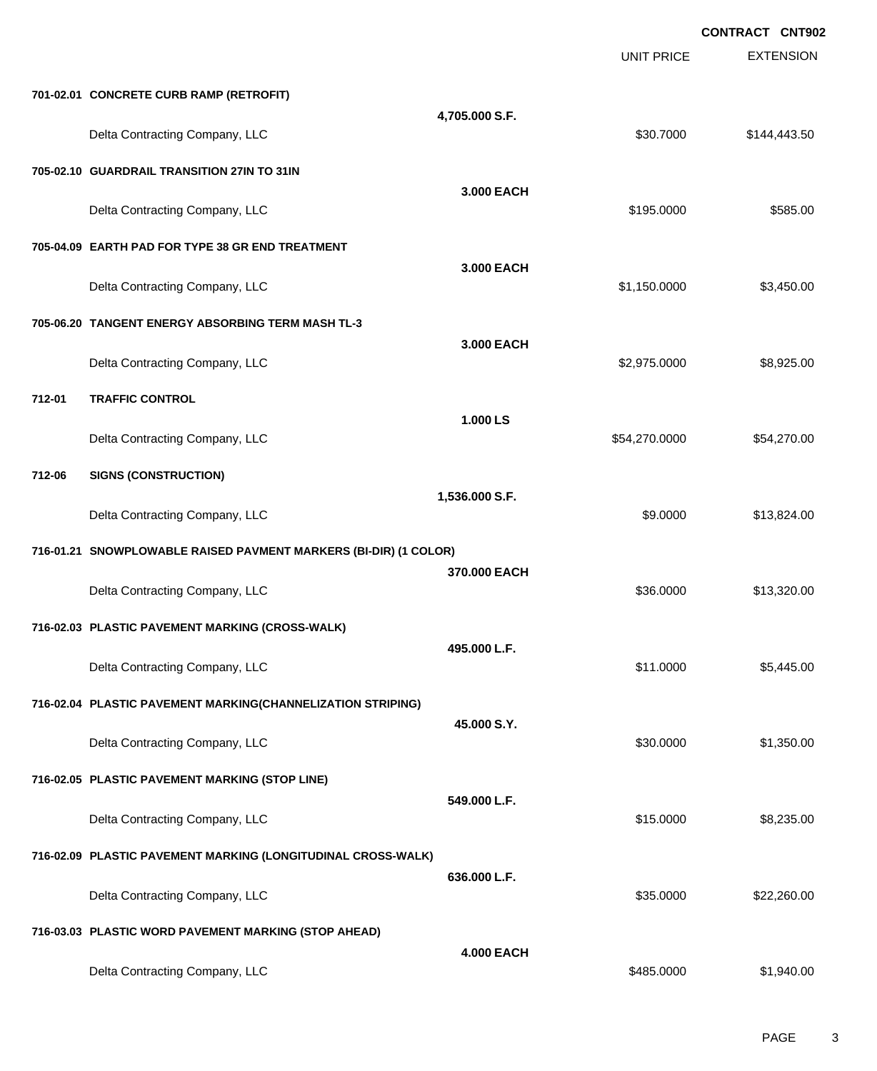**CONTRACT CNT902**

| | | | UNIT PRICE | EXTENSION |
|---|---|---|---|---|
| **701-02.01** | **CONCRETE CURB RAMP (RETROFIT)** | **4,705.000 S.F.** | | |
| | Delta Contracting Company, LLC | | $30.7000 | $144,443.50 |
| **705-02.10** | **GUARDRAIL TRANSITION 27IN TO 31IN** | **3.000 EACH** | | |
| | Delta Contracting Company, LLC | | $195.0000 | $585.00 |
| **705-04.09** | **EARTH PAD FOR TYPE 38 GR END TREATMENT** | **3.000 EACH** | | |
| | Delta Contracting Company, LLC | | $1,150.0000 | $3,450.00 |
| **705-06.20** | **TANGENT ENERGY ABSORBING TERM MASH TL-3** | **3.000 EACH** | | |
| | Delta Contracting Company, LLC | | $2,975.0000 | $8,925.00 |
| **712-01** | **TRAFFIC CONTROL** | **1.000 LS** | | |
| | Delta Contracting Company, LLC | | $54,270.0000 | $54,270.00 |
| **712-06** | **SIGNS (CONSTRUCTION)** | **1,536.000 S.F.** | | |
| | Delta Contracting Company, LLC | | $9.0000 | $13,824.00 |
| **716-01.21** | **SNOWPLOWABLE RAISED PAVMENT MARKERS (BI-DIR) (1 COLOR)** | **370.000 EACH** | | |
| | Delta Contracting Company, LLC | | $36.0000 | $13,320.00 |
| **716-02.03** | **PLASTIC PAVEMENT MARKING (CROSS-WALK)** | **495.000 L.F.** | | |
| | Delta Contracting Company, LLC | | $11.0000 | $5,445.00 |
| **716-02.04** | **PLASTIC PAVEMENT MARKING(CHANNELIZATION STRIPING)** | **45.000 S.Y.** | | |
| | Delta Contracting Company, LLC | | $30.0000 | $1,350.00 |
| **716-02.05** | **PLASTIC PAVEMENT MARKING (STOP LINE)** | **549.000 L.F.** | | |
| | Delta Contracting Company, LLC | | $15.0000 | $8,235.00 |
| **716-02.09** | **PLASTIC PAVEMENT MARKING (LONGITUDINAL CROSS-WALK)** | **636.000 L.F.** | | |
| | Delta Contracting Company, LLC | | $35.0000 | $22,260.00 |
| **716-03.03** | **PLASTIC WORD PAVEMENT MARKING (STOP AHEAD)** | **4.000 EACH** | | |
| | Delta Contracting Company, LLC | | $485.0000 | $1,940.00 |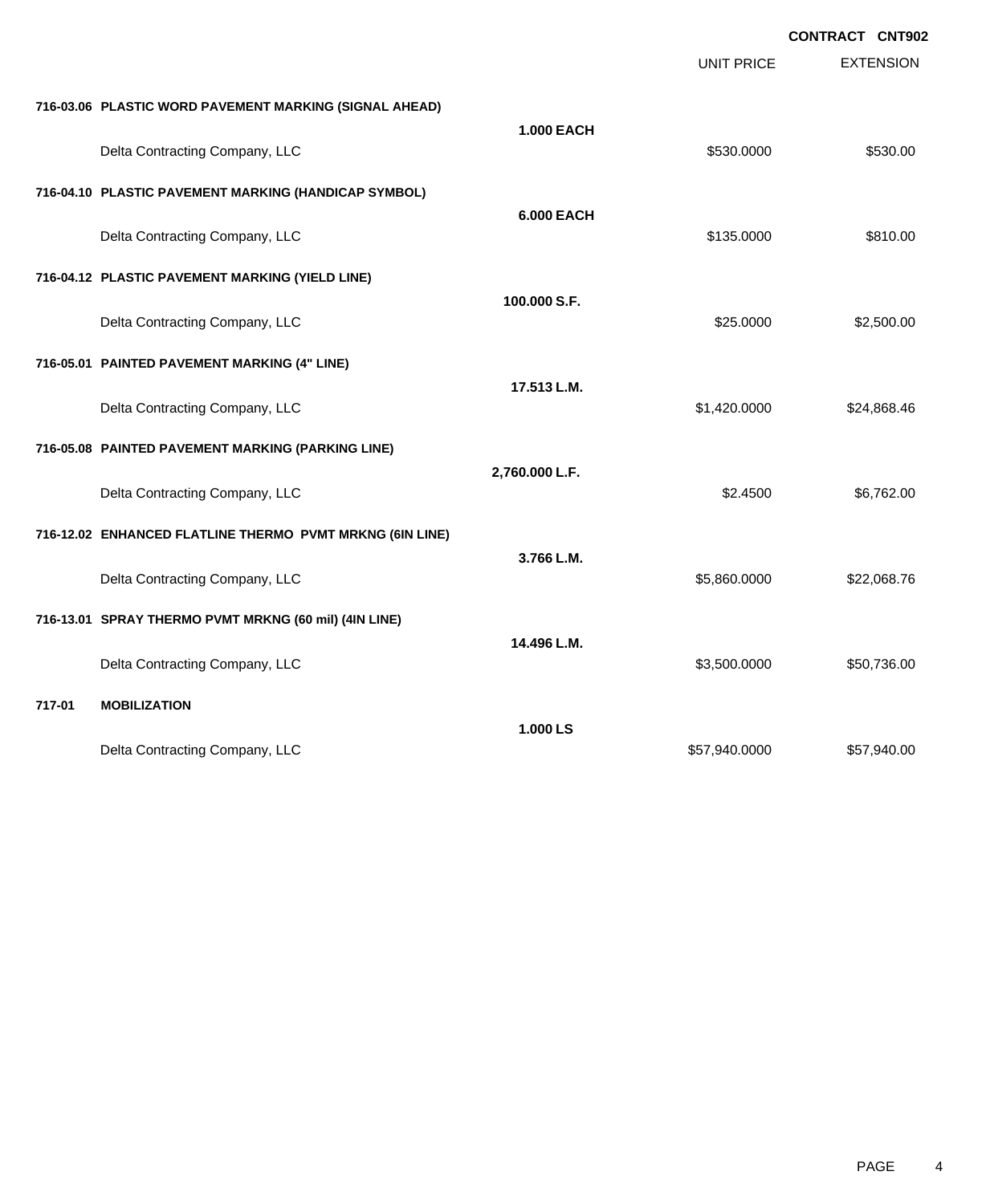**CONTRACT CNT902**

| | | UNIT PRICE | EXTENSION |
|---|---|---|---|
| **716-03.06 PLASTIC WORD PAVEMENT MARKING (SIGNAL AHEAD)** | | | |
| | **1.000 EACH** | | |
| Delta Contracting Company, LLC | | $530.0000 | $530.00 |
| **716-04.10 PLASTIC PAVEMENT MARKING (HANDICAP SYMBOL)** | | | |
| | **6.000 EACH** | | |
| Delta Contracting Company, LLC | | $135.0000 | $810.00 |
| **716-04.12 PLASTIC PAVEMENT MARKING (YIELD LINE)** | | | |
| | **100.000 S.F.** | | |
| Delta Contracting Company, LLC | | $25.0000 | $2,500.00 |
| **716-05.01 PAINTED PAVEMENT MARKING (4" LINE)** | | | |
| | **17.513 L.M.** | | |
| Delta Contracting Company, LLC | | $1,420.0000 | $24,868.46 |
| **716-05.08 PAINTED PAVEMENT MARKING (PARKING LINE)** | | | |
| | **2,760.000 L.F.** | | |
| Delta Contracting Company, LLC | | $2.4500 | $6,762.00 |
| **716-12.02 ENHANCED FLATLINE THERMO PVMT MRKNG (6IN LINE)** | | | |
| | **3.766 L.M.** | | |
| Delta Contracting Company, LLC | | $5,860.0000 | $22,068.76 |
| **716-13.01 SPRAY THERMO PVMT MRKNG (60 mil) (4IN LINE)** | | | |
| | **14.496 L.M.** | | |
| Delta Contracting Company, LLC | | $3,500.0000 | $50,736.00 |
| **717-01 MOBILIZATION** | | | |
| | **1.000 LS** | | |
| Delta Contracting Company, LLC | | $57,940.0000 | $57,940.00 |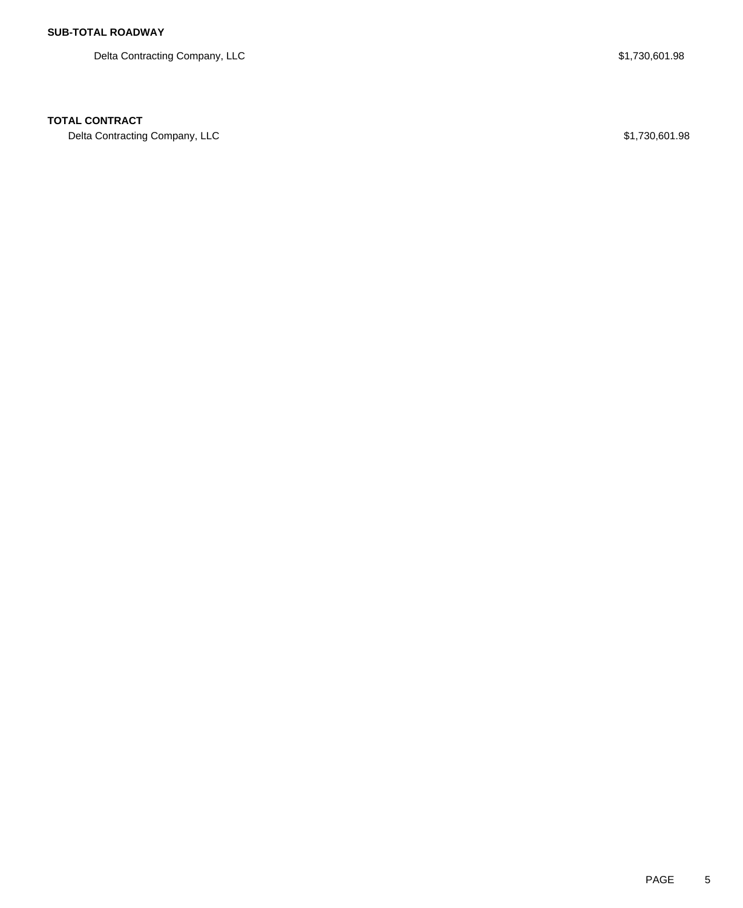**SUB-TOTAL ROADWAY**

| | |
|---|---|
| Delta Contracting Company, LLC | $1,730,601.98 |

**TOTAL CONTRACT**

| | |
|---|---|
| Delta Contracting Company, LLC | $1,730,601.98 |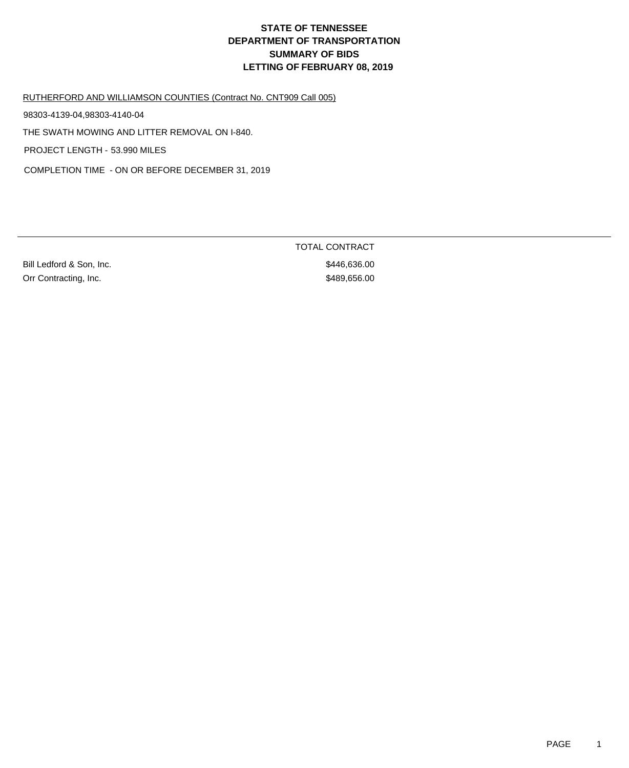# STATE OF TENNESSEE
# DEPARTMENT OF TRANSPORTATION
# SUMMARY OF BIDS
# LETTING OF FEBRUARY 08, 2019

RUTHERFORD AND WILLIAMSON COUNTIES (Contract No. CNT909 Call 005)

98303-4139-04,98303-4140-04

THE SWATH MOWING AND LITTER REMOVAL ON I-840.

PROJECT LENGTH - 53.990 MILES

COMPLETION TIME - ON OR BEFORE DECEMBER 31, 2019

| | TOTAL CONTRACT |
|---|---|
| Bill Ledford & Son, Inc. | $446,636.00 |
| Orr Contracting, Inc. | $489,656.00 |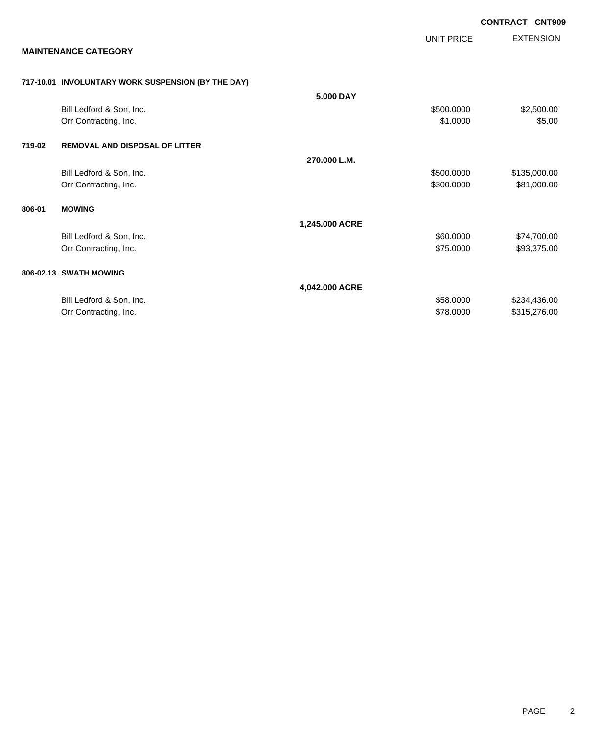**CONTRACT CNT909**

| | | UNIT PRICE | EXTENSION |
|---|---|---|---|
| **MAINTENANCE CATEGORY** | | | |
| **717-10.01 INVOLUNTARY WORK SUSPENSION (BY THE DAY)** | | | |
| | **5.000 DAY** | | |
| Bill Ledford & Son, Inc. | | $500.0000 | $2,500.00 |
| Orr Contracting, Inc. | | $1.0000 | $5.00 |
| **719-02 REMOVAL AND DISPOSAL OF LITTER** | | | |
| | **270.000 L.M.** | | |
| Bill Ledford & Son, Inc. | | $500.0000 | $135,000.00 |
| Orr Contracting, Inc. | | $300.0000 | $81,000.00 |
| **806-01 MOWING** | | | |
| | **1,245.000 ACRE** | | |
| Bill Ledford & Son, Inc. | | $60.0000 | $74,700.00 |
| Orr Contracting, Inc. | | $75.0000 | $93,375.00 |
| **806-02.13 SWATH MOWING** | | | |
| | **4,042.000 ACRE** | | |
| Bill Ledford & Son, Inc. | | $58.0000 | $234,436.00 |
| Orr Contracting, Inc. | | $78.0000 | $315,276.00 |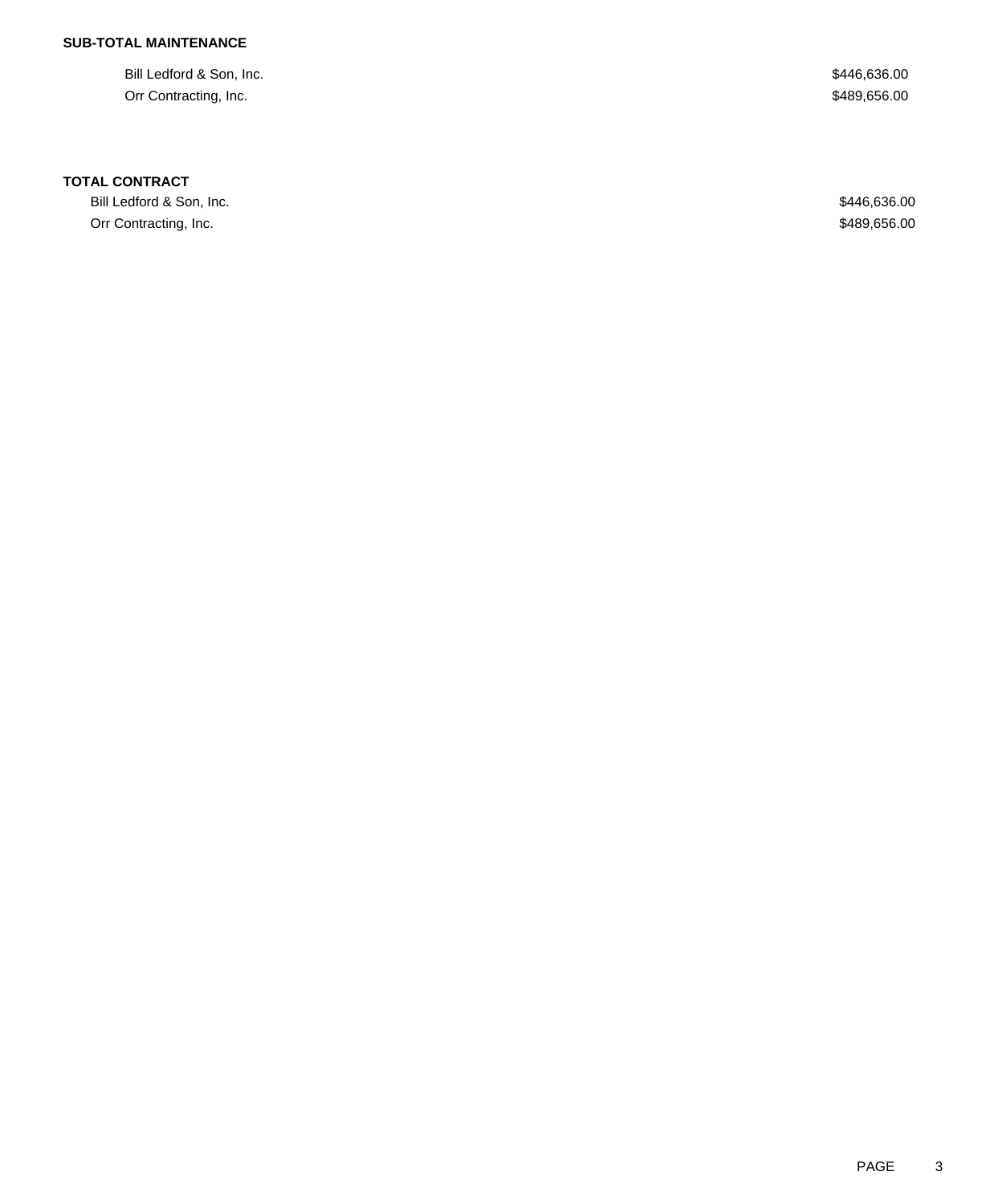**SUB-TOTAL MAINTENANCE**

| | |
|---|---|
| Bill Ledford & Son, Inc. | $446,636.00 |
| Orr Contracting, Inc. | $489,656.00 |

**TOTAL CONTRACT**

| | |
|---|---|
| Bill Ledford & Son, Inc. | $446,636.00 |
| Orr Contracting, Inc. | $489,656.00 |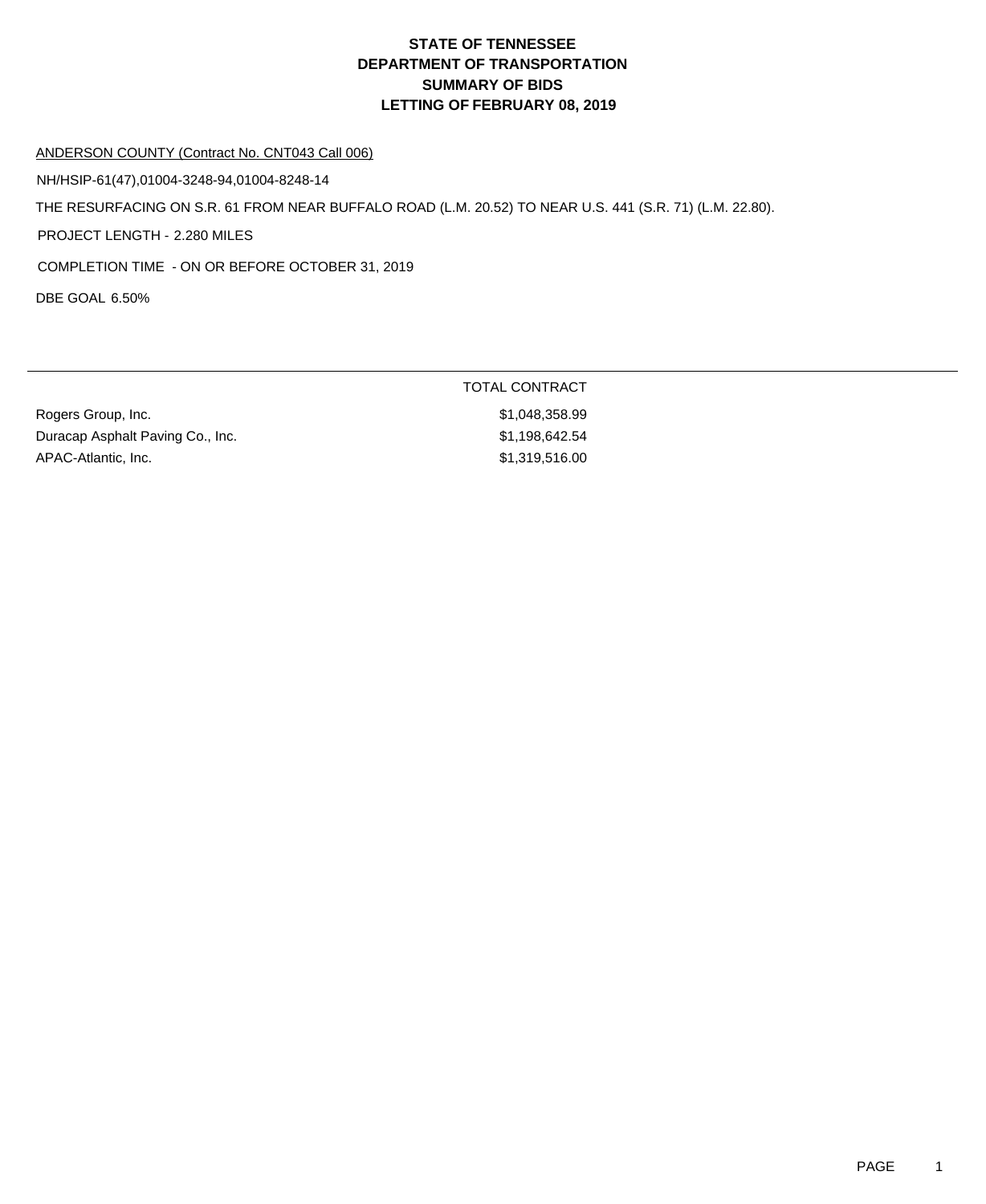# STATE OF TENNESSEE
# DEPARTMENT OF TRANSPORTATION
# SUMMARY OF BIDS
# LETTING OF FEBRUARY 08, 2019

ANDERSON COUNTY (Contract No. CNT043 Call 006)

NH/HSIP-61(47),01004-3248-94,01004-8248-14

THE RESURFACING ON S.R. 61 FROM NEAR BUFFALO ROAD (L.M. 20.52) TO NEAR U.S. 441 (S.R. 71) (L.M. 22.80).

PROJECT LENGTH - 2.280 MILES

COMPLETION TIME - ON OR BEFORE OCTOBER 31, 2019

DBE GOAL 6.50%

| | TOTAL CONTRACT |
|---|---|
| Rogers Group, Inc. | $1,048,358.99 |
| Duracap Asphalt Paving Co., Inc. | $1,198,642.54 |
| APAC-Atlantic, Inc. | $1,319,516.00 |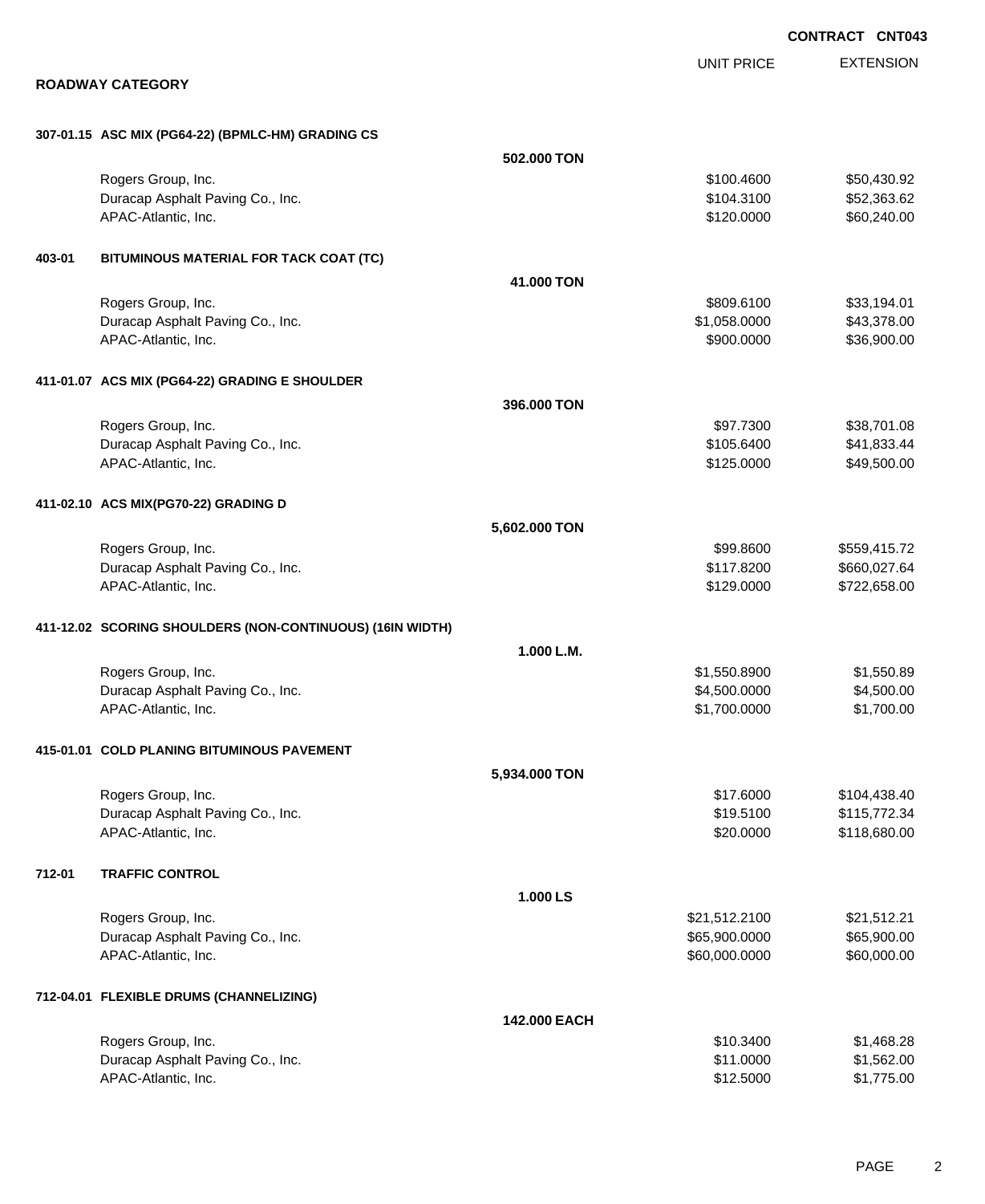**CONTRACT CNT043**

## ROADWAY CATEGORY

| | | | UNIT PRICE | EXTENSION |
|---|---|---|---|---|
| **307-01.15** | **ASC MIX (PG64-22) (BPMLC-HM) GRADING CS** | | | |
| | | **502.000 TON** | | |
| | Rogers Group, Inc. | | $100.4600 | $50,430.92 |
| | Duracap Asphalt Paving Co., Inc. | | $104.3100 | $52,363.62 |
| | APAC-Atlantic, Inc. | | $120.0000 | $60,240.00 |
| **403-01** | **BITUMINOUS MATERIAL FOR TACK COAT (TC)** | | | |
| | | **41.000 TON** | | |
| | Rogers Group, Inc. | | $809.6100 | $33,194.01 |
| | Duracap Asphalt Paving Co., Inc. | | $1,058.0000 | $43,378.00 |
| | APAC-Atlantic, Inc. | | $900.0000 | $36,900.00 |
| **411-01.07** | **ACS MIX (PG64-22) GRADING E SHOULDER** | | | |
| | | **396.000 TON** | | |
| | Rogers Group, Inc. | | $97.7300 | $38,701.08 |
| | Duracap Asphalt Paving Co., Inc. | | $105.6400 | $41,833.44 |
| | APAC-Atlantic, Inc. | | $125.0000 | $49,500.00 |
| **411-02.10** | **ACS MIX(PG70-22) GRADING D** | | | |
| | | **5,602.000 TON** | | |
| | Rogers Group, Inc. | | $99.8600 | $559,415.72 |
| | Duracap Asphalt Paving Co., Inc. | | $117.8200 | $660,027.64 |
| | APAC-Atlantic, Inc. | | $129.0000 | $722,658.00 |
| **411-12.02** | **SCORING SHOULDERS (NON-CONTINUOUS) (16IN WIDTH)** | | | |
| | | **1.000 L.M.** | | |
| | Rogers Group, Inc. | | $1,550.8900 | $1,550.89 |
| | Duracap Asphalt Paving Co., Inc. | | $4,500.0000 | $4,500.00 |
| | APAC-Atlantic, Inc. | | $1,700.0000 | $1,700.00 |
| **415-01.01** | **COLD PLANING BITUMINOUS PAVEMENT** | | | |
| | | **5,934.000 TON** | | |
| | Rogers Group, Inc. | | $17.6000 | $104,438.40 |
| | Duracap Asphalt Paving Co., Inc. | | $19.5100 | $115,772.34 |
| | APAC-Atlantic, Inc. | | $20.0000 | $118,680.00 |
| **712-01** | **TRAFFIC CONTROL** | | | |
| | | **1.000 LS** | | |
| | Rogers Group, Inc. | | $21,512.2100 | $21,512.21 |
| | Duracap Asphalt Paving Co., Inc. | | $65,900.0000 | $65,900.00 |
| | APAC-Atlantic, Inc. | | $60,000.0000 | $60,000.00 |
| **712-04.01** | **FLEXIBLE DRUMS (CHANNELIZING)** | | | |
| | | **142.000 EACH** | | |
| | Rogers Group, Inc. | | $10.3400 | $1,468.28 |
| | Duracap Asphalt Paving Co., Inc. | | $11.0000 | $1,562.00 |
| | APAC-Atlantic, Inc. | | $12.5000 | $1,775.00 |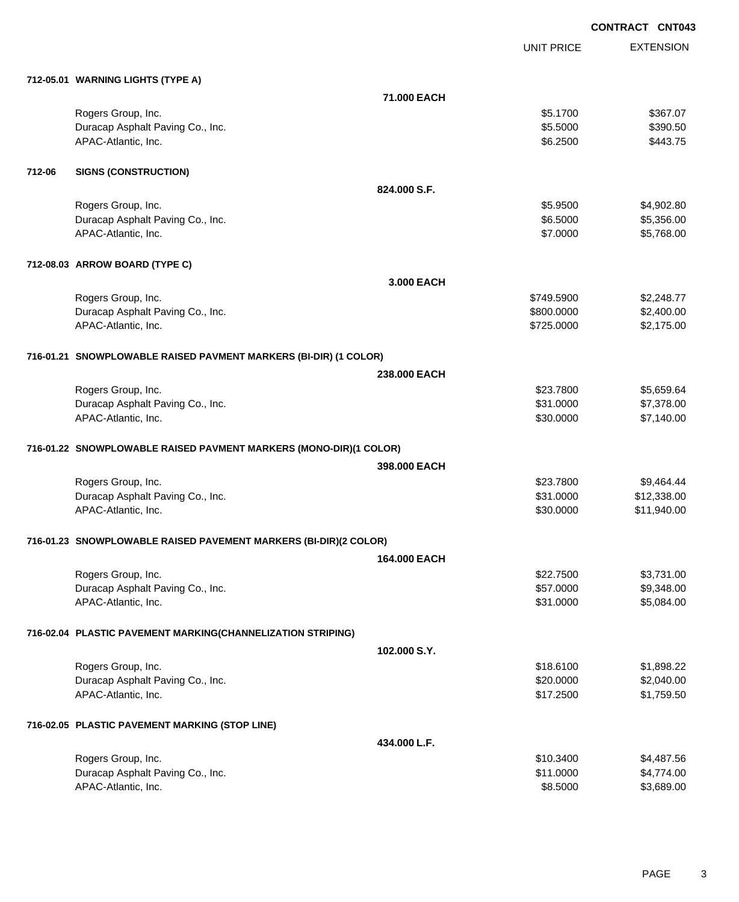**CONTRACT CNT043**

| | | UNIT PRICE | EXTENSION |
|---|---|---|---|
| **712-05.01** | **WARNING LIGHTS (TYPE A)** | | |
| | **71.000 EACH** | | |
| | Rogers Group, Inc. | $5.1700 | $367.07 |
| | Duracap Asphalt Paving Co., Inc. | $5.5000 | $390.50 |
| | APAC-Atlantic, Inc. | $6.2500 | $443.75 |
| **712-06** | **SIGNS (CONSTRUCTION)** | | |
| | **824.000 S.F.** | | |
| | Rogers Group, Inc. | $5.9500 | $4,902.80 |
| | Duracap Asphalt Paving Co., Inc. | $6.5000 | $5,356.00 |
| | APAC-Atlantic, Inc. | $7.0000 | $5,768.00 |
| **712-08.03** | **ARROW BOARD (TYPE C)** | | |
| | **3.000 EACH** | | |
| | Rogers Group, Inc. | $749.5900 | $2,248.77 |
| | Duracap Asphalt Paving Co., Inc. | $800.0000 | $2,400.00 |
| | APAC-Atlantic, Inc. | $725.0000 | $2,175.00 |
| **716-01.21** | **SNOWPLOWABLE RAISED PAVMENT MARKERS (BI-DIR) (1 COLOR)** | | |
| | **238.000 EACH** | | |
| | Rogers Group, Inc. | $23.7800 | $5,659.64 |
| | Duracap Asphalt Paving Co., Inc. | $31.0000 | $7,378.00 |
| | APAC-Atlantic, Inc. | $30.0000 | $7,140.00 |
| **716-01.22** | **SNOWPLOWABLE RAISED PAVMENT MARKERS (MONO-DIR)(1 COLOR)** | | |
| | **398.000 EACH** | | |
| | Rogers Group, Inc. | $23.7800 | $9,464.44 |
| | Duracap Asphalt Paving Co., Inc. | $31.0000 | $12,338.00 |
| | APAC-Atlantic, Inc. | $30.0000 | $11,940.00 |
| **716-01.23** | **SNOWPLOWABLE RAISED PAVEMENT MARKERS (BI-DIR)(2 COLOR)** | | |
| | **164.000 EACH** | | |
| | Rogers Group, Inc. | $22.7500 | $3,731.00 |
| | Duracap Asphalt Paving Co., Inc. | $57.0000 | $9,348.00 |
| | APAC-Atlantic, Inc. | $31.0000 | $5,084.00 |
| **716-02.04** | **PLASTIC PAVEMENT MARKING(CHANNELIZATION STRIPING)** | | |
| | **102.000 S.Y.** | | |
| | Rogers Group, Inc. | $18.6100 | $1,898.22 |
| | Duracap Asphalt Paving Co., Inc. | $20.0000 | $2,040.00 |
| | APAC-Atlantic, Inc. | $17.2500 | $1,759.50 |
| **716-02.05** | **PLASTIC PAVEMENT MARKING (STOP LINE)** | | |
| | **434.000 L.F.** | | |
| | Rogers Group, Inc. | $10.3400 | $4,487.56 |
| | Duracap Asphalt Paving Co., Inc. | $11.0000 | $4,774.00 |
| | APAC-Atlantic, Inc. | $8.5000 | $3,689.00 |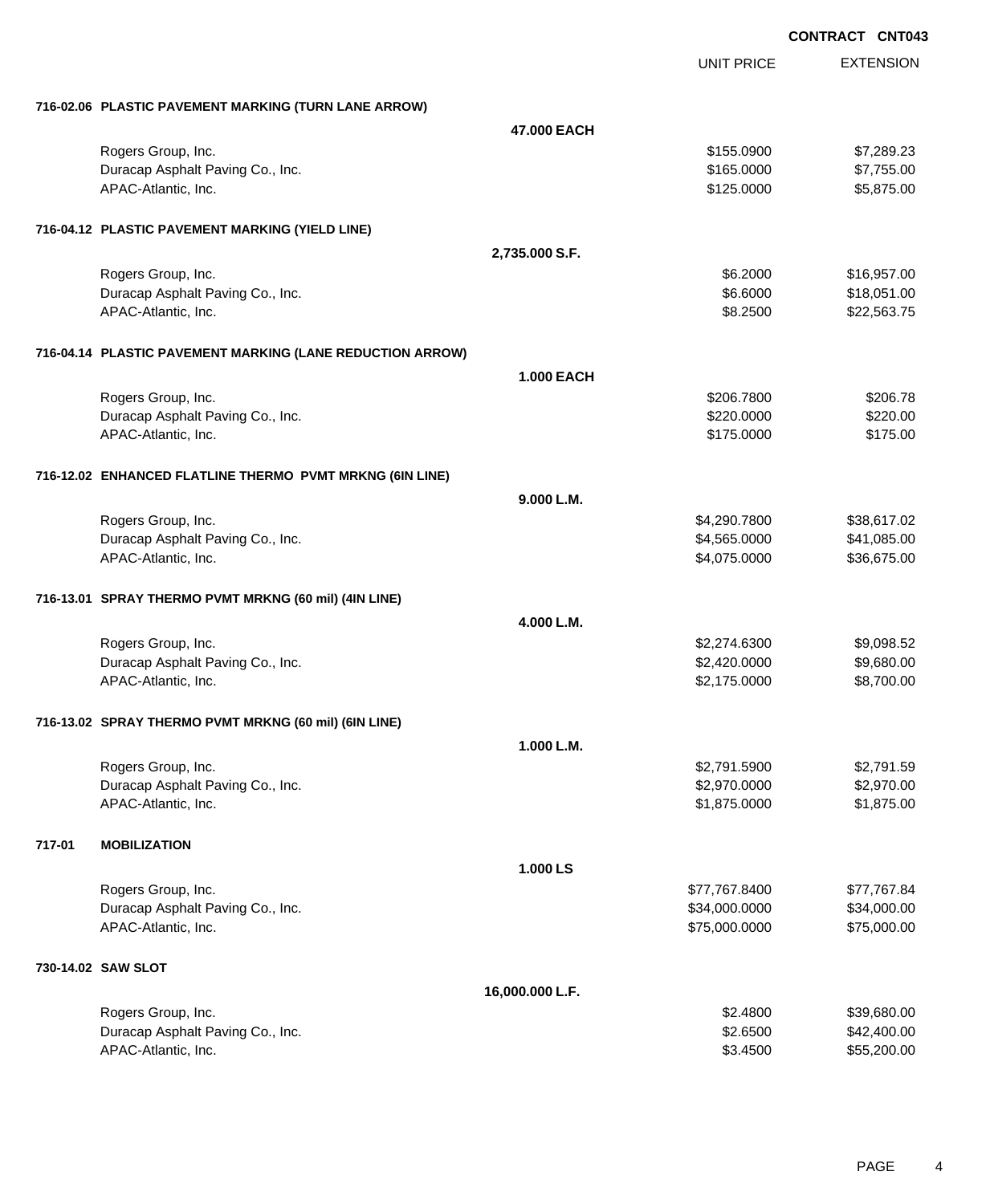**CONTRACT CNT043**

| | | UNIT PRICE | EXTENSION |
|---|---|---|---|
| **716-02.06 PLASTIC PAVEMENT MARKING (TURN LANE ARROW)** | | | |
| | **47.000 EACH** | | |
| Rogers Group, Inc. | | $155.0900 | $7,289.23 |
| Duracap Asphalt Paving Co., Inc. | | $165.0000 | $7,755.00 |
| APAC-Atlantic, Inc. | | $125.0000 | $5,875.00 |
| **716-04.12 PLASTIC PAVEMENT MARKING (YIELD LINE)** | | | |
| | **2,735.000 S.F.** | | |
| Rogers Group, Inc. | | $6.2000 | $16,957.00 |
| Duracap Asphalt Paving Co., Inc. | | $6.6000 | $18,051.00 |
| APAC-Atlantic, Inc. | | $8.2500 | $22,563.75 |
| **716-04.14 PLASTIC PAVEMENT MARKING (LANE REDUCTION ARROW)** | | | |
| | **1.000 EACH** | | |
| Rogers Group, Inc. | | $206.7800 | $206.78 |
| Duracap Asphalt Paving Co., Inc. | | $220.0000 | $220.00 |
| APAC-Atlantic, Inc. | | $175.0000 | $175.00 |
| **716-12.02 ENHANCED FLATLINE THERMO PVMT MRKNG (6IN LINE)** | | | |
| | **9.000 L.M.** | | |
| Rogers Group, Inc. | | $4,290.7800 | $38,617.02 |
| Duracap Asphalt Paving Co., Inc. | | $4,565.0000 | $41,085.00 |
| APAC-Atlantic, Inc. | | $4,075.0000 | $36,675.00 |
| **716-13.01 SPRAY THERMO PVMT MRKNG (60 mil) (4IN LINE)** | | | |
| | **4.000 L.M.** | | |
| Rogers Group, Inc. | | $2,274.6300 | $9,098.52 |
| Duracap Asphalt Paving Co., Inc. | | $2,420.0000 | $9,680.00 |
| APAC-Atlantic, Inc. | | $2,175.0000 | $8,700.00 |
| **716-13.02 SPRAY THERMO PVMT MRKNG (60 mil) (6IN LINE)** | | | |
| | **1.000 L.M.** | | |
| Rogers Group, Inc. | | $2,791.5900 | $2,791.59 |
| Duracap Asphalt Paving Co., Inc. | | $2,970.0000 | $2,970.00 |
| APAC-Atlantic, Inc. | | $1,875.0000 | $1,875.00 |
| **717-01 MOBILIZATION** | | | |
| | **1.000 LS** | | |
| Rogers Group, Inc. | | $77,767.8400 | $77,767.84 |
| Duracap Asphalt Paving Co., Inc. | | $34,000.0000 | $34,000.00 |
| APAC-Atlantic, Inc. | | $75,000.0000 | $75,000.00 |
| **730-14.02 SAW SLOT** | | | |
| | **16,000.000 L.F.** | | |
| Rogers Group, Inc. | | $2.4800 | $39,680.00 |
| Duracap Asphalt Paving Co., Inc. | | $2.6500 | $42,400.00 |
| APAC-Atlantic, Inc. | | $3.4500 | $55,200.00 |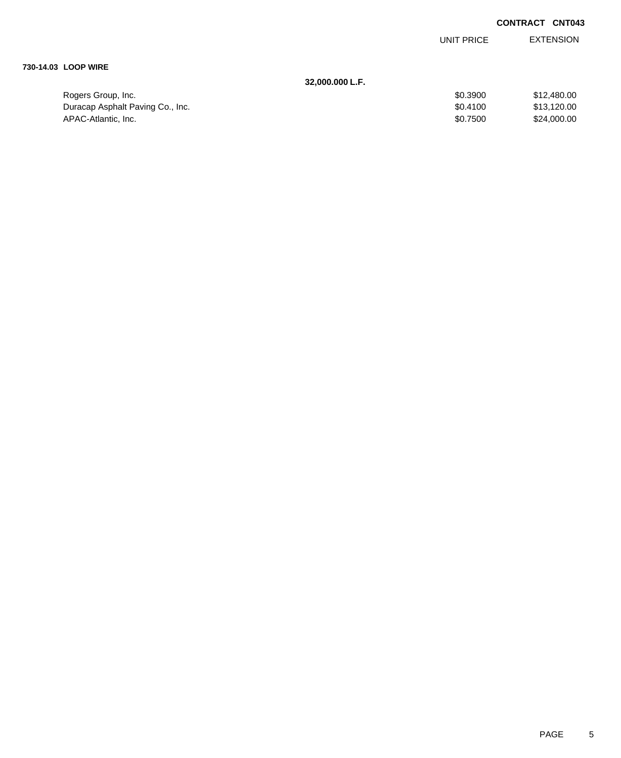**CONTRACT CNT043**

| | | UNIT PRICE | EXTENSION |
|---|---|---|---|
| **730-14.03 LOOP WIRE** | | | |
| | **32,000.000 L.F.** | | |
| Rogers Group, Inc. | | $0.3900 | $12,480.00 |
| Duracap Asphalt Paving Co., Inc. | | $0.4100 | $13,120.00 |
| APAC-Atlantic, Inc. | | $0.7500 | $24,000.00 |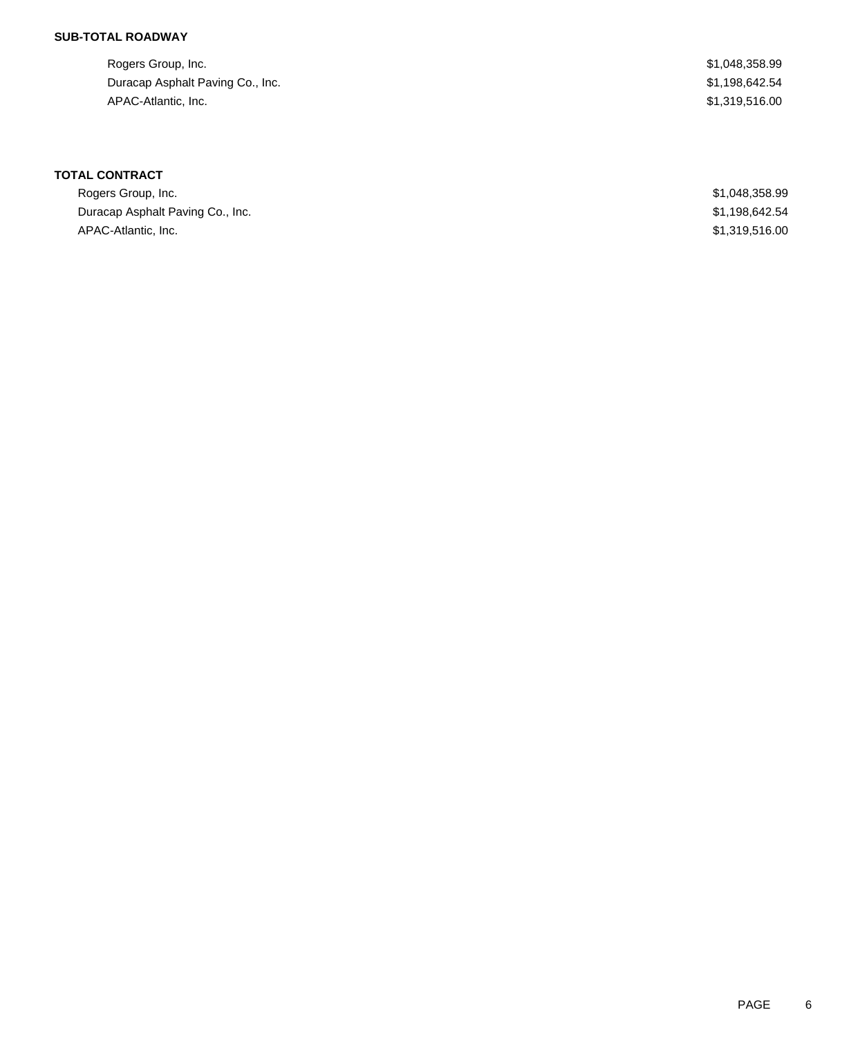**SUB-TOTAL ROADWAY**

| | |
|---|---|
| Rogers Group, Inc. | $1,048,358.99 |
| Duracap Asphalt Paving Co., Inc. | $1,198,642.54 |
| APAC-Atlantic, Inc. | $1,319,516.00 |

**TOTAL CONTRACT**

| | |
|---|---|
| Rogers Group, Inc. | $1,048,358.99 |
| Duracap Asphalt Paving Co., Inc. | $1,198,642.54 |
| APAC-Atlantic, Inc. | $1,319,516.00 |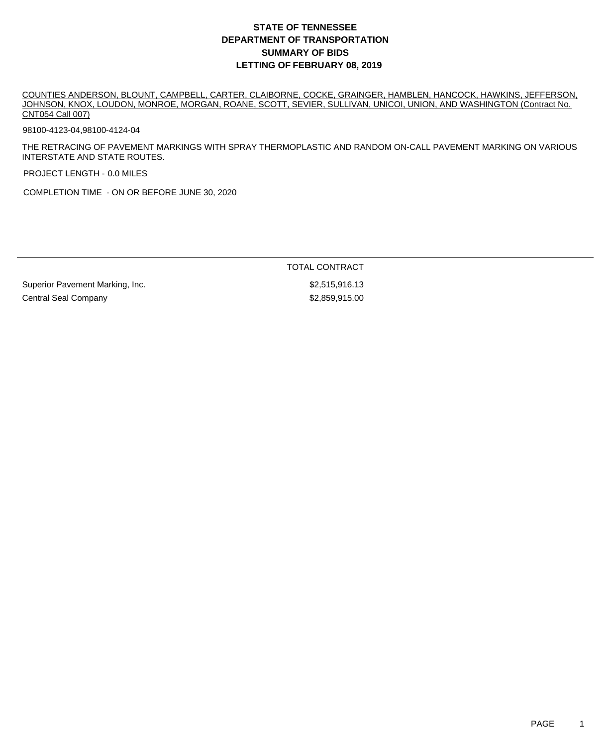# STATE OF TENNESSEE
# DEPARTMENT OF TRANSPORTATION
# SUMMARY OF BIDS
# LETTING OF FEBRUARY 08, 2019

COUNTIES ANDERSON, BLOUNT, CAMPBELL, CARTER, CLAIBORNE, COCKE, GRAINGER, HAMBLEN, HANCOCK, HAWKINS, JEFFERSON, JOHNSON, KNOX, LOUDON, MONROE, MORGAN, ROANE, SCOTT, SEVIER, SULLIVAN, UNICOI, UNION, AND WASHINGTON (Contract No. CNT054 Call 007)

98100-4123-04,98100-4124-04

THE RETRACING OF PAVEMENT MARKINGS WITH SPRAY THERMOPLASTIC AND RANDOM ON-CALL PAVEMENT MARKING ON VARIOUS INTERSTATE AND STATE ROUTES.

PROJECT LENGTH - 0.0 MILES

COMPLETION TIME - ON OR BEFORE JUNE 30, 2020

| | TOTAL CONTRACT |
|---|---|
| Superior Pavement Marking, Inc. | $2,515,916.13 |
| Central Seal Company | $2,859,915.00 |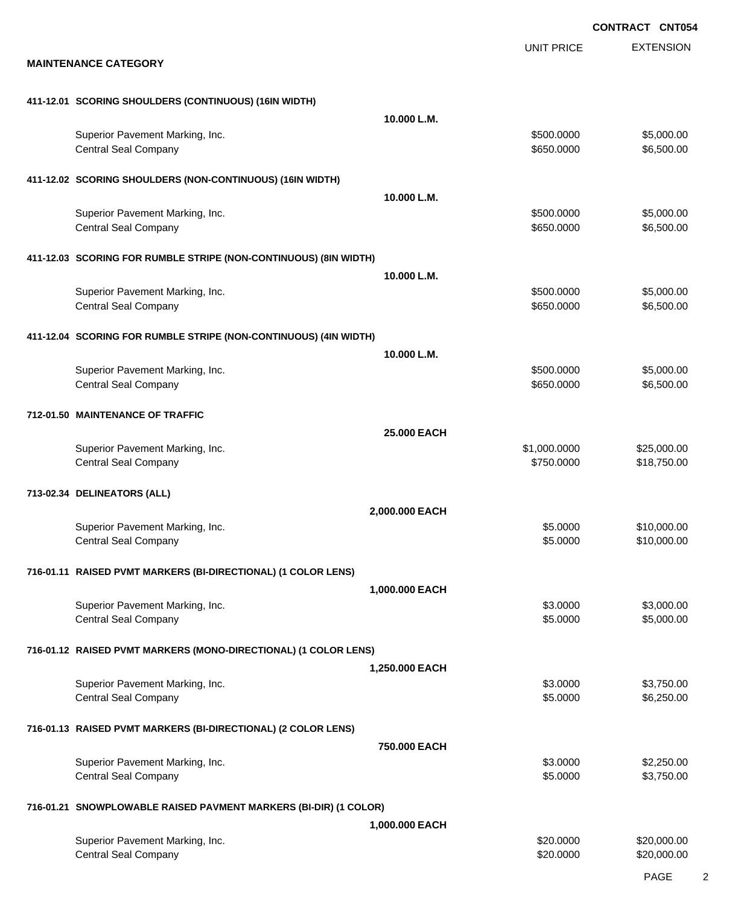**CONTRACT CNT054**

| | UNIT PRICE | EXTENSION |
|---|---|---|

**MAINTENANCE CATEGORY**

**411-12.01 SCORING SHOULDERS (CONTINUOUS) (16IN WIDTH)**

**10.000 L.M.**

| | UNIT PRICE | EXTENSION |
|---|---|---|
| Superior Pavement Marking, Inc. | $500.0000 | $5,000.00 |
| Central Seal Company | $650.0000 | $6,500.00 |

**411-12.02 SCORING SHOULDERS (NON-CONTINUOUS) (16IN WIDTH)**

**10.000 L.M.**

| | UNIT PRICE | EXTENSION |
|---|---|---|
| Superior Pavement Marking, Inc. | $500.0000 | $5,000.00 |
| Central Seal Company | $650.0000 | $6,500.00 |

**411-12.03 SCORING FOR RUMBLE STRIPE (NON-CONTINUOUS) (8IN WIDTH)**

**10.000 L.M.**

| | UNIT PRICE | EXTENSION |
|---|---|---|
| Superior Pavement Marking, Inc. | $500.0000 | $5,000.00 |
| Central Seal Company | $650.0000 | $6,500.00 |

**411-12.04 SCORING FOR RUMBLE STRIPE (NON-CONTINUOUS) (4IN WIDTH)**

**10.000 L.M.**

| | UNIT PRICE | EXTENSION |
|---|---|---|
| Superior Pavement Marking, Inc. | $500.0000 | $5,000.00 |
| Central Seal Company | $650.0000 | $6,500.00 |

**712-01.50 MAINTENANCE OF TRAFFIC**

**25.000 EACH**

| | UNIT PRICE | EXTENSION |
|---|---|---|
| Superior Pavement Marking, Inc. | $1,000.0000 | $25,000.00 |
| Central Seal Company | $750.0000 | $18,750.00 |

**713-02.34 DELINEATORS (ALL)**

**2,000.000 EACH**

| | UNIT PRICE | EXTENSION |
|---|---|---|
| Superior Pavement Marking, Inc. | $5.0000 | $10,000.00 |
| Central Seal Company | $5.0000 | $10,000.00 |

**716-01.11 RAISED PVMT MARKERS (BI-DIRECTIONAL) (1 COLOR LENS)**

**1,000.000 EACH**

| | UNIT PRICE | EXTENSION |
|---|---|---|
| Superior Pavement Marking, Inc. | $3.0000 | $3,000.00 |
| Central Seal Company | $5.0000 | $5,000.00 |

**716-01.12 RAISED PVMT MARKERS (MONO-DIRECTIONAL) (1 COLOR LENS)**

**1,250.000 EACH**

| | UNIT PRICE | EXTENSION |
|---|---|---|
| Superior Pavement Marking, Inc. | $3.0000 | $3,750.00 |
| Central Seal Company | $5.0000 | $6,250.00 |

**716-01.13 RAISED PVMT MARKERS (BI-DIRECTIONAL) (2 COLOR LENS)**

**750.000 EACH**

| | UNIT PRICE | EXTENSION |
|---|---|---|
| Superior Pavement Marking, Inc. | $3.0000 | $2,250.00 |
| Central Seal Company | $5.0000 | $3,750.00 |

**716-01.21 SNOWPLOWABLE RAISED PAVMENT MARKERS (BI-DIR) (1 COLOR)**

**1,000.000 EACH**

| | UNIT PRICE | EXTENSION |
|---|---|---|
| Superior Pavement Marking, Inc. | $20.0000 | $20,000.00 |
| Central Seal Company | $20.0000 | $20,000.00 |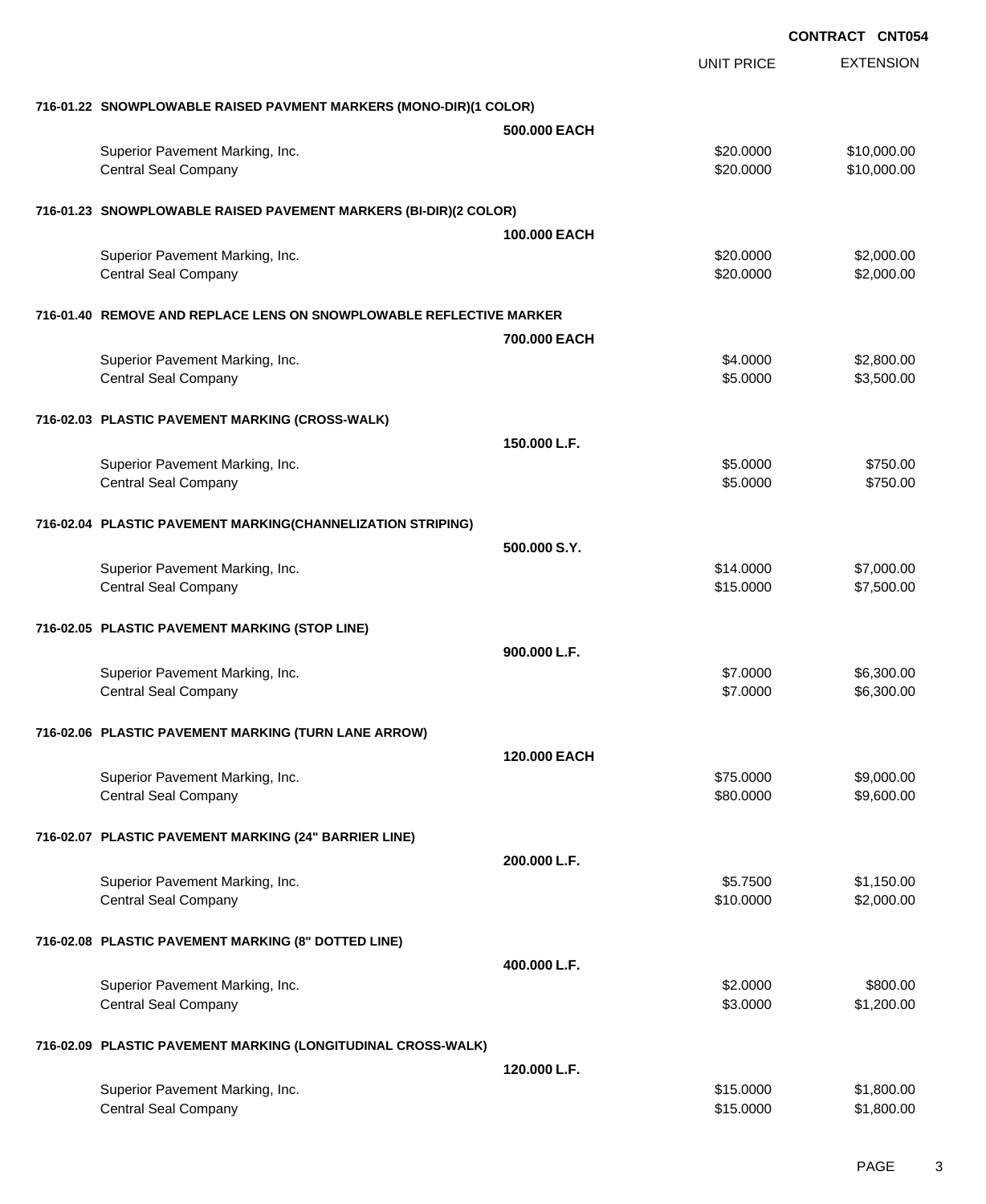**CONTRACT CNT054**

| | | UNIT PRICE | EXTENSION |
|---|---|---|---|
| **716-01.22 SNOWPLOWABLE RAISED PAVMENT MARKERS (MONO-DIR)(1 COLOR)** | | | |
| | **500.000 EACH** | | |
| Superior Pavement Marking, Inc. | | $20.0000 | $10,000.00 |
| Central Seal Company | | $20.0000 | $10,000.00 |
| **716-01.23 SNOWPLOWABLE RAISED PAVEMENT MARKERS (BI-DIR)(2 COLOR)** | | | |
| | **100.000 EACH** | | |
| Superior Pavement Marking, Inc. | | $20.0000 | $2,000.00 |
| Central Seal Company | | $20.0000 | $2,000.00 |
| **716-01.40 REMOVE AND REPLACE LENS ON SNOWPLOWABLE REFLECTIVE MARKER** | | | |
| | **700.000 EACH** | | |
| Superior Pavement Marking, Inc. | | $4.0000 | $2,800.00 |
| Central Seal Company | | $5.0000 | $3,500.00 |
| **716-02.03 PLASTIC PAVEMENT MARKING (CROSS-WALK)** | | | |
| | **150.000 L.F.** | | |
| Superior Pavement Marking, Inc. | | $5.0000 | $750.00 |
| Central Seal Company | | $5.0000 | $750.00 |
| **716-02.04 PLASTIC PAVEMENT MARKING(CHANNELIZATION STRIPING)** | | | |
| | **500.000 S.Y.** | | |
| Superior Pavement Marking, Inc. | | $14.0000 | $7,000.00 |
| Central Seal Company | | $15.0000 | $7,500.00 |
| **716-02.05 PLASTIC PAVEMENT MARKING (STOP LINE)** | | | |
| | **900.000 L.F.** | | |
| Superior Pavement Marking, Inc. | | $7.0000 | $6,300.00 |
| Central Seal Company | | $7.0000 | $6,300.00 |
| **716-02.06 PLASTIC PAVEMENT MARKING (TURN LANE ARROW)** | | | |
| | **120.000 EACH** | | |
| Superior Pavement Marking, Inc. | | $75.0000 | $9,000.00 |
| Central Seal Company | | $80.0000 | $9,600.00 |
| **716-02.07 PLASTIC PAVEMENT MARKING (24" BARRIER LINE)** | | | |
| | **200.000 L.F.** | | |
| Superior Pavement Marking, Inc. | | $5.7500 | $1,150.00 |
| Central Seal Company | | $10.0000 | $2,000.00 |
| **716-02.08 PLASTIC PAVEMENT MARKING (8" DOTTED LINE)** | | | |
| | **400.000 L.F.** | | |
| Superior Pavement Marking, Inc. | | $2.0000 | $800.00 |
| Central Seal Company | | $3.0000 | $1,200.00 |
| **716-02.09 PLASTIC PAVEMENT MARKING (LONGITUDINAL CROSS-WALK)** | | | |
| | **120.000 L.F.** | | |
| Superior Pavement Marking, Inc. | | $15.0000 | $1,800.00 |
| Central Seal Company | | $15.0000 | $1,800.00 |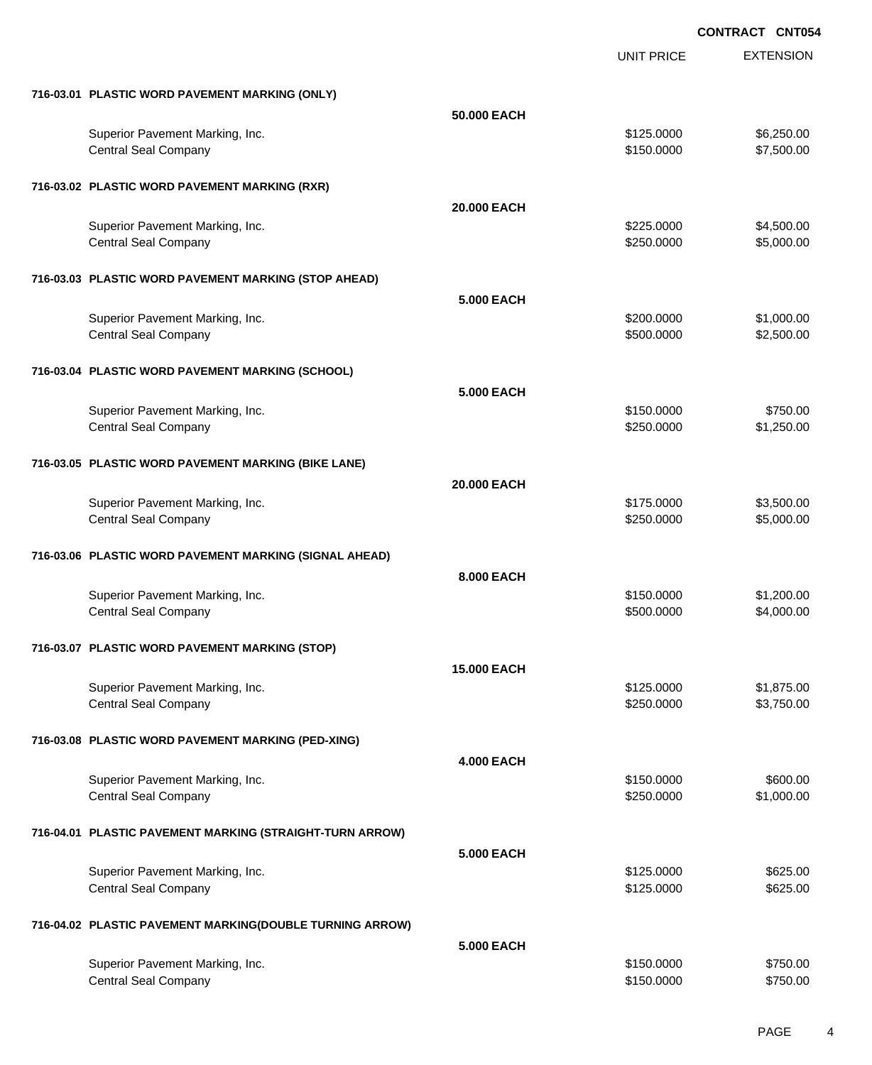**CONTRACT CNT054**

| | | UNIT PRICE | EXTENSION |
|---|---|---|---|
| **716-03.01 PLASTIC WORD PAVEMENT MARKING (ONLY)** | | | |
| | **50.000 EACH** | | |
| Superior Pavement Marking, Inc. | | $125.0000 | $6,250.00 |
| Central Seal Company | | $150.0000 | $7,500.00 |
| **716-03.02 PLASTIC WORD PAVEMENT MARKING (RXR)** | | | |
| | **20.000 EACH** | | |
| Superior Pavement Marking, Inc. | | $225.0000 | $4,500.00 |
| Central Seal Company | | $250.0000 | $5,000.00 |
| **716-03.03 PLASTIC WORD PAVEMENT MARKING (STOP AHEAD)** | | | |
| | **5.000 EACH** | | |
| Superior Pavement Marking, Inc. | | $200.0000 | $1,000.00 |
| Central Seal Company | | $500.0000 | $2,500.00 |
| **716-03.04 PLASTIC WORD PAVEMENT MARKING (SCHOOL)** | | | |
| | **5.000 EACH** | | |
| Superior Pavement Marking, Inc. | | $150.0000 | $750.00 |
| Central Seal Company | | $250.0000 | $1,250.00 |
| **716-03.05 PLASTIC WORD PAVEMENT MARKING (BIKE LANE)** | | | |
| | **20.000 EACH** | | |
| Superior Pavement Marking, Inc. | | $175.0000 | $3,500.00 |
| Central Seal Company | | $250.0000 | $5,000.00 |
| **716-03.06 PLASTIC WORD PAVEMENT MARKING (SIGNAL AHEAD)** | | | |
| | **8.000 EACH** | | |
| Superior Pavement Marking, Inc. | | $150.0000 | $1,200.00 |
| Central Seal Company | | $500.0000 | $4,000.00 |
| **716-03.07 PLASTIC WORD PAVEMENT MARKING (STOP)** | | | |
| | **15.000 EACH** | | |
| Superior Pavement Marking, Inc. | | $125.0000 | $1,875.00 |
| Central Seal Company | | $250.0000 | $3,750.00 |
| **716-03.08 PLASTIC WORD PAVEMENT MARKING (PED-XING)** | | | |
| | **4.000 EACH** | | |
| Superior Pavement Marking, Inc. | | $150.0000 | $600.00 |
| Central Seal Company | | $250.0000 | $1,000.00 |
| **716-04.01 PLASTIC PAVEMENT MARKING (STRAIGHT-TURN ARROW)** | | | |
| | **5.000 EACH** | | |
| Superior Pavement Marking, Inc. | | $125.0000 | $625.00 |
| Central Seal Company | | $125.0000 | $625.00 |
| **716-04.02 PLASTIC PAVEMENT MARKING(DOUBLE TURNING ARROW)** | | | |
| | **5.000 EACH** | | |
| Superior Pavement Marking, Inc. | | $150.0000 | $750.00 |
| Central Seal Company | | $150.0000 | $750.00 |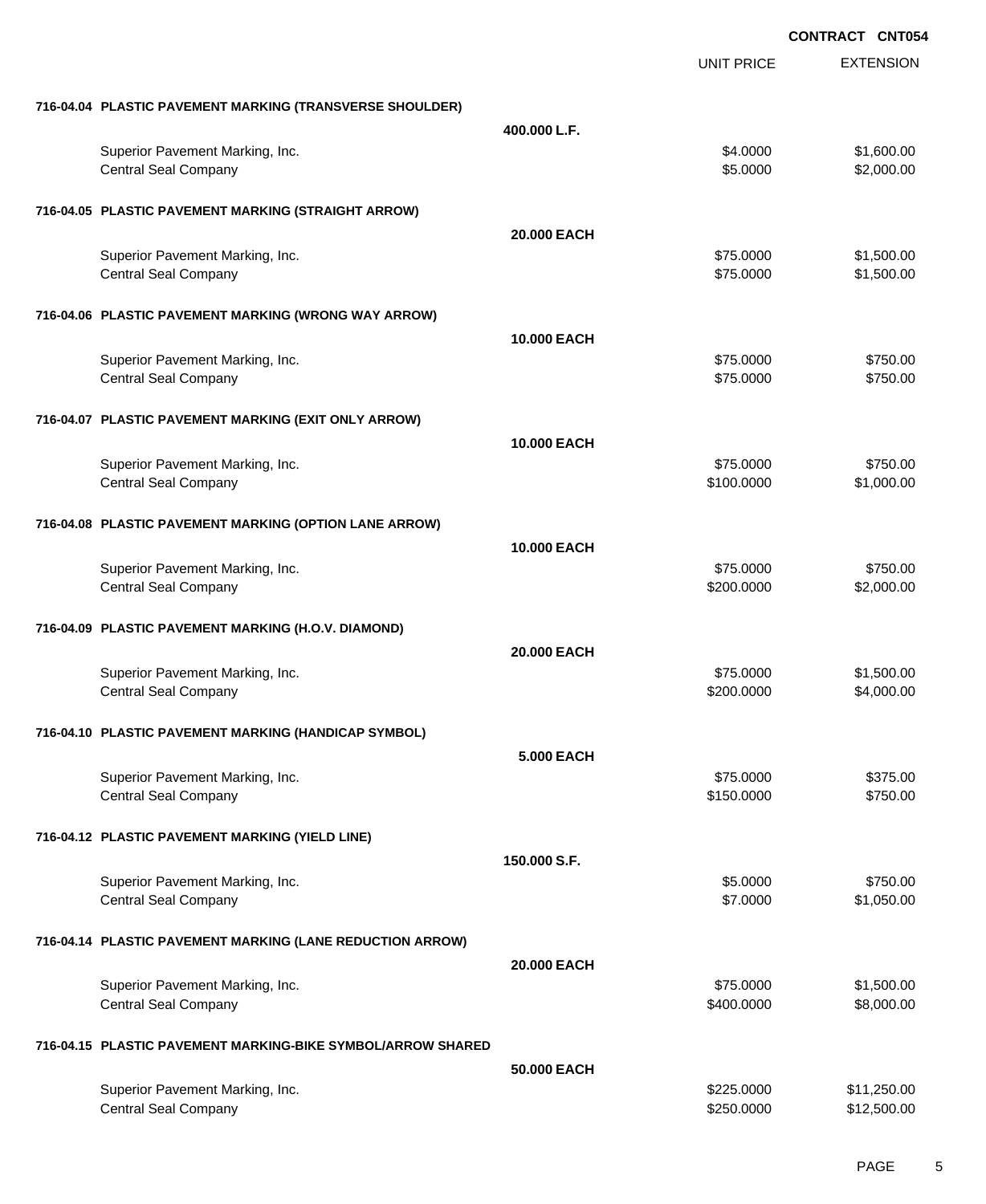**CONTRACT CNT054**

| | | UNIT PRICE | EXTENSION |
|---|---|---|---|
| **716-04.04 PLASTIC PAVEMENT MARKING (TRANSVERSE SHOULDER)** | | | |
| | **400.000 L.F.** | | |
| Superior Pavement Marking, Inc. | | $4.0000 | $1,600.00 |
| Central Seal Company | | $5.0000 | $2,000.00 |
| **716-04.05 PLASTIC PAVEMENT MARKING (STRAIGHT ARROW)** | | | |
| | **20.000 EACH** | | |
| Superior Pavement Marking, Inc. | | $75.0000 | $1,500.00 |
| Central Seal Company | | $75.0000 | $1,500.00 |
| **716-04.06 PLASTIC PAVEMENT MARKING (WRONG WAY ARROW)** | | | |
| | **10.000 EACH** | | |
| Superior Pavement Marking, Inc. | | $75.0000 | $750.00 |
| Central Seal Company | | $75.0000 | $750.00 |
| **716-04.07 PLASTIC PAVEMENT MARKING (EXIT ONLY ARROW)** | | | |
| | **10.000 EACH** | | |
| Superior Pavement Marking, Inc. | | $75.0000 | $750.00 |
| Central Seal Company | | $100.0000 | $1,000.00 |
| **716-04.08 PLASTIC PAVEMENT MARKING (OPTION LANE ARROW)** | | | |
| | **10.000 EACH** | | |
| Superior Pavement Marking, Inc. | | $75.0000 | $750.00 |
| Central Seal Company | | $200.0000 | $2,000.00 |
| **716-04.09 PLASTIC PAVEMENT MARKING (H.O.V. DIAMOND)** | | | |
| | **20.000 EACH** | | |
| Superior Pavement Marking, Inc. | | $75.0000 | $1,500.00 |
| Central Seal Company | | $200.0000 | $4,000.00 |
| **716-04.10 PLASTIC PAVEMENT MARKING (HANDICAP SYMBOL)** | | | |
| | **5.000 EACH** | | |
| Superior Pavement Marking, Inc. | | $75.0000 | $375.00 |
| Central Seal Company | | $150.0000 | $750.00 |
| **716-04.12 PLASTIC PAVEMENT MARKING (YIELD LINE)** | | | |
| | **150.000 S.F.** | | |
| Superior Pavement Marking, Inc. | | $5.0000 | $750.00 |
| Central Seal Company | | $7.0000 | $1,050.00 |
| **716-04.14 PLASTIC PAVEMENT MARKING (LANE REDUCTION ARROW)** | | | |
| | **20.000 EACH** | | |
| Superior Pavement Marking, Inc. | | $75.0000 | $1,500.00 |
| Central Seal Company | | $400.0000 | $8,000.00 |
| **716-04.15 PLASTIC PAVEMENT MARKING-BIKE SYMBOL/ARROW SHARED** | | | |
| | **50.000 EACH** | | |
| Superior Pavement Marking, Inc. | | $225.0000 | $11,250.00 |
| Central Seal Company | | $250.0000 | $12,500.00 |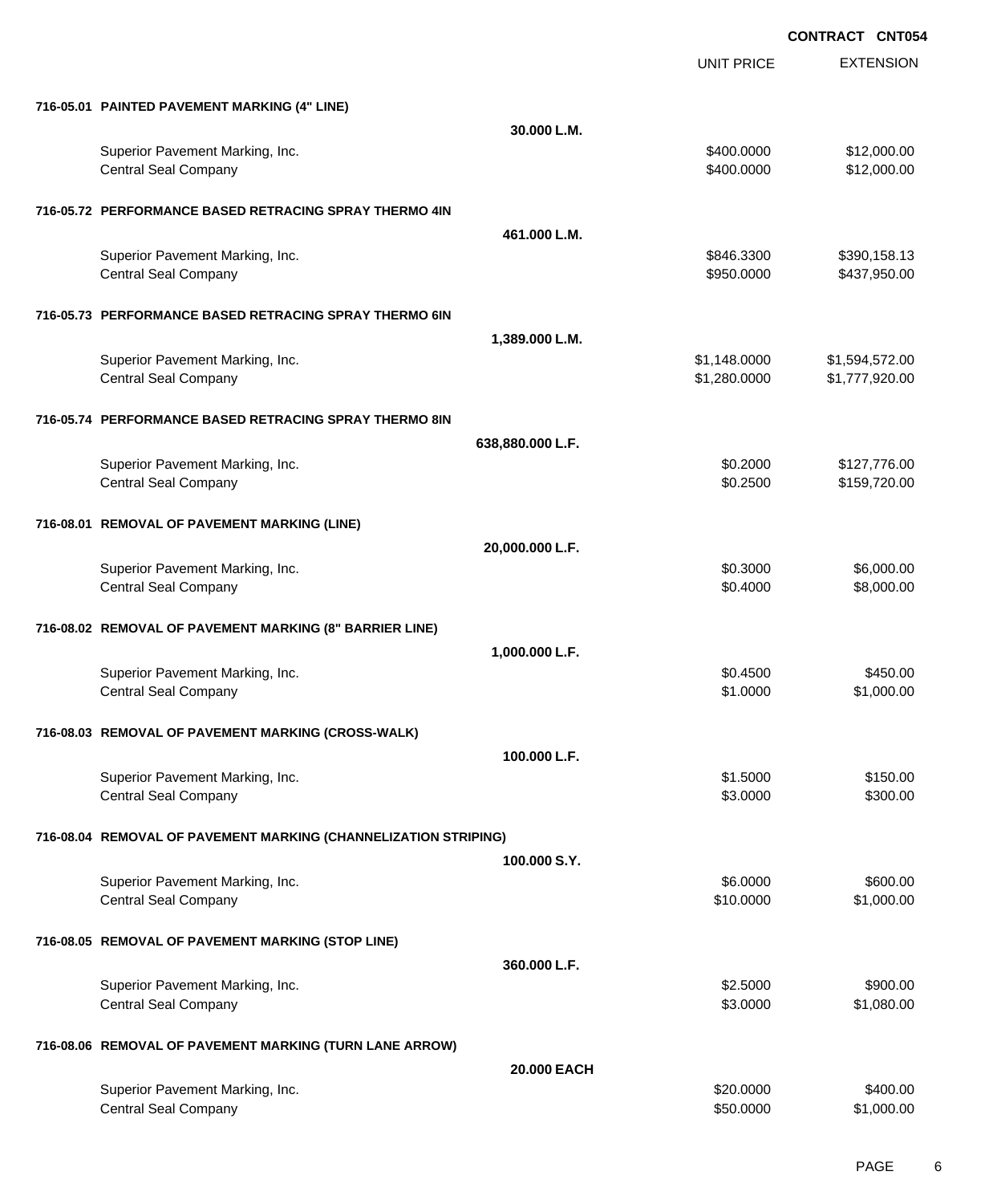**CONTRACT CNT054**

| | UNIT PRICE | EXTENSION |
|---|---|---|
| **716-05.01 PAINTED PAVEMENT MARKING (4" LINE)** | | |
| **30.000 L.M.** | | |
| Superior Pavement Marking, Inc. | $400.0000 | $12,000.00 |
| Central Seal Company | $400.0000 | $12,000.00 |
| **716-05.72 PERFORMANCE BASED RETRACING SPRAY THERMO 4IN** | | |
| **461.000 L.M.** | | |
| Superior Pavement Marking, Inc. | $846.3300 | $390,158.13 |
| Central Seal Company | $950.0000 | $437,950.00 |
| **716-05.73 PERFORMANCE BASED RETRACING SPRAY THERMO 6IN** | | |
| **1,389.000 L.M.** | | |
| Superior Pavement Marking, Inc. | $1,148.0000 | $1,594,572.00 |
| Central Seal Company | $1,280.0000 | $1,777,920.00 |
| **716-05.74 PERFORMANCE BASED RETRACING SPRAY THERMO 8IN** | | |
| **638,880.000 L.F.** | | |
| Superior Pavement Marking, Inc. | $0.2000 | $127,776.00 |
| Central Seal Company | $0.2500 | $159,720.00 |
| **716-08.01 REMOVAL OF PAVEMENT MARKING (LINE)** | | |
| **20,000.000 L.F.** | | |
| Superior Pavement Marking, Inc. | $0.3000 | $6,000.00 |
| Central Seal Company | $0.4000 | $8,000.00 |
| **716-08.02 REMOVAL OF PAVEMENT MARKING (8" BARRIER LINE)** | | |
| **1,000.000 L.F.** | | |
| Superior Pavement Marking, Inc. | $0.4500 | $450.00 |
| Central Seal Company | $1.0000 | $1,000.00 |
| **716-08.03 REMOVAL OF PAVEMENT MARKING (CROSS-WALK)** | | |
| **100.000 L.F.** | | |
| Superior Pavement Marking, Inc. | $1.5000 | $150.00 |
| Central Seal Company | $3.0000 | $300.00 |
| **716-08.04 REMOVAL OF PAVEMENT MARKING (CHANNELIZATION STRIPING)** | | |
| **100.000 S.Y.** | | |
| Superior Pavement Marking, Inc. | $6.0000 | $600.00 |
| Central Seal Company | $10.0000 | $1,000.00 |
| **716-08.05 REMOVAL OF PAVEMENT MARKING (STOP LINE)** | | |
| **360.000 L.F.** | | |
| Superior Pavement Marking, Inc. | $2.5000 | $900.00 |
| Central Seal Company | $3.0000 | $1,080.00 |
| **716-08.06 REMOVAL OF PAVEMENT MARKING (TURN LANE ARROW)** | | |
| **20.000 EACH** | | |
| Superior Pavement Marking, Inc. | $20.0000 | $400.00 |
| Central Seal Company | $50.0000 | $1,000.00 |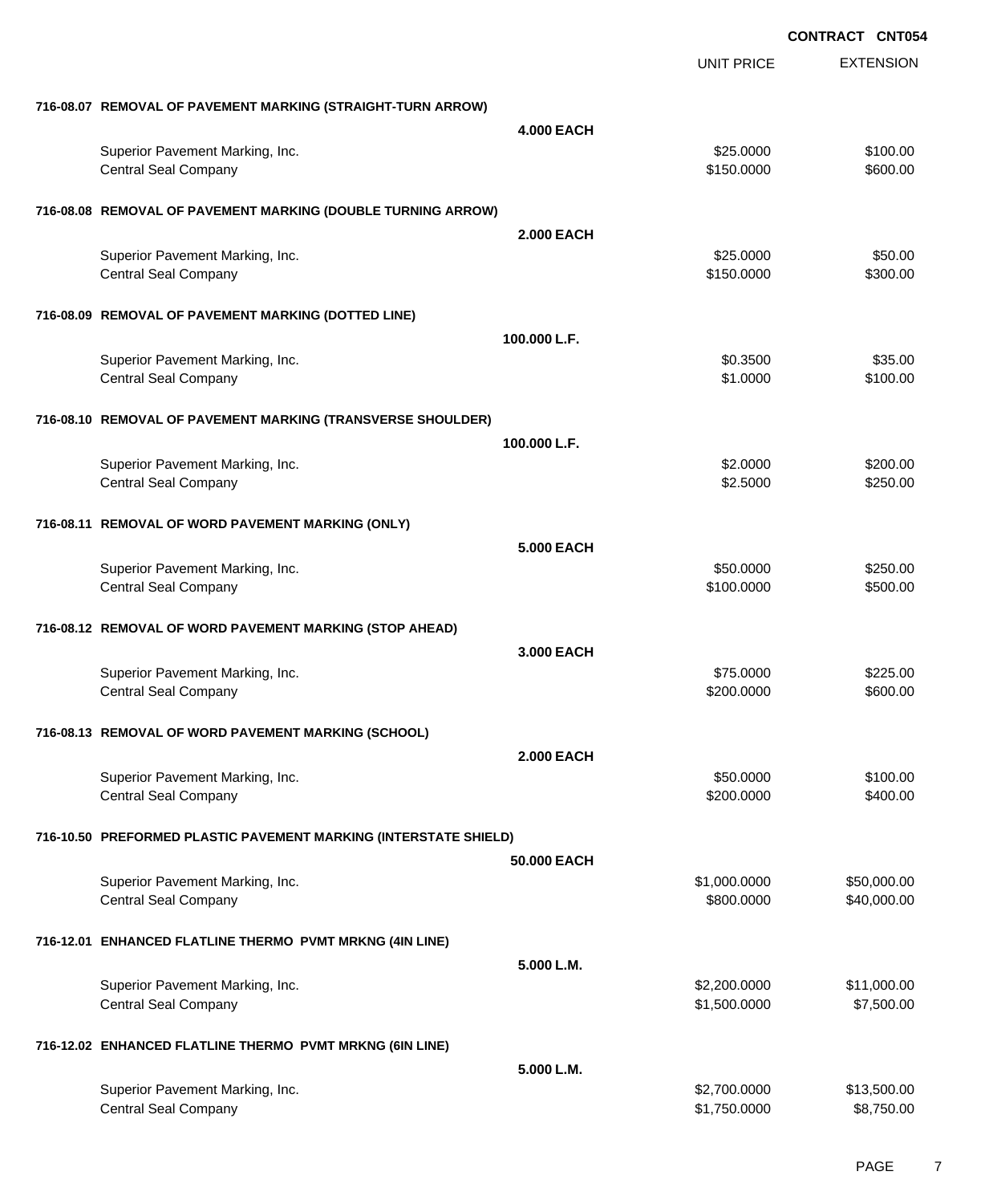**CONTRACT CNT054**

| | UNIT PRICE | EXTENSION |
|---|---|---|
| **716-08.07 REMOVAL OF PAVEMENT MARKING (STRAIGHT-TURN ARROW)** | | |
| **4.000 EACH** | | |
| Superior Pavement Marking, Inc. | $25.0000 | $100.00 |
| Central Seal Company | $150.0000 | $600.00 |
| **716-08.08 REMOVAL OF PAVEMENT MARKING (DOUBLE TURNING ARROW)** | | |
| **2.000 EACH** | | |
| Superior Pavement Marking, Inc. | $25.0000 | $50.00 |
| Central Seal Company | $150.0000 | $300.00 |
| **716-08.09 REMOVAL OF PAVEMENT MARKING (DOTTED LINE)** | | |
| **100.000 L.F.** | | |
| Superior Pavement Marking, Inc. | $0.3500 | $35.00 |
| Central Seal Company | $1.0000 | $100.00 |
| **716-08.10 REMOVAL OF PAVEMENT MARKING (TRANSVERSE SHOULDER)** | | |
| **100.000 L.F.** | | |
| Superior Pavement Marking, Inc. | $2.0000 | $200.00 |
| Central Seal Company | $2.5000 | $250.00 |
| **716-08.11 REMOVAL OF WORD PAVEMENT MARKING (ONLY)** | | |
| **5.000 EACH** | | |
| Superior Pavement Marking, Inc. | $50.0000 | $250.00 |
| Central Seal Company | $100.0000 | $500.00 |
| **716-08.12 REMOVAL OF WORD PAVEMENT MARKING (STOP AHEAD)** | | |
| **3.000 EACH** | | |
| Superior Pavement Marking, Inc. | $75.0000 | $225.00 |
| Central Seal Company | $200.0000 | $600.00 |
| **716-08.13 REMOVAL OF WORD PAVEMENT MARKING (SCHOOL)** | | |
| **2.000 EACH** | | |
| Superior Pavement Marking, Inc. | $50.0000 | $100.00 |
| Central Seal Company | $200.0000 | $400.00 |
| **716-10.50 PREFORMED PLASTIC PAVEMENT MARKING (INTERSTATE SHIELD)** | | |
| **50.000 EACH** | | |
| Superior Pavement Marking, Inc. | $1,000.0000 | $50,000.00 |
| Central Seal Company | $800.0000 | $40,000.00 |
| **716-12.01 ENHANCED FLATLINE THERMO PVMT MRKNG (4IN LINE)** | | |
| **5.000 L.M.** | | |
| Superior Pavement Marking, Inc. | $2,200.0000 | $11,000.00 |
| Central Seal Company | $1,500.0000 | $7,500.00 |
| **716-12.02 ENHANCED FLATLINE THERMO PVMT MRKNG (6IN LINE)** | | |
| **5.000 L.M.** | | |
| Superior Pavement Marking, Inc. | $2,700.0000 | $13,500.00 |
| Central Seal Company | $1,750.0000 | $8,750.00 |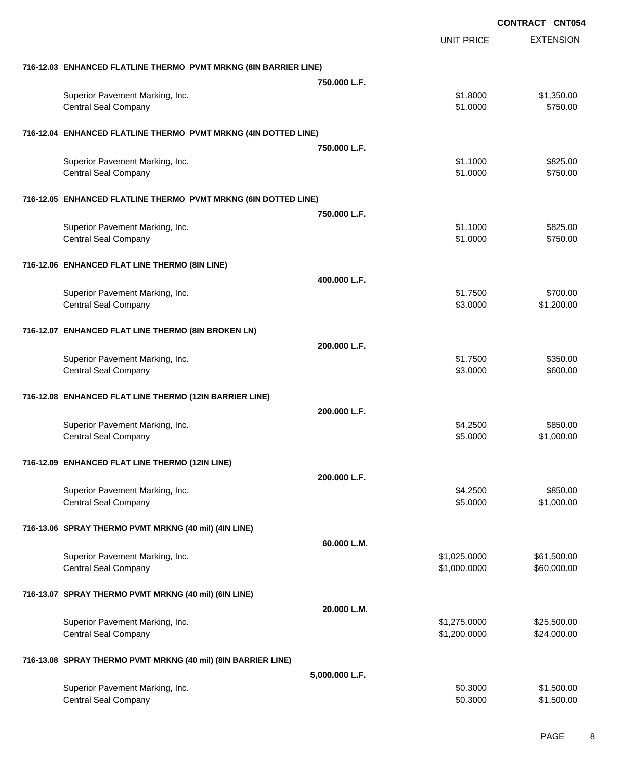**CONTRACT CNT054**

| | | UNIT PRICE | EXTENSION |
|---|---|---|---|
| **716-12.03 ENHANCED FLATLINE THERMO PVMT MRKNG (8IN BARRIER LINE)** | | | |
| | **750.000 L.F.** | | |
| Superior Pavement Marking, Inc. | | $1.8000 | $1,350.00 |
| Central Seal Company | | $1.0000 | $750.00 |
| **716-12.04 ENHANCED FLATLINE THERMO PVMT MRKNG (4IN DOTTED LINE)** | | | |
| | **750.000 L.F.** | | |
| Superior Pavement Marking, Inc. | | $1.1000 | $825.00 |
| Central Seal Company | | $1.0000 | $750.00 |
| **716-12.05 ENHANCED FLATLINE THERMO PVMT MRKNG (6IN DOTTED LINE)** | | | |
| | **750.000 L.F.** | | |
| Superior Pavement Marking, Inc. | | $1.1000 | $825.00 |
| Central Seal Company | | $1.0000 | $750.00 |
| **716-12.06 ENHANCED FLAT LINE THERMO (8IN LINE)** | | | |
| | **400.000 L.F.** | | |
| Superior Pavement Marking, Inc. | | $1.7500 | $700.00 |
| Central Seal Company | | $3.0000 | $1,200.00 |
| **716-12.07 ENHANCED FLAT LINE THERMO (8IN BROKEN LN)** | | | |
| | **200.000 L.F.** | | |
| Superior Pavement Marking, Inc. | | $1.7500 | $350.00 |
| Central Seal Company | | $3.0000 | $600.00 |
| **716-12.08 ENHANCED FLAT LINE THERMO (12IN BARRIER LINE)** | | | |
| | **200.000 L.F.** | | |
| Superior Pavement Marking, Inc. | | $4.2500 | $850.00 |
| Central Seal Company | | $5.0000 | $1,000.00 |
| **716-12.09 ENHANCED FLAT LINE THERMO (12IN LINE)** | | | |
| | **200.000 L.F.** | | |
| Superior Pavement Marking, Inc. | | $4.2500 | $850.00 |
| Central Seal Company | | $5.0000 | $1,000.00 |
| **716-13.06 SPRAY THERMO PVMT MRKNG (40 mil) (4IN LINE)** | | | |
| | **60.000 L.M.** | | |
| Superior Pavement Marking, Inc. | | $1,025.0000 | $61,500.00 |
| Central Seal Company | | $1,000.0000 | $60,000.00 |
| **716-13.07 SPRAY THERMO PVMT MRKNG (40 mil) (6IN LINE)** | | | |
| | **20.000 L.M.** | | |
| Superior Pavement Marking, Inc. | | $1,275.0000 | $25,500.00 |
| Central Seal Company | | $1,200.0000 | $24,000.00 |
| **716-13.08 SPRAY THERMO PVMT MRKNG (40 mil) (8IN BARRIER LINE)** | | | |
| | **5,000.000 L.F.** | | |
| Superior Pavement Marking, Inc. | | $0.3000 | $1,500.00 |
| Central Seal Company | | $0.3000 | $1,500.00 |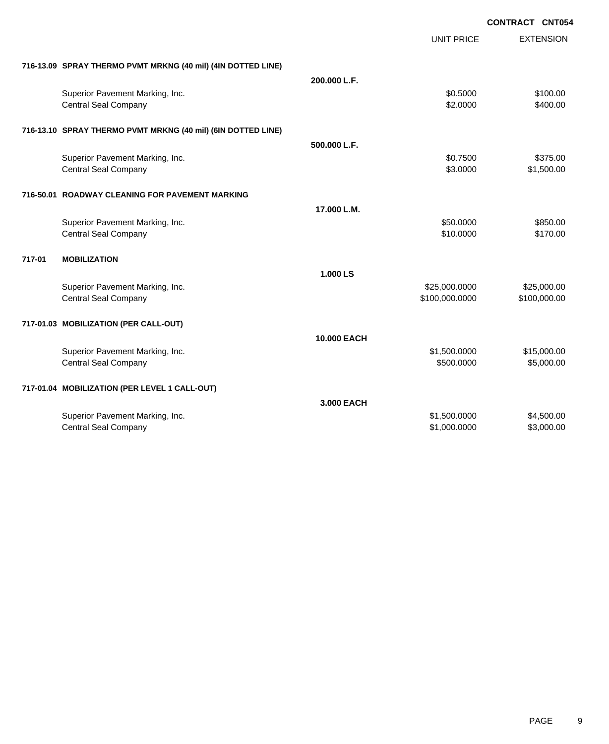**CONTRACT CNT054**

| | | | UNIT PRICE | EXTENSION |
|---|---|---|---|---|
| **716-13.09** | **SPRAY THERMO PVMT MRKNG (40 mil) (4IN DOTTED LINE)** | | | |
| | | **200.000 L.F.** | | |
| | Superior Pavement Marking, Inc. | | $0.5000 | $100.00 |
| | Central Seal Company | | $2.0000 | $400.00 |
| **716-13.10** | **SPRAY THERMO PVMT MRKNG (40 mil) (6IN DOTTED LINE)** | | | |
| | | **500.000 L.F.** | | |
| | Superior Pavement Marking, Inc. | | $0.7500 | $375.00 |
| | Central Seal Company | | $3.0000 | $1,500.00 |
| **716-50.01** | **ROADWAY CLEANING FOR PAVEMENT MARKING** | | | |
| | | **17.000 L.M.** | | |
| | Superior Pavement Marking, Inc. | | $50.0000 | $850.00 |
| | Central Seal Company | | $10.0000 | $170.00 |
| **717-01** | **MOBILIZATION** | | | |
| | | **1.000 LS** | | |
| | Superior Pavement Marking, Inc. | | $25,000.0000 | $25,000.00 |
| | Central Seal Company | | $100,000.0000 | $100,000.00 |
| **717-01.03** | **MOBILIZATION (PER CALL-OUT)** | | | |
| | | **10.000 EACH** | | |
| | Superior Pavement Marking, Inc. | | $1,500.0000 | $15,000.00 |
| | Central Seal Company | | $500.0000 | $5,000.00 |
| **717-01.04** | **MOBILIZATION (PER LEVEL 1 CALL-OUT)** | | | |
| | | **3.000 EACH** | | |
| | Superior Pavement Marking, Inc. | | $1,500.0000 | $4,500.00 |
| | Central Seal Company | | $1,000.0000 | $3,000.00 |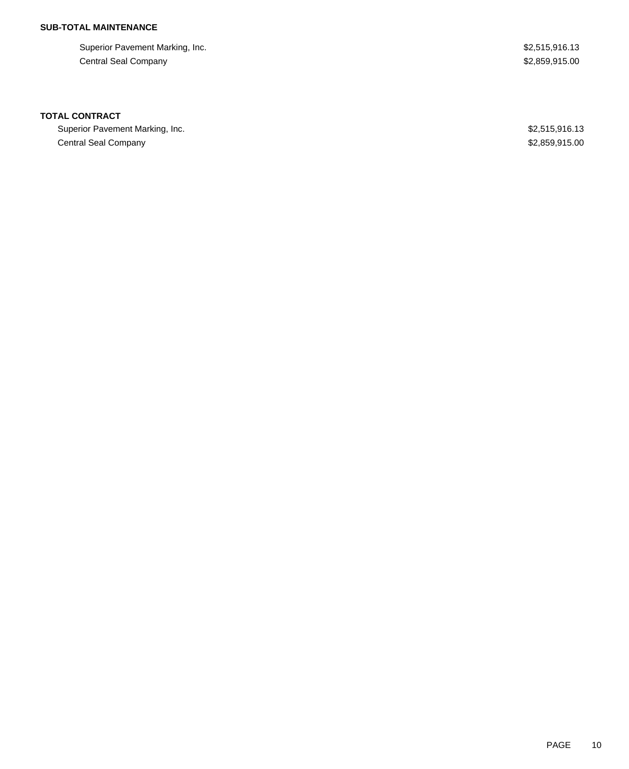**SUB-TOTAL MAINTENANCE**

| | |
|---|---|
| Superior Pavement Marking, Inc. | $2,515,916.13 |
| Central Seal Company | $2,859,915.00 |

**TOTAL CONTRACT**

| | |
|---|---|
| Superior Pavement Marking, Inc. | $2,515,916.13 |
| Central Seal Company | $2,859,915.00 |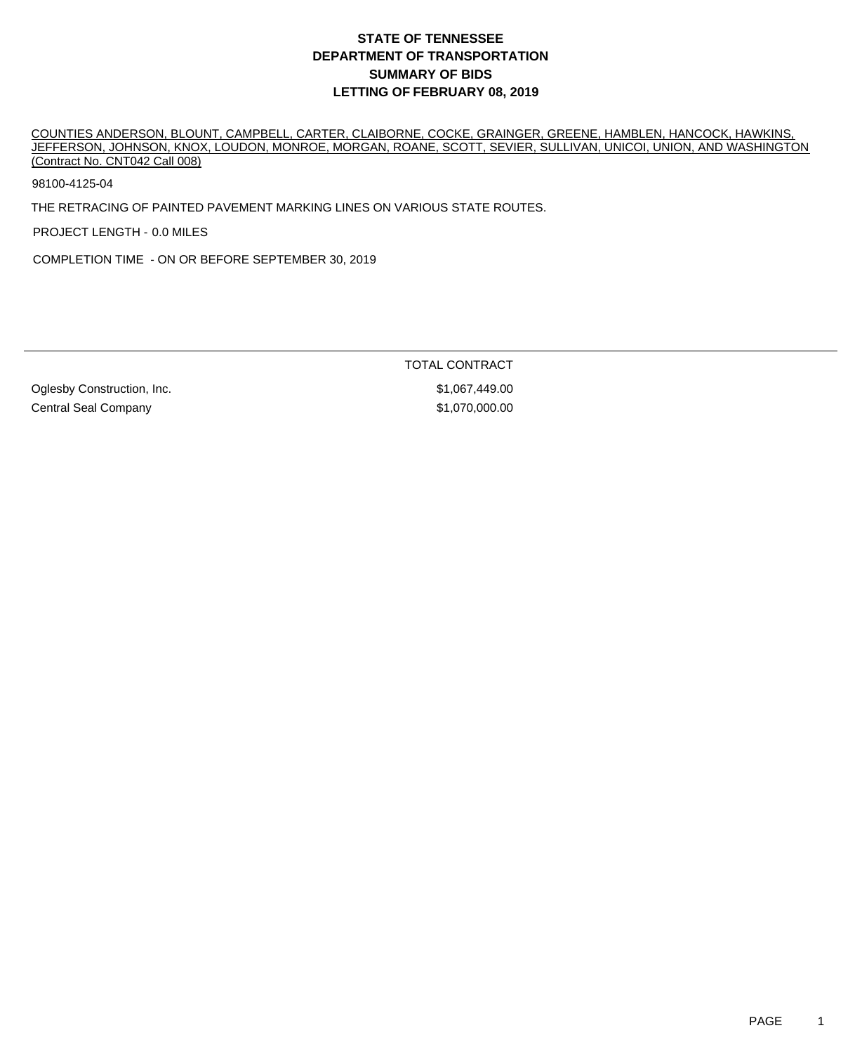# STATE OF TENNESSEE
# DEPARTMENT OF TRANSPORTATION
# SUMMARY OF BIDS
# LETTING OF FEBRUARY 08, 2019

COUNTIES ANDERSON, BLOUNT, CAMPBELL, CARTER, CLAIBORNE, COCKE, GRAINGER, GREENE, HAMBLEN, HANCOCK, HAWKINS, JEFFERSON, JOHNSON, KNOX, LOUDON, MONROE, MORGAN, ROANE, SCOTT, SEVIER, SULLIVAN, UNICOI, UNION, AND WASHINGTON (Contract No. CNT042 Call 008)

98100-4125-04

THE RETRACING OF PAINTED PAVEMENT MARKING LINES ON VARIOUS STATE ROUTES.

PROJECT LENGTH - 0.0 MILES

COMPLETION TIME - ON OR BEFORE SEPTEMBER 30, 2019

| | TOTAL CONTRACT |
|---|---|
| Oglesby Construction, Inc. | $1,067,449.00 |
| Central Seal Company | $1,070,000.00 |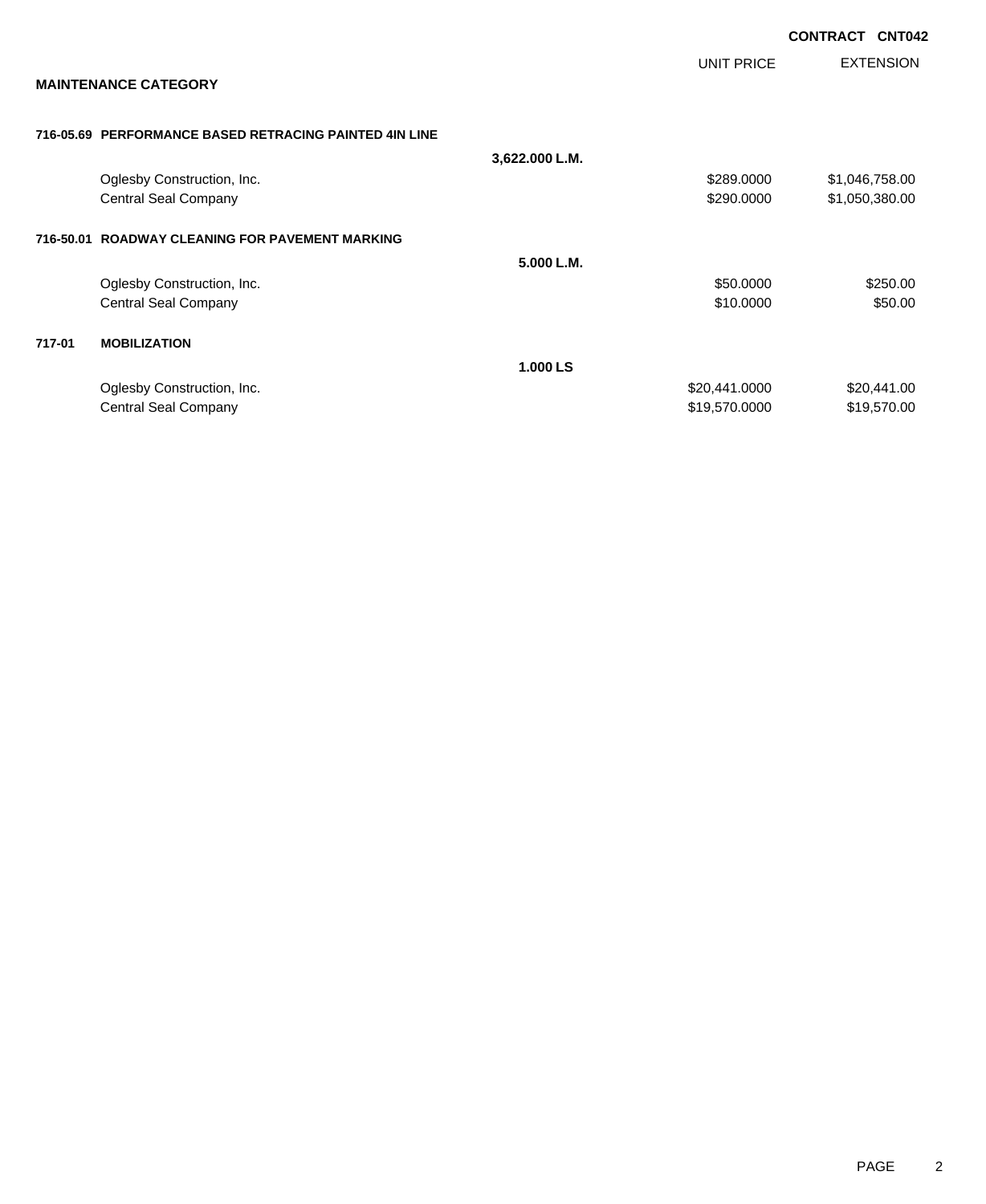**CONTRACT CNT042**

## MAINTENANCE CATEGORY

| | | | UNIT PRICE | EXTENSION |
|---|---|---|---|---|
| **716-05.69** | **PERFORMANCE BASED RETRACING PAINTED 4IN LINE** | | | |
| | | **3,622.000 L.M.** | | |
| | Oglesby Construction, Inc. | | $289.0000 | $1,046,758.00 |
| | Central Seal Company | | $290.0000 | $1,050,380.00 |
| **716-50.01** | **ROADWAY CLEANING FOR PAVEMENT MARKING** | | | |
| | | **5.000 L.M.** | | |
| | Oglesby Construction, Inc. | | $50.0000 | $250.00 |
| | Central Seal Company | | $10.0000 | $50.00 |
| **717-01** | **MOBILIZATION** | | | |
| | | **1.000 LS** | | |
| | Oglesby Construction, Inc. | | $20,441.0000 | $20,441.00 |
| | Central Seal Company | | $19,570.0000 | $19,570.00 |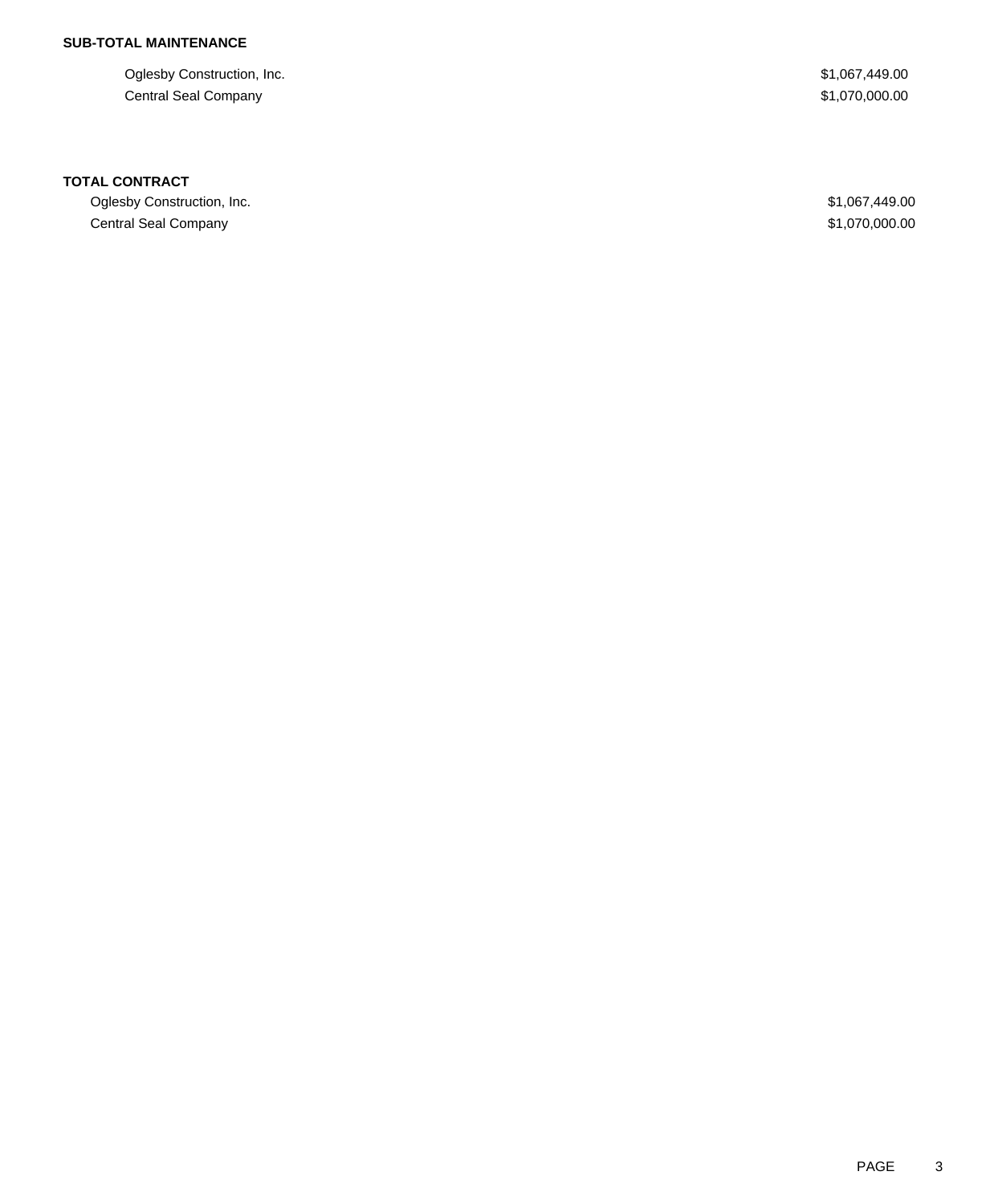**SUB-TOTAL MAINTENANCE**

| | |
|---|---|
| Oglesby Construction, Inc. | $1,067,449.00 |
| Central Seal Company | $1,070,000.00 |

**TOTAL CONTRACT**

| | |
|---|---|
| Oglesby Construction, Inc. | $1,067,449.00 |
| Central Seal Company | $1,070,000.00 |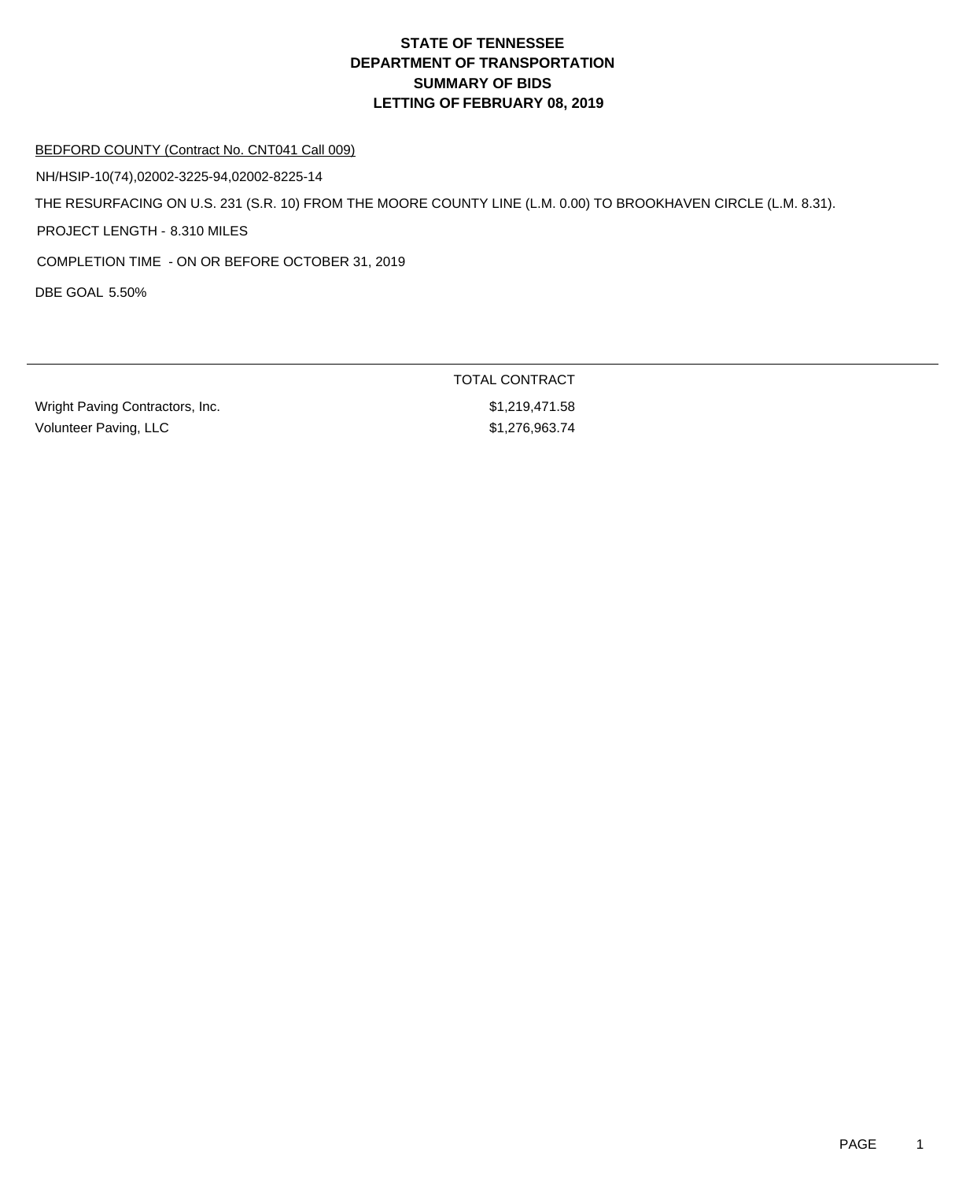# STATE OF TENNESSEE
# DEPARTMENT OF TRANSPORTATION
# SUMMARY OF BIDS
# LETTING OF FEBRUARY 08, 2019

BEDFORD COUNTY (Contract No. CNT041 Call 009)

NH/HSIP-10(74),02002-3225-94,02002-8225-14

THE RESURFACING ON U.S. 231 (S.R. 10) FROM THE MOORE COUNTY LINE (L.M. 0.00) TO BROOKHAVEN CIRCLE (L.M. 8.31).

PROJECT LENGTH - 8.310 MILES

COMPLETION TIME - ON OR BEFORE OCTOBER 31, 2019

DBE GOAL 5.50%

| | TOTAL CONTRACT |
|---|---|
| Wright Paving Contractors, Inc. | $1,219,471.58 |
| Volunteer Paving, LLC | $1,276,963.74 |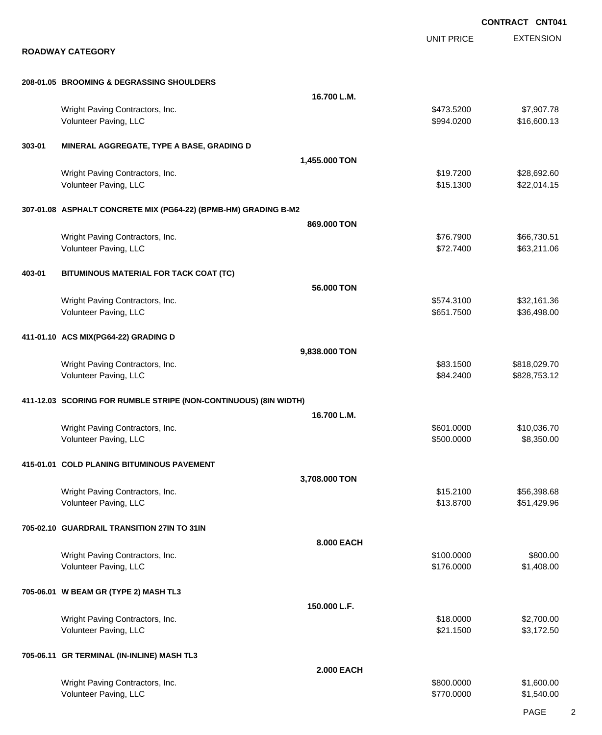**CONTRACT CNT041**

| | | UNIT PRICE | EXTENSION |
|---|---|---|---|

**ROADWAY CATEGORY**

| Item | Description / Bidder | Quantity | UNIT PRICE | EXTENSION |
|---|---|---|---|---|
| **208-01.05** | **BROOMING & DEGRASSING SHOULDERS** | **16.700 L.M.** | | |
| | Wright Paving Contractors, Inc. | | $473.5200 | $7,907.78 |
| | Volunteer Paving, LLC | | $994.0200 | $16,600.13 |
| **303-01** | **MINERAL AGGREGATE, TYPE A BASE, GRADING D** | **1,455.000 TON** | | |
| | Wright Paving Contractors, Inc. | | $19.7200 | $28,692.60 |
| | Volunteer Paving, LLC | | $15.1300 | $22,014.15 |
| **307-01.08** | **ASPHALT CONCRETE MIX (PG64-22) (BPMB-HM) GRADING B-M2** | **869.000 TON** | | |
| | Wright Paving Contractors, Inc. | | $76.7900 | $66,730.51 |
| | Volunteer Paving, LLC | | $72.7400 | $63,211.06 |
| **403-01** | **BITUMINOUS MATERIAL FOR TACK COAT (TC)** | **56.000 TON** | | |
| | Wright Paving Contractors, Inc. | | $574.3100 | $32,161.36 |
| | Volunteer Paving, LLC | | $651.7500 | $36,498.00 |
| **411-01.10** | **ACS MIX(PG64-22) GRADING D** | **9,838.000 TON** | | |
| | Wright Paving Contractors, Inc. | | $83.1500 | $818,029.70 |
| | Volunteer Paving, LLC | | $84.2400 | $828,753.12 |
| **411-12.03** | **SCORING FOR RUMBLE STRIPE (NON-CONTINUOUS) (8IN WIDTH)** | **16.700 L.M.** | | |
| | Wright Paving Contractors, Inc. | | $601.0000 | $10,036.70 |
| | Volunteer Paving, LLC | | $500.0000 | $8,350.00 |
| **415-01.01** | **COLD PLANING BITUMINOUS PAVEMENT** | **3,708.000 TON** | | |
| | Wright Paving Contractors, Inc. | | $15.2100 | $56,398.68 |
| | Volunteer Paving, LLC | | $13.8700 | $51,429.96 |
| **705-02.10** | **GUARDRAIL TRANSITION 27IN TO 31IN** | **8.000 EACH** | | |
| | Wright Paving Contractors, Inc. | | $100.0000 | $800.00 |
| | Volunteer Paving, LLC | | $176.0000 | $1,408.00 |
| **705-06.01** | **W BEAM GR (TYPE 2) MASH TL3** | **150.000 L.F.** | | |
| | Wright Paving Contractors, Inc. | | $18.0000 | $2,700.00 |
| | Volunteer Paving, LLC | | $21.1500 | $3,172.50 |
| **705-06.11** | **GR TERMINAL (IN-INLINE) MASH TL3** | **2.000 EACH** | | |
| | Wright Paving Contractors, Inc. | | $800.0000 | $1,600.00 |
| | Volunteer Paving, LLC | | $770.0000 | $1,540.00 |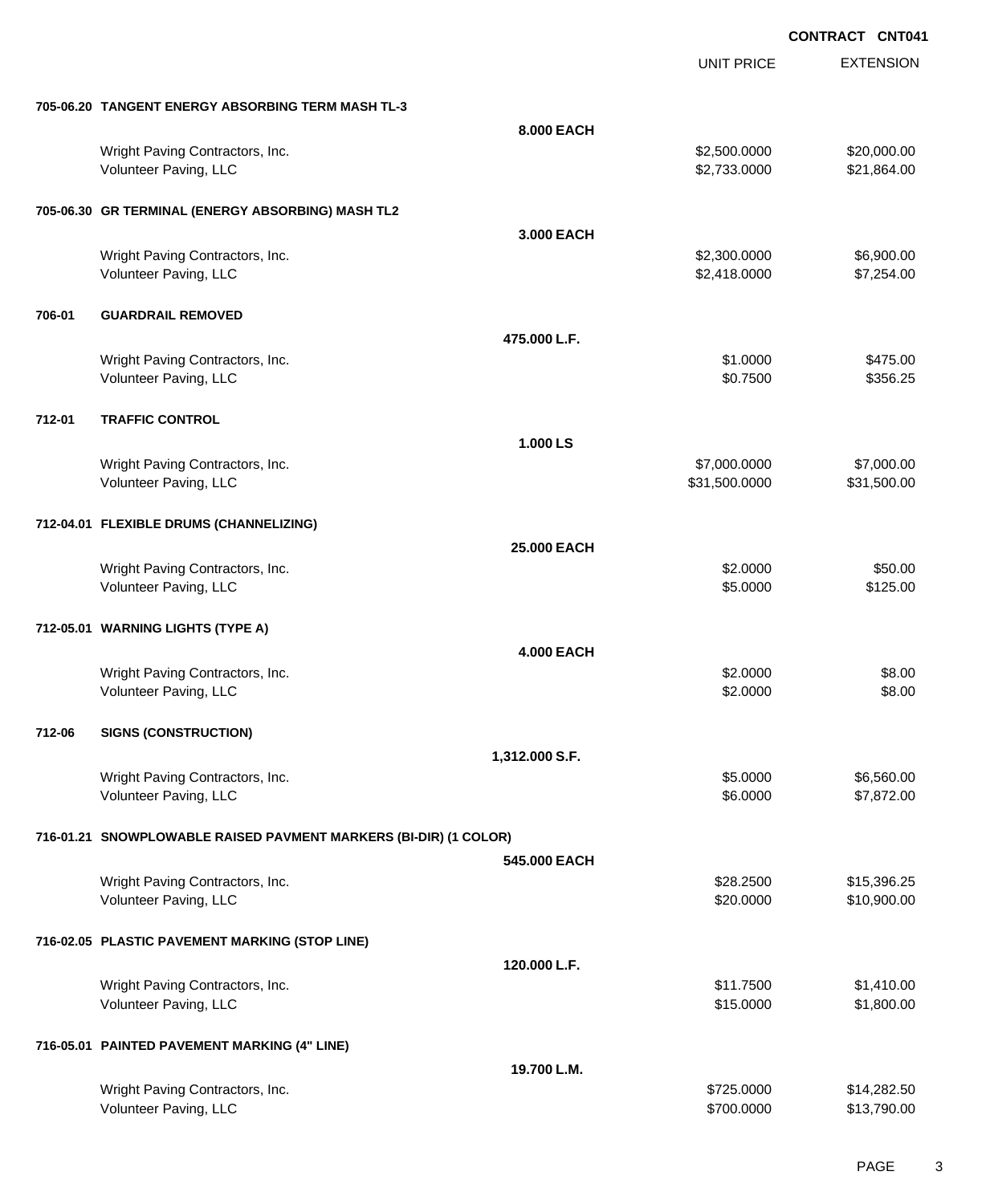**CONTRACT CNT041**

| | | | UNIT PRICE | EXTENSION |
|---|---|---|---|---|
| **705-06.20** | **TANGENT ENERGY ABSORBING TERM MASH TL-3** | | | |
| | | **8.000 EACH** | | |
| | Wright Paving Contractors, Inc. | | $2,500.0000 | $20,000.00 |
| | Volunteer Paving, LLC | | $2,733.0000 | $21,864.00 |
| **705-06.30** | **GR TERMINAL (ENERGY ABSORBING) MASH TL2** | | | |
| | | **3.000 EACH** | | |
| | Wright Paving Contractors, Inc. | | $2,300.0000 | $6,900.00 |
| | Volunteer Paving, LLC | | $2,418.0000 | $7,254.00 |
| **706-01** | **GUARDRAIL REMOVED** | | | |
| | | **475.000 L.F.** | | |
| | Wright Paving Contractors, Inc. | | $1.0000 | $475.00 |
| | Volunteer Paving, LLC | | $0.7500 | $356.25 |
| **712-01** | **TRAFFIC CONTROL** | | | |
| | | **1.000 LS** | | |
| | Wright Paving Contractors, Inc. | | $7,000.0000 | $7,000.00 |
| | Volunteer Paving, LLC | | $31,500.0000 | $31,500.00 |
| **712-04.01** | **FLEXIBLE DRUMS (CHANNELIZING)** | | | |
| | | **25.000 EACH** | | |
| | Wright Paving Contractors, Inc. | | $2.0000 | $50.00 |
| | Volunteer Paving, LLC | | $5.0000 | $125.00 |
| **712-05.01** | **WARNING LIGHTS (TYPE A)** | | | |
| | | **4.000 EACH** | | |
| | Wright Paving Contractors, Inc. | | $2.0000 | $8.00 |
| | Volunteer Paving, LLC | | $2.0000 | $8.00 |
| **712-06** | **SIGNS (CONSTRUCTION)** | | | |
| | | **1,312.000 S.F.** | | |
| | Wright Paving Contractors, Inc. | | $5.0000 | $6,560.00 |
| | Volunteer Paving, LLC | | $6.0000 | $7,872.00 |
| **716-01.21** | **SNOWPLOWABLE RAISED PAVMENT MARKERS (BI-DIR) (1 COLOR)** | | | |
| | | **545.000 EACH** | | |
| | Wright Paving Contractors, Inc. | | $28.2500 | $15,396.25 |
| | Volunteer Paving, LLC | | $20.0000 | $10,900.00 |
| **716-02.05** | **PLASTIC PAVEMENT MARKING (STOP LINE)** | | | |
| | | **120.000 L.F.** | | |
| | Wright Paving Contractors, Inc. | | $11.7500 | $1,410.00 |
| | Volunteer Paving, LLC | | $15.0000 | $1,800.00 |
| **716-05.01** | **PAINTED PAVEMENT MARKING (4" LINE)** | | | |
| | | **19.700 L.M.** | | |
| | Wright Paving Contractors, Inc. | | $725.0000 | $14,282.50 |
| | Volunteer Paving, LLC | | $700.0000 | $13,790.00 |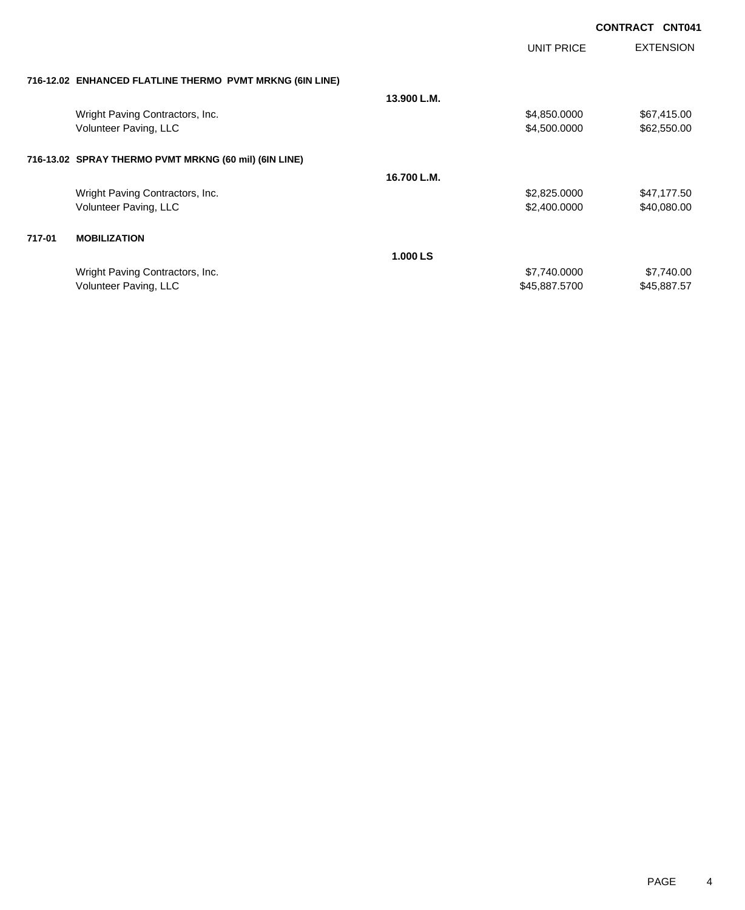**CONTRACT CNT041**

| | | UNIT PRICE | EXTENSION |
|---|---|---|---|
| **716-12.02 ENHANCED FLATLINE THERMO PVMT MRKNG (6IN LINE)** | | | |
| | **13.900 L.M.** | | |
| Wright Paving Contractors, Inc. | | $4,850.0000 | $67,415.00 |
| Volunteer Paving, LLC | | $4,500.0000 | $62,550.00 |
| **716-13.02 SPRAY THERMO PVMT MRKNG (60 mil) (6IN LINE)** | | | |
| | **16.700 L.M.** | | |
| Wright Paving Contractors, Inc. | | $2,825.0000 | $47,177.50 |
| Volunteer Paving, LLC | | $2,400.0000 | $40,080.00 |
| **717-01 MOBILIZATION** | | | |
| | **1.000 LS** | | |
| Wright Paving Contractors, Inc. | | $7,740.0000 | $7,740.00 |
| Volunteer Paving, LLC | | $45,887.5700 | $45,887.57 |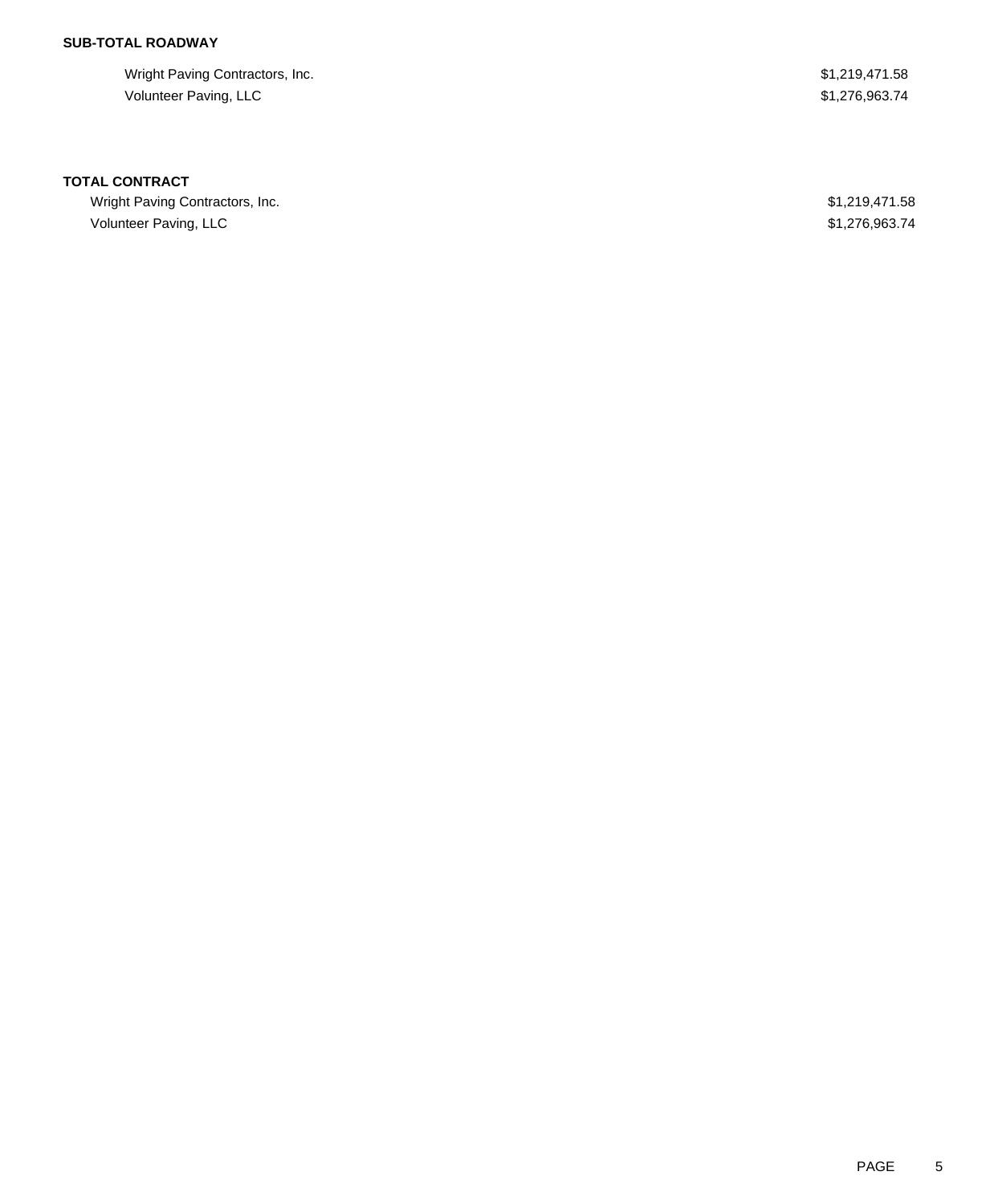**SUB-TOTAL ROADWAY**

| | |
|---|---|
| Wright Paving Contractors, Inc. | $1,219,471.58 |
| Volunteer Paving, LLC | $1,276,963.74 |

**TOTAL CONTRACT**

| | |
|---|---|
| Wright Paving Contractors, Inc. | $1,219,471.58 |
| Volunteer Paving, LLC | $1,276,963.74 |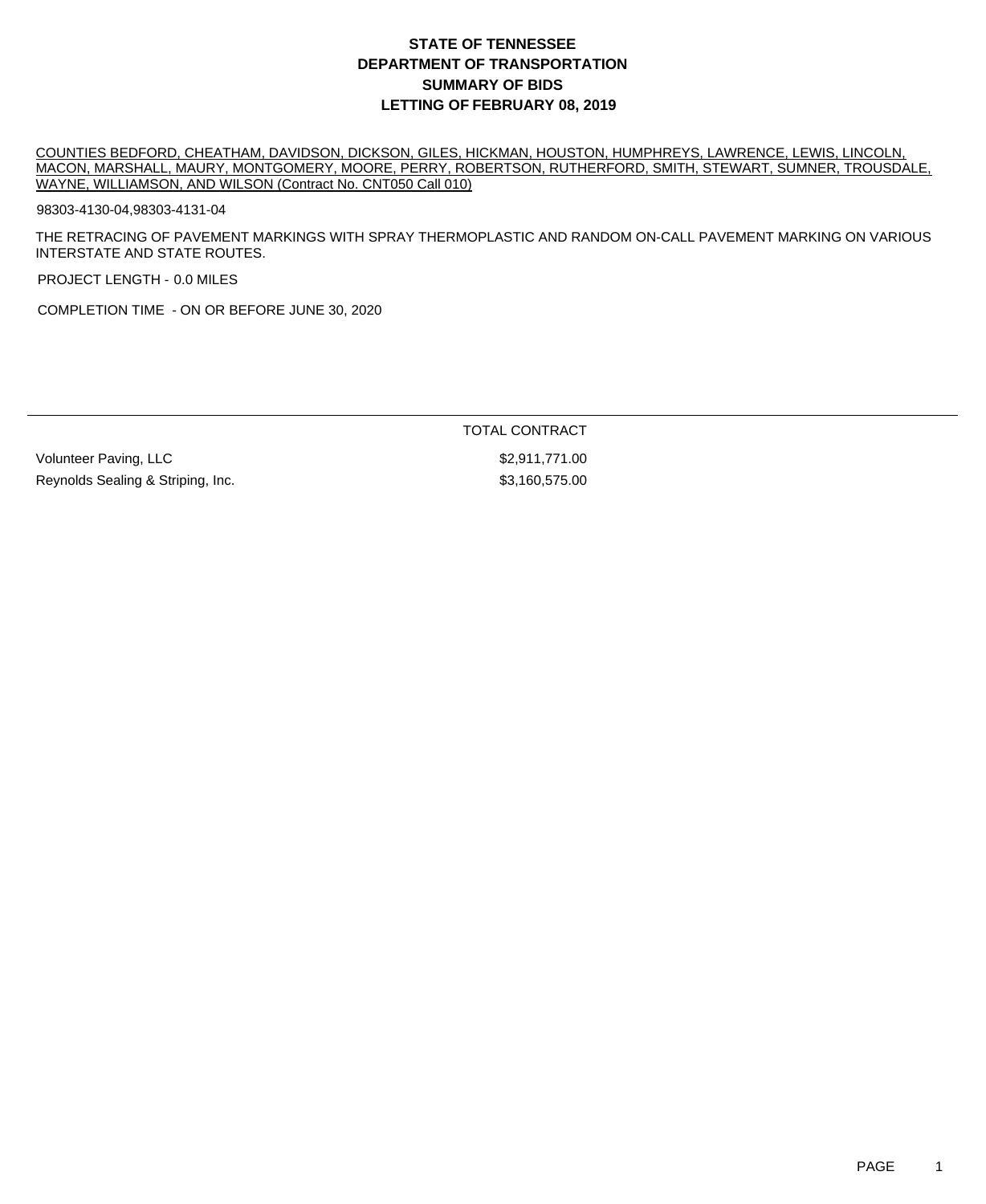# STATE OF TENNESSEE
# DEPARTMENT OF TRANSPORTATION
# SUMMARY OF BIDS
# LETTING OF FEBRUARY 08, 2019

COUNTIES BEDFORD, CHEATHAM, DAVIDSON, DICKSON, GILES, HICKMAN, HOUSTON, HUMPHREYS, LAWRENCE, LEWIS, LINCOLN, MACON, MARSHALL, MAURY, MONTGOMERY, MOORE, PERRY, ROBERTSON, RUTHERFORD, SMITH, STEWART, SUMNER, TROUSDALE, WAYNE, WILLIAMSON, AND WILSON (Contract No. CNT050 Call 010)

98303-4130-04,98303-4131-04

THE RETRACING OF PAVEMENT MARKINGS WITH SPRAY THERMOPLASTIC AND RANDOM ON-CALL PAVEMENT MARKING ON VARIOUS INTERSTATE AND STATE ROUTES.

PROJECT LENGTH - 0.0 MILES

COMPLETION TIME - ON OR BEFORE JUNE 30, 2020

| | TOTAL CONTRACT |
|---|---|
| Volunteer Paving, LLC | $2,911,771.00 |
| Reynolds Sealing & Striping, Inc. | $3,160,575.00 |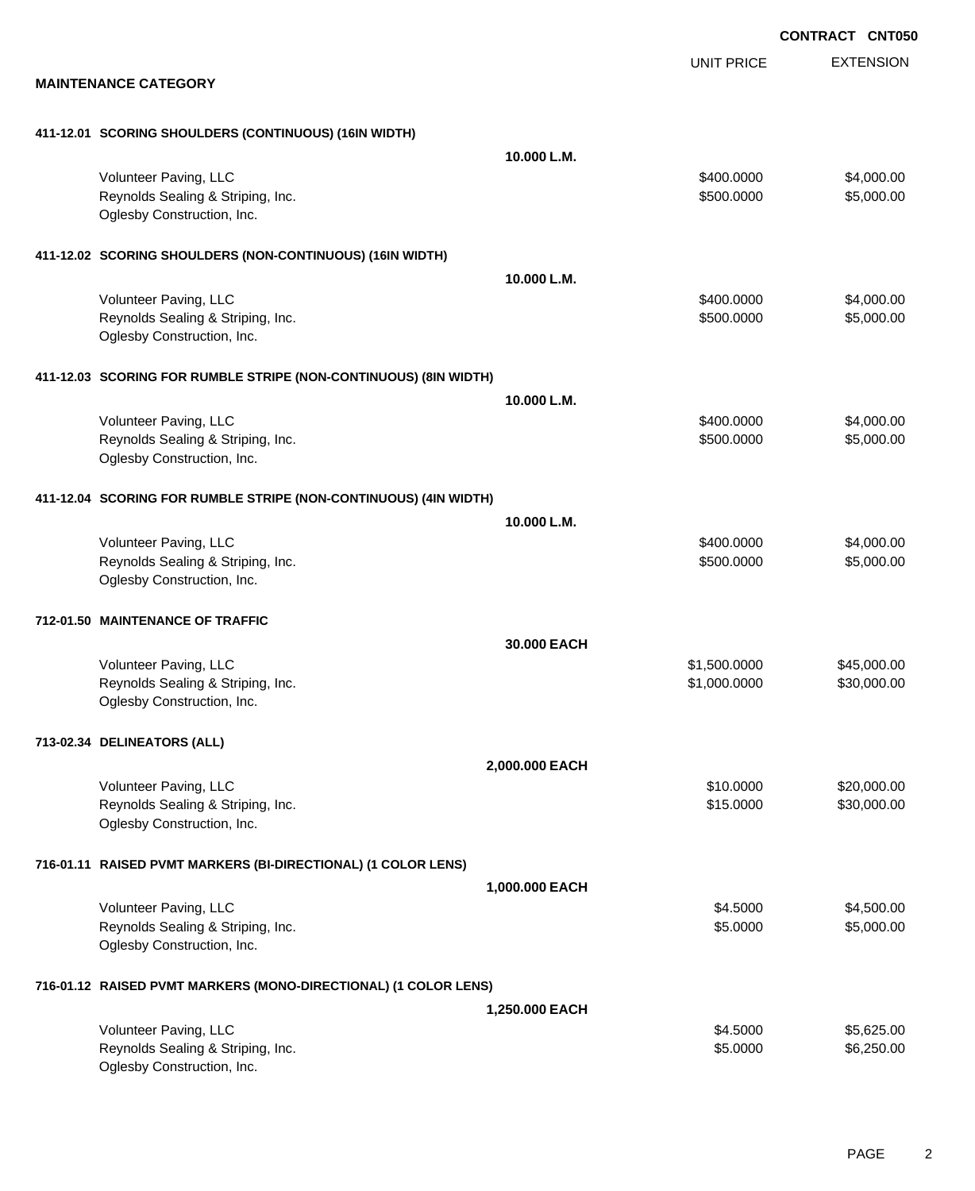**CONTRACT CNT050**

## MAINTENANCE CATEGORY

| | | UNIT PRICE | EXTENSION |
|---|---|---|---|
| **411-12.01 SCORING SHOULDERS (CONTINUOUS) (16IN WIDTH)** | | | |
| | **10.000 L.M.** | | |
| Volunteer Paving, LLC | | $400.0000 | $4,000.00 |
| Reynolds Sealing & Striping, Inc. | | $500.0000 | $5,000.00 |
| Oglesby Construction, Inc. | | | |
| **411-12.02 SCORING SHOULDERS (NON-CONTINUOUS) (16IN WIDTH)** | | | |
| | **10.000 L.M.** | | |
| Volunteer Paving, LLC | | $400.0000 | $4,000.00 |
| Reynolds Sealing & Striping, Inc. | | $500.0000 | $5,000.00 |
| Oglesby Construction, Inc. | | | |
| **411-12.03 SCORING FOR RUMBLE STRIPE (NON-CONTINUOUS) (8IN WIDTH)** | | | |
| | **10.000 L.M.** | | |
| Volunteer Paving, LLC | | $400.0000 | $4,000.00 |
| Reynolds Sealing & Striping, Inc. | | $500.0000 | $5,000.00 |
| Oglesby Construction, Inc. | | | |
| **411-12.04 SCORING FOR RUMBLE STRIPE (NON-CONTINUOUS) (4IN WIDTH)** | | | |
| | **10.000 L.M.** | | |
| Volunteer Paving, LLC | | $400.0000 | $4,000.00 |
| Reynolds Sealing & Striping, Inc. | | $500.0000 | $5,000.00 |
| Oglesby Construction, Inc. | | | |
| **712-01.50 MAINTENANCE OF TRAFFIC** | | | |
| | **30.000 EACH** | | |
| Volunteer Paving, LLC | | $1,500.0000 | $45,000.00 |
| Reynolds Sealing & Striping, Inc. | | $1,000.0000 | $30,000.00 |
| Oglesby Construction, Inc. | | | |
| **713-02.34 DELINEATORS (ALL)** | | | |
| | **2,000.000 EACH** | | |
| Volunteer Paving, LLC | | $10.0000 | $20,000.00 |
| Reynolds Sealing & Striping, Inc. | | $15.0000 | $30,000.00 |
| Oglesby Construction, Inc. | | | |
| **716-01.11 RAISED PVMT MARKERS (BI-DIRECTIONAL) (1 COLOR LENS)** | | | |
| | **1,000.000 EACH** | | |
| Volunteer Paving, LLC | | $4.5000 | $4,500.00 |
| Reynolds Sealing & Striping, Inc. | | $5.0000 | $5,000.00 |
| Oglesby Construction, Inc. | | | |
| **716-01.12 RAISED PVMT MARKERS (MONO-DIRECTIONAL) (1 COLOR LENS)** | | | |
| | **1,250.000 EACH** | | |
| Volunteer Paving, LLC | | $4.5000 | $5,625.00 |
| Reynolds Sealing & Striping, Inc. | | $5.0000 | $6,250.00 |
| Oglesby Construction, Inc. | | | |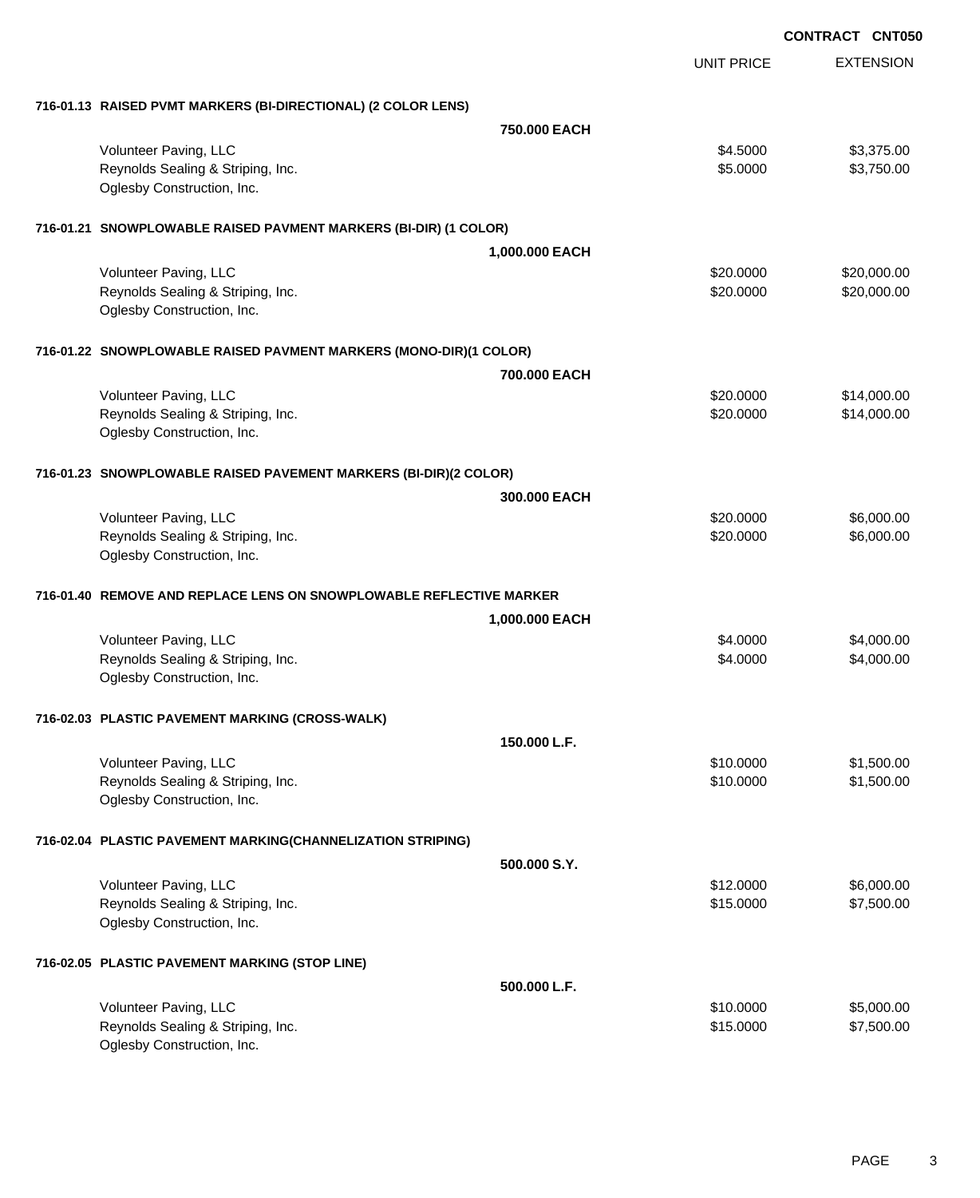**CONTRACT CNT050**

| | UNIT PRICE | EXTENSION |
|---|---|---|
| **716-01.13 RAISED PVMT MARKERS (BI-DIRECTIONAL) (2 COLOR LENS)** | | |
| **750.000 EACH** | | |
| Volunteer Paving, LLC | $4.5000 | $3,375.00 |
| Reynolds Sealing & Striping, Inc. | $5.0000 | $3,750.00 |
| Oglesby Construction, Inc. | | |
| **716-01.21 SNOWPLOWABLE RAISED PAVMENT MARKERS (BI-DIR) (1 COLOR)** | | |
| **1,000.000 EACH** | | |
| Volunteer Paving, LLC | $20.0000 | $20,000.00 |
| Reynolds Sealing & Striping, Inc. | $20.0000 | $20,000.00 |
| Oglesby Construction, Inc. | | |
| **716-01.22 SNOWPLOWABLE RAISED PAVMENT MARKERS (MONO-DIR)(1 COLOR)** | | |
| **700.000 EACH** | | |
| Volunteer Paving, LLC | $20.0000 | $14,000.00 |
| Reynolds Sealing & Striping, Inc. | $20.0000 | $14,000.00 |
| Oglesby Construction, Inc. | | |
| **716-01.23 SNOWPLOWABLE RAISED PAVEMENT MARKERS (BI-DIR)(2 COLOR)** | | |
| **300.000 EACH** | | |
| Volunteer Paving, LLC | $20.0000 | $6,000.00 |
| Reynolds Sealing & Striping, Inc. | $20.0000 | $6,000.00 |
| Oglesby Construction, Inc. | | |
| **716-01.40 REMOVE AND REPLACE LENS ON SNOWPLOWABLE REFLECTIVE MARKER** | | |
| **1,000.000 EACH** | | |
| Volunteer Paving, LLC | $4.0000 | $4,000.00 |
| Reynolds Sealing & Striping, Inc. | $4.0000 | $4,000.00 |
| Oglesby Construction, Inc. | | |
| **716-02.03 PLASTIC PAVEMENT MARKING (CROSS-WALK)** | | |
| **150.000 L.F.** | | |
| Volunteer Paving, LLC | $10.0000 | $1,500.00 |
| Reynolds Sealing & Striping, Inc. | $10.0000 | $1,500.00 |
| Oglesby Construction, Inc. | | |
| **716-02.04 PLASTIC PAVEMENT MARKING(CHANNELIZATION STRIPING)** | | |
| **500.000 S.Y.** | | |
| Volunteer Paving, LLC | $12.0000 | $6,000.00 |
| Reynolds Sealing & Striping, Inc. | $15.0000 | $7,500.00 |
| Oglesby Construction, Inc. | | |
| **716-02.05 PLASTIC PAVEMENT MARKING (STOP LINE)** | | |
| **500.000 L.F.** | | |
| Volunteer Paving, LLC | $10.0000 | $5,000.00 |
| Reynolds Sealing & Striping, Inc. | $15.0000 | $7,500.00 |
| Oglesby Construction, Inc. | | |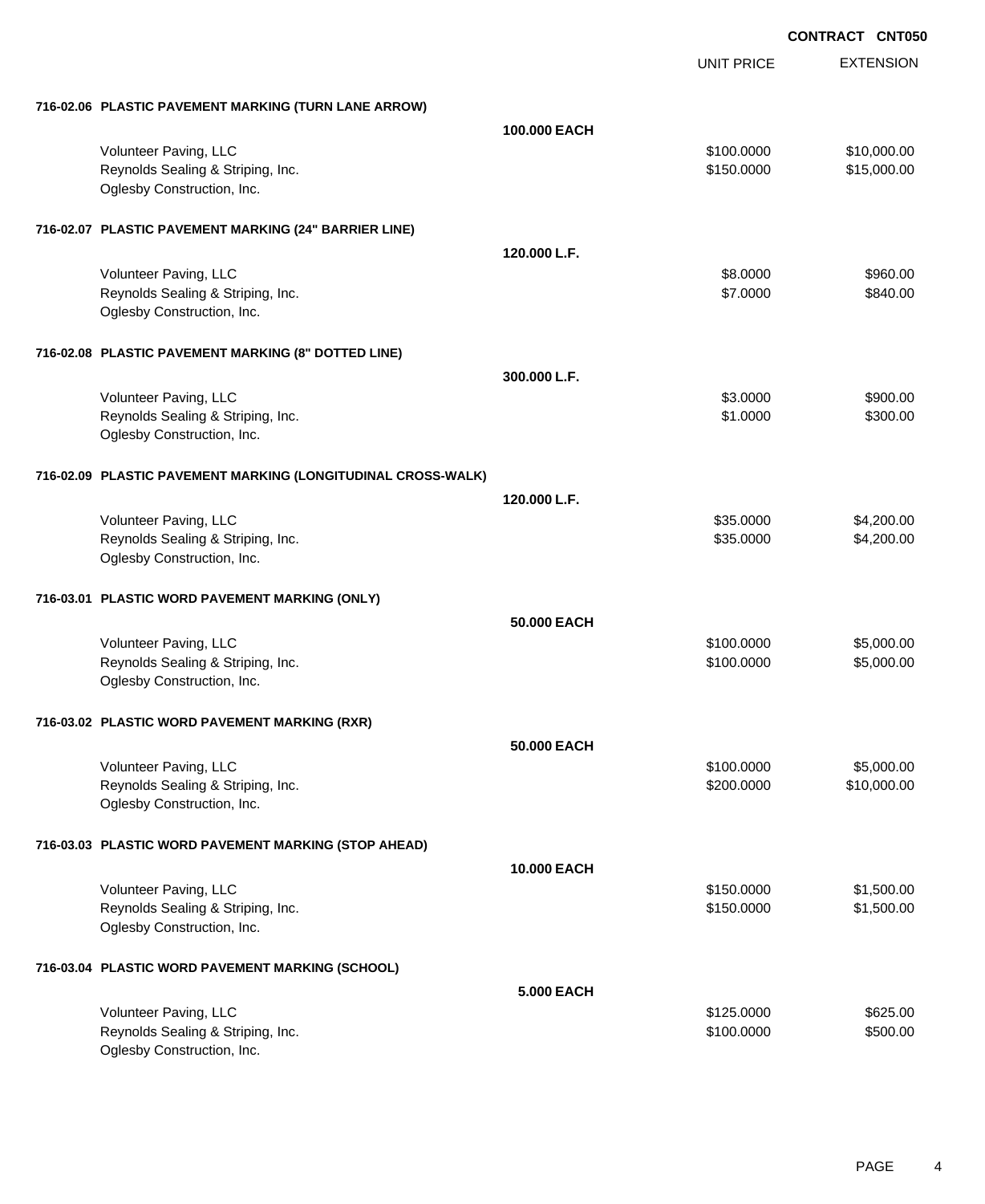**CONTRACT CNT050**

| | | UNIT PRICE | EXTENSION |
|---|---|---|---|
| **716-02.06 PLASTIC PAVEMENT MARKING (TURN LANE ARROW)** | | | |
| | **100.000 EACH** | | |
| Volunteer Paving, LLC | | $100.0000 | $10,000.00 |
| Reynolds Sealing & Striping, Inc. | | $150.0000 | $15,000.00 |
| Oglesby Construction, Inc. | | | |
| **716-02.07 PLASTIC PAVEMENT MARKING (24" BARRIER LINE)** | | | |
| | **120.000 L.F.** | | |
| Volunteer Paving, LLC | | $8.0000 | $960.00 |
| Reynolds Sealing & Striping, Inc. | | $7.0000 | $840.00 |
| Oglesby Construction, Inc. | | | |
| **716-02.08 PLASTIC PAVEMENT MARKING (8" DOTTED LINE)** | | | |
| | **300.000 L.F.** | | |
| Volunteer Paving, LLC | | $3.0000 | $900.00 |
| Reynolds Sealing & Striping, Inc. | | $1.0000 | $300.00 |
| Oglesby Construction, Inc. | | | |
| **716-02.09 PLASTIC PAVEMENT MARKING (LONGITUDINAL CROSS-WALK)** | | | |
| | **120.000 L.F.** | | |
| Volunteer Paving, LLC | | $35.0000 | $4,200.00 |
| Reynolds Sealing & Striping, Inc. | | $35.0000 | $4,200.00 |
| Oglesby Construction, Inc. | | | |
| **716-03.01 PLASTIC WORD PAVEMENT MARKING (ONLY)** | | | |
| | **50.000 EACH** | | |
| Volunteer Paving, LLC | | $100.0000 | $5,000.00 |
| Reynolds Sealing & Striping, Inc. | | $100.0000 | $5,000.00 |
| Oglesby Construction, Inc. | | | |
| **716-03.02 PLASTIC WORD PAVEMENT MARKING (RXR)** | | | |
| | **50.000 EACH** | | |
| Volunteer Paving, LLC | | $100.0000 | $5,000.00 |
| Reynolds Sealing & Striping, Inc. | | $200.0000 | $10,000.00 |
| Oglesby Construction, Inc. | | | |
| **716-03.03 PLASTIC WORD PAVEMENT MARKING (STOP AHEAD)** | | | |
| | **10.000 EACH** | | |
| Volunteer Paving, LLC | | $150.0000 | $1,500.00 |
| Reynolds Sealing & Striping, Inc. | | $150.0000 | $1,500.00 |
| Oglesby Construction, Inc. | | | |
| **716-03.04 PLASTIC WORD PAVEMENT MARKING (SCHOOL)** | | | |
| | **5.000 EACH** | | |
| Volunteer Paving, LLC | | $125.0000 | $625.00 |
| Reynolds Sealing & Striping, Inc. | | $100.0000 | $500.00 |
| Oglesby Construction, Inc. | | | |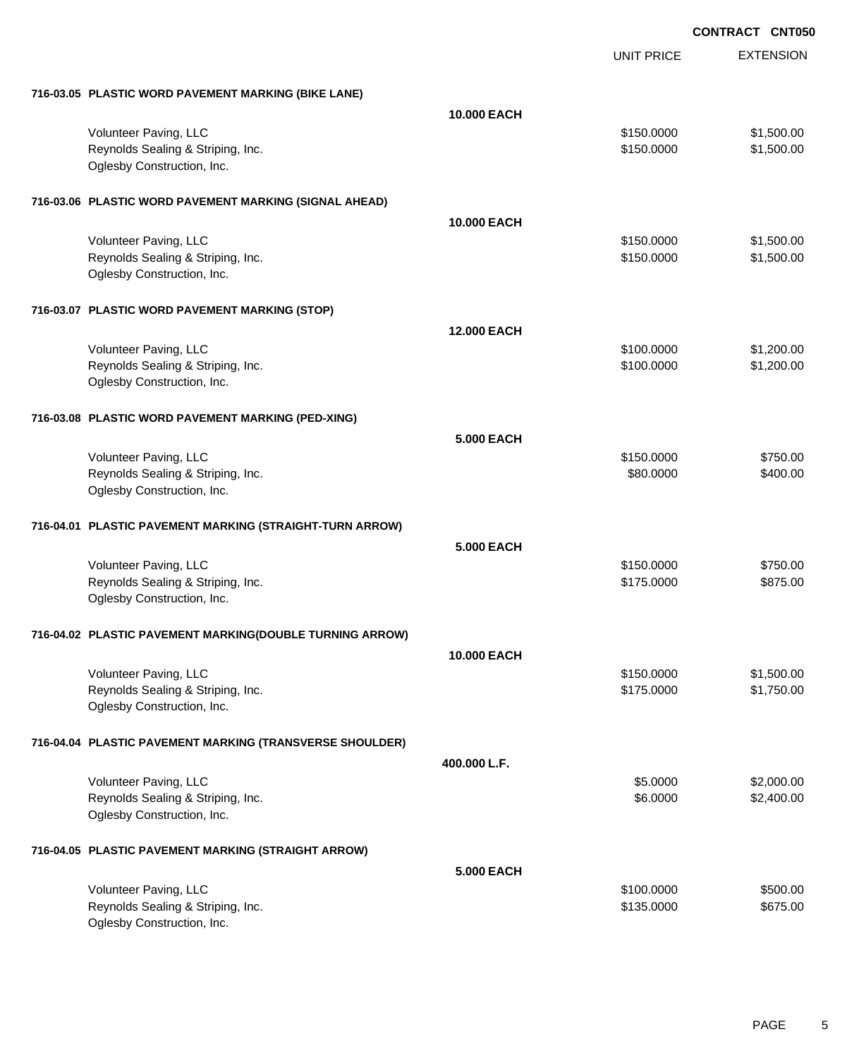**CONTRACT CNT050**

| | | UNIT PRICE | EXTENSION |
|---|---|---|---|
| **716-03.05 PLASTIC WORD PAVEMENT MARKING (BIKE LANE)** | | | |
| | **10.000 EACH** | | |
| Volunteer Paving, LLC | | $150.0000 | $1,500.00 |
| Reynolds Sealing & Striping, Inc. | | $150.0000 | $1,500.00 |
| Oglesby Construction, Inc. | | | |
| **716-03.06 PLASTIC WORD PAVEMENT MARKING (SIGNAL AHEAD)** | | | |
| | **10.000 EACH** | | |
| Volunteer Paving, LLC | | $150.0000 | $1,500.00 |
| Reynolds Sealing & Striping, Inc. | | $150.0000 | $1,500.00 |
| Oglesby Construction, Inc. | | | |
| **716-03.07 PLASTIC WORD PAVEMENT MARKING (STOP)** | | | |
| | **12.000 EACH** | | |
| Volunteer Paving, LLC | | $100.0000 | $1,200.00 |
| Reynolds Sealing & Striping, Inc. | | $100.0000 | $1,200.00 |
| Oglesby Construction, Inc. | | | |
| **716-03.08 PLASTIC WORD PAVEMENT MARKING (PED-XING)** | | | |
| | **5.000 EACH** | | |
| Volunteer Paving, LLC | | $150.0000 | $750.00 |
| Reynolds Sealing & Striping, Inc. | | $80.0000 | $400.00 |
| Oglesby Construction, Inc. | | | |
| **716-04.01 PLASTIC PAVEMENT MARKING (STRAIGHT-TURN ARROW)** | | | |
| | **5.000 EACH** | | |
| Volunteer Paving, LLC | | $150.0000 | $750.00 |
| Reynolds Sealing & Striping, Inc. | | $175.0000 | $875.00 |
| Oglesby Construction, Inc. | | | |
| **716-04.02 PLASTIC PAVEMENT MARKING(DOUBLE TURNING ARROW)** | | | |
| | **10.000 EACH** | | |
| Volunteer Paving, LLC | | $150.0000 | $1,500.00 |
| Reynolds Sealing & Striping, Inc. | | $175.0000 | $1,750.00 |
| Oglesby Construction, Inc. | | | |
| **716-04.04 PLASTIC PAVEMENT MARKING (TRANSVERSE SHOULDER)** | | | |
| | **400.000 L.F.** | | |
| Volunteer Paving, LLC | | $5.0000 | $2,000.00 |
| Reynolds Sealing & Striping, Inc. | | $6.0000 | $2,400.00 |
| Oglesby Construction, Inc. | | | |
| **716-04.05 PLASTIC PAVEMENT MARKING (STRAIGHT ARROW)** | | | |
| | **5.000 EACH** | | |
| Volunteer Paving, LLC | | $100.0000 | $500.00 |
| Reynolds Sealing & Striping, Inc. | | $135.0000 | $675.00 |
| Oglesby Construction, Inc. | | | |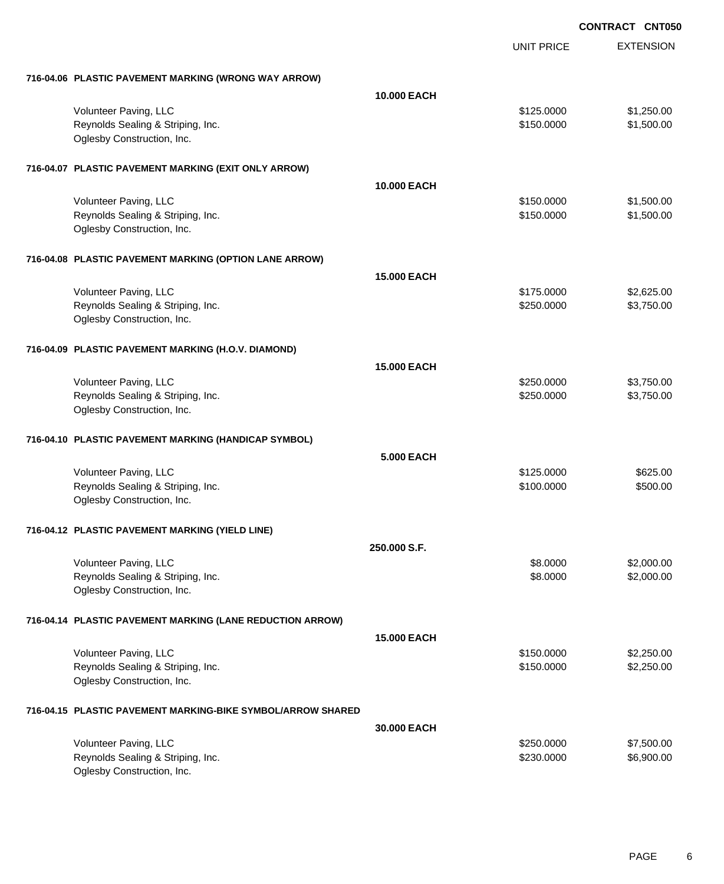**CONTRACT CNT050**

| | | UNIT PRICE | EXTENSION |
|---|---|---|---|
| **716-04.06 PLASTIC PAVEMENT MARKING (WRONG WAY ARROW)** | | | |
| | **10.000 EACH** | | |
| Volunteer Paving, LLC | | $125.0000 | $1,250.00 |
| Reynolds Sealing & Striping, Inc. | | $150.0000 | $1,500.00 |
| Oglesby Construction, Inc. | | | |
| **716-04.07 PLASTIC PAVEMENT MARKING (EXIT ONLY ARROW)** | | | |
| | **10.000 EACH** | | |
| Volunteer Paving, LLC | | $150.0000 | $1,500.00 |
| Reynolds Sealing & Striping, Inc. | | $150.0000 | $1,500.00 |
| Oglesby Construction, Inc. | | | |
| **716-04.08 PLASTIC PAVEMENT MARKING (OPTION LANE ARROW)** | | | |
| | **15.000 EACH** | | |
| Volunteer Paving, LLC | | $175.0000 | $2,625.00 |
| Reynolds Sealing & Striping, Inc. | | $250.0000 | $3,750.00 |
| Oglesby Construction, Inc. | | | |
| **716-04.09 PLASTIC PAVEMENT MARKING (H.O.V. DIAMOND)** | | | |
| | **15.000 EACH** | | |
| Volunteer Paving, LLC | | $250.0000 | $3,750.00 |
| Reynolds Sealing & Striping, Inc. | | $250.0000 | $3,750.00 |
| Oglesby Construction, Inc. | | | |
| **716-04.10 PLASTIC PAVEMENT MARKING (HANDICAP SYMBOL)** | | | |
| | **5.000 EACH** | | |
| Volunteer Paving, LLC | | $125.0000 | $625.00 |
| Reynolds Sealing & Striping, Inc. | | $100.0000 | $500.00 |
| Oglesby Construction, Inc. | | | |
| **716-04.12 PLASTIC PAVEMENT MARKING (YIELD LINE)** | | | |
| | **250.000 S.F.** | | |
| Volunteer Paving, LLC | | $8.0000 | $2,000.00 |
| Reynolds Sealing & Striping, Inc. | | $8.0000 | $2,000.00 |
| Oglesby Construction, Inc. | | | |
| **716-04.14 PLASTIC PAVEMENT MARKING (LANE REDUCTION ARROW)** | | | |
| | **15.000 EACH** | | |
| Volunteer Paving, LLC | | $150.0000 | $2,250.00 |
| Reynolds Sealing & Striping, Inc. | | $150.0000 | $2,250.00 |
| Oglesby Construction, Inc. | | | |
| **716-04.15 PLASTIC PAVEMENT MARKING-BIKE SYMBOL/ARROW SHARED** | | | |
| | **30.000 EACH** | | |
| Volunteer Paving, LLC | | $250.0000 | $7,500.00 |
| Reynolds Sealing & Striping, Inc. | | $230.0000 | $6,900.00 |
| Oglesby Construction, Inc. | | | |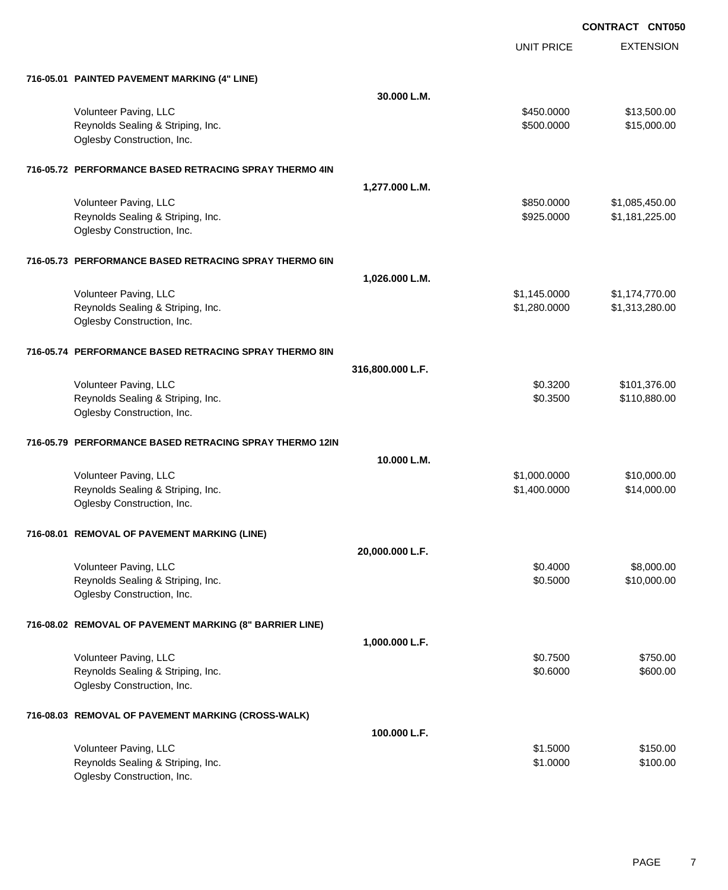**CONTRACT CNT050**

| | | UNIT PRICE | EXTENSION |
|---|---|---|---|
| **716-05.01 PAINTED PAVEMENT MARKING (4" LINE)** | | | |
| | **30.000 L.M.** | | |
| Volunteer Paving, LLC | | $450.0000 | $13,500.00 |
| Reynolds Sealing & Striping, Inc. | | $500.0000 | $15,000.00 |
| Oglesby Construction, Inc. | | | |
| **716-05.72 PERFORMANCE BASED RETRACING SPRAY THERMO 4IN** | | | |
| | **1,277.000 L.M.** | | |
| Volunteer Paving, LLC | | $850.0000 | $1,085,450.00 |
| Reynolds Sealing & Striping, Inc. | | $925.0000 | $1,181,225.00 |
| Oglesby Construction, Inc. | | | |
| **716-05.73 PERFORMANCE BASED RETRACING SPRAY THERMO 6IN** | | | |
| | **1,026.000 L.M.** | | |
| Volunteer Paving, LLC | | $1,145.0000 | $1,174,770.00 |
| Reynolds Sealing & Striping, Inc. | | $1,280.0000 | $1,313,280.00 |
| Oglesby Construction, Inc. | | | |
| **716-05.74 PERFORMANCE BASED RETRACING SPRAY THERMO 8IN** | | | |
| | **316,800.000 L.F.** | | |
| Volunteer Paving, LLC | | $0.3200 | $101,376.00 |
| Reynolds Sealing & Striping, Inc. | | $0.3500 | $110,880.00 |
| Oglesby Construction, Inc. | | | |
| **716-05.79 PERFORMANCE BASED RETRACING SPRAY THERMO 12IN** | | | |
| | **10.000 L.M.** | | |
| Volunteer Paving, LLC | | $1,000.0000 | $10,000.00 |
| Reynolds Sealing & Striping, Inc. | | $1,400.0000 | $14,000.00 |
| Oglesby Construction, Inc. | | | |
| **716-08.01 REMOVAL OF PAVEMENT MARKING (LINE)** | | | |
| | **20,000.000 L.F.** | | |
| Volunteer Paving, LLC | | $0.4000 | $8,000.00 |
| Reynolds Sealing & Striping, Inc. | | $0.5000 | $10,000.00 |
| Oglesby Construction, Inc. | | | |
| **716-08.02 REMOVAL OF PAVEMENT MARKING (8" BARRIER LINE)** | | | |
| | **1,000.000 L.F.** | | |
| Volunteer Paving, LLC | | $0.7500 | $750.00 |
| Reynolds Sealing & Striping, Inc. | | $0.6000 | $600.00 |
| Oglesby Construction, Inc. | | | |
| **716-08.03 REMOVAL OF PAVEMENT MARKING (CROSS-WALK)** | | | |
| | **100.000 L.F.** | | |
| Volunteer Paving, LLC | | $1.5000 | $150.00 |
| Reynolds Sealing & Striping, Inc. | | $1.0000 | $100.00 |
| Oglesby Construction, Inc. | | | |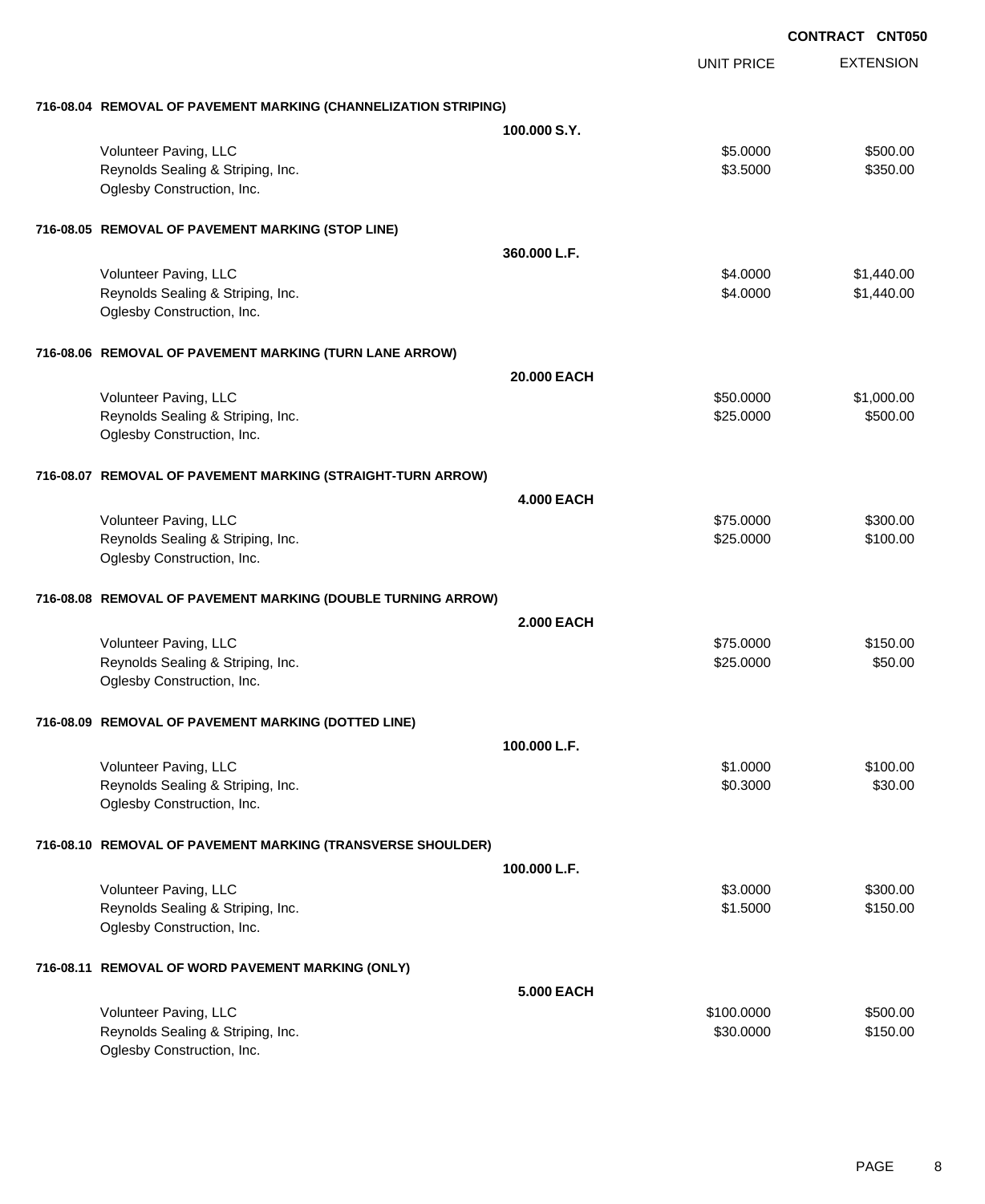**CONTRACT CNT050**

| | UNIT PRICE | EXTENSION |
|---|---|---|
| **716-08.04 REMOVAL OF PAVEMENT MARKING (CHANNELIZATION STRIPING)** | | |
| **100.000 S.Y.** | | |
| Volunteer Paving, LLC | $5.0000 | $500.00 |
| Reynolds Sealing & Striping, Inc. | $3.5000 | $350.00 |
| Oglesby Construction, Inc. | | |
| **716-08.05 REMOVAL OF PAVEMENT MARKING (STOP LINE)** | | |
| **360.000 L.F.** | | |
| Volunteer Paving, LLC | $4.0000 | $1,440.00 |
| Reynolds Sealing & Striping, Inc. | $4.0000 | $1,440.00 |
| Oglesby Construction, Inc. | | |
| **716-08.06 REMOVAL OF PAVEMENT MARKING (TURN LANE ARROW)** | | |
| **20.000 EACH** | | |
| Volunteer Paving, LLC | $50.0000 | $1,000.00 |
| Reynolds Sealing & Striping, Inc. | $25.0000 | $500.00 |
| Oglesby Construction, Inc. | | |
| **716-08.07 REMOVAL OF PAVEMENT MARKING (STRAIGHT-TURN ARROW)** | | |
| **4.000 EACH** | | |
| Volunteer Paving, LLC | $75.0000 | $300.00 |
| Reynolds Sealing & Striping, Inc. | $25.0000 | $100.00 |
| Oglesby Construction, Inc. | | |
| **716-08.08 REMOVAL OF PAVEMENT MARKING (DOUBLE TURNING ARROW)** | | |
| **2.000 EACH** | | |
| Volunteer Paving, LLC | $75.0000 | $150.00 |
| Reynolds Sealing & Striping, Inc. | $25.0000 | $50.00 |
| Oglesby Construction, Inc. | | |
| **716-08.09 REMOVAL OF PAVEMENT MARKING (DOTTED LINE)** | | |
| **100.000 L.F.** | | |
| Volunteer Paving, LLC | $1.0000 | $100.00 |
| Reynolds Sealing & Striping, Inc. | $0.3000 | $30.00 |
| Oglesby Construction, Inc. | | |
| **716-08.10 REMOVAL OF PAVEMENT MARKING (TRANSVERSE SHOULDER)** | | |
| **100.000 L.F.** | | |
| Volunteer Paving, LLC | $3.0000 | $300.00 |
| Reynolds Sealing & Striping, Inc. | $1.5000 | $150.00 |
| Oglesby Construction, Inc. | | |
| **716-08.11 REMOVAL OF WORD PAVEMENT MARKING (ONLY)** | | |
| **5.000 EACH** | | |
| Volunteer Paving, LLC | $100.0000 | $500.00 |
| Reynolds Sealing & Striping, Inc. | $30.0000 | $150.00 |
| Oglesby Construction, Inc. | | |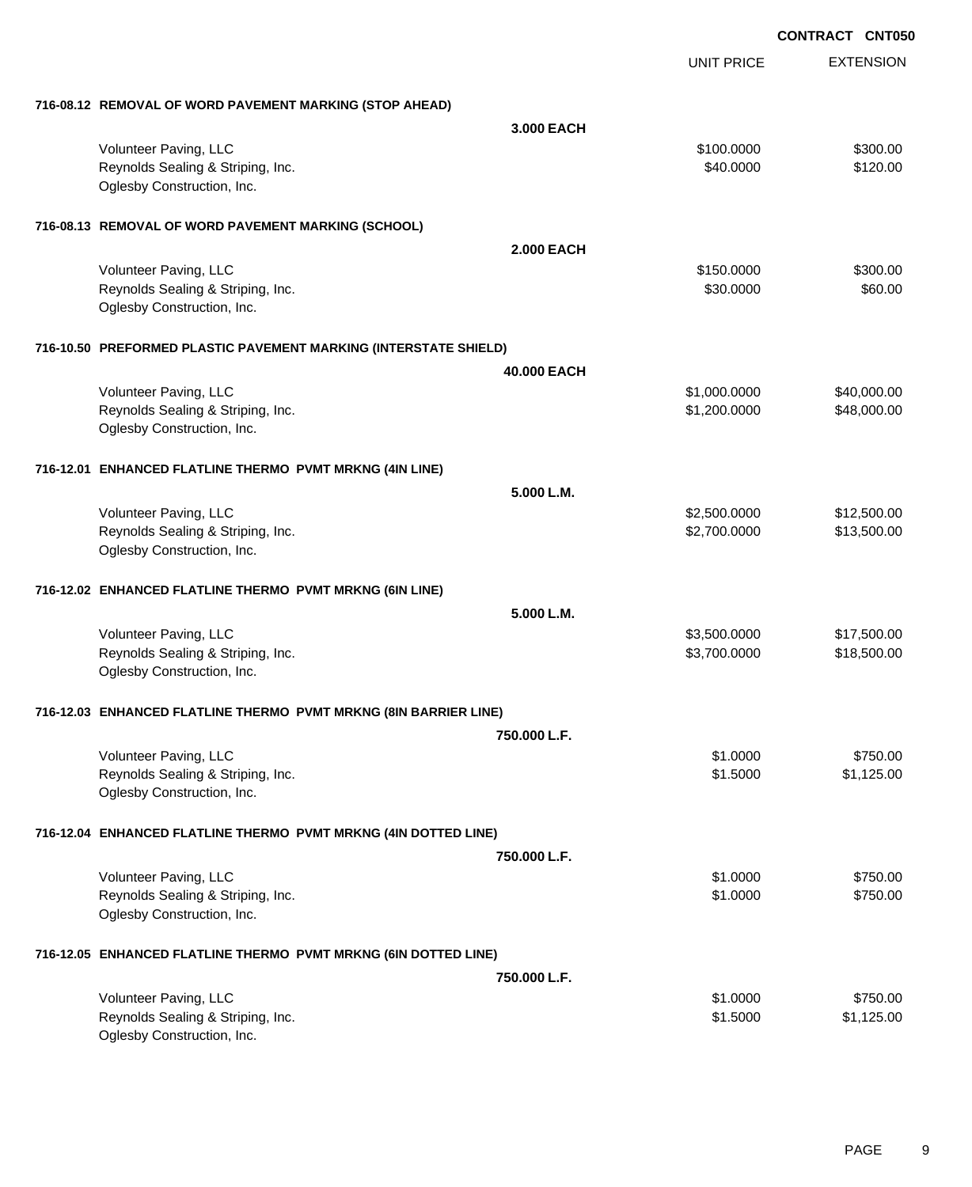**CONTRACT CNT050**

| | | UNIT PRICE | EXTENSION |
|---|---|---|---|
| **716-08.12 REMOVAL OF WORD PAVEMENT MARKING (STOP AHEAD)** | | | |
| | **3.000 EACH** | | |
| Volunteer Paving, LLC | | $100.0000 | $300.00 |
| Reynolds Sealing & Striping, Inc. | | $40.0000 | $120.00 |
| Oglesby Construction, Inc. | | | |
| **716-08.13 REMOVAL OF WORD PAVEMENT MARKING (SCHOOL)** | | | |
| | **2.000 EACH** | | |
| Volunteer Paving, LLC | | $150.0000 | $300.00 |
| Reynolds Sealing & Striping, Inc. | | $30.0000 | $60.00 |
| Oglesby Construction, Inc. | | | |
| **716-10.50 PREFORMED PLASTIC PAVEMENT MARKING (INTERSTATE SHIELD)** | | | |
| | **40.000 EACH** | | |
| Volunteer Paving, LLC | | $1,000.0000 | $40,000.00 |
| Reynolds Sealing & Striping, Inc. | | $1,200.0000 | $48,000.00 |
| Oglesby Construction, Inc. | | | |
| **716-12.01 ENHANCED FLATLINE THERMO PVMT MRKNG (4IN LINE)** | | | |
| | **5.000 L.M.** | | |
| Volunteer Paving, LLC | | $2,500.0000 | $12,500.00 |
| Reynolds Sealing & Striping, Inc. | | $2,700.0000 | $13,500.00 |
| Oglesby Construction, Inc. | | | |
| **716-12.02 ENHANCED FLATLINE THERMO PVMT MRKNG (6IN LINE)** | | | |
| | **5.000 L.M.** | | |
| Volunteer Paving, LLC | | $3,500.0000 | $17,500.00 |
| Reynolds Sealing & Striping, Inc. | | $3,700.0000 | $18,500.00 |
| Oglesby Construction, Inc. | | | |
| **716-12.03 ENHANCED FLATLINE THERMO PVMT MRKNG (8IN BARRIER LINE)** | | | |
| | **750.000 L.F.** | | |
| Volunteer Paving, LLC | | $1.0000 | $750.00 |
| Reynolds Sealing & Striping, Inc. | | $1.5000 | $1,125.00 |
| Oglesby Construction, Inc. | | | |
| **716-12.04 ENHANCED FLATLINE THERMO PVMT MRKNG (4IN DOTTED LINE)** | | | |
| | **750.000 L.F.** | | |
| Volunteer Paving, LLC | | $1.0000 | $750.00 |
| Reynolds Sealing & Striping, Inc. | | $1.0000 | $750.00 |
| Oglesby Construction, Inc. | | | |
| **716-12.05 ENHANCED FLATLINE THERMO PVMT MRKNG (6IN DOTTED LINE)** | | | |
| | **750.000 L.F.** | | |
| Volunteer Paving, LLC | | $1.0000 | $750.00 |
| Reynolds Sealing & Striping, Inc. | | $1.5000 | $1,125.00 |
| Oglesby Construction, Inc. | | | |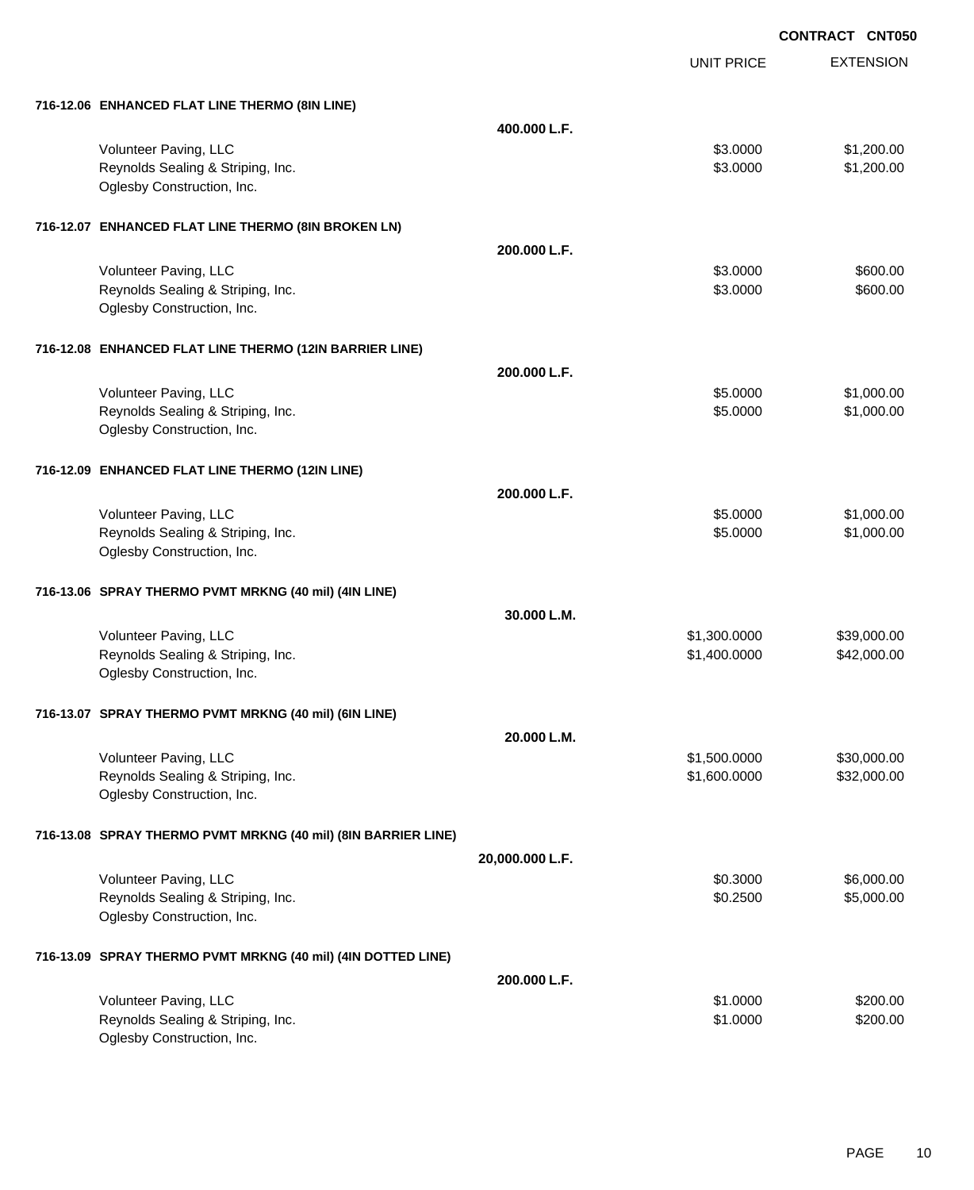**CONTRACT CNT050**

| | | UNIT PRICE | EXTENSION |
|---|---|---|---|
| **716-12.06 ENHANCED FLAT LINE THERMO (8IN LINE)** | | | |
| | **400.000 L.F.** | | |
| Volunteer Paving, LLC | | $3.0000 | $1,200.00 |
| Reynolds Sealing & Striping, Inc. | | $3.0000 | $1,200.00 |
| Oglesby Construction, Inc. | | | |
| **716-12.07 ENHANCED FLAT LINE THERMO (8IN BROKEN LN)** | | | |
| | **200.000 L.F.** | | |
| Volunteer Paving, LLC | | $3.0000 | $600.00 |
| Reynolds Sealing & Striping, Inc. | | $3.0000 | $600.00 |
| Oglesby Construction, Inc. | | | |
| **716-12.08 ENHANCED FLAT LINE THERMO (12IN BARRIER LINE)** | | | |
| | **200.000 L.F.** | | |
| Volunteer Paving, LLC | | $5.0000 | $1,000.00 |
| Reynolds Sealing & Striping, Inc. | | $5.0000 | $1,000.00 |
| Oglesby Construction, Inc. | | | |
| **716-12.09 ENHANCED FLAT LINE THERMO (12IN LINE)** | | | |
| | **200.000 L.F.** | | |
| Volunteer Paving, LLC | | $5.0000 | $1,000.00 |
| Reynolds Sealing & Striping, Inc. | | $5.0000 | $1,000.00 |
| Oglesby Construction, Inc. | | | |
| **716-13.06 SPRAY THERMO PVMT MRKNG (40 mil) (4IN LINE)** | | | |
| | **30.000 L.M.** | | |
| Volunteer Paving, LLC | | $1,300.0000 | $39,000.00 |
| Reynolds Sealing & Striping, Inc. | | $1,400.0000 | $42,000.00 |
| Oglesby Construction, Inc. | | | |
| **716-13.07 SPRAY THERMO PVMT MRKNG (40 mil) (6IN LINE)** | | | |
| | **20.000 L.M.** | | |
| Volunteer Paving, LLC | | $1,500.0000 | $30,000.00 |
| Reynolds Sealing & Striping, Inc. | | $1,600.0000 | $32,000.00 |
| Oglesby Construction, Inc. | | | |
| **716-13.08 SPRAY THERMO PVMT MRKNG (40 mil) (8IN BARRIER LINE)** | | | |
| | **20,000.000 L.F.** | | |
| Volunteer Paving, LLC | | $0.3000 | $6,000.00 |
| Reynolds Sealing & Striping, Inc. | | $0.2500 | $5,000.00 |
| Oglesby Construction, Inc. | | | |
| **716-13.09 SPRAY THERMO PVMT MRKNG (40 mil) (4IN DOTTED LINE)** | | | |
| | **200.000 L.F.** | | |
| Volunteer Paving, LLC | | $1.0000 | $200.00 |
| Reynolds Sealing & Striping, Inc. | | $1.0000 | $200.00 |
| Oglesby Construction, Inc. | | | |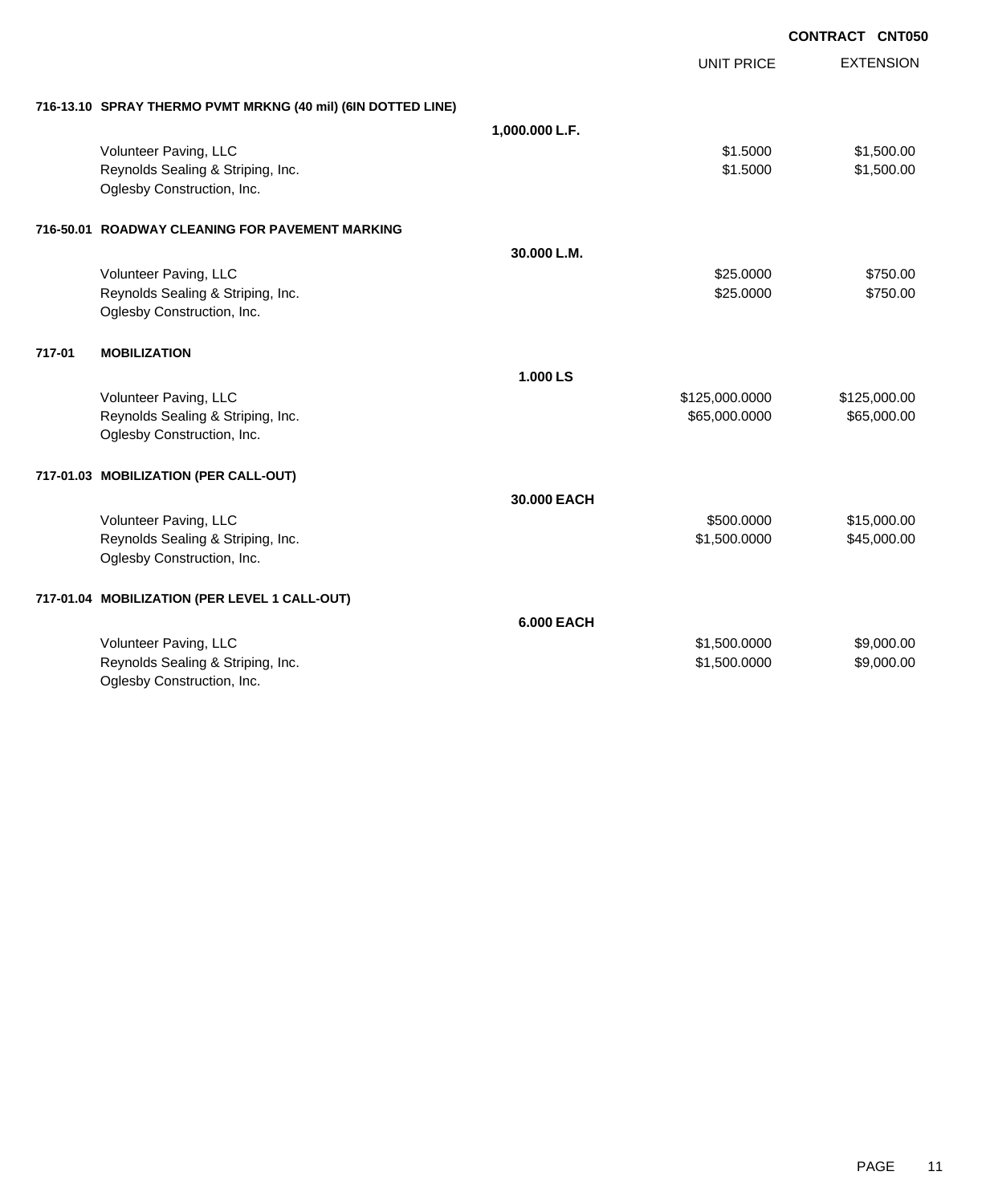**CONTRACT CNT050**

| | | UNIT PRICE | EXTENSION |
|---|---|---|---|
| **716-13.10 SPRAY THERMO PVMT MRKNG (40 mil) (6IN DOTTED LINE)** | | | |
| | **1,000.000 L.F.** | | |
| Volunteer Paving, LLC | | $1.5000 | $1,500.00 |
| Reynolds Sealing & Striping, Inc. | | $1.5000 | $1,500.00 |
| Oglesby Construction, Inc. | | | |
| **716-50.01 ROADWAY CLEANING FOR PAVEMENT MARKING** | | | |
| | **30.000 L.M.** | | |
| Volunteer Paving, LLC | | $25.0000 | $750.00 |
| Reynolds Sealing & Striping, Inc. | | $25.0000 | $750.00 |
| Oglesby Construction, Inc. | | | |
| **717-01 MOBILIZATION** | | | |
| | **1.000 LS** | | |
| Volunteer Paving, LLC | | $125,000.0000 | $125,000.00 |
| Reynolds Sealing & Striping, Inc. | | $65,000.0000 | $65,000.00 |
| Oglesby Construction, Inc. | | | |
| **717-01.03 MOBILIZATION (PER CALL-OUT)** | | | |
| | **30.000 EACH** | | |
| Volunteer Paving, LLC | | $500.0000 | $15,000.00 |
| Reynolds Sealing & Striping, Inc. | | $1,500.0000 | $45,000.00 |
| Oglesby Construction, Inc. | | | |
| **717-01.04 MOBILIZATION (PER LEVEL 1 CALL-OUT)** | | | |
| | **6.000 EACH** | | |
| Volunteer Paving, LLC | | $1,500.0000 | $9,000.00 |
| Reynolds Sealing & Striping, Inc. | | $1,500.0000 | $9,000.00 |
| Oglesby Construction, Inc. | | | |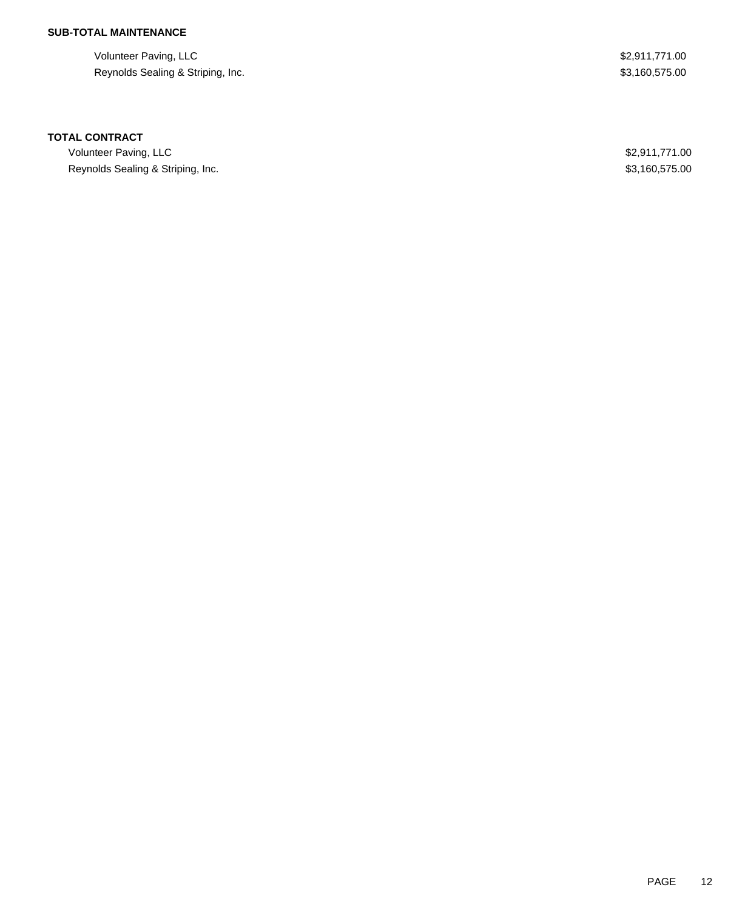**SUB-TOTAL MAINTENANCE**

| | |
|---|---|
| Volunteer Paving, LLC | $2,911,771.00 |
| Reynolds Sealing & Striping, Inc. | $3,160,575.00 |

**TOTAL CONTRACT**

| | |
|---|---|
| Volunteer Paving, LLC | $2,911,771.00 |
| Reynolds Sealing & Striping, Inc. | $3,160,575.00 |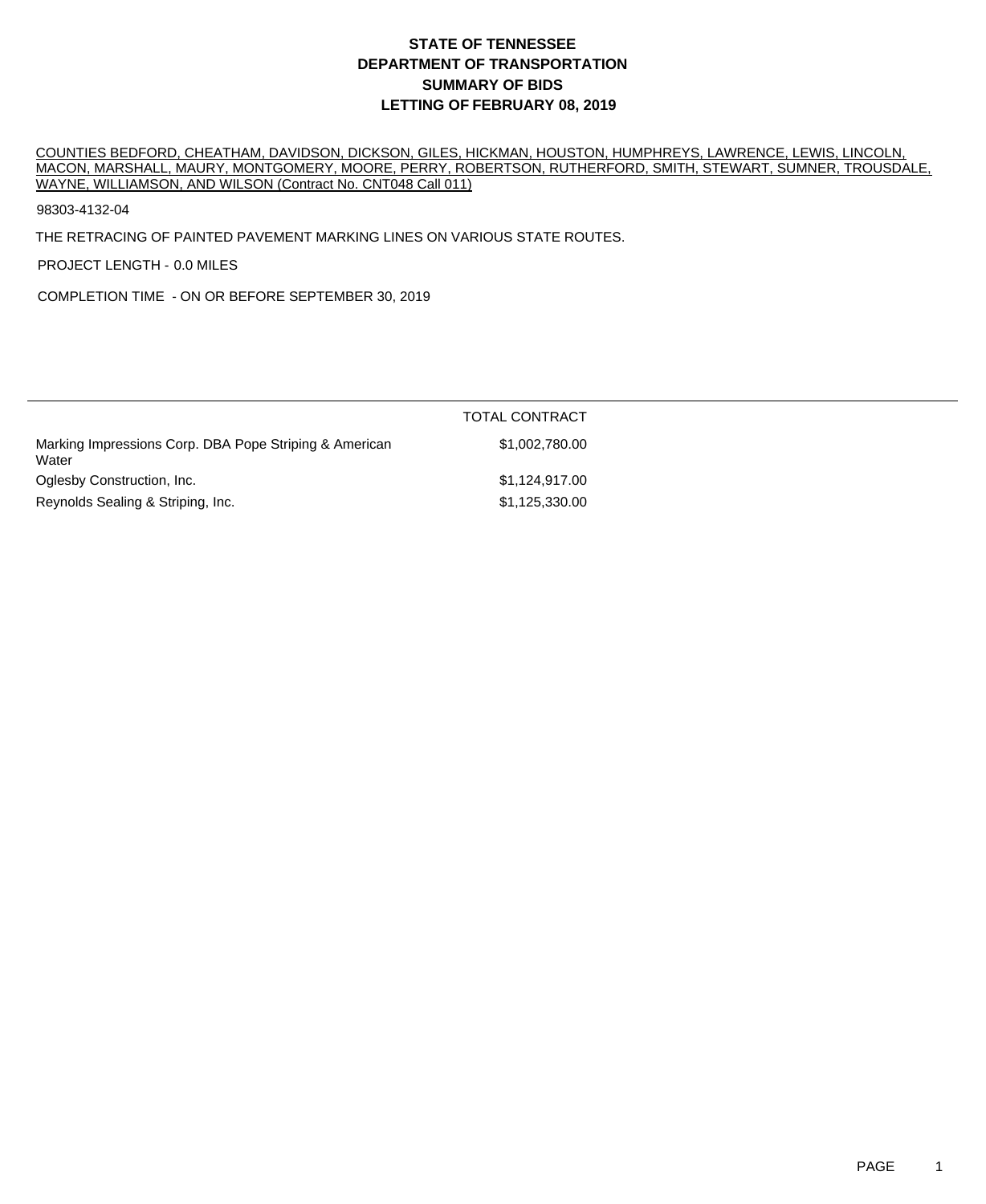# STATE OF TENNESSEE
# DEPARTMENT OF TRANSPORTATION
# SUMMARY OF BIDS
# LETTING OF FEBRUARY 08, 2019

COUNTIES BEDFORD, CHEATHAM, DAVIDSON, DICKSON, GILES, HICKMAN, HOUSTON, HUMPHREYS, LAWRENCE, LEWIS, LINCOLN, MACON, MARSHALL, MAURY, MONTGOMERY, MOORE, PERRY, ROBERTSON, RUTHERFORD, SMITH, STEWART, SUMNER, TROUSDALE, WAYNE, WILLIAMSON, AND WILSON (Contract No. CNT048 Call 011)

98303-4132-04

THE RETRACING OF PAINTED PAVEMENT MARKING LINES ON VARIOUS STATE ROUTES.

PROJECT LENGTH - 0.0 MILES

COMPLETION TIME - ON OR BEFORE SEPTEMBER 30, 2019

| | TOTAL CONTRACT |
|---|---|
| Marking Impressions Corp. DBA Pope Striping & American Water | $1,002,780.00 |
| Oglesby Construction, Inc. | $1,124,917.00 |
| Reynolds Sealing & Striping, Inc. | $1,125,330.00 |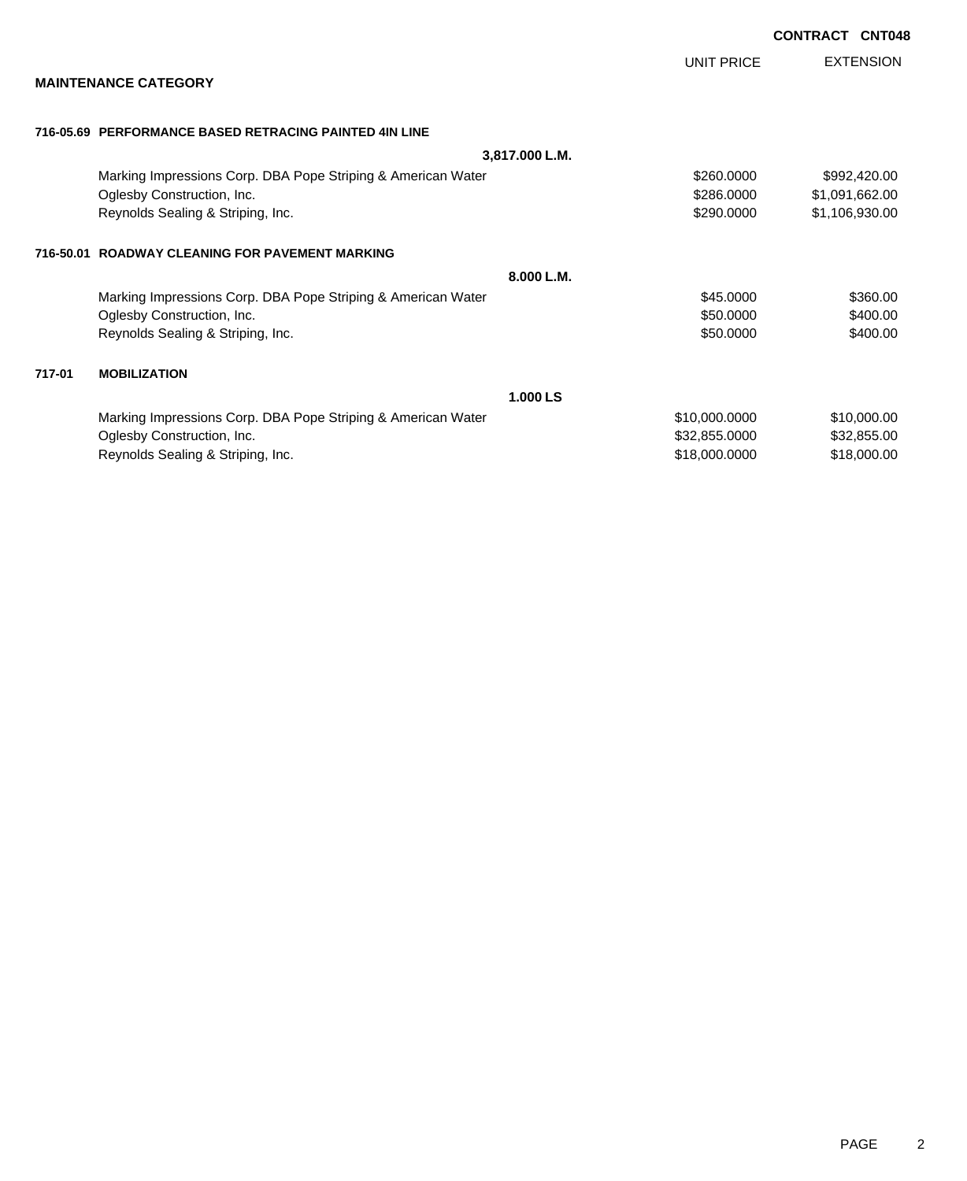**CONTRACT CNT048**

**MAINTENANCE CATEGORY**

| | | UNIT PRICE | EXTENSION |
|---|---|---|---|
| **716-05.69** | **PERFORMANCE BASED RETRACING PAINTED 4IN LINE** | | |
| | **3,817.000 L.M.** | | |
| | Marking Impressions Corp. DBA Pope Striping & American Water | $260.0000 | $992,420.00 |
| | Oglesby Construction, Inc. | $286.0000 | $1,091,662.00 |
| | Reynolds Sealing & Striping, Inc. | $290.0000 | $1,106,930.00 |
| **716-50.01** | **ROADWAY CLEANING FOR PAVEMENT MARKING** | | |
| | **8.000 L.M.** | | |
| | Marking Impressions Corp. DBA Pope Striping & American Water | $45.0000 | $360.00 |
| | Oglesby Construction, Inc. | $50.0000 | $400.00 |
| | Reynolds Sealing & Striping, Inc. | $50.0000 | $400.00 |
| **717-01** | **MOBILIZATION** | | |
| | **1.000 LS** | | |
| | Marking Impressions Corp. DBA Pope Striping & American Water | $10,000.0000 | $10,000.00 |
| | Oglesby Construction, Inc. | $32,855.0000 | $32,855.00 |
| | Reynolds Sealing & Striping, Inc. | $18,000.0000 | $18,000.00 |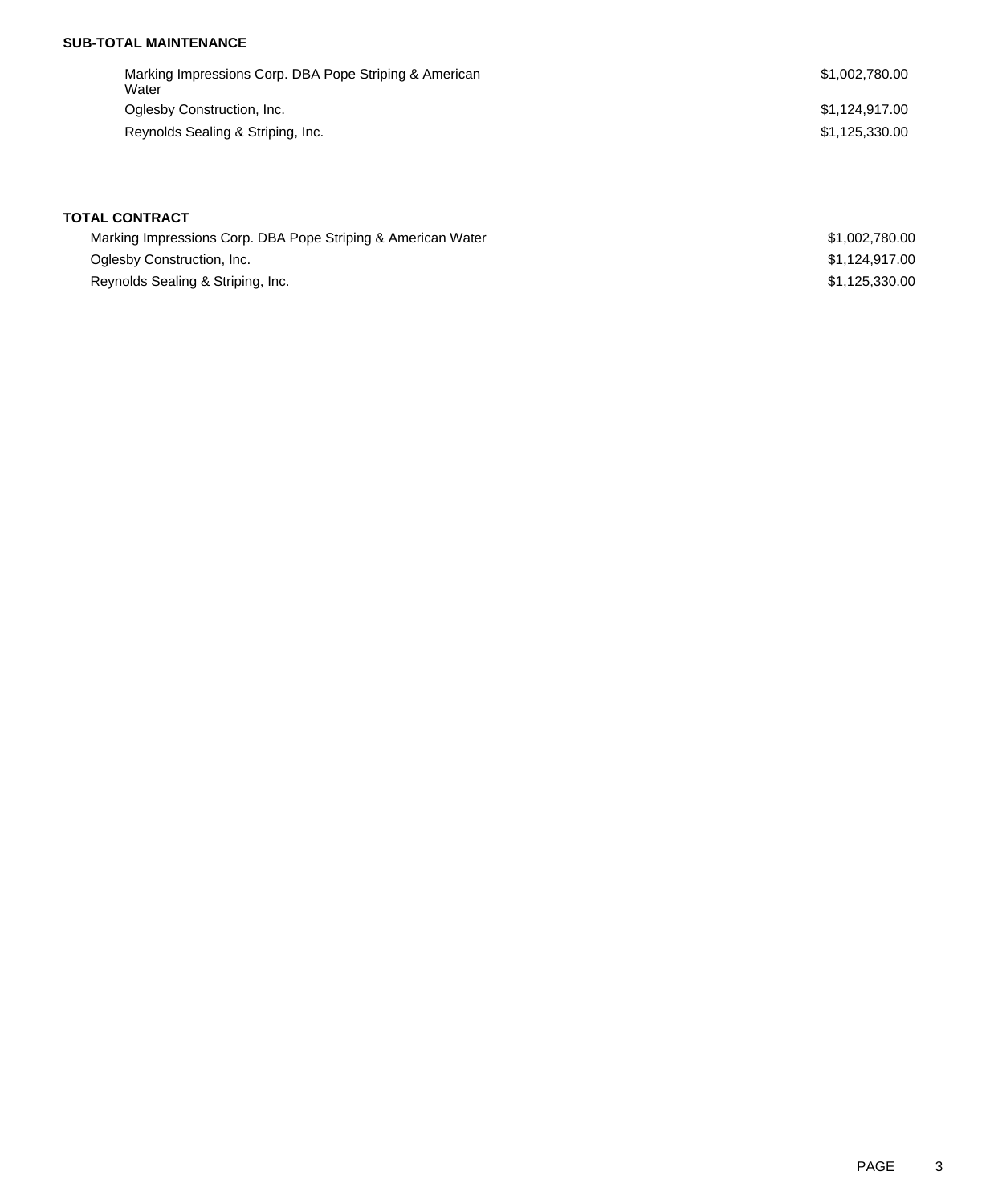**SUB-TOTAL MAINTENANCE**

| | |
|---|---|
| Marking Impressions Corp. DBA Pope Striping & American Water | $1,002,780.00 |
| Oglesby Construction, Inc. | $1,124,917.00 |
| Reynolds Sealing & Striping, Inc. | $1,125,330.00 |

**TOTAL CONTRACT**

| | |
|---|---|
| Marking Impressions Corp. DBA Pope Striping & American Water | $1,002,780.00 |
| Oglesby Construction, Inc. | $1,124,917.00 |
| Reynolds Sealing & Striping, Inc. | $1,125,330.00 |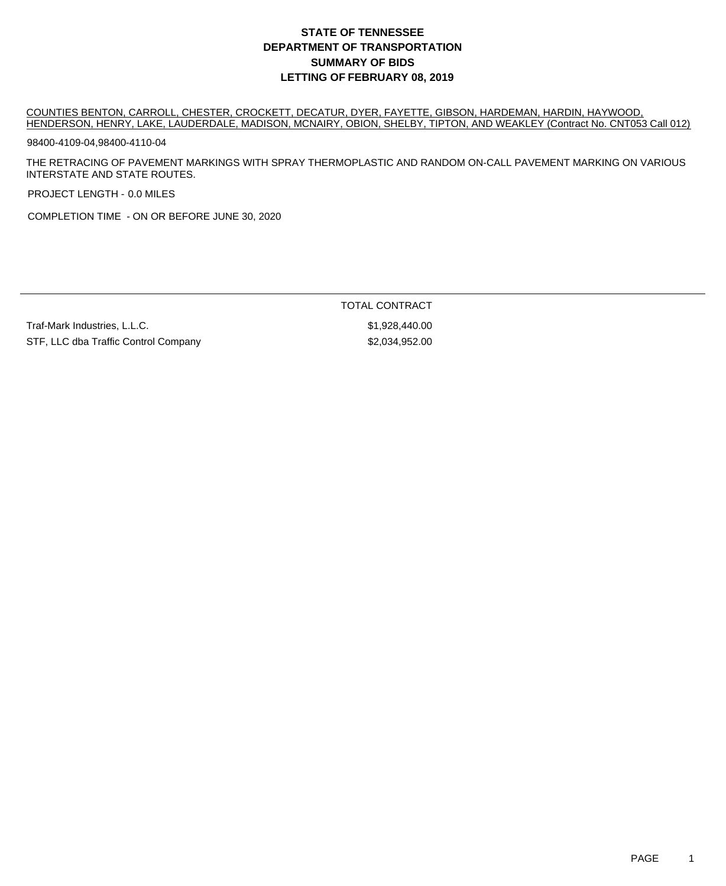# STATE OF TENNESSEE
# DEPARTMENT OF TRANSPORTATION
# SUMMARY OF BIDS
# LETTING OF FEBRUARY 08, 2019

COUNTIES BENTON, CARROLL, CHESTER, CROCKETT, DECATUR, DYER, FAYETTE, GIBSON, HARDEMAN, HARDIN, HAYWOOD, HENDERSON, HENRY, LAKE, LAUDERDALE, MADISON, MCNAIRY, OBION, SHELBY, TIPTON, AND WEAKLEY (Contract No. CNT053 Call 012)

98400-4109-04,98400-4110-04

THE RETRACING OF PAVEMENT MARKINGS WITH SPRAY THERMOPLASTIC AND RANDOM ON-CALL PAVEMENT MARKING ON VARIOUS INTERSTATE AND STATE ROUTES.

PROJECT LENGTH - 0.0 MILES

COMPLETION TIME - ON OR BEFORE JUNE 30, 2020

| | TOTAL CONTRACT |
|---|---|
| Traf-Mark Industries, L.L.C. | $1,928,440.00 |
| STF, LLC dba Traffic Control Company | $2,034,952.00 |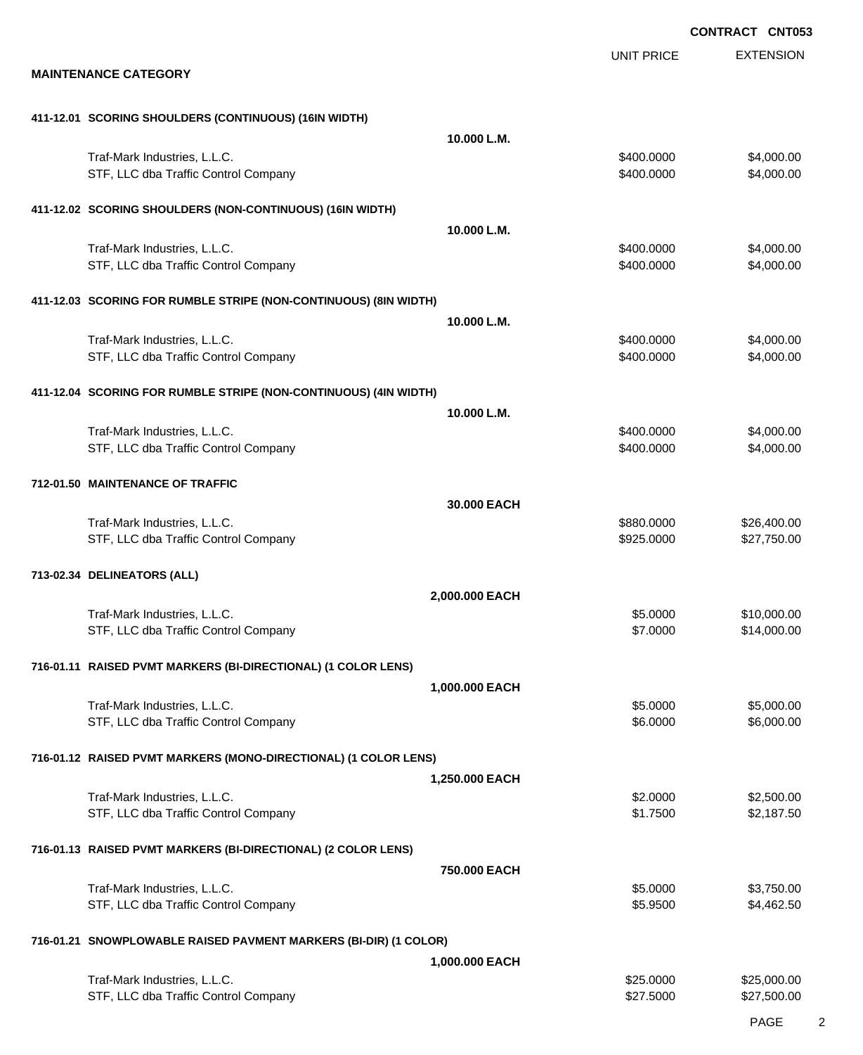**CONTRACT CNT053**

**MAINTENANCE CATEGORY**

| | UNIT PRICE | EXTENSION |
|---|---|---|
| **411-12.01 SCORING SHOULDERS (CONTINUOUS) (16IN WIDTH)** | | |
| **10.000 L.M.** | | |
| Traf-Mark Industries, L.L.C. | $400.0000 | $4,000.00 |
| STF, LLC dba Traffic Control Company | $400.0000 | $4,000.00 |
| **411-12.02 SCORING SHOULDERS (NON-CONTINUOUS) (16IN WIDTH)** | | |
| **10.000 L.M.** | | |
| Traf-Mark Industries, L.L.C. | $400.0000 | $4,000.00 |
| STF, LLC dba Traffic Control Company | $400.0000 | $4,000.00 |
| **411-12.03 SCORING FOR RUMBLE STRIPE (NON-CONTINUOUS) (8IN WIDTH)** | | |
| **10.000 L.M.** | | |
| Traf-Mark Industries, L.L.C. | $400.0000 | $4,000.00 |
| STF, LLC dba Traffic Control Company | $400.0000 | $4,000.00 |
| **411-12.04 SCORING FOR RUMBLE STRIPE (NON-CONTINUOUS) (4IN WIDTH)** | | |
| **10.000 L.M.** | | |
| Traf-Mark Industries, L.L.C. | $400.0000 | $4,000.00 |
| STF, LLC dba Traffic Control Company | $400.0000 | $4,000.00 |
| **712-01.50 MAINTENANCE OF TRAFFIC** | | |
| **30.000 EACH** | | |
| Traf-Mark Industries, L.L.C. | $880.0000 | $26,400.00 |
| STF, LLC dba Traffic Control Company | $925.0000 | $27,750.00 |
| **713-02.34 DELINEATORS (ALL)** | | |
| **2,000.000 EACH** | | |
| Traf-Mark Industries, L.L.C. | $5.0000 | $10,000.00 |
| STF, LLC dba Traffic Control Company | $7.0000 | $14,000.00 |
| **716-01.11 RAISED PVMT MARKERS (BI-DIRECTIONAL) (1 COLOR LENS)** | | |
| **1,000.000 EACH** | | |
| Traf-Mark Industries, L.L.C. | $5.0000 | $5,000.00 |
| STF, LLC dba Traffic Control Company | $6.0000 | $6,000.00 |
| **716-01.12 RAISED PVMT MARKERS (MONO-DIRECTIONAL) (1 COLOR LENS)** | | |
| **1,250.000 EACH** | | |
| Traf-Mark Industries, L.L.C. | $2.0000 | $2,500.00 |
| STF, LLC dba Traffic Control Company | $1.7500 | $2,187.50 |
| **716-01.13 RAISED PVMT MARKERS (BI-DIRECTIONAL) (2 COLOR LENS)** | | |
| **750.000 EACH** | | |
| Traf-Mark Industries, L.L.C. | $5.0000 | $3,750.00 |
| STF, LLC dba Traffic Control Company | $5.9500 | $4,462.50 |
| **716-01.21 SNOWPLOWABLE RAISED PAVMENT MARKERS (BI-DIR) (1 COLOR)** | | |
| **1,000.000 EACH** | | |
| Traf-Mark Industries, L.L.C. | $25.0000 | $25,000.00 |
| STF, LLC dba Traffic Control Company | $27.5000 | $27,500.00 |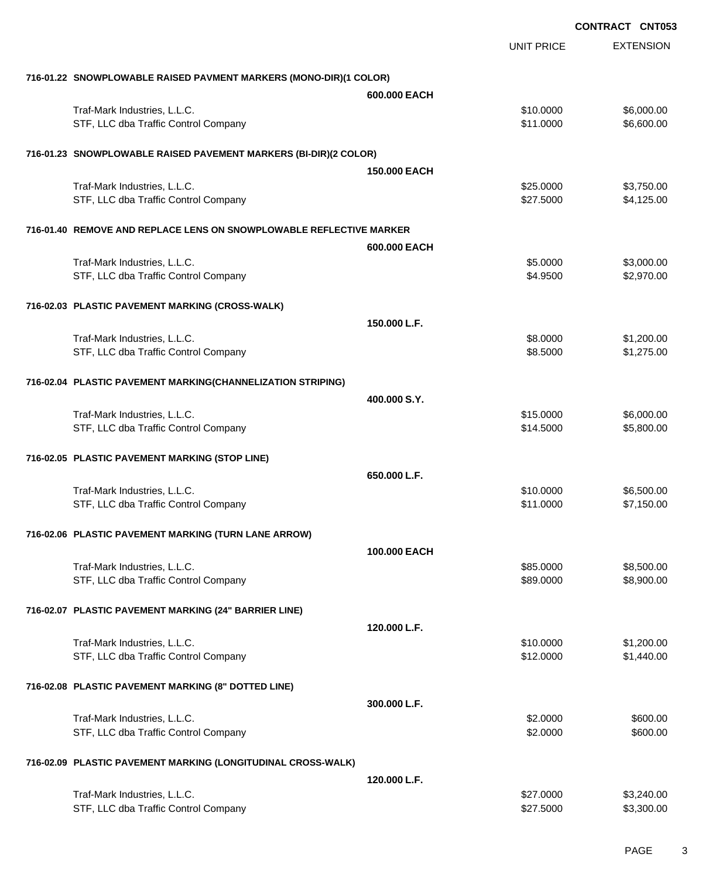**CONTRACT CNT053**

| | | UNIT PRICE | EXTENSION |
|---|---|---|---|
| **716-01.22 SNOWPLOWABLE RAISED PAVMENT MARKERS (MONO-DIR)(1 COLOR)** | | | |
| | **600.000 EACH** | | |
| Traf-Mark Industries, L.L.C. | | $10.0000 | $6,000.00 |
| STF, LLC dba Traffic Control Company | | $11.0000 | $6,600.00 |
| **716-01.23 SNOWPLOWABLE RAISED PAVEMENT MARKERS (BI-DIR)(2 COLOR)** | | | |
| | **150.000 EACH** | | |
| Traf-Mark Industries, L.L.C. | | $25.0000 | $3,750.00 |
| STF, LLC dba Traffic Control Company | | $27.5000 | $4,125.00 |
| **716-01.40 REMOVE AND REPLACE LENS ON SNOWPLOWABLE REFLECTIVE MARKER** | | | |
| | **600.000 EACH** | | |
| Traf-Mark Industries, L.L.C. | | $5.0000 | $3,000.00 |
| STF, LLC dba Traffic Control Company | | $4.9500 | $2,970.00 |
| **716-02.03 PLASTIC PAVEMENT MARKING (CROSS-WALK)** | | | |
| | **150.000 L.F.** | | |
| Traf-Mark Industries, L.L.C. | | $8.0000 | $1,200.00 |
| STF, LLC dba Traffic Control Company | | $8.5000 | $1,275.00 |
| **716-02.04 PLASTIC PAVEMENT MARKING(CHANNELIZATION STRIPING)** | | | |
| | **400.000 S.Y.** | | |
| Traf-Mark Industries, L.L.C. | | $15.0000 | $6,000.00 |
| STF, LLC dba Traffic Control Company | | $14.5000 | $5,800.00 |
| **716-02.05 PLASTIC PAVEMENT MARKING (STOP LINE)** | | | |
| | **650.000 L.F.** | | |
| Traf-Mark Industries, L.L.C. | | $10.0000 | $6,500.00 |
| STF, LLC dba Traffic Control Company | | $11.0000 | $7,150.00 |
| **716-02.06 PLASTIC PAVEMENT MARKING (TURN LANE ARROW)** | | | |
| | **100.000 EACH** | | |
| Traf-Mark Industries, L.L.C. | | $85.0000 | $8,500.00 |
| STF, LLC dba Traffic Control Company | | $89.0000 | $8,900.00 |
| **716-02.07 PLASTIC PAVEMENT MARKING (24" BARRIER LINE)** | | | |
| | **120.000 L.F.** | | |
| Traf-Mark Industries, L.L.C. | | $10.0000 | $1,200.00 |
| STF, LLC dba Traffic Control Company | | $12.0000 | $1,440.00 |
| **716-02.08 PLASTIC PAVEMENT MARKING (8" DOTTED LINE)** | | | |
| | **300.000 L.F.** | | |
| Traf-Mark Industries, L.L.C. | | $2.0000 | $600.00 |
| STF, LLC dba Traffic Control Company | | $2.0000 | $600.00 |
| **716-02.09 PLASTIC PAVEMENT MARKING (LONGITUDINAL CROSS-WALK)** | | | |
| | **120.000 L.F.** | | |
| Traf-Mark Industries, L.L.C. | | $27.0000 | $3,240.00 |
| STF, LLC dba Traffic Control Company | | $27.5000 | $3,300.00 |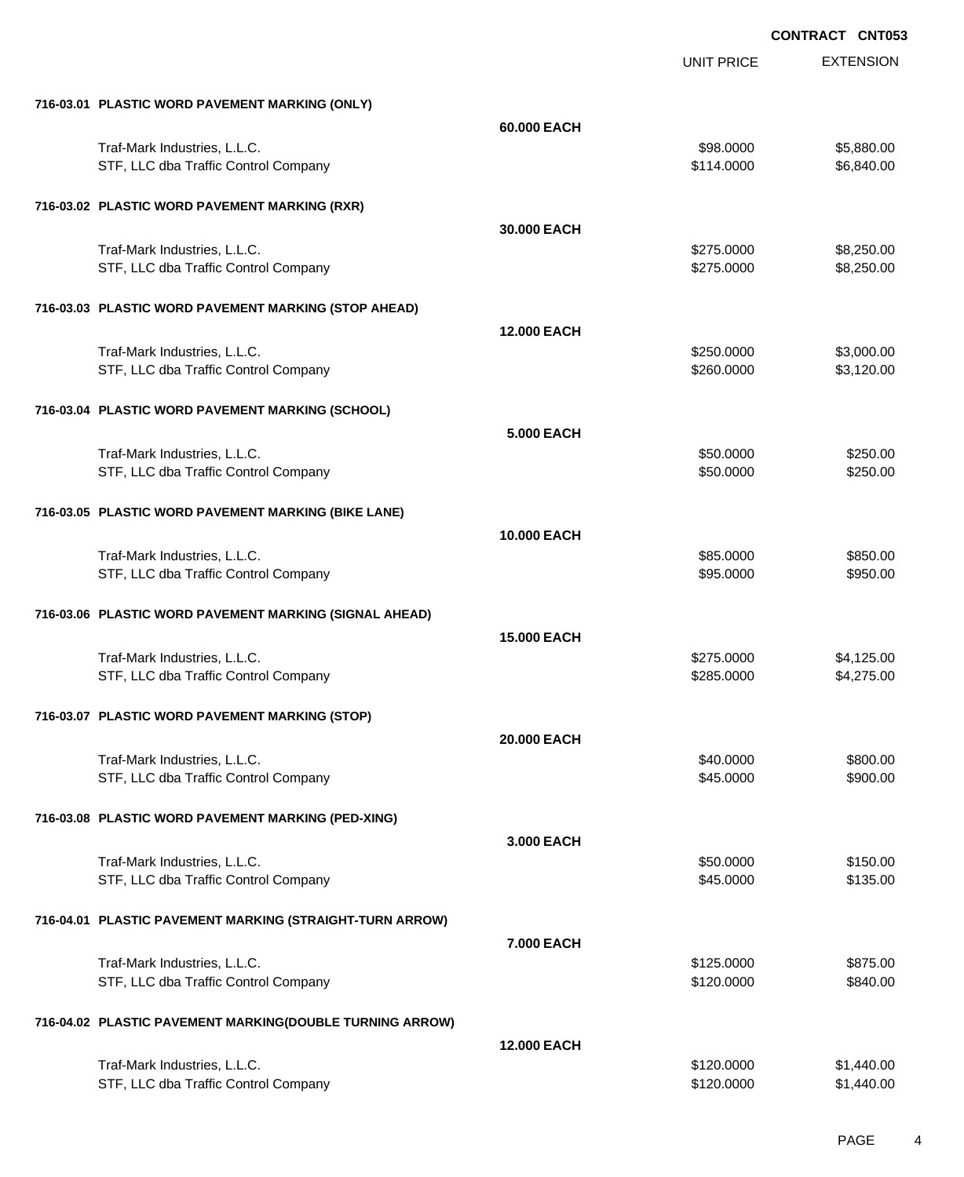**CONTRACT CNT053**

| | | UNIT PRICE | EXTENSION |
|---|---|---|---|
| **716-03.01 PLASTIC WORD PAVEMENT MARKING (ONLY)** | | | |
| | **60.000 EACH** | | |
| Traf-Mark Industries, L.L.C. | | $98.0000 | $5,880.00 |
| STF, LLC dba Traffic Control Company | | $114.0000 | $6,840.00 |
| **716-03.02 PLASTIC WORD PAVEMENT MARKING (RXR)** | | | |
| | **30.000 EACH** | | |
| Traf-Mark Industries, L.L.C. | | $275.0000 | $8,250.00 |
| STF, LLC dba Traffic Control Company | | $275.0000 | $8,250.00 |
| **716-03.03 PLASTIC WORD PAVEMENT MARKING (STOP AHEAD)** | | | |
| | **12.000 EACH** | | |
| Traf-Mark Industries, L.L.C. | | $250.0000 | $3,000.00 |
| STF, LLC dba Traffic Control Company | | $260.0000 | $3,120.00 |
| **716-03.04 PLASTIC WORD PAVEMENT MARKING (SCHOOL)** | | | |
| | **5.000 EACH** | | |
| Traf-Mark Industries, L.L.C. | | $50.0000 | $250.00 |
| STF, LLC dba Traffic Control Company | | $50.0000 | $250.00 |
| **716-03.05 PLASTIC WORD PAVEMENT MARKING (BIKE LANE)** | | | |
| | **10.000 EACH** | | |
| Traf-Mark Industries, L.L.C. | | $85.0000 | $850.00 |
| STF, LLC dba Traffic Control Company | | $95.0000 | $950.00 |
| **716-03.06 PLASTIC WORD PAVEMENT MARKING (SIGNAL AHEAD)** | | | |
| | **15.000 EACH** | | |
| Traf-Mark Industries, L.L.C. | | $275.0000 | $4,125.00 |
| STF, LLC dba Traffic Control Company | | $285.0000 | $4,275.00 |
| **716-03.07 PLASTIC WORD PAVEMENT MARKING (STOP)** | | | |
| | **20.000 EACH** | | |
| Traf-Mark Industries, L.L.C. | | $40.0000 | $800.00 |
| STF, LLC dba Traffic Control Company | | $45.0000 | $900.00 |
| **716-03.08 PLASTIC WORD PAVEMENT MARKING (PED-XING)** | | | |
| | **3.000 EACH** | | |
| Traf-Mark Industries, L.L.C. | | $50.0000 | $150.00 |
| STF, LLC dba Traffic Control Company | | $45.0000 | $135.00 |
| **716-04.01 PLASTIC PAVEMENT MARKING (STRAIGHT-TURN ARROW)** | | | |
| | **7.000 EACH** | | |
| Traf-Mark Industries, L.L.C. | | $125.0000 | $875.00 |
| STF, LLC dba Traffic Control Company | | $120.0000 | $840.00 |
| **716-04.02 PLASTIC PAVEMENT MARKING(DOUBLE TURNING ARROW)** | | | |
| | **12.000 EACH** | | |
| Traf-Mark Industries, L.L.C. | | $120.0000 | $1,440.00 |
| STF, LLC dba Traffic Control Company | | $120.0000 | $1,440.00 |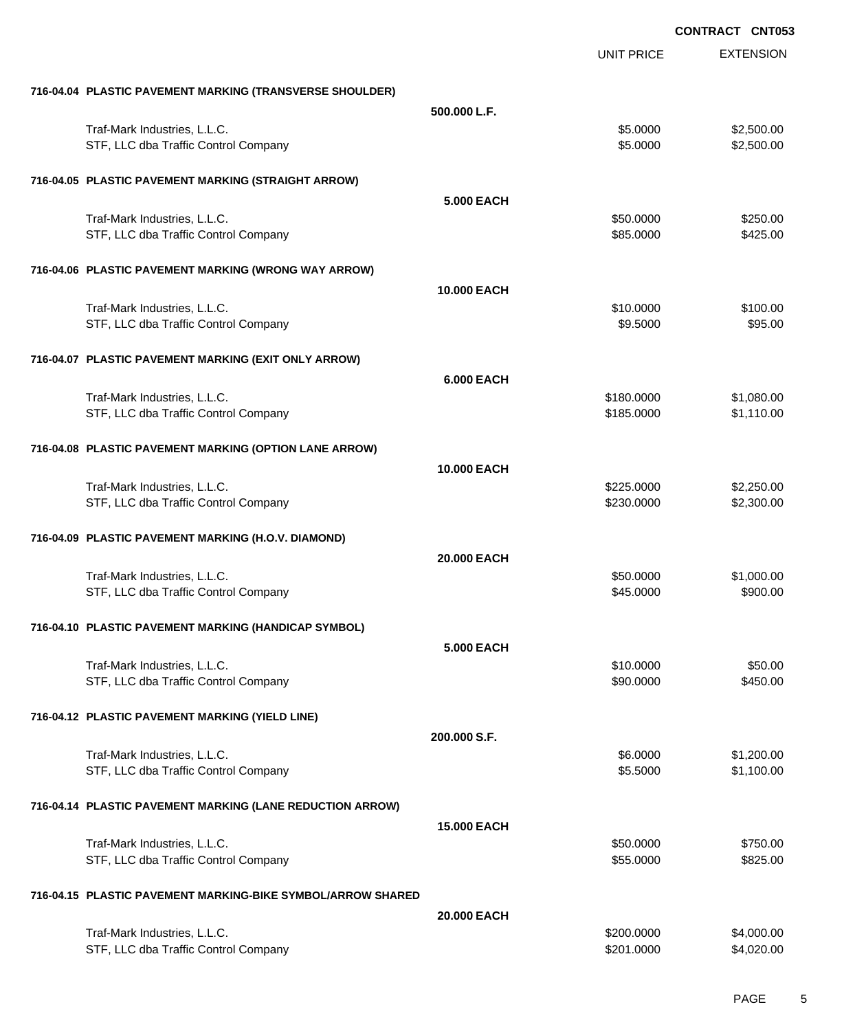**CONTRACT CNT053**

| | | UNIT PRICE | EXTENSION |
|---|---|---|---|
| **716-04.04 PLASTIC PAVEMENT MARKING (TRANSVERSE SHOULDER)** | | | |
| | **500.000 L.F.** | | |
| Traf-Mark Industries, L.L.C. | | $5.0000 | $2,500.00 |
| STF, LLC dba Traffic Control Company | | $5.0000 | $2,500.00 |
| **716-04.05 PLASTIC PAVEMENT MARKING (STRAIGHT ARROW)** | | | |
| | **5.000 EACH** | | |
| Traf-Mark Industries, L.L.C. | | $50.0000 | $250.00 |
| STF, LLC dba Traffic Control Company | | $85.0000 | $425.00 |
| **716-04.06 PLASTIC PAVEMENT MARKING (WRONG WAY ARROW)** | | | |
| | **10.000 EACH** | | |
| Traf-Mark Industries, L.L.C. | | $10.0000 | $100.00 |
| STF, LLC dba Traffic Control Company | | $9.5000 | $95.00 |
| **716-04.07 PLASTIC PAVEMENT MARKING (EXIT ONLY ARROW)** | | | |
| | **6.000 EACH** | | |
| Traf-Mark Industries, L.L.C. | | $180.0000 | $1,080.00 |
| STF, LLC dba Traffic Control Company | | $185.0000 | $1,110.00 |
| **716-04.08 PLASTIC PAVEMENT MARKING (OPTION LANE ARROW)** | | | |
| | **10.000 EACH** | | |
| Traf-Mark Industries, L.L.C. | | $225.0000 | $2,250.00 |
| STF, LLC dba Traffic Control Company | | $230.0000 | $2,300.00 |
| **716-04.09 PLASTIC PAVEMENT MARKING (H.O.V. DIAMOND)** | | | |
| | **20.000 EACH** | | |
| Traf-Mark Industries, L.L.C. | | $50.0000 | $1,000.00 |
| STF, LLC dba Traffic Control Company | | $45.0000 | $900.00 |
| **716-04.10 PLASTIC PAVEMENT MARKING (HANDICAP SYMBOL)** | | | |
| | **5.000 EACH** | | |
| Traf-Mark Industries, L.L.C. | | $10.0000 | $50.00 |
| STF, LLC dba Traffic Control Company | | $90.0000 | $450.00 |
| **716-04.12 PLASTIC PAVEMENT MARKING (YIELD LINE)** | | | |
| | **200.000 S.F.** | | |
| Traf-Mark Industries, L.L.C. | | $6.0000 | $1,200.00 |
| STF, LLC dba Traffic Control Company | | $5.5000 | $1,100.00 |
| **716-04.14 PLASTIC PAVEMENT MARKING (LANE REDUCTION ARROW)** | | | |
| | **15.000 EACH** | | |
| Traf-Mark Industries, L.L.C. | | $50.0000 | $750.00 |
| STF, LLC dba Traffic Control Company | | $55.0000 | $825.00 |
| **716-04.15 PLASTIC PAVEMENT MARKING-BIKE SYMBOL/ARROW SHARED** | | | |
| | **20.000 EACH** | | |
| Traf-Mark Industries, L.L.C. | | $200.0000 | $4,000.00 |
| STF, LLC dba Traffic Control Company | | $201.0000 | $4,020.00 |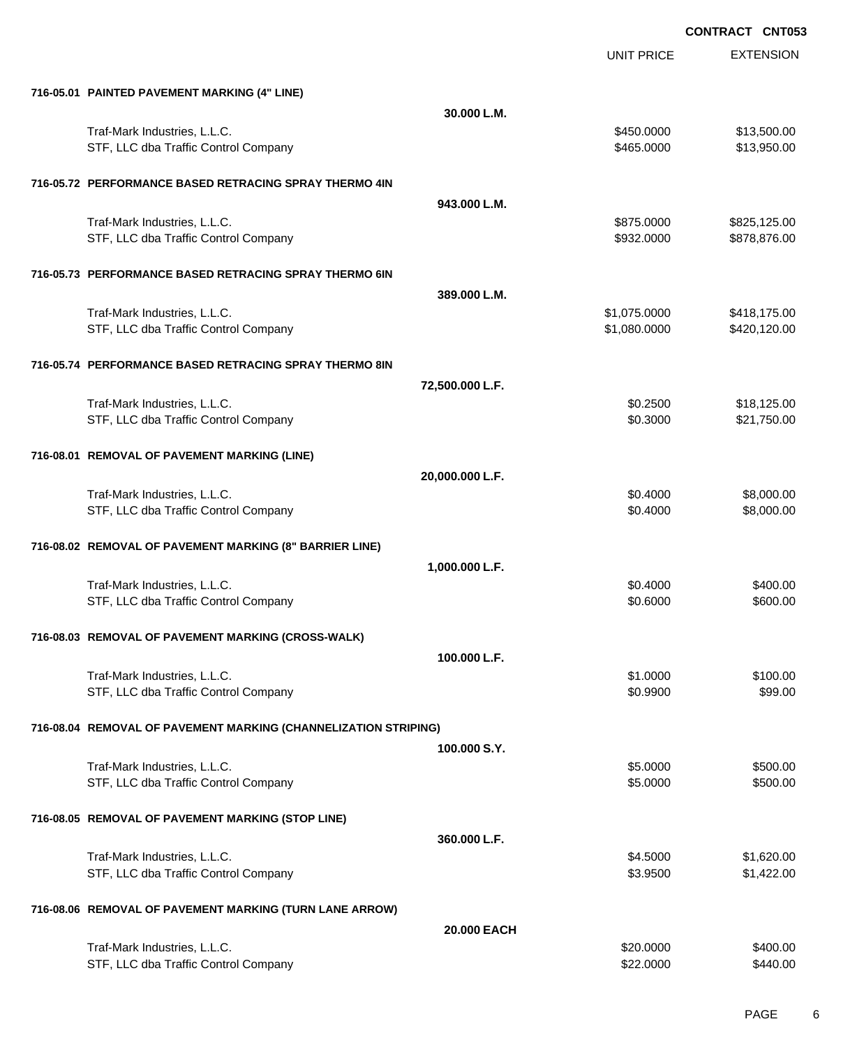**CONTRACT CNT053**

| | | UNIT PRICE | EXTENSION |
|---|---|---|---|
| **716-05.01 PAINTED PAVEMENT MARKING (4" LINE)** | | | |
| | **30.000 L.M.** | | |
| Traf-Mark Industries, L.L.C. | | $450.0000 | $13,500.00 |
| STF, LLC dba Traffic Control Company | | $465.0000 | $13,950.00 |
| **716-05.72 PERFORMANCE BASED RETRACING SPRAY THERMO 4IN** | | | |
| | **943.000 L.M.** | | |
| Traf-Mark Industries, L.L.C. | | $875.0000 | $825,125.00 |
| STF, LLC dba Traffic Control Company | | $932.0000 | $878,876.00 |
| **716-05.73 PERFORMANCE BASED RETRACING SPRAY THERMO 6IN** | | | |
| | **389.000 L.M.** | | |
| Traf-Mark Industries, L.L.C. | | $1,075.0000 | $418,175.00 |
| STF, LLC dba Traffic Control Company | | $1,080.0000 | $420,120.00 |
| **716-05.74 PERFORMANCE BASED RETRACING SPRAY THERMO 8IN** | | | |
| | **72,500.000 L.F.** | | |
| Traf-Mark Industries, L.L.C. | | $0.2500 | $18,125.00 |
| STF, LLC dba Traffic Control Company | | $0.3000 | $21,750.00 |
| **716-08.01 REMOVAL OF PAVEMENT MARKING (LINE)** | | | |
| | **20,000.000 L.F.** | | |
| Traf-Mark Industries, L.L.C. | | $0.4000 | $8,000.00 |
| STF, LLC dba Traffic Control Company | | $0.4000 | $8,000.00 |
| **716-08.02 REMOVAL OF PAVEMENT MARKING (8" BARRIER LINE)** | | | |
| | **1,000.000 L.F.** | | |
| Traf-Mark Industries, L.L.C. | | $0.4000 | $400.00 |
| STF, LLC dba Traffic Control Company | | $0.6000 | $600.00 |
| **716-08.03 REMOVAL OF PAVEMENT MARKING (CROSS-WALK)** | | | |
| | **100.000 L.F.** | | |
| Traf-Mark Industries, L.L.C. | | $1.0000 | $100.00 |
| STF, LLC dba Traffic Control Company | | $0.9900 | $99.00 |
| **716-08.04 REMOVAL OF PAVEMENT MARKING (CHANNELIZATION STRIPING)** | | | |
| | **100.000 S.Y.** | | |
| Traf-Mark Industries, L.L.C. | | $5.0000 | $500.00 |
| STF, LLC dba Traffic Control Company | | $5.0000 | $500.00 |
| **716-08.05 REMOVAL OF PAVEMENT MARKING (STOP LINE)** | | | |
| | **360.000 L.F.** | | |
| Traf-Mark Industries, L.L.C. | | $4.5000 | $1,620.00 |
| STF, LLC dba Traffic Control Company | | $3.9500 | $1,422.00 |
| **716-08.06 REMOVAL OF PAVEMENT MARKING (TURN LANE ARROW)** | | | |
| | **20.000 EACH** | | |
| Traf-Mark Industries, L.L.C. | | $20.0000 | $400.00 |
| STF, LLC dba Traffic Control Company | | $22.0000 | $440.00 |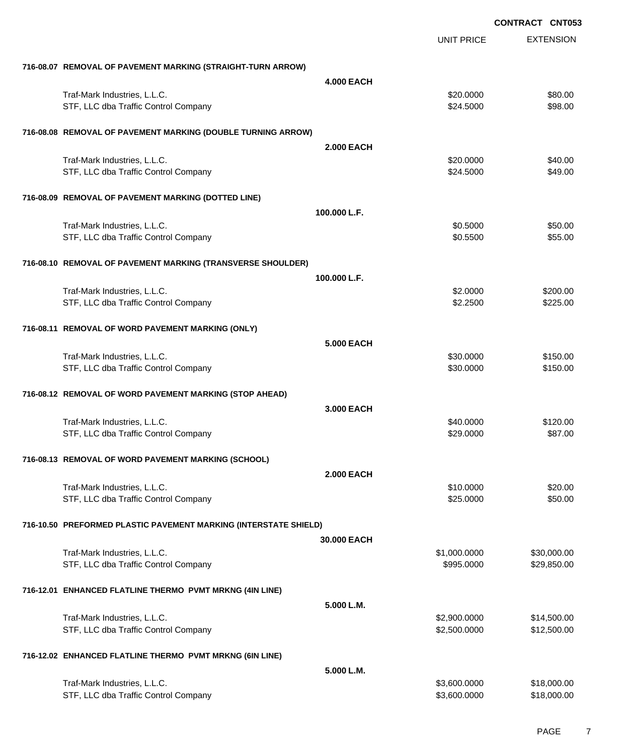**CONTRACT CNT053**

| | | UNIT PRICE | EXTENSION |
|---|---|---|---|
| **716-08.07 REMOVAL OF PAVEMENT MARKING (STRAIGHT-TURN ARROW)** | | | |
| | **4.000 EACH** | | |
| Traf-Mark Industries, L.L.C. | | $20.0000 | $80.00 |
| STF, LLC dba Traffic Control Company | | $24.5000 | $98.00 |
| **716-08.08 REMOVAL OF PAVEMENT MARKING (DOUBLE TURNING ARROW)** | | | |
| | **2.000 EACH** | | |
| Traf-Mark Industries, L.L.C. | | $20.0000 | $40.00 |
| STF, LLC dba Traffic Control Company | | $24.5000 | $49.00 |
| **716-08.09 REMOVAL OF PAVEMENT MARKING (DOTTED LINE)** | | | |
| | **100.000 L.F.** | | |
| Traf-Mark Industries, L.L.C. | | $0.5000 | $50.00 |
| STF, LLC dba Traffic Control Company | | $0.5500 | $55.00 |
| **716-08.10 REMOVAL OF PAVEMENT MARKING (TRANSVERSE SHOULDER)** | | | |
| | **100.000 L.F.** | | |
| Traf-Mark Industries, L.L.C. | | $2.0000 | $200.00 |
| STF, LLC dba Traffic Control Company | | $2.2500 | $225.00 |
| **716-08.11 REMOVAL OF WORD PAVEMENT MARKING (ONLY)** | | | |
| | **5.000 EACH** | | |
| Traf-Mark Industries, L.L.C. | | $30.0000 | $150.00 |
| STF, LLC dba Traffic Control Company | | $30.0000 | $150.00 |
| **716-08.12 REMOVAL OF WORD PAVEMENT MARKING (STOP AHEAD)** | | | |
| | **3.000 EACH** | | |
| Traf-Mark Industries, L.L.C. | | $40.0000 | $120.00 |
| STF, LLC dba Traffic Control Company | | $29.0000 | $87.00 |
| **716-08.13 REMOVAL OF WORD PAVEMENT MARKING (SCHOOL)** | | | |
| | **2.000 EACH** | | |
| Traf-Mark Industries, L.L.C. | | $10.0000 | $20.00 |
| STF, LLC dba Traffic Control Company | | $25.0000 | $50.00 |
| **716-10.50 PREFORMED PLASTIC PAVEMENT MARKING (INTERSTATE SHIELD)** | | | |
| | **30.000 EACH** | | |
| Traf-Mark Industries, L.L.C. | | $1,000.0000 | $30,000.00 |
| STF, LLC dba Traffic Control Company | | $995.0000 | $29,850.00 |
| **716-12.01 ENHANCED FLATLINE THERMO PVMT MRKNG (4IN LINE)** | | | |
| | **5.000 L.M.** | | |
| Traf-Mark Industries, L.L.C. | | $2,900.0000 | $14,500.00 |
| STF, LLC dba Traffic Control Company | | $2,500.0000 | $12,500.00 |
| **716-12.02 ENHANCED FLATLINE THERMO PVMT MRKNG (6IN LINE)** | | | |
| | **5.000 L.M.** | | |
| Traf-Mark Industries, L.L.C. | | $3,600.0000 | $18,000.00 |
| STF, LLC dba Traffic Control Company | | $3,600.0000 | $18,000.00 |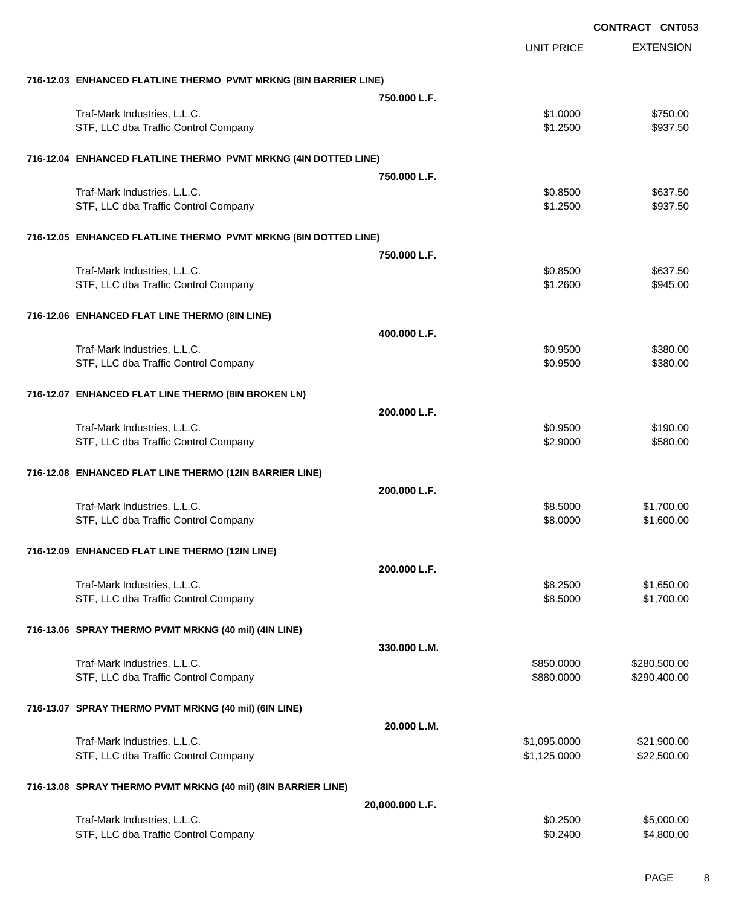CONTRACT CNT053

| | | UNIT PRICE | EXTENSION |
|---|---|---|---|
| **716-12.03 ENHANCED FLATLINE THERMO PVMT MRKNG (8IN BARRIER LINE)** | | | |
| | **750.000 L.F.** | | |
| Traf-Mark Industries, L.L.C. | | $1.0000 | $750.00 |
| STF, LLC dba Traffic Control Company | | $1.2500 | $937.50 |
| **716-12.04 ENHANCED FLATLINE THERMO PVMT MRKNG (4IN DOTTED LINE)** | | | |
| | **750.000 L.F.** | | |
| Traf-Mark Industries, L.L.C. | | $0.8500 | $637.50 |
| STF, LLC dba Traffic Control Company | | $1.2500 | $937.50 |
| **716-12.05 ENHANCED FLATLINE THERMO PVMT MRKNG (6IN DOTTED LINE)** | | | |
| | **750.000 L.F.** | | |
| Traf-Mark Industries, L.L.C. | | $0.8500 | $637.50 |
| STF, LLC dba Traffic Control Company | | $1.2600 | $945.00 |
| **716-12.06 ENHANCED FLAT LINE THERMO (8IN LINE)** | | | |
| | **400.000 L.F.** | | |
| Traf-Mark Industries, L.L.C. | | $0.9500 | $380.00 |
| STF, LLC dba Traffic Control Company | | $0.9500 | $380.00 |
| **716-12.07 ENHANCED FLAT LINE THERMO (8IN BROKEN LN)** | | | |
| | **200.000 L.F.** | | |
| Traf-Mark Industries, L.L.C. | | $0.9500 | $190.00 |
| STF, LLC dba Traffic Control Company | | $2.9000 | $580.00 |
| **716-12.08 ENHANCED FLAT LINE THERMO (12IN BARRIER LINE)** | | | |
| | **200.000 L.F.** | | |
| Traf-Mark Industries, L.L.C. | | $8.5000 | $1,700.00 |
| STF, LLC dba Traffic Control Company | | $8.0000 | $1,600.00 |
| **716-12.09 ENHANCED FLAT LINE THERMO (12IN LINE)** | | | |
| | **200.000 L.F.** | | |
| Traf-Mark Industries, L.L.C. | | $8.2500 | $1,650.00 |
| STF, LLC dba Traffic Control Company | | $8.5000 | $1,700.00 |
| **716-13.06 SPRAY THERMO PVMT MRKNG (40 mil) (4IN LINE)** | | | |
| | **330.000 L.M.** | | |
| Traf-Mark Industries, L.L.C. | | $850.0000 | $280,500.00 |
| STF, LLC dba Traffic Control Company | | $880.0000 | $290,400.00 |
| **716-13.07 SPRAY THERMO PVMT MRKNG (40 mil) (6IN LINE)** | | | |
| | **20.000 L.M.** | | |
| Traf-Mark Industries, L.L.C. | | $1,095.0000 | $21,900.00 |
| STF, LLC dba Traffic Control Company | | $1,125.0000 | $22,500.00 |
| **716-13.08 SPRAY THERMO PVMT MRKNG (40 mil) (8IN BARRIER LINE)** | | | |
| | **20,000.000 L.F.** | | |
| Traf-Mark Industries, L.L.C. | | $0.2500 | $5,000.00 |
| STF, LLC dba Traffic Control Company | | $0.2400 | $4,800.00 |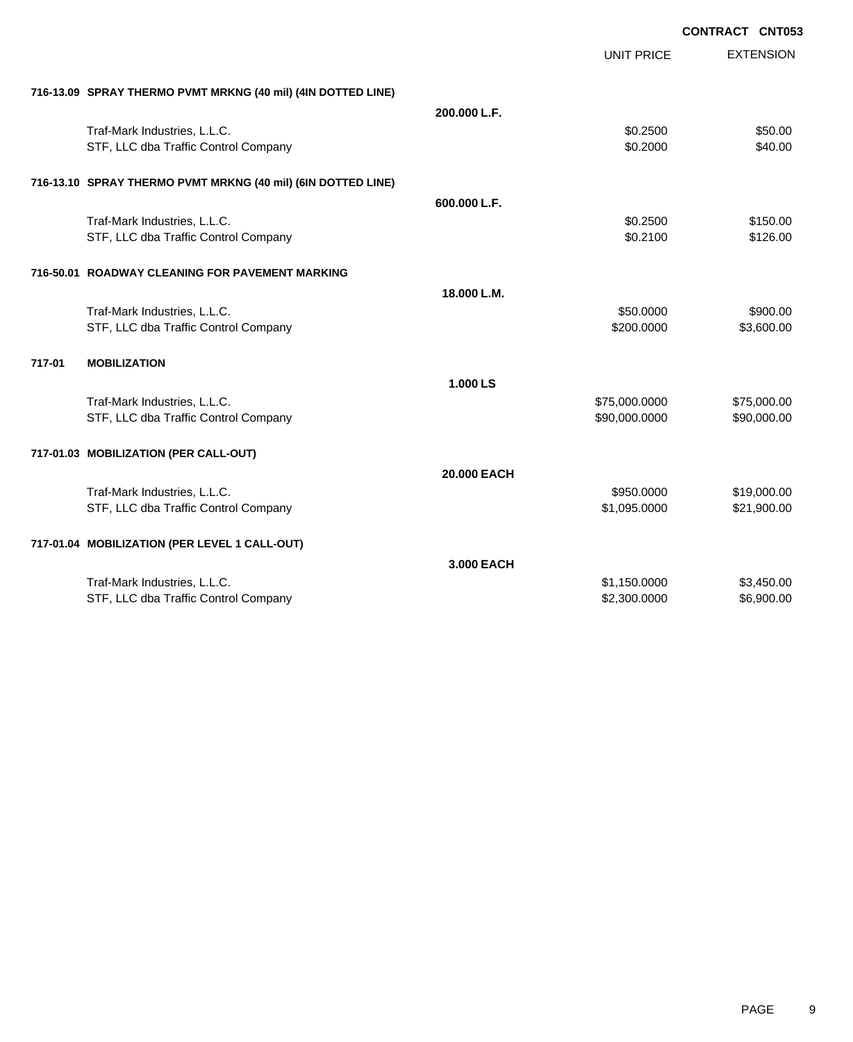CONTRACT CNT053

| | | UNIT PRICE | EXTENSION |
|---|---|---|---|
| **716-13.09 SPRAY THERMO PVMT MRKNG (40 mil) (4IN DOTTED LINE)** | | | |
| | **200.000 L.F.** | | |
| Traf-Mark Industries, L.L.C. | | $0.2500 | $50.00 |
| STF, LLC dba Traffic Control Company | | $0.2000 | $40.00 |
| **716-13.10 SPRAY THERMO PVMT MRKNG (40 mil) (6IN DOTTED LINE)** | | | |
| | **600.000 L.F.** | | |
| Traf-Mark Industries, L.L.C. | | $0.2500 | $150.00 |
| STF, LLC dba Traffic Control Company | | $0.2100 | $126.00 |
| **716-50.01 ROADWAY CLEANING FOR PAVEMENT MARKING** | | | |
| | **18.000 L.M.** | | |
| Traf-Mark Industries, L.L.C. | | $50.0000 | $900.00 |
| STF, LLC dba Traffic Control Company | | $200.0000 | $3,600.00 |
| **717-01 MOBILIZATION** | | | |
| | **1.000 LS** | | |
| Traf-Mark Industries, L.L.C. | | $75,000.0000 | $75,000.00 |
| STF, LLC dba Traffic Control Company | | $90,000.0000 | $90,000.00 |
| **717-01.03 MOBILIZATION (PER CALL-OUT)** | | | |
| | **20.000 EACH** | | |
| Traf-Mark Industries, L.L.C. | | $950.0000 | $19,000.00 |
| STF, LLC dba Traffic Control Company | | $1,095.0000 | $21,900.00 |
| **717-01.04 MOBILIZATION (PER LEVEL 1 CALL-OUT)** | | | |
| | **3.000 EACH** | | |
| Traf-Mark Industries, L.L.C. | | $1,150.0000 | $3,450.00 |
| STF, LLC dba Traffic Control Company | | $2,300.0000 | $6,900.00 |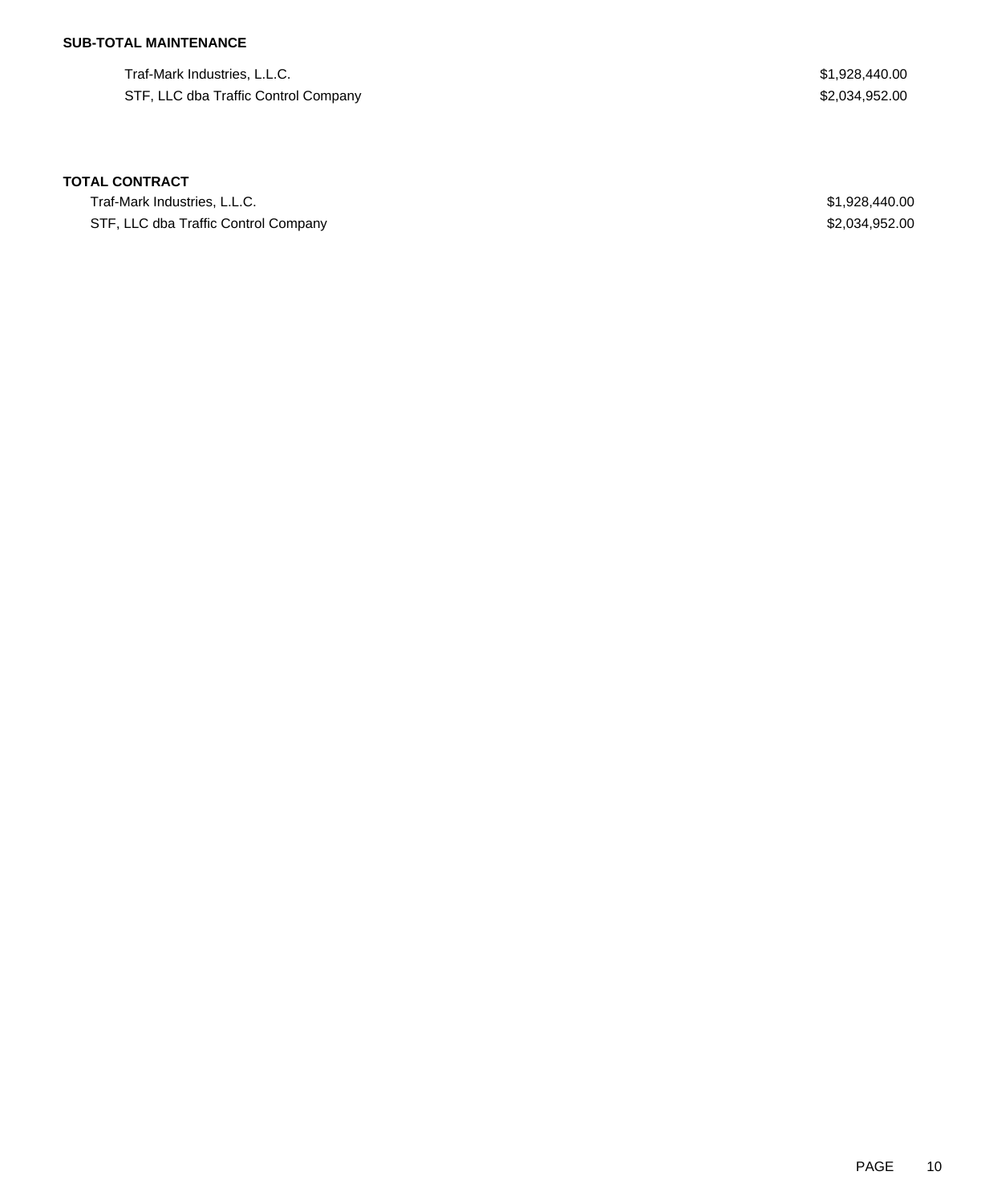**SUB-TOTAL MAINTENANCE**

| | |
|---|---|
| Traf-Mark Industries, L.L.C. | $1,928,440.00 |
| STF, LLC dba Traffic Control Company | $2,034,952.00 |

**TOTAL CONTRACT**

| | |
|---|---|
| Traf-Mark Industries, L.L.C. | $1,928,440.00 |
| STF, LLC dba Traffic Control Company | $2,034,952.00 |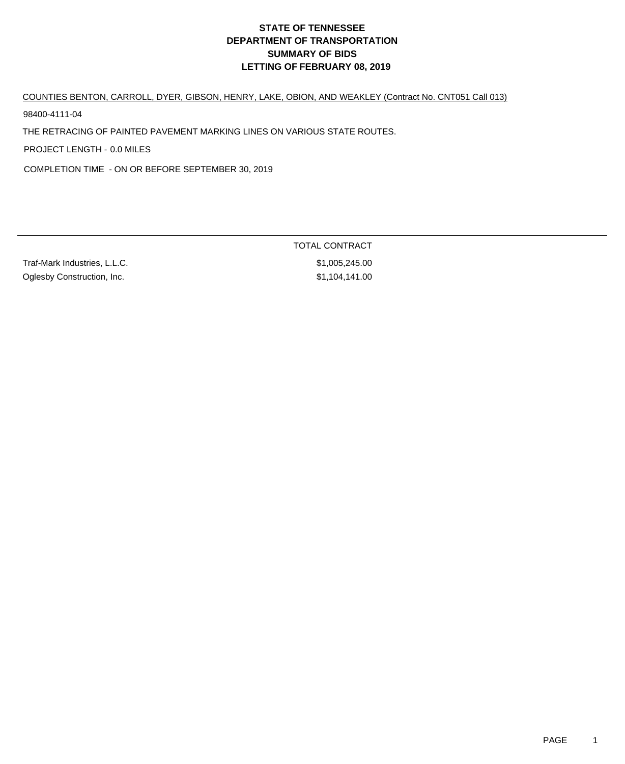# STATE OF TENNESSEE
# DEPARTMENT OF TRANSPORTATION
# SUMMARY OF BIDS
# LETTING OF FEBRUARY 08, 2019

COUNTIES BENTON, CARROLL, DYER, GIBSON, HENRY, LAKE, OBION, AND WEAKLEY (Contract No. CNT051 Call 013)

98400-4111-04

THE RETRACING OF PAINTED PAVEMENT MARKING LINES ON VARIOUS STATE ROUTES.

PROJECT LENGTH - 0.0 MILES

COMPLETION TIME - ON OR BEFORE SEPTEMBER 30, 2019

| | TOTAL CONTRACT |
|---|---|
| Traf-Mark Industries, L.L.C. | $1,005,245.00 |
| Oglesby Construction, Inc. | $1,104,141.00 |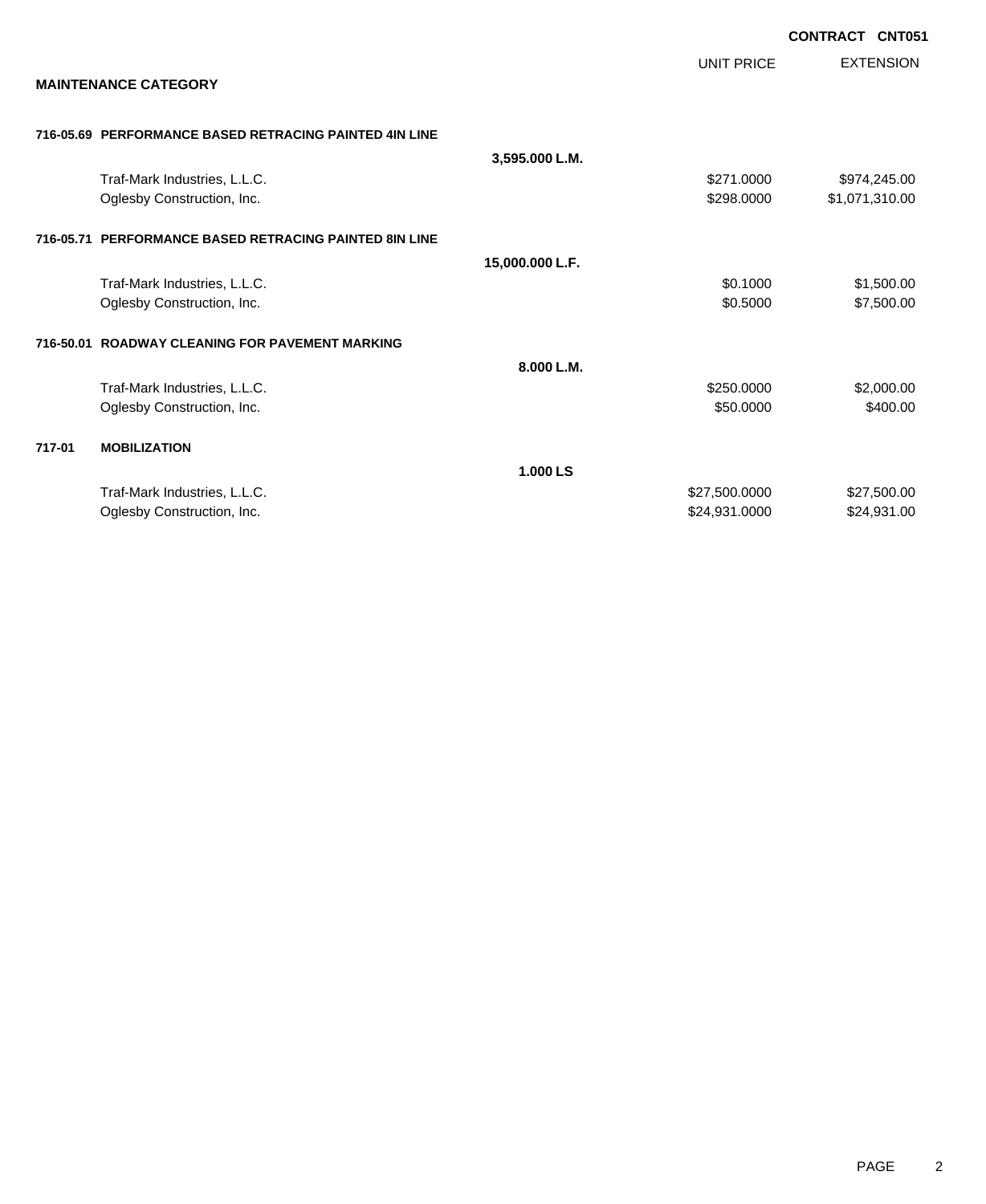**CONTRACT CNT051**

**MAINTENANCE CATEGORY**

| | | | UNIT PRICE | EXTENSION |
|---|---|---|---|---|
| **716-05.69** | **PERFORMANCE BASED RETRACING PAINTED 4IN LINE** | | | |
| | | **3,595.000 L.M.** | | |
| | Traf-Mark Industries, L.L.C. | | $271.0000 | $974,245.00 |
| | Oglesby Construction, Inc. | | $298.0000 | $1,071,310.00 |
| **716-05.71** | **PERFORMANCE BASED RETRACING PAINTED 8IN LINE** | | | |
| | | **15,000.000 L.F.** | | |
| | Traf-Mark Industries, L.L.C. | | $0.1000 | $1,500.00 |
| | Oglesby Construction, Inc. | | $0.5000 | $7,500.00 |
| **716-50.01** | **ROADWAY CLEANING FOR PAVEMENT MARKING** | | | |
| | | **8.000 L.M.** | | |
| | Traf-Mark Industries, L.L.C. | | $250.0000 | $2,000.00 |
| | Oglesby Construction, Inc. | | $50.0000 | $400.00 |
| **717-01** | **MOBILIZATION** | | | |
| | | **1.000 LS** | | |
| | Traf-Mark Industries, L.L.C. | | $27,500.0000 | $27,500.00 |
| | Oglesby Construction, Inc. | | $24,931.0000 | $24,931.00 |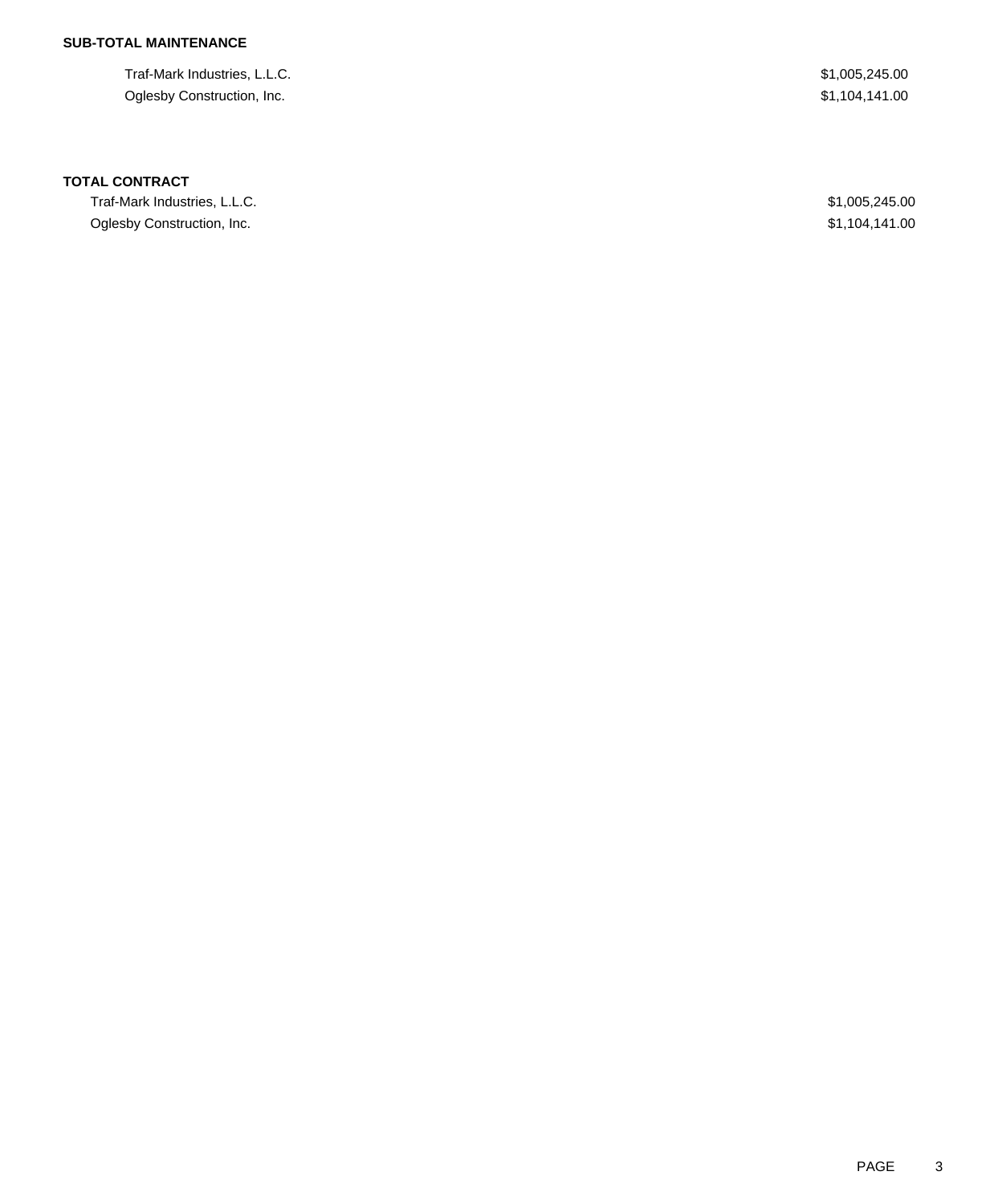**SUB-TOTAL MAINTENANCE**

| | |
|---|---|
| Traf-Mark Industries, L.L.C. | $1,005,245.00 |
| Oglesby Construction, Inc. | $1,104,141.00 |

**TOTAL CONTRACT**

| | |
|---|---|
| Traf-Mark Industries, L.L.C. | $1,005,245.00 |
| Oglesby Construction, Inc. | $1,104,141.00 |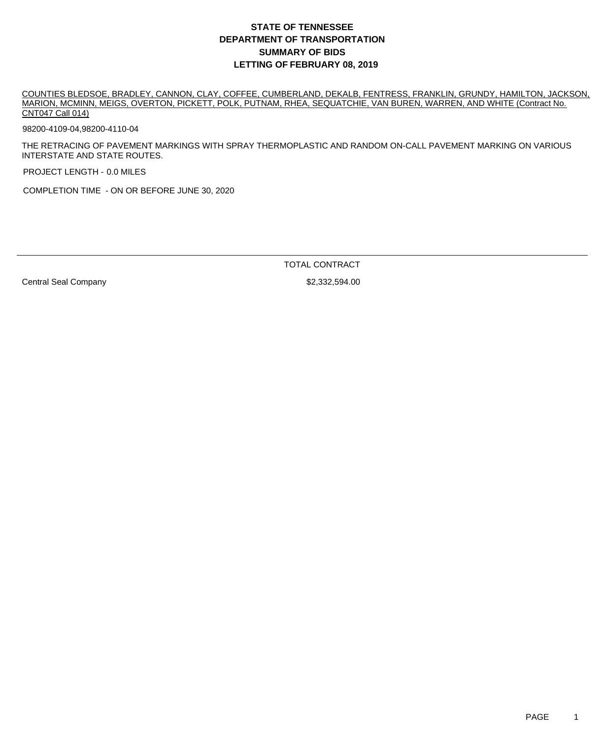# STATE OF TENNESSEE
# DEPARTMENT OF TRANSPORTATION
# SUMMARY OF BIDS
# LETTING OF FEBRUARY 08, 2019

COUNTIES BLEDSOE, BRADLEY, CANNON, CLAY, COFFEE, CUMBERLAND, DEKALB, FENTRESS, FRANKLIN, GRUNDY, HAMILTON, JACKSON, MARION, MCMINN, MEIGS, OVERTON, PICKETT, POLK, PUTNAM, RHEA, SEQUATCHIE, VAN BUREN, WARREN, AND WHITE (Contract No. CNT047 Call 014)

98200-4109-04,98200-4110-04

THE RETRACING OF PAVEMENT MARKINGS WITH SPRAY THERMOPLASTIC AND RANDOM ON-CALL PAVEMENT MARKING ON VARIOUS INTERSTATE AND STATE ROUTES.

PROJECT LENGTH - 0.0 MILES

COMPLETION TIME - ON OR BEFORE JUNE 30, 2020

| | TOTAL CONTRACT |
|---|---|
| Central Seal Company | $2,332,594.00 |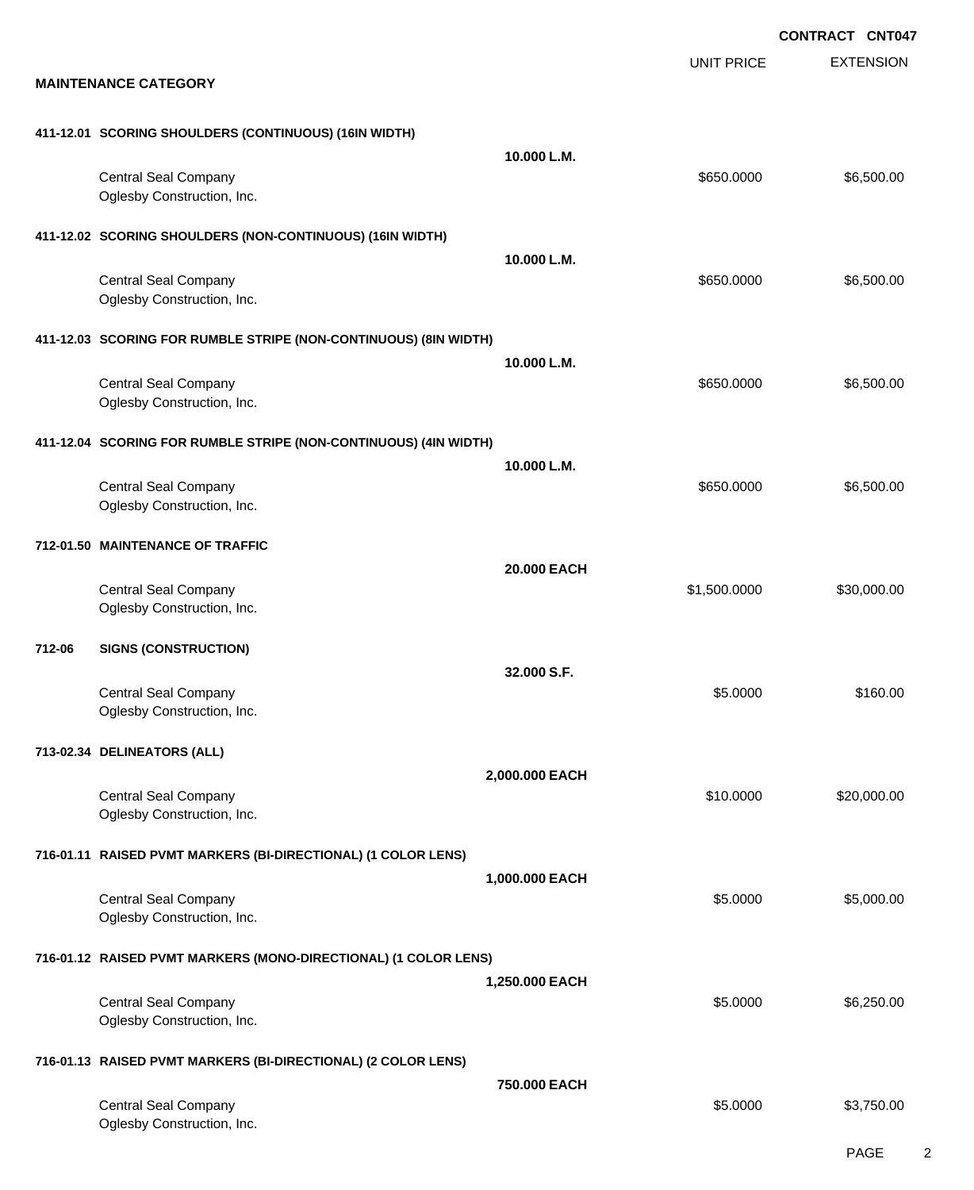**CONTRACT CNT047**

## MAINTENANCE CATEGORY

| Item | Description / Quantity | UNIT PRICE | EXTENSION |
|---|---|---|---|
| **411-12.01** | **SCORING SHOULDERS (CONTINUOUS) (16IN WIDTH)** | | |
| | **10.000 L.M.** | | |
| | Central Seal Company<br>Oglesby Construction, Inc. | $650.0000 | $6,500.00 |
| **411-12.02** | **SCORING SHOULDERS (NON-CONTINUOUS) (16IN WIDTH)** | | |
| | **10.000 L.M.** | | |
| | Central Seal Company<br>Oglesby Construction, Inc. | $650.0000 | $6,500.00 |
| **411-12.03** | **SCORING FOR RUMBLE STRIPE (NON-CONTINUOUS) (8IN WIDTH)** | | |
| | **10.000 L.M.** | | |
| | Central Seal Company<br>Oglesby Construction, Inc. | $650.0000 | $6,500.00 |
| **411-12.04** | **SCORING FOR RUMBLE STRIPE (NON-CONTINUOUS) (4IN WIDTH)** | | |
| | **10.000 L.M.** | | |
| | Central Seal Company<br>Oglesby Construction, Inc. | $650.0000 | $6,500.00 |
| **712-01.50** | **MAINTENANCE OF TRAFFIC** | | |
| | **20.000 EACH** | | |
| | Central Seal Company<br>Oglesby Construction, Inc. | $1,500.0000 | $30,000.00 |
| **712-06** | **SIGNS (CONSTRUCTION)** | | |
| | **32.000 S.F.** | | |
| | Central Seal Company<br>Oglesby Construction, Inc. | $5.0000 | $160.00 |
| **713-02.34** | **DELINEATORS (ALL)** | | |
| | **2,000.000 EACH** | | |
| | Central Seal Company<br>Oglesby Construction, Inc. | $10.0000 | $20,000.00 |
| **716-01.11** | **RAISED PVMT MARKERS (BI-DIRECTIONAL) (1 COLOR LENS)** | | |
| | **1,000.000 EACH** | | |
| | Central Seal Company<br>Oglesby Construction, Inc. | $5.0000 | $5,000.00 |
| **716-01.12** | **RAISED PVMT MARKERS (MONO-DIRECTIONAL) (1 COLOR LENS)** | | |
| | **1,250.000 EACH** | | |
| | Central Seal Company<br>Oglesby Construction, Inc. | $5.0000 | $6,250.00 |
| **716-01.13** | **RAISED PVMT MARKERS (BI-DIRECTIONAL) (2 COLOR LENS)** | | |
| | **750.000 EACH** | | |
| | Central Seal Company<br>Oglesby Construction, Inc. | $5.0000 | $3,750.00 |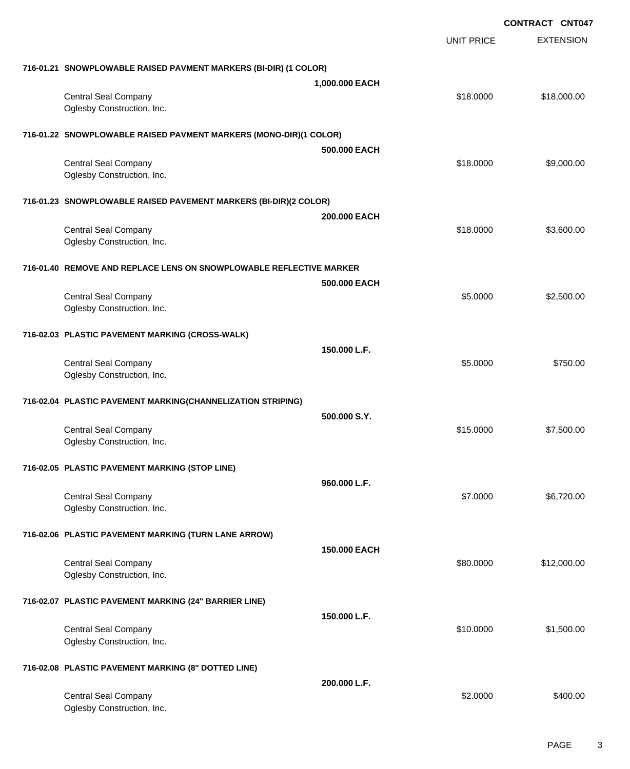**CONTRACT CNT047**

| | | UNIT PRICE | EXTENSION |
|---|---|---|---|
| **716-01.21 SNOWPLOWABLE RAISED PAVMENT MARKERS (BI-DIR) (1 COLOR)** | | | |
| | **1,000.000 EACH** | | |
| Central Seal Company | | $18.0000 | $18,000.00 |
| Oglesby Construction, Inc. | | | |
| **716-01.22 SNOWPLOWABLE RAISED PAVMENT MARKERS (MONO-DIR)(1 COLOR)** | | | |
| | **500.000 EACH** | | |
| Central Seal Company | | $18.0000 | $9,000.00 |
| Oglesby Construction, Inc. | | | |
| **716-01.23 SNOWPLOWABLE RAISED PAVEMENT MARKERS (BI-DIR)(2 COLOR)** | | | |
| | **200.000 EACH** | | |
| Central Seal Company | | $18.0000 | $3,600.00 |
| Oglesby Construction, Inc. | | | |
| **716-01.40 REMOVE AND REPLACE LENS ON SNOWPLOWABLE REFLECTIVE MARKER** | | | |
| | **500.000 EACH** | | |
| Central Seal Company | | $5.0000 | $2,500.00 |
| Oglesby Construction, Inc. | | | |
| **716-02.03 PLASTIC PAVEMENT MARKING (CROSS-WALK)** | | | |
| | **150.000 L.F.** | | |
| Central Seal Company | | $5.0000 | $750.00 |
| Oglesby Construction, Inc. | | | |
| **716-02.04 PLASTIC PAVEMENT MARKING(CHANNELIZATION STRIPING)** | | | |
| | **500.000 S.Y.** | | |
| Central Seal Company | | $15.0000 | $7,500.00 |
| Oglesby Construction, Inc. | | | |
| **716-02.05 PLASTIC PAVEMENT MARKING (STOP LINE)** | | | |
| | **960.000 L.F.** | | |
| Central Seal Company | | $7.0000 | $6,720.00 |
| Oglesby Construction, Inc. | | | |
| **716-02.06 PLASTIC PAVEMENT MARKING (TURN LANE ARROW)** | | | |
| | **150.000 EACH** | | |
| Central Seal Company | | $80.0000 | $12,000.00 |
| Oglesby Construction, Inc. | | | |
| **716-02.07 PLASTIC PAVEMENT MARKING (24" BARRIER LINE)** | | | |
| | **150.000 L.F.** | | |
| Central Seal Company | | $10.0000 | $1,500.00 |
| Oglesby Construction, Inc. | | | |
| **716-02.08 PLASTIC PAVEMENT MARKING (8" DOTTED LINE)** | | | |
| | **200.000 L.F.** | | |
| Central Seal Company | | $2.0000 | $400.00 |
| Oglesby Construction, Inc. | | | |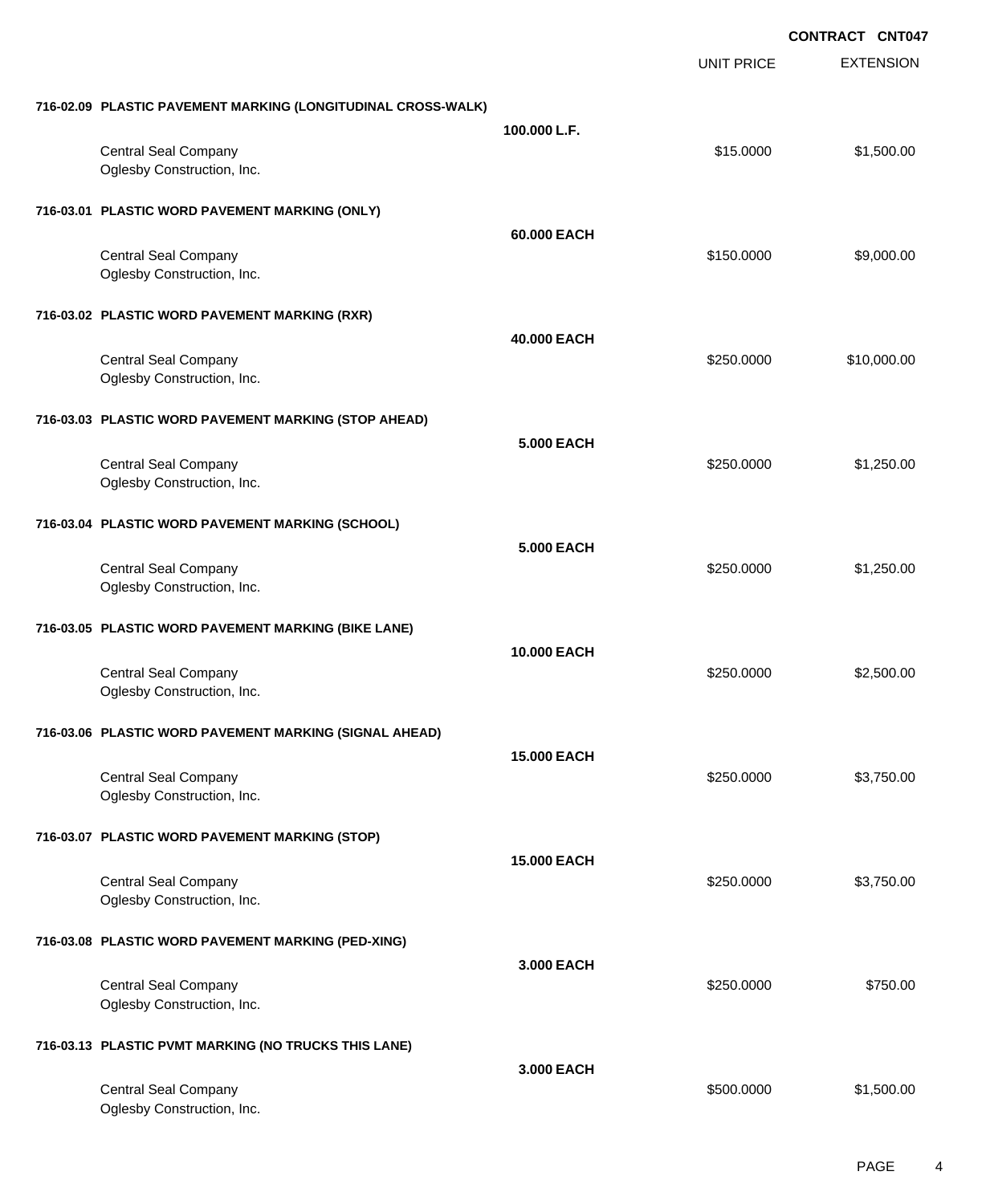**CONTRACT CNT047**

| | | UNIT PRICE | EXTENSION |
|---|---|---|---|
| **716-02.09 PLASTIC PAVEMENT MARKING (LONGITUDINAL CROSS-WALK)** | | | |
| | **100.000 L.F.** | | |
| Central Seal Company | | $15.0000 | $1,500.00 |
| Oglesby Construction, Inc. | | | |
| **716-03.01 PLASTIC WORD PAVEMENT MARKING (ONLY)** | | | |
| | **60.000 EACH** | | |
| Central Seal Company | | $150.0000 | $9,000.00 |
| Oglesby Construction, Inc. | | | |
| **716-03.02 PLASTIC WORD PAVEMENT MARKING (RXR)** | | | |
| | **40.000 EACH** | | |
| Central Seal Company | | $250.0000 | $10,000.00 |
| Oglesby Construction, Inc. | | | |
| **716-03.03 PLASTIC WORD PAVEMENT MARKING (STOP AHEAD)** | | | |
| | **5.000 EACH** | | |
| Central Seal Company | | $250.0000 | $1,250.00 |
| Oglesby Construction, Inc. | | | |
| **716-03.04 PLASTIC WORD PAVEMENT MARKING (SCHOOL)** | | | |
| | **5.000 EACH** | | |
| Central Seal Company | | $250.0000 | $1,250.00 |
| Oglesby Construction, Inc. | | | |
| **716-03.05 PLASTIC WORD PAVEMENT MARKING (BIKE LANE)** | | | |
| | **10.000 EACH** | | |
| Central Seal Company | | $250.0000 | $2,500.00 |
| Oglesby Construction, Inc. | | | |
| **716-03.06 PLASTIC WORD PAVEMENT MARKING (SIGNAL AHEAD)** | | | |
| | **15.000 EACH** | | |
| Central Seal Company | | $250.0000 | $3,750.00 |
| Oglesby Construction, Inc. | | | |
| **716-03.07 PLASTIC WORD PAVEMENT MARKING (STOP)** | | | |
| | **15.000 EACH** | | |
| Central Seal Company | | $250.0000 | $3,750.00 |
| Oglesby Construction, Inc. | | | |
| **716-03.08 PLASTIC WORD PAVEMENT MARKING (PED-XING)** | | | |
| | **3.000 EACH** | | |
| Central Seal Company | | $250.0000 | $750.00 |
| Oglesby Construction, Inc. | | | |
| **716-03.13 PLASTIC PVMT MARKING (NO TRUCKS THIS LANE)** | | | |
| | **3.000 EACH** | | |
| Central Seal Company | | $500.0000 | $1,500.00 |
| Oglesby Construction, Inc. | | | |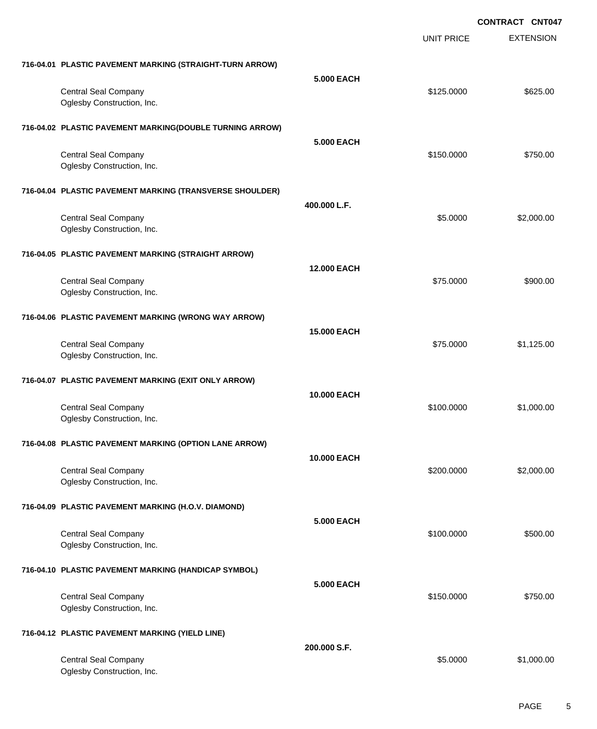**CONTRACT CNT047**

| | | UNIT PRICE | EXTENSION |
|---|---|---|---|
| **716-04.01 PLASTIC PAVEMENT MARKING (STRAIGHT-TURN ARROW)** | | | |
| | **5.000 EACH** | | |
| Central Seal Company | | $125.0000 | $625.00 |
| Oglesby Construction, Inc. | | | |
| **716-04.02 PLASTIC PAVEMENT MARKING(DOUBLE TURNING ARROW)** | | | |
| | **5.000 EACH** | | |
| Central Seal Company | | $150.0000 | $750.00 |
| Oglesby Construction, Inc. | | | |
| **716-04.04 PLASTIC PAVEMENT MARKING (TRANSVERSE SHOULDER)** | | | |
| | **400.000 L.F.** | | |
| Central Seal Company | | $5.0000 | $2,000.00 |
| Oglesby Construction, Inc. | | | |
| **716-04.05 PLASTIC PAVEMENT MARKING (STRAIGHT ARROW)** | | | |
| | **12.000 EACH** | | |
| Central Seal Company | | $75.0000 | $900.00 |
| Oglesby Construction, Inc. | | | |
| **716-04.06 PLASTIC PAVEMENT MARKING (WRONG WAY ARROW)** | | | |
| | **15.000 EACH** | | |
| Central Seal Company | | $75.0000 | $1,125.00 |
| Oglesby Construction, Inc. | | | |
| **716-04.07 PLASTIC PAVEMENT MARKING (EXIT ONLY ARROW)** | | | |
| | **10.000 EACH** | | |
| Central Seal Company | | $100.0000 | $1,000.00 |
| Oglesby Construction, Inc. | | | |
| **716-04.08 PLASTIC PAVEMENT MARKING (OPTION LANE ARROW)** | | | |
| | **10.000 EACH** | | |
| Central Seal Company | | $200.0000 | $2,000.00 |
| Oglesby Construction, Inc. | | | |
| **716-04.09 PLASTIC PAVEMENT MARKING (H.O.V. DIAMOND)** | | | |
| | **5.000 EACH** | | |
| Central Seal Company | | $100.0000 | $500.00 |
| Oglesby Construction, Inc. | | | |
| **716-04.10 PLASTIC PAVEMENT MARKING (HANDICAP SYMBOL)** | | | |
| | **5.000 EACH** | | |
| Central Seal Company | | $150.0000 | $750.00 |
| Oglesby Construction, Inc. | | | |
| **716-04.12 PLASTIC PAVEMENT MARKING (YIELD LINE)** | | | |
| | **200.000 S.F.** | | |
| Central Seal Company | | $5.0000 | $1,000.00 |
| Oglesby Construction, Inc. | | | |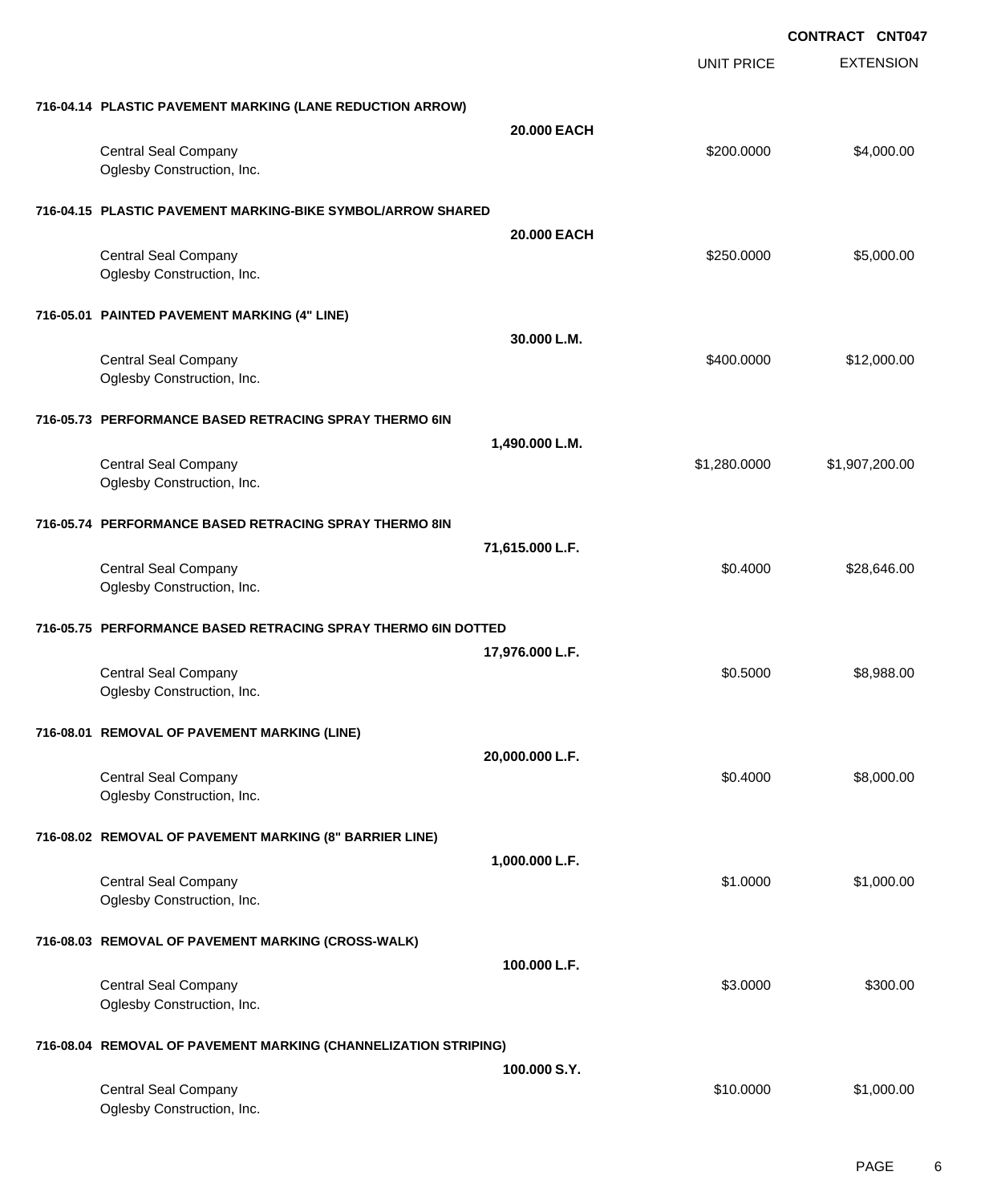**CONTRACT CNT047**

| | | UNIT PRICE | EXTENSION |
|---|---|---|---|
| **716-04.14 PLASTIC PAVEMENT MARKING (LANE REDUCTION ARROW)** | | | |
| | **20.000 EACH** | | |
| Central Seal Company<br>Oglesby Construction, Inc. | | $200.0000 | $4,000.00 |
| **716-04.15 PLASTIC PAVEMENT MARKING-BIKE SYMBOL/ARROW SHARED** | | | |
| | **20.000 EACH** | | |
| Central Seal Company<br>Oglesby Construction, Inc. | | $250.0000 | $5,000.00 |
| **716-05.01 PAINTED PAVEMENT MARKING (4" LINE)** | | | |
| | **30.000 L.M.** | | |
| Central Seal Company<br>Oglesby Construction, Inc. | | $400.0000 | $12,000.00 |
| **716-05.73 PERFORMANCE BASED RETRACING SPRAY THERMO 6IN** | | | |
| | **1,490.000 L.M.** | | |
| Central Seal Company<br>Oglesby Construction, Inc. | | $1,280.0000 | $1,907,200.00 |
| **716-05.74 PERFORMANCE BASED RETRACING SPRAY THERMO 8IN** | | | |
| | **71,615.000 L.F.** | | |
| Central Seal Company<br>Oglesby Construction, Inc. | | $0.4000 | $28,646.00 |
| **716-05.75 PERFORMANCE BASED RETRACING SPRAY THERMO 6IN DOTTED** | | | |
| | **17,976.000 L.F.** | | |
| Central Seal Company<br>Oglesby Construction, Inc. | | $0.5000 | $8,988.00 |
| **716-08.01 REMOVAL OF PAVEMENT MARKING (LINE)** | | | |
| | **20,000.000 L.F.** | | |
| Central Seal Company<br>Oglesby Construction, Inc. | | $0.4000 | $8,000.00 |
| **716-08.02 REMOVAL OF PAVEMENT MARKING (8" BARRIER LINE)** | | | |
| | **1,000.000 L.F.** | | |
| Central Seal Company<br>Oglesby Construction, Inc. | | $1.0000 | $1,000.00 |
| **716-08.03 REMOVAL OF PAVEMENT MARKING (CROSS-WALK)** | | | |
| | **100.000 L.F.** | | |
| Central Seal Company<br>Oglesby Construction, Inc. | | $3.0000 | $300.00 |
| **716-08.04 REMOVAL OF PAVEMENT MARKING (CHANNELIZATION STRIPING)** | | | |
| | **100.000 S.Y.** | | |
| Central Seal Company<br>Oglesby Construction, Inc. | | $10.0000 | $1,000.00 |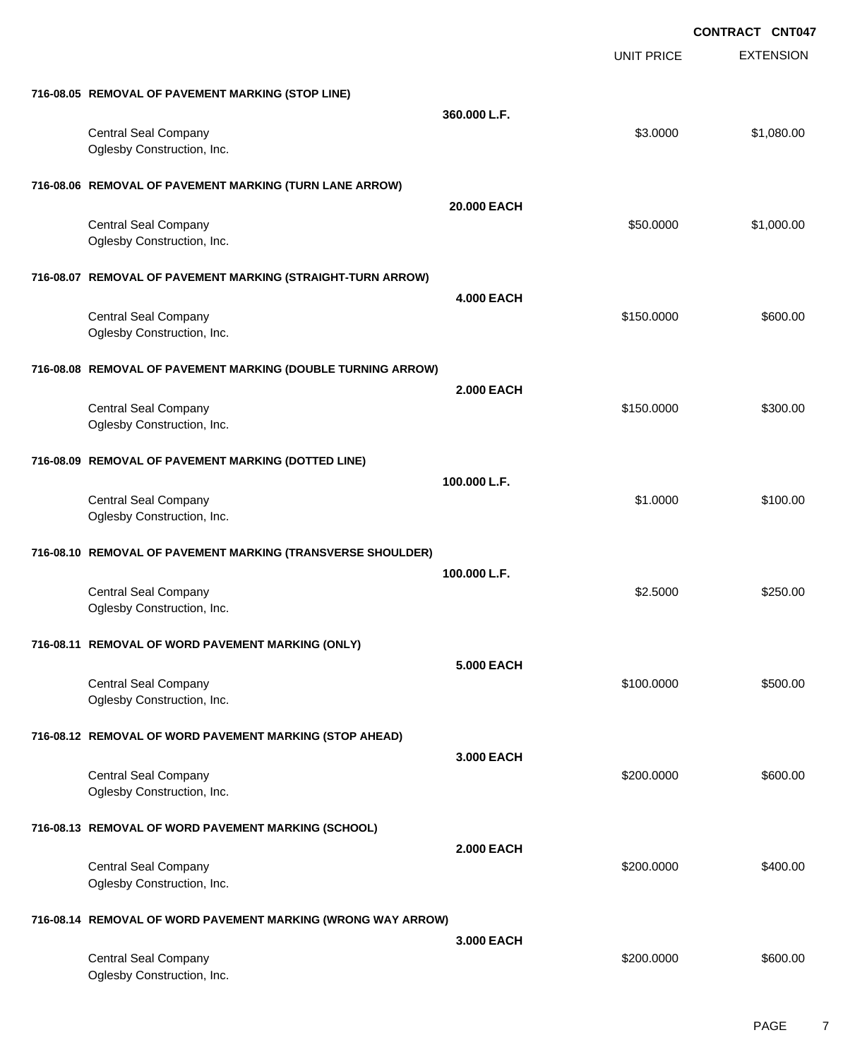**CONTRACT CNT047**

| | | UNIT PRICE | EXTENSION |
|---|---|---|---|
| **716-08.05 REMOVAL OF PAVEMENT MARKING (STOP LINE)** | | | |
| | **360.000 L.F.** | | |
| Central Seal Company | | $3.0000 | $1,080.00 |
| Oglesby Construction, Inc. | | | |
| **716-08.06 REMOVAL OF PAVEMENT MARKING (TURN LANE ARROW)** | | | |
| | **20.000 EACH** | | |
| Central Seal Company | | $50.0000 | $1,000.00 |
| Oglesby Construction, Inc. | | | |
| **716-08.07 REMOVAL OF PAVEMENT MARKING (STRAIGHT-TURN ARROW)** | | | |
| | **4.000 EACH** | | |
| Central Seal Company | | $150.0000 | $600.00 |
| Oglesby Construction, Inc. | | | |
| **716-08.08 REMOVAL OF PAVEMENT MARKING (DOUBLE TURNING ARROW)** | | | |
| | **2.000 EACH** | | |
| Central Seal Company | | $150.0000 | $300.00 |
| Oglesby Construction, Inc. | | | |
| **716-08.09 REMOVAL OF PAVEMENT MARKING (DOTTED LINE)** | | | |
| | **100.000 L.F.** | | |
| Central Seal Company | | $1.0000 | $100.00 |
| Oglesby Construction, Inc. | | | |
| **716-08.10 REMOVAL OF PAVEMENT MARKING (TRANSVERSE SHOULDER)** | | | |
| | **100.000 L.F.** | | |
| Central Seal Company | | $2.5000 | $250.00 |
| Oglesby Construction, Inc. | | | |
| **716-08.11 REMOVAL OF WORD PAVEMENT MARKING (ONLY)** | | | |
| | **5.000 EACH** | | |
| Central Seal Company | | $100.0000 | $500.00 |
| Oglesby Construction, Inc. | | | |
| **716-08.12 REMOVAL OF WORD PAVEMENT MARKING (STOP AHEAD)** | | | |
| | **3.000 EACH** | | |
| Central Seal Company | | $200.0000 | $600.00 |
| Oglesby Construction, Inc. | | | |
| **716-08.13 REMOVAL OF WORD PAVEMENT MARKING (SCHOOL)** | | | |
| | **2.000 EACH** | | |
| Central Seal Company | | $200.0000 | $400.00 |
| Oglesby Construction, Inc. | | | |
| **716-08.14 REMOVAL OF WORD PAVEMENT MARKING (WRONG WAY ARROW)** | | | |
| | **3.000 EACH** | | |
| Central Seal Company | | $200.0000 | $600.00 |
| Oglesby Construction, Inc. | | | |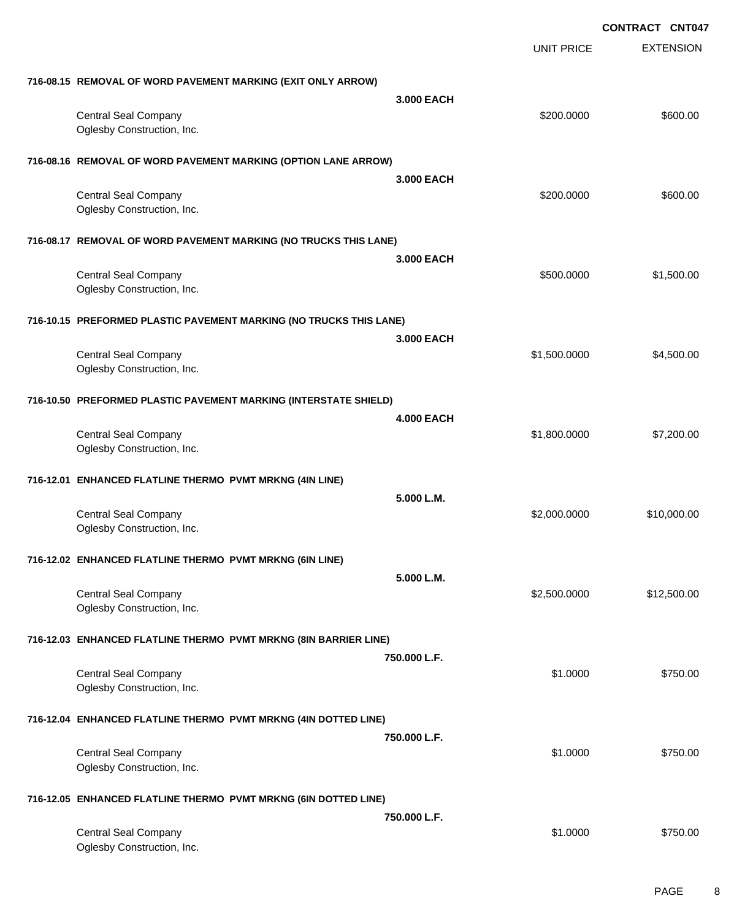**CONTRACT CNT047**

| | | UNIT PRICE | EXTENSION |
|---|---|---|---|
| **716-08.15 REMOVAL OF WORD PAVEMENT MARKING (EXIT ONLY ARROW)** | | | |
| | **3.000 EACH** | | |
| Central Seal Company<br>Oglesby Construction, Inc. | | $200.0000 | $600.00 |
| **716-08.16 REMOVAL OF WORD PAVEMENT MARKING (OPTION LANE ARROW)** | | | |
| | **3.000 EACH** | | |
| Central Seal Company<br>Oglesby Construction, Inc. | | $200.0000 | $600.00 |
| **716-08.17 REMOVAL OF WORD PAVEMENT MARKING (NO TRUCKS THIS LANE)** | | | |
| | **3.000 EACH** | | |
| Central Seal Company<br>Oglesby Construction, Inc. | | $500.0000 | $1,500.00 |
| **716-10.15 PREFORMED PLASTIC PAVEMENT MARKING (NO TRUCKS THIS LANE)** | | | |
| | **3.000 EACH** | | |
| Central Seal Company<br>Oglesby Construction, Inc. | | $1,500.0000 | $4,500.00 |
| **716-10.50 PREFORMED PLASTIC PAVEMENT MARKING (INTERSTATE SHIELD)** | | | |
| | **4.000 EACH** | | |
| Central Seal Company<br>Oglesby Construction, Inc. | | $1,800.0000 | $7,200.00 |
| **716-12.01 ENHANCED FLATLINE THERMO PVMT MRKNG (4IN LINE)** | | | |
| | **5.000 L.M.** | | |
| Central Seal Company<br>Oglesby Construction, Inc. | | $2,000.0000 | $10,000.00 |
| **716-12.02 ENHANCED FLATLINE THERMO PVMT MRKNG (6IN LINE)** | | | |
| | **5.000 L.M.** | | |
| Central Seal Company<br>Oglesby Construction, Inc. | | $2,500.0000 | $12,500.00 |
| **716-12.03 ENHANCED FLATLINE THERMO PVMT MRKNG (8IN BARRIER LINE)** | | | |
| | **750.000 L.F.** | | |
| Central Seal Company<br>Oglesby Construction, Inc. | | $1.0000 | $750.00 |
| **716-12.04 ENHANCED FLATLINE THERMO PVMT MRKNG (4IN DOTTED LINE)** | | | |
| | **750.000 L.F.** | | |
| Central Seal Company<br>Oglesby Construction, Inc. | | $1.0000 | $750.00 |
| **716-12.05 ENHANCED FLATLINE THERMO PVMT MRKNG (6IN DOTTED LINE)** | | | |
| | **750.000 L.F.** | | |
| Central Seal Company<br>Oglesby Construction, Inc. | | $1.0000 | $750.00 |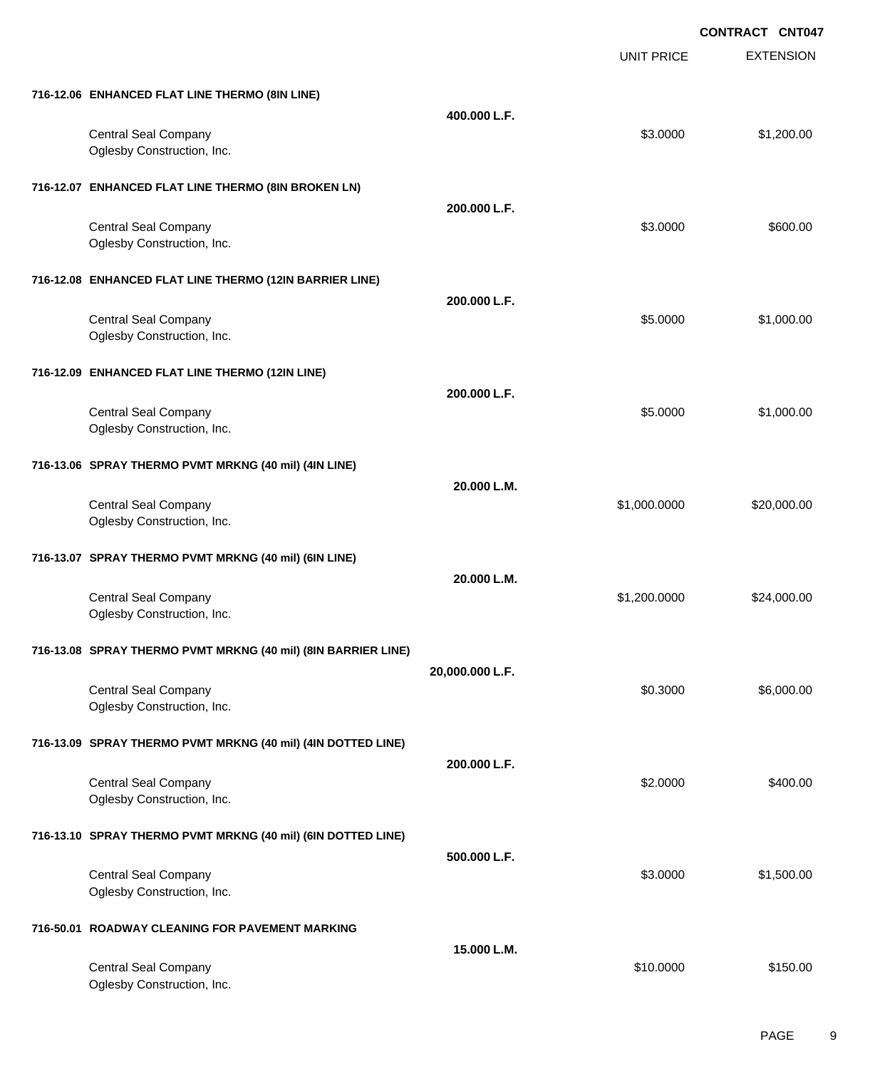**CONTRACT CNT047**

| | | UNIT PRICE | EXTENSION |
|---|---|---|---|
| **716-12.06 ENHANCED FLAT LINE THERMO (8IN LINE)** | **400.000 L.F.** | | |
| Central Seal Company<br>Oglesby Construction, Inc. | | $3.0000 | $1,200.00 |
| **716-12.07 ENHANCED FLAT LINE THERMO (8IN BROKEN LN)** | **200.000 L.F.** | | |
| Central Seal Company<br>Oglesby Construction, Inc. | | $3.0000 | $600.00 |
| **716-12.08 ENHANCED FLAT LINE THERMO (12IN BARRIER LINE)** | **200.000 L.F.** | | |
| Central Seal Company<br>Oglesby Construction, Inc. | | $5.0000 | $1,000.00 |
| **716-12.09 ENHANCED FLAT LINE THERMO (12IN LINE)** | **200.000 L.F.** | | |
| Central Seal Company<br>Oglesby Construction, Inc. | | $5.0000 | $1,000.00 |
| **716-13.06 SPRAY THERMO PVMT MRKNG (40 mil) (4IN LINE)** | **20.000 L.M.** | | |
| Central Seal Company<br>Oglesby Construction, Inc. | | $1,000.0000 | $20,000.00 |
| **716-13.07 SPRAY THERMO PVMT MRKNG (40 mil) (6IN LINE)** | **20.000 L.M.** | | |
| Central Seal Company<br>Oglesby Construction, Inc. | | $1,200.0000 | $24,000.00 |
| **716-13.08 SPRAY THERMO PVMT MRKNG (40 mil) (8IN BARRIER LINE)** | **20,000.000 L.F.** | | |
| Central Seal Company<br>Oglesby Construction, Inc. | | $0.3000 | $6,000.00 |
| **716-13.09 SPRAY THERMO PVMT MRKNG (40 mil) (4IN DOTTED LINE)** | **200.000 L.F.** | | |
| Central Seal Company<br>Oglesby Construction, Inc. | | $2.0000 | $400.00 |
| **716-13.10 SPRAY THERMO PVMT MRKNG (40 mil) (6IN DOTTED LINE)** | **500.000 L.F.** | | |
| Central Seal Company<br>Oglesby Construction, Inc. | | $3.0000 | $1,500.00 |
| **716-50.01 ROADWAY CLEANING FOR PAVEMENT MARKING** | **15.000 L.M.** | | |
| Central Seal Company<br>Oglesby Construction, Inc. | | $10.0000 | $150.00 |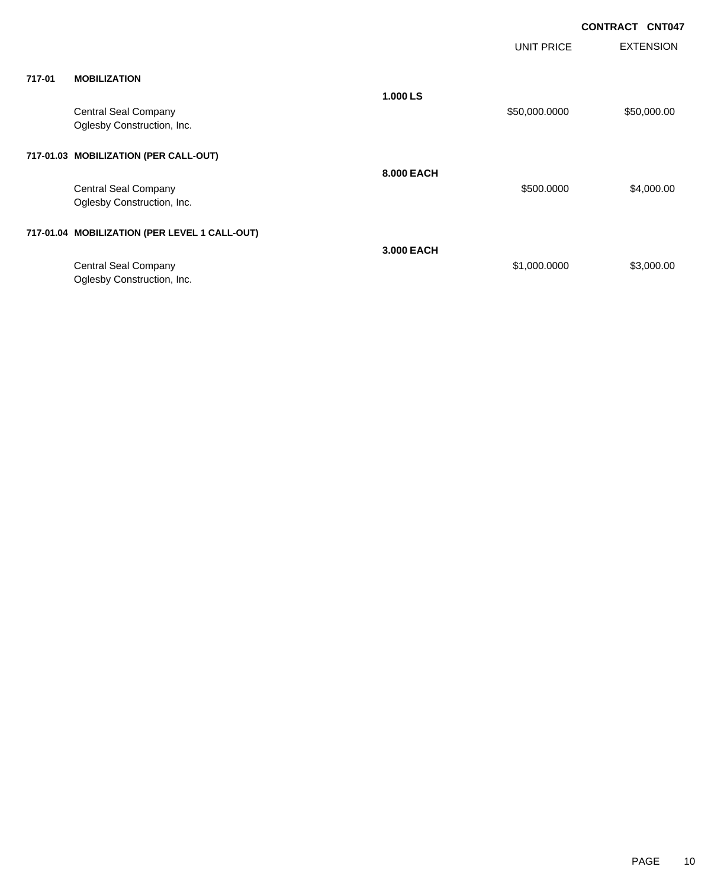**CONTRACT CNT047**

| | | | UNIT PRICE | EXTENSION |
|---|---|---|---|---|
| **717-01** | **MOBILIZATION** | | | |
| | | **1.000 LS** | | |
| | Central Seal Company<br>Oglesby Construction, Inc. | | $50,000.0000 | $50,000.00 |
| **717-01.03** | **MOBILIZATION (PER CALL-OUT)** | | | |
| | | **8.000 EACH** | | |
| | Central Seal Company<br>Oglesby Construction, Inc. | | $500.0000 | $4,000.00 |
| **717-01.04** | **MOBILIZATION (PER LEVEL 1 CALL-OUT)** | | | |
| | | **3.000 EACH** | | |
| | Central Seal Company<br>Oglesby Construction, Inc. | | $1,000.0000 | $3,000.00 |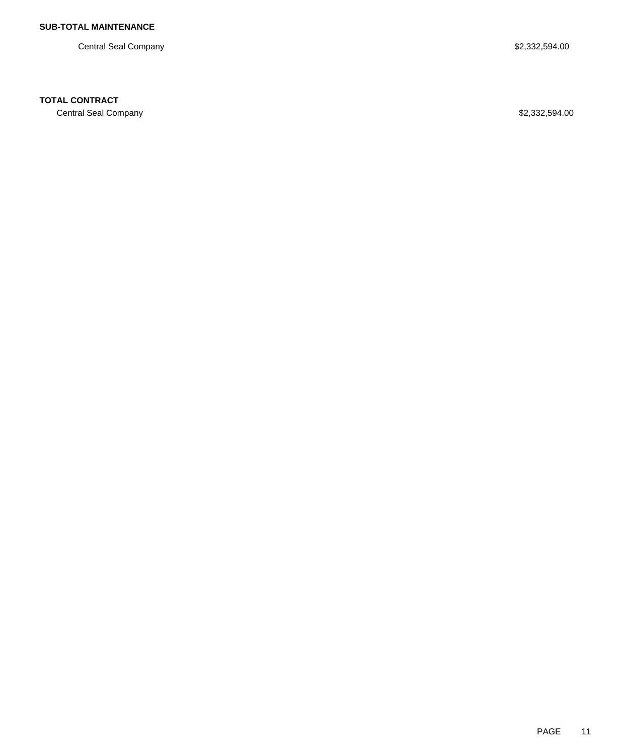**SUB-TOTAL MAINTENANCE**

| | |
|---|---|
| Central Seal Company | $2,332,594.00 |

**TOTAL CONTRACT**

| | |
|---|---|
| Central Seal Company | $2,332,594.00 |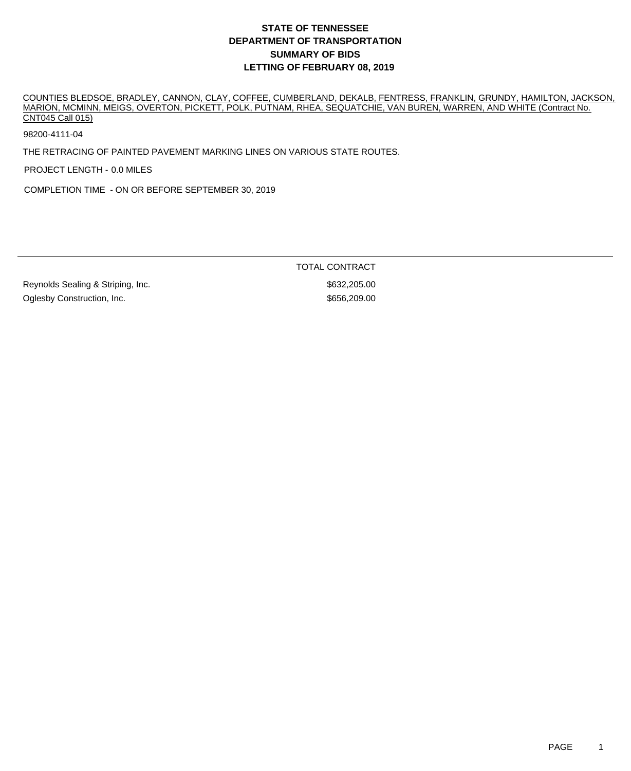# STATE OF TENNESSEE
# DEPARTMENT OF TRANSPORTATION
# SUMMARY OF BIDS
# LETTING OF FEBRUARY 08, 2019

COUNTIES BLEDSOE, BRADLEY, CANNON, CLAY, COFFEE, CUMBERLAND, DEKALB, FENTRESS, FRANKLIN, GRUNDY, HAMILTON, JACKSON, MARION, MCMINN, MEIGS, OVERTON, PICKETT, POLK, PUTNAM, RHEA, SEQUATCHIE, VAN BUREN, WARREN, AND WHITE (Contract No. CNT045 Call 015)

98200-4111-04

THE RETRACING OF PAINTED PAVEMENT MARKING LINES ON VARIOUS STATE ROUTES.

PROJECT LENGTH - 0.0 MILES

COMPLETION TIME - ON OR BEFORE SEPTEMBER 30, 2019

| | TOTAL CONTRACT |
|---|---|
| Reynolds Sealing & Striping, Inc. | $632,205.00 |
| Oglesby Construction, Inc. | $656,209.00 |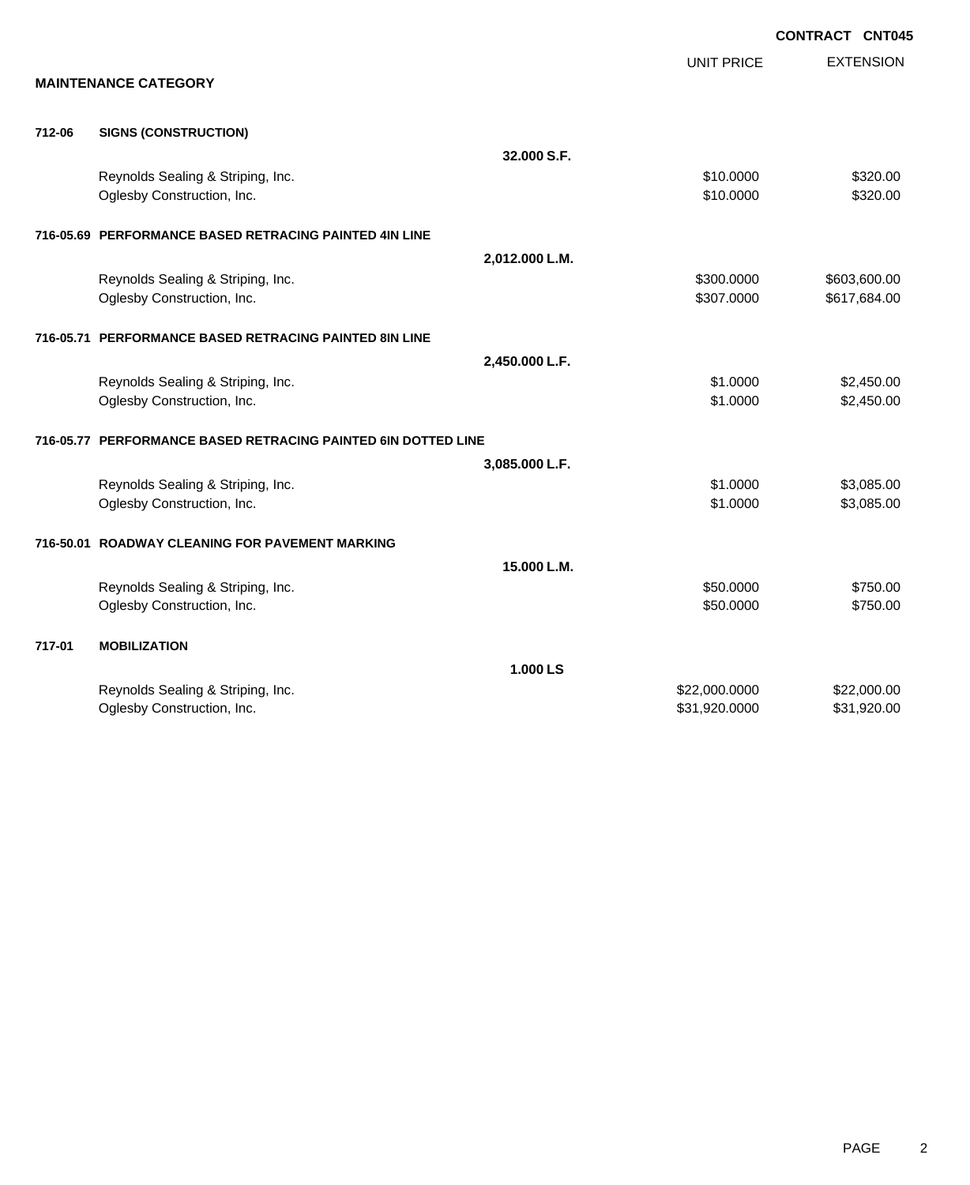**CONTRACT CNT045**

**MAINTENANCE CATEGORY**

| | | | UNIT PRICE | EXTENSION |
|---|---|---|---|---|
| **712-06** | **SIGNS (CONSTRUCTION)** | | | |
| | | **32.000 S.F.** | | |
| | Reynolds Sealing & Striping, Inc. | | $10.0000 | $320.00 |
| | Oglesby Construction, Inc. | | $10.0000 | $320.00 |
| **716-05.69** | **PERFORMANCE BASED RETRACING PAINTED 4IN LINE** | | | |
| | | **2,012.000 L.M.** | | |
| | Reynolds Sealing & Striping, Inc. | | $300.0000 | $603,600.00 |
| | Oglesby Construction, Inc. | | $307.0000 | $617,684.00 |
| **716-05.71** | **PERFORMANCE BASED RETRACING PAINTED 8IN LINE** | | | |
| | | **2,450.000 L.F.** | | |
| | Reynolds Sealing & Striping, Inc. | | $1.0000 | $2,450.00 |
| | Oglesby Construction, Inc. | | $1.0000 | $2,450.00 |
| **716-05.77** | **PERFORMANCE BASED RETRACING PAINTED 6IN DOTTED LINE** | | | |
| | | **3,085.000 L.F.** | | |
| | Reynolds Sealing & Striping, Inc. | | $1.0000 | $3,085.00 |
| | Oglesby Construction, Inc. | | $1.0000 | $3,085.00 |
| **716-50.01** | **ROADWAY CLEANING FOR PAVEMENT MARKING** | | | |
| | | **15.000 L.M.** | | |
| | Reynolds Sealing & Striping, Inc. | | $50.0000 | $750.00 |
| | Oglesby Construction, Inc. | | $50.0000 | $750.00 |
| **717-01** | **MOBILIZATION** | | | |
| | | **1.000 LS** | | |
| | Reynolds Sealing & Striping, Inc. | | $22,000.0000 | $22,000.00 |
| | Oglesby Construction, Inc. | | $31,920.0000 | $31,920.00 |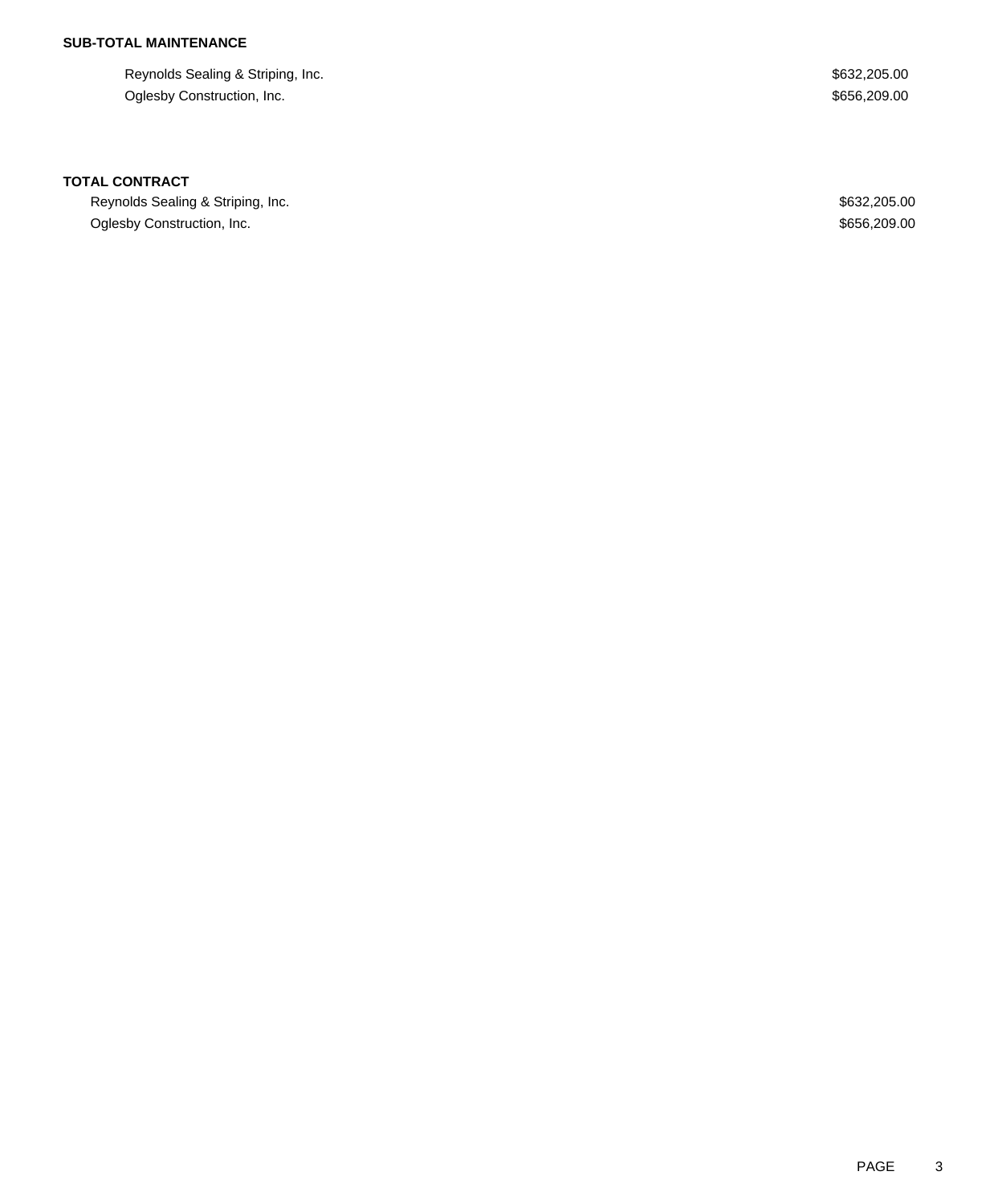**SUB-TOTAL MAINTENANCE**

| | |
|---|---|
| Reynolds Sealing & Striping, Inc. | $632,205.00 |
| Oglesby Construction, Inc. | $656,209.00 |

**TOTAL CONTRACT**

| | |
|---|---|
| Reynolds Sealing & Striping, Inc. | $632,205.00 |
| Oglesby Construction, Inc. | $656,209.00 |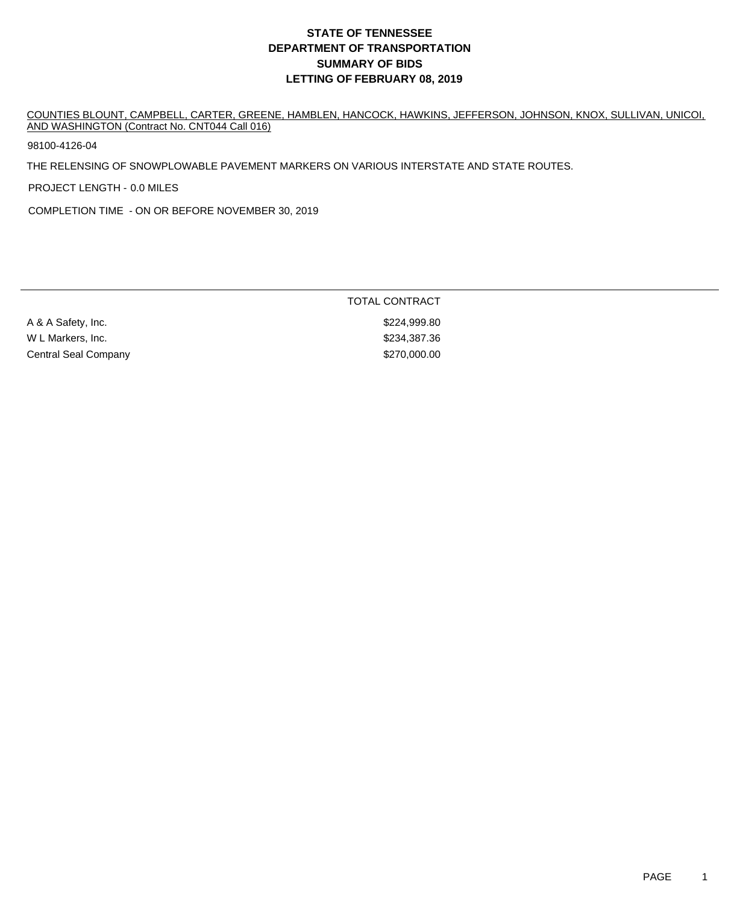# STATE OF TENNESSEE
# DEPARTMENT OF TRANSPORTATION
# SUMMARY OF BIDS
# LETTING OF FEBRUARY 08, 2019

COUNTIES BLOUNT, CAMPBELL, CARTER, GREENE, HAMBLEN, HANCOCK, HAWKINS, JEFFERSON, JOHNSON, KNOX, SULLIVAN, UNICOI, AND WASHINGTON (Contract No. CNT044 Call 016)

98100-4126-04

THE RELENSING OF SNOWPLOWABLE PAVEMENT MARKERS ON VARIOUS INTERSTATE AND STATE ROUTES.

PROJECT LENGTH - 0.0 MILES

COMPLETION TIME - ON OR BEFORE NOVEMBER 30, 2019

| | TOTAL CONTRACT |
|---|---|
| A & A Safety, Inc. | $224,999.80 |
| W L Markers, Inc. | $234,387.36 |
| Central Seal Company | $270,000.00 |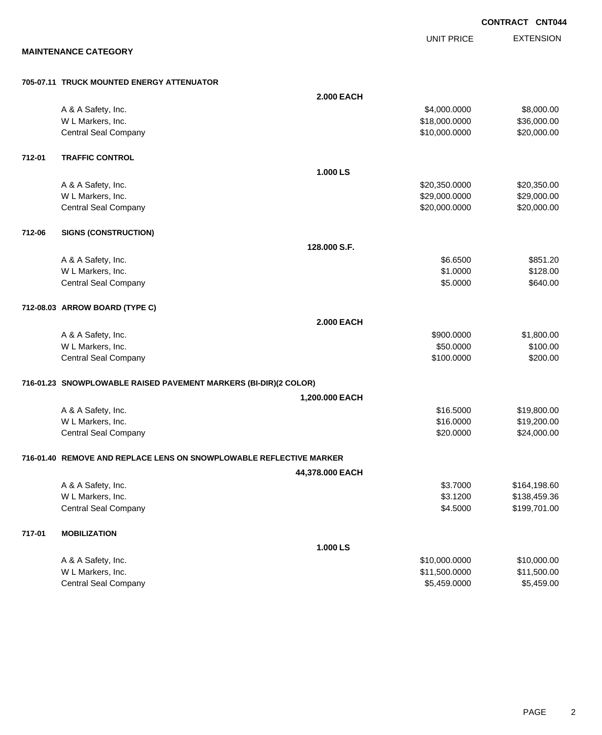**CONTRACT CNT044**

**MAINTENANCE CATEGORY**

| | | | UNIT PRICE | EXTENSION |
|---|---|---|---|---|
| **705-07.11** | **TRUCK MOUNTED ENERGY ATTENUATOR** | | | |
| | | **2.000 EACH** | | |
| | A & A Safety, Inc. | | $4,000.0000 | $8,000.00 |
| | W L Markers, Inc. | | $18,000.0000 | $36,000.00 |
| | Central Seal Company | | $10,000.0000 | $20,000.00 |
| **712-01** | **TRAFFIC CONTROL** | | | |
| | | **1.000 LS** | | |
| | A & A Safety, Inc. | | $20,350.0000 | $20,350.00 |
| | W L Markers, Inc. | | $29,000.0000 | $29,000.00 |
| | Central Seal Company | | $20,000.0000 | $20,000.00 |
| **712-06** | **SIGNS (CONSTRUCTION)** | | | |
| | | **128.000 S.F.** | | |
| | A & A Safety, Inc. | | $6.6500 | $851.20 |
| | W L Markers, Inc. | | $1.0000 | $128.00 |
| | Central Seal Company | | $5.0000 | $640.00 |
| **712-08.03** | **ARROW BOARD (TYPE C)** | | | |
| | | **2.000 EACH** | | |
| | A & A Safety, Inc. | | $900.0000 | $1,800.00 |
| | W L Markers, Inc. | | $50.0000 | $100.00 |
| | Central Seal Company | | $100.0000 | $200.00 |
| **716-01.23** | **SNOWPLOWABLE RAISED PAVEMENT MARKERS (BI-DIR)(2 COLOR)** | | | |
| | | **1,200.000 EACH** | | |
| | A & A Safety, Inc. | | $16.5000 | $19,800.00 |
| | W L Markers, Inc. | | $16.0000 | $19,200.00 |
| | Central Seal Company | | $20.0000 | $24,000.00 |
| **716-01.40** | **REMOVE AND REPLACE LENS ON SNOWPLOWABLE REFLECTIVE MARKER** | | | |
| | | **44,378.000 EACH** | | |
| | A & A Safety, Inc. | | $3.7000 | $164,198.60 |
| | W L Markers, Inc. | | $3.1200 | $138,459.36 |
| | Central Seal Company | | $4.5000 | $199,701.00 |
| **717-01** | **MOBILIZATION** | | | |
| | | **1.000 LS** | | |
| | A & A Safety, Inc. | | $10,000.0000 | $10,000.00 |
| | W L Markers, Inc. | | $11,500.0000 | $11,500.00 |
| | Central Seal Company | | $5,459.0000 | $5,459.00 |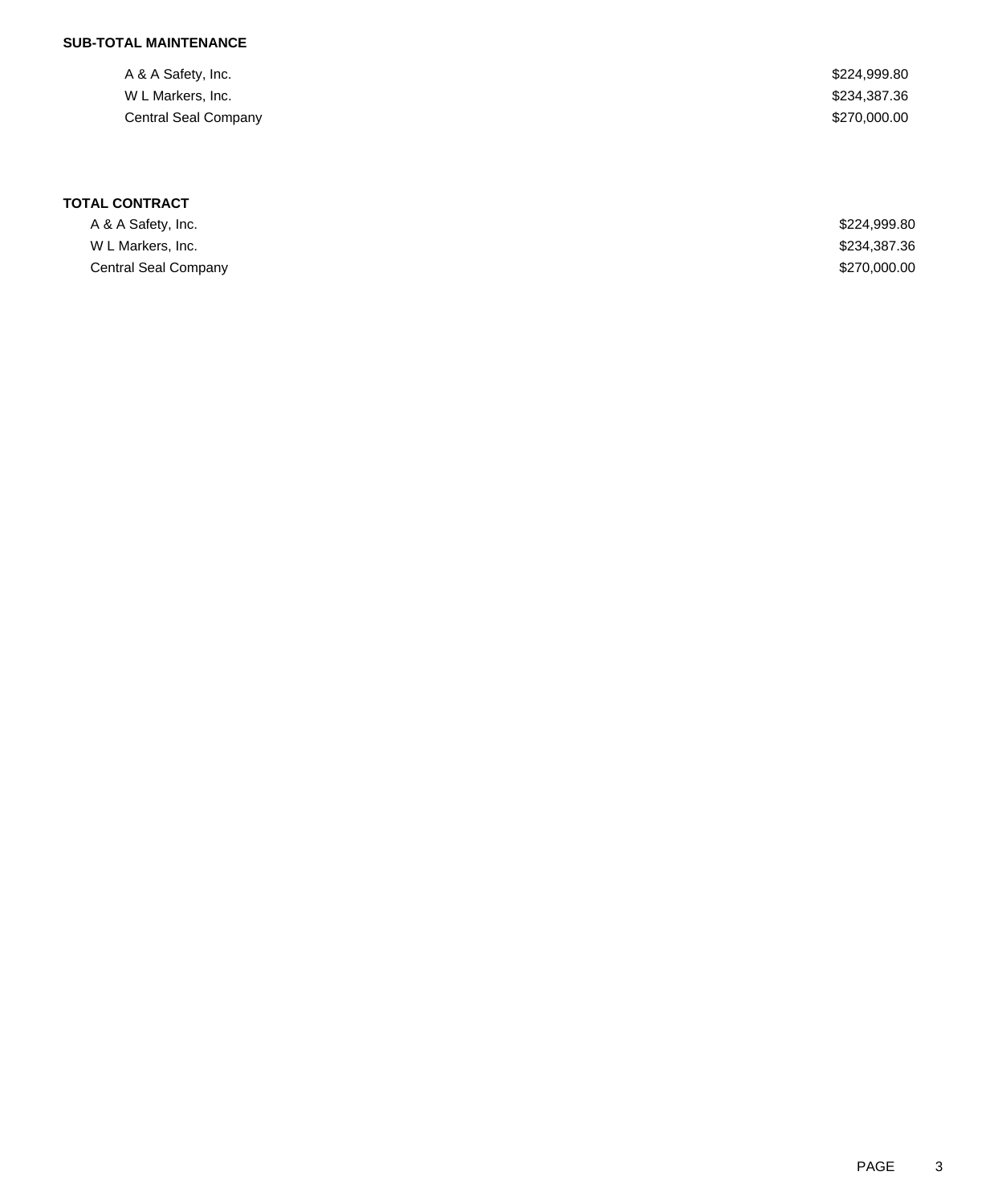**SUB-TOTAL MAINTENANCE**

| | |
|---|---|
| A & A Safety, Inc. | $224,999.80 |
| W L Markers, Inc. | $234,387.36 |
| Central Seal Company | $270,000.00 |

**TOTAL CONTRACT**

| | |
|---|---|
| A & A Safety, Inc. | $224,999.80 |
| W L Markers, Inc. | $234,387.36 |
| Central Seal Company | $270,000.00 |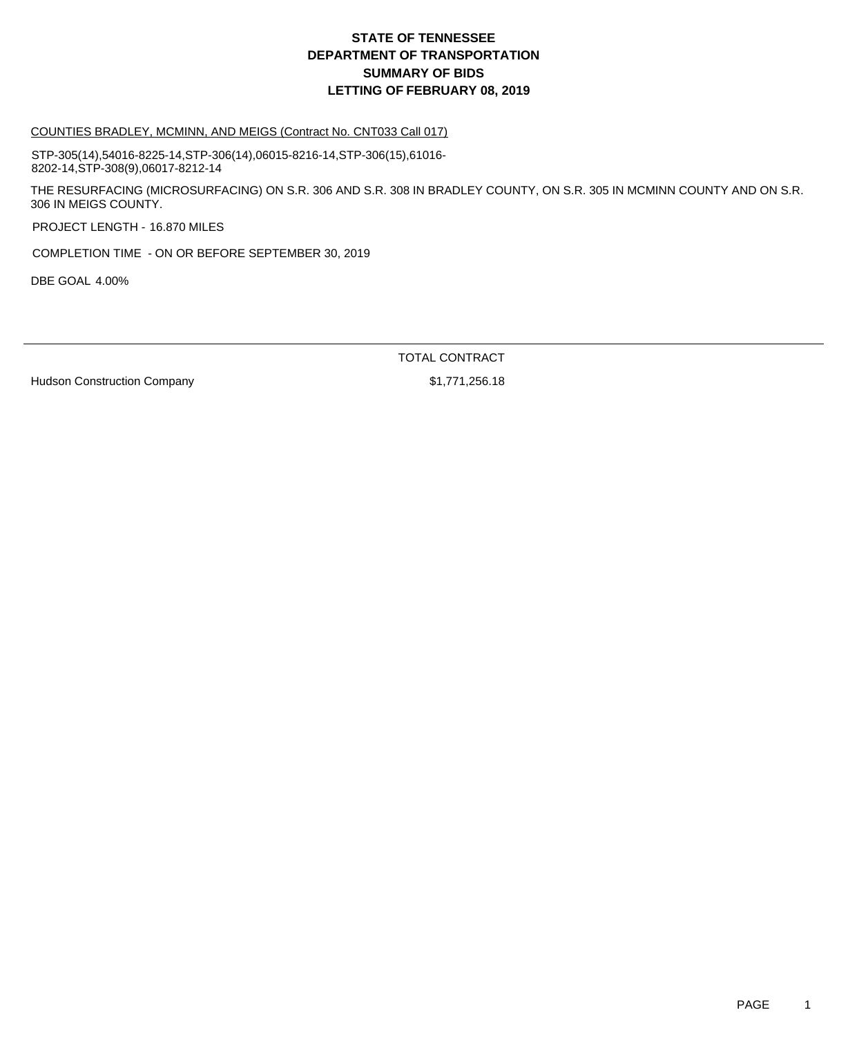# STATE OF TENNESSEE
# DEPARTMENT OF TRANSPORTATION
# SUMMARY OF BIDS
# LETTING OF FEBRUARY 08, 2019

COUNTIES BRADLEY, MCMINN, AND MEIGS (Contract No. CNT033 Call 017)

STP-305(14),54016-8225-14,STP-306(14),06015-8216-14,STP-306(15),61016-8202-14,STP-308(9),06017-8212-14

THE RESURFACING (MICROSURFACING) ON S.R. 306 AND S.R. 308 IN BRADLEY COUNTY, ON S.R. 305 IN MCMINN COUNTY AND ON S.R. 306 IN MEIGS COUNTY.

PROJECT LENGTH - 16.870 MILES

COMPLETION TIME - ON OR BEFORE SEPTEMBER 30, 2019

DBE GOAL 4.00%

| | TOTAL CONTRACT |
|---|---|
| Hudson Construction Company | $1,771,256.18 |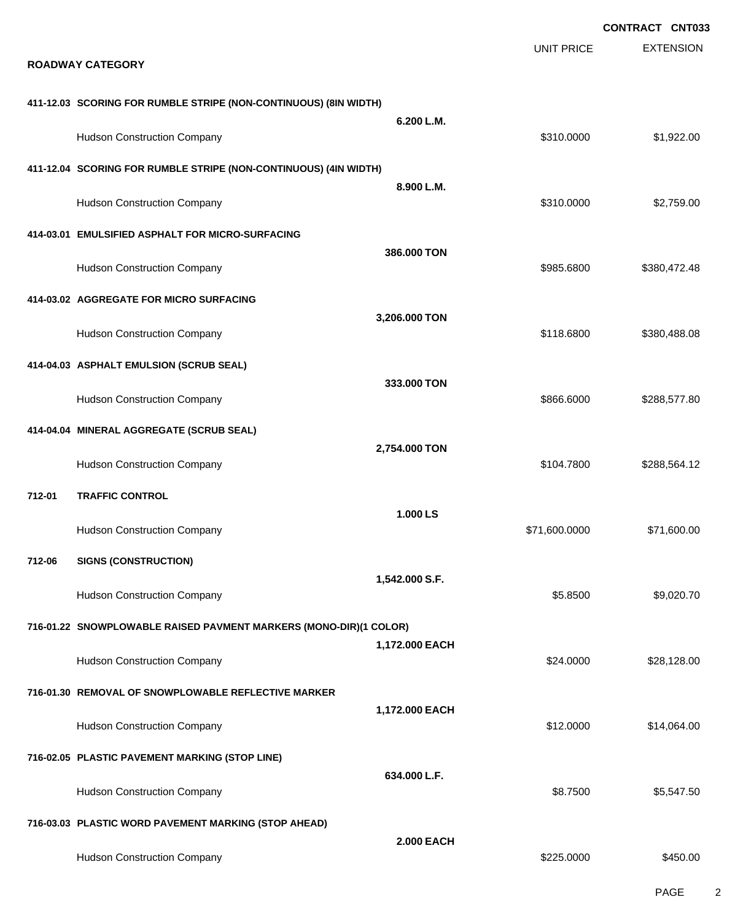**CONTRACT CNT033**

| | UNIT PRICE | EXTENSION |
|---|---|---|

**ROADWAY CATEGORY**

**411-12.03 SCORING FOR RUMBLE STRIPE (NON-CONTINUOUS) (8IN WIDTH)**

**6.200 L.M.**

| | | |
|---|---|---|
| Hudson Construction Company | $310.0000 | $1,922.00 |

**411-12.04 SCORING FOR RUMBLE STRIPE (NON-CONTINUOUS) (4IN WIDTH)**

**8.900 L.M.**

| | | |
|---|---|---|
| Hudson Construction Company | $310.0000 | $2,759.00 |

**414-03.01 EMULSIFIED ASPHALT FOR MICRO-SURFACING**

**386.000 TON**

| | | |
|---|---|---|
| Hudson Construction Company | $985.6800 | $380,472.48 |

**414-03.02 AGGREGATE FOR MICRO SURFACING**

**3,206.000 TON**

| | | |
|---|---|---|
| Hudson Construction Company | $118.6800 | $380,488.08 |

**414-04.03 ASPHALT EMULSION (SCRUB SEAL)**

**333.000 TON**

| | | |
|---|---|---|
| Hudson Construction Company | $866.6000 | $288,577.80 |

**414-04.04 MINERAL AGGREGATE (SCRUB SEAL)**

**2,754.000 TON**

| | | |
|---|---|---|
| Hudson Construction Company | $104.7800 | $288,564.12 |

**712-01 TRAFFIC CONTROL**

**1.000 LS**

| | | |
|---|---|---|
| Hudson Construction Company | $71,600.0000 | $71,600.00 |

**712-06 SIGNS (CONSTRUCTION)**

**1,542.000 S.F.**

| | | |
|---|---|---|
| Hudson Construction Company | $5.8500 | $9,020.70 |

**716-01.22 SNOWPLOWABLE RAISED PAVMENT MARKERS (MONO-DIR)(1 COLOR)**

**1,172.000 EACH**

| | | |
|---|---|---|
| Hudson Construction Company | $24.0000 | $28,128.00 |

**716-01.30 REMOVAL OF SNOWPLOWABLE REFLECTIVE MARKER**

**1,172.000 EACH**

| | | |
|---|---|---|
| Hudson Construction Company | $12.0000 | $14,064.00 |

**716-02.05 PLASTIC PAVEMENT MARKING (STOP LINE)**

**634.000 L.F.**

| | | |
|---|---|---|
| Hudson Construction Company | $8.7500 | $5,547.50 |

**716-03.03 PLASTIC WORD PAVEMENT MARKING (STOP AHEAD)**

**2.000 EACH**

| | | |
|---|---|---|
| Hudson Construction Company | $225.0000 | $450.00 |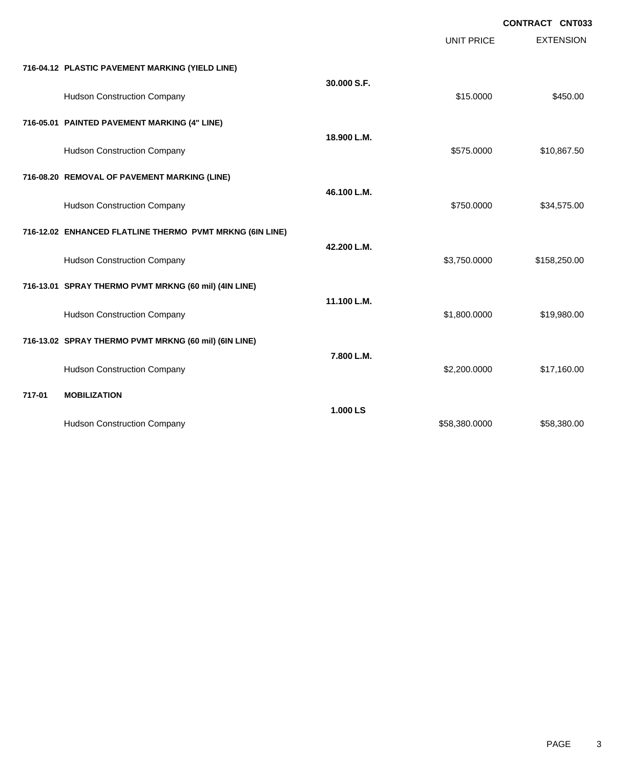**CONTRACT CNT033**

| | | UNIT PRICE | EXTENSION |
|---|---|---|---|
| **716-04.12 PLASTIC PAVEMENT MARKING (YIELD LINE)** | **30.000 S.F.** | | |
| Hudson Construction Company | | $15.0000 | $450.00 |
| **716-05.01 PAINTED PAVEMENT MARKING (4" LINE)** | **18.900 L.M.** | | |
| Hudson Construction Company | | $575.0000 | $10,867.50 |
| **716-08.20 REMOVAL OF PAVEMENT MARKING (LINE)** | **46.100 L.M.** | | |
| Hudson Construction Company | | $750.0000 | $34,575.00 |
| **716-12.02 ENHANCED FLATLINE THERMO PVMT MRKNG (6IN LINE)** | **42.200 L.M.** | | |
| Hudson Construction Company | | $3,750.0000 | $158,250.00 |
| **716-13.01 SPRAY THERMO PVMT MRKNG (60 mil) (4IN LINE)** | **11.100 L.M.** | | |
| Hudson Construction Company | | $1,800.0000 | $19,980.00 |
| **716-13.02 SPRAY THERMO PVMT MRKNG (60 mil) (6IN LINE)** | **7.800 L.M.** | | |
| Hudson Construction Company | | $2,200.0000 | $17,160.00 |
| **717-01 MOBILIZATION** | **1.000 LS** | | |
| Hudson Construction Company | | $58,380.0000 | $58,380.00 |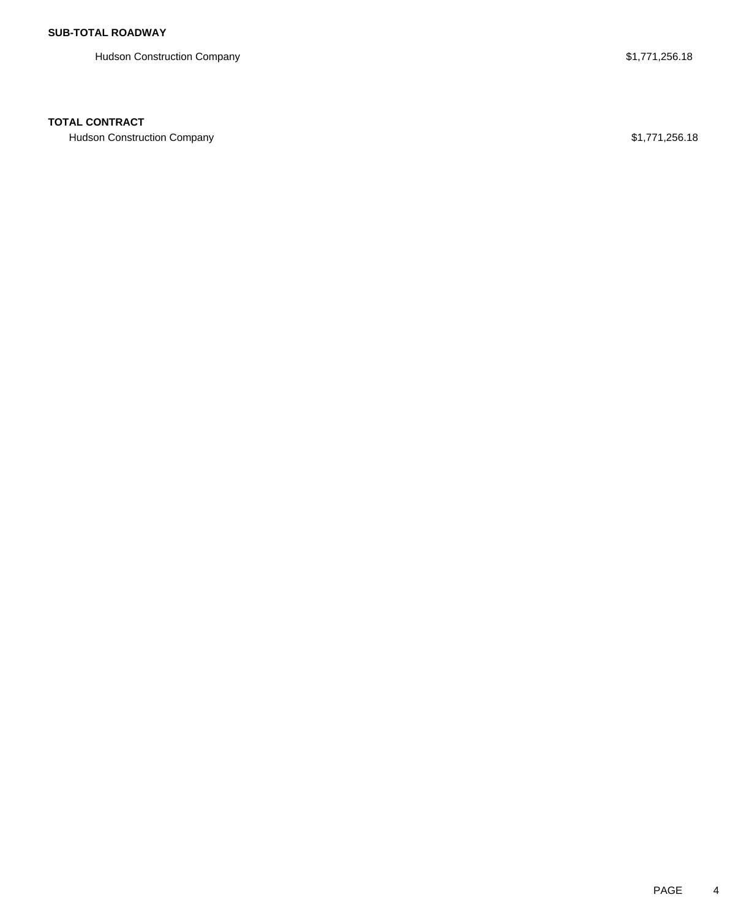**SUB-TOTAL ROADWAY**

| | |
|---|---|
| Hudson Construction Company | $1,771,256.18 |

**TOTAL CONTRACT**

| | |
|---|---|
| Hudson Construction Company | $1,771,256.18 |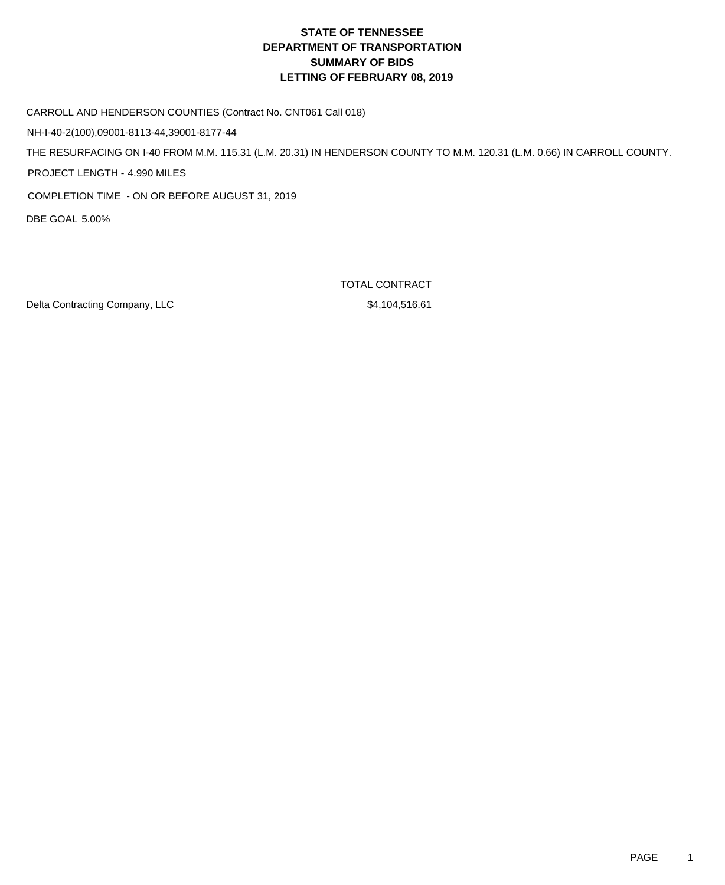# STATE OF TENNESSEE
# DEPARTMENT OF TRANSPORTATION
# SUMMARY OF BIDS
# LETTING OF FEBRUARY 08, 2019

CARROLL AND HENDERSON COUNTIES (Contract No. CNT061 Call 018)

NH-I-40-2(100),09001-8113-44,39001-8177-44

THE RESURFACING ON I-40 FROM M.M. 115.31 (L.M. 20.31) IN HENDERSON COUNTY TO M.M. 120.31 (L.M. 0.66) IN CARROLL COUNTY.

PROJECT LENGTH - 4.990 MILES

COMPLETION TIME - ON OR BEFORE AUGUST 31, 2019

DBE GOAL 5.00%

| | TOTAL CONTRACT |
|---|---|
| Delta Contracting Company, LLC | $4,104,516.61 |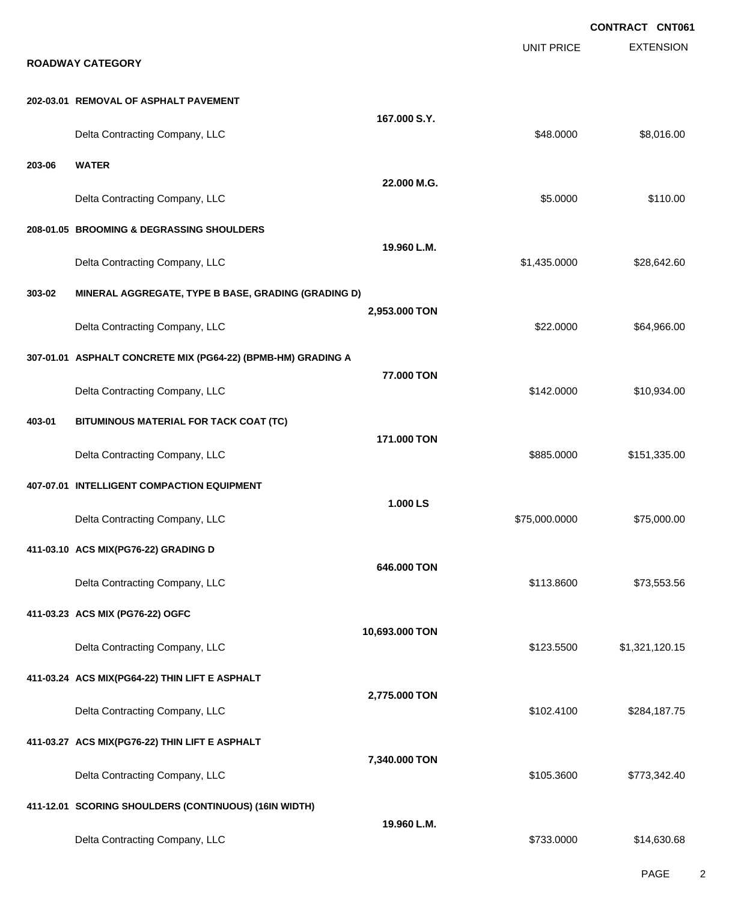**CONTRACT CNT061**

## ROADWAY CATEGORY

| | | | UNIT PRICE | EXTENSION |
|---|---|---|---|---|
| **202-03.01** | **REMOVAL OF ASPHALT PAVEMENT** | **167.000 S.Y.** | | |
| | Delta Contracting Company, LLC | | $48.0000 | $8,016.00 |
| **203-06** | **WATER** | **22.000 M.G.** | | |
| | Delta Contracting Company, LLC | | $5.0000 | $110.00 |
| **208-01.05** | **BROOMING & DEGRASSING SHOULDERS** | **19.960 L.M.** | | |
| | Delta Contracting Company, LLC | | $1,435.0000 | $28,642.60 |
| **303-02** | **MINERAL AGGREGATE, TYPE B BASE, GRADING (GRADING D)** | **2,953.000 TON** | | |
| | Delta Contracting Company, LLC | | $22.0000 | $64,966.00 |
| **307-01.01** | **ASPHALT CONCRETE MIX (PG64-22) (BPMB-HM) GRADING A** | **77.000 TON** | | |
| | Delta Contracting Company, LLC | | $142.0000 | $10,934.00 |
| **403-01** | **BITUMINOUS MATERIAL FOR TACK COAT (TC)** | **171.000 TON** | | |
| | Delta Contracting Company, LLC | | $885.0000 | $151,335.00 |
| **407-07.01** | **INTELLIGENT COMPACTION EQUIPMENT** | **1.000 LS** | | |
| | Delta Contracting Company, LLC | | $75,000.0000 | $75,000.00 |
| **411-03.10** | **ACS MIX(PG76-22) GRADING D** | **646.000 TON** | | |
| | Delta Contracting Company, LLC | | $113.8600 | $73,553.56 |
| **411-03.23** | **ACS MIX (PG76-22) OGFC** | **10,693.000 TON** | | |
| | Delta Contracting Company, LLC | | $123.5500 | $1,321,120.15 |
| **411-03.24** | **ACS MIX(PG64-22) THIN LIFT E ASPHALT** | **2,775.000 TON** | | |
| | Delta Contracting Company, LLC | | $102.4100 | $284,187.75 |
| **411-03.27** | **ACS MIX(PG76-22) THIN LIFT E ASPHALT** | **7,340.000 TON** | | |
| | Delta Contracting Company, LLC | | $105.3600 | $773,342.40 |
| **411-12.01** | **SCORING SHOULDERS (CONTINUOUS) (16IN WIDTH)** | **19.960 L.M.** | | |
| | Delta Contracting Company, LLC | | $733.0000 | $14,630.68 |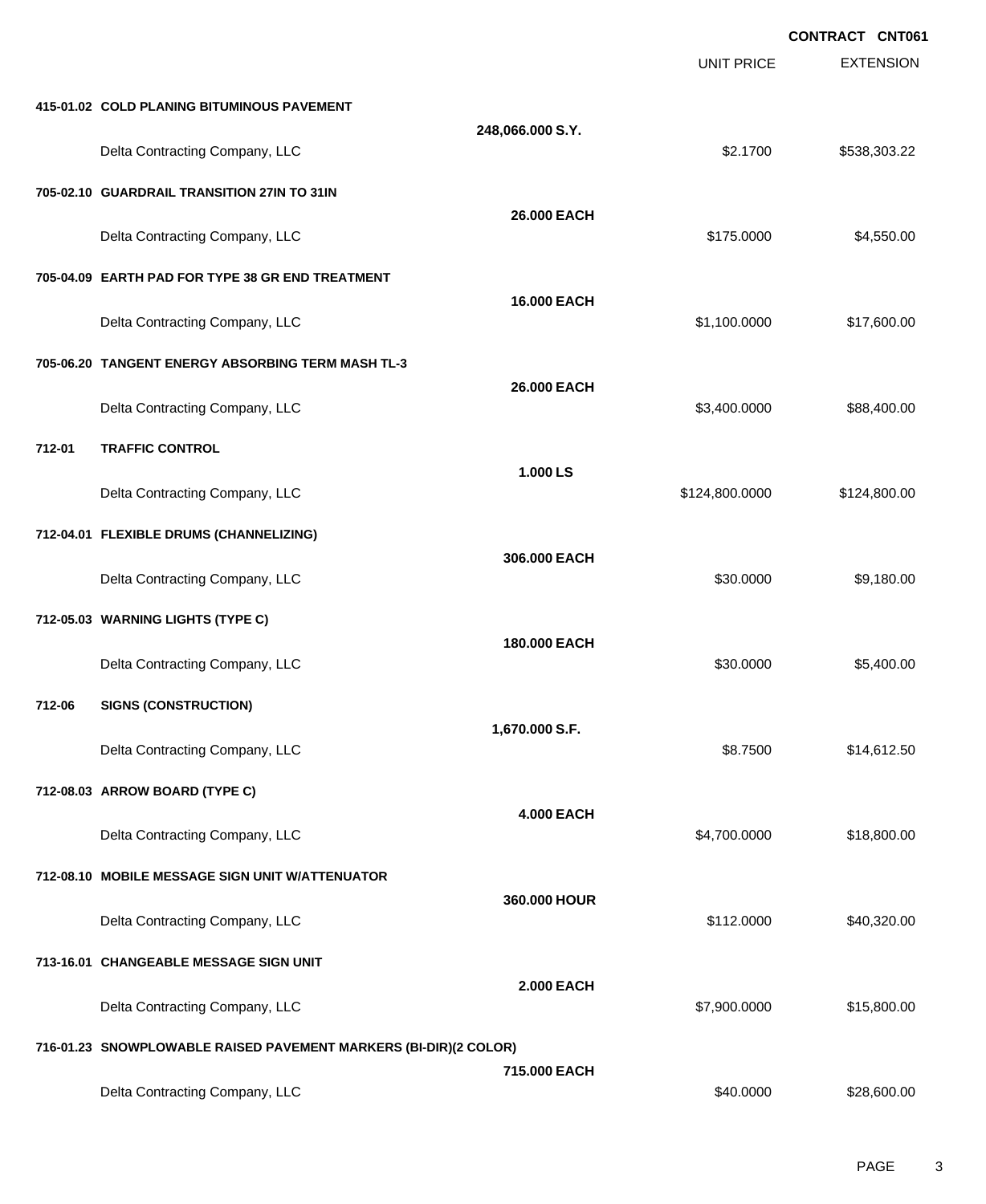**CONTRACT CNT061**

| | | | UNIT PRICE | EXTENSION |
|---|---|---|---|---|
| **415-01.02** | **COLD PLANING BITUMINOUS PAVEMENT** | | | |
| | | **248,066.000 S.Y.** | | |
| | Delta Contracting Company, LLC | | $2.1700 | $538,303.22 |
| **705-02.10** | **GUARDRAIL TRANSITION 27IN TO 31IN** | | | |
| | | **26.000 EACH** | | |
| | Delta Contracting Company, LLC | | $175.0000 | $4,550.00 |
| **705-04.09** | **EARTH PAD FOR TYPE 38 GR END TREATMENT** | | | |
| | | **16.000 EACH** | | |
| | Delta Contracting Company, LLC | | $1,100.0000 | $17,600.00 |
| **705-06.20** | **TANGENT ENERGY ABSORBING TERM MASH TL-3** | | | |
| | | **26.000 EACH** | | |
| | Delta Contracting Company, LLC | | $3,400.0000 | $88,400.00 |
| **712-01** | **TRAFFIC CONTROL** | | | |
| | | **1.000 LS** | | |
| | Delta Contracting Company, LLC | | $124,800.0000 | $124,800.00 |
| **712-04.01** | **FLEXIBLE DRUMS (CHANNELIZING)** | | | |
| | | **306.000 EACH** | | |
| | Delta Contracting Company, LLC | | $30.0000 | $9,180.00 |
| **712-05.03** | **WARNING LIGHTS (TYPE C)** | | | |
| | | **180.000 EACH** | | |
| | Delta Contracting Company, LLC | | $30.0000 | $5,400.00 |
| **712-06** | **SIGNS (CONSTRUCTION)** | | | |
| | | **1,670.000 S.F.** | | |
| | Delta Contracting Company, LLC | | $8.7500 | $14,612.50 |
| **712-08.03** | **ARROW BOARD (TYPE C)** | | | |
| | | **4.000 EACH** | | |
| | Delta Contracting Company, LLC | | $4,700.0000 | $18,800.00 |
| **712-08.10** | **MOBILE MESSAGE SIGN UNIT W/ATTENUATOR** | | | |
| | | **360.000 HOUR** | | |
| | Delta Contracting Company, LLC | | $112.0000 | $40,320.00 |
| **713-16.01** | **CHANGEABLE MESSAGE SIGN UNIT** | | | |
| | | **2.000 EACH** | | |
| | Delta Contracting Company, LLC | | $7,900.0000 | $15,800.00 |
| **716-01.23** | **SNOWPLOWABLE RAISED PAVEMENT MARKERS (BI-DIR)(2 COLOR)** | | | |
| | | **715.000 EACH** | | |
| | Delta Contracting Company, LLC | | $40.0000 | $28,600.00 |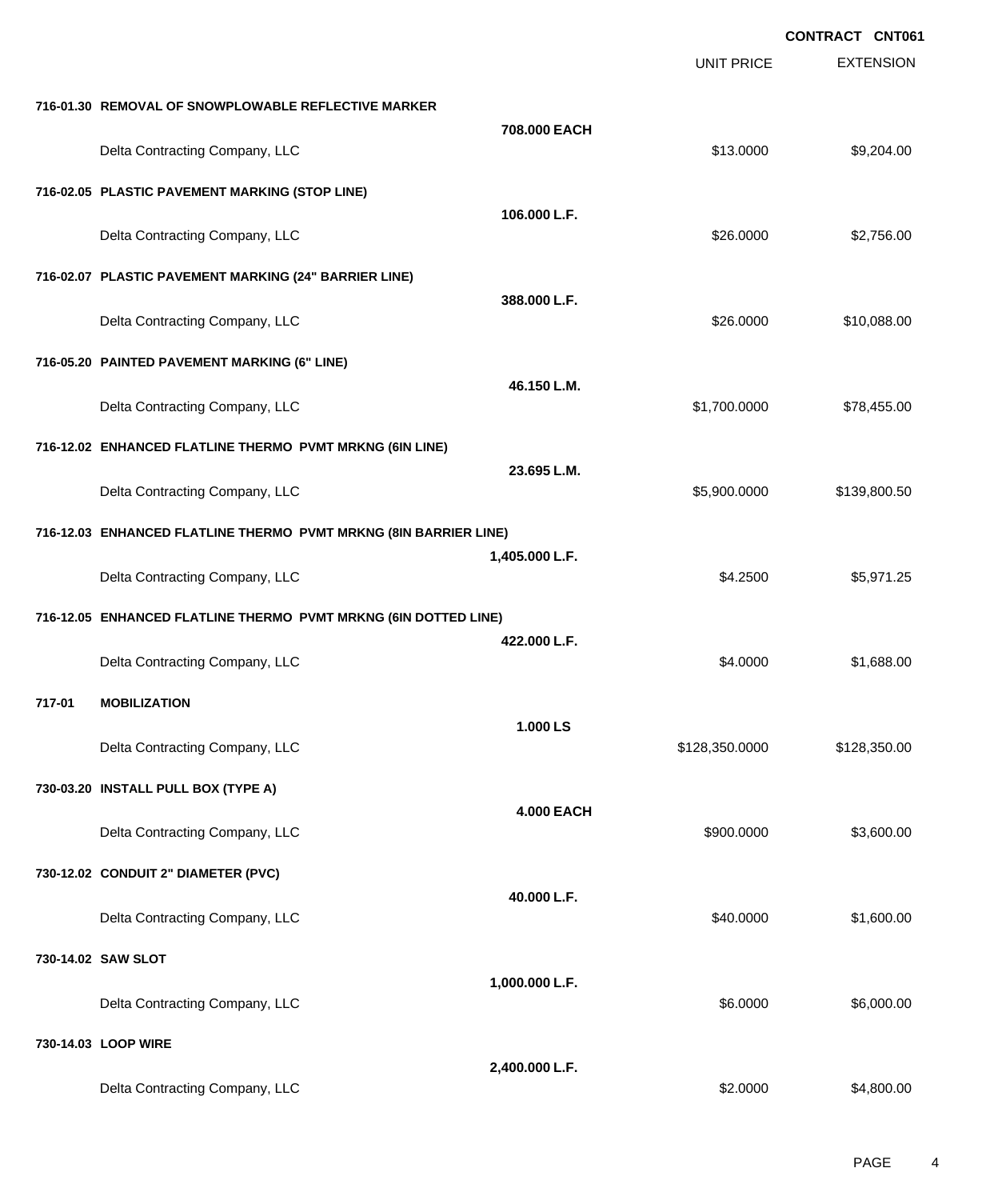**CONTRACT CNT061**

| | | UNIT PRICE | EXTENSION |
|---|---|---|---|
| **716-01.30 REMOVAL OF SNOWPLOWABLE REFLECTIVE MARKER** | | | |
| | **708.000 EACH** | | |
| Delta Contracting Company, LLC | | $13.0000 | $9,204.00 |
| **716-02.05 PLASTIC PAVEMENT MARKING (STOP LINE)** | | | |
| | **106.000 L.F.** | | |
| Delta Contracting Company, LLC | | $26.0000 | $2,756.00 |
| **716-02.07 PLASTIC PAVEMENT MARKING (24" BARRIER LINE)** | | | |
| | **388.000 L.F.** | | |
| Delta Contracting Company, LLC | | $26.0000 | $10,088.00 |
| **716-05.20 PAINTED PAVEMENT MARKING (6" LINE)** | | | |
| | **46.150 L.M.** | | |
| Delta Contracting Company, LLC | | $1,700.0000 | $78,455.00 |
| **716-12.02 ENHANCED FLATLINE THERMO PVMT MRKNG (6IN LINE)** | | | |
| | **23.695 L.M.** | | |
| Delta Contracting Company, LLC | | $5,900.0000 | $139,800.50 |
| **716-12.03 ENHANCED FLATLINE THERMO PVMT MRKNG (8IN BARRIER LINE)** | | | |
| | **1,405.000 L.F.** | | |
| Delta Contracting Company, LLC | | $4.2500 | $5,971.25 |
| **716-12.05 ENHANCED FLATLINE THERMO PVMT MRKNG (6IN DOTTED LINE)** | | | |
| | **422.000 L.F.** | | |
| Delta Contracting Company, LLC | | $4.0000 | $1,688.00 |
| **717-01 MOBILIZATION** | | | |
| | **1.000 LS** | | |
| Delta Contracting Company, LLC | | $128,350.0000 | $128,350.00 |
| **730-03.20 INSTALL PULL BOX (TYPE A)** | | | |
| | **4.000 EACH** | | |
| Delta Contracting Company, LLC | | $900.0000 | $3,600.00 |
| **730-12.02 CONDUIT 2" DIAMETER (PVC)** | | | |
| | **40.000 L.F.** | | |
| Delta Contracting Company, LLC | | $40.0000 | $1,600.00 |
| **730-14.02 SAW SLOT** | | | |
| | **1,000.000 L.F.** | | |
| Delta Contracting Company, LLC | | $6.0000 | $6,000.00 |
| **730-14.03 LOOP WIRE** | | | |
| | **2,400.000 L.F.** | | |
| Delta Contracting Company, LLC | | $2.0000 | $4,800.00 |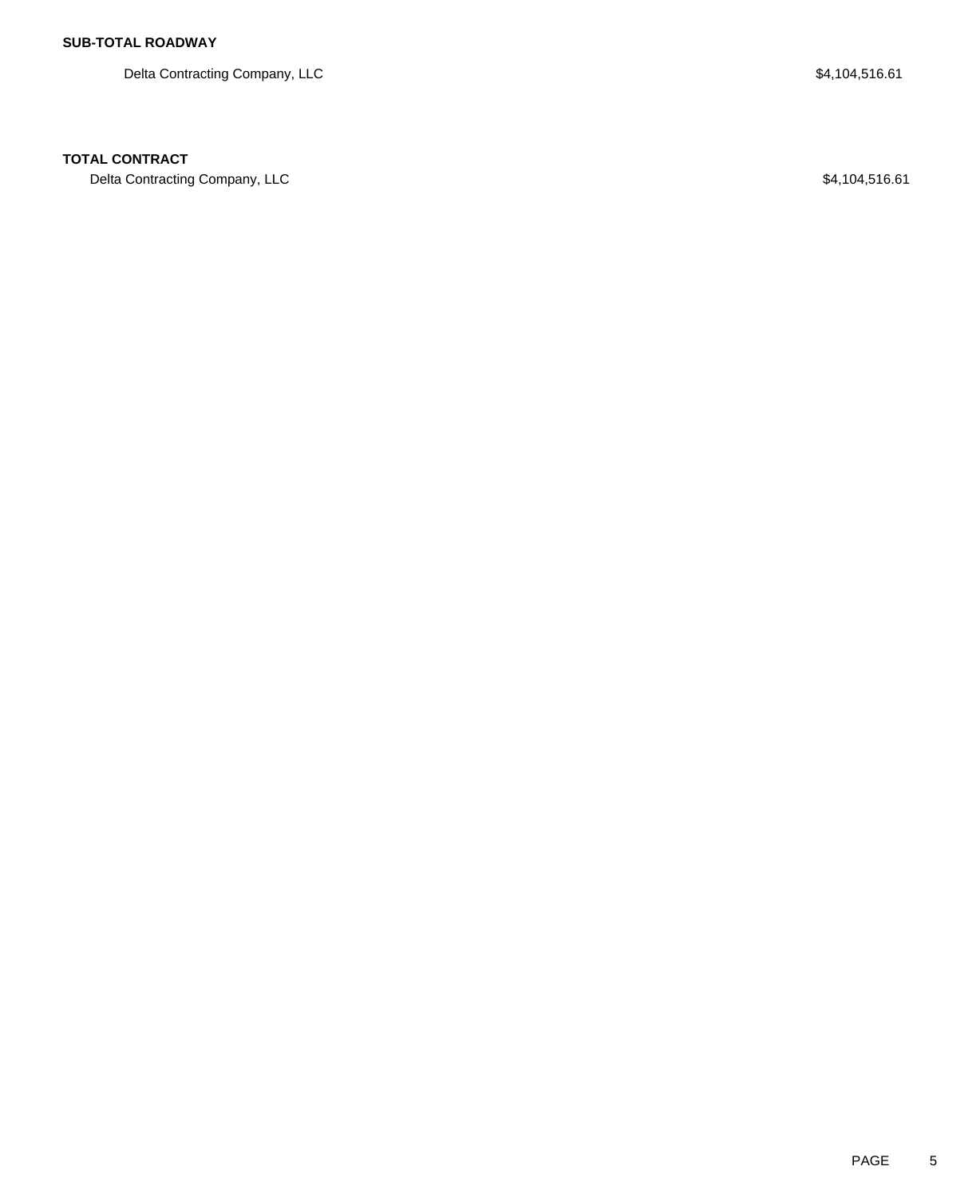**SUB-TOTAL ROADWAY**

| | |
|---|---|
| Delta Contracting Company, LLC | $4,104,516.61 |

**TOTAL CONTRACT**

| | |
|---|---|
| Delta Contracting Company, LLC | $4,104,516.61 |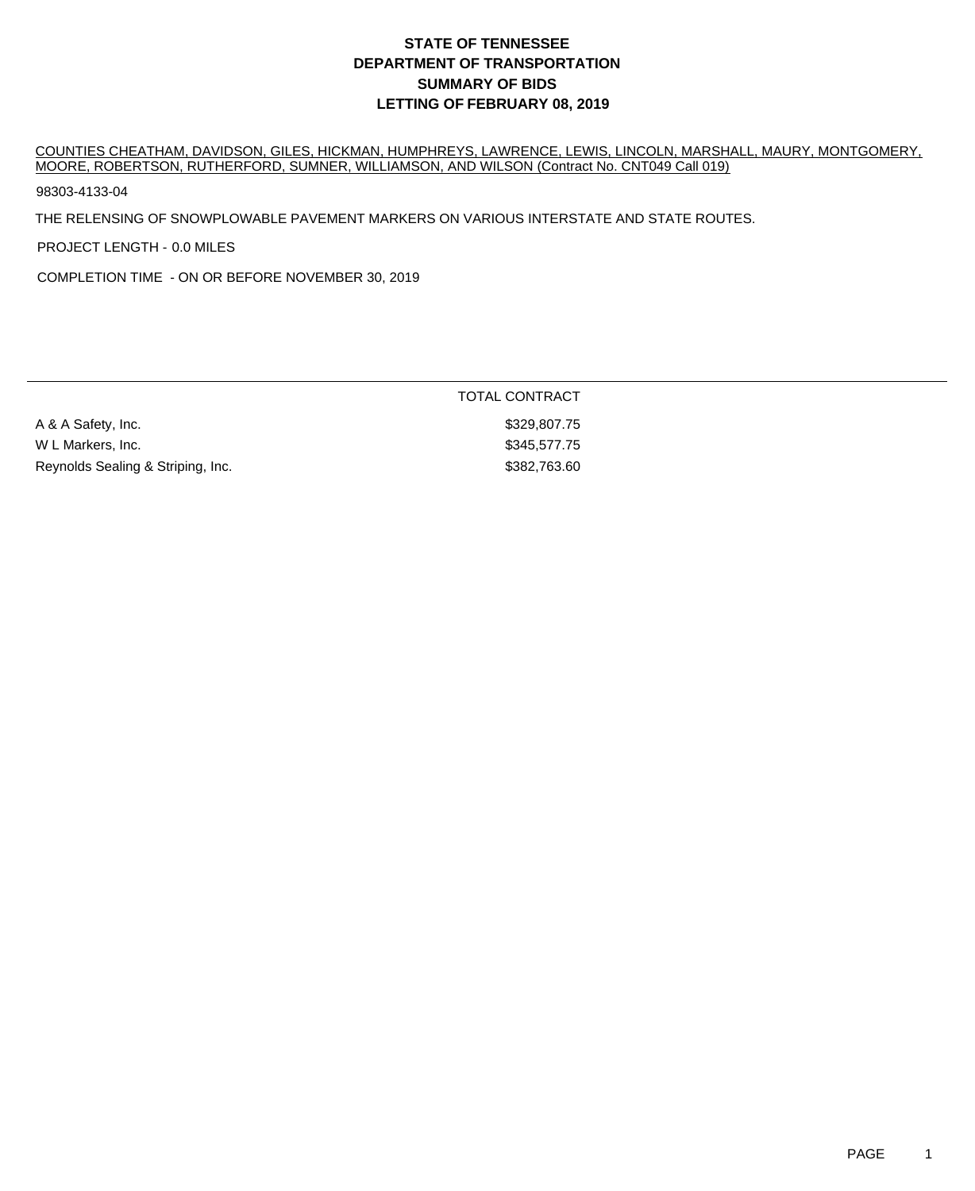# STATE OF TENNESSEE
# DEPARTMENT OF TRANSPORTATION
# SUMMARY OF BIDS
# LETTING OF FEBRUARY 08, 2019

COUNTIES CHEATHAM, DAVIDSON, GILES, HICKMAN, HUMPHREYS, LAWRENCE, LEWIS, LINCOLN, MARSHALL, MAURY, MONTGOMERY, MOORE, ROBERTSON, RUTHERFORD, SUMNER, WILLIAMSON, AND WILSON (Contract No. CNT049 Call 019)

98303-4133-04

THE RELENSING OF SNOWPLOWABLE PAVEMENT MARKERS ON VARIOUS INTERSTATE AND STATE ROUTES.

PROJECT LENGTH - 0.0 MILES

COMPLETION TIME - ON OR BEFORE NOVEMBER 30, 2019

| | TOTAL CONTRACT |
|---|---|
| A & A Safety, Inc. | $329,807.75 |
| W L Markers, Inc. | $345,577.75 |
| Reynolds Sealing & Striping, Inc. | $382,763.60 |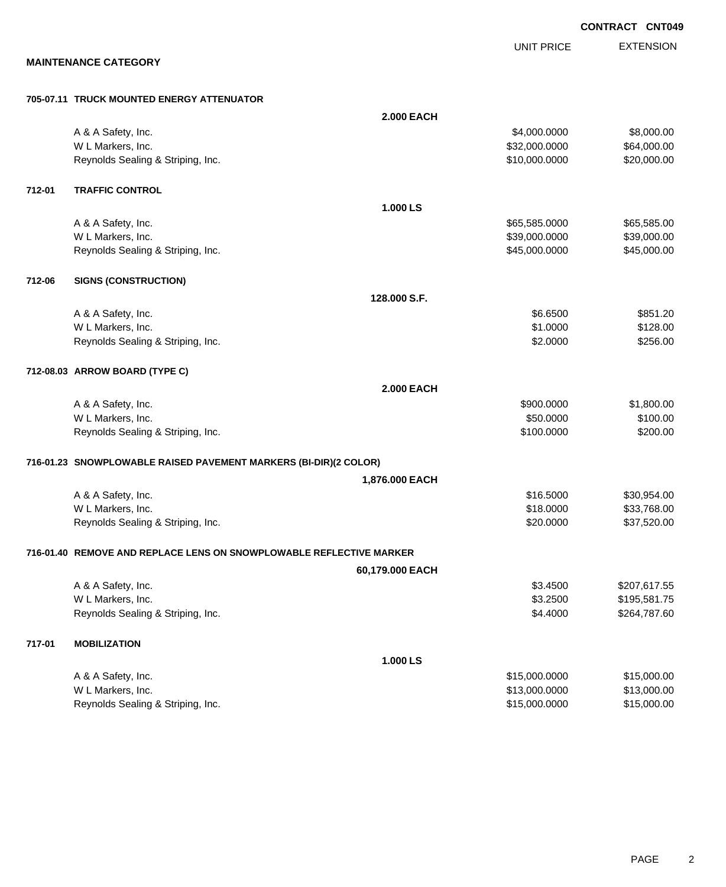**CONTRACT CNT049**

**MAINTENANCE CATEGORY**

| | | | UNIT PRICE | EXTENSION |
|---|---|---|---|---|
| **705-07.11** | **TRUCK MOUNTED ENERGY ATTENUATOR** | | | |
| | | **2.000 EACH** | | |
| | A & A Safety, Inc. | | $4,000.0000 | $8,000.00 |
| | W L Markers, Inc. | | $32,000.0000 | $64,000.00 |
| | Reynolds Sealing & Striping, Inc. | | $10,000.0000 | $20,000.00 |
| **712-01** | **TRAFFIC CONTROL** | | | |
| | | **1.000 LS** | | |
| | A & A Safety, Inc. | | $65,585.0000 | $65,585.00 |
| | W L Markers, Inc. | | $39,000.0000 | $39,000.00 |
| | Reynolds Sealing & Striping, Inc. | | $45,000.0000 | $45,000.00 |
| **712-06** | **SIGNS (CONSTRUCTION)** | | | |
| | | **128.000 S.F.** | | |
| | A & A Safety, Inc. | | $6.6500 | $851.20 |
| | W L Markers, Inc. | | $1.0000 | $128.00 |
| | Reynolds Sealing & Striping, Inc. | | $2.0000 | $256.00 |
| **712-08.03** | **ARROW BOARD (TYPE C)** | | | |
| | | **2.000 EACH** | | |
| | A & A Safety, Inc. | | $900.0000 | $1,800.00 |
| | W L Markers, Inc. | | $50.0000 | $100.00 |
| | Reynolds Sealing & Striping, Inc. | | $100.0000 | $200.00 |
| **716-01.23** | **SNOWPLOWABLE RAISED PAVEMENT MARKERS (BI-DIR)(2 COLOR)** | | | |
| | | **1,876.000 EACH** | | |
| | A & A Safety, Inc. | | $16.5000 | $30,954.00 |
| | W L Markers, Inc. | | $18.0000 | $33,768.00 |
| | Reynolds Sealing & Striping, Inc. | | $20.0000 | $37,520.00 |
| **716-01.40** | **REMOVE AND REPLACE LENS ON SNOWPLOWABLE REFLECTIVE MARKER** | | | |
| | | **60,179.000 EACH** | | |
| | A & A Safety, Inc. | | $3.4500 | $207,617.55 |
| | W L Markers, Inc. | | $3.2500 | $195,581.75 |
| | Reynolds Sealing & Striping, Inc. | | $4.4000 | $264,787.60 |
| **717-01** | **MOBILIZATION** | | | |
| | | **1.000 LS** | | |
| | A & A Safety, Inc. | | $15,000.0000 | $15,000.00 |
| | W L Markers, Inc. | | $13,000.0000 | $13,000.00 |
| | Reynolds Sealing & Striping, Inc. | | $15,000.0000 | $15,000.00 |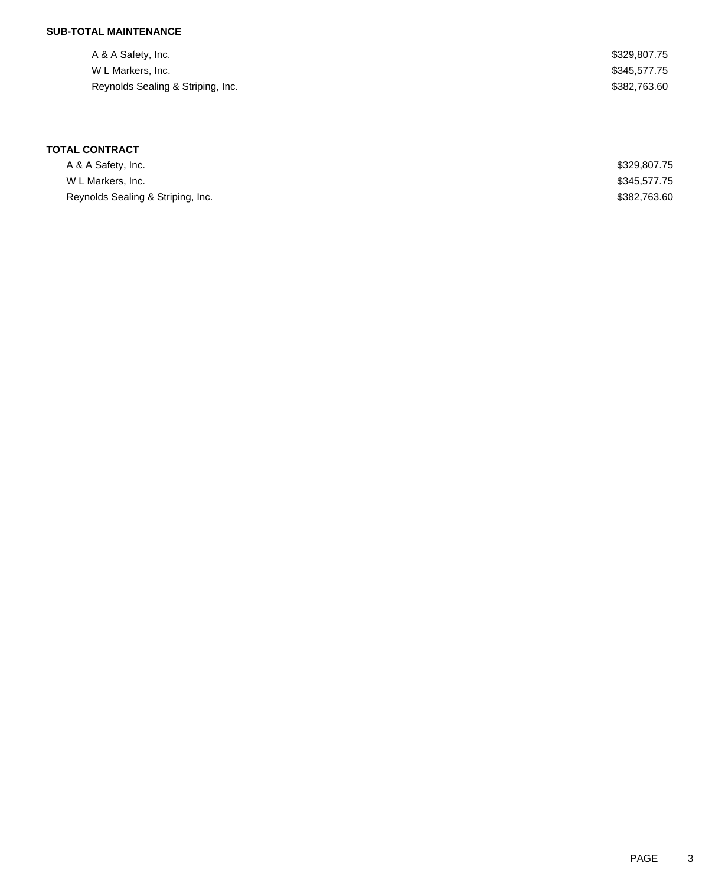**SUB-TOTAL MAINTENANCE**

| | |
|---|---|
| A & A Safety, Inc. | $329,807.75 |
| W L Markers, Inc. | $345,577.75 |
| Reynolds Sealing & Striping, Inc. | $382,763.60 |

**TOTAL CONTRACT**

| | |
|---|---|
| A & A Safety, Inc. | $329,807.75 |
| W L Markers, Inc. | $345,577.75 |
| Reynolds Sealing & Striping, Inc. | $382,763.60 |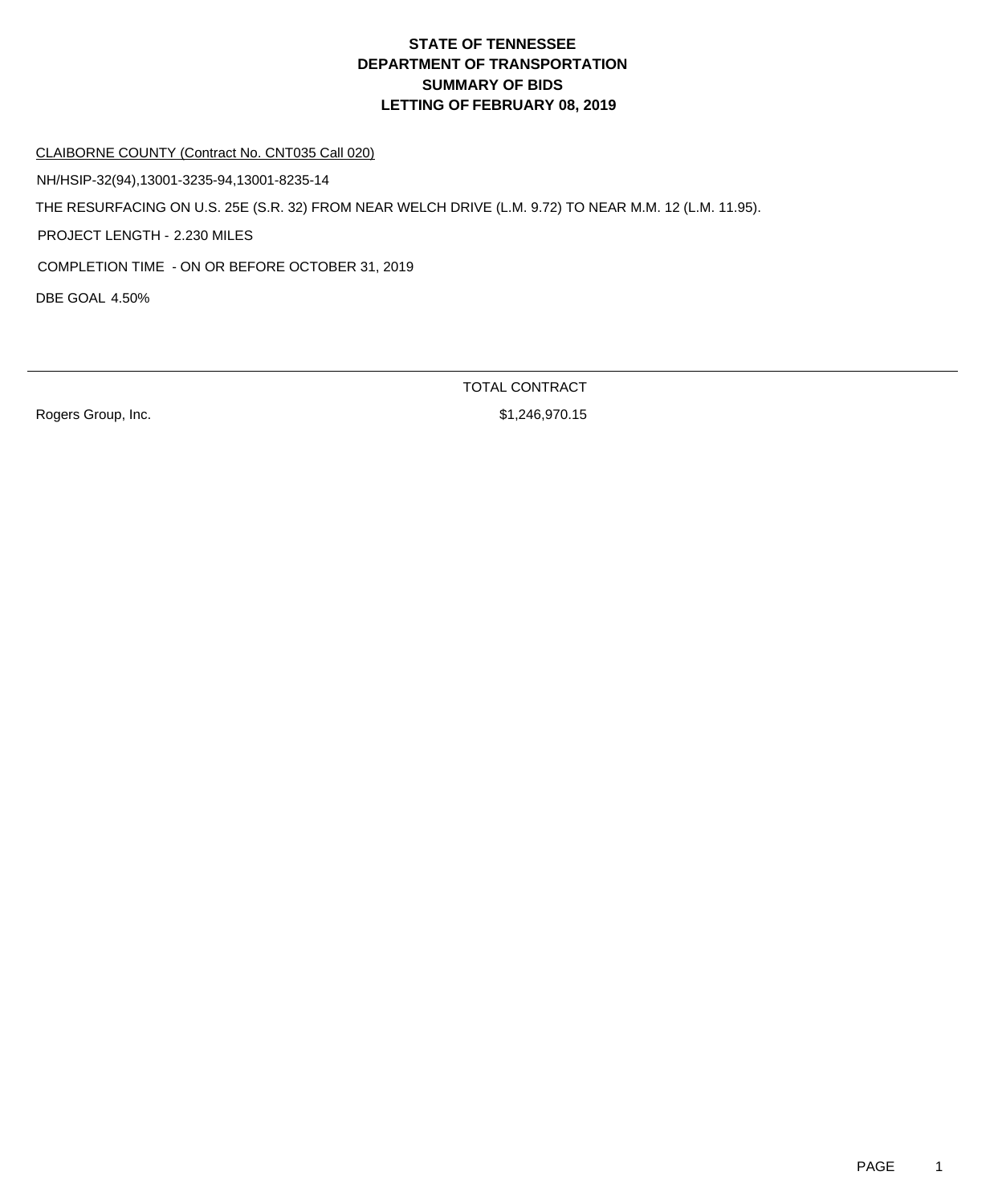# STATE OF TENNESSEE
# DEPARTMENT OF TRANSPORTATION
# SUMMARY OF BIDS
# LETTING OF FEBRUARY 08, 2019

CLAIBORNE COUNTY (Contract No. CNT035 Call 020)

NH/HSIP-32(94),13001-3235-94,13001-8235-14

THE RESURFACING ON U.S. 25E (S.R. 32) FROM NEAR WELCH DRIVE (L.M. 9.72) TO NEAR M.M. 12 (L.M. 11.95).

PROJECT LENGTH - 2.230 MILES

COMPLETION TIME - ON OR BEFORE OCTOBER 31, 2019

DBE GOAL 4.50%

| | TOTAL CONTRACT |
|---|---|
| Rogers Group, Inc. | $1,246,970.15 |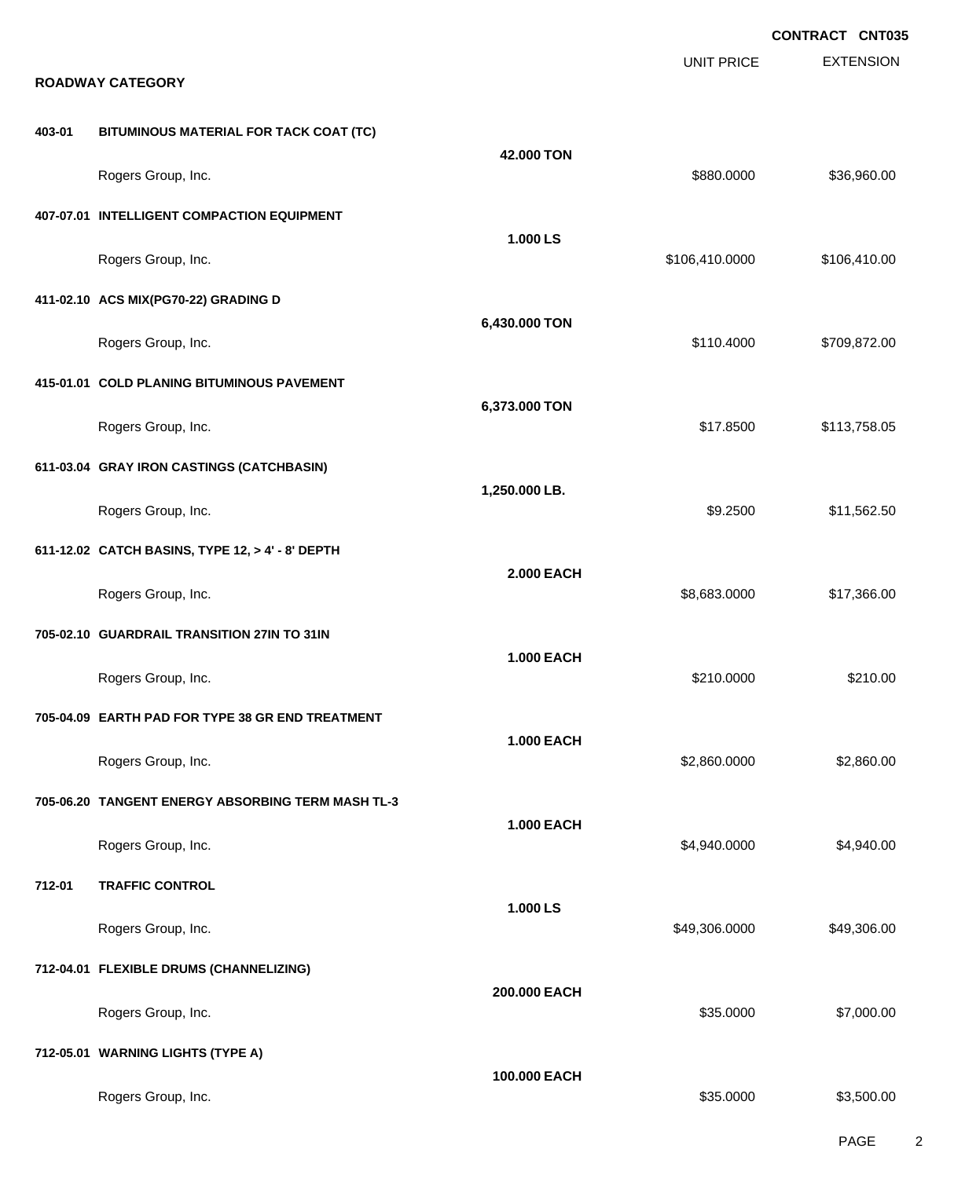**CONTRACT CNT035**

## ROADWAY CATEGORY

| Item | Description | Quantity | Unit Price | Extension |
|---|---|---|---|---|
| 403-01 | BITUMINOUS MATERIAL FOR TACK COAT (TC) | 42.000 TON | | |
| | Rogers Group, Inc. | | $880.0000 | $36,960.00 |
| 407-07.01 | INTELLIGENT COMPACTION EQUIPMENT | 1.000 LS | | |
| | Rogers Group, Inc. | | $106,410.0000 | $106,410.00 |
| 411-02.10 | ACS MIX(PG70-22) GRADING D | 6,430.000 TON | | |
| | Rogers Group, Inc. | | $110.4000 | $709,872.00 |
| 415-01.01 | COLD PLANING BITUMINOUS PAVEMENT | 6,373.000 TON | | |
| | Rogers Group, Inc. | | $17.8500 | $113,758.05 |
| 611-03.04 | GRAY IRON CASTINGS (CATCHBASIN) | 1,250.000 LB. | | |
| | Rogers Group, Inc. | | $9.2500 | $11,562.50 |
| 611-12.02 | CATCH BASINS, TYPE 12, > 4' - 8' DEPTH | 2.000 EACH | | |
| | Rogers Group, Inc. | | $8,683.0000 | $17,366.00 |
| 705-02.10 | GUARDRAIL TRANSITION 27IN TO 31IN | 1.000 EACH | | |
| | Rogers Group, Inc. | | $210.0000 | $210.00 |
| 705-04.09 | EARTH PAD FOR TYPE 38 GR END TREATMENT | 1.000 EACH | | |
| | Rogers Group, Inc. | | $2,860.0000 | $2,860.00 |
| 705-06.20 | TANGENT ENERGY ABSORBING TERM MASH TL-3 | 1.000 EACH | | |
| | Rogers Group, Inc. | | $4,940.0000 | $4,940.00 |
| 712-01 | TRAFFIC CONTROL | 1.000 LS | | |
| | Rogers Group, Inc. | | $49,306.0000 | $49,306.00 |
| 712-04.01 | FLEXIBLE DRUMS (CHANNELIZING) | 200.000 EACH | | |
| | Rogers Group, Inc. | | $35.0000 | $7,000.00 |
| 712-05.01 | WARNING LIGHTS (TYPE A) | 100.000 EACH | | |
| | Rogers Group, Inc. | | $35.0000 | $3,500.00 |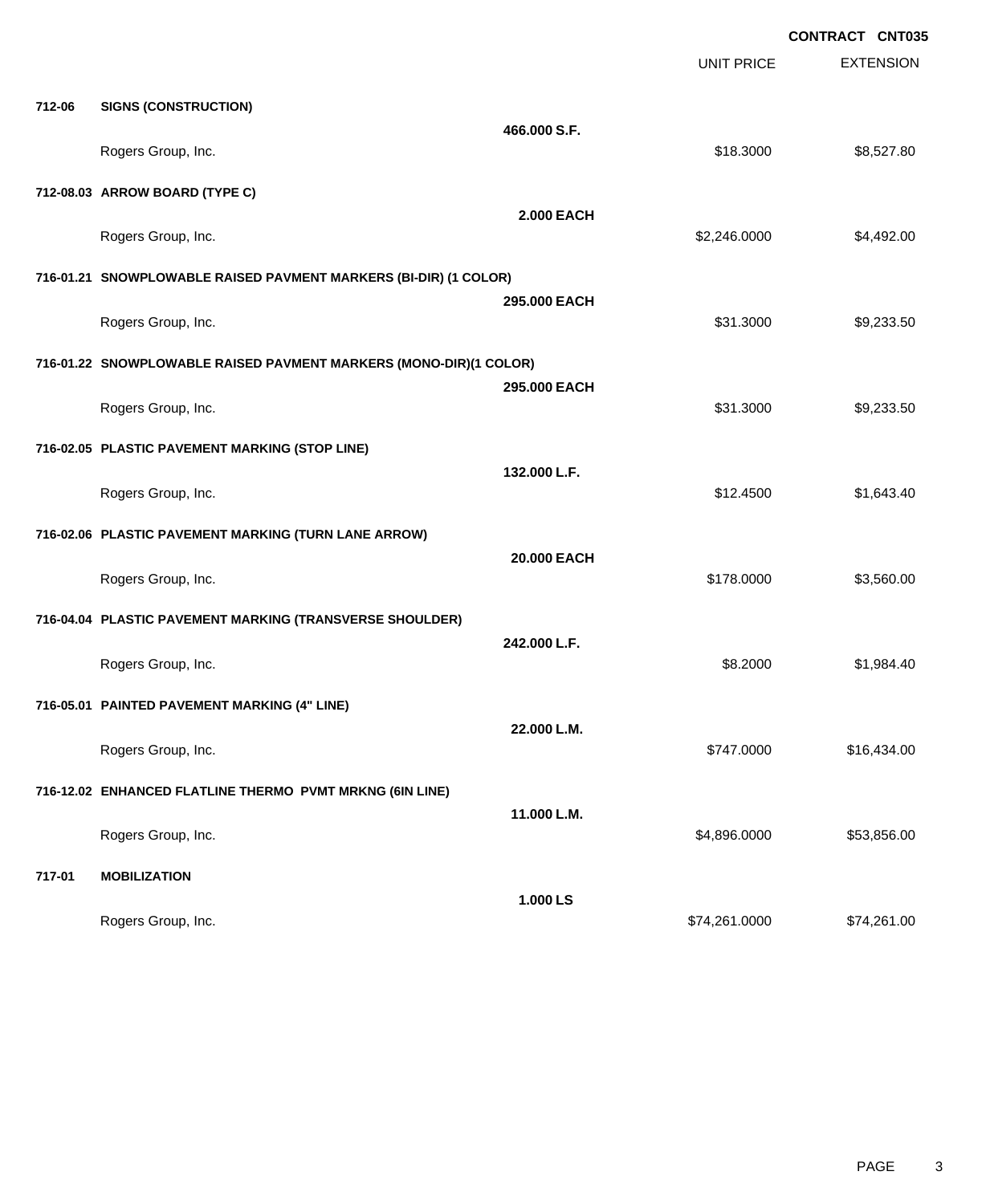**CONTRACT CNT035**

| | | | UNIT PRICE | EXTENSION |
|---|---|---|---|---|
| **712-06** | **SIGNS (CONSTRUCTION)** | | | |
| | | **466.000 S.F.** | | |
| | Rogers Group, Inc. | | $18.3000 | $8,527.80 |
| **712-08.03** | **ARROW BOARD (TYPE C)** | | | |
| | | **2.000 EACH** | | |
| | Rogers Group, Inc. | | $2,246.0000 | $4,492.00 |
| **716-01.21** | **SNOWPLOWABLE RAISED PAVMENT MARKERS (BI-DIR) (1 COLOR)** | | | |
| | | **295.000 EACH** | | |
| | Rogers Group, Inc. | | $31.3000 | $9,233.50 |
| **716-01.22** | **SNOWPLOWABLE RAISED PAVMENT MARKERS (MONO-DIR)(1 COLOR)** | | | |
| | | **295.000 EACH** | | |
| | Rogers Group, Inc. | | $31.3000 | $9,233.50 |
| **716-02.05** | **PLASTIC PAVEMENT MARKING (STOP LINE)** | | | |
| | | **132.000 L.F.** | | |
| | Rogers Group, Inc. | | $12.4500 | $1,643.40 |
| **716-02.06** | **PLASTIC PAVEMENT MARKING (TURN LANE ARROW)** | | | |
| | | **20.000 EACH** | | |
| | Rogers Group, Inc. | | $178.0000 | $3,560.00 |
| **716-04.04** | **PLASTIC PAVEMENT MARKING (TRANSVERSE SHOULDER)** | | | |
| | | **242.000 L.F.** | | |
| | Rogers Group, Inc. | | $8.2000 | $1,984.40 |
| **716-05.01** | **PAINTED PAVEMENT MARKING (4" LINE)** | | | |
| | | **22.000 L.M.** | | |
| | Rogers Group, Inc. | | $747.0000 | $16,434.00 |
| **716-12.02** | **ENHANCED FLATLINE THERMO PVMT MRKNG (6IN LINE)** | | | |
| | | **11.000 L.M.** | | |
| | Rogers Group, Inc. | | $4,896.0000 | $53,856.00 |
| **717-01** | **MOBILIZATION** | | | |
| | | **1.000 LS** | | |
| | Rogers Group, Inc. | | $74,261.0000 | $74,261.00 |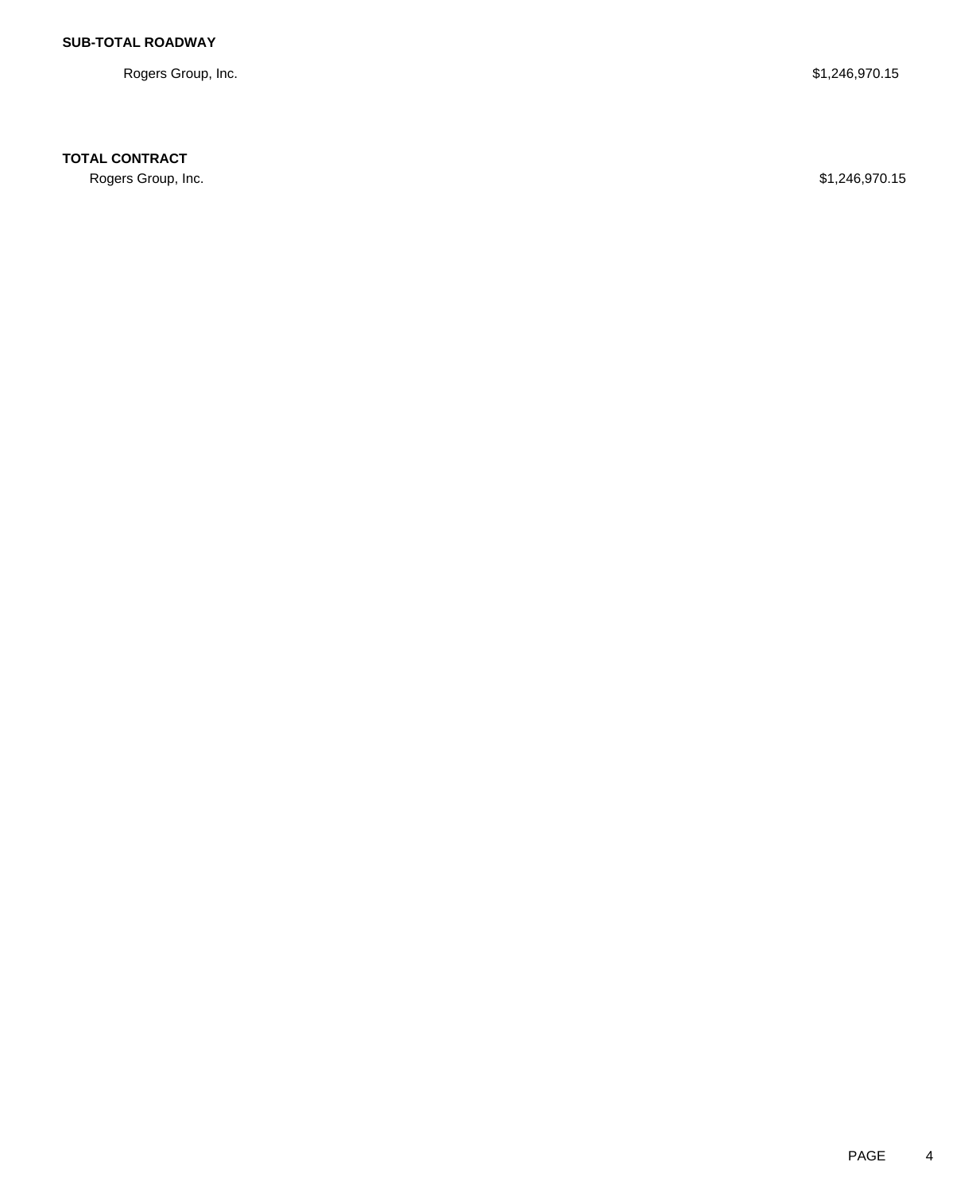**SUB-TOTAL ROADWAY**

| | |
|---|---|
| Rogers Group, Inc. | $1,246,970.15 |

**TOTAL CONTRACT**

| | |
|---|---|
| Rogers Group, Inc. | $1,246,970.15 |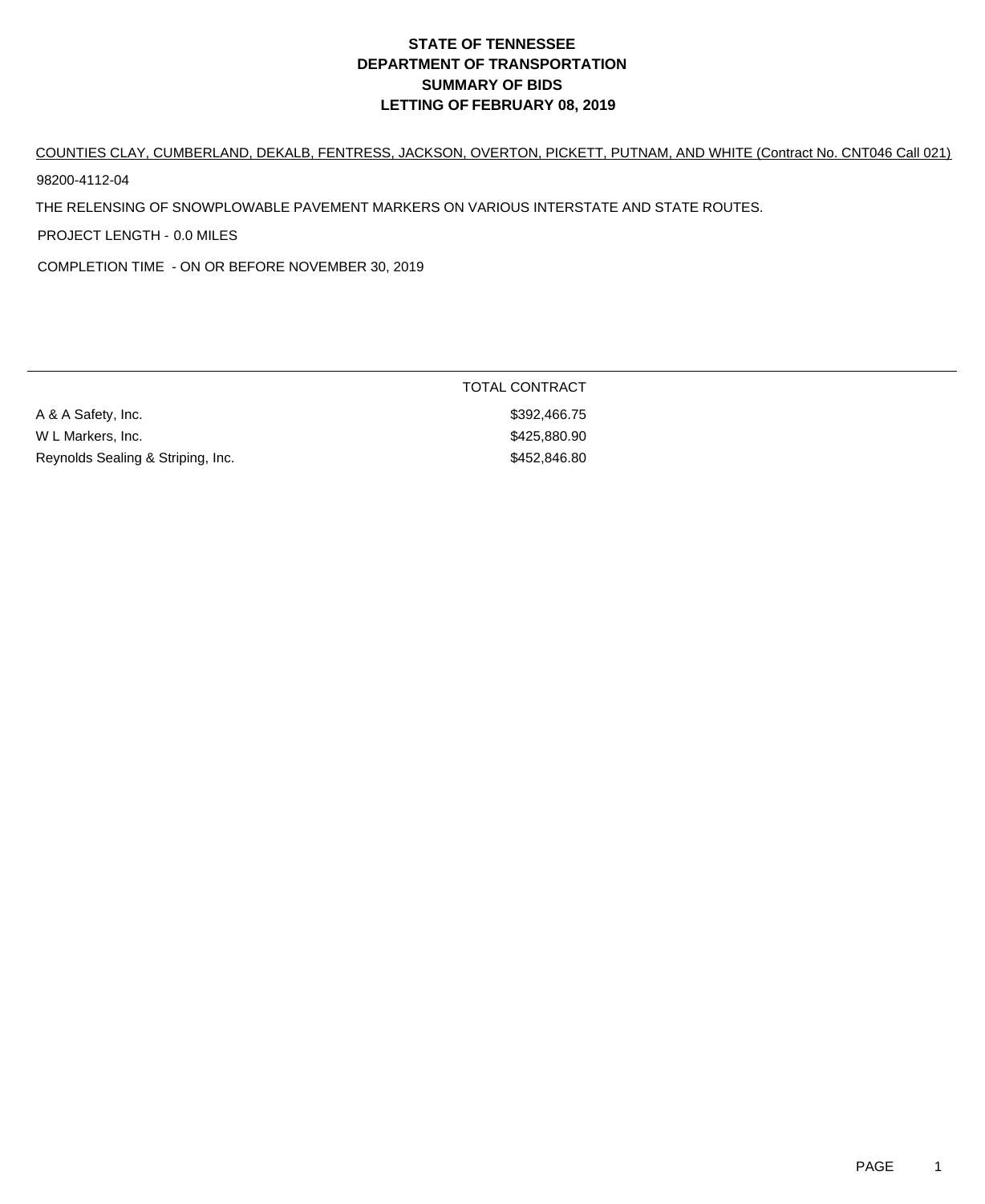# STATE OF TENNESSEE
# DEPARTMENT OF TRANSPORTATION
# SUMMARY OF BIDS
# LETTING OF FEBRUARY 08, 2019

COUNTIES CLAY, CUMBERLAND, DEKALB, FENTRESS, JACKSON, OVERTON, PICKETT, PUTNAM, AND WHITE (Contract No. CNT046 Call 021)

98200-4112-04

THE RELENSING OF SNOWPLOWABLE PAVEMENT MARKERS ON VARIOUS INTERSTATE AND STATE ROUTES.

PROJECT LENGTH - 0.0 MILES

COMPLETION TIME - ON OR BEFORE NOVEMBER 30, 2019

| | TOTAL CONTRACT |
|---|---|
| A & A Safety, Inc. | $392,466.75 |
| W L Markers, Inc. | $425,880.90 |
| Reynolds Sealing & Striping, Inc. | $452,846.80 |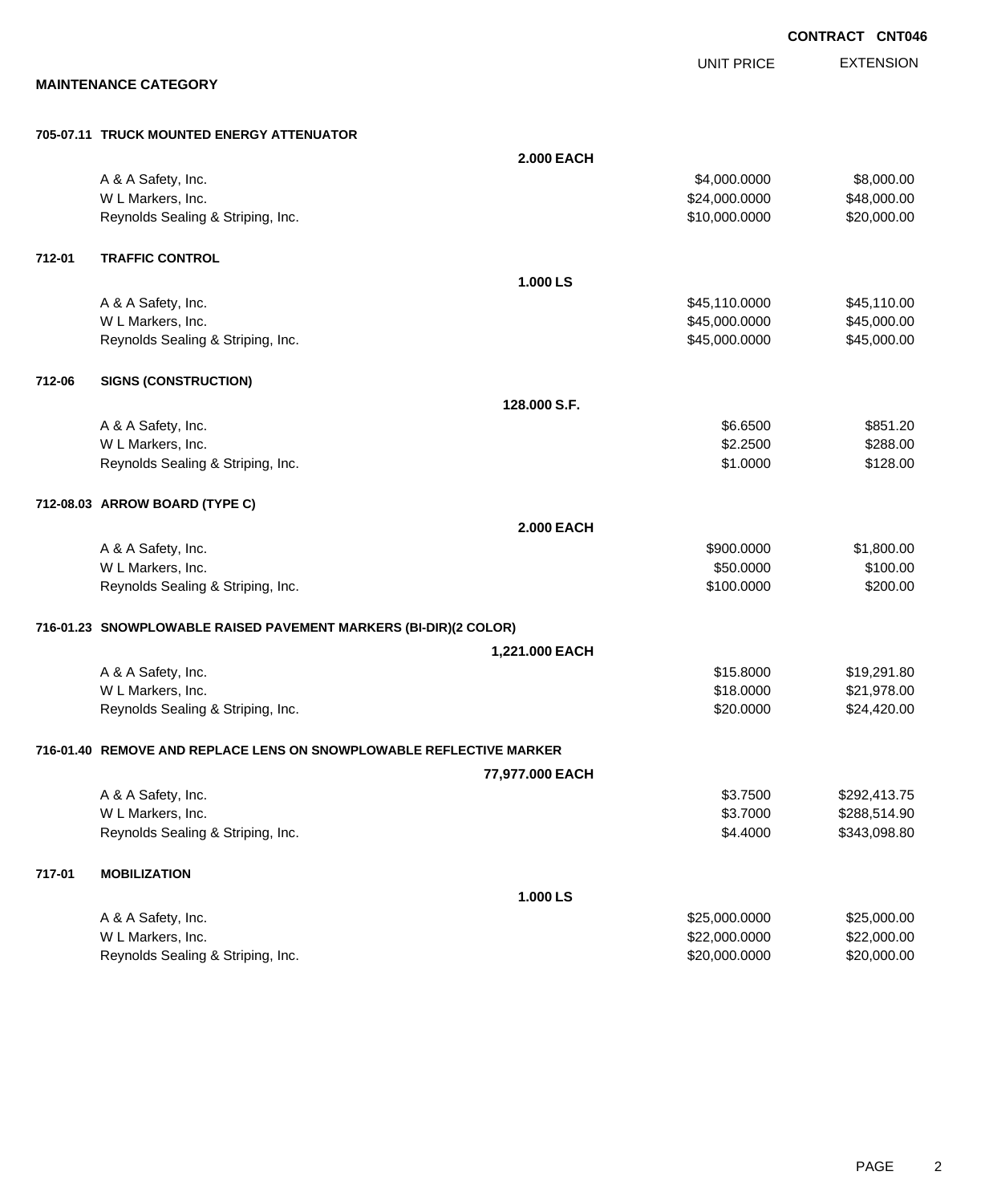**CONTRACT CNT046**

## MAINTENANCE CATEGORY

| | | | UNIT PRICE | EXTENSION |
|---|---|---|---|---|
| **705-07.11** | **TRUCK MOUNTED ENERGY ATTENUATOR** | | | |
| | | **2.000 EACH** | | |
| | A & A Safety, Inc. | | $4,000.0000 | $8,000.00 |
| | W L Markers, Inc. | | $24,000.0000 | $48,000.00 |
| | Reynolds Sealing & Striping, Inc. | | $10,000.0000 | $20,000.00 |
| **712-01** | **TRAFFIC CONTROL** | | | |
| | | **1.000 LS** | | |
| | A & A Safety, Inc. | | $45,110.0000 | $45,110.00 |
| | W L Markers, Inc. | | $45,000.0000 | $45,000.00 |
| | Reynolds Sealing & Striping, Inc. | | $45,000.0000 | $45,000.00 |
| **712-06** | **SIGNS (CONSTRUCTION)** | | | |
| | | **128.000 S.F.** | | |
| | A & A Safety, Inc. | | $6.6500 | $851.20 |
| | W L Markers, Inc. | | $2.2500 | $288.00 |
| | Reynolds Sealing & Striping, Inc. | | $1.0000 | $128.00 |
| **712-08.03** | **ARROW BOARD (TYPE C)** | | | |
| | | **2.000 EACH** | | |
| | A & A Safety, Inc. | | $900.0000 | $1,800.00 |
| | W L Markers, Inc. | | $50.0000 | $100.00 |
| | Reynolds Sealing & Striping, Inc. | | $100.0000 | $200.00 |
| **716-01.23** | **SNOWPLOWABLE RAISED PAVEMENT MARKERS (BI-DIR)(2 COLOR)** | | | |
| | | **1,221.000 EACH** | | |
| | A & A Safety, Inc. | | $15.8000 | $19,291.80 |
| | W L Markers, Inc. | | $18.0000 | $21,978.00 |
| | Reynolds Sealing & Striping, Inc. | | $20.0000 | $24,420.00 |
| **716-01.40** | **REMOVE AND REPLACE LENS ON SNOWPLOWABLE REFLECTIVE MARKER** | | | |
| | | **77,977.000 EACH** | | |
| | A & A Safety, Inc. | | $3.7500 | $292,413.75 |
| | W L Markers, Inc. | | $3.7000 | $288,514.90 |
| | Reynolds Sealing & Striping, Inc. | | $4.4000 | $343,098.80 |
| **717-01** | **MOBILIZATION** | | | |
| | | **1.000 LS** | | |
| | A & A Safety, Inc. | | $25,000.0000 | $25,000.00 |
| | W L Markers, Inc. | | $22,000.0000 | $22,000.00 |
| | Reynolds Sealing & Striping, Inc. | | $20,000.0000 | $20,000.00 |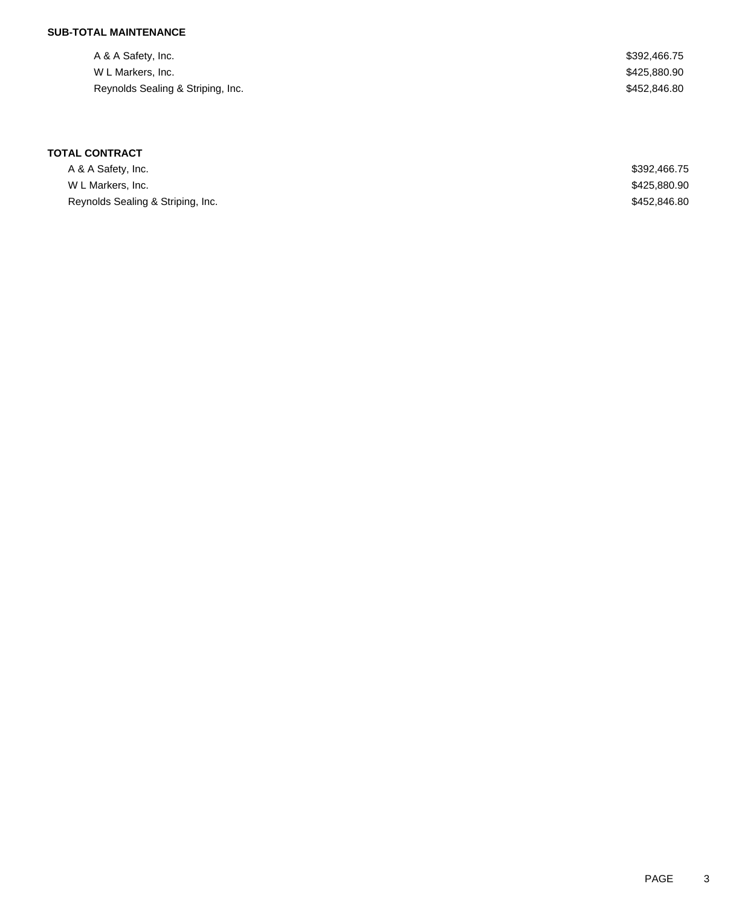**SUB-TOTAL MAINTENANCE**

| | |
|---|---|
| A & A Safety, Inc. | $392,466.75 |
| W L Markers, Inc. | $425,880.90 |
| Reynolds Sealing & Striping, Inc. | $452,846.80 |

**TOTAL CONTRACT**

| | |
|---|---|
| A & A Safety, Inc. | $392,466.75 |
| W L Markers, Inc. | $425,880.90 |
| Reynolds Sealing & Striping, Inc. | $452,846.80 |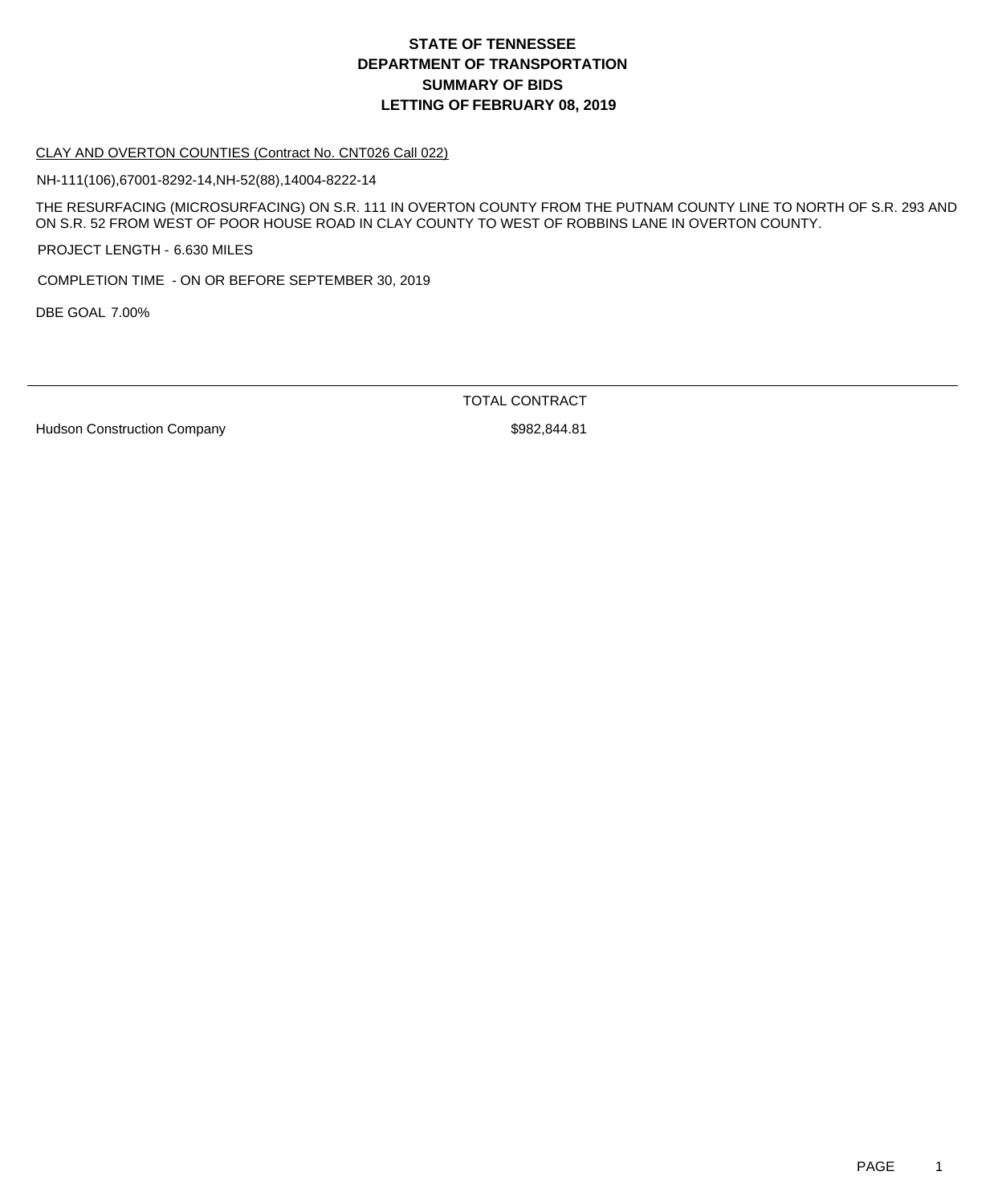# STATE OF TENNESSEE
# DEPARTMENT OF TRANSPORTATION
# SUMMARY OF BIDS
# LETTING OF FEBRUARY 08, 2019

CLAY AND OVERTON COUNTIES (Contract No. CNT026 Call 022)

NH-111(106),67001-8292-14,NH-52(88),14004-8222-14

THE RESURFACING (MICROSURFACING) ON S.R. 111 IN OVERTON COUNTY FROM THE PUTNAM COUNTY LINE TO NORTH OF S.R. 293 AND ON S.R. 52 FROM WEST OF POOR HOUSE ROAD IN CLAY COUNTY TO WEST OF ROBBINS LANE IN OVERTON COUNTY.

PROJECT LENGTH - 6.630 MILES

COMPLETION TIME - ON OR BEFORE SEPTEMBER 30, 2019

DBE GOAL 7.00%

| | TOTAL CONTRACT |
|---|---|
| Hudson Construction Company | $982,844.81 |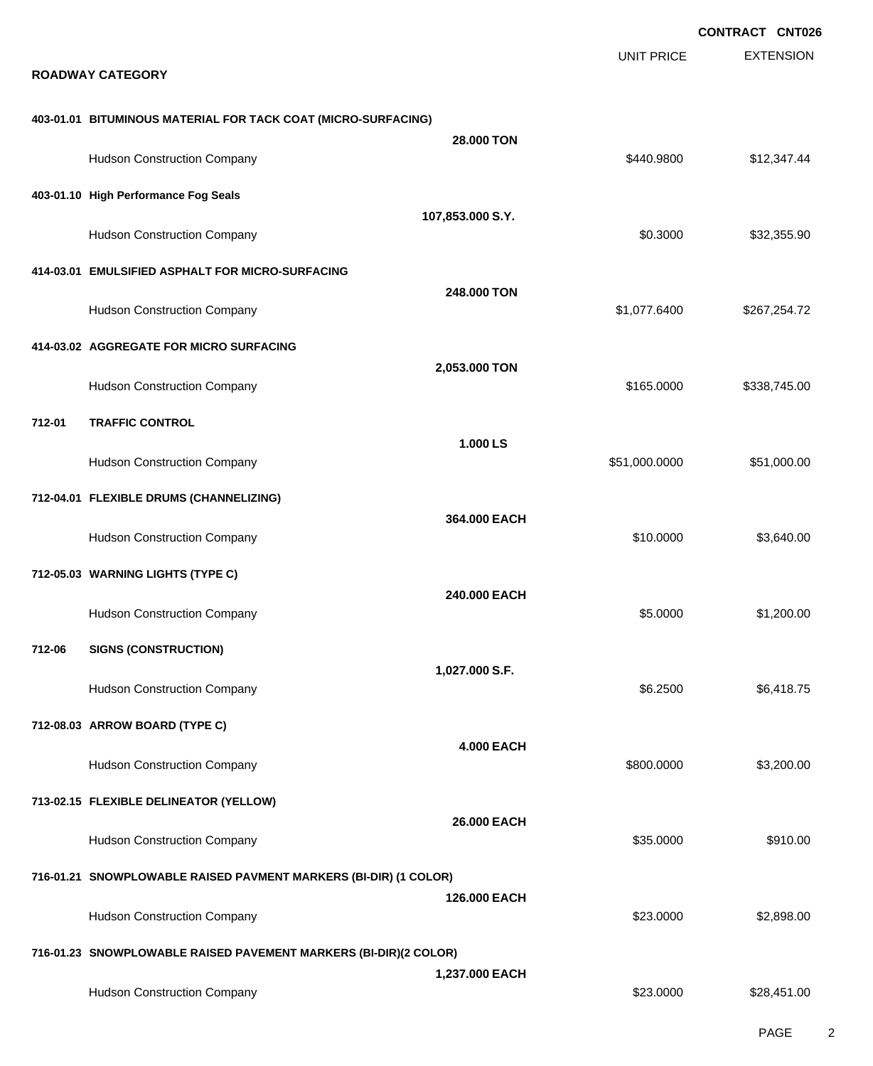**CONTRACT CNT026**

| | | UNIT PRICE | EXTENSION |
|---|---|---|---|
| **ROADWAY CATEGORY** | | | |
| **403-01.01 BITUMINOUS MATERIAL FOR TACK COAT (MICRO-SURFACING)** | **28.000 TON** | | |
| Hudson Construction Company | | $440.9800 | $12,347.44 |
| **403-01.10 High Performance Fog Seals** | **107,853.000 S.Y.** | | |
| Hudson Construction Company | | $0.3000 | $32,355.90 |
| **414-03.01 EMULSIFIED ASPHALT FOR MICRO-SURFACING** | **248.000 TON** | | |
| Hudson Construction Company | | $1,077.6400 | $267,254.72 |
| **414-03.02 AGGREGATE FOR MICRO SURFACING** | **2,053.000 TON** | | |
| Hudson Construction Company | | $165.0000 | $338,745.00 |
| **712-01 TRAFFIC CONTROL** | **1.000 LS** | | |
| Hudson Construction Company | | $51,000.0000 | $51,000.00 |
| **712-04.01 FLEXIBLE DRUMS (CHANNELIZING)** | **364.000 EACH** | | |
| Hudson Construction Company | | $10.0000 | $3,640.00 |
| **712-05.03 WARNING LIGHTS (TYPE C)** | **240.000 EACH** | | |
| Hudson Construction Company | | $5.0000 | $1,200.00 |
| **712-06 SIGNS (CONSTRUCTION)** | **1,027.000 S.F.** | | |
| Hudson Construction Company | | $6.2500 | $6,418.75 |
| **712-08.03 ARROW BOARD (TYPE C)** | **4.000 EACH** | | |
| Hudson Construction Company | | $800.0000 | $3,200.00 |
| **713-02.15 FLEXIBLE DELINEATOR (YELLOW)** | **26.000 EACH** | | |
| Hudson Construction Company | | $35.0000 | $910.00 |
| **716-01.21 SNOWPLOWABLE RAISED PAVMENT MARKERS (BI-DIR) (1 COLOR)** | **126.000 EACH** | | |
| Hudson Construction Company | | $23.0000 | $2,898.00 |
| **716-01.23 SNOWPLOWABLE RAISED PAVEMENT MARKERS (BI-DIR)(2 COLOR)** | **1,237.000 EACH** | | |
| Hudson Construction Company | | $23.0000 | $28,451.00 |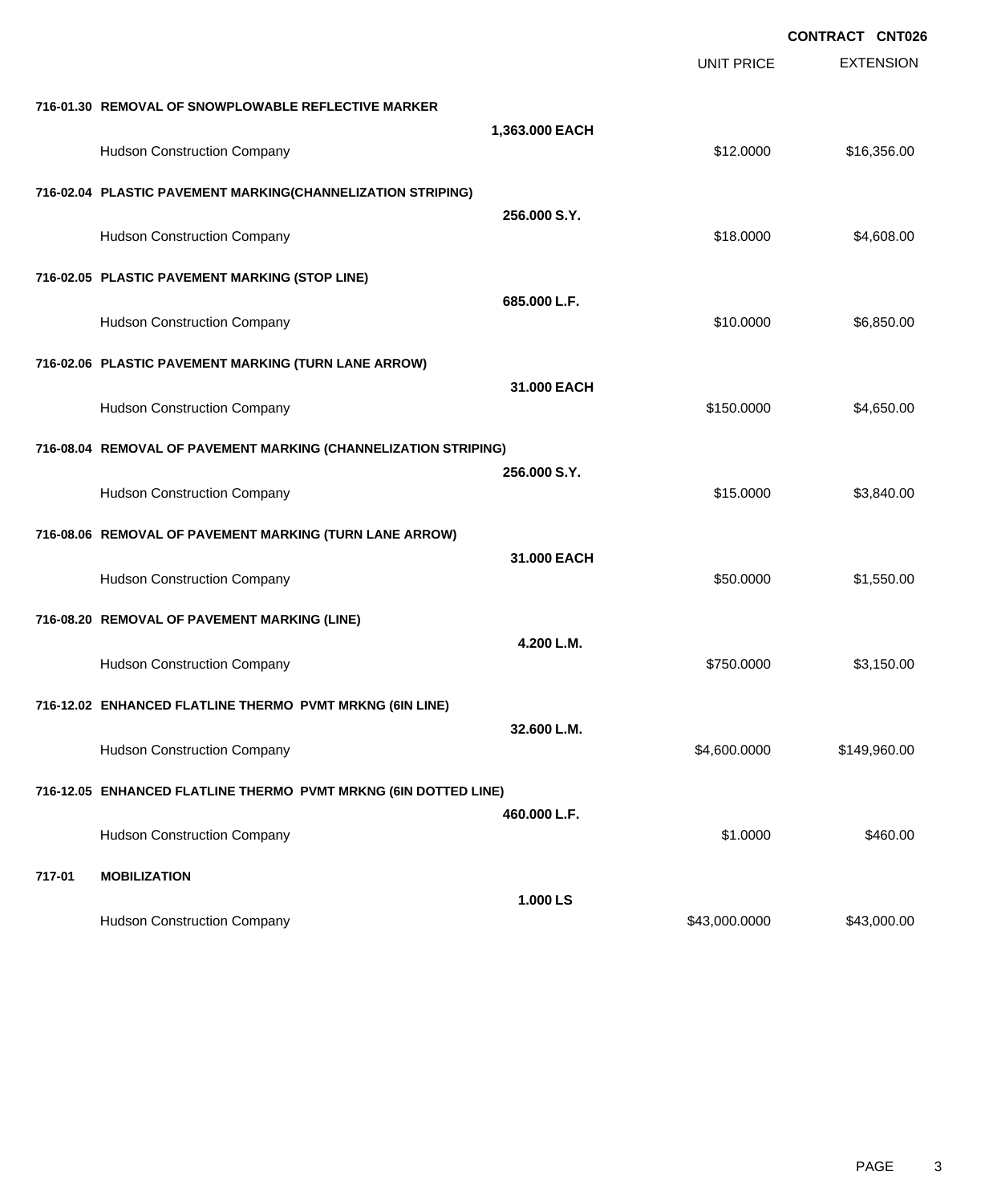**CONTRACT CNT026**

| | | | UNIT PRICE | EXTENSION |
|---|---|---|---|---|
| **716-01.30** | **REMOVAL OF SNOWPLOWABLE REFLECTIVE MARKER** | | | |
| | | **1,363.000 EACH** | | |
| | Hudson Construction Company | | $12.0000 | $16,356.00 |
| **716-02.04** | **PLASTIC PAVEMENT MARKING(CHANNELIZATION STRIPING)** | | | |
| | | **256.000 S.Y.** | | |
| | Hudson Construction Company | | $18.0000 | $4,608.00 |
| **716-02.05** | **PLASTIC PAVEMENT MARKING (STOP LINE)** | | | |
| | | **685.000 L.F.** | | |
| | Hudson Construction Company | | $10.0000 | $6,850.00 |
| **716-02.06** | **PLASTIC PAVEMENT MARKING (TURN LANE ARROW)** | | | |
| | | **31.000 EACH** | | |
| | Hudson Construction Company | | $150.0000 | $4,650.00 |
| **716-08.04** | **REMOVAL OF PAVEMENT MARKING (CHANNELIZATION STRIPING)** | | | |
| | | **256.000 S.Y.** | | |
| | Hudson Construction Company | | $15.0000 | $3,840.00 |
| **716-08.06** | **REMOVAL OF PAVEMENT MARKING (TURN LANE ARROW)** | | | |
| | | **31.000 EACH** | | |
| | Hudson Construction Company | | $50.0000 | $1,550.00 |
| **716-08.20** | **REMOVAL OF PAVEMENT MARKING (LINE)** | | | |
| | | **4.200 L.M.** | | |
| | Hudson Construction Company | | $750.0000 | $3,150.00 |
| **716-12.02** | **ENHANCED FLATLINE THERMO PVMT MRKNG (6IN LINE)** | | | |
| | | **32.600 L.M.** | | |
| | Hudson Construction Company | | $4,600.0000 | $149,960.00 |
| **716-12.05** | **ENHANCED FLATLINE THERMO PVMT MRKNG (6IN DOTTED LINE)** | | | |
| | | **460.000 L.F.** | | |
| | Hudson Construction Company | | $1.0000 | $460.00 |
| **717-01** | **MOBILIZATION** | | | |
| | | **1.000 LS** | | |
| | Hudson Construction Company | | $43,000.0000 | $43,000.00 |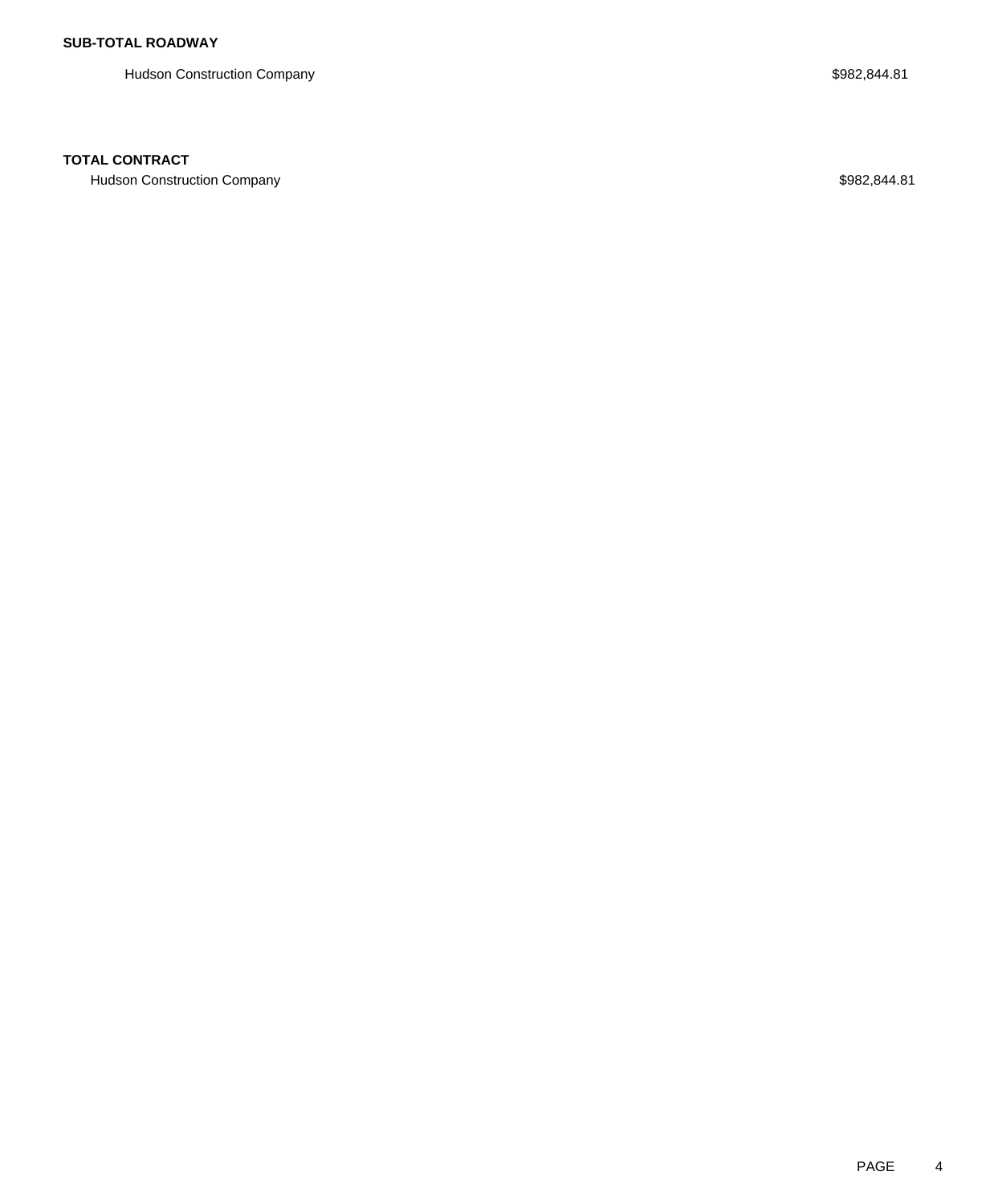**SUB-TOTAL ROADWAY**

| | |
|---|---|
| Hudson Construction Company | $982,844.81 |

**TOTAL CONTRACT**

| | |
|---|---|
| Hudson Construction Company | $982,844.81 |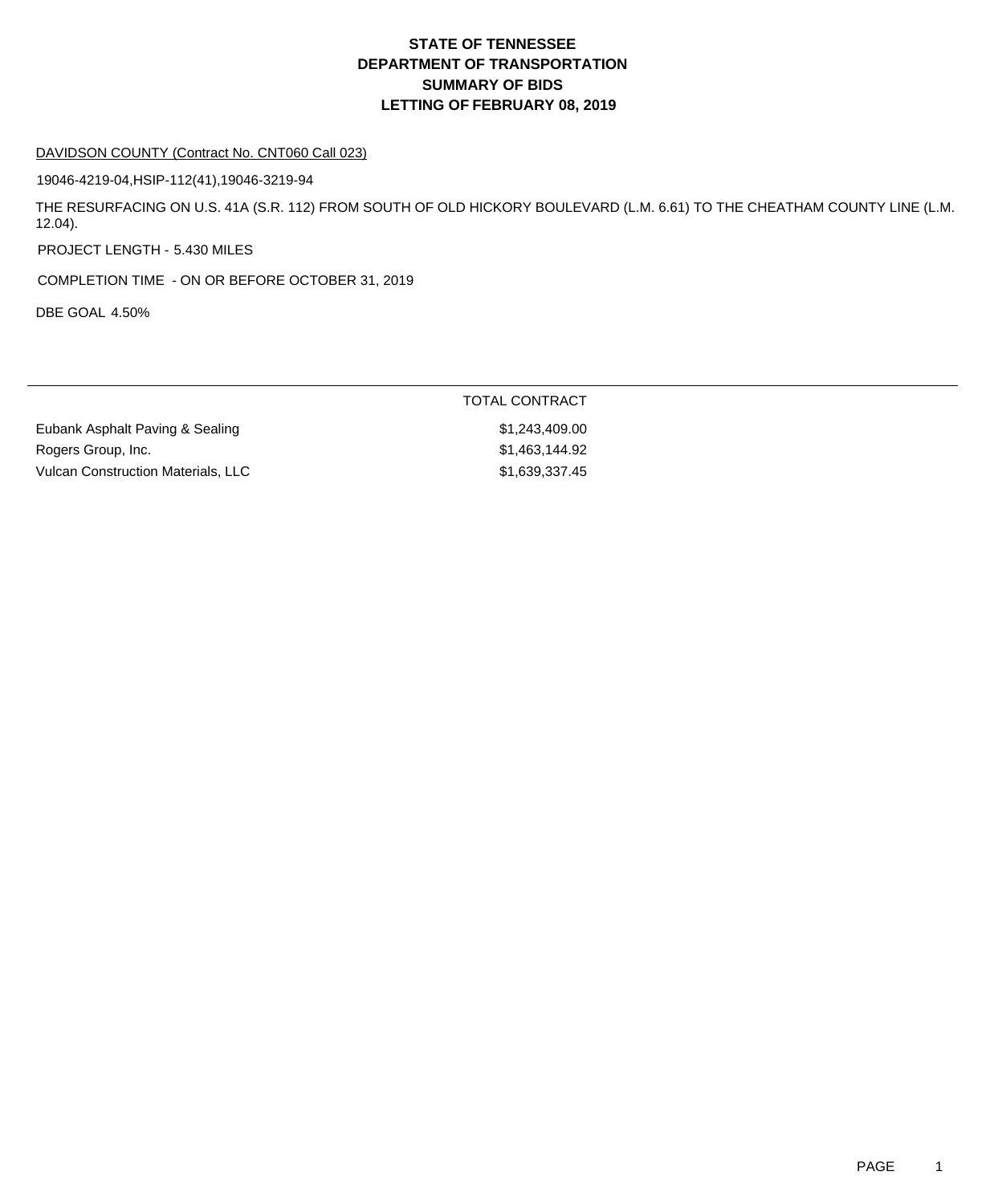# STATE OF TENNESSEE
# DEPARTMENT OF TRANSPORTATION
# SUMMARY OF BIDS
# LETTING OF FEBRUARY 08, 2019

DAVIDSON COUNTY (Contract No. CNT060 Call 023)

19046-4219-04,HSIP-112(41),19046-3219-94

THE RESURFACING ON U.S. 41A (S.R. 112) FROM SOUTH OF OLD HICKORY BOULEVARD (L.M. 6.61) TO THE CHEATHAM COUNTY LINE (L.M. 12.04).

PROJECT LENGTH - 5.430 MILES

COMPLETION TIME - ON OR BEFORE OCTOBER 31, 2019

DBE GOAL 4.50%

| | TOTAL CONTRACT |
|---|---|
| Eubank Asphalt Paving & Sealing | $1,243,409.00 |
| Rogers Group, Inc. | $1,463,144.92 |
| Vulcan Construction Materials, LLC | $1,639,337.45 |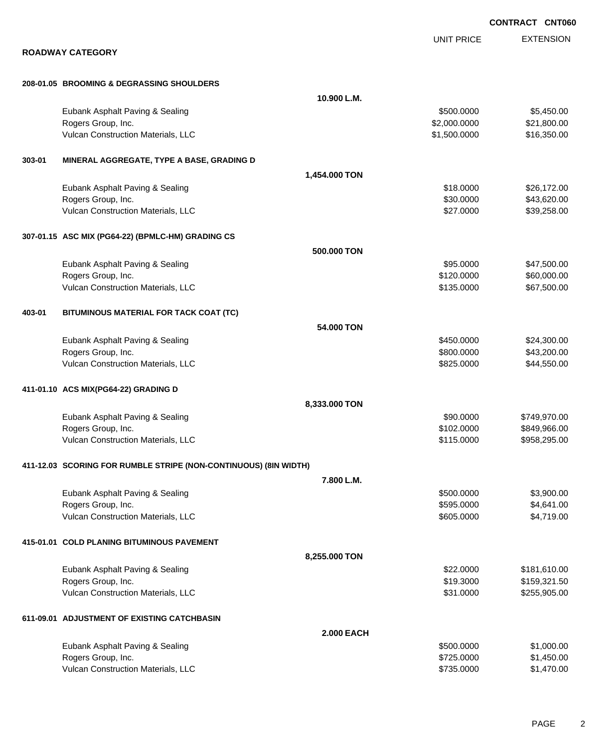**CONTRACT CNT060**

**ROADWAY CATEGORY**

| | | UNIT PRICE | EXTENSION |
|---|---|---|---|
| **208-01.05 BROOMING & DEGRASSING SHOULDERS** | | | |
| | **10.900 L.M.** | | |
| Eubank Asphalt Paving & Sealing | | $500.0000 | $5,450.00 |
| Rogers Group, Inc. | | $2,000.0000 | $21,800.00 |
| Vulcan Construction Materials, LLC | | $1,500.0000 | $16,350.00 |
| **303-01 MINERAL AGGREGATE, TYPE A BASE, GRADING D** | | | |
| | **1,454.000 TON** | | |
| Eubank Asphalt Paving & Sealing | | $18.0000 | $26,172.00 |
| Rogers Group, Inc. | | $30.0000 | $43,620.00 |
| Vulcan Construction Materials, LLC | | $27.0000 | $39,258.00 |
| **307-01.15 ASC MIX (PG64-22) (BPMLC-HM) GRADING CS** | | | |
| | **500.000 TON** | | |
| Eubank Asphalt Paving & Sealing | | $95.0000 | $47,500.00 |
| Rogers Group, Inc. | | $120.0000 | $60,000.00 |
| Vulcan Construction Materials, LLC | | $135.0000 | $67,500.00 |
| **403-01 BITUMINOUS MATERIAL FOR TACK COAT (TC)** | | | |
| | **54.000 TON** | | |
| Eubank Asphalt Paving & Sealing | | $450.0000 | $24,300.00 |
| Rogers Group, Inc. | | $800.0000 | $43,200.00 |
| Vulcan Construction Materials, LLC | | $825.0000 | $44,550.00 |
| **411-01.10 ACS MIX(PG64-22) GRADING D** | | | |
| | **8,333.000 TON** | | |
| Eubank Asphalt Paving & Sealing | | $90.0000 | $749,970.00 |
| Rogers Group, Inc. | | $102.0000 | $849,966.00 |
| Vulcan Construction Materials, LLC | | $115.0000 | $958,295.00 |
| **411-12.03 SCORING FOR RUMBLE STRIPE (NON-CONTINUOUS) (8IN WIDTH)** | | | |
| | **7.800 L.M.** | | |
| Eubank Asphalt Paving & Sealing | | $500.0000 | $3,900.00 |
| Rogers Group, Inc. | | $595.0000 | $4,641.00 |
| Vulcan Construction Materials, LLC | | $605.0000 | $4,719.00 |
| **415-01.01 COLD PLANING BITUMINOUS PAVEMENT** | | | |
| | **8,255.000 TON** | | |
| Eubank Asphalt Paving & Sealing | | $22.0000 | $181,610.00 |
| Rogers Group, Inc. | | $19.3000 | $159,321.50 |
| Vulcan Construction Materials, LLC | | $31.0000 | $255,905.00 |
| **611-09.01 ADJUSTMENT OF EXISTING CATCHBASIN** | | | |
| | **2.000 EACH** | | |
| Eubank Asphalt Paving & Sealing | | $500.0000 | $1,000.00 |
| Rogers Group, Inc. | | $725.0000 | $1,450.00 |
| Vulcan Construction Materials, LLC | | $735.0000 | $1,470.00 |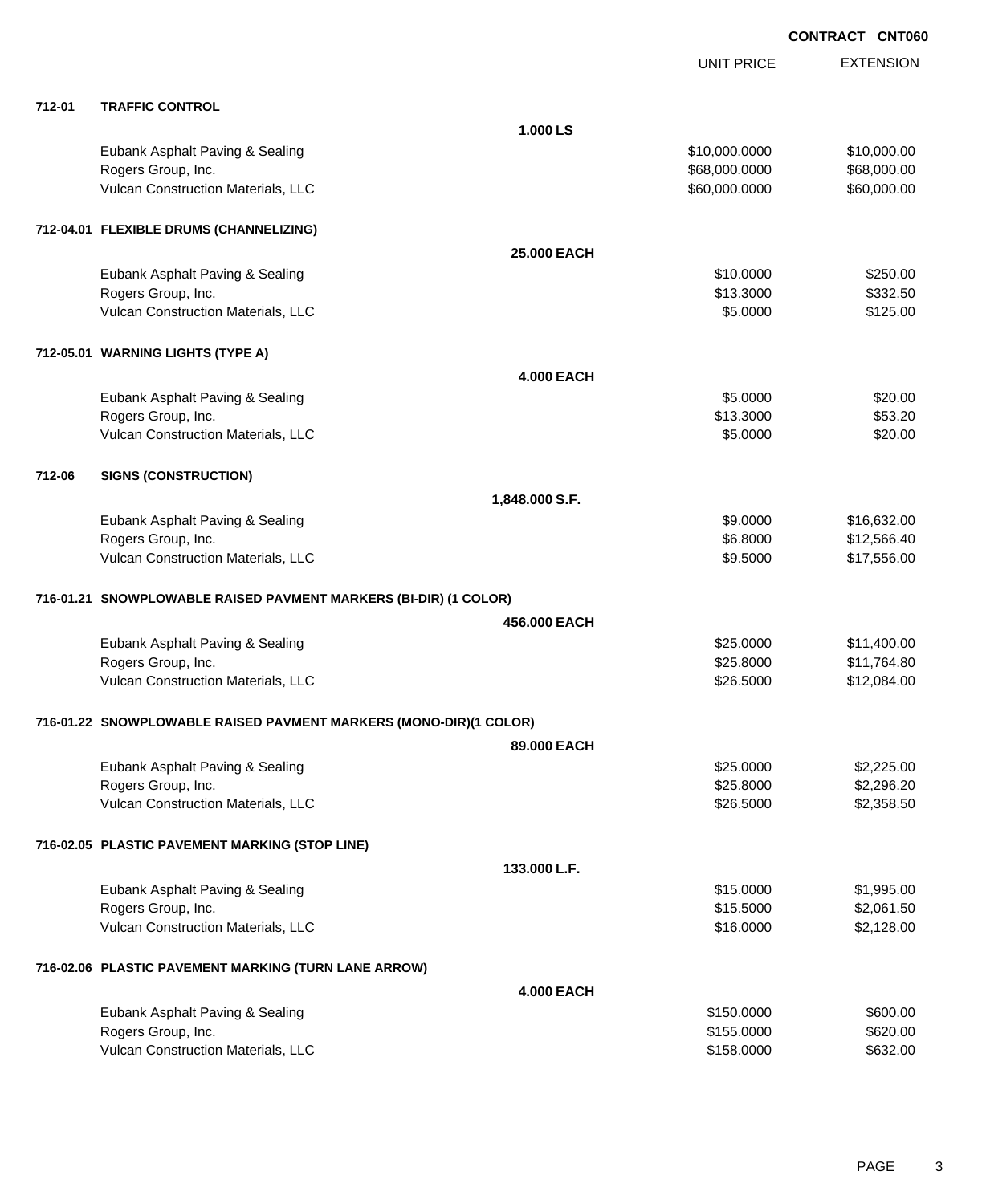**CONTRACT CNT060**

| | | UNIT PRICE | EXTENSION |
|---|---|---|---|
| **712-01** | **TRAFFIC CONTROL** | | |
| | **1.000 LS** | | |
| | Eubank Asphalt Paving & Sealing | \$10,000.0000 | \$10,000.00 |
| | Rogers Group, Inc. | \$68,000.0000 | \$68,000.00 |
| | Vulcan Construction Materials, LLC | \$60,000.0000 | \$60,000.00 |
| **712-04.01** | **FLEXIBLE DRUMS (CHANNELIZING)** | | |
| | **25.000 EACH** | | |
| | Eubank Asphalt Paving & Sealing | \$10.0000 | \$250.00 |
| | Rogers Group, Inc. | \$13.3000 | \$332.50 |
| | Vulcan Construction Materials, LLC | \$5.0000 | \$125.00 |
| **712-05.01** | **WARNING LIGHTS (TYPE A)** | | |
| | **4.000 EACH** | | |
| | Eubank Asphalt Paving & Sealing | \$5.0000 | \$20.00 |
| | Rogers Group, Inc. | \$13.3000 | \$53.20 |
| | Vulcan Construction Materials, LLC | \$5.0000 | \$20.00 |
| **712-06** | **SIGNS (CONSTRUCTION)** | | |
| | **1,848.000 S.F.** | | |
| | Eubank Asphalt Paving & Sealing | \$9.0000 | \$16,632.00 |
| | Rogers Group, Inc. | \$6.8000 | \$12,566.40 |
| | Vulcan Construction Materials, LLC | \$9.5000 | \$17,556.00 |
| **716-01.21** | **SNOWPLOWABLE RAISED PAVMENT MARKERS (BI-DIR) (1 COLOR)** | | |
| | **456.000 EACH** | | |
| | Eubank Asphalt Paving & Sealing | \$25.0000 | \$11,400.00 |
| | Rogers Group, Inc. | \$25.8000 | \$11,764.80 |
| | Vulcan Construction Materials, LLC | \$26.5000 | \$12,084.00 |
| **716-01.22** | **SNOWPLOWABLE RAISED PAVMENT MARKERS (MONO-DIR)(1 COLOR)** | | |
| | **89.000 EACH** | | |
| | Eubank Asphalt Paving & Sealing | \$25.0000 | \$2,225.00 |
| | Rogers Group, Inc. | \$25.8000 | \$2,296.20 |
| | Vulcan Construction Materials, LLC | \$26.5000 | \$2,358.50 |
| **716-02.05** | **PLASTIC PAVEMENT MARKING (STOP LINE)** | | |
| | **133.000 L.F.** | | |
| | Eubank Asphalt Paving & Sealing | \$15.0000 | \$1,995.00 |
| | Rogers Group, Inc. | \$15.5000 | \$2,061.50 |
| | Vulcan Construction Materials, LLC | \$16.0000 | \$2,128.00 |
| **716-02.06** | **PLASTIC PAVEMENT MARKING (TURN LANE ARROW)** | | |
| | **4.000 EACH** | | |
| | Eubank Asphalt Paving & Sealing | \$150.0000 | \$600.00 |
| | Rogers Group, Inc. | \$155.0000 | \$620.00 |
| | Vulcan Construction Materials, LLC | \$158.0000 | \$632.00 |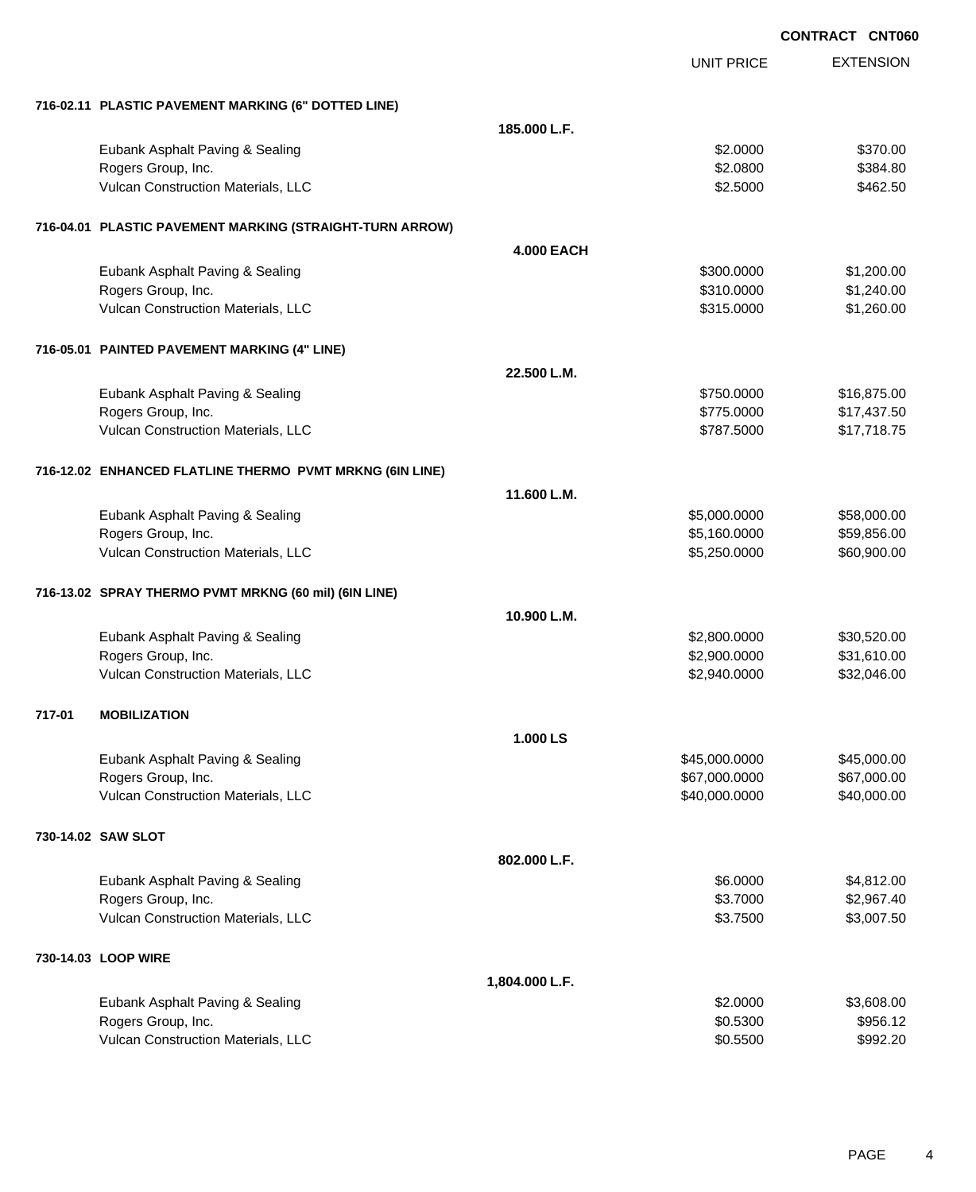**CONTRACT CNT060**

| | | UNIT PRICE | EXTENSION |
|---|---|---|---|
| **716-02.11 PLASTIC PAVEMENT MARKING (6" DOTTED LINE)** | | | |
| | **185.000 L.F.** | | |
| Eubank Asphalt Paving & Sealing | | $2.0000 | $370.00 |
| Rogers Group, Inc. | | $2.0800 | $384.80 |
| Vulcan Construction Materials, LLC | | $2.5000 | $462.50 |
| **716-04.01 PLASTIC PAVEMENT MARKING (STRAIGHT-TURN ARROW)** | | | |
| | **4.000 EACH** | | |
| Eubank Asphalt Paving & Sealing | | $300.0000 | $1,200.00 |
| Rogers Group, Inc. | | $310.0000 | $1,240.00 |
| Vulcan Construction Materials, LLC | | $315.0000 | $1,260.00 |
| **716-05.01 PAINTED PAVEMENT MARKING (4" LINE)** | | | |
| | **22.500 L.M.** | | |
| Eubank Asphalt Paving & Sealing | | $750.0000 | $16,875.00 |
| Rogers Group, Inc. | | $775.0000 | $17,437.50 |
| Vulcan Construction Materials, LLC | | $787.5000 | $17,718.75 |
| **716-12.02 ENHANCED FLATLINE THERMO PVMT MRKNG (6IN LINE)** | | | |
| | **11.600 L.M.** | | |
| Eubank Asphalt Paving & Sealing | | $5,000.0000 | $58,000.00 |
| Rogers Group, Inc. | | $5,160.0000 | $59,856.00 |
| Vulcan Construction Materials, LLC | | $5,250.0000 | $60,900.00 |
| **716-13.02 SPRAY THERMO PVMT MRKNG (60 mil) (6IN LINE)** | | | |
| | **10.900 L.M.** | | |
| Eubank Asphalt Paving & Sealing | | $2,800.0000 | $30,520.00 |
| Rogers Group, Inc. | | $2,900.0000 | $31,610.00 |
| Vulcan Construction Materials, LLC | | $2,940.0000 | $32,046.00 |
| **717-01 MOBILIZATION** | | | |
| | **1.000 LS** | | |
| Eubank Asphalt Paving & Sealing | | $45,000.0000 | $45,000.00 |
| Rogers Group, Inc. | | $67,000.0000 | $67,000.00 |
| Vulcan Construction Materials, LLC | | $40,000.0000 | $40,000.00 |
| **730-14.02 SAW SLOT** | | | |
| | **802.000 L.F.** | | |
| Eubank Asphalt Paving & Sealing | | $6.0000 | $4,812.00 |
| Rogers Group, Inc. | | $3.7000 | $2,967.40 |
| Vulcan Construction Materials, LLC | | $3.7500 | $3,007.50 |
| **730-14.03 LOOP WIRE** | | | |
| | **1,804.000 L.F.** | | |
| Eubank Asphalt Paving & Sealing | | $2.0000 | $3,608.00 |
| Rogers Group, Inc. | | $0.5300 | $956.12 |
| Vulcan Construction Materials, LLC | | $0.5500 | $992.20 |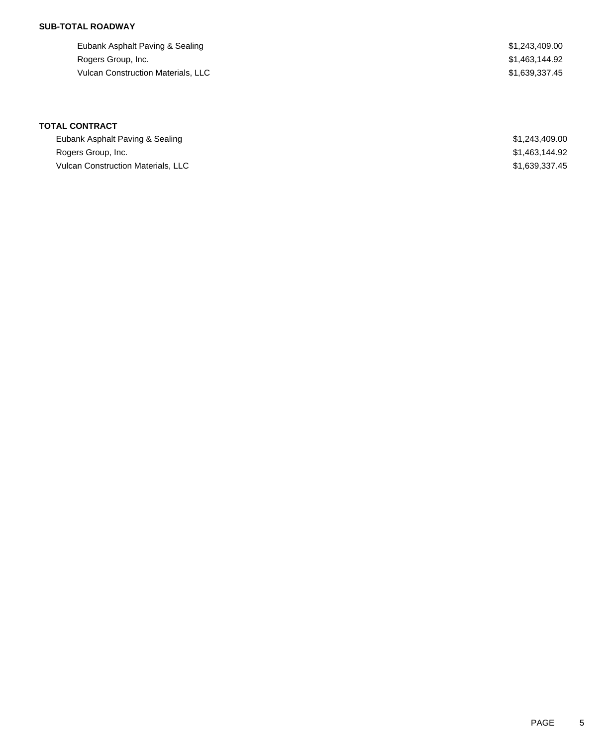**SUB-TOTAL ROADWAY**

| | |
|---|---|
| Eubank Asphalt Paving & Sealing | $1,243,409.00 |
| Rogers Group, Inc. | $1,463,144.92 |
| Vulcan Construction Materials, LLC | $1,639,337.45 |

**TOTAL CONTRACT**

| | |
|---|---|
| Eubank Asphalt Paving & Sealing | $1,243,409.00 |
| Rogers Group, Inc. | $1,463,144.92 |
| Vulcan Construction Materials, LLC | $1,639,337.45 |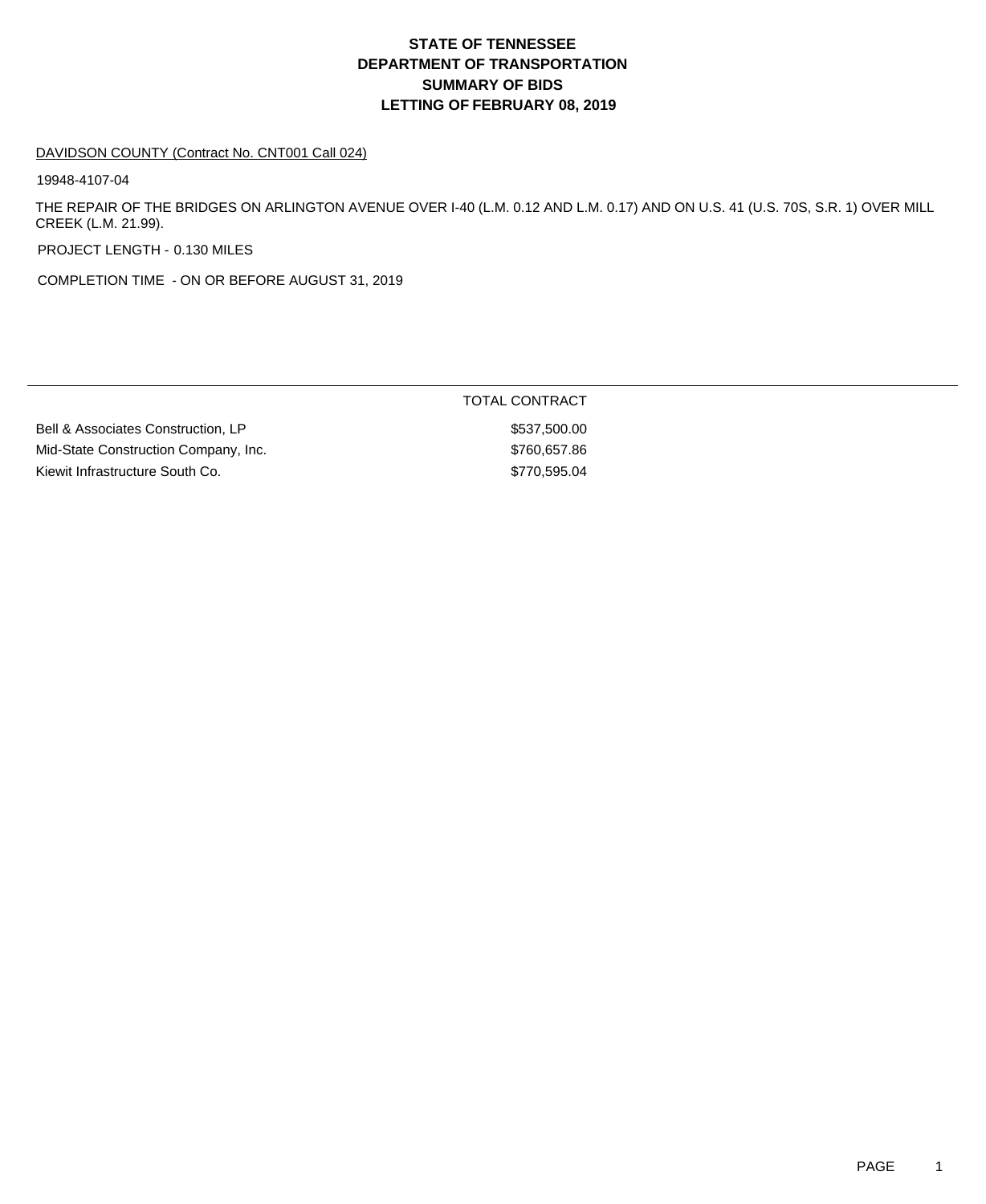# STATE OF TENNESSEE
# DEPARTMENT OF TRANSPORTATION
# SUMMARY OF BIDS
# LETTING OF FEBRUARY 08, 2019

DAVIDSON COUNTY (Contract No. CNT001 Call 024)

19948-4107-04

THE REPAIR OF THE BRIDGES ON ARLINGTON AVENUE OVER I-40 (L.M. 0.12 AND L.M. 0.17) AND ON U.S. 41 (U.S. 70S, S.R. 1) OVER MILL CREEK (L.M. 21.99).

PROJECT LENGTH - 0.130 MILES

COMPLETION TIME - ON OR BEFORE AUGUST 31, 2019

| | TOTAL CONTRACT |
|---|---|
| Bell & Associates Construction, LP | $537,500.00 |
| Mid-State Construction Company, Inc. | $760,657.86 |
| Kiewit Infrastructure South Co. | $770,595.04 |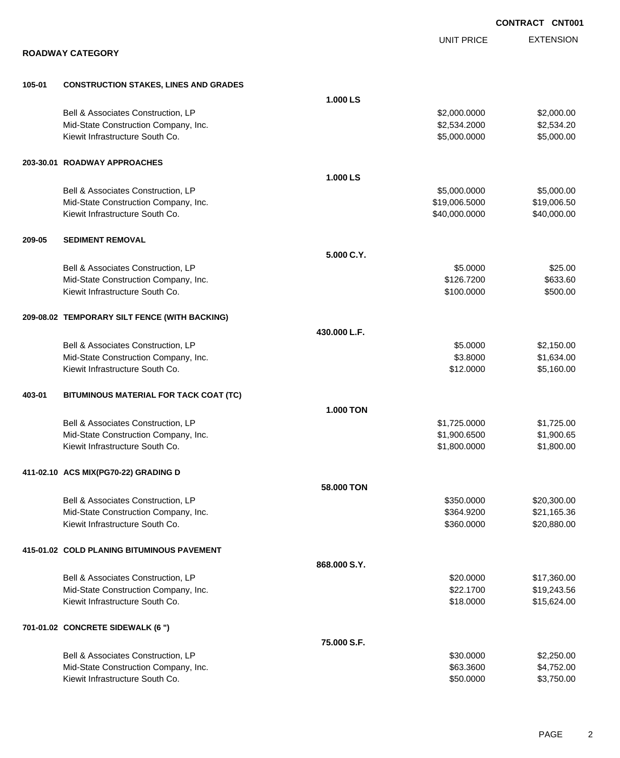**CONTRACT CNT001**

## ROADWAY CATEGORY

| | | | UNIT PRICE | EXTENSION |
|---|---|---|---|---|
| **105-01** | **CONSTRUCTION STAKES, LINES AND GRADES** | | | |
| | | **1.000 LS** | | |
| | Bell & Associates Construction, LP | | $2,000.0000 | $2,000.00 |
| | Mid-State Construction Company, Inc. | | $2,534.2000 | $2,534.20 |
| | Kiewit Infrastructure South Co. | | $5,000.0000 | $5,000.00 |
| **203-30.01** | **ROADWAY APPROACHES** | | | |
| | | **1.000 LS** | | |
| | Bell & Associates Construction, LP | | $5,000.0000 | $5,000.00 |
| | Mid-State Construction Company, Inc. | | $19,006.5000 | $19,006.50 |
| | Kiewit Infrastructure South Co. | | $40,000.0000 | $40,000.00 |
| **209-05** | **SEDIMENT REMOVAL** | | | |
| | | **5.000 C.Y.** | | |
| | Bell & Associates Construction, LP | | $5.0000 | $25.00 |
| | Mid-State Construction Company, Inc. | | $126.7200 | $633.60 |
| | Kiewit Infrastructure South Co. | | $100.0000 | $500.00 |
| **209-08.02** | **TEMPORARY SILT FENCE (WITH BACKING)** | | | |
| | | **430.000 L.F.** | | |
| | Bell & Associates Construction, LP | | $5.0000 | $2,150.00 |
| | Mid-State Construction Company, Inc. | | $3.8000 | $1,634.00 |
| | Kiewit Infrastructure South Co. | | $12.0000 | $5,160.00 |
| **403-01** | **BITUMINOUS MATERIAL FOR TACK COAT (TC)** | | | |
| | | **1.000 TON** | | |
| | Bell & Associates Construction, LP | | $1,725.0000 | $1,725.00 |
| | Mid-State Construction Company, Inc. | | $1,900.6500 | $1,900.65 |
| | Kiewit Infrastructure South Co. | | $1,800.0000 | $1,800.00 |
| **411-02.10** | **ACS MIX(PG70-22) GRADING D** | | | |
| | | **58.000 TON** | | |
| | Bell & Associates Construction, LP | | $350.0000 | $20,300.00 |
| | Mid-State Construction Company, Inc. | | $364.9200 | $21,165.36 |
| | Kiewit Infrastructure South Co. | | $360.0000 | $20,880.00 |
| **415-01.02** | **COLD PLANING BITUMINOUS PAVEMENT** | | | |
| | | **868.000 S.Y.** | | |
| | Bell & Associates Construction, LP | | $20.0000 | $17,360.00 |
| | Mid-State Construction Company, Inc. | | $22.1700 | $19,243.56 |
| | Kiewit Infrastructure South Co. | | $18.0000 | $15,624.00 |
| **701-01.02** | **CONCRETE SIDEWALK (6 ")** | | | |
| | | **75.000 S.F.** | | |
| | Bell & Associates Construction, LP | | $30.0000 | $2,250.00 |
| | Mid-State Construction Company, Inc. | | $63.3600 | $4,752.00 |
| | Kiewit Infrastructure South Co. | | $50.0000 | $3,750.00 |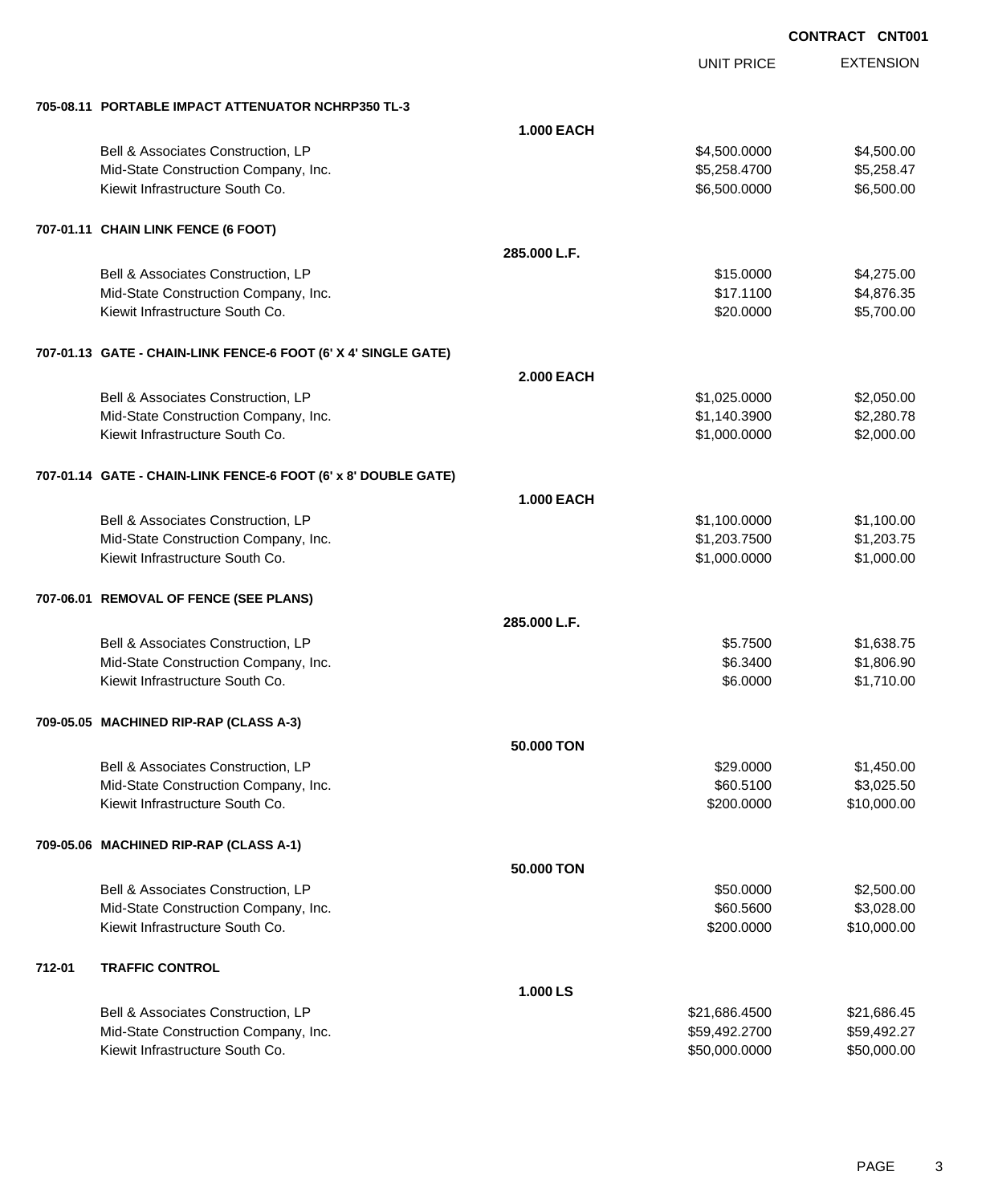**CONTRACT CNT001**

| | | UNIT PRICE | EXTENSION |
|---|---|---|---|
| **705-08.11 PORTABLE IMPACT ATTENUATOR NCHRP350 TL-3** | | | |
| | **1.000 EACH** | | |
| Bell & Associates Construction, LP | | $4,500.0000 | $4,500.00 |
| Mid-State Construction Company, Inc. | | $5,258.4700 | $5,258.47 |
| Kiewit Infrastructure South Co. | | $6,500.0000 | $6,500.00 |
| **707-01.11 CHAIN LINK FENCE (6 FOOT)** | | | |
| | **285.000 L.F.** | | |
| Bell & Associates Construction, LP | | $15.0000 | $4,275.00 |
| Mid-State Construction Company, Inc. | | $17.1100 | $4,876.35 |
| Kiewit Infrastructure South Co. | | $20.0000 | $5,700.00 |
| **707-01.13 GATE - CHAIN-LINK FENCE-6 FOOT (6' X 4' SINGLE GATE)** | | | |
| | **2.000 EACH** | | |
| Bell & Associates Construction, LP | | $1,025.0000 | $2,050.00 |
| Mid-State Construction Company, Inc. | | $1,140.3900 | $2,280.78 |
| Kiewit Infrastructure South Co. | | $1,000.0000 | $2,000.00 |
| **707-01.14 GATE - CHAIN-LINK FENCE-6 FOOT (6' x 8' DOUBLE GATE)** | | | |
| | **1.000 EACH** | | |
| Bell & Associates Construction, LP | | $1,100.0000 | $1,100.00 |
| Mid-State Construction Company, Inc. | | $1,203.7500 | $1,203.75 |
| Kiewit Infrastructure South Co. | | $1,000.0000 | $1,000.00 |
| **707-06.01 REMOVAL OF FENCE (SEE PLANS)** | | | |
| | **285.000 L.F.** | | |
| Bell & Associates Construction, LP | | $5.7500 | $1,638.75 |
| Mid-State Construction Company, Inc. | | $6.3400 | $1,806.90 |
| Kiewit Infrastructure South Co. | | $6.0000 | $1,710.00 |
| **709-05.05 MACHINED RIP-RAP (CLASS A-3)** | | | |
| | **50.000 TON** | | |
| Bell & Associates Construction, LP | | $29.0000 | $1,450.00 |
| Mid-State Construction Company, Inc. | | $60.5100 | $3,025.50 |
| Kiewit Infrastructure South Co. | | $200.0000 | $10,000.00 |
| **709-05.06 MACHINED RIP-RAP (CLASS A-1)** | | | |
| | **50.000 TON** | | |
| Bell & Associates Construction, LP | | $50.0000 | $2,500.00 |
| Mid-State Construction Company, Inc. | | $60.5600 | $3,028.00 |
| Kiewit Infrastructure South Co. | | $200.0000 | $10,000.00 |
| **712-01 TRAFFIC CONTROL** | | | |
| | **1.000 LS** | | |
| Bell & Associates Construction, LP | | $21,686.4500 | $21,686.45 |
| Mid-State Construction Company, Inc. | | $59,492.2700 | $59,492.27 |
| Kiewit Infrastructure South Co. | | $50,000.0000 | $50,000.00 |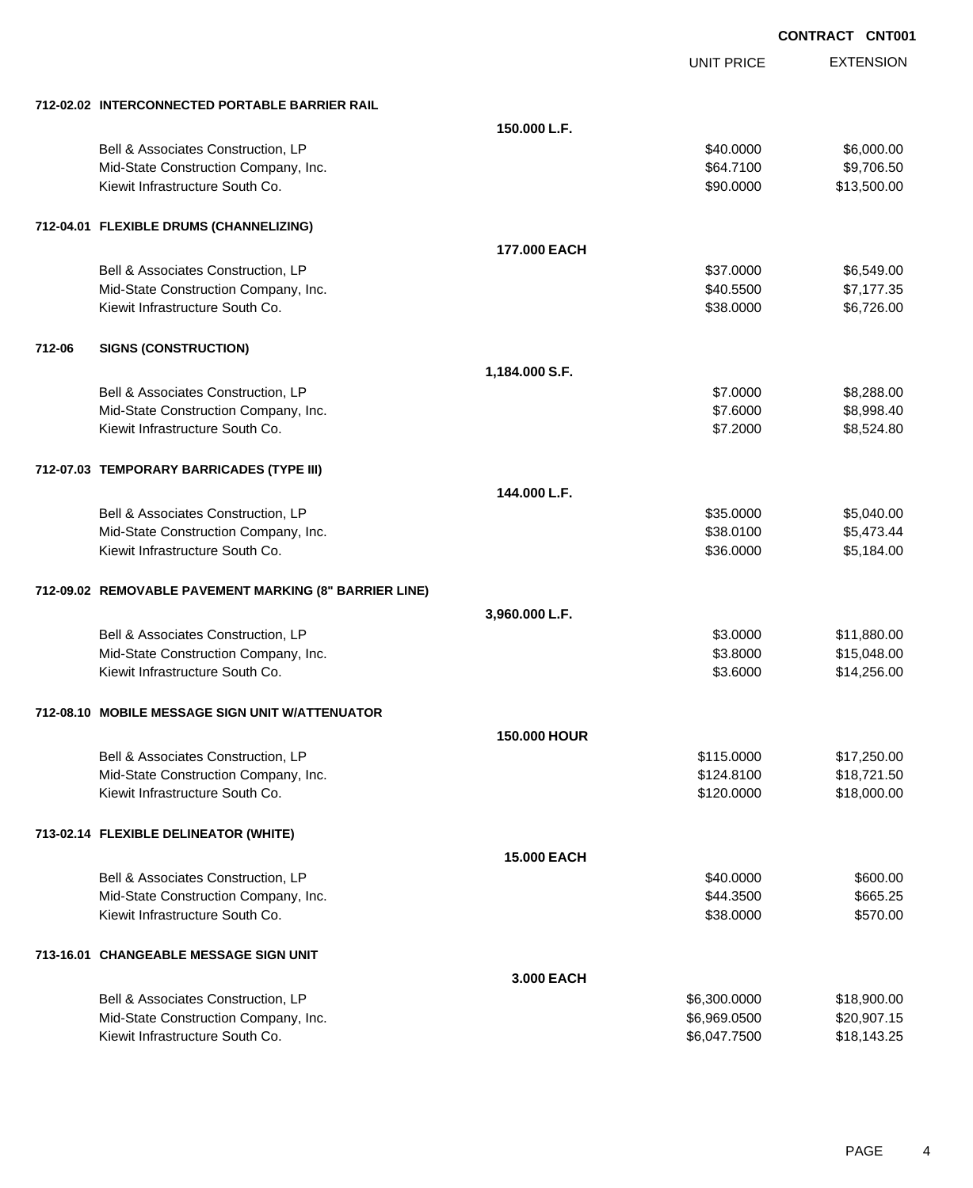**CONTRACT CNT001**

| | | UNIT PRICE | EXTENSION |
|---|---|---|---|
| **712-02.02 INTERCONNECTED PORTABLE BARRIER RAIL** | | | |
| | **150.000 L.F.** | | |
| Bell & Associates Construction, LP | | $40.0000 | $6,000.00 |
| Mid-State Construction Company, Inc. | | $64.7100 | $9,706.50 |
| Kiewit Infrastructure South Co. | | $90.0000 | $13,500.00 |
| **712-04.01 FLEXIBLE DRUMS (CHANNELIZING)** | | | |
| | **177.000 EACH** | | |
| Bell & Associates Construction, LP | | $37.0000 | $6,549.00 |
| Mid-State Construction Company, Inc. | | $40.5500 | $7,177.35 |
| Kiewit Infrastructure South Co. | | $38.0000 | $6,726.00 |
| **712-06 SIGNS (CONSTRUCTION)** | | | |
| | **1,184.000 S.F.** | | |
| Bell & Associates Construction, LP | | $7.0000 | $8,288.00 |
| Mid-State Construction Company, Inc. | | $7.6000 | $8,998.40 |
| Kiewit Infrastructure South Co. | | $7.2000 | $8,524.80 |
| **712-07.03 TEMPORARY BARRICADES (TYPE III)** | | | |
| | **144.000 L.F.** | | |
| Bell & Associates Construction, LP | | $35.0000 | $5,040.00 |
| Mid-State Construction Company, Inc. | | $38.0100 | $5,473.44 |
| Kiewit Infrastructure South Co. | | $36.0000 | $5,184.00 |
| **712-09.02 REMOVABLE PAVEMENT MARKING (8" BARRIER LINE)** | | | |
| | **3,960.000 L.F.** | | |
| Bell & Associates Construction, LP | | $3.0000 | $11,880.00 |
| Mid-State Construction Company, Inc. | | $3.8000 | $15,048.00 |
| Kiewit Infrastructure South Co. | | $3.6000 | $14,256.00 |
| **712-08.10 MOBILE MESSAGE SIGN UNIT W/ATTENUATOR** | | | |
| | **150.000 HOUR** | | |
| Bell & Associates Construction, LP | | $115.0000 | $17,250.00 |
| Mid-State Construction Company, Inc. | | $124.8100 | $18,721.50 |
| Kiewit Infrastructure South Co. | | $120.0000 | $18,000.00 |
| **713-02.14 FLEXIBLE DELINEATOR (WHITE)** | | | |
| | **15.000 EACH** | | |
| Bell & Associates Construction, LP | | $40.0000 | $600.00 |
| Mid-State Construction Company, Inc. | | $44.3500 | $665.25 |
| Kiewit Infrastructure South Co. | | $38.0000 | $570.00 |
| **713-16.01 CHANGEABLE MESSAGE SIGN UNIT** | | | |
| | **3.000 EACH** | | |
| Bell & Associates Construction, LP | | $6,300.0000 | $18,900.00 |
| Mid-State Construction Company, Inc. | | $6,969.0500 | $20,907.15 |
| Kiewit Infrastructure South Co. | | $6,047.7500 | $18,143.25 |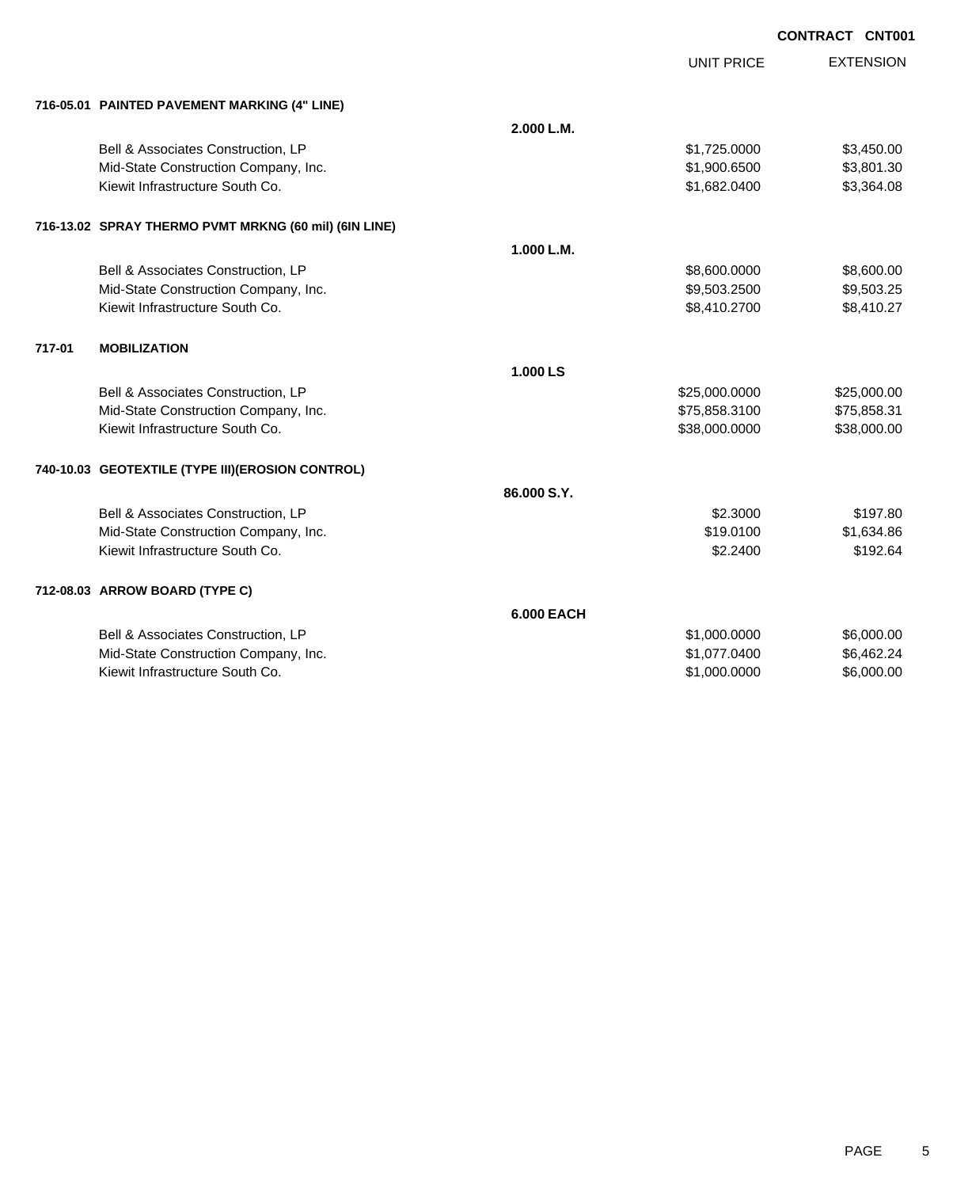**CONTRACT CNT001**

| | | | UNIT PRICE | EXTENSION |
|---|---|---|---|---|
| **716-05.01** | **PAINTED PAVEMENT MARKING (4" LINE)** | | | |
| | | **2.000 L.M.** | | |
| | Bell & Associates Construction, LP | | $1,725.0000 | $3,450.00 |
| | Mid-State Construction Company, Inc. | | $1,900.6500 | $3,801.30 |
| | Kiewit Infrastructure South Co. | | $1,682.0400 | $3,364.08 |
| **716-13.02** | **SPRAY THERMO PVMT MRKNG (60 mil) (6IN LINE)** | | | |
| | | **1.000 L.M.** | | |
| | Bell & Associates Construction, LP | | $8,600.0000 | $8,600.00 |
| | Mid-State Construction Company, Inc. | | $9,503.2500 | $9,503.25 |
| | Kiewit Infrastructure South Co. | | $8,410.2700 | $8,410.27 |
| **717-01** | **MOBILIZATION** | | | |
| | | **1.000 LS** | | |
| | Bell & Associates Construction, LP | | $25,000.0000 | $25,000.00 |
| | Mid-State Construction Company, Inc. | | $75,858.3100 | $75,858.31 |
| | Kiewit Infrastructure South Co. | | $38,000.0000 | $38,000.00 |
| **740-10.03** | **GEOTEXTILE (TYPE III)(EROSION CONTROL)** | | | |
| | | **86.000 S.Y.** | | |
| | Bell & Associates Construction, LP | | $2.3000 | $197.80 |
| | Mid-State Construction Company, Inc. | | $19.0100 | $1,634.86 |
| | Kiewit Infrastructure South Co. | | $2.2400 | $192.64 |
| **712-08.03** | **ARROW BOARD (TYPE C)** | | | |
| | | **6.000 EACH** | | |
| | Bell & Associates Construction, LP | | $1,000.0000 | $6,000.00 |
| | Mid-State Construction Company, Inc. | | $1,077.0400 | $6,462.24 |
| | Kiewit Infrastructure South Co. | | $1,000.0000 | $6,000.00 |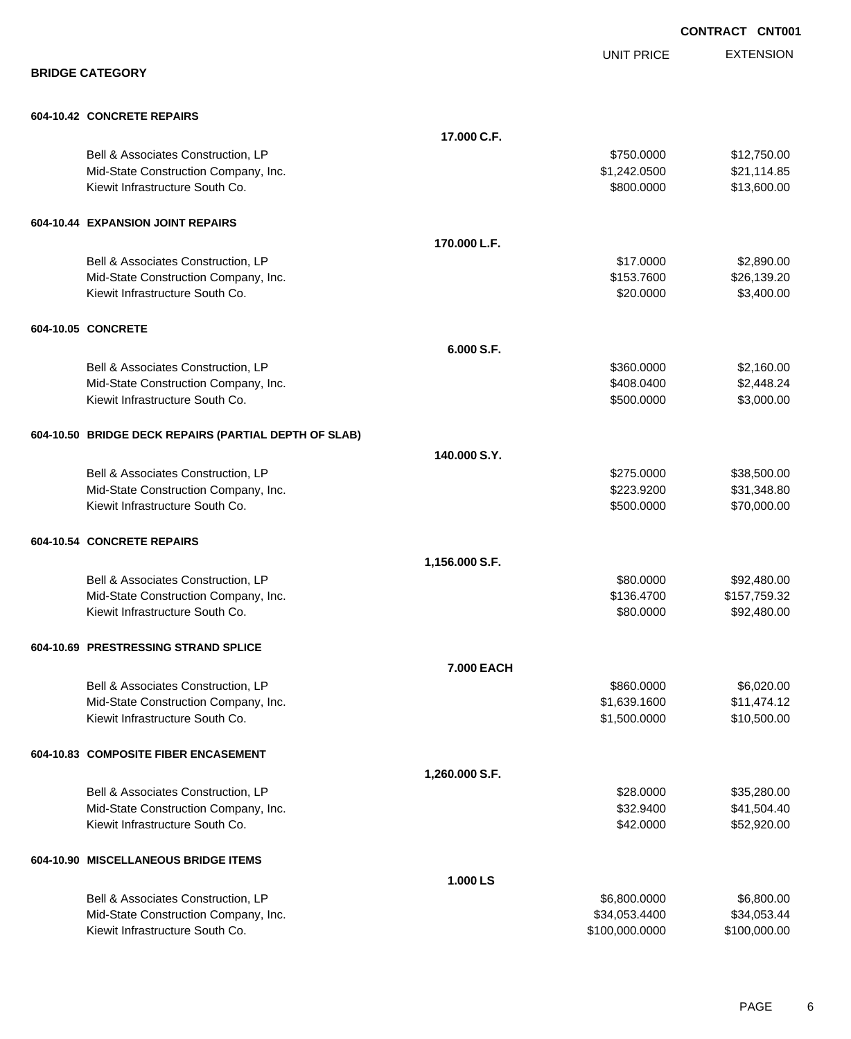**CONTRACT CNT001**

## BRIDGE CATEGORY

| | UNIT PRICE | EXTENSION |
|---|---|---|
| **604-10.42 CONCRETE REPAIRS** | | |
| **17.000 C.F.** | | |
| Bell & Associates Construction, LP | $750.0000 | $12,750.00 |
| Mid-State Construction Company, Inc. | $1,242.0500 | $21,114.85 |
| Kiewit Infrastructure South Co. | $800.0000 | $13,600.00 |
| **604-10.44 EXPANSION JOINT REPAIRS** | | |
| **170.000 L.F.** | | |
| Bell & Associates Construction, LP | $17.0000 | $2,890.00 |
| Mid-State Construction Company, Inc. | $153.7600 | $26,139.20 |
| Kiewit Infrastructure South Co. | $20.0000 | $3,400.00 |
| **604-10.05 CONCRETE** | | |
| **6.000 S.F.** | | |
| Bell & Associates Construction, LP | $360.0000 | $2,160.00 |
| Mid-State Construction Company, Inc. | $408.0400 | $2,448.24 |
| Kiewit Infrastructure South Co. | $500.0000 | $3,000.00 |
| **604-10.50 BRIDGE DECK REPAIRS (PARTIAL DEPTH OF SLAB)** | | |
| **140.000 S.Y.** | | |
| Bell & Associates Construction, LP | $275.0000 | $38,500.00 |
| Mid-State Construction Company, Inc. | $223.9200 | $31,348.80 |
| Kiewit Infrastructure South Co. | $500.0000 | $70,000.00 |
| **604-10.54 CONCRETE REPAIRS** | | |
| **1,156.000 S.F.** | | |
| Bell & Associates Construction, LP | $80.0000 | $92,480.00 |
| Mid-State Construction Company, Inc. | $136.4700 | $157,759.32 |
| Kiewit Infrastructure South Co. | $80.0000 | $92,480.00 |
| **604-10.69 PRESTRESSING STRAND SPLICE** | | |
| **7.000 EACH** | | |
| Bell & Associates Construction, LP | $860.0000 | $6,020.00 |
| Mid-State Construction Company, Inc. | $1,639.1600 | $11,474.12 |
| Kiewit Infrastructure South Co. | $1,500.0000 | $10,500.00 |
| **604-10.83 COMPOSITE FIBER ENCASEMENT** | | |
| **1,260.000 S.F.** | | |
| Bell & Associates Construction, LP | $28.0000 | $35,280.00 |
| Mid-State Construction Company, Inc. | $32.9400 | $41,504.40 |
| Kiewit Infrastructure South Co. | $42.0000 | $52,920.00 |
| **604-10.90 MISCELLANEOUS BRIDGE ITEMS** | | |
| **1.000 LS** | | |
| Bell & Associates Construction, LP | $6,800.0000 | $6,800.00 |
| Mid-State Construction Company, Inc. | $34,053.4400 | $34,053.44 |
| Kiewit Infrastructure South Co. | $100,000.0000 | $100,000.00 |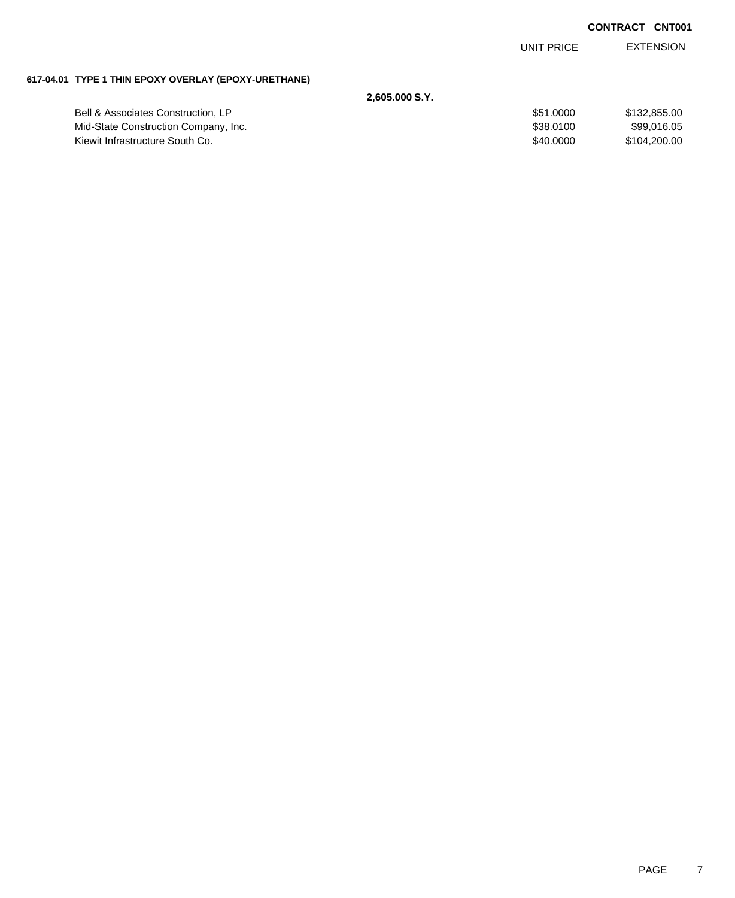**CONTRACT CNT001**

| | | UNIT PRICE | EXTENSION |
|---|---|---|---|
| **617-04.01 TYPE 1 THIN EPOXY OVERLAY (EPOXY-URETHANE)** | | | |
| | **2,605.000 S.Y.** | | |
| Bell & Associates Construction, LP | | $51.0000 | $132,855.00 |
| Mid-State Construction Company, Inc. | | $38.0100 | $99,016.05 |
| Kiewit Infrastructure South Co. | | $40.0000 | $104,200.00 |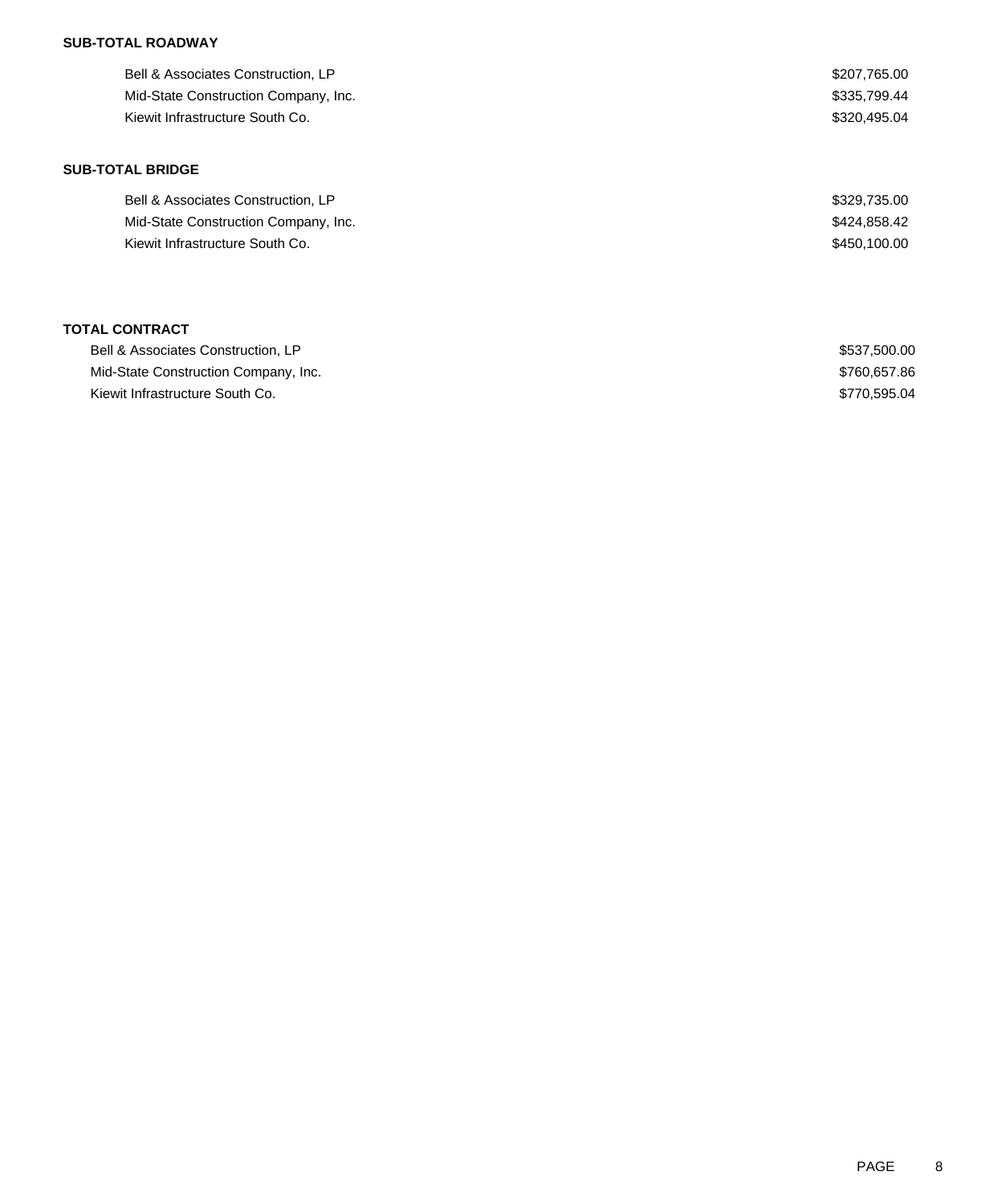**SUB-TOTAL ROADWAY**

| | |
|---|---|
| Bell & Associates Construction, LP | $207,765.00 |
| Mid-State Construction Company, Inc. | $335,799.44 |
| Kiewit Infrastructure South Co. | $320,495.04 |

**SUB-TOTAL BRIDGE**

| | |
|---|---|
| Bell & Associates Construction, LP | $329,735.00 |
| Mid-State Construction Company, Inc. | $424,858.42 |
| Kiewit Infrastructure South Co. | $450,100.00 |

**TOTAL CONTRACT**

| | |
|---|---|
| Bell & Associates Construction, LP | $537,500.00 |
| Mid-State Construction Company, Inc. | $760,657.86 |
| Kiewit Infrastructure South Co. | $770,595.04 |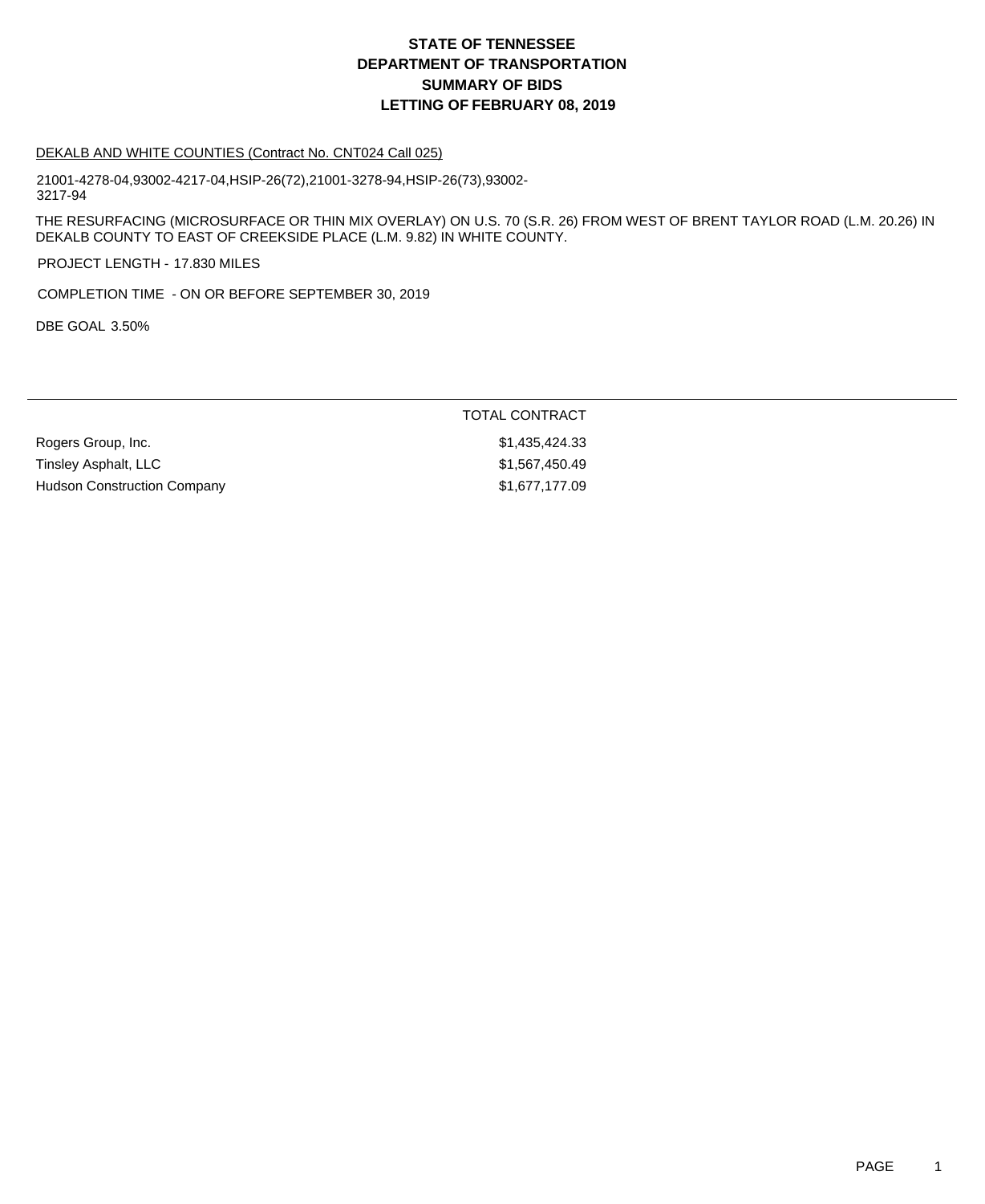# STATE OF TENNESSEE
# DEPARTMENT OF TRANSPORTATION
# SUMMARY OF BIDS
# LETTING OF FEBRUARY 08, 2019

DEKALB AND WHITE COUNTIES (Contract No. CNT024 Call 025)

21001-4278-04,93002-4217-04,HSIP-26(72),21001-3278-94,HSIP-26(73),93002-3217-94

THE RESURFACING (MICROSURFACE OR THIN MIX OVERLAY) ON U.S. 70 (S.R. 26) FROM WEST OF BRENT TAYLOR ROAD (L.M. 20.26) IN DEKALB COUNTY TO EAST OF CREEKSIDE PLACE (L.M. 9.82) IN WHITE COUNTY.

PROJECT LENGTH - 17.830 MILES

COMPLETION TIME - ON OR BEFORE SEPTEMBER 30, 2019

DBE GOAL 3.50%

| | TOTAL CONTRACT |
|---|---|
| Rogers Group, Inc. | $1,435,424.33 |
| Tinsley Asphalt, LLC | $1,567,450.49 |
| Hudson Construction Company | $1,677,177.09 |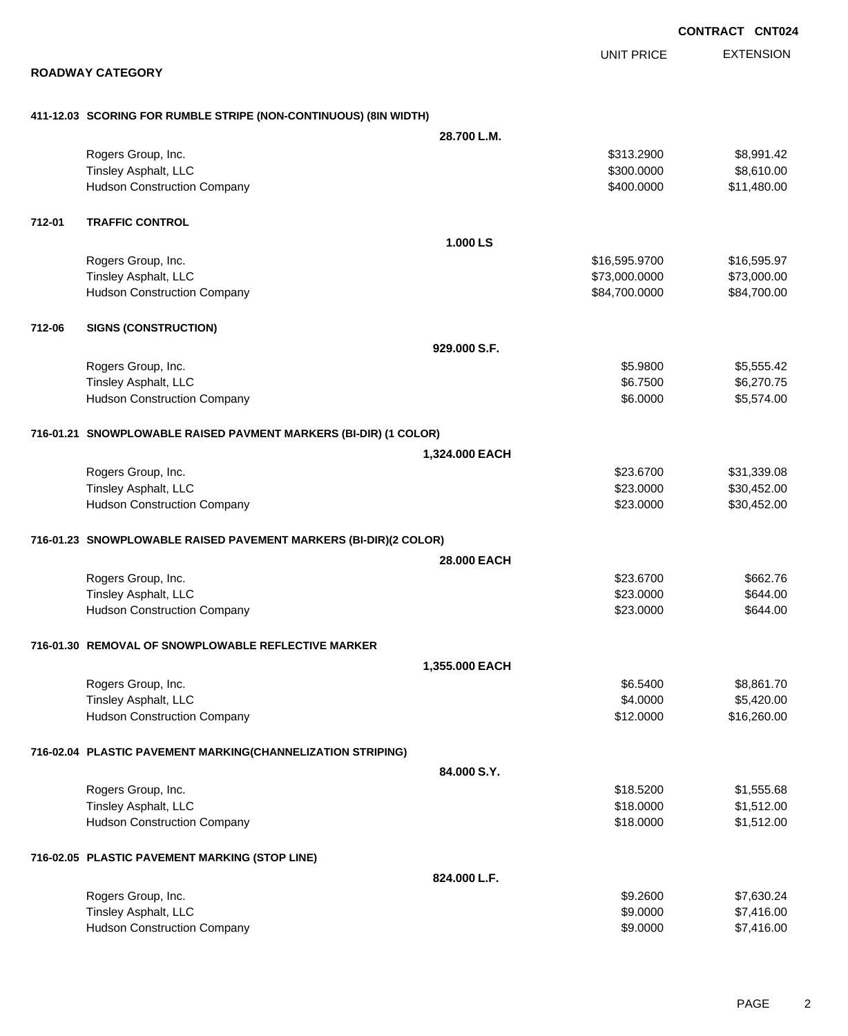**CONTRACT CNT024**

**ROADWAY CATEGORY**

| | | UNIT PRICE | EXTENSION |
|---|---|---|---|
| **411-12.03** | **SCORING FOR RUMBLE STRIPE (NON-CONTINUOUS) (8IN WIDTH)** | | |
| | **28.700 L.M.** | | |
| | Rogers Group, Inc. | $313.2900 | $8,991.42 |
| | Tinsley Asphalt, LLC | $300.0000 | $8,610.00 |
| | Hudson Construction Company | $400.0000 | $11,480.00 |
| **712-01** | **TRAFFIC CONTROL** | | |
| | **1.000 LS** | | |
| | Rogers Group, Inc. | $16,595.9700 | $16,595.97 |
| | Tinsley Asphalt, LLC | $73,000.0000 | $73,000.00 |
| | Hudson Construction Company | $84,700.0000 | $84,700.00 |
| **712-06** | **SIGNS (CONSTRUCTION)** | | |
| | **929.000 S.F.** | | |
| | Rogers Group, Inc. | $5.9800 | $5,555.42 |
| | Tinsley Asphalt, LLC | $6.7500 | $6,270.75 |
| | Hudson Construction Company | $6.0000 | $5,574.00 |
| **716-01.21** | **SNOWPLOWABLE RAISED PAVMENT MARKERS (BI-DIR) (1 COLOR)** | | |
| | **1,324.000 EACH** | | |
| | Rogers Group, Inc. | $23.6700 | $31,339.08 |
| | Tinsley Asphalt, LLC | $23.0000 | $30,452.00 |
| | Hudson Construction Company | $23.0000 | $30,452.00 |
| **716-01.23** | **SNOWPLOWABLE RAISED PAVEMENT MARKERS (BI-DIR)(2 COLOR)** | | |
| | **28.000 EACH** | | |
| | Rogers Group, Inc. | $23.6700 | $662.76 |
| | Tinsley Asphalt, LLC | $23.0000 | $644.00 |
| | Hudson Construction Company | $23.0000 | $644.00 |
| **716-01.30** | **REMOVAL OF SNOWPLOWABLE REFLECTIVE MARKER** | | |
| | **1,355.000 EACH** | | |
| | Rogers Group, Inc. | $6.5400 | $8,861.70 |
| | Tinsley Asphalt, LLC | $4.0000 | $5,420.00 |
| | Hudson Construction Company | $12.0000 | $16,260.00 |
| **716-02.04** | **PLASTIC PAVEMENT MARKING(CHANNELIZATION STRIPING)** | | |
| | **84.000 S.Y.** | | |
| | Rogers Group, Inc. | $18.5200 | $1,555.68 |
| | Tinsley Asphalt, LLC | $18.0000 | $1,512.00 |
| | Hudson Construction Company | $18.0000 | $1,512.00 |
| **716-02.05** | **PLASTIC PAVEMENT MARKING (STOP LINE)** | | |
| | **824.000 L.F.** | | |
| | Rogers Group, Inc. | $9.2600 | $7,630.24 |
| | Tinsley Asphalt, LLC | $9.0000 | $7,416.00 |
| | Hudson Construction Company | $9.0000 | $7,416.00 |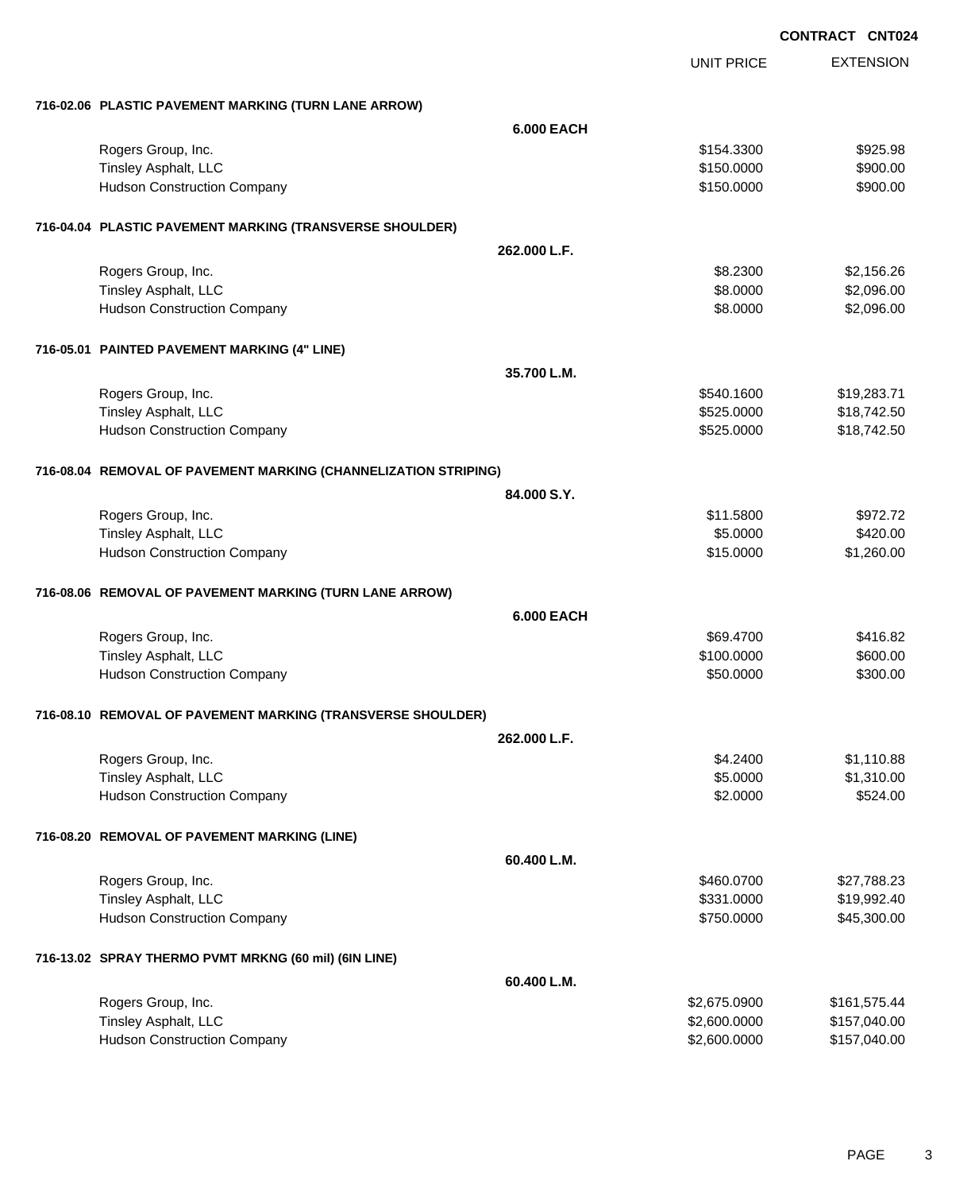**CONTRACT CNT024**

| | UNIT PRICE | EXTENSION |
|---|---|---|
| **716-02.06 PLASTIC PAVEMENT MARKING (TURN LANE ARROW)** | | |
| **6.000 EACH** | | |
| Rogers Group, Inc. | $154.3300 | $925.98 |
| Tinsley Asphalt, LLC | $150.0000 | $900.00 |
| Hudson Construction Company | $150.0000 | $900.00 |
| **716-04.04 PLASTIC PAVEMENT MARKING (TRANSVERSE SHOULDER)** | | |
| **262.000 L.F.** | | |
| Rogers Group, Inc. | $8.2300 | $2,156.26 |
| Tinsley Asphalt, LLC | $8.0000 | $2,096.00 |
| Hudson Construction Company | $8.0000 | $2,096.00 |
| **716-05.01 PAINTED PAVEMENT MARKING (4" LINE)** | | |
| **35.700 L.M.** | | |
| Rogers Group, Inc. | $540.1600 | $19,283.71 |
| Tinsley Asphalt, LLC | $525.0000 | $18,742.50 |
| Hudson Construction Company | $525.0000 | $18,742.50 |
| **716-08.04 REMOVAL OF PAVEMENT MARKING (CHANNELIZATION STRIPING)** | | |
| **84.000 S.Y.** | | |
| Rogers Group, Inc. | $11.5800 | $972.72 |
| Tinsley Asphalt, LLC | $5.0000 | $420.00 |
| Hudson Construction Company | $15.0000 | $1,260.00 |
| **716-08.06 REMOVAL OF PAVEMENT MARKING (TURN LANE ARROW)** | | |
| **6.000 EACH** | | |
| Rogers Group, Inc. | $69.4700 | $416.82 |
| Tinsley Asphalt, LLC | $100.0000 | $600.00 |
| Hudson Construction Company | $50.0000 | $300.00 |
| **716-08.10 REMOVAL OF PAVEMENT MARKING (TRANSVERSE SHOULDER)** | | |
| **262.000 L.F.** | | |
| Rogers Group, Inc. | $4.2400 | $1,110.88 |
| Tinsley Asphalt, LLC | $5.0000 | $1,310.00 |
| Hudson Construction Company | $2.0000 | $524.00 |
| **716-08.20 REMOVAL OF PAVEMENT MARKING (LINE)** | | |
| **60.400 L.M.** | | |
| Rogers Group, Inc. | $460.0700 | $27,788.23 |
| Tinsley Asphalt, LLC | $331.0000 | $19,992.40 |
| Hudson Construction Company | $750.0000 | $45,300.00 |
| **716-13.02 SPRAY THERMO PVMT MRKNG (60 mil) (6IN LINE)** | | |
| **60.400 L.M.** | | |
| Rogers Group, Inc. | $2,675.0900 | $161,575.44 |
| Tinsley Asphalt, LLC | $2,600.0000 | $157,040.00 |
| Hudson Construction Company | $2,600.0000 | $157,040.00 |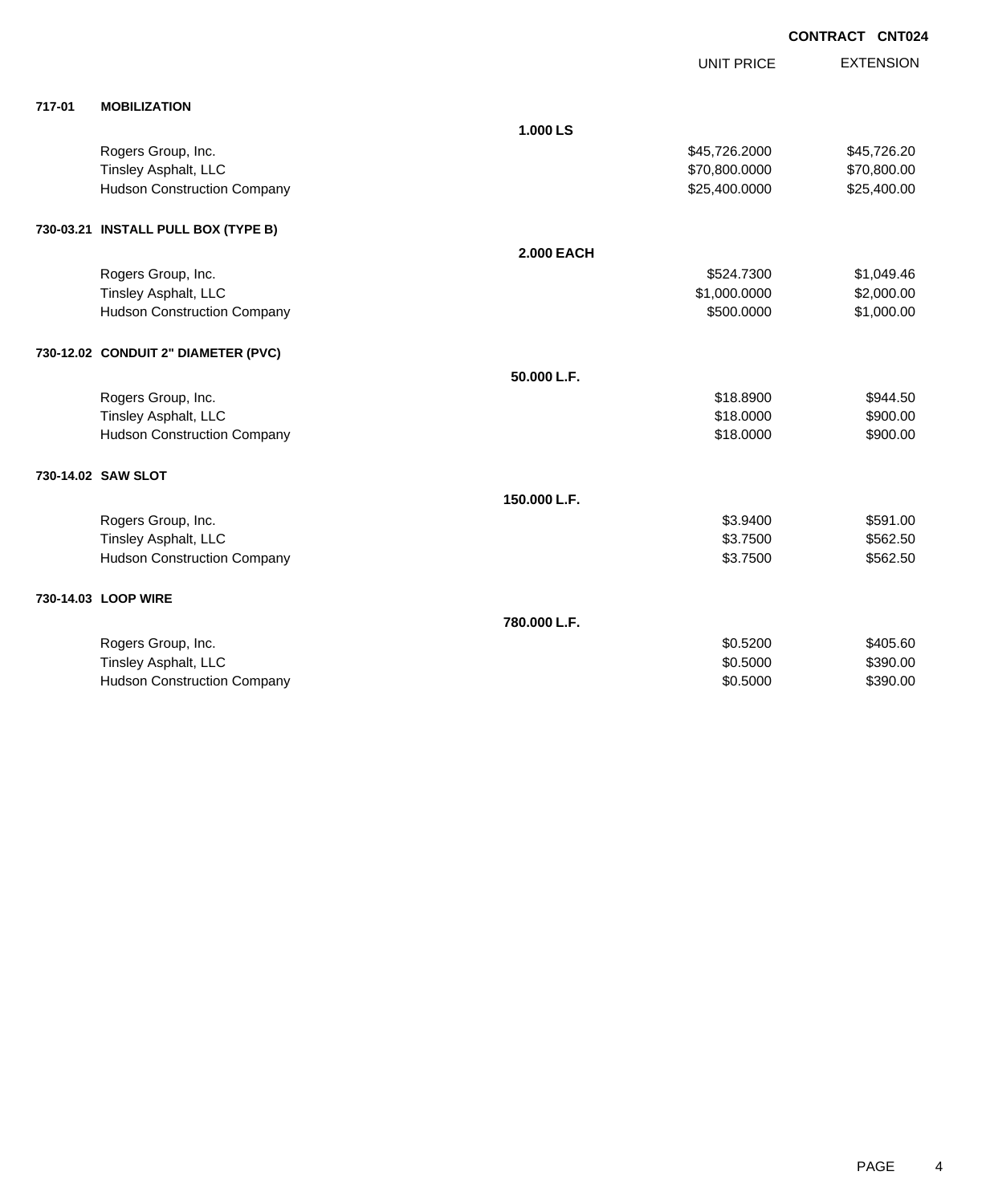**CONTRACT CNT024**

| | | | UNIT PRICE | EXTENSION |
|---|---|---|---|---|
| **717-01** | **MOBILIZATION** | | | |
| | | **1.000 LS** | | |
| | Rogers Group, Inc. | | $45,726.2000 | $45,726.20 |
| | Tinsley Asphalt, LLC | | $70,800.0000 | $70,800.00 |
| | Hudson Construction Company | | $25,400.0000 | $25,400.00 |
| **730-03.21** | **INSTALL PULL BOX (TYPE B)** | | | |
| | | **2.000 EACH** | | |
| | Rogers Group, Inc. | | $524.7300 | $1,049.46 |
| | Tinsley Asphalt, LLC | | $1,000.0000 | $2,000.00 |
| | Hudson Construction Company | | $500.0000 | $1,000.00 |
| **730-12.02** | **CONDUIT 2" DIAMETER (PVC)** | | | |
| | | **50.000 L.F.** | | |
| | Rogers Group, Inc. | | $18.8900 | $944.50 |
| | Tinsley Asphalt, LLC | | $18.0000 | $900.00 |
| | Hudson Construction Company | | $18.0000 | $900.00 |
| **730-14.02** | **SAW SLOT** | | | |
| | | **150.000 L.F.** | | |
| | Rogers Group, Inc. | | $3.9400 | $591.00 |
| | Tinsley Asphalt, LLC | | $3.7500 | $562.50 |
| | Hudson Construction Company | | $3.7500 | $562.50 |
| **730-14.03** | **LOOP WIRE** | | | |
| | | **780.000 L.F.** | | |
| | Rogers Group, Inc. | | $0.5200 | $405.60 |
| | Tinsley Asphalt, LLC | | $0.5000 | $390.00 |
| | Hudson Construction Company | | $0.5000 | $390.00 |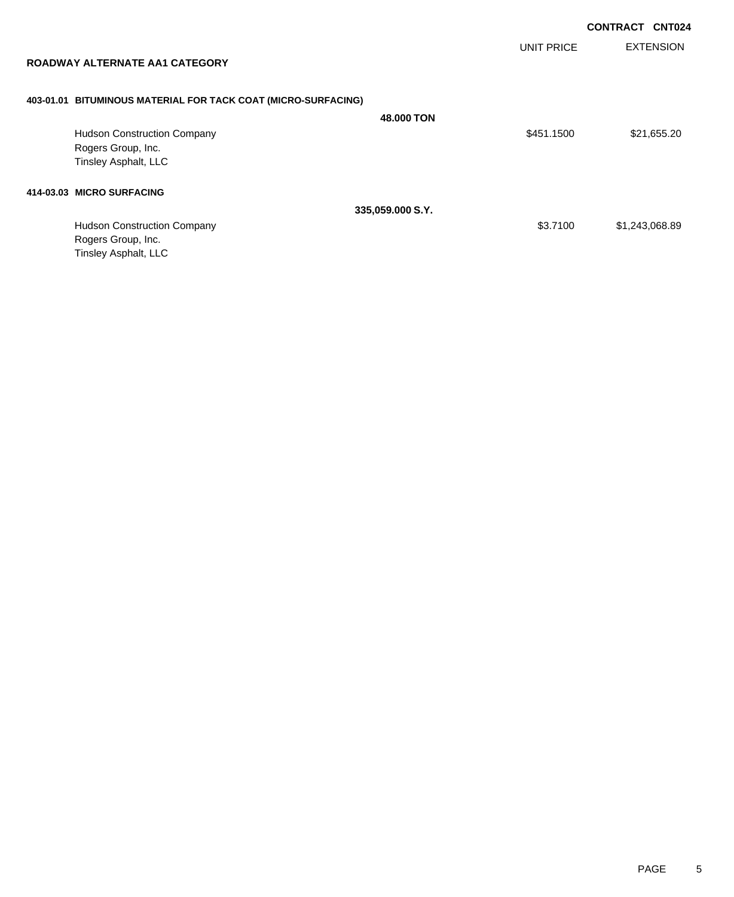**CONTRACT CNT024**

| | | UNIT PRICE | EXTENSION |
|---|---|---|---|
| **ROADWAY ALTERNATE AA1 CATEGORY** | | | |
| **403-01.01 BITUMINOUS MATERIAL FOR TACK COAT (MICRO-SURFACING)** | | | |
| | **48.000 TON** | | |
| Hudson Construction Company<br>Rogers Group, Inc.<br>Tinsley Asphalt, LLC | | $451.1500 | $21,655.20 |
| **414-03.03 MICRO SURFACING** | | | |
| | **335,059.000 S.Y.** | | |
| Hudson Construction Company<br>Rogers Group, Inc.<br>Tinsley Asphalt, LLC | | $3.7100 | $1,243,068.89 |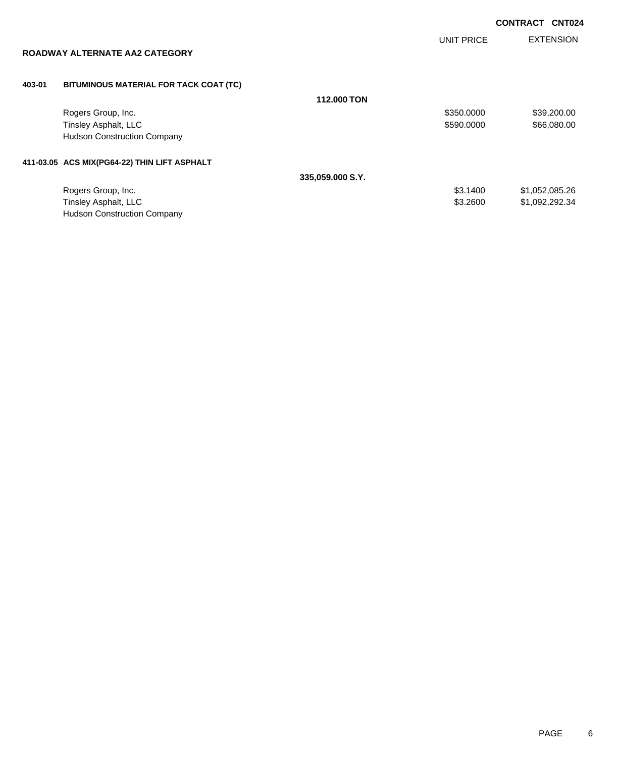**CONTRACT CNT024**

## ROADWAY ALTERNATE AA2 CATEGORY

| | | | UNIT PRICE | EXTENSION |
|---|---|---|---|---|
| **403-01** | **BITUMINOUS MATERIAL FOR TACK COAT (TC)** | | | |
| | | **112.000 TON** | | |
| | Rogers Group, Inc. | | \$350.0000 | \$39,200.00 |
| | Tinsley Asphalt, LLC | | \$590.0000 | \$66,080.00 |
| | Hudson Construction Company | | | |
| **411-03.05** | **ACS MIX(PG64-22) THIN LIFT ASPHALT** | | | |
| | | **335,059.000 S.Y.** | | |
| | Rogers Group, Inc. | | \$3.1400 | \$1,052,085.26 |
| | Tinsley Asphalt, LLC | | \$3.2600 | \$1,092,292.34 |
| | Hudson Construction Company | | | |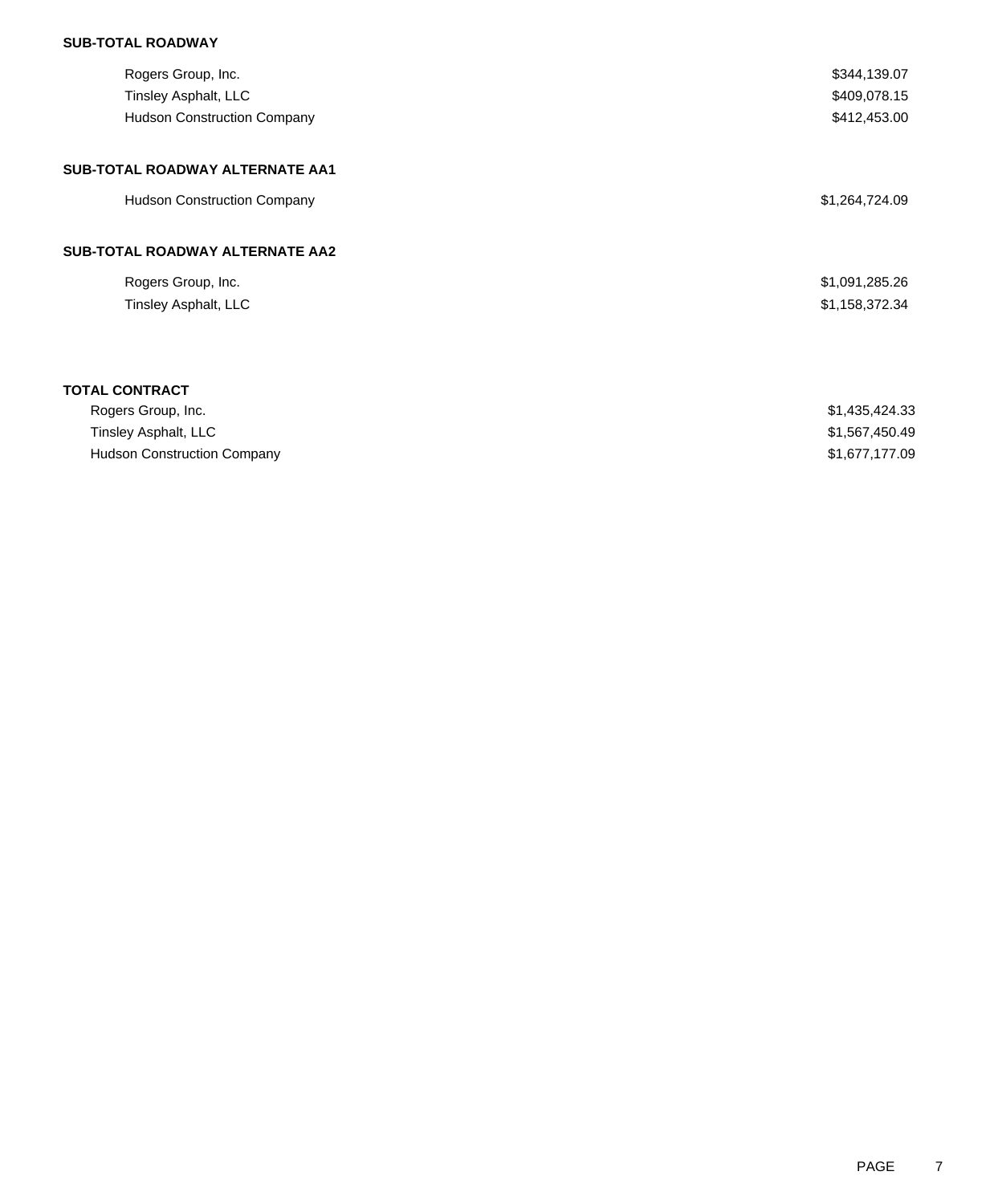**SUB-TOTAL ROADWAY**

| | |
|---|---|
| Rogers Group, Inc. | $344,139.07 |
| Tinsley Asphalt, LLC | $409,078.15 |
| Hudson Construction Company | $412,453.00 |

**SUB-TOTAL ROADWAY ALTERNATE AA1**

| | |
|---|---|
| Hudson Construction Company | $1,264,724.09 |

**SUB-TOTAL ROADWAY ALTERNATE AA2**

| | |
|---|---|
| Rogers Group, Inc. | $1,091,285.26 |
| Tinsley Asphalt, LLC | $1,158,372.34 |

**TOTAL CONTRACT**

| | |
|---|---|
| Rogers Group, Inc. | $1,435,424.33 |
| Tinsley Asphalt, LLC | $1,567,450.49 |
| Hudson Construction Company | $1,677,177.09 |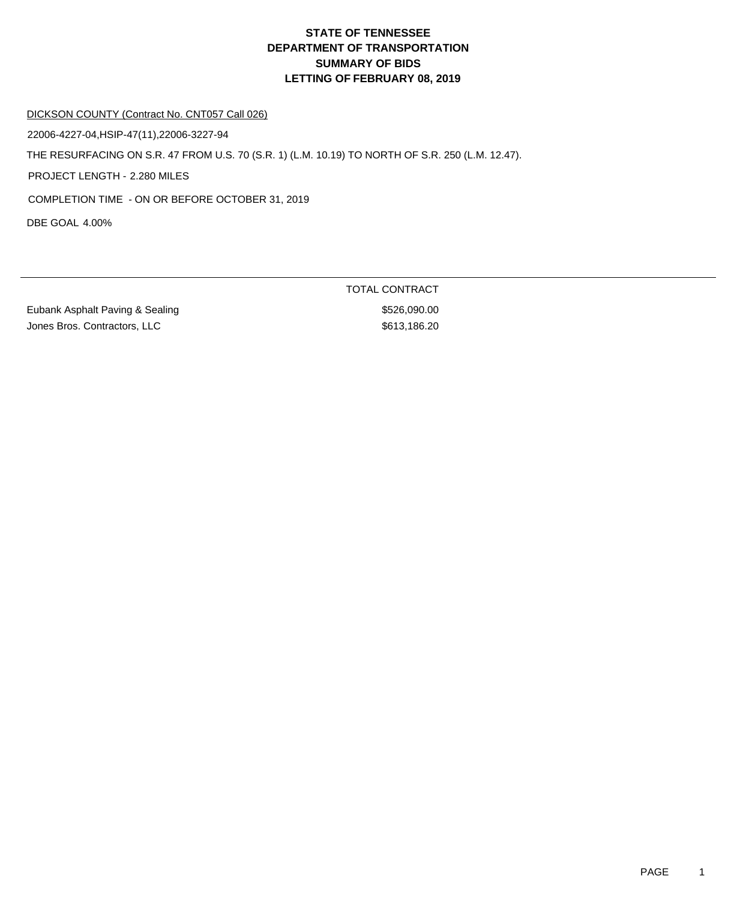# STATE OF TENNESSEE
# DEPARTMENT OF TRANSPORTATION
# SUMMARY OF BIDS
# LETTING OF FEBRUARY 08, 2019

DICKSON COUNTY (Contract No. CNT057 Call 026)

22006-4227-04,HSIP-47(11),22006-3227-94

THE RESURFACING ON S.R. 47 FROM U.S. 70 (S.R. 1) (L.M. 10.19) TO NORTH OF S.R. 250 (L.M. 12.47).

PROJECT LENGTH - 2.280 MILES

COMPLETION TIME - ON OR BEFORE OCTOBER 31, 2019

DBE GOAL 4.00%

| | TOTAL CONTRACT |
|---|---|
| Eubank Asphalt Paving & Sealing | $526,090.00 |
| Jones Bros. Contractors, LLC | $613,186.20 |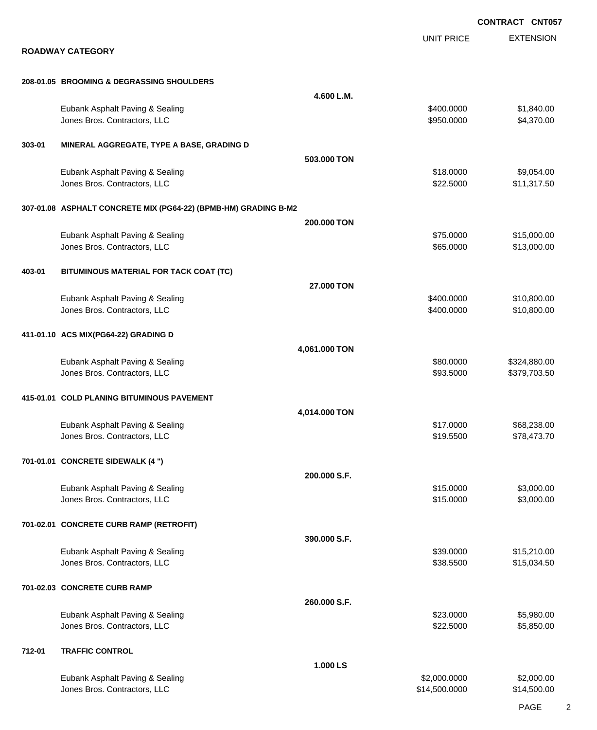**CONTRACT CNT057**

## ROADWAY CATEGORY

| | | UNIT PRICE | EXTENSION |
|---|---|---|---|
| **208-01.05 BROOMING & DEGRASSING SHOULDERS** | | | |
| | **4.600 L.M.** | | |
| Eubank Asphalt Paving & Sealing | | $400.0000 | $1,840.00 |
| Jones Bros. Contractors, LLC | | $950.0000 | $4,370.00 |
| **303-01 MINERAL AGGREGATE, TYPE A BASE, GRADING D** | | | |
| | **503.000 TON** | | |
| Eubank Asphalt Paving & Sealing | | $18.0000 | $9,054.00 |
| Jones Bros. Contractors, LLC | | $22.5000 | $11,317.50 |
| **307-01.08 ASPHALT CONCRETE MIX (PG64-22) (BPMB-HM) GRADING B-M2** | | | |
| | **200.000 TON** | | |
| Eubank Asphalt Paving & Sealing | | $75.0000 | $15,000.00 |
| Jones Bros. Contractors, LLC | | $65.0000 | $13,000.00 |
| **403-01 BITUMINOUS MATERIAL FOR TACK COAT (TC)** | | | |
| | **27.000 TON** | | |
| Eubank Asphalt Paving & Sealing | | $400.0000 | $10,800.00 |
| Jones Bros. Contractors, LLC | | $400.0000 | $10,800.00 |
| **411-01.10 ACS MIX(PG64-22) GRADING D** | | | |
| | **4,061.000 TON** | | |
| Eubank Asphalt Paving & Sealing | | $80.0000 | $324,880.00 |
| Jones Bros. Contractors, LLC | | $93.5000 | $379,703.50 |
| **415-01.01 COLD PLANING BITUMINOUS PAVEMENT** | | | |
| | **4,014.000 TON** | | |
| Eubank Asphalt Paving & Sealing | | $17.0000 | $68,238.00 |
| Jones Bros. Contractors, LLC | | $19.5500 | $78,473.70 |
| **701-01.01 CONCRETE SIDEWALK (4 ")** | | | |
| | **200.000 S.F.** | | |
| Eubank Asphalt Paving & Sealing | | $15.0000 | $3,000.00 |
| Jones Bros. Contractors, LLC | | $15.0000 | $3,000.00 |
| **701-02.01 CONCRETE CURB RAMP (RETROFIT)** | | | |
| | **390.000 S.F.** | | |
| Eubank Asphalt Paving & Sealing | | $39.0000 | $15,210.00 |
| Jones Bros. Contractors, LLC | | $38.5500 | $15,034.50 |
| **701-02.03 CONCRETE CURB RAMP** | | | |
| | **260.000 S.F.** | | |
| Eubank Asphalt Paving & Sealing | | $23.0000 | $5,980.00 |
| Jones Bros. Contractors, LLC | | $22.5000 | $5,850.00 |
| **712-01 TRAFFIC CONTROL** | | | |
| | **1.000 LS** | | |
| Eubank Asphalt Paving & Sealing | | $2,000.0000 | $2,000.00 |
| Jones Bros. Contractors, LLC | | $14,500.0000 | $14,500.00 |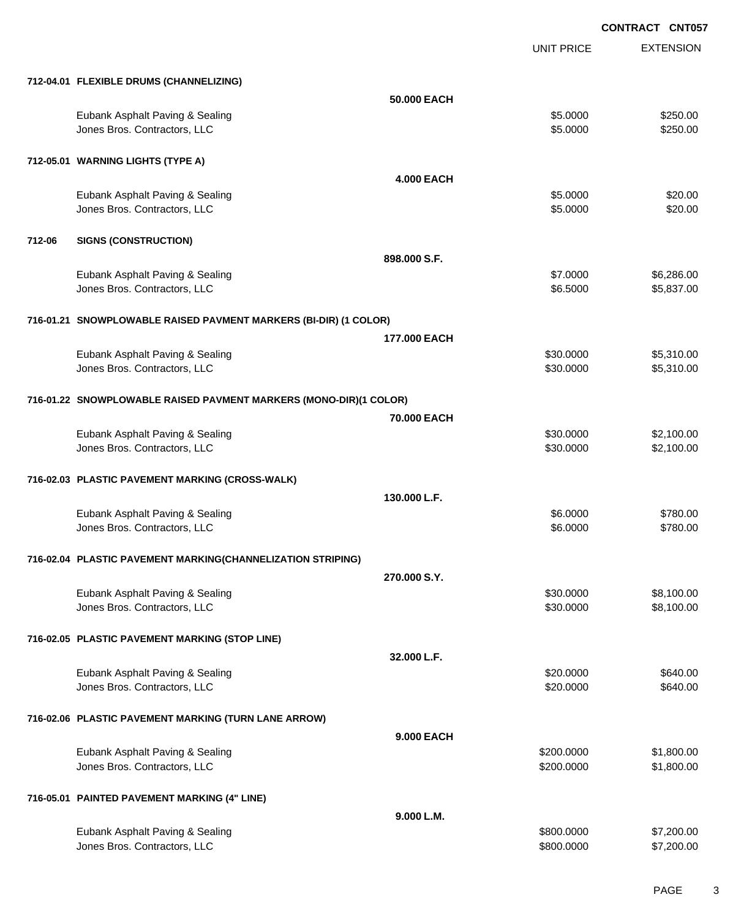**CONTRACT CNT057**

| | | UNIT PRICE | EXTENSION |
|---|---|---|---|
| **712-04.01 FLEXIBLE DRUMS (CHANNELIZING)** | | | |
| | **50.000 EACH** | | |
| Eubank Asphalt Paving & Sealing | | $5.0000 | $250.00 |
| Jones Bros. Contractors, LLC | | $5.0000 | $250.00 |
| **712-05.01 WARNING LIGHTS (TYPE A)** | | | |
| | **4.000 EACH** | | |
| Eubank Asphalt Paving & Sealing | | $5.0000 | $20.00 |
| Jones Bros. Contractors, LLC | | $5.0000 | $20.00 |
| **712-06 SIGNS (CONSTRUCTION)** | | | |
| | **898.000 S.F.** | | |
| Eubank Asphalt Paving & Sealing | | $7.0000 | $6,286.00 |
| Jones Bros. Contractors, LLC | | $6.5000 | $5,837.00 |
| **716-01.21 SNOWPLOWABLE RAISED PAVMENT MARKERS (BI-DIR) (1 COLOR)** | | | |
| | **177.000 EACH** | | |
| Eubank Asphalt Paving & Sealing | | $30.0000 | $5,310.00 |
| Jones Bros. Contractors, LLC | | $30.0000 | $5,310.00 |
| **716-01.22 SNOWPLOWABLE RAISED PAVMENT MARKERS (MONO-DIR)(1 COLOR)** | | | |
| | **70.000 EACH** | | |
| Eubank Asphalt Paving & Sealing | | $30.0000 | $2,100.00 |
| Jones Bros. Contractors, LLC | | $30.0000 | $2,100.00 |
| **716-02.03 PLASTIC PAVEMENT MARKING (CROSS-WALK)** | | | |
| | **130.000 L.F.** | | |
| Eubank Asphalt Paving & Sealing | | $6.0000 | $780.00 |
| Jones Bros. Contractors, LLC | | $6.0000 | $780.00 |
| **716-02.04 PLASTIC PAVEMENT MARKING(CHANNELIZATION STRIPING)** | | | |
| | **270.000 S.Y.** | | |
| Eubank Asphalt Paving & Sealing | | $30.0000 | $8,100.00 |
| Jones Bros. Contractors, LLC | | $30.0000 | $8,100.00 |
| **716-02.05 PLASTIC PAVEMENT MARKING (STOP LINE)** | | | |
| | **32.000 L.F.** | | |
| Eubank Asphalt Paving & Sealing | | $20.0000 | $640.00 |
| Jones Bros. Contractors, LLC | | $20.0000 | $640.00 |
| **716-02.06 PLASTIC PAVEMENT MARKING (TURN LANE ARROW)** | | | |
| | **9.000 EACH** | | |
| Eubank Asphalt Paving & Sealing | | $200.0000 | $1,800.00 |
| Jones Bros. Contractors, LLC | | $200.0000 | $1,800.00 |
| **716-05.01 PAINTED PAVEMENT MARKING (4" LINE)** | | | |
| | **9.000 L.M.** | | |
| Eubank Asphalt Paving & Sealing | | $800.0000 | $7,200.00 |
| Jones Bros. Contractors, LLC | | $800.0000 | $7,200.00 |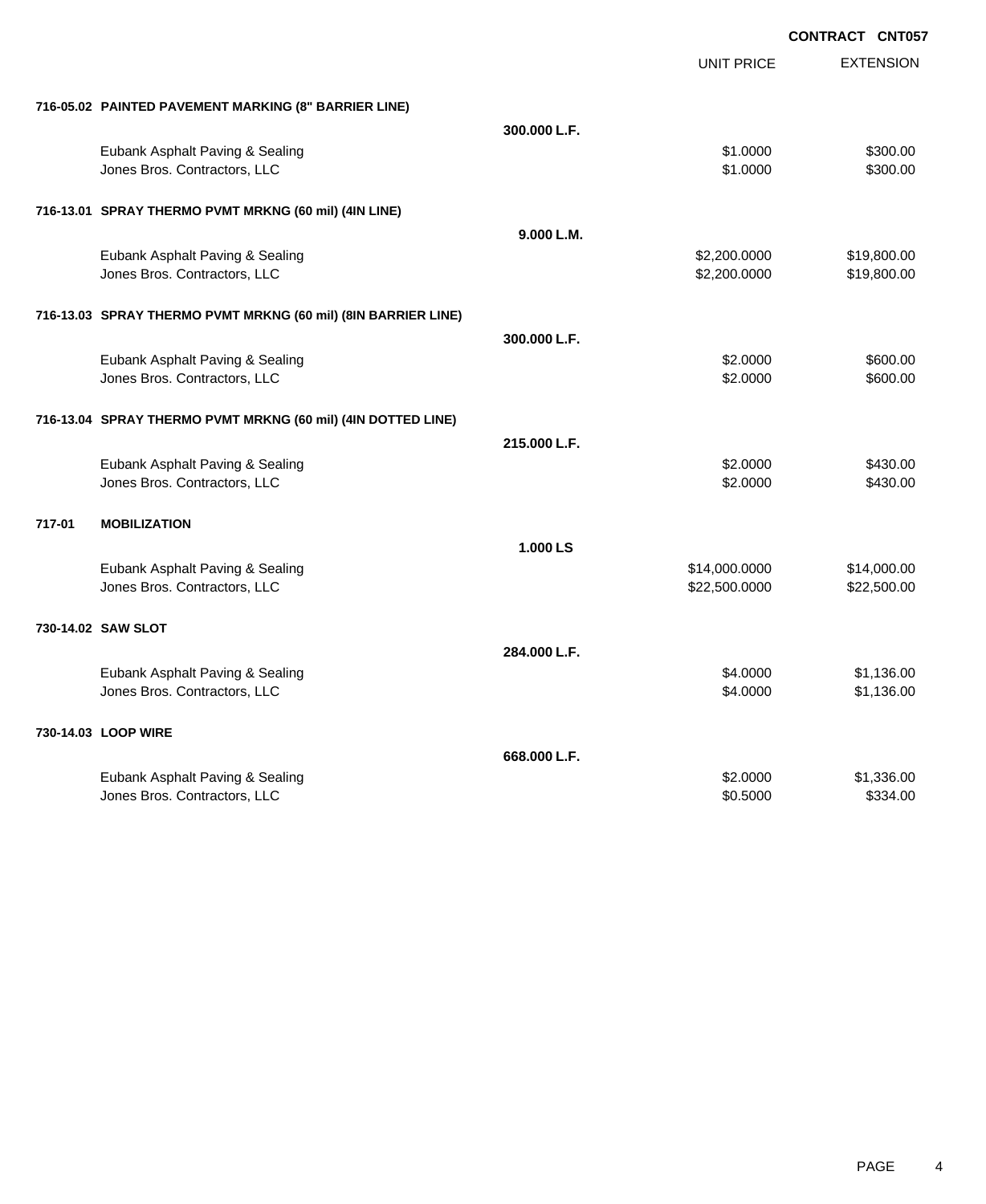**CONTRACT CNT057**

| | | UNIT PRICE | EXTENSION |
|---|---|---|---|
| **716-05.02 PAINTED PAVEMENT MARKING (8" BARRIER LINE)** | | | |
| | **300.000 L.F.** | | |
| Eubank Asphalt Paving & Sealing | | $1.0000 | $300.00 |
| Jones Bros. Contractors, LLC | | $1.0000 | $300.00 |
| **716-13.01 SPRAY THERMO PVMT MRKNG (60 mil) (4IN LINE)** | | | |
| | **9.000 L.M.** | | |
| Eubank Asphalt Paving & Sealing | | $2,200.0000 | $19,800.00 |
| Jones Bros. Contractors, LLC | | $2,200.0000 | $19,800.00 |
| **716-13.03 SPRAY THERMO PVMT MRKNG (60 mil) (8IN BARRIER LINE)** | | | |
| | **300.000 L.F.** | | |
| Eubank Asphalt Paving & Sealing | | $2.0000 | $600.00 |
| Jones Bros. Contractors, LLC | | $2.0000 | $600.00 |
| **716-13.04 SPRAY THERMO PVMT MRKNG (60 mil) (4IN DOTTED LINE)** | | | |
| | **215.000 L.F.** | | |
| Eubank Asphalt Paving & Sealing | | $2.0000 | $430.00 |
| Jones Bros. Contractors, LLC | | $2.0000 | $430.00 |
| **717-01 MOBILIZATION** | | | |
| | **1.000 LS** | | |
| Eubank Asphalt Paving & Sealing | | $14,000.0000 | $14,000.00 |
| Jones Bros. Contractors, LLC | | $22,500.0000 | $22,500.00 |
| **730-14.02 SAW SLOT** | | | |
| | **284.000 L.F.** | | |
| Eubank Asphalt Paving & Sealing | | $4.0000 | $1,136.00 |
| Jones Bros. Contractors, LLC | | $4.0000 | $1,136.00 |
| **730-14.03 LOOP WIRE** | | | |
| | **668.000 L.F.** | | |
| Eubank Asphalt Paving & Sealing | | $2.0000 | $1,336.00 |
| Jones Bros. Contractors, LLC | | $0.5000 | $334.00 |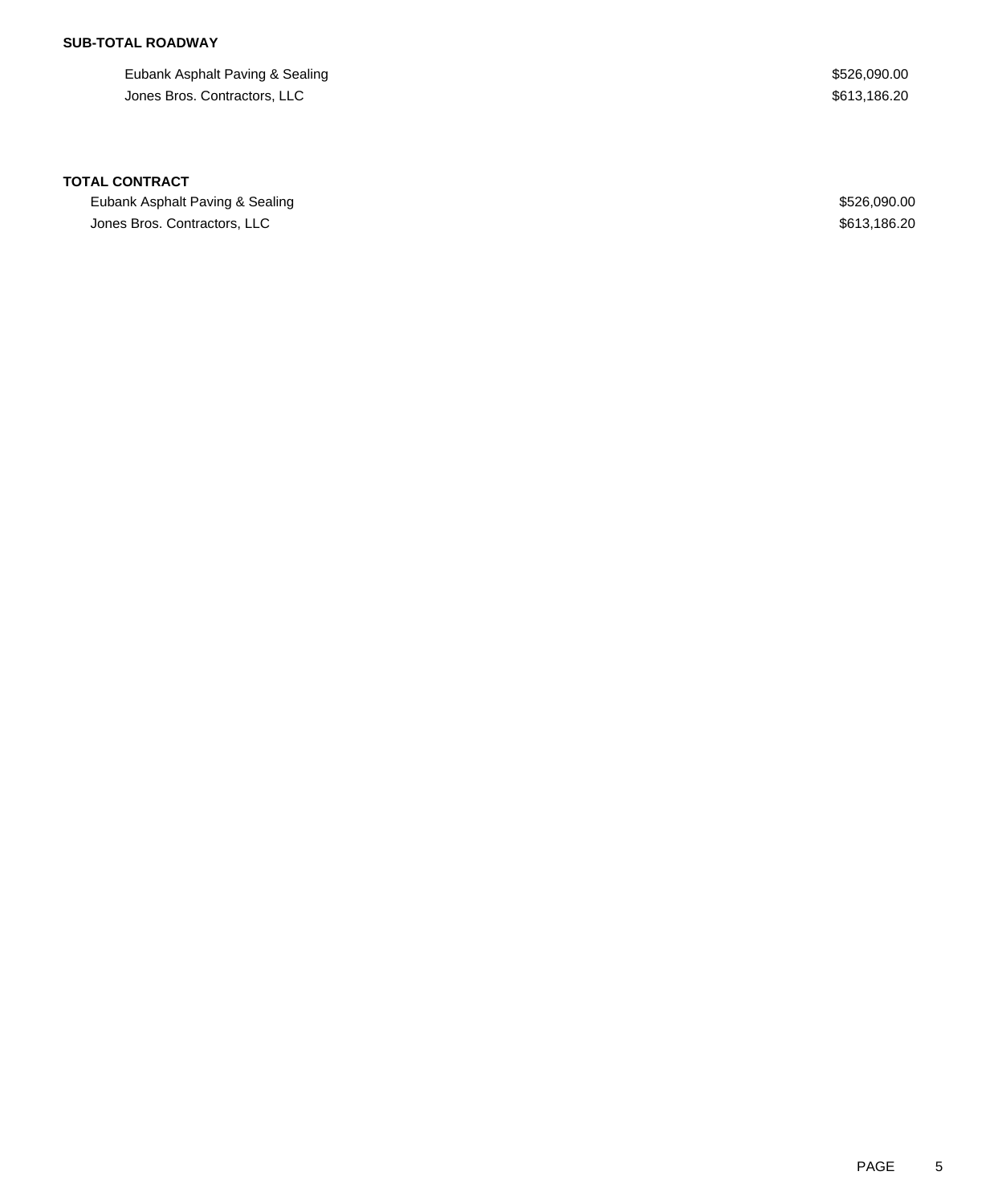**SUB-TOTAL ROADWAY**

| | |
|---|---|
| Eubank Asphalt Paving & Sealing | $526,090.00 |
| Jones Bros. Contractors, LLC | $613,186.20 |

**TOTAL CONTRACT**

| | |
|---|---|
| Eubank Asphalt Paving & Sealing | $526,090.00 |
| Jones Bros. Contractors, LLC | $613,186.20 |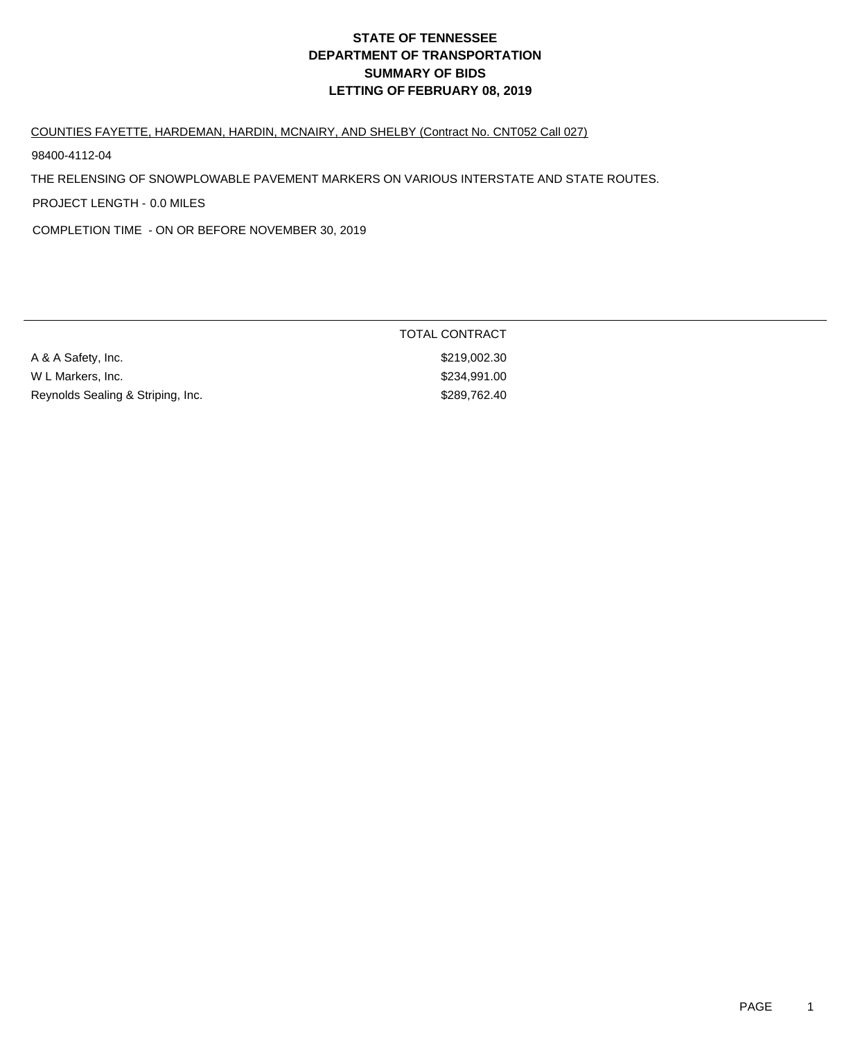# STATE OF TENNESSEE
# DEPARTMENT OF TRANSPORTATION
# SUMMARY OF BIDS
# LETTING OF FEBRUARY 08, 2019

COUNTIES FAYETTE, HARDEMAN, HARDIN, MCNAIRY, AND SHELBY (Contract No. CNT052 Call 027)

98400-4112-04

THE RELENSING OF SNOWPLOWABLE PAVEMENT MARKERS ON VARIOUS INTERSTATE AND STATE ROUTES.

PROJECT LENGTH - 0.0 MILES

COMPLETION TIME - ON OR BEFORE NOVEMBER 30, 2019

| | TOTAL CONTRACT |
|---|---|
| A & A Safety, Inc. | $219,002.30 |
| W L Markers, Inc. | $234,991.00 |
| Reynolds Sealing & Striping, Inc. | $289,762.40 |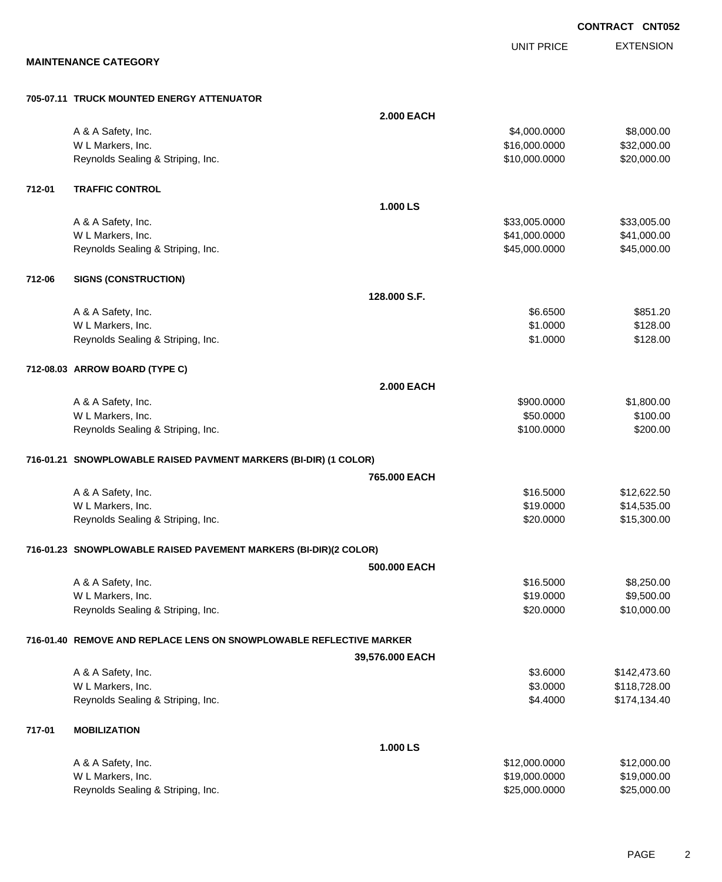**CONTRACT CNT052**

## MAINTENANCE CATEGORY

| | | UNIT PRICE | EXTENSION |
|---|---|---|---|
| **705-07.11** | **TRUCK MOUNTED ENERGY ATTENUATOR** | | |
| | **2.000 EACH** | | |
| | A & A Safety, Inc. | $4,000.0000 | $8,000.00 |
| | W L Markers, Inc. | $16,000.0000 | $32,000.00 |
| | Reynolds Sealing & Striping, Inc. | $10,000.0000 | $20,000.00 |
| **712-01** | **TRAFFIC CONTROL** | | |
| | **1.000 LS** | | |
| | A & A Safety, Inc. | $33,005.0000 | $33,005.00 |
| | W L Markers, Inc. | $41,000.0000 | $41,000.00 |
| | Reynolds Sealing & Striping, Inc. | $45,000.0000 | $45,000.00 |
| **712-06** | **SIGNS (CONSTRUCTION)** | | |
| | **128.000 S.F.** | | |
| | A & A Safety, Inc. | $6.6500 | $851.20 |
| | W L Markers, Inc. | $1.0000 | $128.00 |
| | Reynolds Sealing & Striping, Inc. | $1.0000 | $128.00 |
| **712-08.03** | **ARROW BOARD (TYPE C)** | | |
| | **2.000 EACH** | | |
| | A & A Safety, Inc. | $900.0000 | $1,800.00 |
| | W L Markers, Inc. | $50.0000 | $100.00 |
| | Reynolds Sealing & Striping, Inc. | $100.0000 | $200.00 |
| **716-01.21** | **SNOWPLOWABLE RAISED PAVMENT MARKERS (BI-DIR) (1 COLOR)** | | |
| | **765.000 EACH** | | |
| | A & A Safety, Inc. | $16.5000 | $12,622.50 |
| | W L Markers, Inc. | $19.0000 | $14,535.00 |
| | Reynolds Sealing & Striping, Inc. | $20.0000 | $15,300.00 |
| **716-01.23** | **SNOWPLOWABLE RAISED PAVEMENT MARKERS (BI-DIR)(2 COLOR)** | | |
| | **500.000 EACH** | | |
| | A & A Safety, Inc. | $16.5000 | $8,250.00 |
| | W L Markers, Inc. | $19.0000 | $9,500.00 |
| | Reynolds Sealing & Striping, Inc. | $20.0000 | $10,000.00 |
| **716-01.40** | **REMOVE AND REPLACE LENS ON SNOWPLOWABLE REFLECTIVE MARKER** | | |
| | **39,576.000 EACH** | | |
| | A & A Safety, Inc. | $3.6000 | $142,473.60 |
| | W L Markers, Inc. | $3.0000 | $118,728.00 |
| | Reynolds Sealing & Striping, Inc. | $4.4000 | $174,134.40 |
| **717-01** | **MOBILIZATION** | | |
| | **1.000 LS** | | |
| | A & A Safety, Inc. | $12,000.0000 | $12,000.00 |
| | W L Markers, Inc. | $19,000.0000 | $19,000.00 |
| | Reynolds Sealing & Striping, Inc. | $25,000.0000 | $25,000.00 |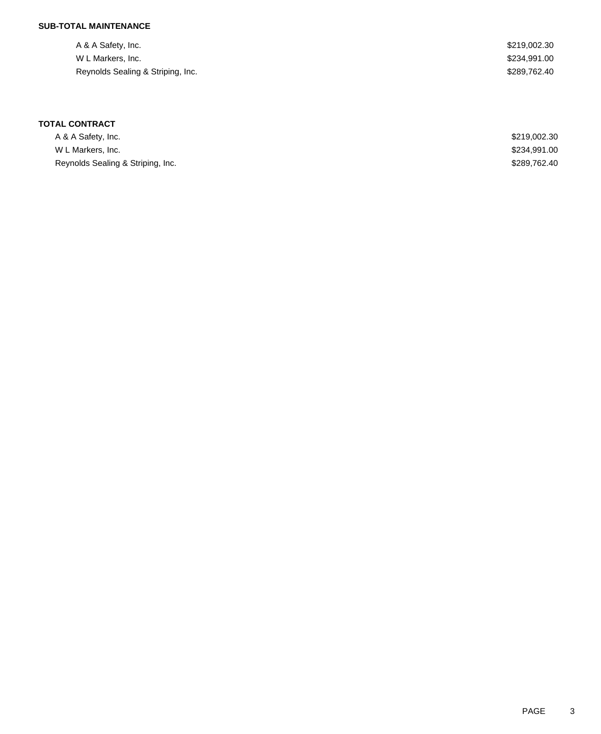**SUB-TOTAL MAINTENANCE**

| | |
|---|---|
| A & A Safety, Inc. | $219,002.30 |
| W L Markers, Inc. | $234,991.00 |
| Reynolds Sealing & Striping, Inc. | $289,762.40 |

**TOTAL CONTRACT**

| | |
|---|---|
| A & A Safety, Inc. | $219,002.30 |
| W L Markers, Inc. | $234,991.00 |
| Reynolds Sealing & Striping, Inc. | $289,762.40 |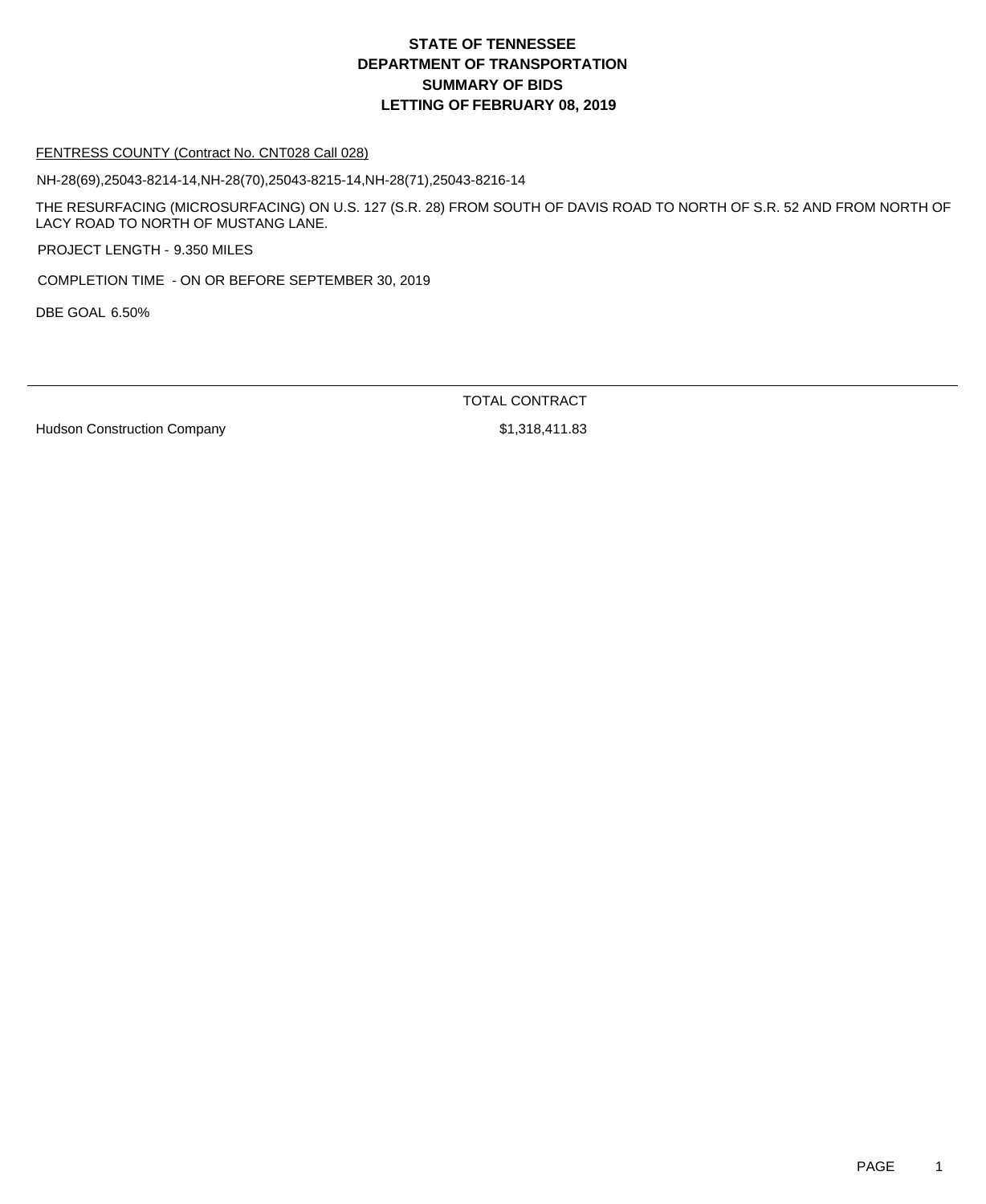# STATE OF TENNESSEE
# DEPARTMENT OF TRANSPORTATION
# SUMMARY OF BIDS
# LETTING OF FEBRUARY 08, 2019

FENTRESS COUNTY (Contract No. CNT028 Call 028)

NH-28(69),25043-8214-14,NH-28(70),25043-8215-14,NH-28(71),25043-8216-14

THE RESURFACING (MICROSURFACING) ON U.S. 127 (S.R. 28) FROM SOUTH OF DAVIS ROAD TO NORTH OF S.R. 52 AND FROM NORTH OF LACY ROAD TO NORTH OF MUSTANG LANE.

PROJECT LENGTH - 9.350 MILES

COMPLETION TIME - ON OR BEFORE SEPTEMBER 30, 2019

DBE GOAL 6.50%

| | TOTAL CONTRACT |
|---|---|
| Hudson Construction Company | $1,318,411.83 |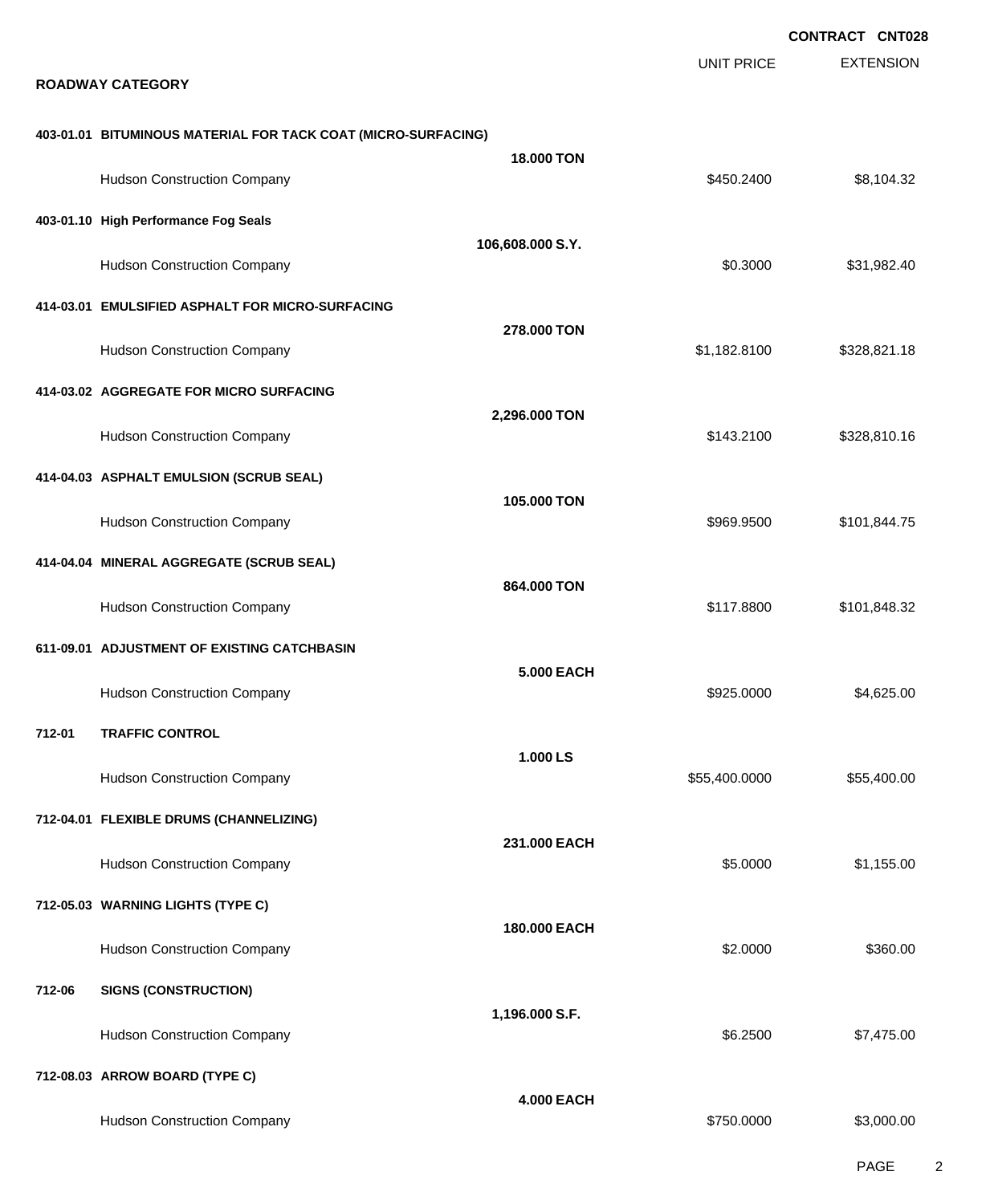**CONTRACT CNT028**

## ROADWAY CATEGORY

| | | UNIT PRICE | EXTENSION |
|---|---|---|---|
| **403-01.01 BITUMINOUS MATERIAL FOR TACK COAT (MICRO-SURFACING)** | **18.000 TON** | | |
| Hudson Construction Company | | $450.2400 | $8,104.32 |
| **403-01.10 High Performance Fog Seals** | **106,608.000 S.Y.** | | |
| Hudson Construction Company | | $0.3000 | $31,982.40 |
| **414-03.01 EMULSIFIED ASPHALT FOR MICRO-SURFACING** | **278.000 TON** | | |
| Hudson Construction Company | | $1,182.8100 | $328,821.18 |
| **414-03.02 AGGREGATE FOR MICRO SURFACING** | **2,296.000 TON** | | |
| Hudson Construction Company | | $143.2100 | $328,810.16 |
| **414-04.03 ASPHALT EMULSION (SCRUB SEAL)** | **105.000 TON** | | |
| Hudson Construction Company | | $969.9500 | $101,844.75 |
| **414-04.04 MINERAL AGGREGATE (SCRUB SEAL)** | **864.000 TON** | | |
| Hudson Construction Company | | $117.8800 | $101,848.32 |
| **611-09.01 ADJUSTMENT OF EXISTING CATCHBASIN** | **5.000 EACH** | | |
| Hudson Construction Company | | $925.0000 | $4,625.00 |
| **712-01 TRAFFIC CONTROL** | **1.000 LS** | | |
| Hudson Construction Company | | $55,400.0000 | $55,400.00 |
| **712-04.01 FLEXIBLE DRUMS (CHANNELIZING)** | **231.000 EACH** | | |
| Hudson Construction Company | | $5.0000 | $1,155.00 |
| **712-05.03 WARNING LIGHTS (TYPE C)** | **180.000 EACH** | | |
| Hudson Construction Company | | $2.0000 | $360.00 |
| **712-06 SIGNS (CONSTRUCTION)** | **1,196.000 S.F.** | | |
| Hudson Construction Company | | $6.2500 | $7,475.00 |
| **712-08.03 ARROW BOARD (TYPE C)** | **4.000 EACH** | | |
| Hudson Construction Company | | $750.0000 | $3,000.00 |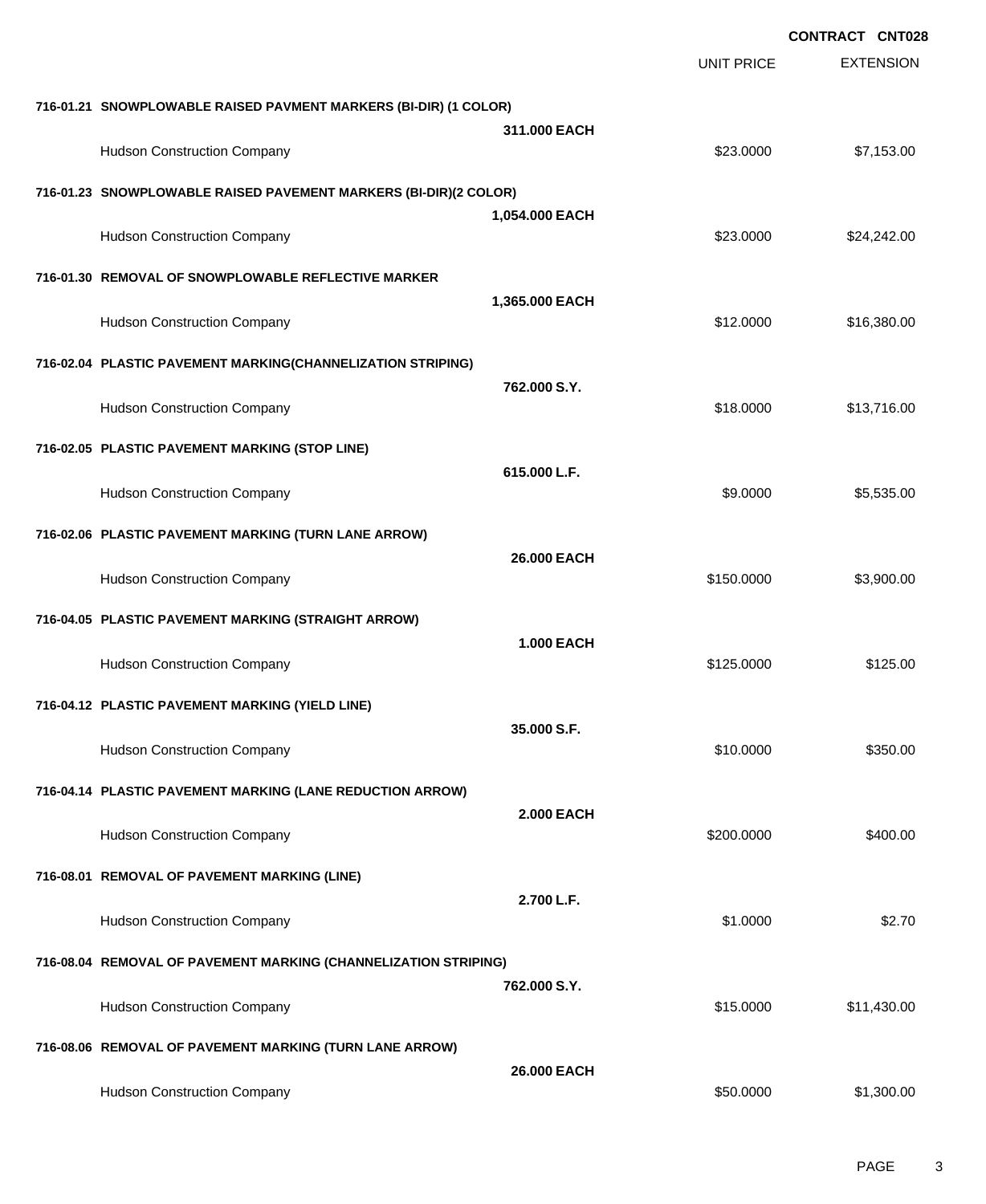**CONTRACT CNT028**

| | | UNIT PRICE | EXTENSION |
|---|---|---|---|
| **716-01.21 SNOWPLOWABLE RAISED PAVMENT MARKERS (BI-DIR) (1 COLOR)** | | | |
| | **311.000 EACH** | | |
| Hudson Construction Company | | $23.0000 | $7,153.00 |
| **716-01.23 SNOWPLOWABLE RAISED PAVEMENT MARKERS (BI-DIR)(2 COLOR)** | | | |
| | **1,054.000 EACH** | | |
| Hudson Construction Company | | $23.0000 | $24,242.00 |
| **716-01.30 REMOVAL OF SNOWPLOWABLE REFLECTIVE MARKER** | | | |
| | **1,365.000 EACH** | | |
| Hudson Construction Company | | $12.0000 | $16,380.00 |
| **716-02.04 PLASTIC PAVEMENT MARKING(CHANNELIZATION STRIPING)** | | | |
| | **762.000 S.Y.** | | |
| Hudson Construction Company | | $18.0000 | $13,716.00 |
| **716-02.05 PLASTIC PAVEMENT MARKING (STOP LINE)** | | | |
| | **615.000 L.F.** | | |
| Hudson Construction Company | | $9.0000 | $5,535.00 |
| **716-02.06 PLASTIC PAVEMENT MARKING (TURN LANE ARROW)** | | | |
| | **26.000 EACH** | | |
| Hudson Construction Company | | $150.0000 | $3,900.00 |
| **716-04.05 PLASTIC PAVEMENT MARKING (STRAIGHT ARROW)** | | | |
| | **1.000 EACH** | | |
| Hudson Construction Company | | $125.0000 | $125.00 |
| **716-04.12 PLASTIC PAVEMENT MARKING (YIELD LINE)** | | | |
| | **35.000 S.F.** | | |
| Hudson Construction Company | | $10.0000 | $350.00 |
| **716-04.14 PLASTIC PAVEMENT MARKING (LANE REDUCTION ARROW)** | | | |
| | **2.000 EACH** | | |
| Hudson Construction Company | | $200.0000 | $400.00 |
| **716-08.01 REMOVAL OF PAVEMENT MARKING (LINE)** | | | |
| | **2.700 L.F.** | | |
| Hudson Construction Company | | $1.0000 | $2.70 |
| **716-08.04 REMOVAL OF PAVEMENT MARKING (CHANNELIZATION STRIPING)** | | | |
| | **762.000 S.Y.** | | |
| Hudson Construction Company | | $15.0000 | $11,430.00 |
| **716-08.06 REMOVAL OF PAVEMENT MARKING (TURN LANE ARROW)** | | | |
| | **26.000 EACH** | | |
| Hudson Construction Company | | $50.0000 | $1,300.00 |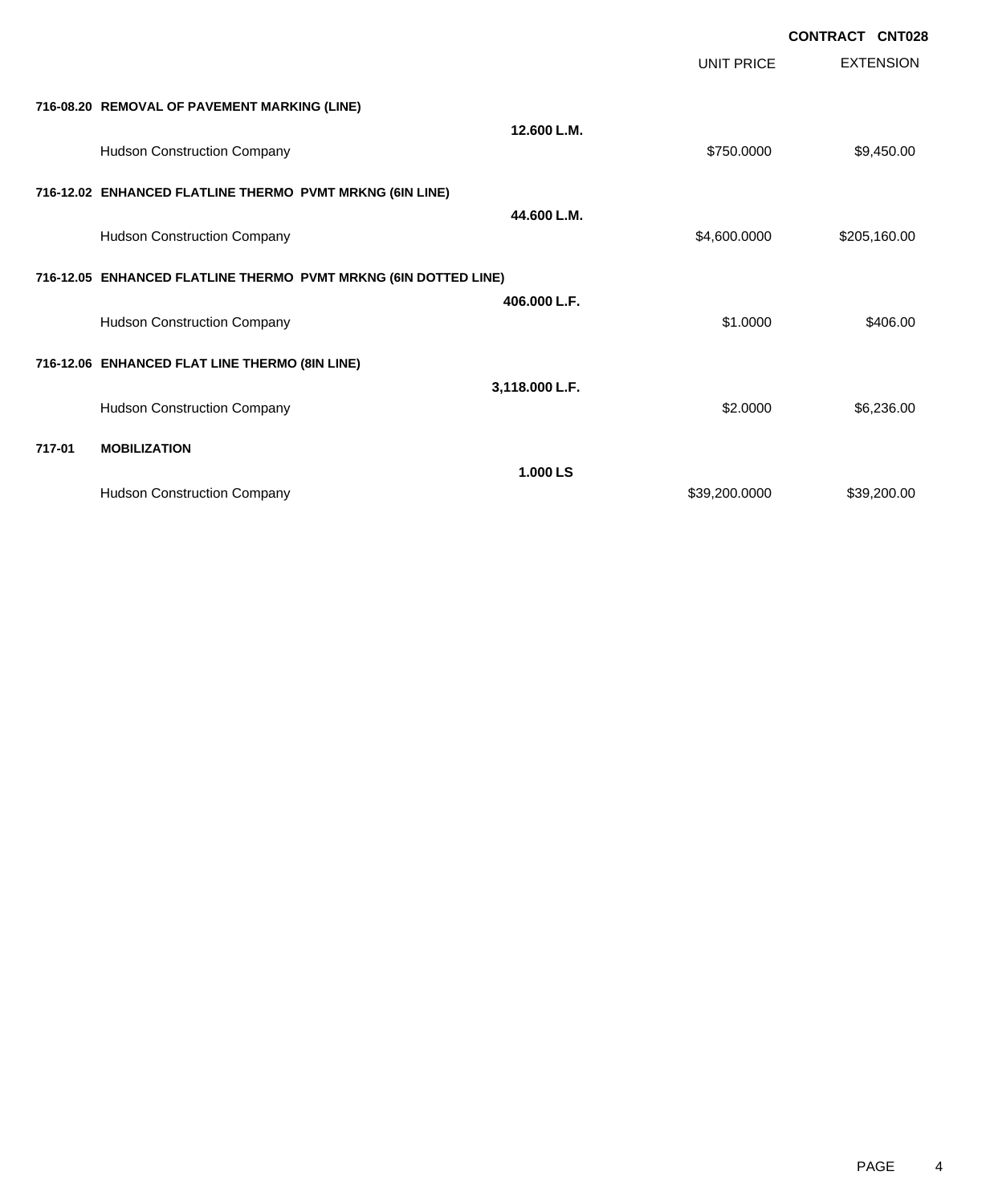**CONTRACT CNT028**

| | | UNIT PRICE | EXTENSION |
|---|---|---|---|
| **716-08.20 REMOVAL OF PAVEMENT MARKING (LINE)** | | | |
| | **12.600 L.M.** | | |
| Hudson Construction Company | | $750.0000 | $9,450.00 |
| **716-12.02 ENHANCED FLATLINE THERMO PVMT MRKNG (6IN LINE)** | | | |
| | **44.600 L.M.** | | |
| Hudson Construction Company | | $4,600.0000 | $205,160.00 |
| **716-12.05 ENHANCED FLATLINE THERMO PVMT MRKNG (6IN DOTTED LINE)** | | | |
| | **406.000 L.F.** | | |
| Hudson Construction Company | | $1.0000 | $406.00 |
| **716-12.06 ENHANCED FLAT LINE THERMO (8IN LINE)** | | | |
| | **3,118.000 L.F.** | | |
| Hudson Construction Company | | $2.0000 | $6,236.00 |
| **717-01 MOBILIZATION** | | | |
| | **1.000 LS** | | |
| Hudson Construction Company | | $39,200.0000 | $39,200.00 |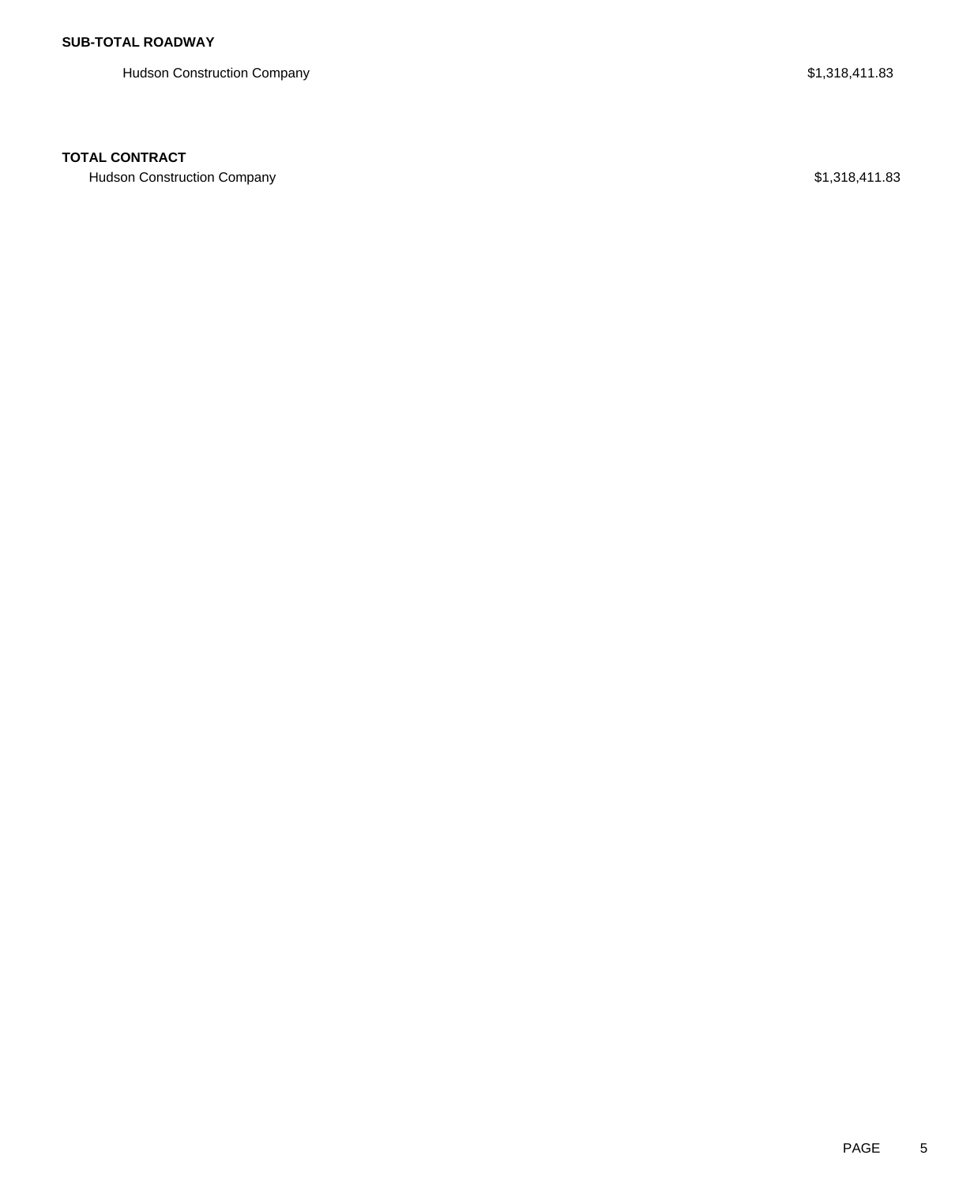**SUB-TOTAL ROADWAY**

| | |
|---|---|
| Hudson Construction Company | $1,318,411.83 |

**TOTAL CONTRACT**

| | |
|---|---|
| Hudson Construction Company | $1,318,411.83 |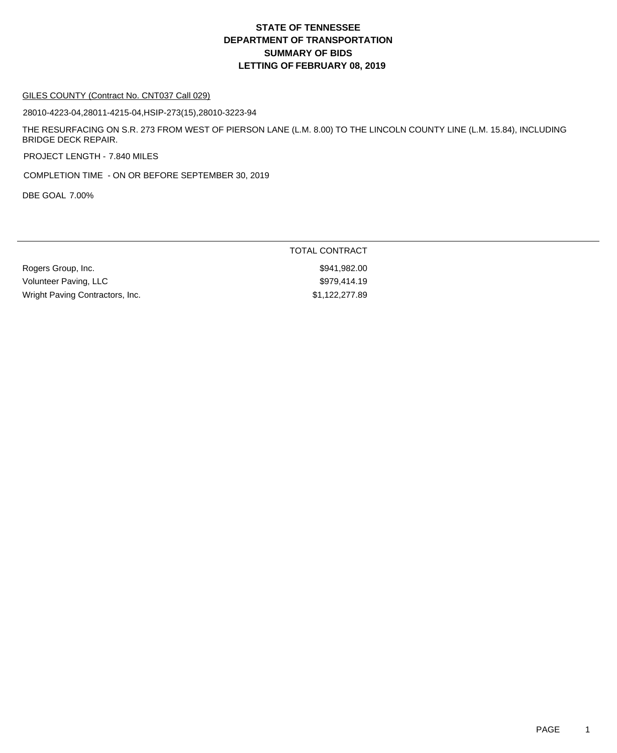# STATE OF TENNESSEE
# DEPARTMENT OF TRANSPORTATION
# SUMMARY OF BIDS
# LETTING OF FEBRUARY 08, 2019

GILES COUNTY (Contract No. CNT037 Call 029)

28010-4223-04,28011-4215-04,HSIP-273(15),28010-3223-94

THE RESURFACING ON S.R. 273 FROM WEST OF PIERSON LANE (L.M. 8.00) TO THE LINCOLN COUNTY LINE (L.M. 15.84), INCLUDING BRIDGE DECK REPAIR.

PROJECT LENGTH - 7.840 MILES

COMPLETION TIME - ON OR BEFORE SEPTEMBER 30, 2019

DBE GOAL 7.00%

| | TOTAL CONTRACT |
|---|---|
| Rogers Group, Inc. | $941,982.00 |
| Volunteer Paving, LLC | $979,414.19 |
| Wright Paving Contractors, Inc. | $1,122,277.89 |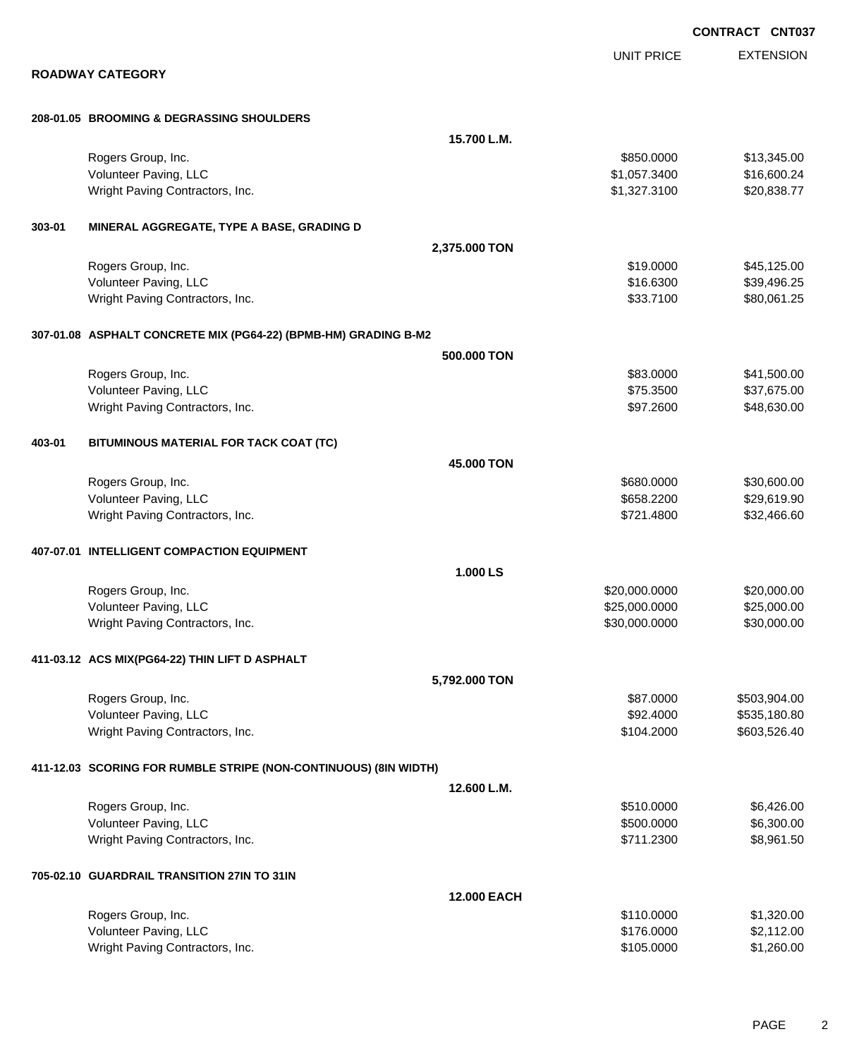**CONTRACT CNT037**

## ROADWAY CATEGORY

| | | UNIT PRICE | EXTENSION |
|---|---|---|---|
| **208-01.05 BROOMING & DEGRASSING SHOULDERS** | | | |
| | **15.700 L.M.** | | |
| Rogers Group, Inc. | | $850.0000 | $13,345.00 |
| Volunteer Paving, LLC | | $1,057.3400 | $16,600.24 |
| Wright Paving Contractors, Inc. | | $1,327.3100 | $20,838.77 |
| **303-01 MINERAL AGGREGATE, TYPE A BASE, GRADING D** | | | |
| | **2,375.000 TON** | | |
| Rogers Group, Inc. | | $19.0000 | $45,125.00 |
| Volunteer Paving, LLC | | $16.6300 | $39,496.25 |
| Wright Paving Contractors, Inc. | | $33.7100 | $80,061.25 |
| **307-01.08 ASPHALT CONCRETE MIX (PG64-22) (BPMB-HM) GRADING B-M2** | | | |
| | **500.000 TON** | | |
| Rogers Group, Inc. | | $83.0000 | $41,500.00 |
| Volunteer Paving, LLC | | $75.3500 | $37,675.00 |
| Wright Paving Contractors, Inc. | | $97.2600 | $48,630.00 |
| **403-01 BITUMINOUS MATERIAL FOR TACK COAT (TC)** | | | |
| | **45.000 TON** | | |
| Rogers Group, Inc. | | $680.0000 | $30,600.00 |
| Volunteer Paving, LLC | | $658.2200 | $29,619.90 |
| Wright Paving Contractors, Inc. | | $721.4800 | $32,466.60 |
| **407-07.01 INTELLIGENT COMPACTION EQUIPMENT** | | | |
| | **1.000 LS** | | |
| Rogers Group, Inc. | | $20,000.0000 | $20,000.00 |
| Volunteer Paving, LLC | | $25,000.0000 | $25,000.00 |
| Wright Paving Contractors, Inc. | | $30,000.0000 | $30,000.00 |
| **411-03.12 ACS MIX(PG64-22) THIN LIFT D ASPHALT** | | | |
| | **5,792.000 TON** | | |
| Rogers Group, Inc. | | $87.0000 | $503,904.00 |
| Volunteer Paving, LLC | | $92.4000 | $535,180.80 |
| Wright Paving Contractors, Inc. | | $104.2000 | $603,526.40 |
| **411-12.03 SCORING FOR RUMBLE STRIPE (NON-CONTINUOUS) (8IN WIDTH)** | | | |
| | **12.600 L.M.** | | |
| Rogers Group, Inc. | | $510.0000 | $6,426.00 |
| Volunteer Paving, LLC | | $500.0000 | $6,300.00 |
| Wright Paving Contractors, Inc. | | $711.2300 | $8,961.50 |
| **705-02.10 GUARDRAIL TRANSITION 27IN TO 31IN** | | | |
| | **12.000 EACH** | | |
| Rogers Group, Inc. | | $110.0000 | $1,320.00 |
| Volunteer Paving, LLC | | $176.0000 | $2,112.00 |
| Wright Paving Contractors, Inc. | | $105.0000 | $1,260.00 |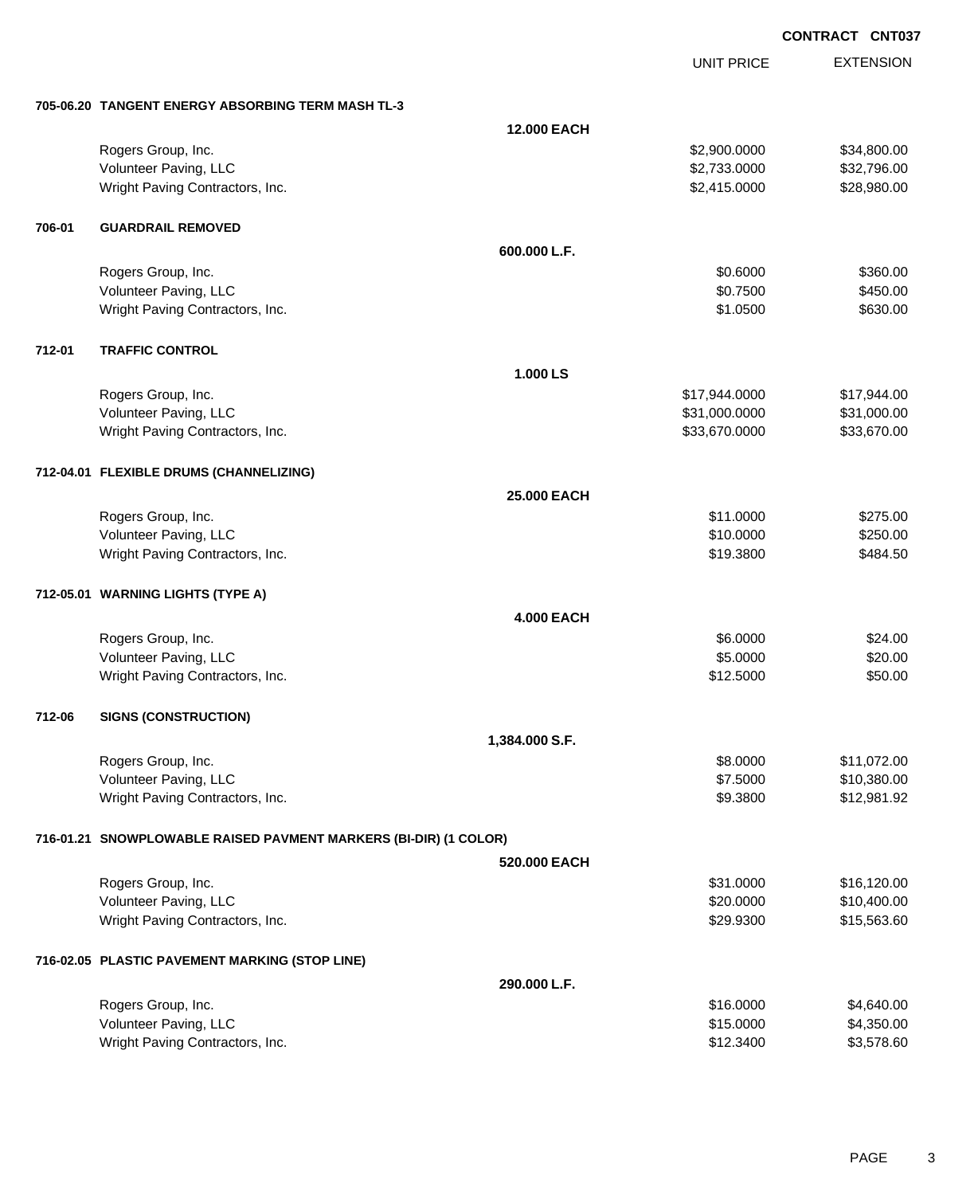CONTRACT CNT037

| | | UNIT PRICE | EXTENSION |
|---|---|---|---|
| **705-06.20** | **TANGENT ENERGY ABSORBING TERM MASH TL-3** | | |
| | **12.000 EACH** | | |
| | Rogers Group, Inc. | $2,900.0000 | $34,800.00 |
| | Volunteer Paving, LLC | $2,733.0000 | $32,796.00 |
| | Wright Paving Contractors, Inc. | $2,415.0000 | $28,980.00 |
| **706-01** | **GUARDRAIL REMOVED** | | |
| | **600.000 L.F.** | | |
| | Rogers Group, Inc. | $0.6000 | $360.00 |
| | Volunteer Paving, LLC | $0.7500 | $450.00 |
| | Wright Paving Contractors, Inc. | $1.0500 | $630.00 |
| **712-01** | **TRAFFIC CONTROL** | | |
| | **1.000 LS** | | |
| | Rogers Group, Inc. | $17,944.0000 | $17,944.00 |
| | Volunteer Paving, LLC | $31,000.0000 | $31,000.00 |
| | Wright Paving Contractors, Inc. | $33,670.0000 | $33,670.00 |
| **712-04.01** | **FLEXIBLE DRUMS (CHANNELIZING)** | | |
| | **25.000 EACH** | | |
| | Rogers Group, Inc. | $11.0000 | $275.00 |
| | Volunteer Paving, LLC | $10.0000 | $250.00 |
| | Wright Paving Contractors, Inc. | $19.3800 | $484.50 |
| **712-05.01** | **WARNING LIGHTS (TYPE A)** | | |
| | **4.000 EACH** | | |
| | Rogers Group, Inc. | $6.0000 | $24.00 |
| | Volunteer Paving, LLC | $5.0000 | $20.00 |
| | Wright Paving Contractors, Inc. | $12.5000 | $50.00 |
| **712-06** | **SIGNS (CONSTRUCTION)** | | |
| | **1,384.000 S.F.** | | |
| | Rogers Group, Inc. | $8.0000 | $11,072.00 |
| | Volunteer Paving, LLC | $7.5000 | $10,380.00 |
| | Wright Paving Contractors, Inc. | $9.3800 | $12,981.92 |
| **716-01.21** | **SNOWPLOWABLE RAISED PAVMENT MARKERS (BI-DIR) (1 COLOR)** | | |
| | **520.000 EACH** | | |
| | Rogers Group, Inc. | $31.0000 | $16,120.00 |
| | Volunteer Paving, LLC | $20.0000 | $10,400.00 |
| | Wright Paving Contractors, Inc. | $29.9300 | $15,563.60 |
| **716-02.05** | **PLASTIC PAVEMENT MARKING (STOP LINE)** | | |
| | **290.000 L.F.** | | |
| | Rogers Group, Inc. | $16.0000 | $4,640.00 |
| | Volunteer Paving, LLC | $15.0000 | $4,350.00 |
| | Wright Paving Contractors, Inc. | $12.3400 | $3,578.60 |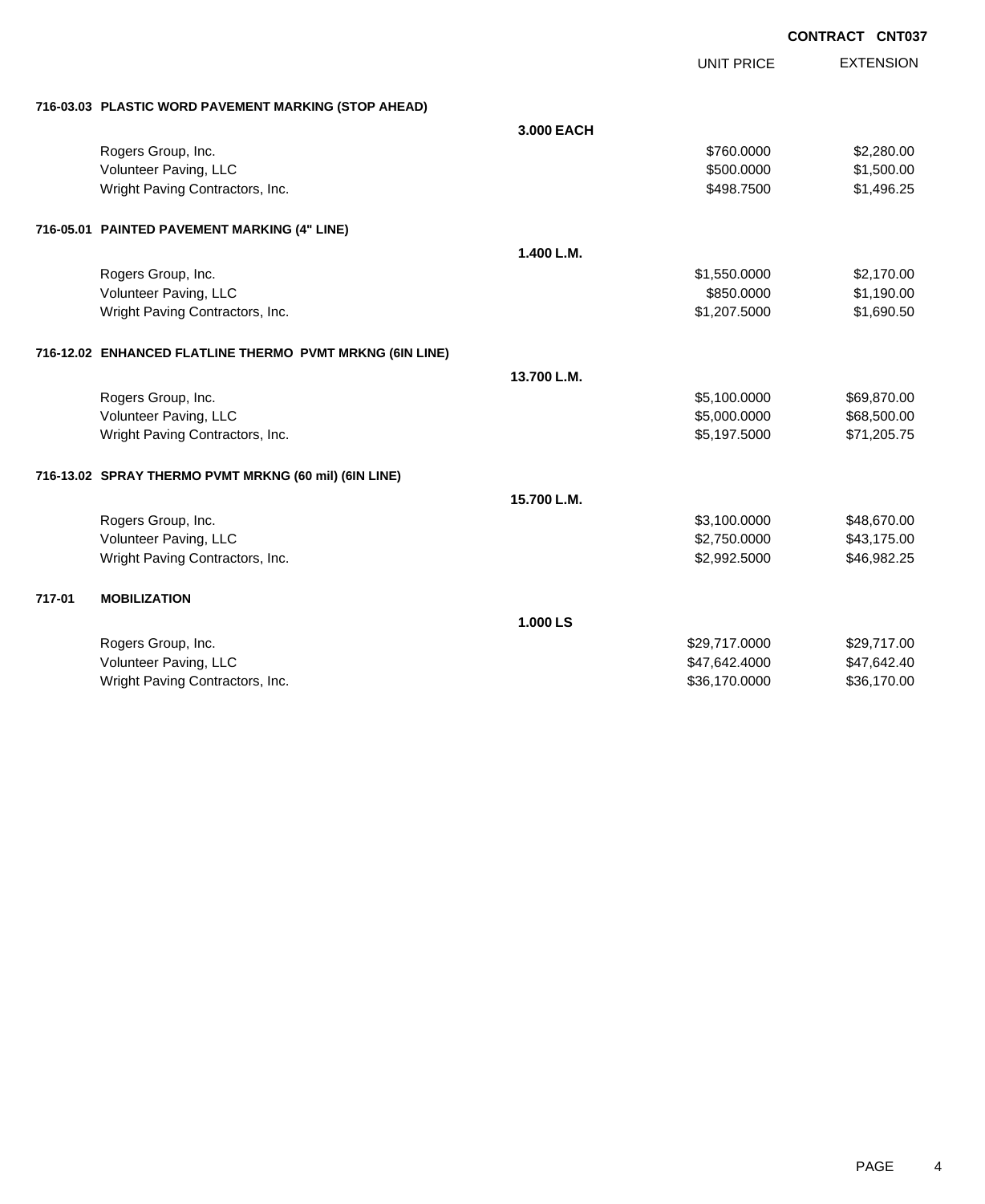**CONTRACT CNT037**

| | | | UNIT PRICE | EXTENSION |
|---|---|---|---|---|
| **716-03.03** | **PLASTIC WORD PAVEMENT MARKING (STOP AHEAD)** | | | |
| | | **3.000 EACH** | | |
| | Rogers Group, Inc. | | $760.0000 | $2,280.00 |
| | Volunteer Paving, LLC | | $500.0000 | $1,500.00 |
| | Wright Paving Contractors, Inc. | | $498.7500 | $1,496.25 |
| **716-05.01** | **PAINTED PAVEMENT MARKING (4" LINE)** | | | |
| | | **1.400 L.M.** | | |
| | Rogers Group, Inc. | | $1,550.0000 | $2,170.00 |
| | Volunteer Paving, LLC | | $850.0000 | $1,190.00 |
| | Wright Paving Contractors, Inc. | | $1,207.5000 | $1,690.50 |
| **716-12.02** | **ENHANCED FLATLINE THERMO PVMT MRKNG (6IN LINE)** | | | |
| | | **13.700 L.M.** | | |
| | Rogers Group, Inc. | | $5,100.0000 | $69,870.00 |
| | Volunteer Paving, LLC | | $5,000.0000 | $68,500.00 |
| | Wright Paving Contractors, Inc. | | $5,197.5000 | $71,205.75 |
| **716-13.02** | **SPRAY THERMO PVMT MRKNG (60 mil) (6IN LINE)** | | | |
| | | **15.700 L.M.** | | |
| | Rogers Group, Inc. | | $3,100.0000 | $48,670.00 |
| | Volunteer Paving, LLC | | $2,750.0000 | $43,175.00 |
| | Wright Paving Contractors, Inc. | | $2,992.5000 | $46,982.25 |
| **717-01** | **MOBILIZATION** | | | |
| | | **1.000 LS** | | |
| | Rogers Group, Inc. | | $29,717.0000 | $29,717.00 |
| | Volunteer Paving, LLC | | $47,642.4000 | $47,642.40 |
| | Wright Paving Contractors, Inc. | | $36,170.0000 | $36,170.00 |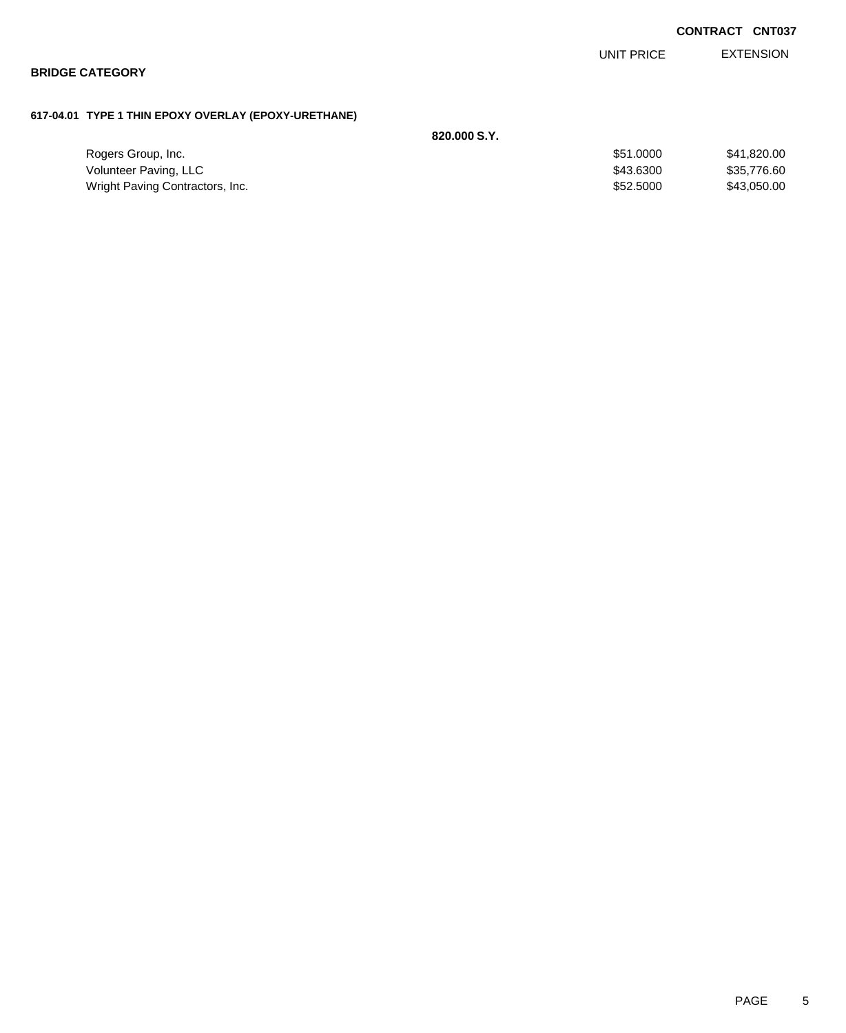**CONTRACT CNT037**

## BRIDGE CATEGORY

### 617-04.01 TYPE 1 THIN EPOXY OVERLAY (EPOXY-URETHANE)

**820.000 S.Y.**

| | UNIT PRICE | EXTENSION |
|---|---|---|
| Rogers Group, Inc. | $51.0000 | $41,820.00 |
| Volunteer Paving, LLC | $43.6300 | $35,776.60 |
| Wright Paving Contractors, Inc. | $52.5000 | $43,050.00 |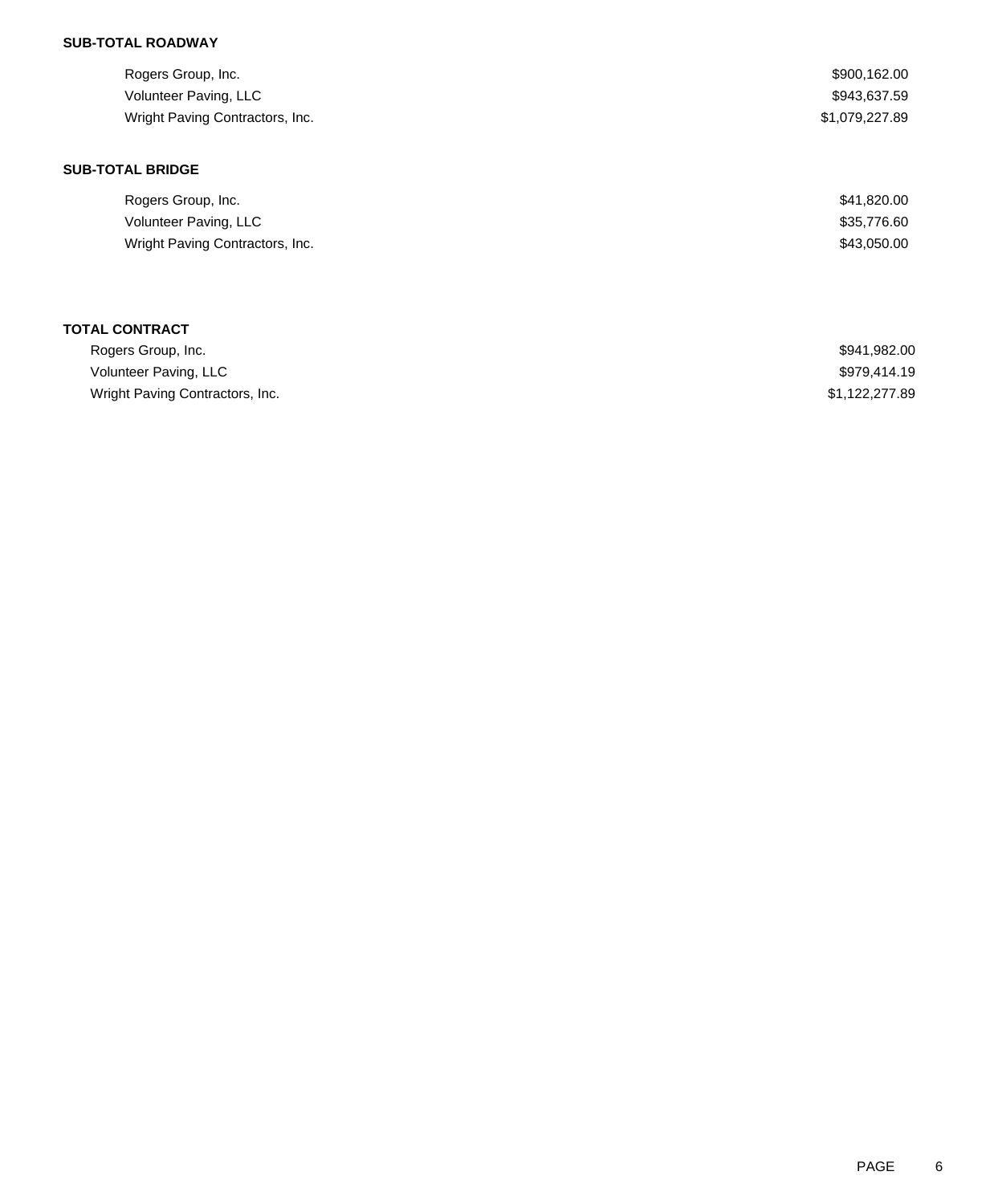**SUB-TOTAL ROADWAY**

| | |
|---|---|
| Rogers Group, Inc. | $900,162.00 |
| Volunteer Paving, LLC | $943,637.59 |
| Wright Paving Contractors, Inc. | $1,079,227.89 |

**SUB-TOTAL BRIDGE**

| | |
|---|---|
| Rogers Group, Inc. | $41,820.00 |
| Volunteer Paving, LLC | $35,776.60 |
| Wright Paving Contractors, Inc. | $43,050.00 |

**TOTAL CONTRACT**

| | |
|---|---|
| Rogers Group, Inc. | $941,982.00 |
| Volunteer Paving, LLC | $979,414.19 |
| Wright Paving Contractors, Inc. | $1,122,277.89 |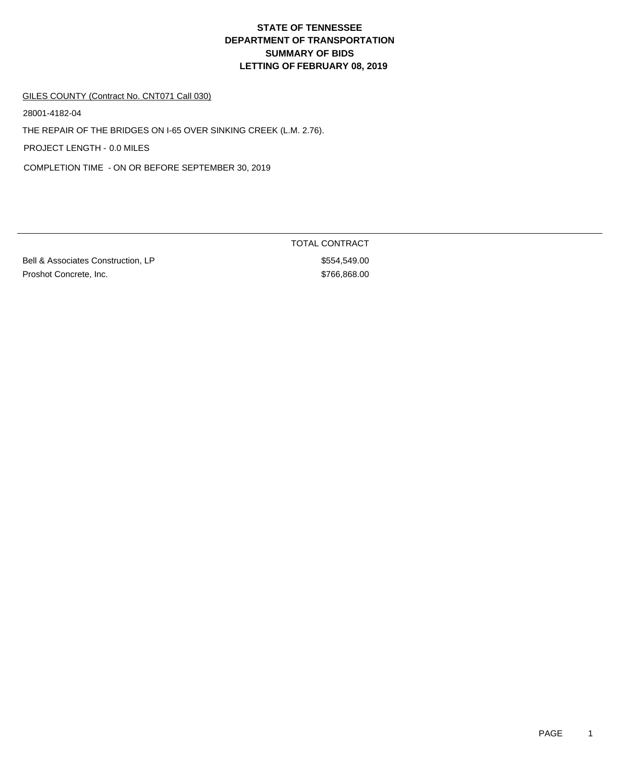# STATE OF TENNESSEE
# DEPARTMENT OF TRANSPORTATION
# SUMMARY OF BIDS
# LETTING OF FEBRUARY 08, 2019

GILES COUNTY (Contract No. CNT071 Call 030)

28001-4182-04

THE REPAIR OF THE BRIDGES ON I-65 OVER SINKING CREEK (L.M. 2.76).

PROJECT LENGTH - 0.0 MILES

COMPLETION TIME - ON OR BEFORE SEPTEMBER 30, 2019

| | TOTAL CONTRACT |
|---|---|
| Bell & Associates Construction, LP | $554,549.00 |
| Proshot Concrete, Inc. | $766,868.00 |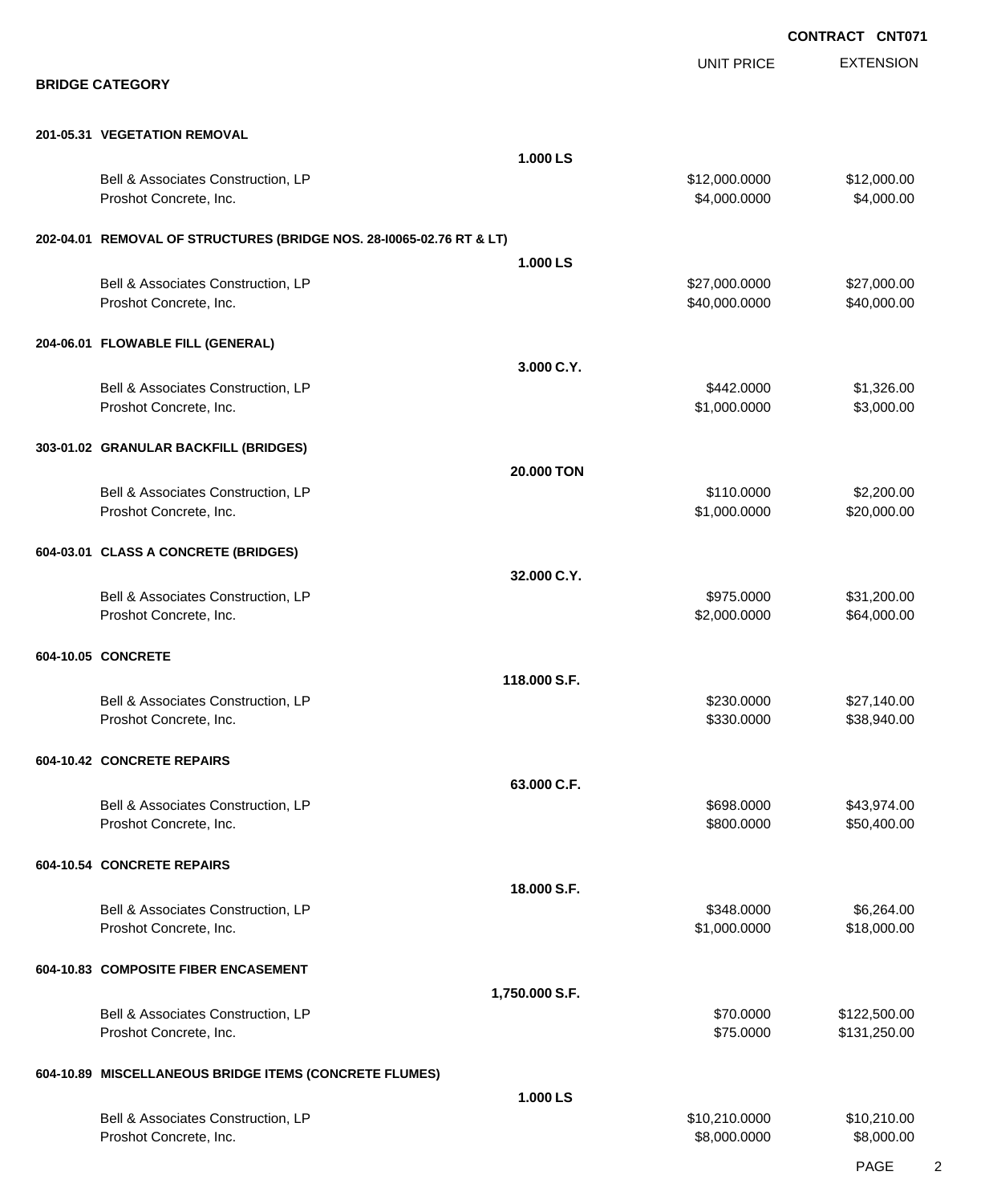CONTRACT CNT071

## BRIDGE CATEGORY

| | | UNIT PRICE | EXTENSION |
|---|---|---|---|
| **201-05.31 VEGETATION REMOVAL** | | | |
| | **1.000 LS** | | |
| Bell & Associates Construction, LP | | $12,000.0000 | $12,000.00 |
| Proshot Concrete, Inc. | | $4,000.0000 | $4,000.00 |
| **202-04.01 REMOVAL OF STRUCTURES (BRIDGE NOS. 28-I0065-02.76 RT & LT)** | | | |
| | **1.000 LS** | | |
| Bell & Associates Construction, LP | | $27,000.0000 | $27,000.00 |
| Proshot Concrete, Inc. | | $40,000.0000 | $40,000.00 |
| **204-06.01 FLOWABLE FILL (GENERAL)** | | | |
| | **3.000 C.Y.** | | |
| Bell & Associates Construction, LP | | $442.0000 | $1,326.00 |
| Proshot Concrete, Inc. | | $1,000.0000 | $3,000.00 |
| **303-01.02 GRANULAR BACKFILL (BRIDGES)** | | | |
| | **20.000 TON** | | |
| Bell & Associates Construction, LP | | $110.0000 | $2,200.00 |
| Proshot Concrete, Inc. | | $1,000.0000 | $20,000.00 |
| **604-03.01 CLASS A CONCRETE (BRIDGES)** | | | |
| | **32.000 C.Y.** | | |
| Bell & Associates Construction, LP | | $975.0000 | $31,200.00 |
| Proshot Concrete, Inc. | | $2,000.0000 | $64,000.00 |
| **604-10.05 CONCRETE** | | | |
| | **118.000 S.F.** | | |
| Bell & Associates Construction, LP | | $230.0000 | $27,140.00 |
| Proshot Concrete, Inc. | | $330.0000 | $38,940.00 |
| **604-10.42 CONCRETE REPAIRS** | | | |
| | **63.000 C.F.** | | |
| Bell & Associates Construction, LP | | $698.0000 | $43,974.00 |
| Proshot Concrete, Inc. | | $800.0000 | $50,400.00 |
| **604-10.54 CONCRETE REPAIRS** | | | |
| | **18.000 S.F.** | | |
| Bell & Associates Construction, LP | | $348.0000 | $6,264.00 |
| Proshot Concrete, Inc. | | $1,000.0000 | $18,000.00 |
| **604-10.83 COMPOSITE FIBER ENCASEMENT** | | | |
| | **1,750.000 S.F.** | | |
| Bell & Associates Construction, LP | | $70.0000 | $122,500.00 |
| Proshot Concrete, Inc. | | $75.0000 | $131,250.00 |
| **604-10.89 MISCELLANEOUS BRIDGE ITEMS (CONCRETE FLUMES)** | | | |
| | **1.000 LS** | | |
| Bell & Associates Construction, LP | | $10,210.0000 | $10,210.00 |
| Proshot Concrete, Inc. | | $8,000.0000 | $8,000.00 |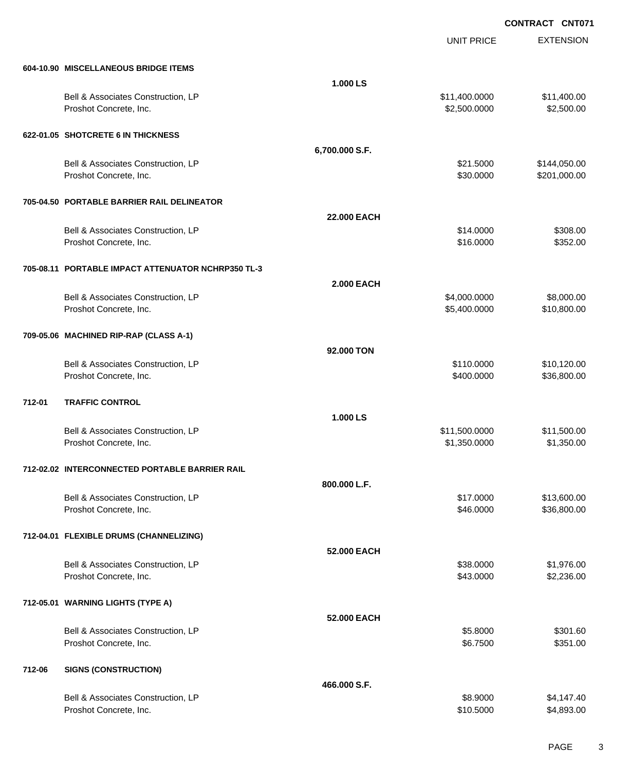**CONTRACT CNT071**

| | | | UNIT PRICE | EXTENSION |
|---|---|---|---|---|
| **604-10.90** | **MISCELLANEOUS BRIDGE ITEMS** | | | |
| | | **1.000 LS** | | |
| | Bell & Associates Construction, LP | | $11,400.0000 | $11,400.00 |
| | Proshot Concrete, Inc. | | $2,500.0000 | $2,500.00 |
| **622-01.05** | **SHOTCRETE 6 IN THICKNESS** | | | |
| | | **6,700.000 S.F.** | | |
| | Bell & Associates Construction, LP | | $21.5000 | $144,050.00 |
| | Proshot Concrete, Inc. | | $30.0000 | $201,000.00 |
| **705-04.50** | **PORTABLE BARRIER RAIL DELINEATOR** | | | |
| | | **22.000 EACH** | | |
| | Bell & Associates Construction, LP | | $14.0000 | $308.00 |
| | Proshot Concrete, Inc. | | $16.0000 | $352.00 |
| **705-08.11** | **PORTABLE IMPACT ATTENUATOR NCHRP350 TL-3** | | | |
| | | **2.000 EACH** | | |
| | Bell & Associates Construction, LP | | $4,000.0000 | $8,000.00 |
| | Proshot Concrete, Inc. | | $5,400.0000 | $10,800.00 |
| **709-05.06** | **MACHINED RIP-RAP (CLASS A-1)** | | | |
| | | **92.000 TON** | | |
| | Bell & Associates Construction, LP | | $110.0000 | $10,120.00 |
| | Proshot Concrete, Inc. | | $400.0000 | $36,800.00 |
| **712-01** | **TRAFFIC CONTROL** | | | |
| | | **1.000 LS** | | |
| | Bell & Associates Construction, LP | | $11,500.0000 | $11,500.00 |
| | Proshot Concrete, Inc. | | $1,350.0000 | $1,350.00 |
| **712-02.02** | **INTERCONNECTED PORTABLE BARRIER RAIL** | | | |
| | | **800.000 L.F.** | | |
| | Bell & Associates Construction, LP | | $17.0000 | $13,600.00 |
| | Proshot Concrete, Inc. | | $46.0000 | $36,800.00 |
| **712-04.01** | **FLEXIBLE DRUMS (CHANNELIZING)** | | | |
| | | **52.000 EACH** | | |
| | Bell & Associates Construction, LP | | $38.0000 | $1,976.00 |
| | Proshot Concrete, Inc. | | $43.0000 | $2,236.00 |
| **712-05.01** | **WARNING LIGHTS (TYPE A)** | | | |
| | | **52.000 EACH** | | |
| | Bell & Associates Construction, LP | | $5.8000 | $301.60 |
| | Proshot Concrete, Inc. | | $6.7500 | $351.00 |
| **712-06** | **SIGNS (CONSTRUCTION)** | | | |
| | | **466.000 S.F.** | | |
| | Bell & Associates Construction, LP | | $8.9000 | $4,147.40 |
| | Proshot Concrete, Inc. | | $10.5000 | $4,893.00 |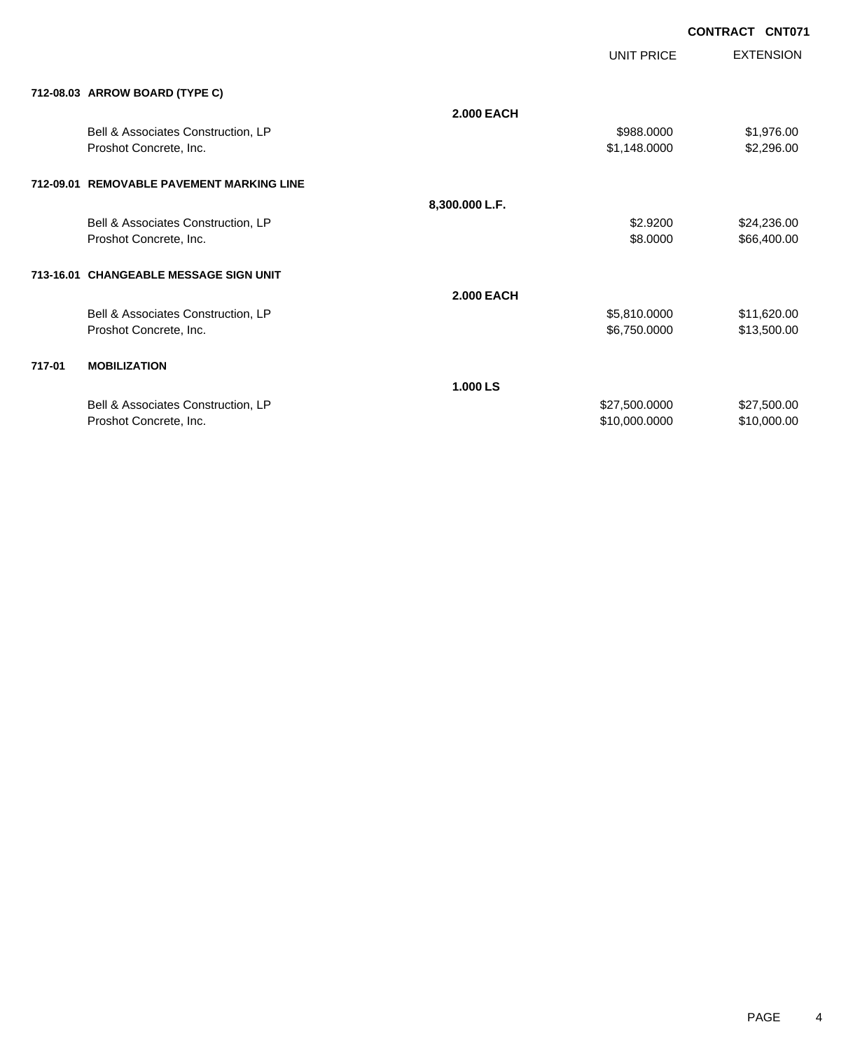**CONTRACT CNT071**

| | | | UNIT PRICE | EXTENSION |
|---|---|---|---|---|
| **712-08.03** | **ARROW BOARD (TYPE C)** | | | |
| | | **2.000 EACH** | | |
| | Bell & Associates Construction, LP | | $988.0000 | $1,976.00 |
| | Proshot Concrete, Inc. | | $1,148.0000 | $2,296.00 |
| **712-09.01** | **REMOVABLE PAVEMENT MARKING LINE** | | | |
| | | **8,300.000 L.F.** | | |
| | Bell & Associates Construction, LP | | $2.9200 | $24,236.00 |
| | Proshot Concrete, Inc. | | $8.0000 | $66,400.00 |
| **713-16.01** | **CHANGEABLE MESSAGE SIGN UNIT** | | | |
| | | **2.000 EACH** | | |
| | Bell & Associates Construction, LP | | $5,810.0000 | $11,620.00 |
| | Proshot Concrete, Inc. | | $6,750.0000 | $13,500.00 |
| **717-01** | **MOBILIZATION** | | | |
| | | **1.000 LS** | | |
| | Bell & Associates Construction, LP | | $27,500.0000 | $27,500.00 |
| | Proshot Concrete, Inc. | | $10,000.0000 | $10,000.00 |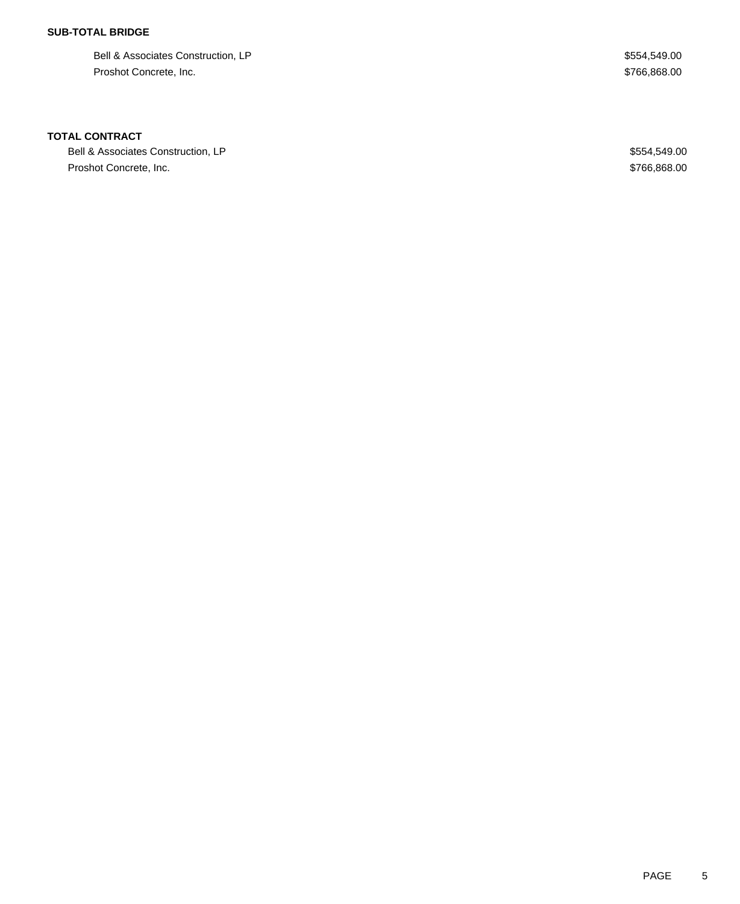**SUB-TOTAL BRIDGE**

| | |
|---|---|
| Bell & Associates Construction, LP | $554,549.00 |
| Proshot Concrete, Inc. | $766,868.00 |

**TOTAL CONTRACT**

| | |
|---|---|
| Bell & Associates Construction, LP | $554,549.00 |
| Proshot Concrete, Inc. | $766,868.00 |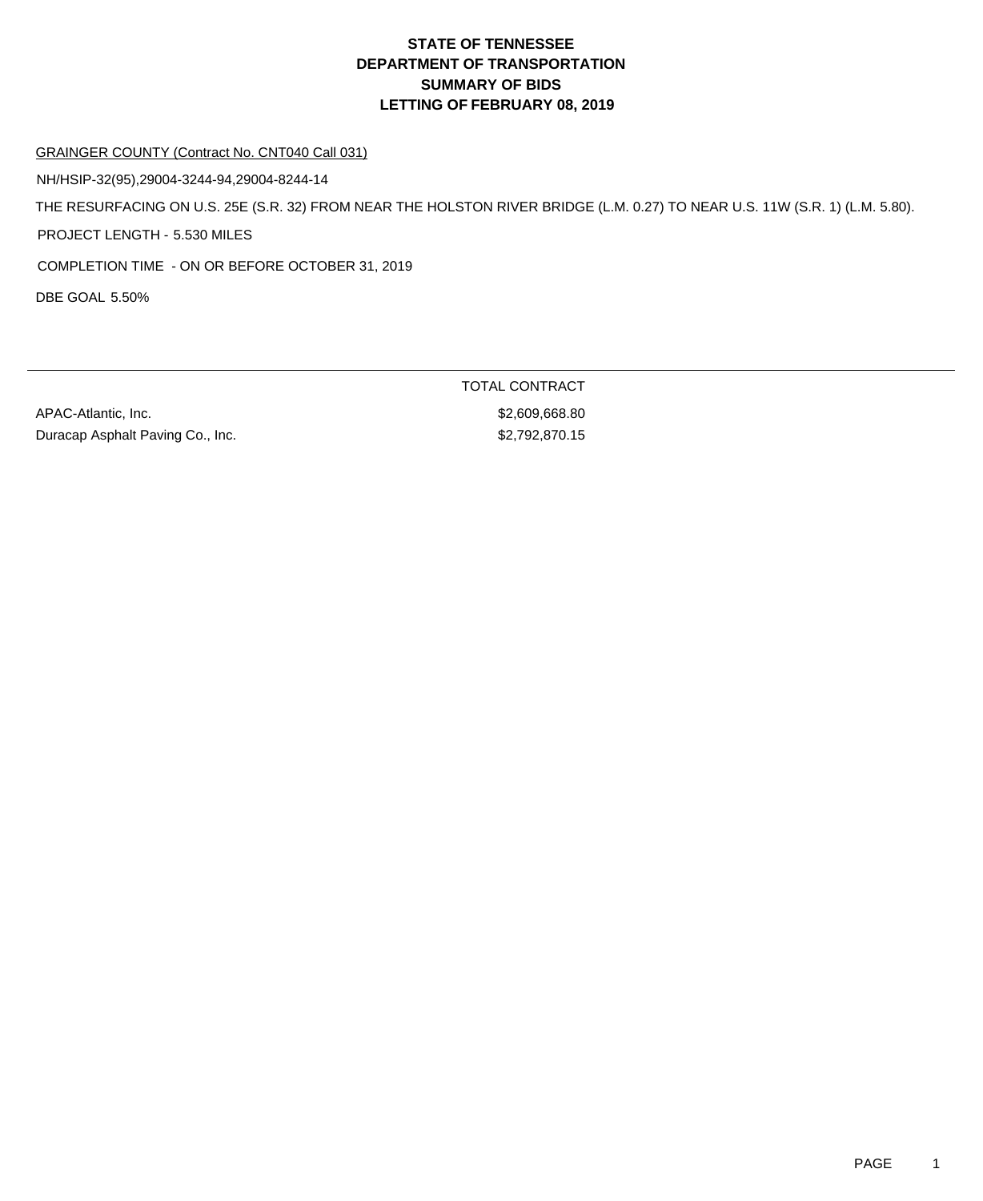# STATE OF TENNESSEE
# DEPARTMENT OF TRANSPORTATION
## SUMMARY OF BIDS
## LETTING OF FEBRUARY 08, 2019

GRAINGER COUNTY (Contract No. CNT040 Call 031)

NH/HSIP-32(95),29004-3244-94,29004-8244-14

THE RESURFACING ON U.S. 25E (S.R. 32) FROM NEAR THE HOLSTON RIVER BRIDGE (L.M. 0.27) TO NEAR U.S. 11W (S.R. 1) (L.M. 5.80).

PROJECT LENGTH - 5.530 MILES

COMPLETION TIME - ON OR BEFORE OCTOBER 31, 2019

DBE GOAL 5.50%

| | TOTAL CONTRACT |
|---|---|
| APAC-Atlantic, Inc. | $2,609,668.80 |
| Duracap Asphalt Paving Co., Inc. | $2,792,870.15 |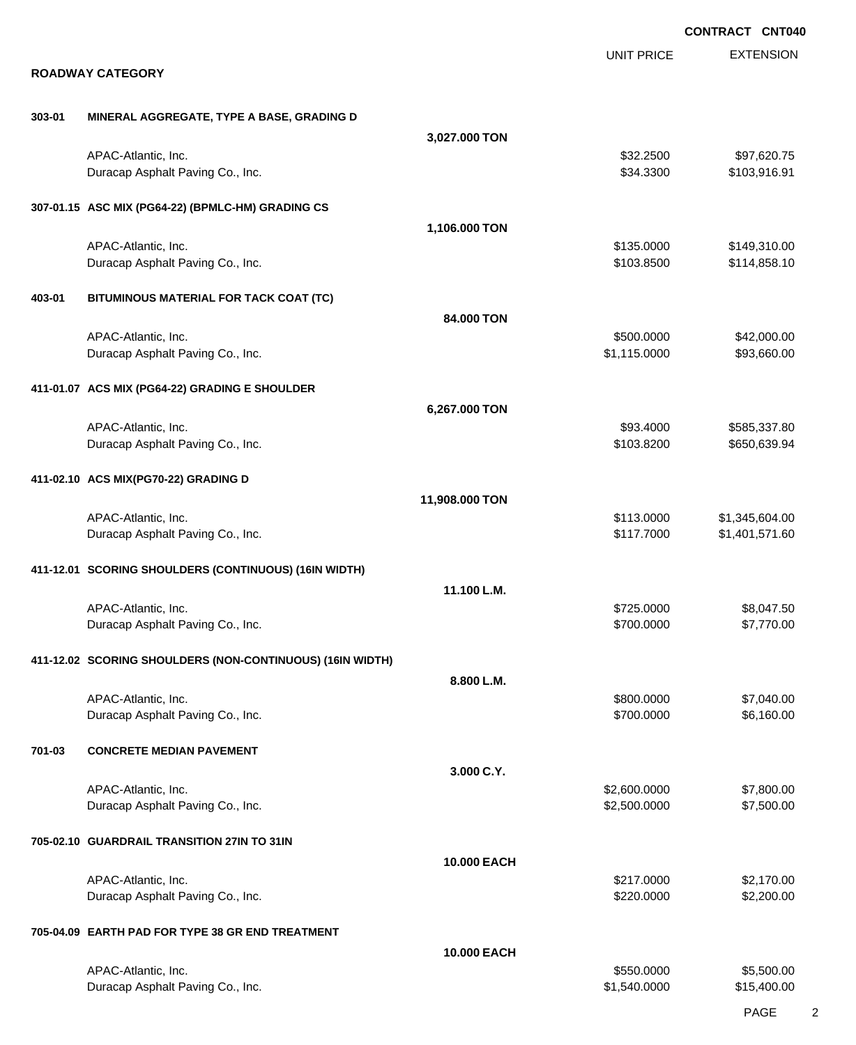**CONTRACT CNT040**

## ROADWAY CATEGORY

| | | | UNIT PRICE | EXTENSION |
|---|---|---|---|---|
| **303-01** | **MINERAL AGGREGATE, TYPE A BASE, GRADING D** | | | |
| | | **3,027.000 TON** | | |
| | APAC-Atlantic, Inc. | | $32.2500 | $97,620.75 |
| | Duracap Asphalt Paving Co., Inc. | | $34.3300 | $103,916.91 |
| **307-01.15** | **ASC MIX (PG64-22) (BPMLC-HM) GRADING CS** | | | |
| | | **1,106.000 TON** | | |
| | APAC-Atlantic, Inc. | | $135.0000 | $149,310.00 |
| | Duracap Asphalt Paving Co., Inc. | | $103.8500 | $114,858.10 |
| **403-01** | **BITUMINOUS MATERIAL FOR TACK COAT (TC)** | | | |
| | | **84.000 TON** | | |
| | APAC-Atlantic, Inc. | | $500.0000 | $42,000.00 |
| | Duracap Asphalt Paving Co., Inc. | | $1,115.0000 | $93,660.00 |
| **411-01.07** | **ACS MIX (PG64-22) GRADING E SHOULDER** | | | |
| | | **6,267.000 TON** | | |
| | APAC-Atlantic, Inc. | | $93.4000 | $585,337.80 |
| | Duracap Asphalt Paving Co., Inc. | | $103.8200 | $650,639.94 |
| **411-02.10** | **ACS MIX(PG70-22) GRADING D** | | | |
| | | **11,908.000 TON** | | |
| | APAC-Atlantic, Inc. | | $113.0000 | $1,345,604.00 |
| | Duracap Asphalt Paving Co., Inc. | | $117.7000 | $1,401,571.60 |
| **411-12.01** | **SCORING SHOULDERS (CONTINUOUS) (16IN WIDTH)** | | | |
| | | **11.100 L.M.** | | |
| | APAC-Atlantic, Inc. | | $725.0000 | $8,047.50 |
| | Duracap Asphalt Paving Co., Inc. | | $700.0000 | $7,770.00 |
| **411-12.02** | **SCORING SHOULDERS (NON-CONTINUOUS) (16IN WIDTH)** | | | |
| | | **8.800 L.M.** | | |
| | APAC-Atlantic, Inc. | | $800.0000 | $7,040.00 |
| | Duracap Asphalt Paving Co., Inc. | | $700.0000 | $6,160.00 |
| **701-03** | **CONCRETE MEDIAN PAVEMENT** | | | |
| | | **3.000 C.Y.** | | |
| | APAC-Atlantic, Inc. | | $2,600.0000 | $7,800.00 |
| | Duracap Asphalt Paving Co., Inc. | | $2,500.0000 | $7,500.00 |
| **705-02.10** | **GUARDRAIL TRANSITION 27IN TO 31IN** | | | |
| | | **10.000 EACH** | | |
| | APAC-Atlantic, Inc. | | $217.0000 | $2,170.00 |
| | Duracap Asphalt Paving Co., Inc. | | $220.0000 | $2,200.00 |
| **705-04.09** | **EARTH PAD FOR TYPE 38 GR END TREATMENT** | | | |
| | | **10.000 EACH** | | |
| | APAC-Atlantic, Inc. | | $550.0000 | $5,500.00 |
| | Duracap Asphalt Paving Co., Inc. | | $1,540.0000 | $15,400.00 |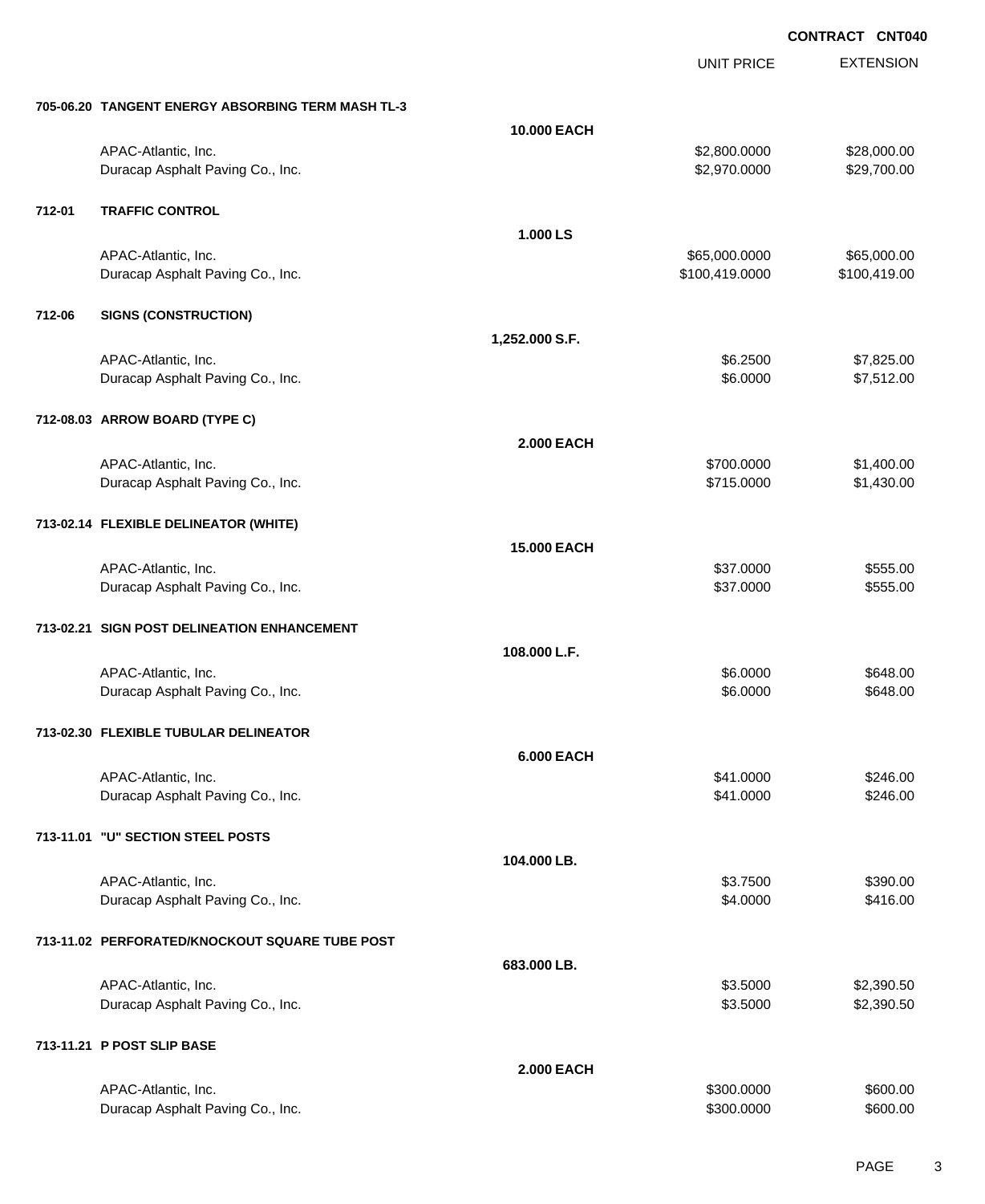**CONTRACT CNT040**

| | | | UNIT PRICE | EXTENSION |
|---|---|---|---|---|
| **705-06.20** | **TANGENT ENERGY ABSORBING TERM MASH TL-3** | | | |
| | | **10.000 EACH** | | |
| | APAC-Atlantic, Inc. | | $2,800.0000 | $28,000.00 |
| | Duracap Asphalt Paving Co., Inc. | | $2,970.0000 | $29,700.00 |
| **712-01** | **TRAFFIC CONTROL** | | | |
| | | **1.000 LS** | | |
| | APAC-Atlantic, Inc. | | $65,000.0000 | $65,000.00 |
| | Duracap Asphalt Paving Co., Inc. | | $100,419.0000 | $100,419.00 |
| **712-06** | **SIGNS (CONSTRUCTION)** | | | |
| | | **1,252.000 S.F.** | | |
| | APAC-Atlantic, Inc. | | $6.2500 | $7,825.00 |
| | Duracap Asphalt Paving Co., Inc. | | $6.0000 | $7,512.00 |
| **712-08.03** | **ARROW BOARD (TYPE C)** | | | |
| | | **2.000 EACH** | | |
| | APAC-Atlantic, Inc. | | $700.0000 | $1,400.00 |
| | Duracap Asphalt Paving Co., Inc. | | $715.0000 | $1,430.00 |
| **713-02.14** | **FLEXIBLE DELINEATOR (WHITE)** | | | |
| | | **15.000 EACH** | | |
| | APAC-Atlantic, Inc. | | $37.0000 | $555.00 |
| | Duracap Asphalt Paving Co., Inc. | | $37.0000 | $555.00 |
| **713-02.21** | **SIGN POST DELINEATION ENHANCEMENT** | | | |
| | | **108.000 L.F.** | | |
| | APAC-Atlantic, Inc. | | $6.0000 | $648.00 |
| | Duracap Asphalt Paving Co., Inc. | | $6.0000 | $648.00 |
| **713-02.30** | **FLEXIBLE TUBULAR DELINEATOR** | | | |
| | | **6.000 EACH** | | |
| | APAC-Atlantic, Inc. | | $41.0000 | $246.00 |
| | Duracap Asphalt Paving Co., Inc. | | $41.0000 | $246.00 |
| **713-11.01** | **"U" SECTION STEEL POSTS** | | | |
| | | **104.000 LB.** | | |
| | APAC-Atlantic, Inc. | | $3.7500 | $390.00 |
| | Duracap Asphalt Paving Co., Inc. | | $4.0000 | $416.00 |
| **713-11.02** | **PERFORATED/KNOCKOUT SQUARE TUBE POST** | | | |
| | | **683.000 LB.** | | |
| | APAC-Atlantic, Inc. | | $3.5000 | $2,390.50 |
| | Duracap Asphalt Paving Co., Inc. | | $3.5000 | $2,390.50 |
| **713-11.21** | **P POST SLIP BASE** | | | |
| | | **2.000 EACH** | | |
| | APAC-Atlantic, Inc. | | $300.0000 | $600.00 |
| | Duracap Asphalt Paving Co., Inc. | | $300.0000 | $600.00 |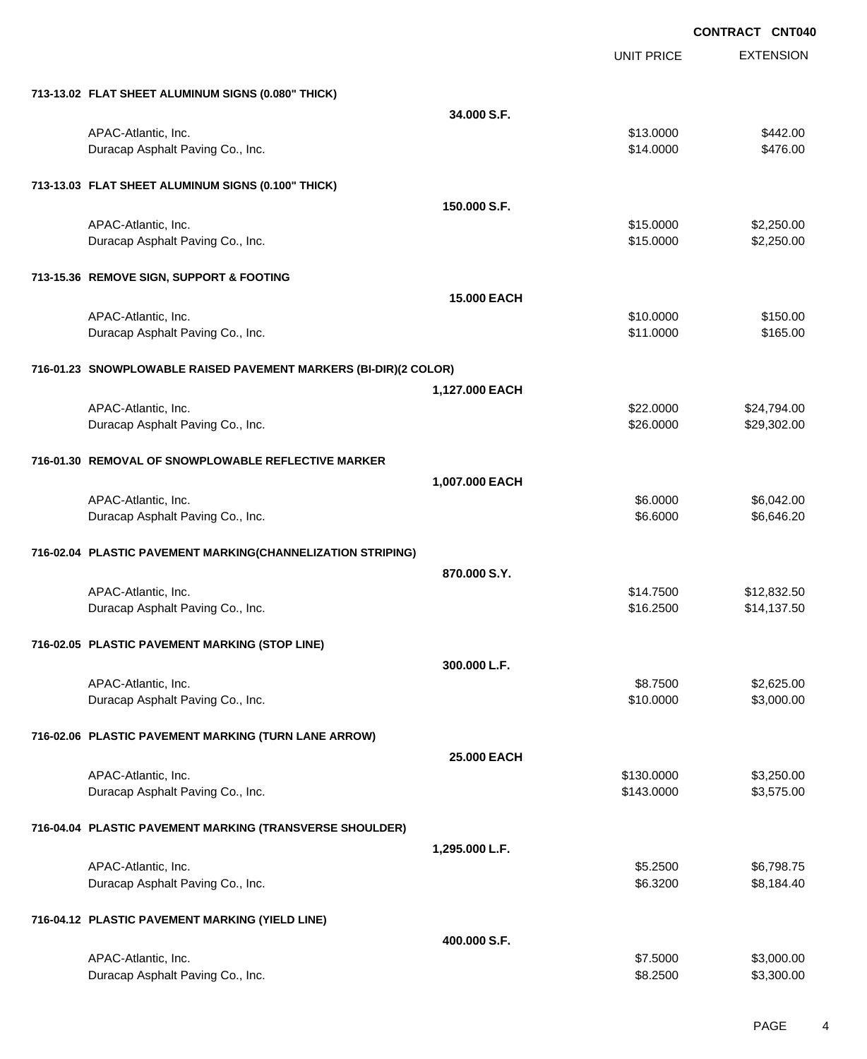**CONTRACT CNT040**

| | | UNIT PRICE | EXTENSION |
|---|---|---|---|
| **713-13.02 FLAT SHEET ALUMINUM SIGNS (0.080" THICK)** | | | |
| | **34.000 S.F.** | | |
| APAC-Atlantic, Inc. | | $13.0000 | $442.00 |
| Duracap Asphalt Paving Co., Inc. | | $14.0000 | $476.00 |
| **713-13.03 FLAT SHEET ALUMINUM SIGNS (0.100" THICK)** | | | |
| | **150.000 S.F.** | | |
| APAC-Atlantic, Inc. | | $15.0000 | $2,250.00 |
| Duracap Asphalt Paving Co., Inc. | | $15.0000 | $2,250.00 |
| **713-15.36 REMOVE SIGN, SUPPORT & FOOTING** | | | |
| | **15.000 EACH** | | |
| APAC-Atlantic, Inc. | | $10.0000 | $150.00 |
| Duracap Asphalt Paving Co., Inc. | | $11.0000 | $165.00 |
| **716-01.23 SNOWPLOWABLE RAISED PAVEMENT MARKERS (BI-DIR)(2 COLOR)** | | | |
| | **1,127.000 EACH** | | |
| APAC-Atlantic, Inc. | | $22.0000 | $24,794.00 |
| Duracap Asphalt Paving Co., Inc. | | $26.0000 | $29,302.00 |
| **716-01.30 REMOVAL OF SNOWPLOWABLE REFLECTIVE MARKER** | | | |
| | **1,007.000 EACH** | | |
| APAC-Atlantic, Inc. | | $6.0000 | $6,042.00 |
| Duracap Asphalt Paving Co., Inc. | | $6.6000 | $6,646.20 |
| **716-02.04 PLASTIC PAVEMENT MARKING(CHANNELIZATION STRIPING)** | | | |
| | **870.000 S.Y.** | | |
| APAC-Atlantic, Inc. | | $14.7500 | $12,832.50 |
| Duracap Asphalt Paving Co., Inc. | | $16.2500 | $14,137.50 |
| **716-02.05 PLASTIC PAVEMENT MARKING (STOP LINE)** | | | |
| | **300.000 L.F.** | | |
| APAC-Atlantic, Inc. | | $8.7500 | $2,625.00 |
| Duracap Asphalt Paving Co., Inc. | | $10.0000 | $3,000.00 |
| **716-02.06 PLASTIC PAVEMENT MARKING (TURN LANE ARROW)** | | | |
| | **25.000 EACH** | | |
| APAC-Atlantic, Inc. | | $130.0000 | $3,250.00 |
| Duracap Asphalt Paving Co., Inc. | | $143.0000 | $3,575.00 |
| **716-04.04 PLASTIC PAVEMENT MARKING (TRANSVERSE SHOULDER)** | | | |
| | **1,295.000 L.F.** | | |
| APAC-Atlantic, Inc. | | $5.2500 | $6,798.75 |
| Duracap Asphalt Paving Co., Inc. | | $6.3200 | $8,184.40 |
| **716-04.12 PLASTIC PAVEMENT MARKING (YIELD LINE)** | | | |
| | **400.000 S.F.** | | |
| APAC-Atlantic, Inc. | | $7.5000 | $3,000.00 |
| Duracap Asphalt Paving Co., Inc. | | $8.2500 | $3,300.00 |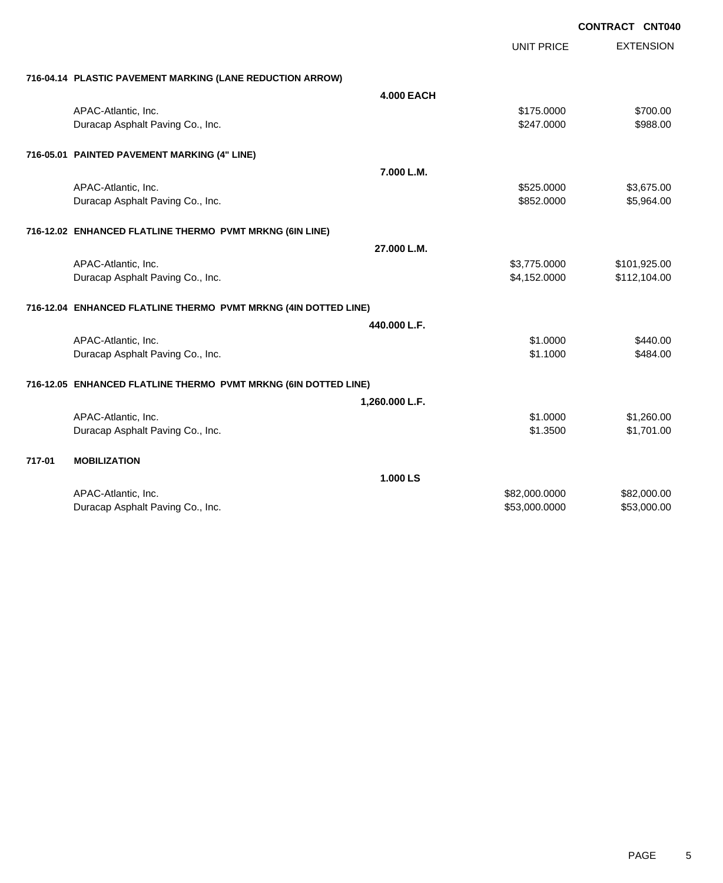**CONTRACT CNT040**

| | | UNIT PRICE | EXTENSION |
|---|---|---|---|
| **716-04.14 PLASTIC PAVEMENT MARKING (LANE REDUCTION ARROW)** | | | |
| | **4.000 EACH** | | |
| APAC-Atlantic, Inc. | | $175.0000 | $700.00 |
| Duracap Asphalt Paving Co., Inc. | | $247.0000 | $988.00 |
| **716-05.01 PAINTED PAVEMENT MARKING (4" LINE)** | | | |
| | **7.000 L.M.** | | |
| APAC-Atlantic, Inc. | | $525.0000 | $3,675.00 |
| Duracap Asphalt Paving Co., Inc. | | $852.0000 | $5,964.00 |
| **716-12.02 ENHANCED FLATLINE THERMO PVMT MRKNG (6IN LINE)** | | | |
| | **27.000 L.M.** | | |
| APAC-Atlantic, Inc. | | $3,775.0000 | $101,925.00 |
| Duracap Asphalt Paving Co., Inc. | | $4,152.0000 | $112,104.00 |
| **716-12.04 ENHANCED FLATLINE THERMO PVMT MRKNG (4IN DOTTED LINE)** | | | |
| | **440.000 L.F.** | | |
| APAC-Atlantic, Inc. | | $1.0000 | $440.00 |
| Duracap Asphalt Paving Co., Inc. | | $1.1000 | $484.00 |
| **716-12.05 ENHANCED FLATLINE THERMO PVMT MRKNG (6IN DOTTED LINE)** | | | |
| | **1,260.000 L.F.** | | |
| APAC-Atlantic, Inc. | | $1.0000 | $1,260.00 |
| Duracap Asphalt Paving Co., Inc. | | $1.3500 | $1,701.00 |
| **717-01 MOBILIZATION** | | | |
| | **1.000 LS** | | |
| APAC-Atlantic, Inc. | | $82,000.0000 | $82,000.00 |
| Duracap Asphalt Paving Co., Inc. | | $53,000.0000 | $53,000.00 |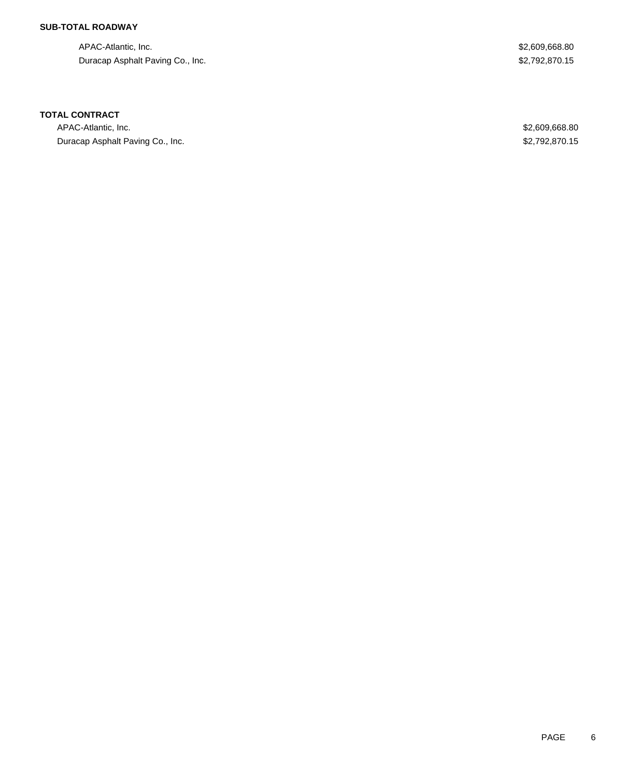**SUB-TOTAL ROADWAY**

| | |
|---|---|
| APAC-Atlantic, Inc. | $2,609,668.80 |
| Duracap Asphalt Paving Co., Inc. | $2,792,870.15 |

**TOTAL CONTRACT**

| | |
|---|---|
| APAC-Atlantic, Inc. | $2,609,668.80 |
| Duracap Asphalt Paving Co., Inc. | $2,792,870.15 |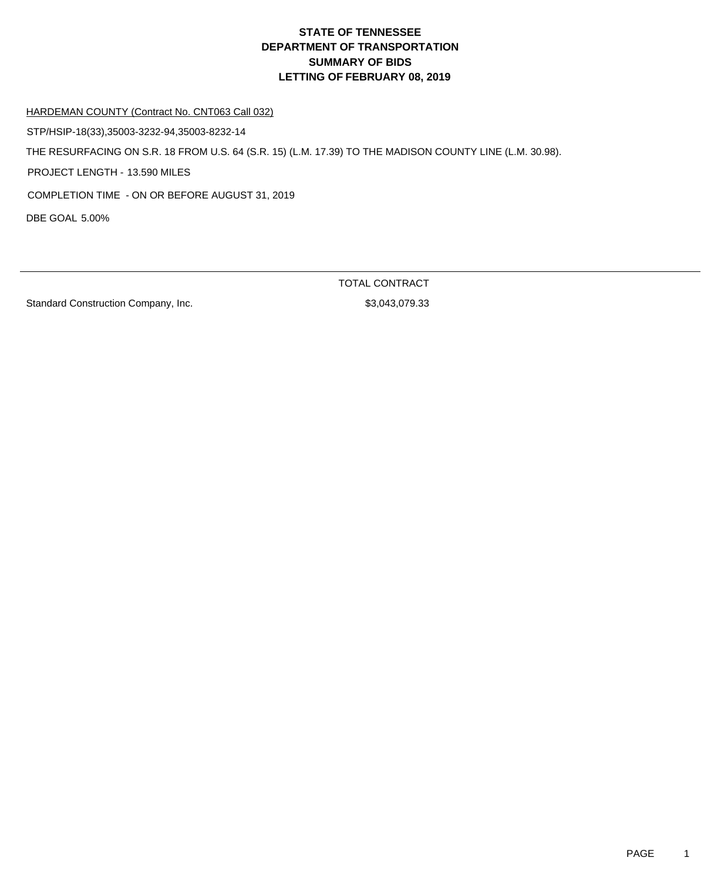# STATE OF TENNESSEE
# DEPARTMENT OF TRANSPORTATION
# SUMMARY OF BIDS
# LETTING OF FEBRUARY 08, 2019

HARDEMAN COUNTY (Contract No. CNT063 Call 032)

STP/HSIP-18(33),35003-3232-94,35003-8232-14

THE RESURFACING ON S.R. 18 FROM U.S. 64 (S.R. 15) (L.M. 17.39) TO THE MADISON COUNTY LINE (L.M. 30.98).

PROJECT LENGTH - 13.590 MILES

COMPLETION TIME - ON OR BEFORE AUGUST 31, 2019

DBE GOAL 5.00%

| | TOTAL CONTRACT |
|---|---|
| Standard Construction Company, Inc. | $3,043,079.33 |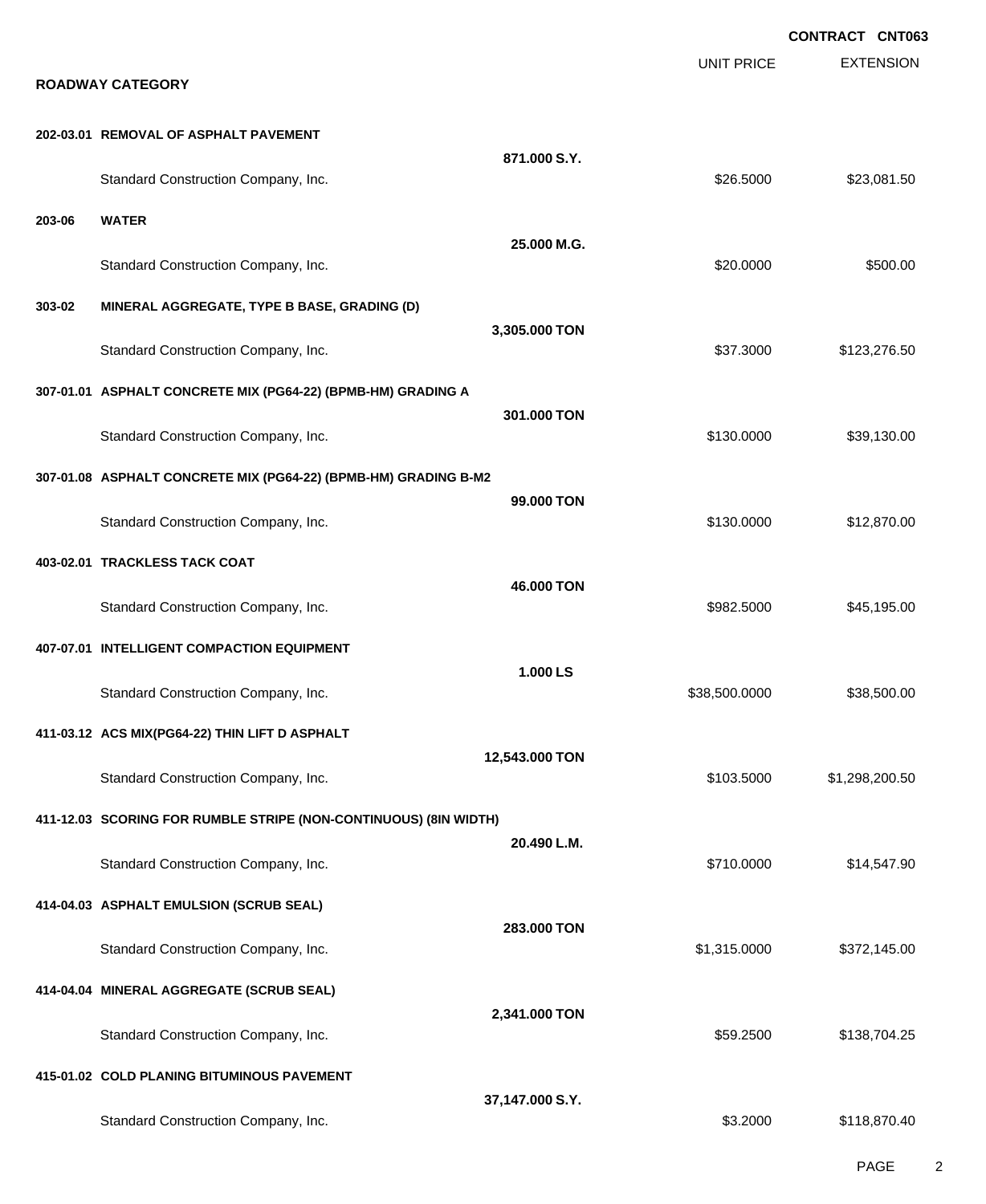**CONTRACT CNT063**

## ROADWAY CATEGORY

| | | UNIT PRICE | EXTENSION |
|---|---|---|---|
| **202-03.01** | **REMOVAL OF ASPHALT PAVEMENT** | | |
| | **871.000 S.Y.** | | |
| | Standard Construction Company, Inc. | $26.5000 | $23,081.50 |
| **203-06** | **WATER** | | |
| | **25.000 M.G.** | | |
| | Standard Construction Company, Inc. | $20.0000 | $500.00 |
| **303-02** | **MINERAL AGGREGATE, TYPE B BASE, GRADING (D)** | | |
| | **3,305.000 TON** | | |
| | Standard Construction Company, Inc. | $37.3000 | $123,276.50 |
| **307-01.01** | **ASPHALT CONCRETE MIX (PG64-22) (BPMB-HM) GRADING A** | | |
| | **301.000 TON** | | |
| | Standard Construction Company, Inc. | $130.0000 | $39,130.00 |
| **307-01.08** | **ASPHALT CONCRETE MIX (PG64-22) (BPMB-HM) GRADING B-M2** | | |
| | **99.000 TON** | | |
| | Standard Construction Company, Inc. | $130.0000 | $12,870.00 |
| **403-02.01** | **TRACKLESS TACK COAT** | | |
| | **46.000 TON** | | |
| | Standard Construction Company, Inc. | $982.5000 | $45,195.00 |
| **407-07.01** | **INTELLIGENT COMPACTION EQUIPMENT** | | |
| | **1.000 LS** | | |
| | Standard Construction Company, Inc. | $38,500.0000 | $38,500.00 |
| **411-03.12** | **ACS MIX(PG64-22) THIN LIFT D ASPHALT** | | |
| | **12,543.000 TON** | | |
| | Standard Construction Company, Inc. | $103.5000 | $1,298,200.50 |
| **411-12.03** | **SCORING FOR RUMBLE STRIPE (NON-CONTINUOUS) (8IN WIDTH)** | | |
| | **20.490 L.M.** | | |
| | Standard Construction Company, Inc. | $710.0000 | $14,547.90 |
| **414-04.03** | **ASPHALT EMULSION (SCRUB SEAL)** | | |
| | **283.000 TON** | | |
| | Standard Construction Company, Inc. | $1,315.0000 | $372,145.00 |
| **414-04.04** | **MINERAL AGGREGATE (SCRUB SEAL)** | | |
| | **2,341.000 TON** | | |
| | Standard Construction Company, Inc. | $59.2500 | $138,704.25 |
| **415-01.02** | **COLD PLANING BITUMINOUS PAVEMENT** | | |
| | **37,147.000 S.Y.** | | |
| | Standard Construction Company, Inc. | $3.2000 | $118,870.40 |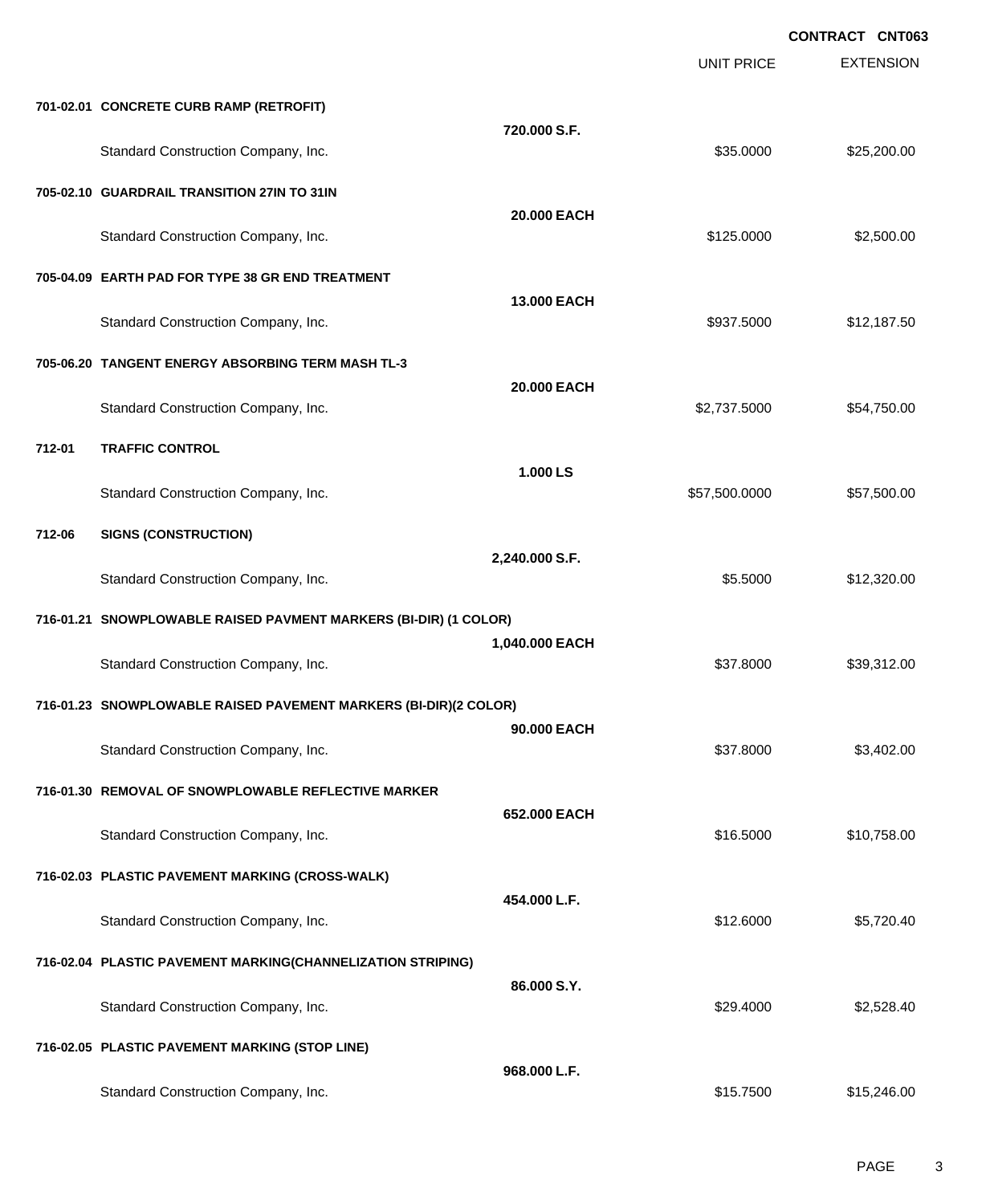**CONTRACT CNT063**

| | | | UNIT PRICE | EXTENSION |
|---|---|---|---|---|
| **701-02.01** | **CONCRETE CURB RAMP (RETROFIT)** | **720.000 S.F.** | | |
| | Standard Construction Company, Inc. | | $35.0000 | $25,200.00 |
| **705-02.10** | **GUARDRAIL TRANSITION 27IN TO 31IN** | **20.000 EACH** | | |
| | Standard Construction Company, Inc. | | $125.0000 | $2,500.00 |
| **705-04.09** | **EARTH PAD FOR TYPE 38 GR END TREATMENT** | **13.000 EACH** | | |
| | Standard Construction Company, Inc. | | $937.5000 | $12,187.50 |
| **705-06.20** | **TANGENT ENERGY ABSORBING TERM MASH TL-3** | **20.000 EACH** | | |
| | Standard Construction Company, Inc. | | $2,737.5000 | $54,750.00 |
| **712-01** | **TRAFFIC CONTROL** | **1.000 LS** | | |
| | Standard Construction Company, Inc. | | $57,500.0000 | $57,500.00 |
| **712-06** | **SIGNS (CONSTRUCTION)** | **2,240.000 S.F.** | | |
| | Standard Construction Company, Inc. | | $5.5000 | $12,320.00 |
| **716-01.21** | **SNOWPLOWABLE RAISED PAVMENT MARKERS (BI-DIR) (1 COLOR)** | **1,040.000 EACH** | | |
| | Standard Construction Company, Inc. | | $37.8000 | $39,312.00 |
| **716-01.23** | **SNOWPLOWABLE RAISED PAVEMENT MARKERS (BI-DIR)(2 COLOR)** | **90.000 EACH** | | |
| | Standard Construction Company, Inc. | | $37.8000 | $3,402.00 |
| **716-01.30** | **REMOVAL OF SNOWPLOWABLE REFLECTIVE MARKER** | **652.000 EACH** | | |
| | Standard Construction Company, Inc. | | $16.5000 | $10,758.00 |
| **716-02.03** | **PLASTIC PAVEMENT MARKING (CROSS-WALK)** | **454.000 L.F.** | | |
| | Standard Construction Company, Inc. | | $12.6000 | $5,720.40 |
| **716-02.04** | **PLASTIC PAVEMENT MARKING(CHANNELIZATION STRIPING)** | **86.000 S.Y.** | | |
| | Standard Construction Company, Inc. | | $29.4000 | $2,528.40 |
| **716-02.05** | **PLASTIC PAVEMENT MARKING (STOP LINE)** | **968.000 L.F.** | | |
| | Standard Construction Company, Inc. | | $15.7500 | $15,246.00 |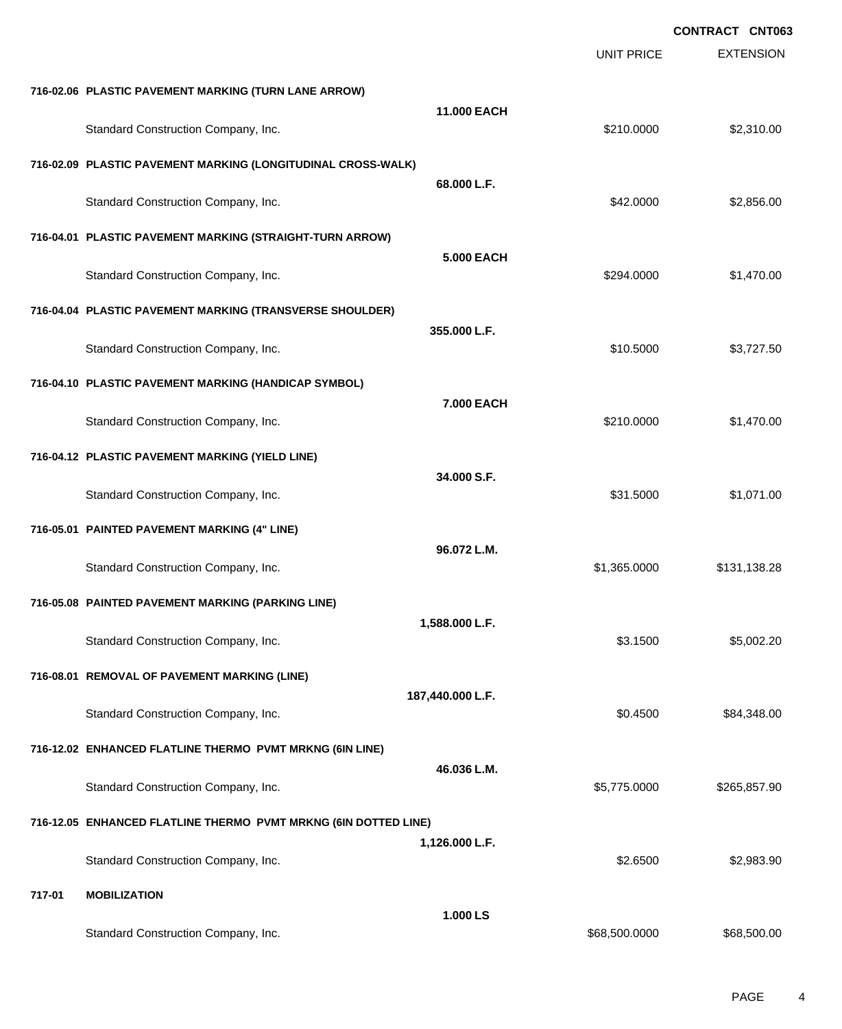**CONTRACT CNT063**

| | | | UNIT PRICE | EXTENSION |
|---|---|---|---|---|
| **716-02.06** | **PLASTIC PAVEMENT MARKING (TURN LANE ARROW)** | **11.000 EACH** | | |
| | Standard Construction Company, Inc. | | $210.0000 | $2,310.00 |
| **716-02.09** | **PLASTIC PAVEMENT MARKING (LONGITUDINAL CROSS-WALK)** | **68.000 L.F.** | | |
| | Standard Construction Company, Inc. | | $42.0000 | $2,856.00 |
| **716-04.01** | **PLASTIC PAVEMENT MARKING (STRAIGHT-TURN ARROW)** | **5.000 EACH** | | |
| | Standard Construction Company, Inc. | | $294.0000 | $1,470.00 |
| **716-04.04** | **PLASTIC PAVEMENT MARKING (TRANSVERSE SHOULDER)** | **355.000 L.F.** | | |
| | Standard Construction Company, Inc. | | $10.5000 | $3,727.50 |
| **716-04.10** | **PLASTIC PAVEMENT MARKING (HANDICAP SYMBOL)** | **7.000 EACH** | | |
| | Standard Construction Company, Inc. | | $210.0000 | $1,470.00 |
| **716-04.12** | **PLASTIC PAVEMENT MARKING (YIELD LINE)** | **34.000 S.F.** | | |
| | Standard Construction Company, Inc. | | $31.5000 | $1,071.00 |
| **716-05.01** | **PAINTED PAVEMENT MARKING (4" LINE)** | **96.072 L.M.** | | |
| | Standard Construction Company, Inc. | | $1,365.0000 | $131,138.28 |
| **716-05.08** | **PAINTED PAVEMENT MARKING (PARKING LINE)** | **1,588.000 L.F.** | | |
| | Standard Construction Company, Inc. | | $3.1500 | $5,002.20 |
| **716-08.01** | **REMOVAL OF PAVEMENT MARKING (LINE)** | **187,440.000 L.F.** | | |
| | Standard Construction Company, Inc. | | $0.4500 | $84,348.00 |
| **716-12.02** | **ENHANCED FLATLINE THERMO PVMT MRKNG (6IN LINE)** | **46.036 L.M.** | | |
| | Standard Construction Company, Inc. | | $5,775.0000 | $265,857.90 |
| **716-12.05** | **ENHANCED FLATLINE THERMO PVMT MRKNG (6IN DOTTED LINE)** | **1,126.000 L.F.** | | |
| | Standard Construction Company, Inc. | | $2.6500 | $2,983.90 |
| **717-01** | **MOBILIZATION** | **1.000 LS** | | |
| | Standard Construction Company, Inc. | | $68,500.0000 | $68,500.00 |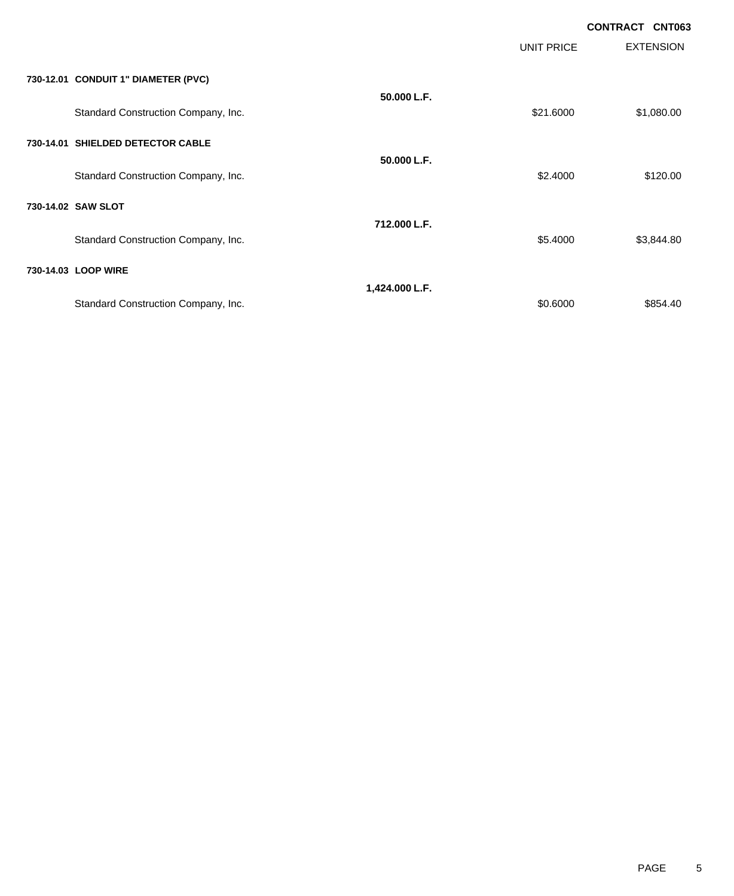**CONTRACT CNT063**

| | | UNIT PRICE | EXTENSION |
|---|---|---|---|
| **730-12.01 CONDUIT 1" DIAMETER (PVC)** | | | |
| | **50.000 L.F.** | | |
| Standard Construction Company, Inc. | | $21.6000 | $1,080.00 |
| **730-14.01 SHIELDED DETECTOR CABLE** | | | |
| | **50.000 L.F.** | | |
| Standard Construction Company, Inc. | | $2.4000 | $120.00 |
| **730-14.02 SAW SLOT** | | | |
| | **712.000 L.F.** | | |
| Standard Construction Company, Inc. | | $5.4000 | $3,844.80 |
| **730-14.03 LOOP WIRE** | | | |
| | **1,424.000 L.F.** | | |
| Standard Construction Company, Inc. | | $0.6000 | $854.40 |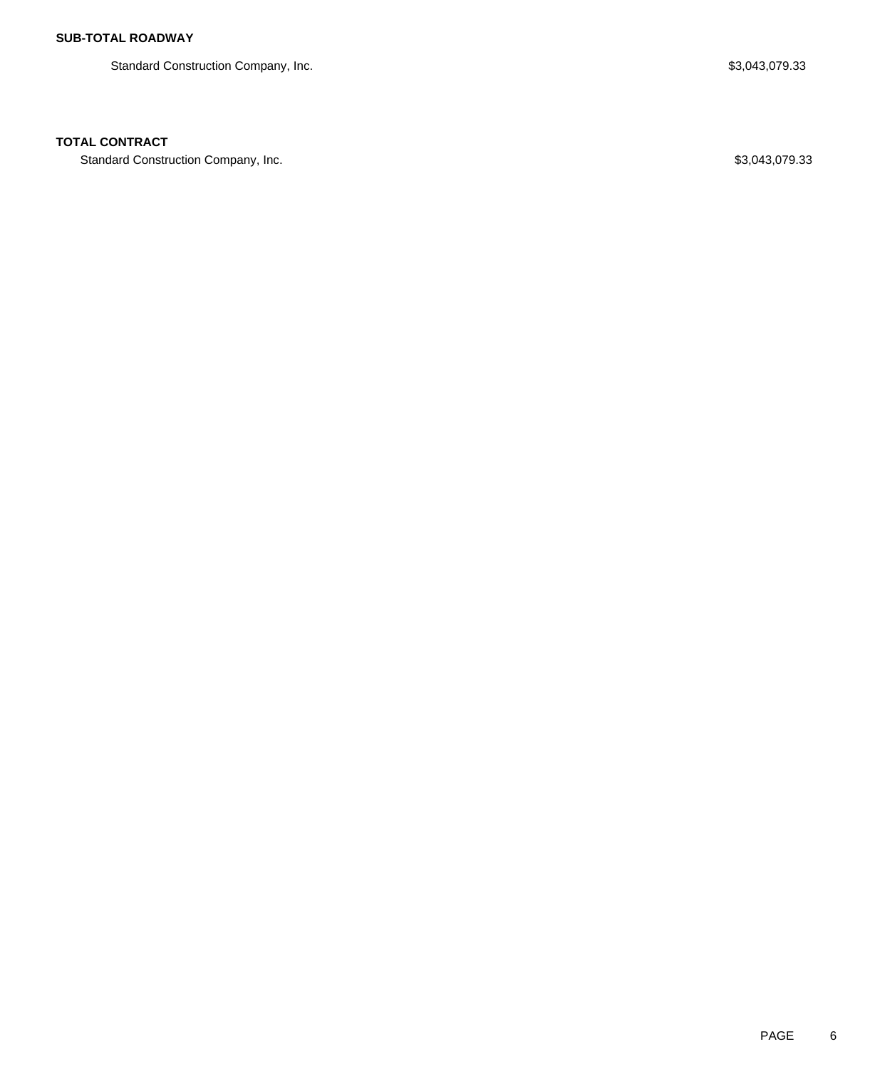**SUB-TOTAL ROADWAY**

| | |
|---|---|
| Standard Construction Company, Inc. | $3,043,079.33 |

**TOTAL CONTRACT**

| | |
|---|---|
| Standard Construction Company, Inc. | $3,043,079.33 |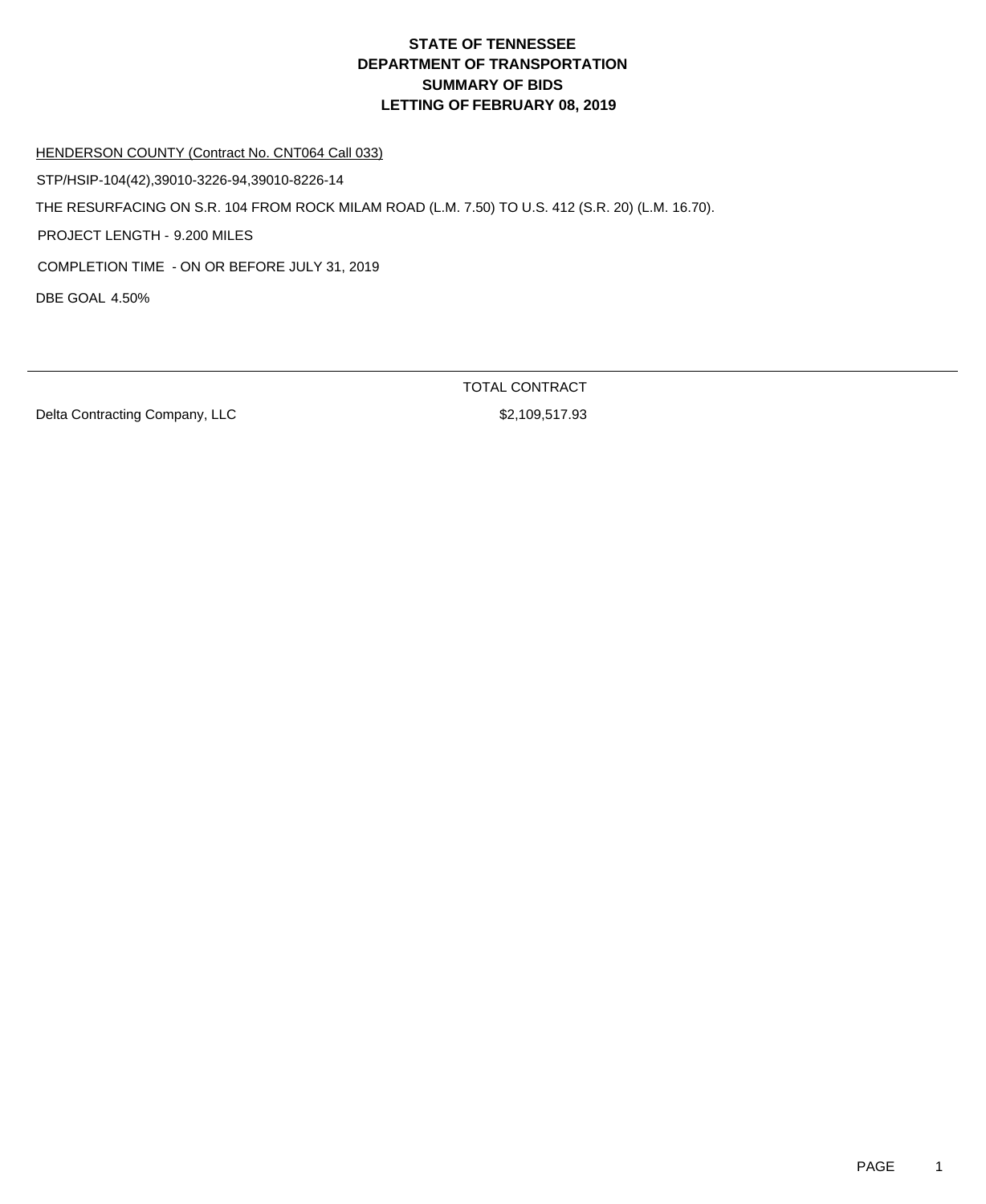# STATE OF TENNESSEE
# DEPARTMENT OF TRANSPORTATION
# SUMMARY OF BIDS
# LETTING OF FEBRUARY 08, 2019

HENDERSON COUNTY (Contract No. CNT064 Call 033)

STP/HSIP-104(42),39010-3226-94,39010-8226-14

THE RESURFACING ON S.R. 104 FROM ROCK MILAM ROAD (L.M. 7.50) TO U.S. 412 (S.R. 20) (L.M. 16.70).

PROJECT LENGTH - 9.200 MILES

COMPLETION TIME - ON OR BEFORE JULY 31, 2019

DBE GOAL 4.50%

| | TOTAL CONTRACT |
|---|---|
| Delta Contracting Company, LLC | $2,109,517.93 |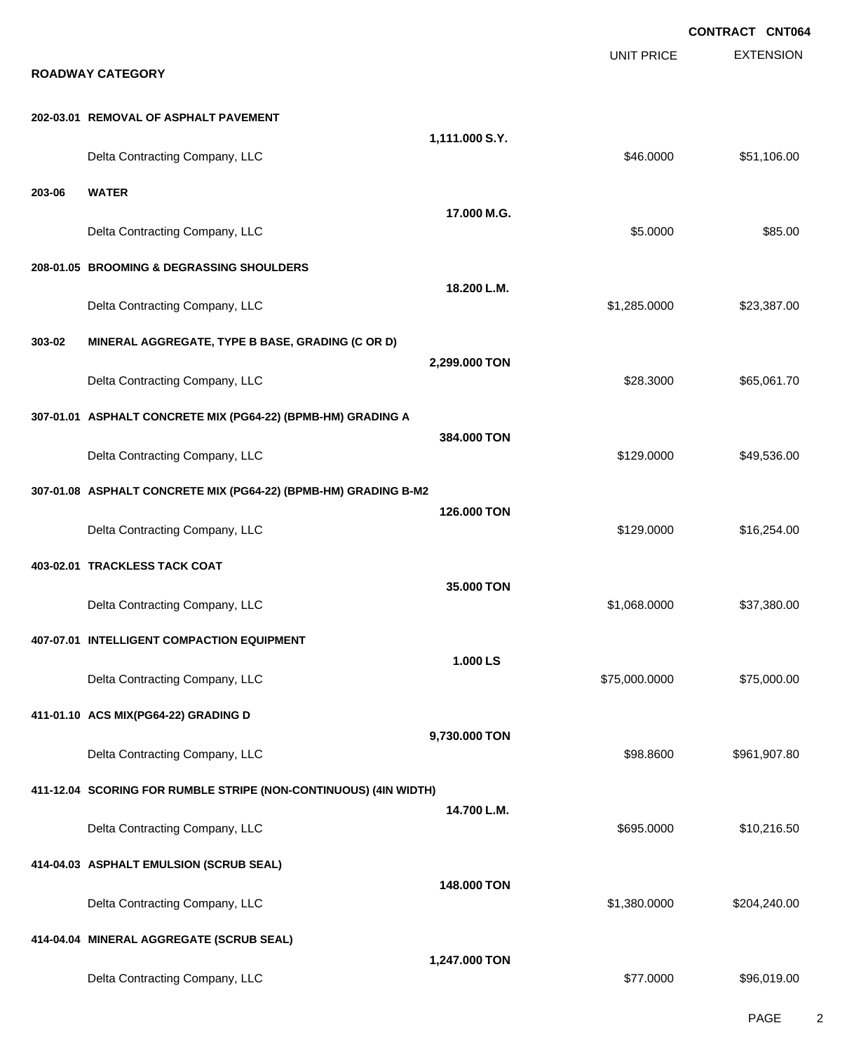**CONTRACT CNT064**

## ROADWAY CATEGORY

| | | | UNIT PRICE | EXTENSION |
|---|---|---|---|---|
| **202-03.01** | **REMOVAL OF ASPHALT PAVEMENT** | | | |
| | | **1,111.000 S.Y.** | | |
| | Delta Contracting Company, LLC | | $46.0000 | $51,106.00 |
| **203-06** | **WATER** | | | |
| | | **17.000 M.G.** | | |
| | Delta Contracting Company, LLC | | $5.0000 | $85.00 |
| **208-01.05** | **BROOMING & DEGRASSING SHOULDERS** | | | |
| | | **18.200 L.M.** | | |
| | Delta Contracting Company, LLC | | $1,285.0000 | $23,387.00 |
| **303-02** | **MINERAL AGGREGATE, TYPE B BASE, GRADING (C OR D)** | | | |
| | | **2,299.000 TON** | | |
| | Delta Contracting Company, LLC | | $28.3000 | $65,061.70 |
| **307-01.01** | **ASPHALT CONCRETE MIX (PG64-22) (BPMB-HM) GRADING A** | | | |
| | | **384.000 TON** | | |
| | Delta Contracting Company, LLC | | $129.0000 | $49,536.00 |
| **307-01.08** | **ASPHALT CONCRETE MIX (PG64-22) (BPMB-HM) GRADING B-M2** | | | |
| | | **126.000 TON** | | |
| | Delta Contracting Company, LLC | | $129.0000 | $16,254.00 |
| **403-02.01** | **TRACKLESS TACK COAT** | | | |
| | | **35.000 TON** | | |
| | Delta Contracting Company, LLC | | $1,068.0000 | $37,380.00 |
| **407-07.01** | **INTELLIGENT COMPACTION EQUIPMENT** | | | |
| | | **1.000 LS** | | |
| | Delta Contracting Company, LLC | | $75,000.0000 | $75,000.00 |
| **411-01.10** | **ACS MIX(PG64-22) GRADING D** | | | |
| | | **9,730.000 TON** | | |
| | Delta Contracting Company, LLC | | $98.8600 | $961,907.80 |
| **411-12.04** | **SCORING FOR RUMBLE STRIPE (NON-CONTINUOUS) (4IN WIDTH)** | | | |
| | | **14.700 L.M.** | | |
| | Delta Contracting Company, LLC | | $695.0000 | $10,216.50 |
| **414-04.03** | **ASPHALT EMULSION (SCRUB SEAL)** | | | |
| | | **148.000 TON** | | |
| | Delta Contracting Company, LLC | | $1,380.0000 | $204,240.00 |
| **414-04.04** | **MINERAL AGGREGATE (SCRUB SEAL)** | | | |
| | | **1,247.000 TON** | | |
| | Delta Contracting Company, LLC | | $77.0000 | $96,019.00 |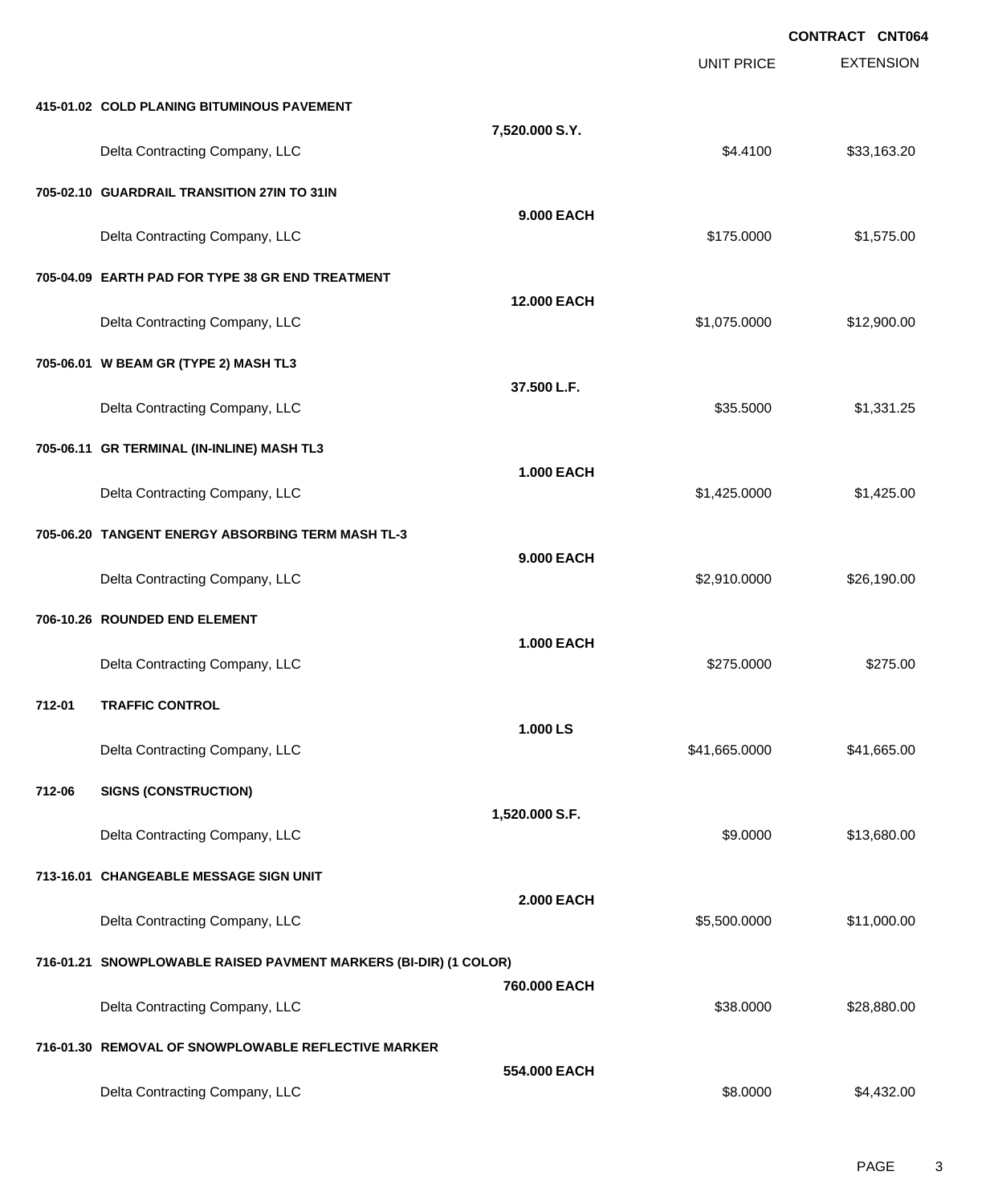CONTRACT CNT064

| | | UNIT PRICE | EXTENSION |
|---|---|---|---|
| **415-01.02 COLD PLANING BITUMINOUS PAVEMENT** | | | |
| | **7,520.000 S.Y.** | | |
| Delta Contracting Company, LLC | | $4.4100 | $33,163.20 |
| **705-02.10 GUARDRAIL TRANSITION 27IN TO 31IN** | | | |
| | **9.000 EACH** | | |
| Delta Contracting Company, LLC | | $175.0000 | $1,575.00 |
| **705-04.09 EARTH PAD FOR TYPE 38 GR END TREATMENT** | | | |
| | **12.000 EACH** | | |
| Delta Contracting Company, LLC | | $1,075.0000 | $12,900.00 |
| **705-06.01 W BEAM GR (TYPE 2) MASH TL3** | | | |
| | **37.500 L.F.** | | |
| Delta Contracting Company, LLC | | $35.5000 | $1,331.25 |
| **705-06.11 GR TERMINAL (IN-INLINE) MASH TL3** | | | |
| | **1.000 EACH** | | |
| Delta Contracting Company, LLC | | $1,425.0000 | $1,425.00 |
| **705-06.20 TANGENT ENERGY ABSORBING TERM MASH TL-3** | | | |
| | **9.000 EACH** | | |
| Delta Contracting Company, LLC | | $2,910.0000 | $26,190.00 |
| **706-10.26 ROUNDED END ELEMENT** | | | |
| | **1.000 EACH** | | |
| Delta Contracting Company, LLC | | $275.0000 | $275.00 |
| **712-01 TRAFFIC CONTROL** | | | |
| | **1.000 LS** | | |
| Delta Contracting Company, LLC | | $41,665.0000 | $41,665.00 |
| **712-06 SIGNS (CONSTRUCTION)** | | | |
| | **1,520.000 S.F.** | | |
| Delta Contracting Company, LLC | | $9.0000 | $13,680.00 |
| **713-16.01 CHANGEABLE MESSAGE SIGN UNIT** | | | |
| | **2.000 EACH** | | |
| Delta Contracting Company, LLC | | $5,500.0000 | $11,000.00 |
| **716-01.21 SNOWPLOWABLE RAISED PAVMENT MARKERS (BI-DIR) (1 COLOR)** | | | |
| | **760.000 EACH** | | |
| Delta Contracting Company, LLC | | $38.0000 | $28,880.00 |
| **716-01.30 REMOVAL OF SNOWPLOWABLE REFLECTIVE MARKER** | | | |
| | **554.000 EACH** | | |
| Delta Contracting Company, LLC | | $8.0000 | $4,432.00 |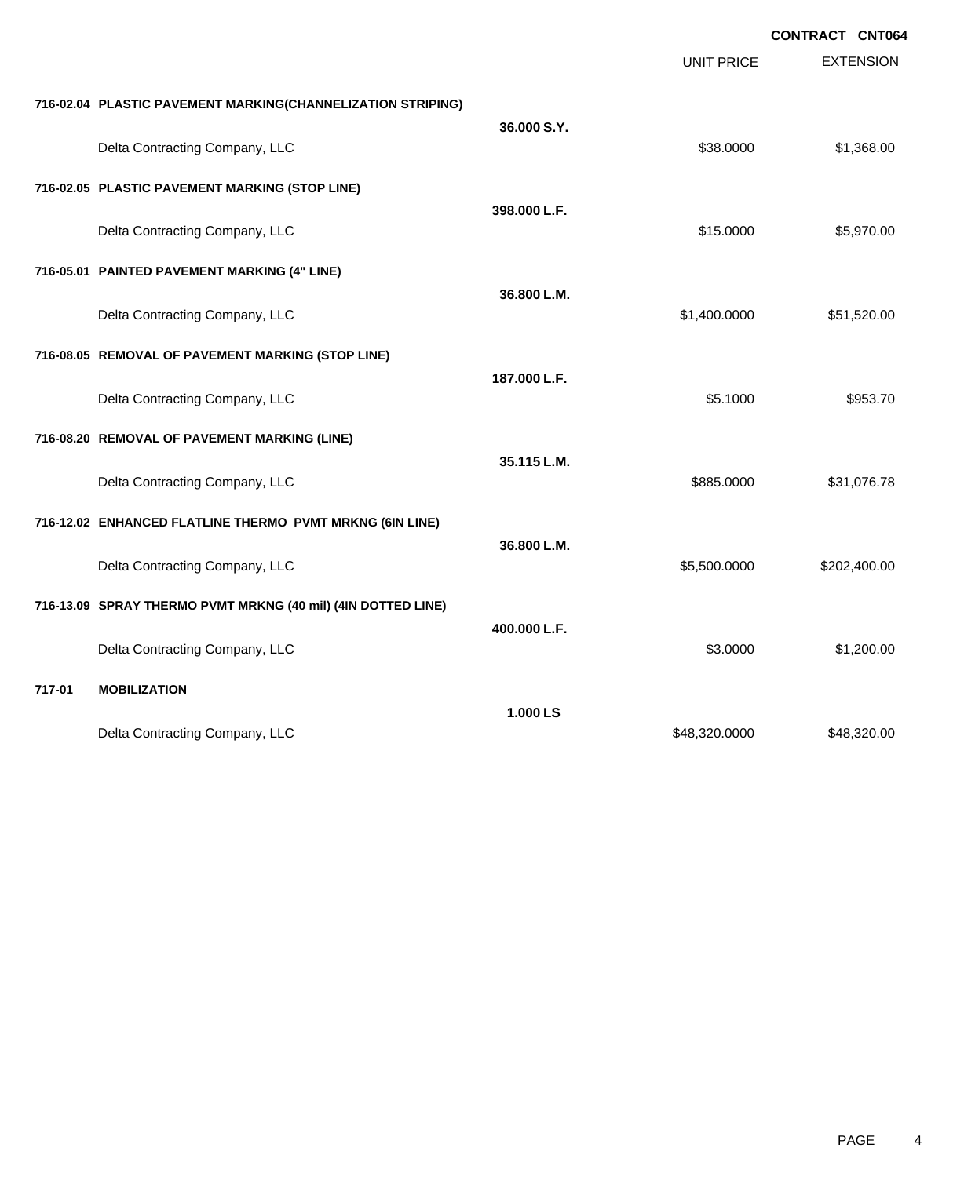**CONTRACT CNT064**

| | | UNIT PRICE | EXTENSION |
|---|---|---|---|
| **716-02.04 PLASTIC PAVEMENT MARKING(CHANNELIZATION STRIPING)** | **36.000 S.Y.** | | |
| Delta Contracting Company, LLC | | $38.0000 | $1,368.00 |
| **716-02.05 PLASTIC PAVEMENT MARKING (STOP LINE)** | **398.000 L.F.** | | |
| Delta Contracting Company, LLC | | $15.0000 | $5,970.00 |
| **716-05.01 PAINTED PAVEMENT MARKING (4" LINE)** | **36.800 L.M.** | | |
| Delta Contracting Company, LLC | | $1,400.0000 | $51,520.00 |
| **716-08.05 REMOVAL OF PAVEMENT MARKING (STOP LINE)** | **187.000 L.F.** | | |
| Delta Contracting Company, LLC | | $5.1000 | $953.70 |
| **716-08.20 REMOVAL OF PAVEMENT MARKING (LINE)** | **35.115 L.M.** | | |
| Delta Contracting Company, LLC | | $885.0000 | $31,076.78 |
| **716-12.02 ENHANCED FLATLINE THERMO PVMT MRKNG (6IN LINE)** | **36.800 L.M.** | | |
| Delta Contracting Company, LLC | | $5,500.0000 | $202,400.00 |
| **716-13.09 SPRAY THERMO PVMT MRKNG (40 mil) (4IN DOTTED LINE)** | **400.000 L.F.** | | |
| Delta Contracting Company, LLC | | $3.0000 | $1,200.00 |
| **717-01 MOBILIZATION** | **1.000 LS** | | |
| Delta Contracting Company, LLC | | $48,320.0000 | $48,320.00 |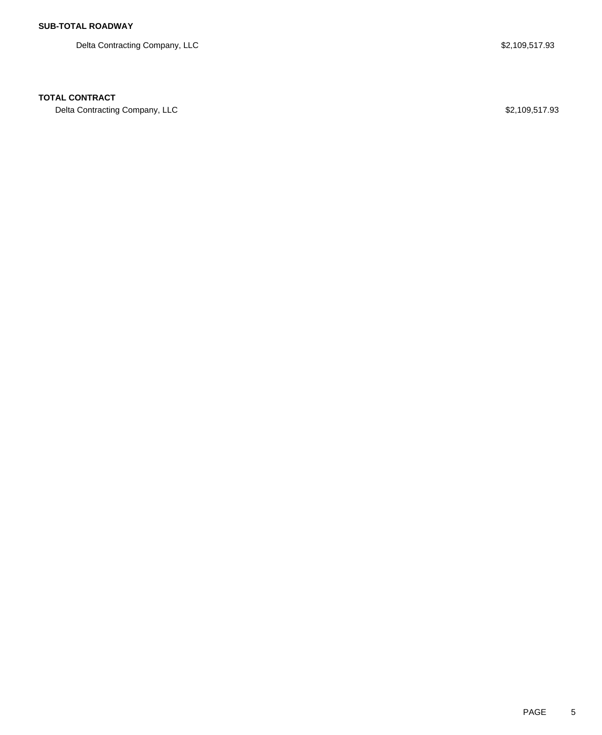**SUB-TOTAL ROADWAY**

| | |
|---|---|
| Delta Contracting Company, LLC | $2,109,517.93 |

**TOTAL CONTRACT**

| | |
|---|---|
| Delta Contracting Company, LLC | $2,109,517.93 |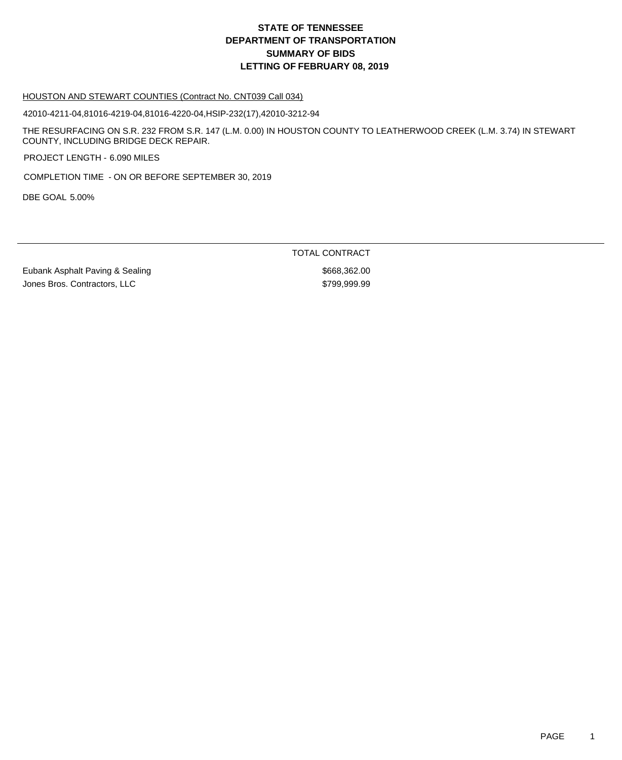# STATE OF TENNESSEE
# DEPARTMENT OF TRANSPORTATION
# SUMMARY OF BIDS
# LETTING OF FEBRUARY 08, 2019

HOUSTON AND STEWART COUNTIES (Contract No. CNT039 Call 034)

42010-4211-04,81016-4219-04,81016-4220-04,HSIP-232(17),42010-3212-94

THE RESURFACING ON S.R. 232 FROM S.R. 147 (L.M. 0.00) IN HOUSTON COUNTY TO LEATHERWOOD CREEK (L.M. 3.74) IN STEWART COUNTY, INCLUDING BRIDGE DECK REPAIR.

PROJECT LENGTH - 6.090 MILES

COMPLETION TIME - ON OR BEFORE SEPTEMBER 30, 2019

DBE GOAL 5.00%

| | TOTAL CONTRACT |
|---|---|
| Eubank Asphalt Paving & Sealing | $668,362.00 |
| Jones Bros. Contractors, LLC | $799,999.99 |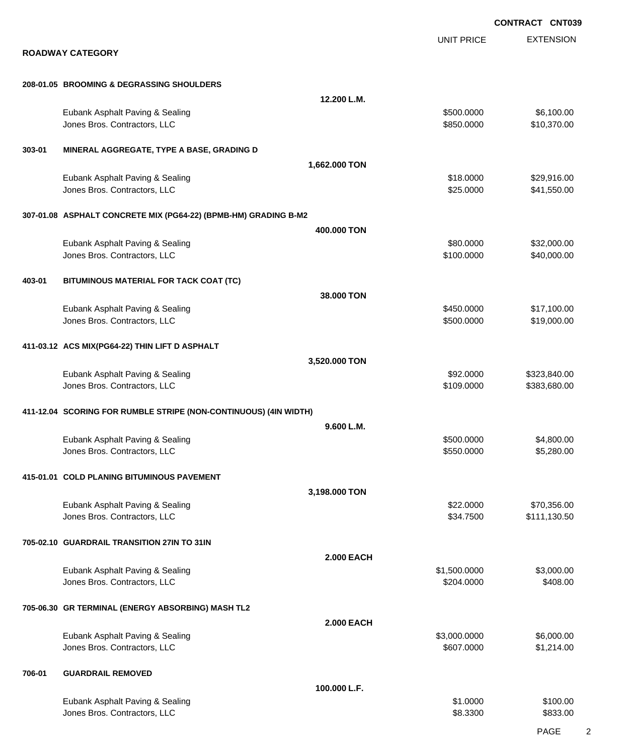**CONTRACT CNT039**

## ROADWAY CATEGORY

| | | UNIT PRICE | EXTENSION |
|---|---|---|---|
| **208-01.05 BROOMING & DEGRASSING SHOULDERS** | | | |
| | **12.200 L.M.** | | |
| Eubank Asphalt Paving & Sealing | | $500.0000 | $6,100.00 |
| Jones Bros. Contractors, LLC | | $850.0000 | $10,370.00 |
| **303-01 MINERAL AGGREGATE, TYPE A BASE, GRADING D** | | | |
| | **1,662.000 TON** | | |
| Eubank Asphalt Paving & Sealing | | $18.0000 | $29,916.00 |
| Jones Bros. Contractors, LLC | | $25.0000 | $41,550.00 |
| **307-01.08 ASPHALT CONCRETE MIX (PG64-22) (BPMB-HM) GRADING B-M2** | | | |
| | **400.000 TON** | | |
| Eubank Asphalt Paving & Sealing | | $80.0000 | $32,000.00 |
| Jones Bros. Contractors, LLC | | $100.0000 | $40,000.00 |
| **403-01 BITUMINOUS MATERIAL FOR TACK COAT (TC)** | | | |
| | **38.000 TON** | | |
| Eubank Asphalt Paving & Sealing | | $450.0000 | $17,100.00 |
| Jones Bros. Contractors, LLC | | $500.0000 | $19,000.00 |
| **411-03.12 ACS MIX(PG64-22) THIN LIFT D ASPHALT** | | | |
| | **3,520.000 TON** | | |
| Eubank Asphalt Paving & Sealing | | $92.0000 | $323,840.00 |
| Jones Bros. Contractors, LLC | | $109.0000 | $383,680.00 |
| **411-12.04 SCORING FOR RUMBLE STRIPE (NON-CONTINUOUS) (4IN WIDTH)** | | | |
| | **9.600 L.M.** | | |
| Eubank Asphalt Paving & Sealing | | $500.0000 | $4,800.00 |
| Jones Bros. Contractors, LLC | | $550.0000 | $5,280.00 |
| **415-01.01 COLD PLANING BITUMINOUS PAVEMENT** | | | |
| | **3,198.000 TON** | | |
| Eubank Asphalt Paving & Sealing | | $22.0000 | $70,356.00 |
| Jones Bros. Contractors, LLC | | $34.7500 | $111,130.50 |
| **705-02.10 GUARDRAIL TRANSITION 27IN TO 31IN** | | | |
| | **2.000 EACH** | | |
| Eubank Asphalt Paving & Sealing | | $1,500.0000 | $3,000.00 |
| Jones Bros. Contractors, LLC | | $204.0000 | $408.00 |
| **705-06.30 GR TERMINAL (ENERGY ABSORBING) MASH TL2** | | | |
| | **2.000 EACH** | | |
| Eubank Asphalt Paving & Sealing | | $3,000.0000 | $6,000.00 |
| Jones Bros. Contractors, LLC | | $607.0000 | $1,214.00 |
| **706-01 GUARDRAIL REMOVED** | | | |
| | **100.000 L.F.** | | |
| Eubank Asphalt Paving & Sealing | | $1.0000 | $100.00 |
| Jones Bros. Contractors, LLC | | $8.3300 | $833.00 |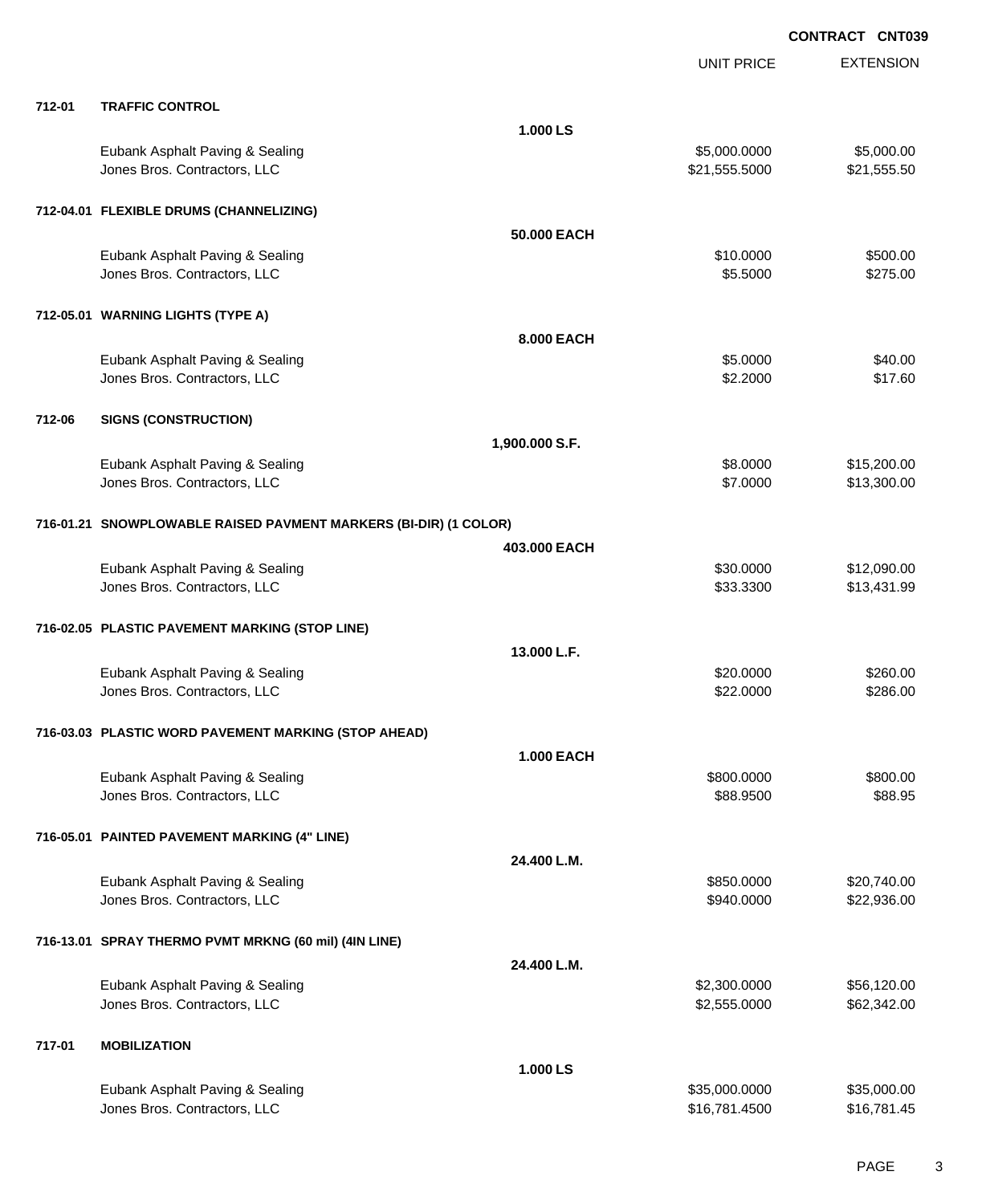**CONTRACT CNT039**

| | | | UNIT PRICE | EXTENSION |
|---|---|---|---|---|
| **712-01** | **TRAFFIC CONTROL** | | | |
| | | **1.000 LS** | | |
| | Eubank Asphalt Paving & Sealing | | $5,000.0000 | $5,000.00 |
| | Jones Bros. Contractors, LLC | | $21,555.5000 | $21,555.50 |
| **712-04.01** | **FLEXIBLE DRUMS (CHANNELIZING)** | | | |
| | | **50.000 EACH** | | |
| | Eubank Asphalt Paving & Sealing | | $10.0000 | $500.00 |
| | Jones Bros. Contractors, LLC | | $5.5000 | $275.00 |
| **712-05.01** | **WARNING LIGHTS (TYPE A)** | | | |
| | | **8.000 EACH** | | |
| | Eubank Asphalt Paving & Sealing | | $5.0000 | $40.00 |
| | Jones Bros. Contractors, LLC | | $2.2000 | $17.60 |
| **712-06** | **SIGNS (CONSTRUCTION)** | | | |
| | | **1,900.000 S.F.** | | |
| | Eubank Asphalt Paving & Sealing | | $8.0000 | $15,200.00 |
| | Jones Bros. Contractors, LLC | | $7.0000 | $13,300.00 |
| **716-01.21** | **SNOWPLOWABLE RAISED PAVMENT MARKERS (BI-DIR) (1 COLOR)** | | | |
| | | **403.000 EACH** | | |
| | Eubank Asphalt Paving & Sealing | | $30.0000 | $12,090.00 |
| | Jones Bros. Contractors, LLC | | $33.3300 | $13,431.99 |
| **716-02.05** | **PLASTIC PAVEMENT MARKING (STOP LINE)** | | | |
| | | **13.000 L.F.** | | |
| | Eubank Asphalt Paving & Sealing | | $20.0000 | $260.00 |
| | Jones Bros. Contractors, LLC | | $22.0000 | $286.00 |
| **716-03.03** | **PLASTIC WORD PAVEMENT MARKING (STOP AHEAD)** | | | |
| | | **1.000 EACH** | | |
| | Eubank Asphalt Paving & Sealing | | $800.0000 | $800.00 |
| | Jones Bros. Contractors, LLC | | $88.9500 | $88.95 |
| **716-05.01** | **PAINTED PAVEMENT MARKING (4" LINE)** | | | |
| | | **24.400 L.M.** | | |
| | Eubank Asphalt Paving & Sealing | | $850.0000 | $20,740.00 |
| | Jones Bros. Contractors, LLC | | $940.0000 | $22,936.00 |
| **716-13.01** | **SPRAY THERMO PVMT MRKNG (60 mil) (4IN LINE)** | | | |
| | | **24.400 L.M.** | | |
| | Eubank Asphalt Paving & Sealing | | $2,300.0000 | $56,120.00 |
| | Jones Bros. Contractors, LLC | | $2,555.0000 | $62,342.00 |
| **717-01** | **MOBILIZATION** | | | |
| | | **1.000 LS** | | |
| | Eubank Asphalt Paving & Sealing | | $35,000.0000 | $35,000.00 |
| | Jones Bros. Contractors, LLC | | $16,781.4500 | $16,781.45 |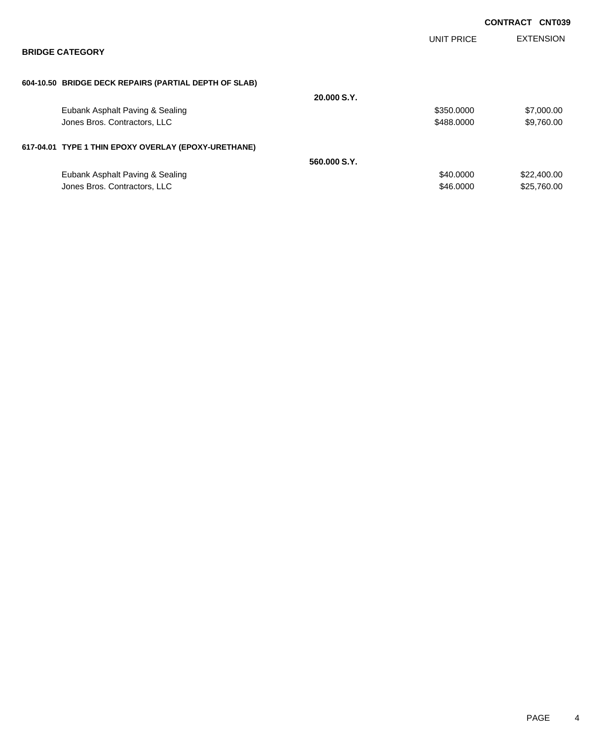**CONTRACT CNT039**

## BRIDGE CATEGORY

| | | UNIT PRICE | EXTENSION |
|---|---|---|---|
| **604-10.50 BRIDGE DECK REPAIRS (PARTIAL DEPTH OF SLAB)** | | | |
| | **20.000 S.Y.** | | |
| Eubank Asphalt Paving & Sealing | | $350.0000 | $7,000.00 |
| Jones Bros. Contractors, LLC | | $488.0000 | $9,760.00 |
| **617-04.01 TYPE 1 THIN EPOXY OVERLAY (EPOXY-URETHANE)** | | | |
| | **560.000 S.Y.** | | |
| Eubank Asphalt Paving & Sealing | | $40.0000 | $22,400.00 |
| Jones Bros. Contractors, LLC | | $46.0000 | $25,760.00 |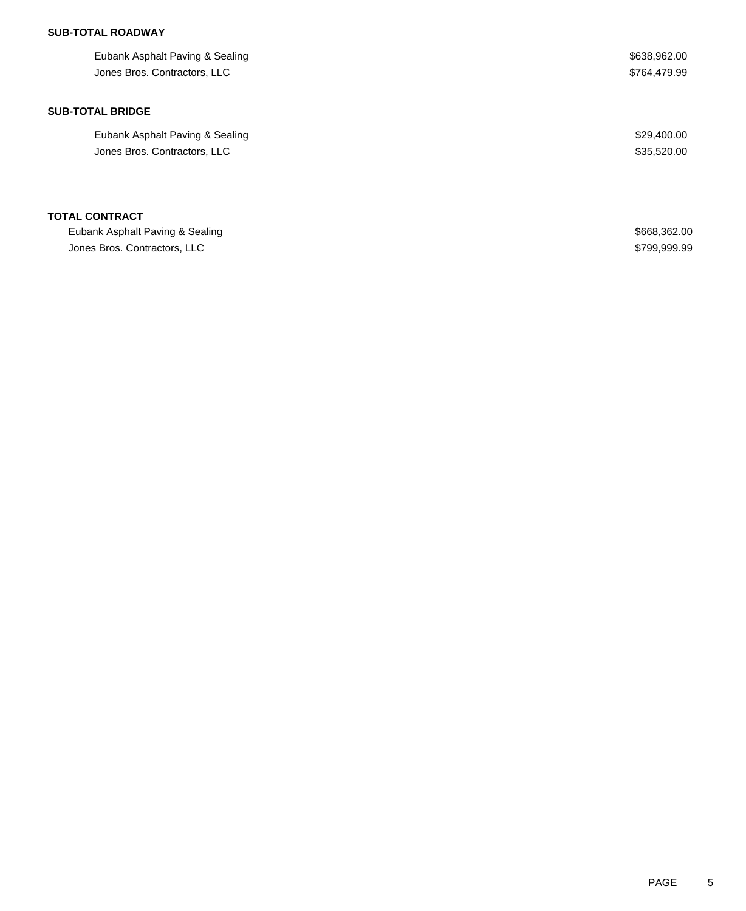**SUB-TOTAL ROADWAY**

| | |
|---|---|
| Eubank Asphalt Paving & Sealing | $638,962.00 |
| Jones Bros. Contractors, LLC | $764,479.99 |

**SUB-TOTAL BRIDGE**

| | |
|---|---|
| Eubank Asphalt Paving & Sealing | $29,400.00 |
| Jones Bros. Contractors, LLC | $35,520.00 |

**TOTAL CONTRACT**

| | |
|---|---|
| Eubank Asphalt Paving & Sealing | $668,362.00 |
| Jones Bros. Contractors, LLC | $799,999.99 |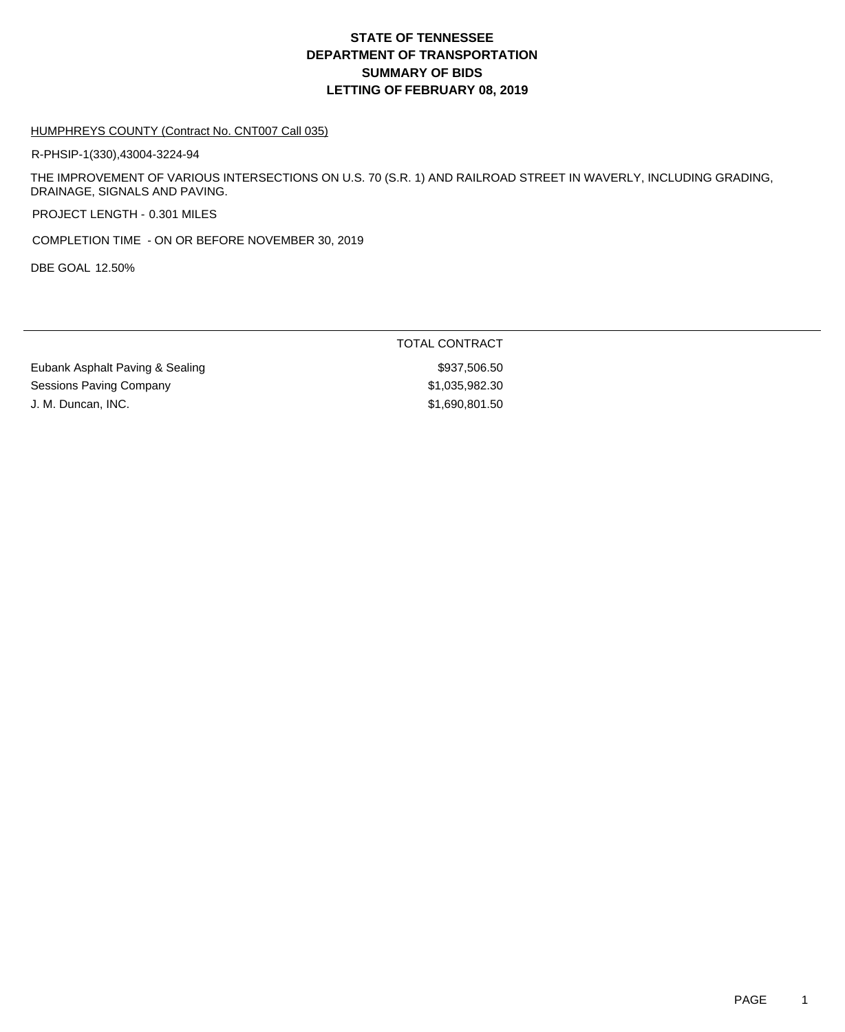# STATE OF TENNESSEE
# DEPARTMENT OF TRANSPORTATION
# SUMMARY OF BIDS
# LETTING OF FEBRUARY 08, 2019

HUMPHREYS COUNTY (Contract No. CNT007 Call 035)

R-PHSIP-1(330),43004-3224-94

THE IMPROVEMENT OF VARIOUS INTERSECTIONS ON U.S. 70 (S.R. 1) AND RAILROAD STREET IN WAVERLY, INCLUDING GRADING, DRAINAGE, SIGNALS AND PAVING.

PROJECT LENGTH - 0.301 MILES

COMPLETION TIME - ON OR BEFORE NOVEMBER 30, 2019

DBE GOAL 12.50%

| | TOTAL CONTRACT |
|---|---|
| Eubank Asphalt Paving & Sealing | $937,506.50 |
| Sessions Paving Company | $1,035,982.30 |
| J. M. Duncan, INC. | $1,690,801.50 |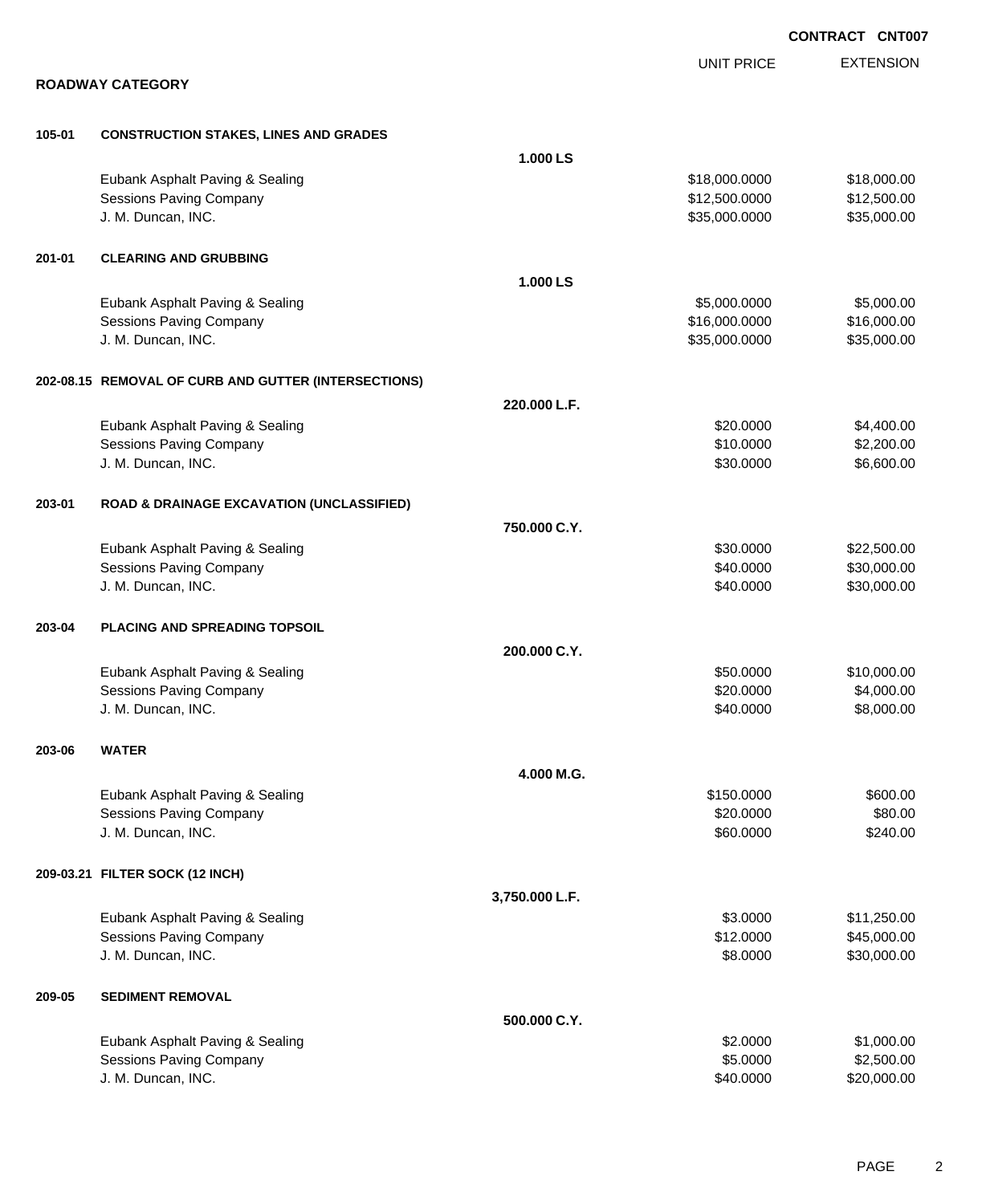**CONTRACT CNT007**

## ROADWAY CATEGORY

| | | UNIT PRICE | EXTENSION |
|---|---|---|---|
| **105-01** | **CONSTRUCTION STAKES, LINES AND GRADES** | | |
| | **1.000 LS** | | |
| | Eubank Asphalt Paving & Sealing | $18,000.0000 | $18,000.00 |
| | Sessions Paving Company | $12,500.0000 | $12,500.00 |
| | J. M. Duncan, INC. | $35,000.0000 | $35,000.00 |
| **201-01** | **CLEARING AND GRUBBING** | | |
| | **1.000 LS** | | |
| | Eubank Asphalt Paving & Sealing | $5,000.0000 | $5,000.00 |
| | Sessions Paving Company | $16,000.0000 | $16,000.00 |
| | J. M. Duncan, INC. | $35,000.0000 | $35,000.00 |
| **202-08.15** | **REMOVAL OF CURB AND GUTTER (INTERSECTIONS)** | | |
| | **220.000 L.F.** | | |
| | Eubank Asphalt Paving & Sealing | $20.0000 | $4,400.00 |
| | Sessions Paving Company | $10.0000 | $2,200.00 |
| | J. M. Duncan, INC. | $30.0000 | $6,600.00 |
| **203-01** | **ROAD & DRAINAGE EXCAVATION (UNCLASSIFIED)** | | |
| | **750.000 C.Y.** | | |
| | Eubank Asphalt Paving & Sealing | $30.0000 | $22,500.00 |
| | Sessions Paving Company | $40.0000 | $30,000.00 |
| | J. M. Duncan, INC. | $40.0000 | $30,000.00 |
| **203-04** | **PLACING AND SPREADING TOPSOIL** | | |
| | **200.000 C.Y.** | | |
| | Eubank Asphalt Paving & Sealing | $50.0000 | $10,000.00 |
| | Sessions Paving Company | $20.0000 | $4,000.00 |
| | J. M. Duncan, INC. | $40.0000 | $8,000.00 |
| **203-06** | **WATER** | | |
| | **4.000 M.G.** | | |
| | Eubank Asphalt Paving & Sealing | $150.0000 | $600.00 |
| | Sessions Paving Company | $20.0000 | $80.00 |
| | J. M. Duncan, INC. | $60.0000 | $240.00 |
| **209-03.21** | **FILTER SOCK (12 INCH)** | | |
| | **3,750.000 L.F.** | | |
| | Eubank Asphalt Paving & Sealing | $3.0000 | $11,250.00 |
| | Sessions Paving Company | $12.0000 | $45,000.00 |
| | J. M. Duncan, INC. | $8.0000 | $30,000.00 |
| **209-05** | **SEDIMENT REMOVAL** | | |
| | **500.000 C.Y.** | | |
| | Eubank Asphalt Paving & Sealing | $2.0000 | $1,000.00 |
| | Sessions Paving Company | $5.0000 | $2,500.00 |
| | J. M. Duncan, INC. | $40.0000 | $20,000.00 |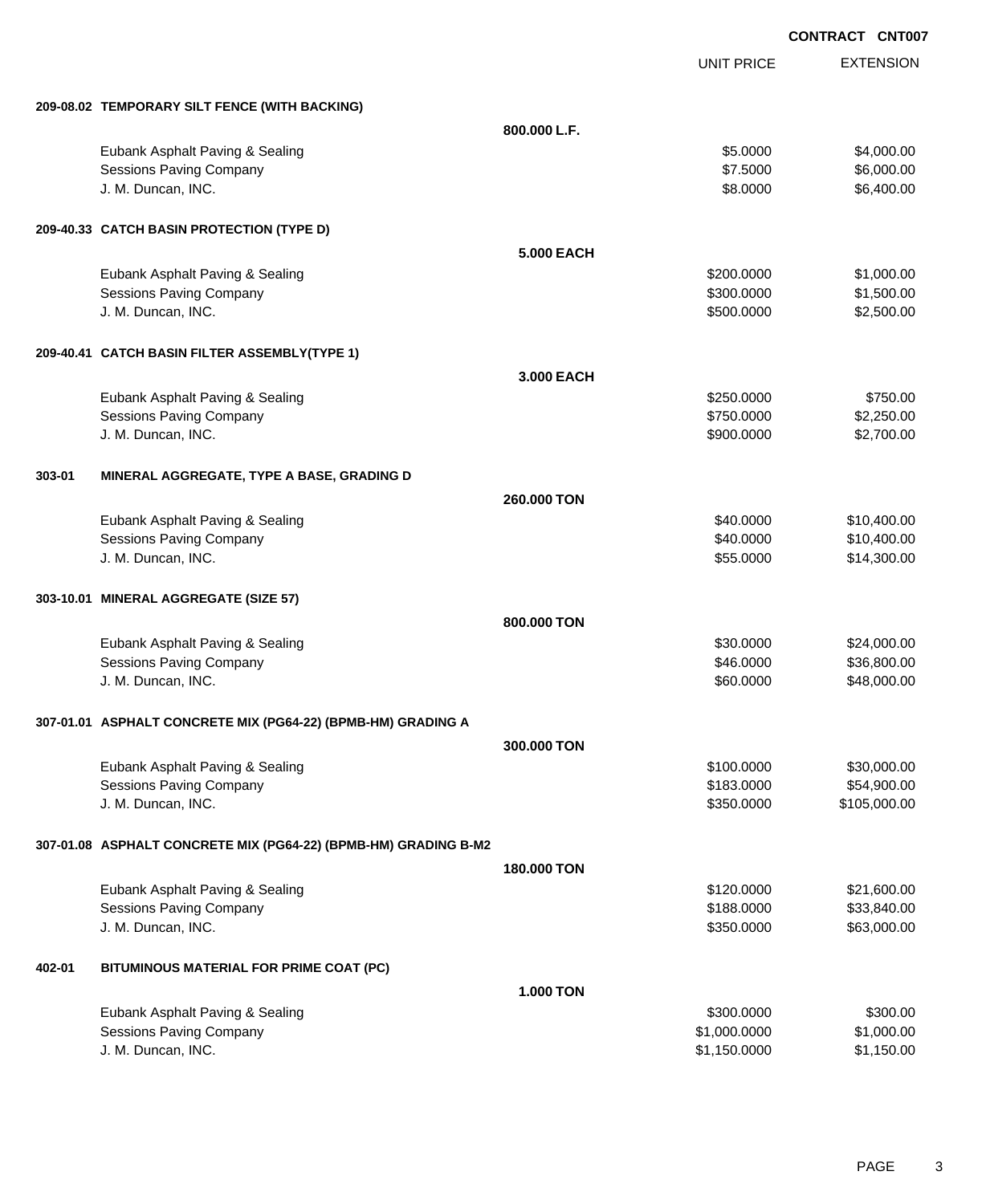**CONTRACT CNT007**

| | | UNIT PRICE | EXTENSION |
|---|---|---|---|
| **209-08.02 TEMPORARY SILT FENCE (WITH BACKING)** | | | |
| | **800.000 L.F.** | | |
| Eubank Asphalt Paving & Sealing | | $5.0000 | $4,000.00 |
| Sessions Paving Company | | $7.5000 | $6,000.00 |
| J. M. Duncan, INC. | | $8.0000 | $6,400.00 |
| **209-40.33 CATCH BASIN PROTECTION (TYPE D)** | | | |
| | **5.000 EACH** | | |
| Eubank Asphalt Paving & Sealing | | $200.0000 | $1,000.00 |
| Sessions Paving Company | | $300.0000 | $1,500.00 |
| J. M. Duncan, INC. | | $500.0000 | $2,500.00 |
| **209-40.41 CATCH BASIN FILTER ASSEMBLY(TYPE 1)** | | | |
| | **3.000 EACH** | | |
| Eubank Asphalt Paving & Sealing | | $250.0000 | $750.00 |
| Sessions Paving Company | | $750.0000 | $2,250.00 |
| J. M. Duncan, INC. | | $900.0000 | $2,700.00 |
| **303-01 MINERAL AGGREGATE, TYPE A BASE, GRADING D** | | | |
| | **260.000 TON** | | |
| Eubank Asphalt Paving & Sealing | | $40.0000 | $10,400.00 |
| Sessions Paving Company | | $40.0000 | $10,400.00 |
| J. M. Duncan, INC. | | $55.0000 | $14,300.00 |
| **303-10.01 MINERAL AGGREGATE (SIZE 57)** | | | |
| | **800.000 TON** | | |
| Eubank Asphalt Paving & Sealing | | $30.0000 | $24,000.00 |
| Sessions Paving Company | | $46.0000 | $36,800.00 |
| J. M. Duncan, INC. | | $60.0000 | $48,000.00 |
| **307-01.01 ASPHALT CONCRETE MIX (PG64-22) (BPMB-HM) GRADING A** | | | |
| | **300.000 TON** | | |
| Eubank Asphalt Paving & Sealing | | $100.0000 | $30,000.00 |
| Sessions Paving Company | | $183.0000 | $54,900.00 |
| J. M. Duncan, INC. | | $350.0000 | $105,000.00 |
| **307-01.08 ASPHALT CONCRETE MIX (PG64-22) (BPMB-HM) GRADING B-M2** | | | |
| | **180.000 TON** | | |
| Eubank Asphalt Paving & Sealing | | $120.0000 | $21,600.00 |
| Sessions Paving Company | | $188.0000 | $33,840.00 |
| J. M. Duncan, INC. | | $350.0000 | $63,000.00 |
| **402-01 BITUMINOUS MATERIAL FOR PRIME COAT (PC)** | | | |
| | **1.000 TON** | | |
| Eubank Asphalt Paving & Sealing | | $300.0000 | $300.00 |
| Sessions Paving Company | | $1,000.0000 | $1,000.00 |
| J. M. Duncan, INC. | | $1,150.0000 | $1,150.00 |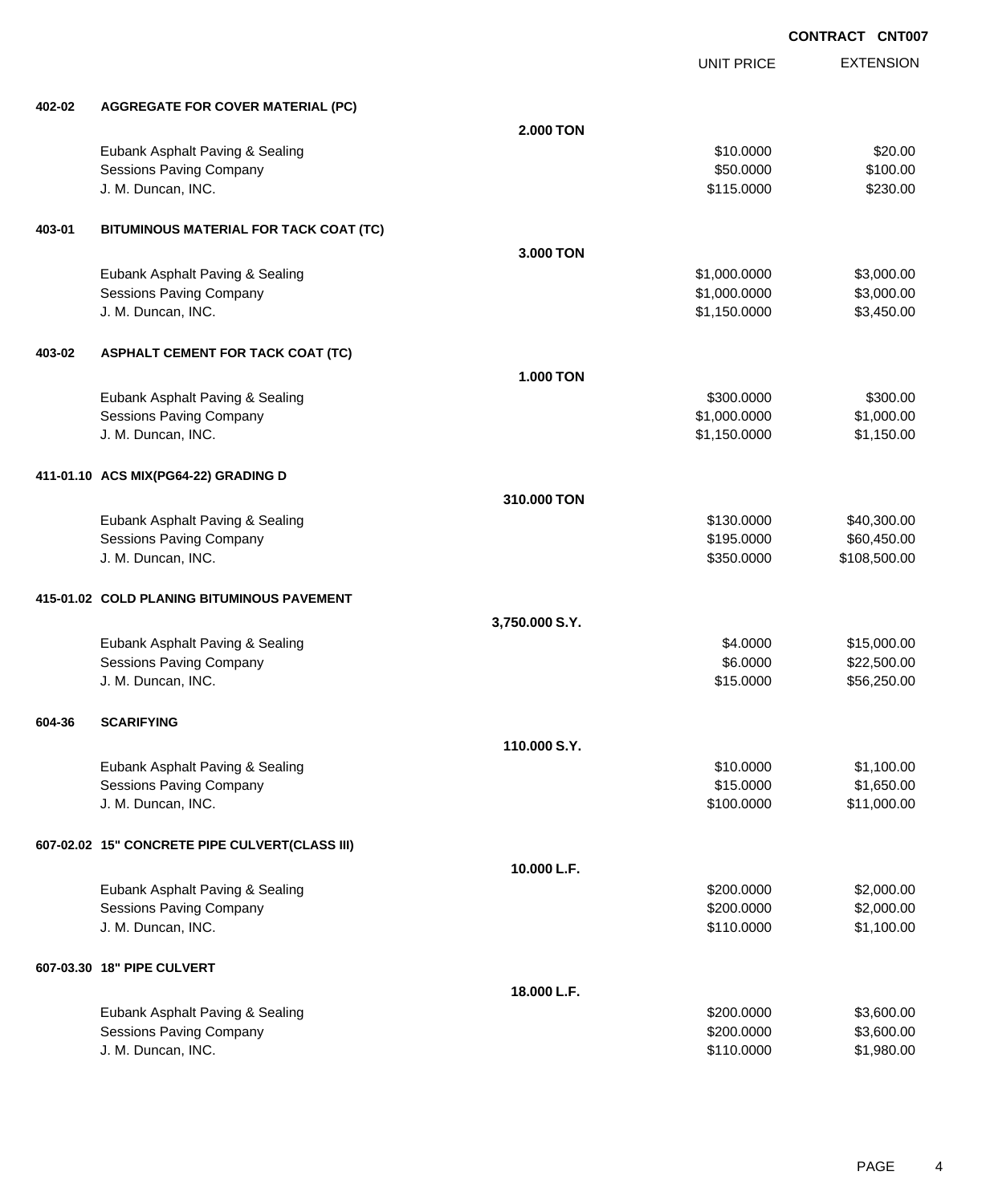**CONTRACT CNT007**

| | | | UNIT PRICE | EXTENSION |
|---|---|---|---|---|
| **402-02** | **AGGREGATE FOR COVER MATERIAL (PC)** | | | |
| | | **2.000 TON** | | |
| | Eubank Asphalt Paving & Sealing | | $10.0000 | $20.00 |
| | Sessions Paving Company | | $50.0000 | $100.00 |
| | J. M. Duncan, INC. | | $115.0000 | $230.00 |
| **403-01** | **BITUMINOUS MATERIAL FOR TACK COAT (TC)** | | | |
| | | **3.000 TON** | | |
| | Eubank Asphalt Paving & Sealing | | $1,000.0000 | $3,000.00 |
| | Sessions Paving Company | | $1,000.0000 | $3,000.00 |
| | J. M. Duncan, INC. | | $1,150.0000 | $3,450.00 |
| **403-02** | **ASPHALT CEMENT FOR TACK COAT (TC)** | | | |
| | | **1.000 TON** | | |
| | Eubank Asphalt Paving & Sealing | | $300.0000 | $300.00 |
| | Sessions Paving Company | | $1,000.0000 | $1,000.00 |
| | J. M. Duncan, INC. | | $1,150.0000 | $1,150.00 |
| **411-01.10** | **ACS MIX(PG64-22) GRADING D** | | | |
| | | **310.000 TON** | | |
| | Eubank Asphalt Paving & Sealing | | $130.0000 | $40,300.00 |
| | Sessions Paving Company | | $195.0000 | $60,450.00 |
| | J. M. Duncan, INC. | | $350.0000 | $108,500.00 |
| **415-01.02** | **COLD PLANING BITUMINOUS PAVEMENT** | | | |
| | | **3,750.000 S.Y.** | | |
| | Eubank Asphalt Paving & Sealing | | $4.0000 | $15,000.00 |
| | Sessions Paving Company | | $6.0000 | $22,500.00 |
| | J. M. Duncan, INC. | | $15.0000 | $56,250.00 |
| **604-36** | **SCARIFYING** | | | |
| | | **110.000 S.Y.** | | |
| | Eubank Asphalt Paving & Sealing | | $10.0000 | $1,100.00 |
| | Sessions Paving Company | | $15.0000 | $1,650.00 |
| | J. M. Duncan, INC. | | $100.0000 | $11,000.00 |
| **607-02.02** | **15" CONCRETE PIPE CULVERT(CLASS III)** | | | |
| | | **10.000 L.F.** | | |
| | Eubank Asphalt Paving & Sealing | | $200.0000 | $2,000.00 |
| | Sessions Paving Company | | $200.0000 | $2,000.00 |
| | J. M. Duncan, INC. | | $110.0000 | $1,100.00 |
| **607-03.30** | **18" PIPE CULVERT** | | | |
| | | **18.000 L.F.** | | |
| | Eubank Asphalt Paving & Sealing | | $200.0000 | $3,600.00 |
| | Sessions Paving Company | | $200.0000 | $3,600.00 |
| | J. M. Duncan, INC. | | $110.0000 | $1,980.00 |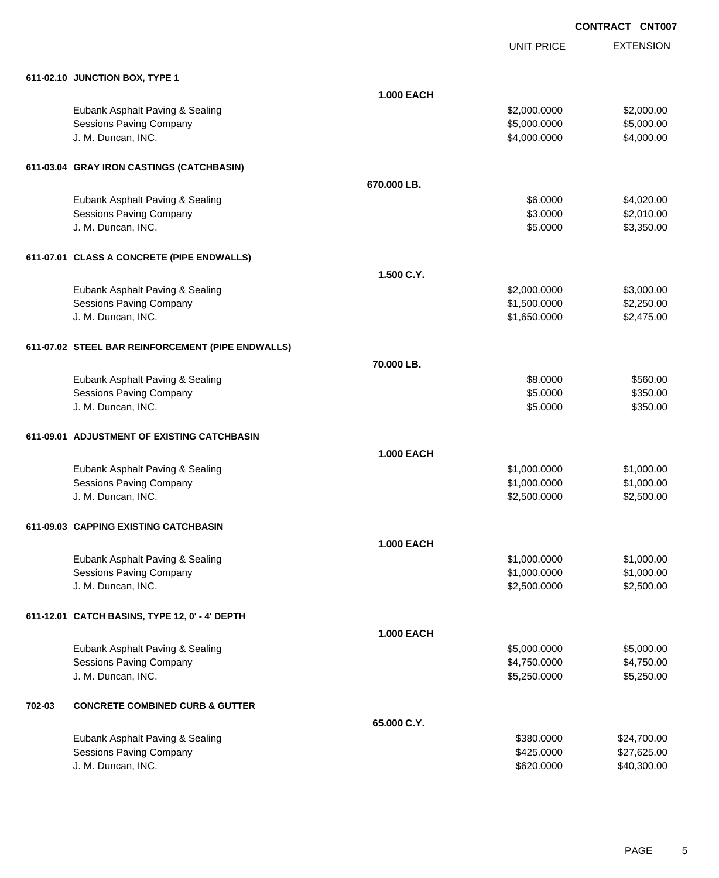**CONTRACT CNT007**

| | UNIT PRICE | EXTENSION |
|---|---|---|
| **611-02.10 JUNCTION BOX, TYPE 1** | | |
| **1.000 EACH** | | |
| Eubank Asphalt Paving & Sealing | $2,000.0000 | $2,000.00 |
| Sessions Paving Company | $5,000.0000 | $5,000.00 |
| J. M. Duncan, INC. | $4,000.0000 | $4,000.00 |
| **611-03.04 GRAY IRON CASTINGS (CATCHBASIN)** | | |
| **670.000 LB.** | | |
| Eubank Asphalt Paving & Sealing | $6.0000 | $4,020.00 |
| Sessions Paving Company | $3.0000 | $2,010.00 |
| J. M. Duncan, INC. | $5.0000 | $3,350.00 |
| **611-07.01 CLASS A CONCRETE (PIPE ENDWALLS)** | | |
| **1.500 C.Y.** | | |
| Eubank Asphalt Paving & Sealing | $2,000.0000 | $3,000.00 |
| Sessions Paving Company | $1,500.0000 | $2,250.00 |
| J. M. Duncan, INC. | $1,650.0000 | $2,475.00 |
| **611-07.02 STEEL BAR REINFORCEMENT (PIPE ENDWALLS)** | | |
| **70.000 LB.** | | |
| Eubank Asphalt Paving & Sealing | $8.0000 | $560.00 |
| Sessions Paving Company | $5.0000 | $350.00 |
| J. M. Duncan, INC. | $5.0000 | $350.00 |
| **611-09.01 ADJUSTMENT OF EXISTING CATCHBASIN** | | |
| **1.000 EACH** | | |
| Eubank Asphalt Paving & Sealing | $1,000.0000 | $1,000.00 |
| Sessions Paving Company | $1,000.0000 | $1,000.00 |
| J. M. Duncan, INC. | $2,500.0000 | $2,500.00 |
| **611-09.03 CAPPING EXISTING CATCHBASIN** | | |
| **1.000 EACH** | | |
| Eubank Asphalt Paving & Sealing | $1,000.0000 | $1,000.00 |
| Sessions Paving Company | $1,000.0000 | $1,000.00 |
| J. M. Duncan, INC. | $2,500.0000 | $2,500.00 |
| **611-12.01 CATCH BASINS, TYPE 12, 0' - 4' DEPTH** | | |
| **1.000 EACH** | | |
| Eubank Asphalt Paving & Sealing | $5,000.0000 | $5,000.00 |
| Sessions Paving Company | $4,750.0000 | $4,750.00 |
| J. M. Duncan, INC. | $5,250.0000 | $5,250.00 |
| **702-03 CONCRETE COMBINED CURB & GUTTER** | | |
| **65.000 C.Y.** | | |
| Eubank Asphalt Paving & Sealing | $380.0000 | $24,700.00 |
| Sessions Paving Company | $425.0000 | $27,625.00 |
| J. M. Duncan, INC. | $620.0000 | $40,300.00 |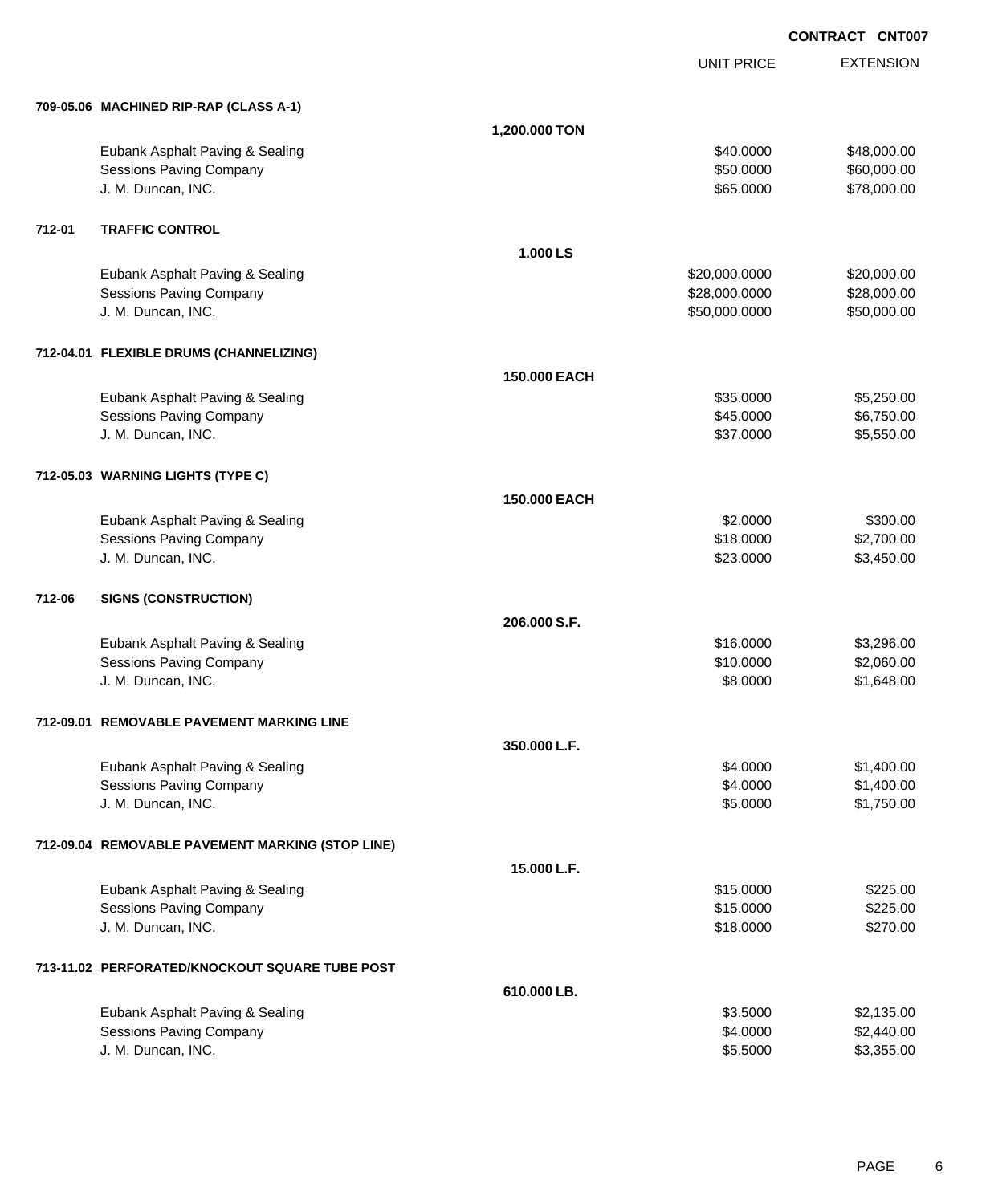**CONTRACT CNT007**

| | | | UNIT PRICE | EXTENSION |
|---|---|---|---|---|
| **709-05.06** | **MACHINED RIP-RAP (CLASS A-1)** | | | |
| | | **1,200.000 TON** | | |
| | Eubank Asphalt Paving & Sealing | | $40.0000 | $48,000.00 |
| | Sessions Paving Company | | $50.0000 | $60,000.00 |
| | J. M. Duncan, INC. | | $65.0000 | $78,000.00 |
| **712-01** | **TRAFFIC CONTROL** | | | |
| | | **1.000 LS** | | |
| | Eubank Asphalt Paving & Sealing | | $20,000.0000 | $20,000.00 |
| | Sessions Paving Company | | $28,000.0000 | $28,000.00 |
| | J. M. Duncan, INC. | | $50,000.0000 | $50,000.00 |
| **712-04.01** | **FLEXIBLE DRUMS (CHANNELIZING)** | | | |
| | | **150.000 EACH** | | |
| | Eubank Asphalt Paving & Sealing | | $35.0000 | $5,250.00 |
| | Sessions Paving Company | | $45.0000 | $6,750.00 |
| | J. M. Duncan, INC. | | $37.0000 | $5,550.00 |
| **712-05.03** | **WARNING LIGHTS (TYPE C)** | | | |
| | | **150.000 EACH** | | |
| | Eubank Asphalt Paving & Sealing | | $2.0000 | $300.00 |
| | Sessions Paving Company | | $18.0000 | $2,700.00 |
| | J. M. Duncan, INC. | | $23.0000 | $3,450.00 |
| **712-06** | **SIGNS (CONSTRUCTION)** | | | |
| | | **206.000 S.F.** | | |
| | Eubank Asphalt Paving & Sealing | | $16.0000 | $3,296.00 |
| | Sessions Paving Company | | $10.0000 | $2,060.00 |
| | J. M. Duncan, INC. | | $8.0000 | $1,648.00 |
| **712-09.01** | **REMOVABLE PAVEMENT MARKING LINE** | | | |
| | | **350.000 L.F.** | | |
| | Eubank Asphalt Paving & Sealing | | $4.0000 | $1,400.00 |
| | Sessions Paving Company | | $4.0000 | $1,400.00 |
| | J. M. Duncan, INC. | | $5.0000 | $1,750.00 |
| **712-09.04** | **REMOVABLE PAVEMENT MARKING (STOP LINE)** | | | |
| | | **15.000 L.F.** | | |
| | Eubank Asphalt Paving & Sealing | | $15.0000 | $225.00 |
| | Sessions Paving Company | | $15.0000 | $225.00 |
| | J. M. Duncan, INC. | | $18.0000 | $270.00 |
| **713-11.02** | **PERFORATED/KNOCKOUT SQUARE TUBE POST** | | | |
| | | **610.000 LB.** | | |
| | Eubank Asphalt Paving & Sealing | | $3.5000 | $2,135.00 |
| | Sessions Paving Company | | $4.0000 | $2,440.00 |
| | J. M. Duncan, INC. | | $5.5000 | $3,355.00 |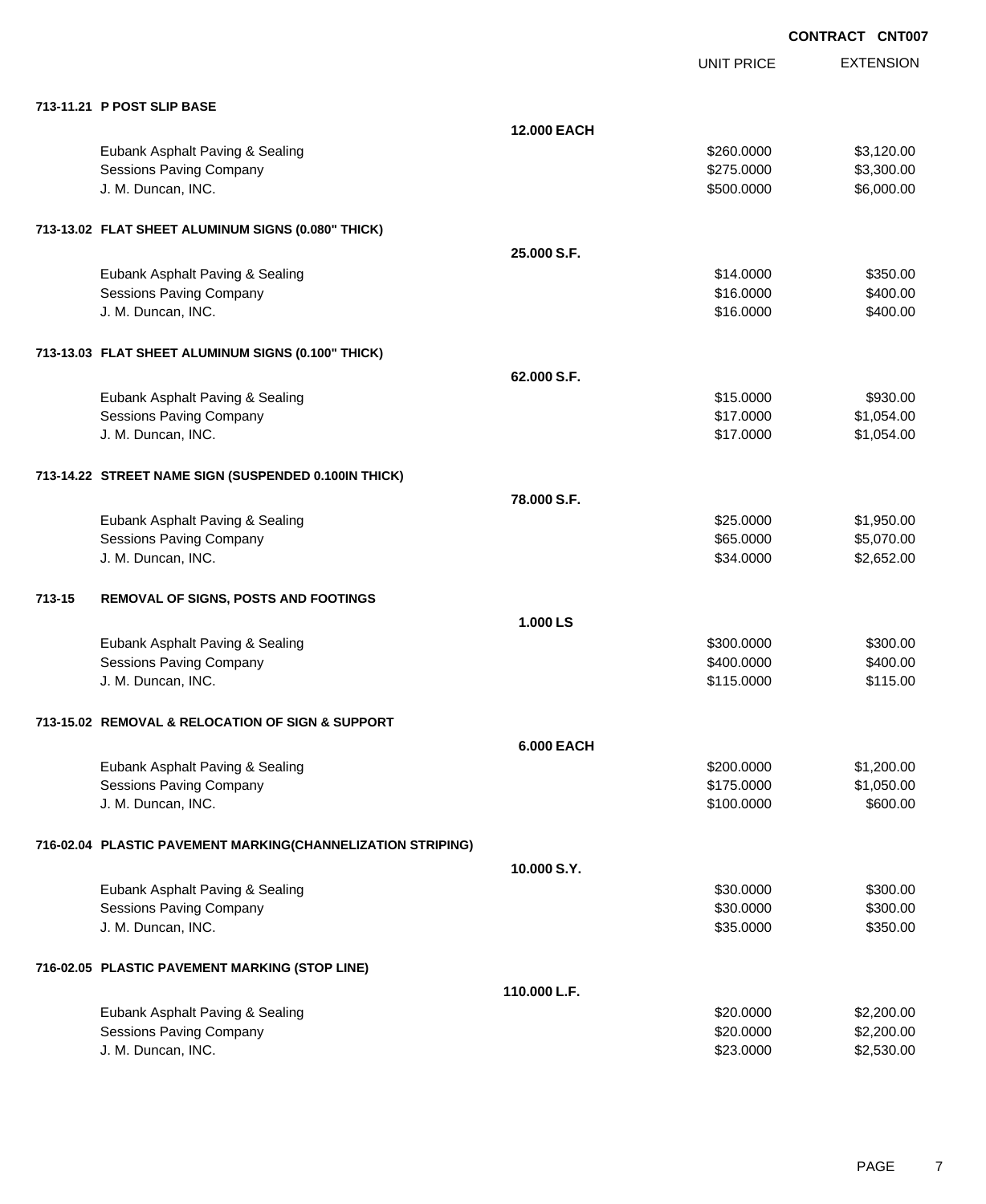**CONTRACT CNT007**

| | | UNIT PRICE | EXTENSION |
|---|---|---|---|
| **713-11.21 P POST SLIP BASE** | | | |
| | **12.000 EACH** | | |
| Eubank Asphalt Paving & Sealing | | $260.0000 | $3,120.00 |
| Sessions Paving Company | | $275.0000 | $3,300.00 |
| J. M. Duncan, INC. | | $500.0000 | $6,000.00 |
| **713-13.02 FLAT SHEET ALUMINUM SIGNS (0.080" THICK)** | | | |
| | **25.000 S.F.** | | |
| Eubank Asphalt Paving & Sealing | | $14.0000 | $350.00 |
| Sessions Paving Company | | $16.0000 | $400.00 |
| J. M. Duncan, INC. | | $16.0000 | $400.00 |
| **713-13.03 FLAT SHEET ALUMINUM SIGNS (0.100" THICK)** | | | |
| | **62.000 S.F.** | | |
| Eubank Asphalt Paving & Sealing | | $15.0000 | $930.00 |
| Sessions Paving Company | | $17.0000 | $1,054.00 |
| J. M. Duncan, INC. | | $17.0000 | $1,054.00 |
| **713-14.22 STREET NAME SIGN (SUSPENDED 0.100IN THICK)** | | | |
| | **78.000 S.F.** | | |
| Eubank Asphalt Paving & Sealing | | $25.0000 | $1,950.00 |
| Sessions Paving Company | | $65.0000 | $5,070.00 |
| J. M. Duncan, INC. | | $34.0000 | $2,652.00 |
| **713-15 REMOVAL OF SIGNS, POSTS AND FOOTINGS** | | | |
| | **1.000 LS** | | |
| Eubank Asphalt Paving & Sealing | | $300.0000 | $300.00 |
| Sessions Paving Company | | $400.0000 | $400.00 |
| J. M. Duncan, INC. | | $115.0000 | $115.00 |
| **713-15.02 REMOVAL & RELOCATION OF SIGN & SUPPORT** | | | |
| | **6.000 EACH** | | |
| Eubank Asphalt Paving & Sealing | | $200.0000 | $1,200.00 |
| Sessions Paving Company | | $175.0000 | $1,050.00 |
| J. M. Duncan, INC. | | $100.0000 | $600.00 |
| **716-02.04 PLASTIC PAVEMENT MARKING(CHANNELIZATION STRIPING)** | | | |
| | **10.000 S.Y.** | | |
| Eubank Asphalt Paving & Sealing | | $30.0000 | $300.00 |
| Sessions Paving Company | | $30.0000 | $300.00 |
| J. M. Duncan, INC. | | $35.0000 | $350.00 |
| **716-02.05 PLASTIC PAVEMENT MARKING (STOP LINE)** | | | |
| | **110.000 L.F.** | | |
| Eubank Asphalt Paving & Sealing | | $20.0000 | $2,200.00 |
| Sessions Paving Company | | $20.0000 | $2,200.00 |
| J. M. Duncan, INC. | | $23.0000 | $2,530.00 |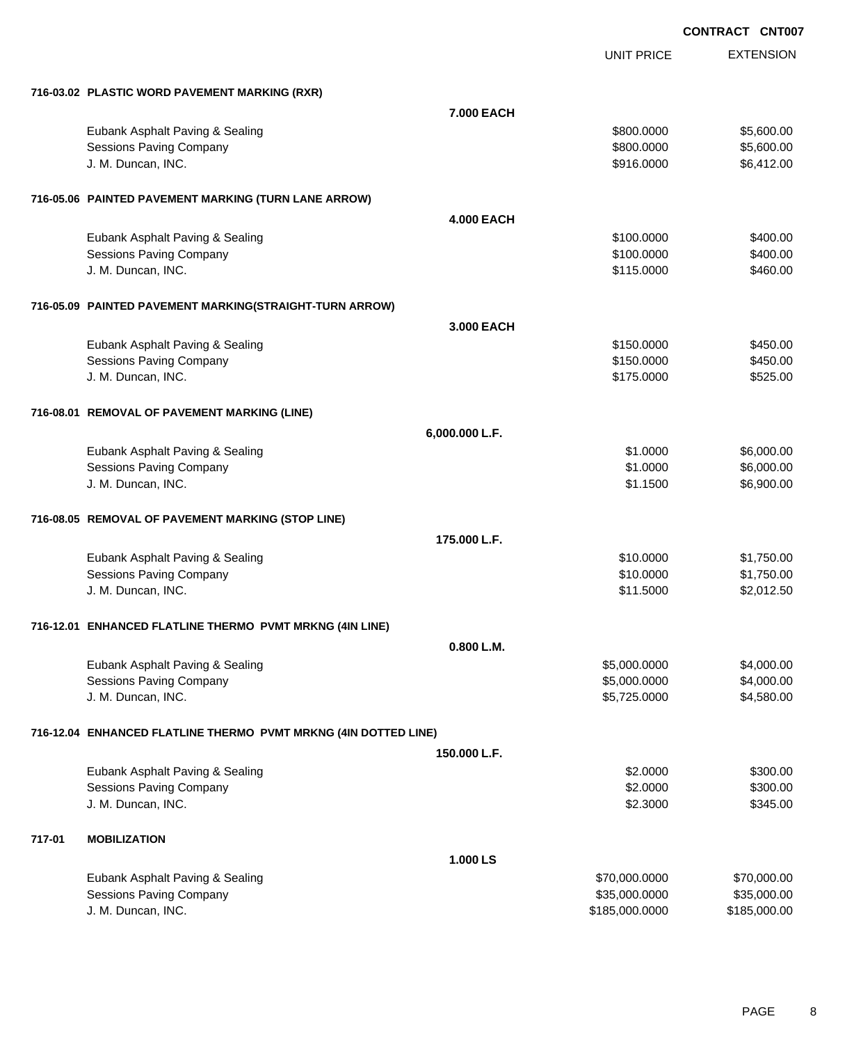**CONTRACT CNT007**

| | | UNIT PRICE | EXTENSION |
|---|---|---|---|
| **716-03.02 PLASTIC WORD PAVEMENT MARKING (RXR)** | | | |
| | **7.000 EACH** | | |
| Eubank Asphalt Paving & Sealing | | $800.0000 | $5,600.00 |
| Sessions Paving Company | | $800.0000 | $5,600.00 |
| J. M. Duncan, INC. | | $916.0000 | $6,412.00 |
| **716-05.06 PAINTED PAVEMENT MARKING (TURN LANE ARROW)** | | | |
| | **4.000 EACH** | | |
| Eubank Asphalt Paving & Sealing | | $100.0000 | $400.00 |
| Sessions Paving Company | | $100.0000 | $400.00 |
| J. M. Duncan, INC. | | $115.0000 | $460.00 |
| **716-05.09 PAINTED PAVEMENT MARKING(STRAIGHT-TURN ARROW)** | | | |
| | **3.000 EACH** | | |
| Eubank Asphalt Paving & Sealing | | $150.0000 | $450.00 |
| Sessions Paving Company | | $150.0000 | $450.00 |
| J. M. Duncan, INC. | | $175.0000 | $525.00 |
| **716-08.01 REMOVAL OF PAVEMENT MARKING (LINE)** | | | |
| | **6,000.000 L.F.** | | |
| Eubank Asphalt Paving & Sealing | | $1.0000 | $6,000.00 |
| Sessions Paving Company | | $1.0000 | $6,000.00 |
| J. M. Duncan, INC. | | $1.1500 | $6,900.00 |
| **716-08.05 REMOVAL OF PAVEMENT MARKING (STOP LINE)** | | | |
| | **175.000 L.F.** | | |
| Eubank Asphalt Paving & Sealing | | $10.0000 | $1,750.00 |
| Sessions Paving Company | | $10.0000 | $1,750.00 |
| J. M. Duncan, INC. | | $11.5000 | $2,012.50 |
| **716-12.01 ENHANCED FLATLINE THERMO PVMT MRKNG (4IN LINE)** | | | |
| | **0.800 L.M.** | | |
| Eubank Asphalt Paving & Sealing | | $5,000.0000 | $4,000.00 |
| Sessions Paving Company | | $5,000.0000 | $4,000.00 |
| J. M. Duncan, INC. | | $5,725.0000 | $4,580.00 |
| **716-12.04 ENHANCED FLATLINE THERMO PVMT MRKNG (4IN DOTTED LINE)** | | | |
| | **150.000 L.F.** | | |
| Eubank Asphalt Paving & Sealing | | $2.0000 | $300.00 |
| Sessions Paving Company | | $2.0000 | $300.00 |
| J. M. Duncan, INC. | | $2.3000 | $345.00 |
| **717-01 MOBILIZATION** | | | |
| | **1.000 LS** | | |
| Eubank Asphalt Paving & Sealing | | $70,000.0000 | $70,000.00 |
| Sessions Paving Company | | $35,000.0000 | $35,000.00 |
| J. M. Duncan, INC. | | $185,000.0000 | $185,000.00 |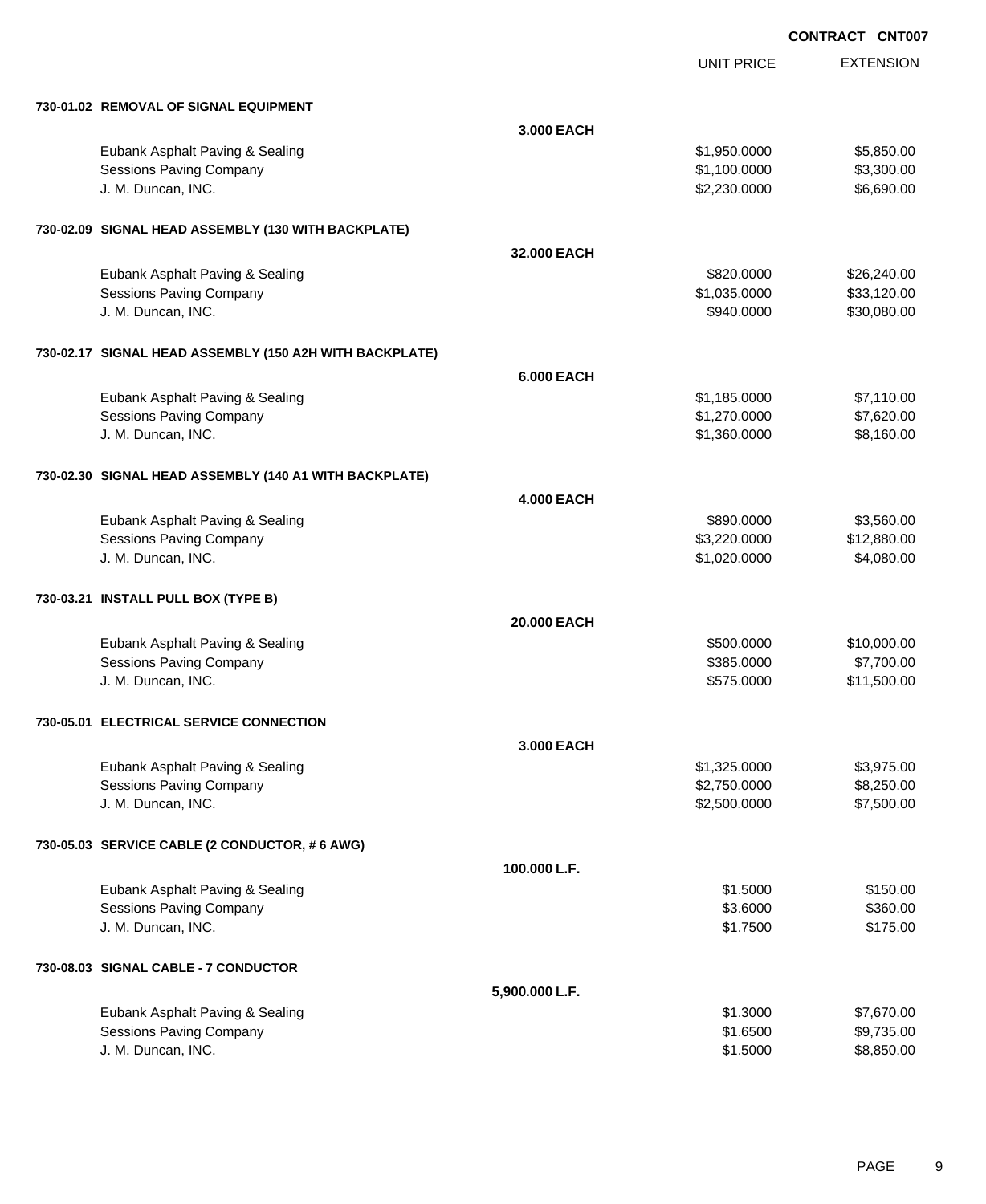**CONTRACT CNT007**

| | | UNIT PRICE | EXTENSION |
|---|---|---|---|
| **730-01.02 REMOVAL OF SIGNAL EQUIPMENT** | | | |
| | **3.000 EACH** | | |
| Eubank Asphalt Paving & Sealing | | $1,950.0000 | $5,850.00 |
| Sessions Paving Company | | $1,100.0000 | $3,300.00 |
| J. M. Duncan, INC. | | $2,230.0000 | $6,690.00 |
| **730-02.09 SIGNAL HEAD ASSEMBLY (130 WITH BACKPLATE)** | | | |
| | **32.000 EACH** | | |
| Eubank Asphalt Paving & Sealing | | $820.0000 | $26,240.00 |
| Sessions Paving Company | | $1,035.0000 | $33,120.00 |
| J. M. Duncan, INC. | | $940.0000 | $30,080.00 |
| **730-02.17 SIGNAL HEAD ASSEMBLY (150 A2H WITH BACKPLATE)** | | | |
| | **6.000 EACH** | | |
| Eubank Asphalt Paving & Sealing | | $1,185.0000 | $7,110.00 |
| Sessions Paving Company | | $1,270.0000 | $7,620.00 |
| J. M. Duncan, INC. | | $1,360.0000 | $8,160.00 |
| **730-02.30 SIGNAL HEAD ASSEMBLY (140 A1 WITH BACKPLATE)** | | | |
| | **4.000 EACH** | | |
| Eubank Asphalt Paving & Sealing | | $890.0000 | $3,560.00 |
| Sessions Paving Company | | $3,220.0000 | $12,880.00 |
| J. M. Duncan, INC. | | $1,020.0000 | $4,080.00 |
| **730-03.21 INSTALL PULL BOX (TYPE B)** | | | |
| | **20.000 EACH** | | |
| Eubank Asphalt Paving & Sealing | | $500.0000 | $10,000.00 |
| Sessions Paving Company | | $385.0000 | $7,700.00 |
| J. M. Duncan, INC. | | $575.0000 | $11,500.00 |
| **730-05.01 ELECTRICAL SERVICE CONNECTION** | | | |
| | **3.000 EACH** | | |
| Eubank Asphalt Paving & Sealing | | $1,325.0000 | $3,975.00 |
| Sessions Paving Company | | $2,750.0000 | $8,250.00 |
| J. M. Duncan, INC. | | $2,500.0000 | $7,500.00 |
| **730-05.03 SERVICE CABLE (2 CONDUCTOR, # 6 AWG)** | | | |
| | **100.000 L.F.** | | |
| Eubank Asphalt Paving & Sealing | | $1.5000 | $150.00 |
| Sessions Paving Company | | $3.6000 | $360.00 |
| J. M. Duncan, INC. | | $1.7500 | $175.00 |
| **730-08.03 SIGNAL CABLE - 7 CONDUCTOR** | | | |
| | **5,900.000 L.F.** | | |
| Eubank Asphalt Paving & Sealing | | $1.3000 | $7,670.00 |
| Sessions Paving Company | | $1.6500 | $9,735.00 |
| J. M. Duncan, INC. | | $1.5000 | $8,850.00 |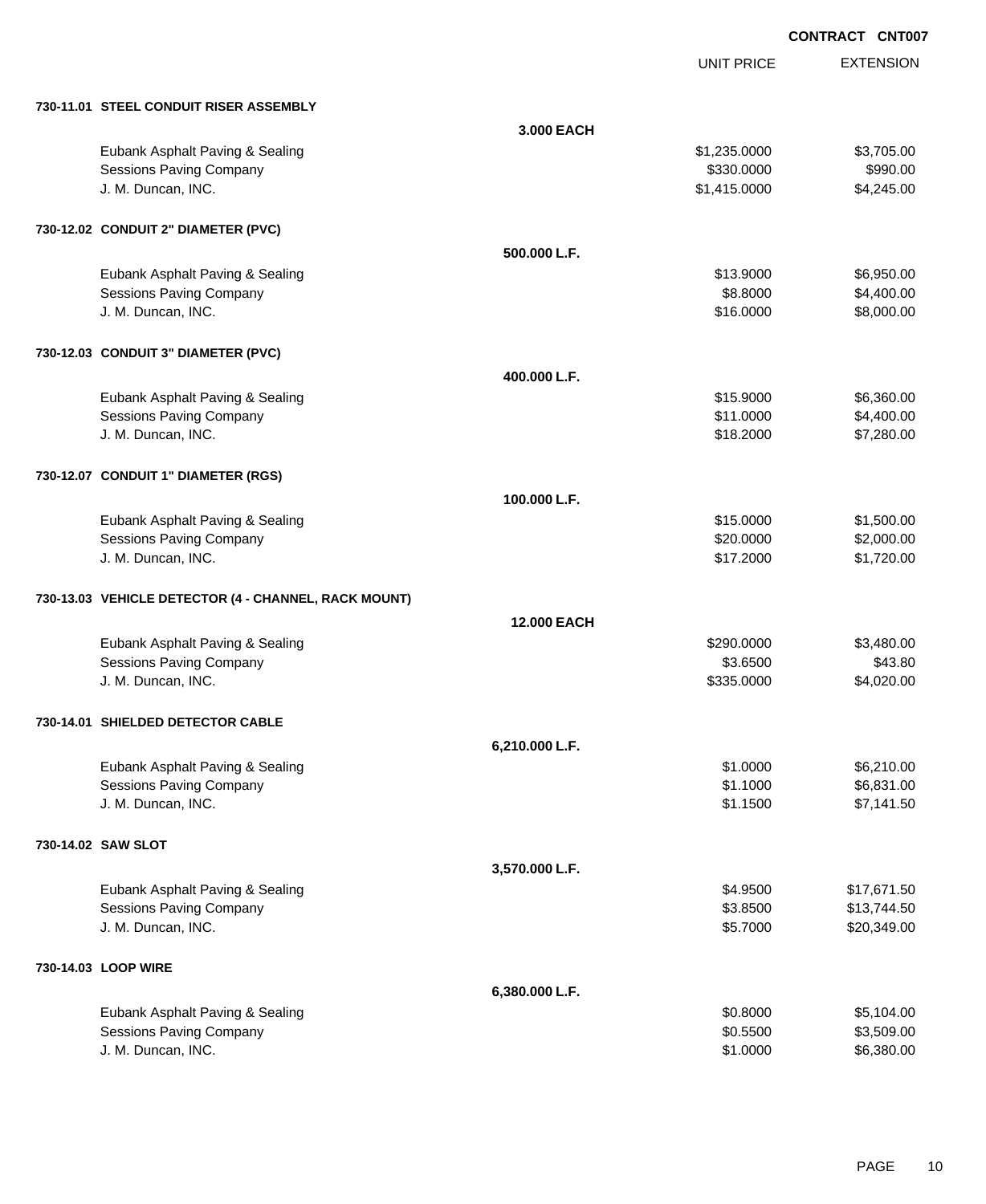**CONTRACT CNT007**

| | | UNIT PRICE | EXTENSION |
|---|---|---|---|
| **730-11.01 STEEL CONDUIT RISER ASSEMBLY** | | | |
| | **3.000 EACH** | | |
| Eubank Asphalt Paving & Sealing | | $1,235.0000 | $3,705.00 |
| Sessions Paving Company | | $330.0000 | $990.00 |
| J. M. Duncan, INC. | | $1,415.0000 | $4,245.00 |
| **730-12.02 CONDUIT 2" DIAMETER (PVC)** | | | |
| | **500.000 L.F.** | | |
| Eubank Asphalt Paving & Sealing | | $13.9000 | $6,950.00 |
| Sessions Paving Company | | $8.8000 | $4,400.00 |
| J. M. Duncan, INC. | | $16.0000 | $8,000.00 |
| **730-12.03 CONDUIT 3" DIAMETER (PVC)** | | | |
| | **400.000 L.F.** | | |
| Eubank Asphalt Paving & Sealing | | $15.9000 | $6,360.00 |
| Sessions Paving Company | | $11.0000 | $4,400.00 |
| J. M. Duncan, INC. | | $18.2000 | $7,280.00 |
| **730-12.07 CONDUIT 1" DIAMETER (RGS)** | | | |
| | **100.000 L.F.** | | |
| Eubank Asphalt Paving & Sealing | | $15.0000 | $1,500.00 |
| Sessions Paving Company | | $20.0000 | $2,000.00 |
| J. M. Duncan, INC. | | $17.2000 | $1,720.00 |
| **730-13.03 VEHICLE DETECTOR (4 - CHANNEL, RACK MOUNT)** | | | |
| | **12.000 EACH** | | |
| Eubank Asphalt Paving & Sealing | | $290.0000 | $3,480.00 |
| Sessions Paving Company | | $3.6500 | $43.80 |
| J. M. Duncan, INC. | | $335.0000 | $4,020.00 |
| **730-14.01 SHIELDED DETECTOR CABLE** | | | |
| | **6,210.000 L.F.** | | |
| Eubank Asphalt Paving & Sealing | | $1.0000 | $6,210.00 |
| Sessions Paving Company | | $1.1000 | $6,831.00 |
| J. M. Duncan, INC. | | $1.1500 | $7,141.50 |
| **730-14.02 SAW SLOT** | | | |
| | **3,570.000 L.F.** | | |
| Eubank Asphalt Paving & Sealing | | $4.9500 | $17,671.50 |
| Sessions Paving Company | | $3.8500 | $13,744.50 |
| J. M. Duncan, INC. | | $5.7000 | $20,349.00 |
| **730-14.03 LOOP WIRE** | | | |
| | **6,380.000 L.F.** | | |
| Eubank Asphalt Paving & Sealing | | $0.8000 | $5,104.00 |
| Sessions Paving Company | | $0.5500 | $3,509.00 |
| J. M. Duncan, INC. | | $1.0000 | $6,380.00 |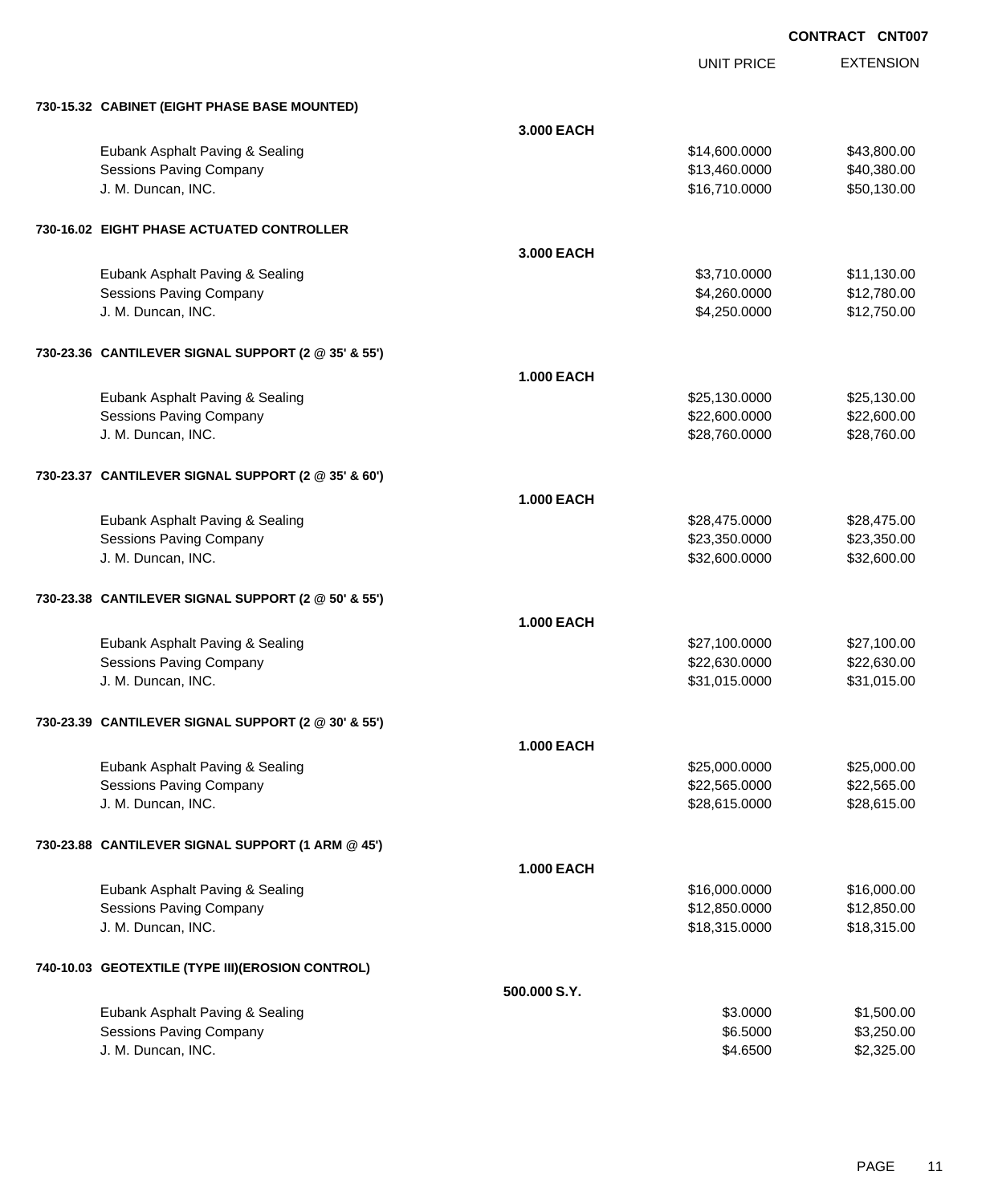**CONTRACT CNT007**

| | | UNIT PRICE | EXTENSION |
|---|---|---|---|
| **730-15.32 CABINET (EIGHT PHASE BASE MOUNTED)** | | | |
| | **3.000 EACH** | | |
| Eubank Asphalt Paving & Sealing | | $14,600.0000 | $43,800.00 |
| Sessions Paving Company | | $13,460.0000 | $40,380.00 |
| J. M. Duncan, INC. | | $16,710.0000 | $50,130.00 |
| **730-16.02 EIGHT PHASE ACTUATED CONTROLLER** | | | |
| | **3.000 EACH** | | |
| Eubank Asphalt Paving & Sealing | | $3,710.0000 | $11,130.00 |
| Sessions Paving Company | | $4,260.0000 | $12,780.00 |
| J. M. Duncan, INC. | | $4,250.0000 | $12,750.00 |
| **730-23.36 CANTILEVER SIGNAL SUPPORT (2 @ 35' & 55')** | | | |
| | **1.000 EACH** | | |
| Eubank Asphalt Paving & Sealing | | $25,130.0000 | $25,130.00 |
| Sessions Paving Company | | $22,600.0000 | $22,600.00 |
| J. M. Duncan, INC. | | $28,760.0000 | $28,760.00 |
| **730-23.37 CANTILEVER SIGNAL SUPPORT (2 @ 35' & 60')** | | | |
| | **1.000 EACH** | | |
| Eubank Asphalt Paving & Sealing | | $28,475.0000 | $28,475.00 |
| Sessions Paving Company | | $23,350.0000 | $23,350.00 |
| J. M. Duncan, INC. | | $32,600.0000 | $32,600.00 |
| **730-23.38 CANTILEVER SIGNAL SUPPORT (2 @ 50' & 55')** | | | |
| | **1.000 EACH** | | |
| Eubank Asphalt Paving & Sealing | | $27,100.0000 | $27,100.00 |
| Sessions Paving Company | | $22,630.0000 | $22,630.00 |
| J. M. Duncan, INC. | | $31,015.0000 | $31,015.00 |
| **730-23.39 CANTILEVER SIGNAL SUPPORT (2 @ 30' & 55')** | | | |
| | **1.000 EACH** | | |
| Eubank Asphalt Paving & Sealing | | $25,000.0000 | $25,000.00 |
| Sessions Paving Company | | $22,565.0000 | $22,565.00 |
| J. M. Duncan, INC. | | $28,615.0000 | $28,615.00 |
| **730-23.88 CANTILEVER SIGNAL SUPPORT (1 ARM @ 45')** | | | |
| | **1.000 EACH** | | |
| Eubank Asphalt Paving & Sealing | | $16,000.0000 | $16,000.00 |
| Sessions Paving Company | | $12,850.0000 | $12,850.00 |
| J. M. Duncan, INC. | | $18,315.0000 | $18,315.00 |
| **740-10.03 GEOTEXTILE (TYPE III)(EROSION CONTROL)** | | | |
| | **500.000 S.Y.** | | |
| Eubank Asphalt Paving & Sealing | | $3.0000 | $1,500.00 |
| Sessions Paving Company | | $6.5000 | $3,250.00 |
| J. M. Duncan, INC. | | $4.6500 | $2,325.00 |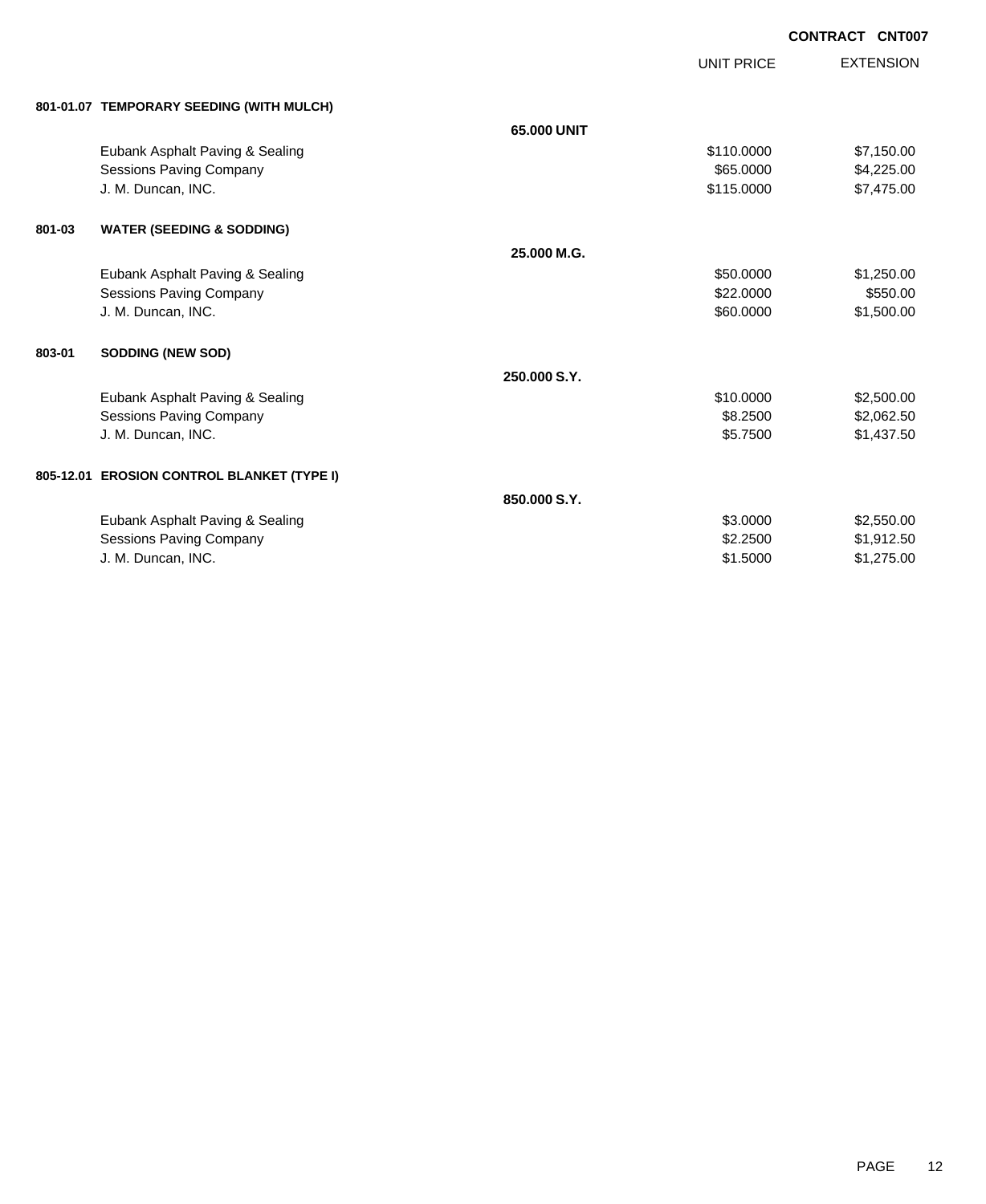**CONTRACT CNT007**

| | | UNIT PRICE | EXTENSION |
|---|---|---|---|
| **801-01.07** | **TEMPORARY SEEDING (WITH MULCH)** | | |
| | **65.000 UNIT** | | |
| | Eubank Asphalt Paving & Sealing | $110.0000 | $7,150.00 |
| | Sessions Paving Company | $65.0000 | $4,225.00 |
| | J. M. Duncan, INC. | $115.0000 | $7,475.00 |
| **801-03** | **WATER (SEEDING & SODDING)** | | |
| | **25.000 M.G.** | | |
| | Eubank Asphalt Paving & Sealing | $50.0000 | $1,250.00 |
| | Sessions Paving Company | $22.0000 | $550.00 |
| | J. M. Duncan, INC. | $60.0000 | $1,500.00 |
| **803-01** | **SODDING (NEW SOD)** | | |
| | **250.000 S.Y.** | | |
| | Eubank Asphalt Paving & Sealing | $10.0000 | $2,500.00 |
| | Sessions Paving Company | $8.2500 | $2,062.50 |
| | J. M. Duncan, INC. | $5.7500 | $1,437.50 |
| **805-12.01** | **EROSION CONTROL BLANKET (TYPE I)** | | |
| | **850.000 S.Y.** | | |
| | Eubank Asphalt Paving & Sealing | $3.0000 | $2,550.00 |
| | Sessions Paving Company | $2.2500 | $1,912.50 |
| | J. M. Duncan, INC. | $1.5000 | $1,275.00 |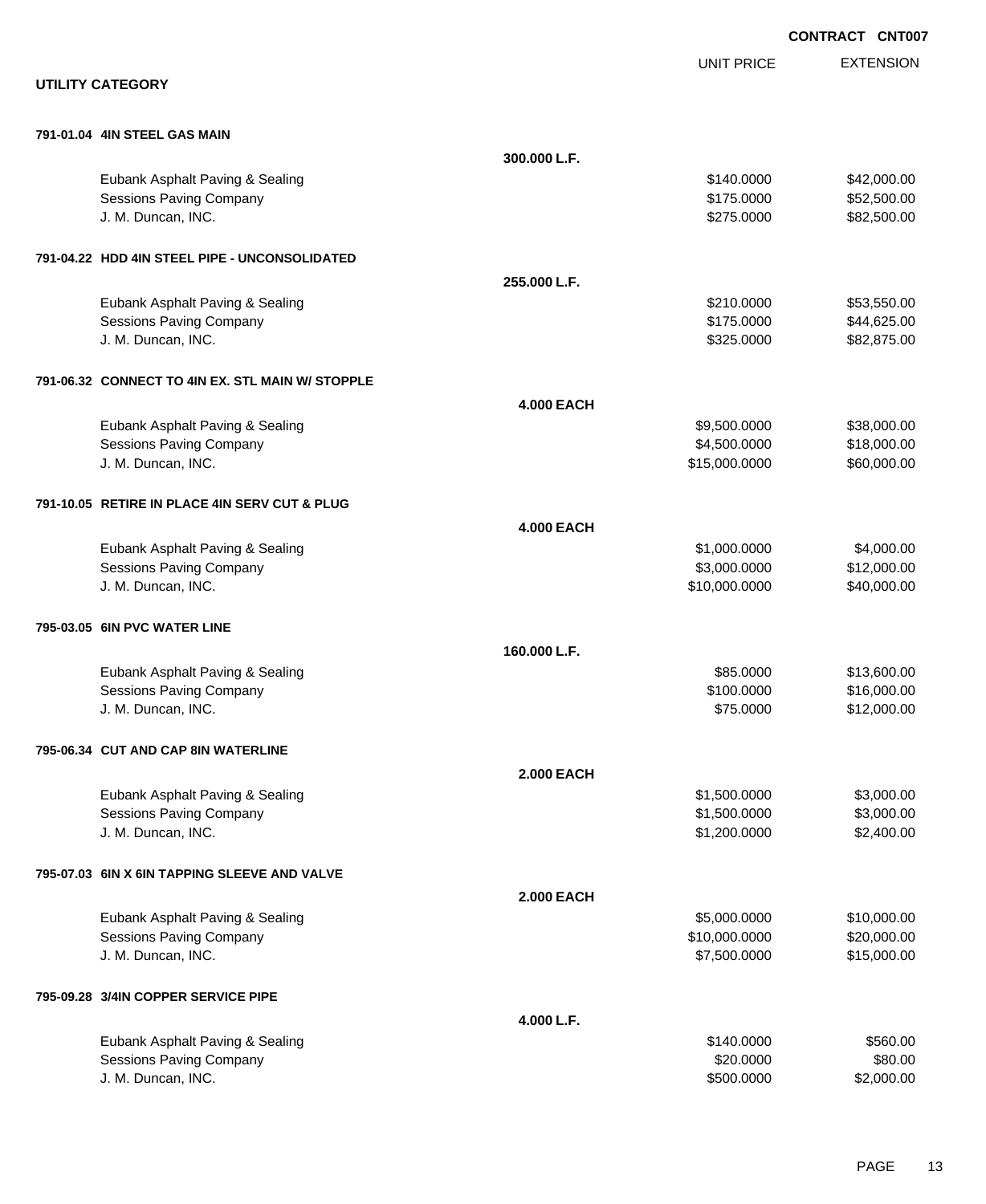**CONTRACT CNT007**

**UTILITY CATEGORY**

| | | UNIT PRICE | EXTENSION |
|---|---|---|---|
| **791-01.04 4IN STEEL GAS MAIN** | | | |
| | **300.000 L.F.** | | |
| Eubank Asphalt Paving & Sealing | | $140.0000 | $42,000.00 |
| Sessions Paving Company | | $175.0000 | $52,500.00 |
| J. M. Duncan, INC. | | $275.0000 | $82,500.00 |
| **791-04.22 HDD 4IN STEEL PIPE - UNCONSOLIDATED** | | | |
| | **255.000 L.F.** | | |
| Eubank Asphalt Paving & Sealing | | $210.0000 | $53,550.00 |
| Sessions Paving Company | | $175.0000 | $44,625.00 |
| J. M. Duncan, INC. | | $325.0000 | $82,875.00 |
| **791-06.32 CONNECT TO 4IN EX. STL MAIN W/ STOPPLE** | | | |
| | **4.000 EACH** | | |
| Eubank Asphalt Paving & Sealing | | $9,500.0000 | $38,000.00 |
| Sessions Paving Company | | $4,500.0000 | $18,000.00 |
| J. M. Duncan, INC. | | $15,000.0000 | $60,000.00 |
| **791-10.05 RETIRE IN PLACE 4IN SERV CUT & PLUG** | | | |
| | **4.000 EACH** | | |
| Eubank Asphalt Paving & Sealing | | $1,000.0000 | $4,000.00 |
| Sessions Paving Company | | $3,000.0000 | $12,000.00 |
| J. M. Duncan, INC. | | $10,000.0000 | $40,000.00 |
| **795-03.05 6IN PVC WATER LINE** | | | |
| | **160.000 L.F.** | | |
| Eubank Asphalt Paving & Sealing | | $85.0000 | $13,600.00 |
| Sessions Paving Company | | $100.0000 | $16,000.00 |
| J. M. Duncan, INC. | | $75.0000 | $12,000.00 |
| **795-06.34 CUT AND CAP 8IN WATERLINE** | | | |
| | **2.000 EACH** | | |
| Eubank Asphalt Paving & Sealing | | $1,500.0000 | $3,000.00 |
| Sessions Paving Company | | $1,500.0000 | $3,000.00 |
| J. M. Duncan, INC. | | $1,200.0000 | $2,400.00 |
| **795-07.03 6IN X 6IN TAPPING SLEEVE AND VALVE** | | | |
| | **2.000 EACH** | | |
| Eubank Asphalt Paving & Sealing | | $5,000.0000 | $10,000.00 |
| Sessions Paving Company | | $10,000.0000 | $20,000.00 |
| J. M. Duncan, INC. | | $7,500.0000 | $15,000.00 |
| **795-09.28 3/4IN COPPER SERVICE PIPE** | | | |
| | **4.000 L.F.** | | |
| Eubank Asphalt Paving & Sealing | | $140.0000 | $560.00 |
| Sessions Paving Company | | $20.0000 | $80.00 |
| J. M. Duncan, INC. | | $500.0000 | $2,000.00 |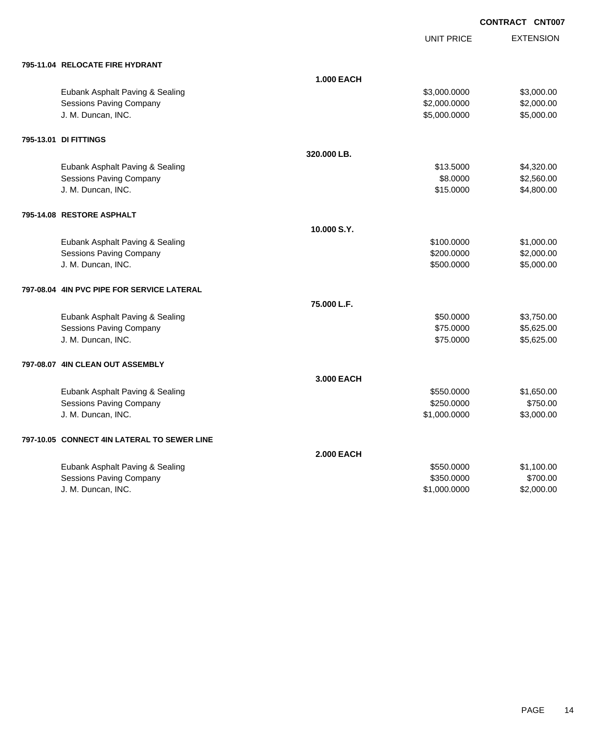**CONTRACT CNT007**

| | UNIT PRICE | EXTENSION |
|---|---|---|
| **795-11.04 RELOCATE FIRE HYDRANT** | | |
| **1.000 EACH** | | |
| Eubank Asphalt Paving & Sealing | $3,000.0000 | $3,000.00 |
| Sessions Paving Company | $2,000.0000 | $2,000.00 |
| J. M. Duncan, INC. | $5,000.0000 | $5,000.00 |
| **795-13.01 DI FITTINGS** | | |
| **320.000 LB.** | | |
| Eubank Asphalt Paving & Sealing | $13.5000 | $4,320.00 |
| Sessions Paving Company | $8.0000 | $2,560.00 |
| J. M. Duncan, INC. | $15.0000 | $4,800.00 |
| **795-14.08 RESTORE ASPHALT** | | |
| **10.000 S.Y.** | | |
| Eubank Asphalt Paving & Sealing | $100.0000 | $1,000.00 |
| Sessions Paving Company | $200.0000 | $2,000.00 |
| J. M. Duncan, INC. | $500.0000 | $5,000.00 |
| **797-08.04 4IN PVC PIPE FOR SERVICE LATERAL** | | |
| **75.000 L.F.** | | |
| Eubank Asphalt Paving & Sealing | $50.0000 | $3,750.00 |
| Sessions Paving Company | $75.0000 | $5,625.00 |
| J. M. Duncan, INC. | $75.0000 | $5,625.00 |
| **797-08.07 4IN CLEAN OUT ASSEMBLY** | | |
| **3.000 EACH** | | |
| Eubank Asphalt Paving & Sealing | $550.0000 | $1,650.00 |
| Sessions Paving Company | $250.0000 | $750.00 |
| J. M. Duncan, INC. | $1,000.0000 | $3,000.00 |
| **797-10.05 CONNECT 4IN LATERAL TO SEWER LINE** | | |
| **2.000 EACH** | | |
| Eubank Asphalt Paving & Sealing | $550.0000 | $1,100.00 |
| Sessions Paving Company | $350.0000 | $700.00 |
| J. M. Duncan, INC. | $1,000.0000 | $2,000.00 |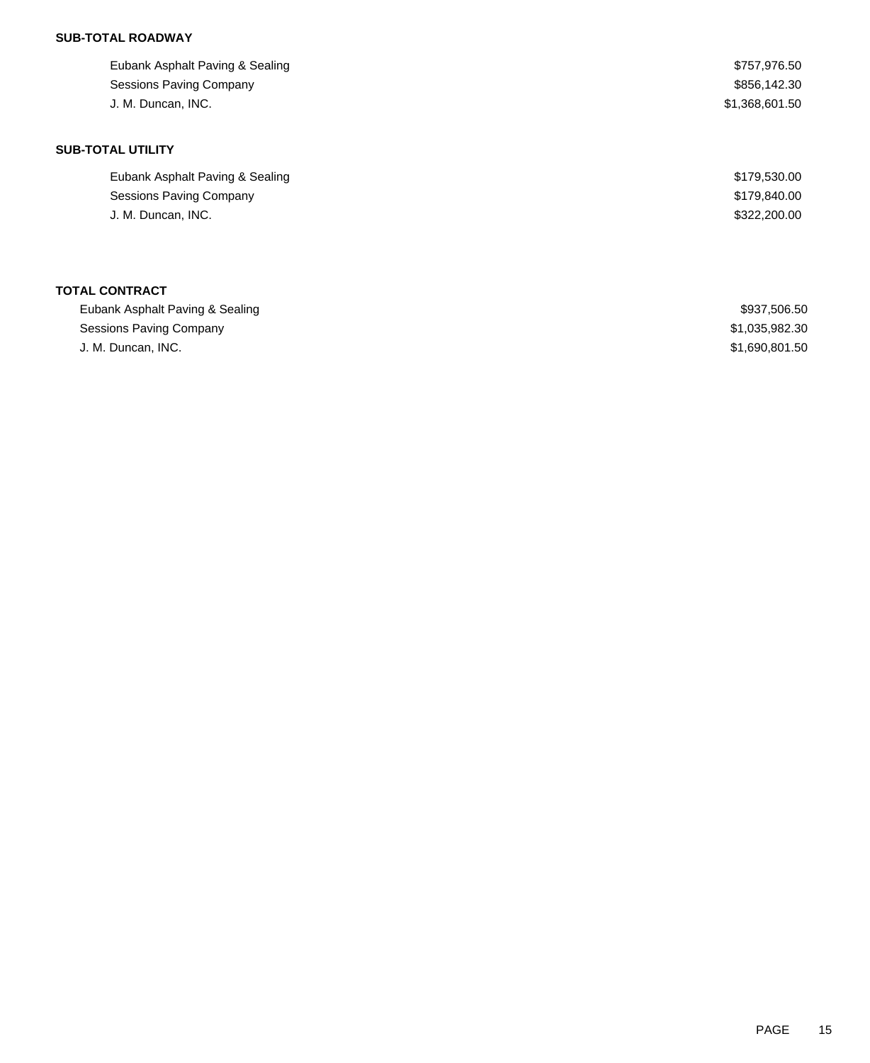**SUB-TOTAL ROADWAY**

| | |
|---|---|
| Eubank Asphalt Paving & Sealing | $757,976.50 |
| Sessions Paving Company | $856,142.30 |
| J. M. Duncan, INC. | $1,368,601.50 |

**SUB-TOTAL UTILITY**

| | |
|---|---|
| Eubank Asphalt Paving & Sealing | $179,530.00 |
| Sessions Paving Company | $179,840.00 |
| J. M. Duncan, INC. | $322,200.00 |

**TOTAL CONTRACT**

| | |
|---|---|
| Eubank Asphalt Paving & Sealing | $937,506.50 |
| Sessions Paving Company | $1,035,982.30 |
| J. M. Duncan, INC. | $1,690,801.50 |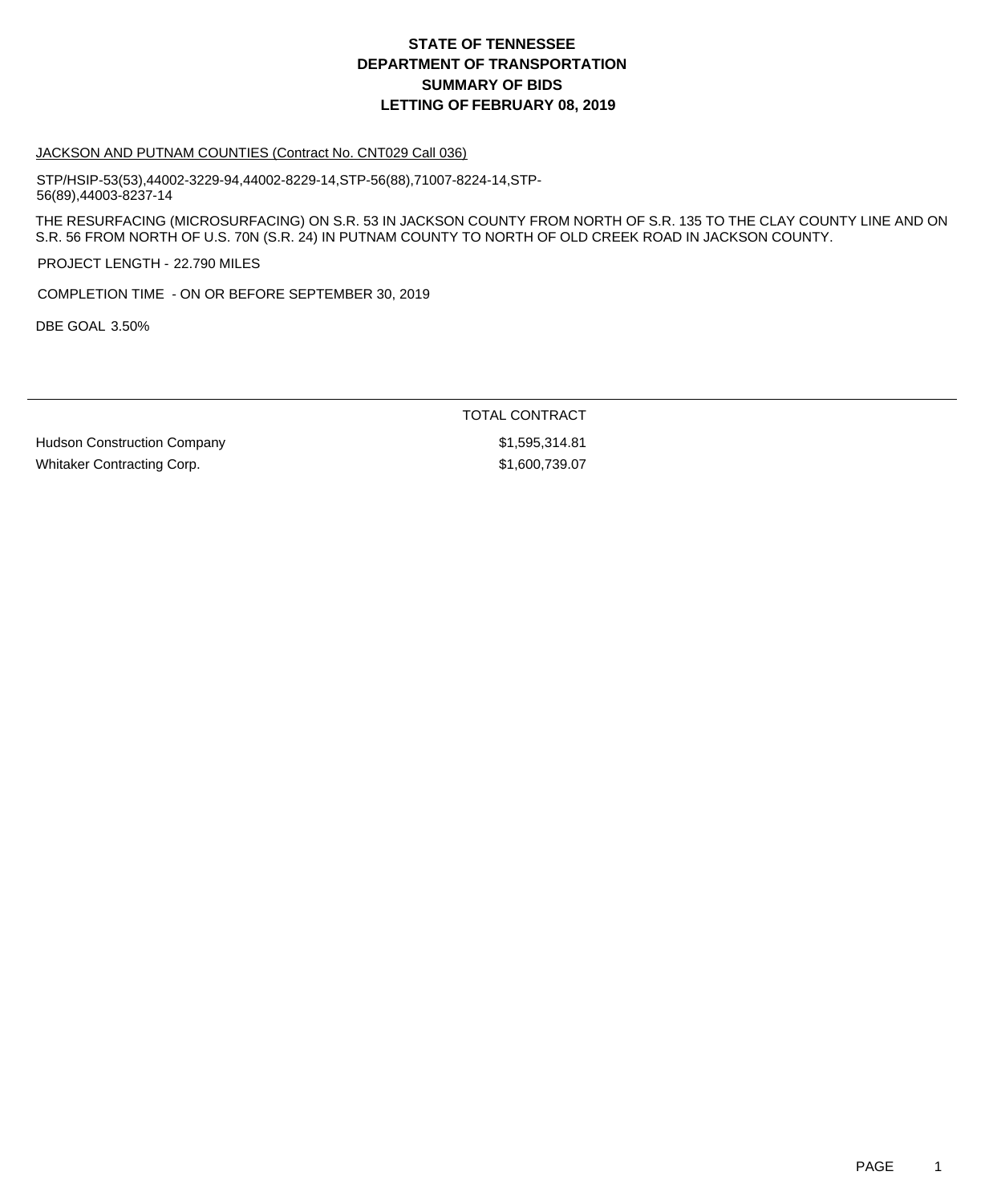# STATE OF TENNESSEE
# DEPARTMENT OF TRANSPORTATION
# SUMMARY OF BIDS
# LETTING OF FEBRUARY 08, 2019

JACKSON AND PUTNAM COUNTIES (Contract No. CNT029 Call 036)

STP/HSIP-53(53),44002-3229-94,44002-8229-14,STP-56(88),71007-8224-14,STP-56(89),44003-8237-14

THE RESURFACING (MICROSURFACING) ON S.R. 53 IN JACKSON COUNTY FROM NORTH OF S.R. 135 TO THE CLAY COUNTY LINE AND ON S.R. 56 FROM NORTH OF U.S. 70N (S.R. 24) IN PUTNAM COUNTY TO NORTH OF OLD CREEK ROAD IN JACKSON COUNTY.

PROJECT LENGTH - 22.790 MILES

COMPLETION TIME - ON OR BEFORE SEPTEMBER 30, 2019

DBE GOAL 3.50%

| | TOTAL CONTRACT |
|---|---|
| Hudson Construction Company | $1,595,314.81 |
| Whitaker Contracting Corp. | $1,600,739.07 |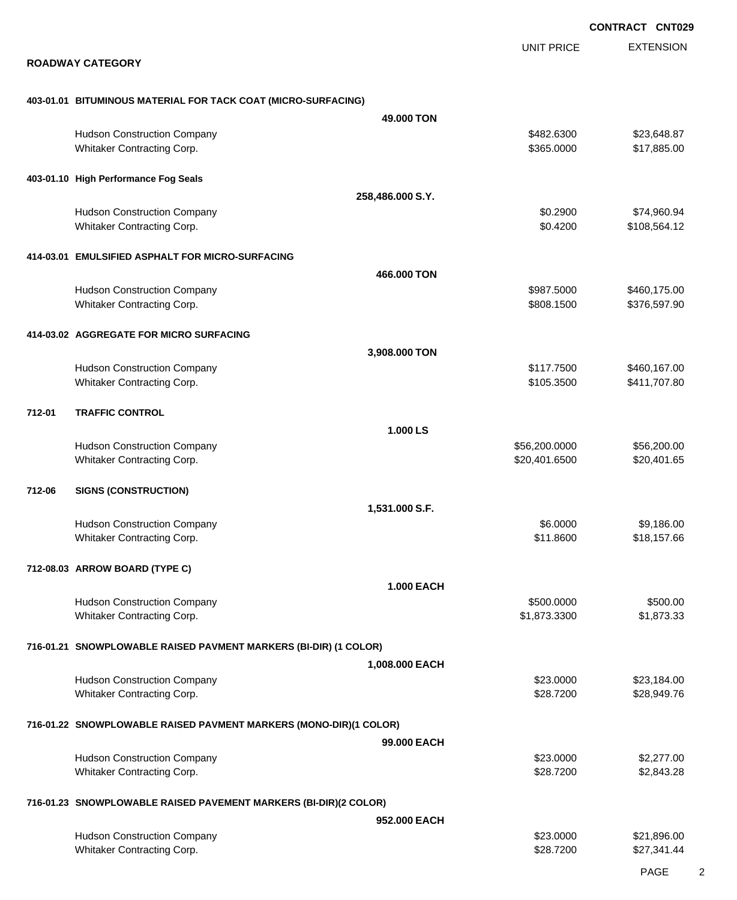**CONTRACT CNT029**

## ROADWAY CATEGORY

| | | UNIT PRICE | EXTENSION |
|---|---|---|---|
| **403-01.01** | **BITUMINOUS MATERIAL FOR TACK COAT (MICRO-SURFACING)** | | |
| | **49.000 TON** | | |
| | Hudson Construction Company | $482.6300 | $23,648.87 |
| | Whitaker Contracting Corp. | $365.0000 | $17,885.00 |
| **403-01.10** | **High Performance Fog Seals** | | |
| | **258,486.000 S.Y.** | | |
| | Hudson Construction Company | $0.2900 | $74,960.94 |
| | Whitaker Contracting Corp. | $0.4200 | $108,564.12 |
| **414-03.01** | **EMULSIFIED ASPHALT FOR MICRO-SURFACING** | | |
| | **466.000 TON** | | |
| | Hudson Construction Company | $987.5000 | $460,175.00 |
| | Whitaker Contracting Corp. | $808.1500 | $376,597.90 |
| **414-03.02** | **AGGREGATE FOR MICRO SURFACING** | | |
| | **3,908.000 TON** | | |
| | Hudson Construction Company | $117.7500 | $460,167.00 |
| | Whitaker Contracting Corp. | $105.3500 | $411,707.80 |
| **712-01** | **TRAFFIC CONTROL** | | |
| | **1.000 LS** | | |
| | Hudson Construction Company | $56,200.0000 | $56,200.00 |
| | Whitaker Contracting Corp. | $20,401.6500 | $20,401.65 |
| **712-06** | **SIGNS (CONSTRUCTION)** | | |
| | **1,531.000 S.F.** | | |
| | Hudson Construction Company | $6.0000 | $9,186.00 |
| | Whitaker Contracting Corp. | $11.8600 | $18,157.66 |
| **712-08.03** | **ARROW BOARD (TYPE C)** | | |
| | **1.000 EACH** | | |
| | Hudson Construction Company | $500.0000 | $500.00 |
| | Whitaker Contracting Corp. | $1,873.3300 | $1,873.33 |
| **716-01.21** | **SNOWPLOWABLE RAISED PAVMENT MARKERS (BI-DIR) (1 COLOR)** | | |
| | **1,008.000 EACH** | | |
| | Hudson Construction Company | $23.0000 | $23,184.00 |
| | Whitaker Contracting Corp. | $28.7200 | $28,949.76 |
| **716-01.22** | **SNOWPLOWABLE RAISED PAVMENT MARKERS (MONO-DIR)(1 COLOR)** | | |
| | **99.000 EACH** | | |
| | Hudson Construction Company | $23.0000 | $2,277.00 |
| | Whitaker Contracting Corp. | $28.7200 | $2,843.28 |
| **716-01.23** | **SNOWPLOWABLE RAISED PAVEMENT MARKERS (BI-DIR)(2 COLOR)** | | |
| | **952.000 EACH** | | |
| | Hudson Construction Company | $23.0000 | $21,896.00 |
| | Whitaker Contracting Corp. | $28.7200 | $27,341.44 |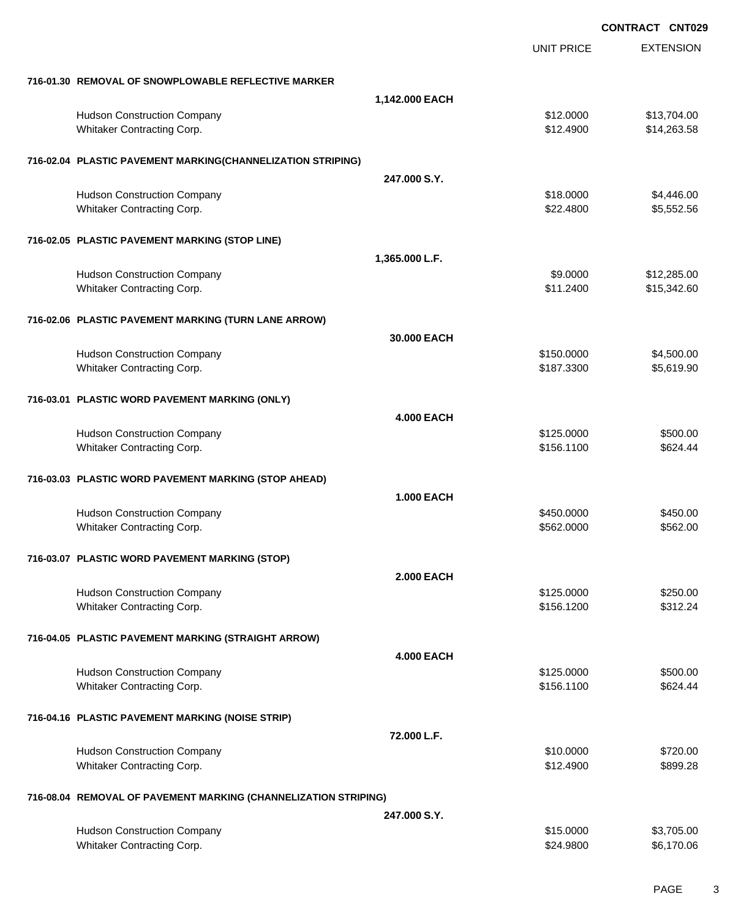**CONTRACT CNT029**

| | | UNIT PRICE | EXTENSION |
|---|---|---|---|
| **716-01.30 REMOVAL OF SNOWPLOWABLE REFLECTIVE MARKER** | | | |
| | **1,142.000 EACH** | | |
| Hudson Construction Company | | $12.0000 | $13,704.00 |
| Whitaker Contracting Corp. | | $12.4900 | $14,263.58 |
| **716-02.04 PLASTIC PAVEMENT MARKING(CHANNELIZATION STRIPING)** | | | |
| | **247.000 S.Y.** | | |
| Hudson Construction Company | | $18.0000 | $4,446.00 |
| Whitaker Contracting Corp. | | $22.4800 | $5,552.56 |
| **716-02.05 PLASTIC PAVEMENT MARKING (STOP LINE)** | | | |
| | **1,365.000 L.F.** | | |
| Hudson Construction Company | | $9.0000 | $12,285.00 |
| Whitaker Contracting Corp. | | $11.2400 | $15,342.60 |
| **716-02.06 PLASTIC PAVEMENT MARKING (TURN LANE ARROW)** | | | |
| | **30.000 EACH** | | |
| Hudson Construction Company | | $150.0000 | $4,500.00 |
| Whitaker Contracting Corp. | | $187.3300 | $5,619.90 |
| **716-03.01 PLASTIC WORD PAVEMENT MARKING (ONLY)** | | | |
| | **4.000 EACH** | | |
| Hudson Construction Company | | $125.0000 | $500.00 |
| Whitaker Contracting Corp. | | $156.1100 | $624.44 |
| **716-03.03 PLASTIC WORD PAVEMENT MARKING (STOP AHEAD)** | | | |
| | **1.000 EACH** | | |
| Hudson Construction Company | | $450.0000 | $450.00 |
| Whitaker Contracting Corp. | | $562.0000 | $562.00 |
| **716-03.07 PLASTIC WORD PAVEMENT MARKING (STOP)** | | | |
| | **2.000 EACH** | | |
| Hudson Construction Company | | $125.0000 | $250.00 |
| Whitaker Contracting Corp. | | $156.1200 | $312.24 |
| **716-04.05 PLASTIC PAVEMENT MARKING (STRAIGHT ARROW)** | | | |
| | **4.000 EACH** | | |
| Hudson Construction Company | | $125.0000 | $500.00 |
| Whitaker Contracting Corp. | | $156.1100 | $624.44 |
| **716-04.16 PLASTIC PAVEMENT MARKING (NOISE STRIP)** | | | |
| | **72.000 L.F.** | | |
| Hudson Construction Company | | $10.0000 | $720.00 |
| Whitaker Contracting Corp. | | $12.4900 | $899.28 |
| **716-08.04 REMOVAL OF PAVEMENT MARKING (CHANNELIZATION STRIPING)** | | | |
| | **247.000 S.Y.** | | |
| Hudson Construction Company | | $15.0000 | $3,705.00 |
| Whitaker Contracting Corp. | | $24.9800 | $6,170.06 |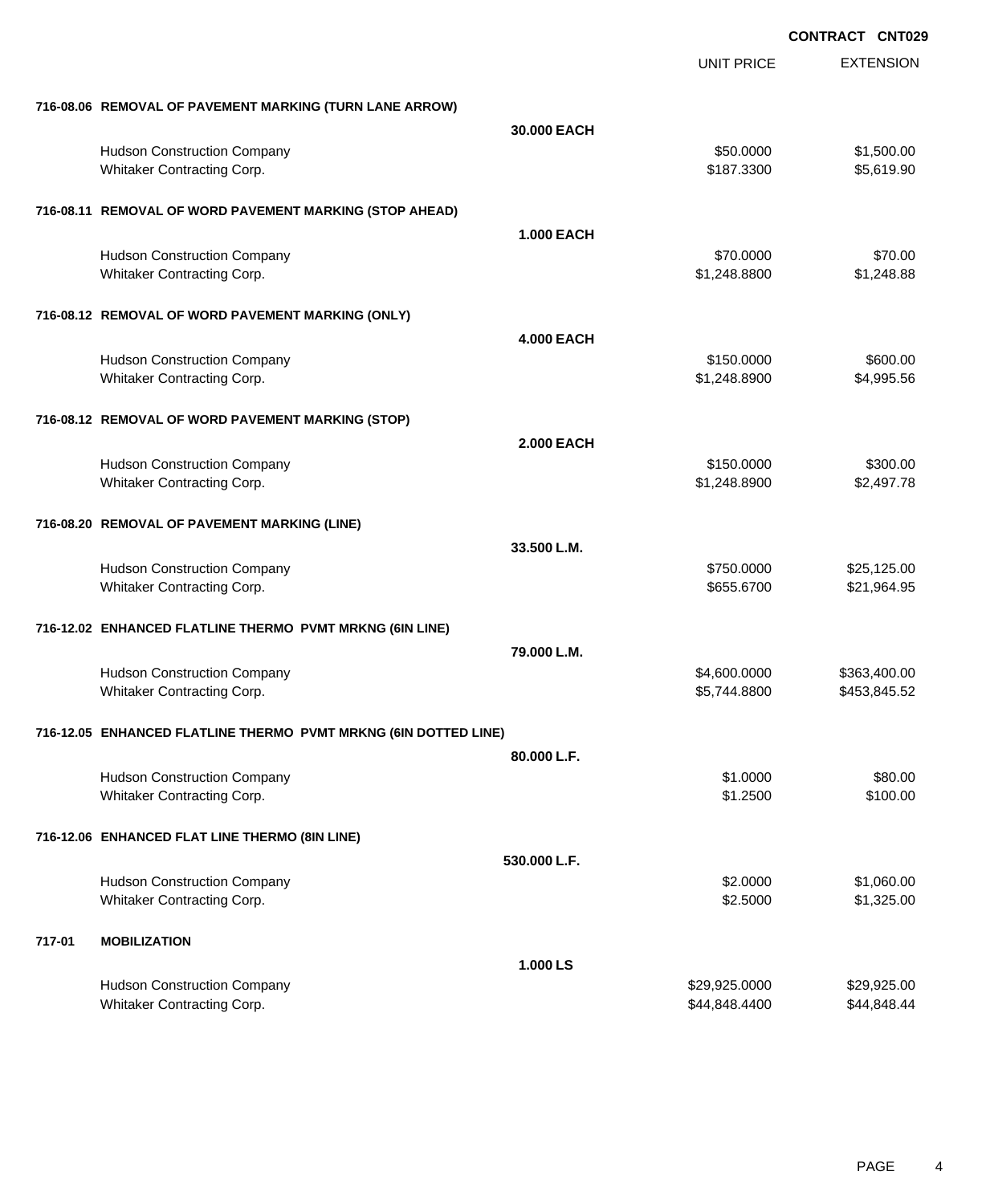**CONTRACT CNT029**

| | | | UNIT PRICE | EXTENSION |
|---|---|---|---|---|
| **716-08.06** | **REMOVAL OF PAVEMENT MARKING (TURN LANE ARROW)** | | | |
| | | **30.000 EACH** | | |
| | Hudson Construction Company | | $50.0000 | $1,500.00 |
| | Whitaker Contracting Corp. | | $187.3300 | $5,619.90 |
| **716-08.11** | **REMOVAL OF WORD PAVEMENT MARKING (STOP AHEAD)** | | | |
| | | **1.000 EACH** | | |
| | Hudson Construction Company | | $70.0000 | $70.00 |
| | Whitaker Contracting Corp. | | $1,248.8800 | $1,248.88 |
| **716-08.12** | **REMOVAL OF WORD PAVEMENT MARKING (ONLY)** | | | |
| | | **4.000 EACH** | | |
| | Hudson Construction Company | | $150.0000 | $600.00 |
| | Whitaker Contracting Corp. | | $1,248.8900 | $4,995.56 |
| **716-08.12** | **REMOVAL OF WORD PAVEMENT MARKING (STOP)** | | | |
| | | **2.000 EACH** | | |
| | Hudson Construction Company | | $150.0000 | $300.00 |
| | Whitaker Contracting Corp. | | $1,248.8900 | $2,497.78 |
| **716-08.20** | **REMOVAL OF PAVEMENT MARKING (LINE)** | | | |
| | | **33.500 L.M.** | | |
| | Hudson Construction Company | | $750.0000 | $25,125.00 |
| | Whitaker Contracting Corp. | | $655.6700 | $21,964.95 |
| **716-12.02** | **ENHANCED FLATLINE THERMO PVMT MRKNG (6IN LINE)** | | | |
| | | **79.000 L.M.** | | |
| | Hudson Construction Company | | $4,600.0000 | $363,400.00 |
| | Whitaker Contracting Corp. | | $5,744.8800 | $453,845.52 |
| **716-12.05** | **ENHANCED FLATLINE THERMO PVMT MRKNG (6IN DOTTED LINE)** | | | |
| | | **80.000 L.F.** | | |
| | Hudson Construction Company | | $1.0000 | $80.00 |
| | Whitaker Contracting Corp. | | $1.2500 | $100.00 |
| **716-12.06** | **ENHANCED FLAT LINE THERMO (8IN LINE)** | | | |
| | | **530.000 L.F.** | | |
| | Hudson Construction Company | | $2.0000 | $1,060.00 |
| | Whitaker Contracting Corp. | | $2.5000 | $1,325.00 |
| **717-01** | **MOBILIZATION** | | | |
| | | **1.000 LS** | | |
| | Hudson Construction Company | | $29,925.0000 | $29,925.00 |
| | Whitaker Contracting Corp. | | $44,848.4400 | $44,848.44 |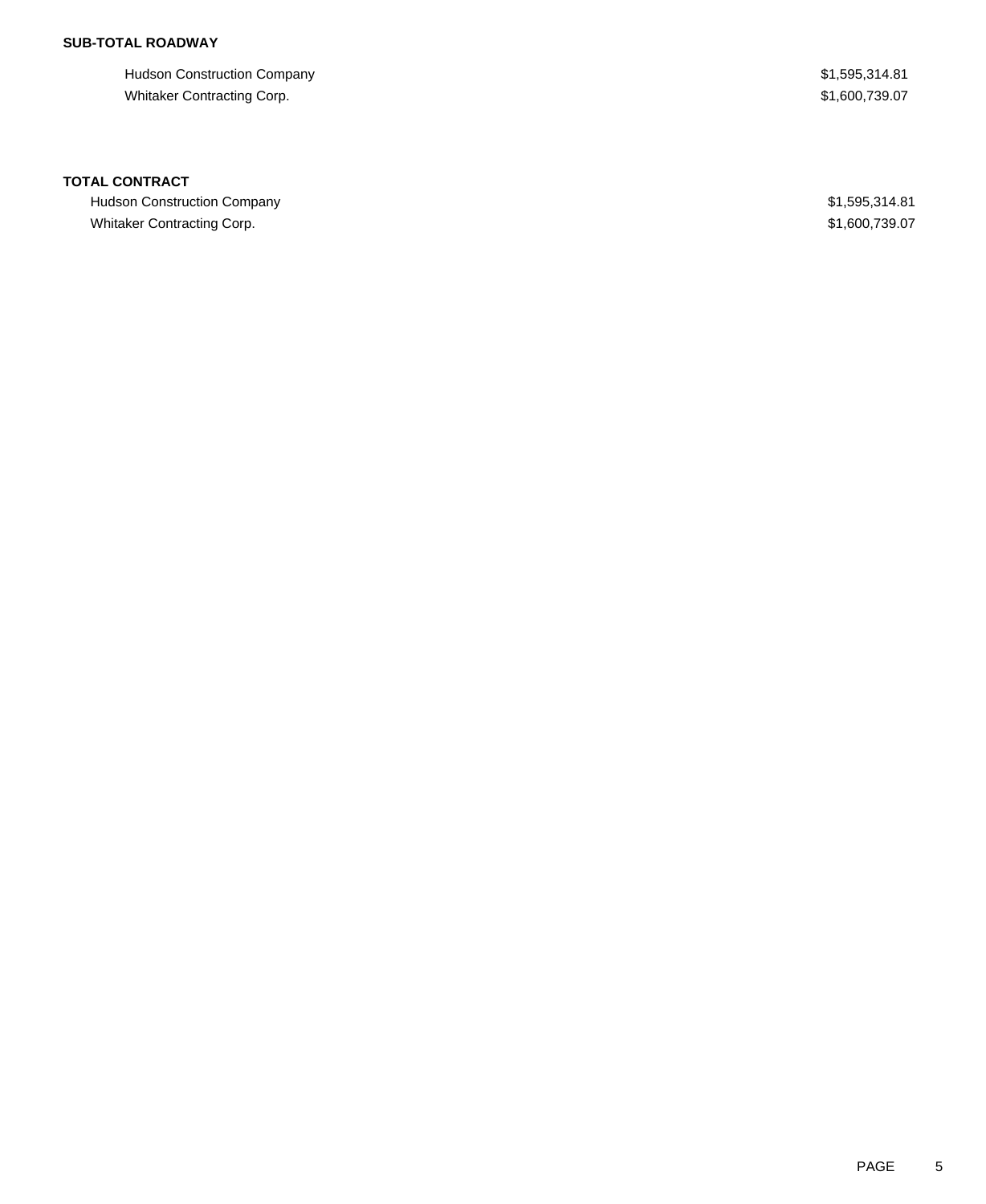**SUB-TOTAL ROADWAY**

| | |
|---|---|
| Hudson Construction Company | $1,595,314.81 |
| Whitaker Contracting Corp. | $1,600,739.07 |

**TOTAL CONTRACT**

| | |
|---|---|
| Hudson Construction Company | $1,595,314.81 |
| Whitaker Contracting Corp. | $1,600,739.07 |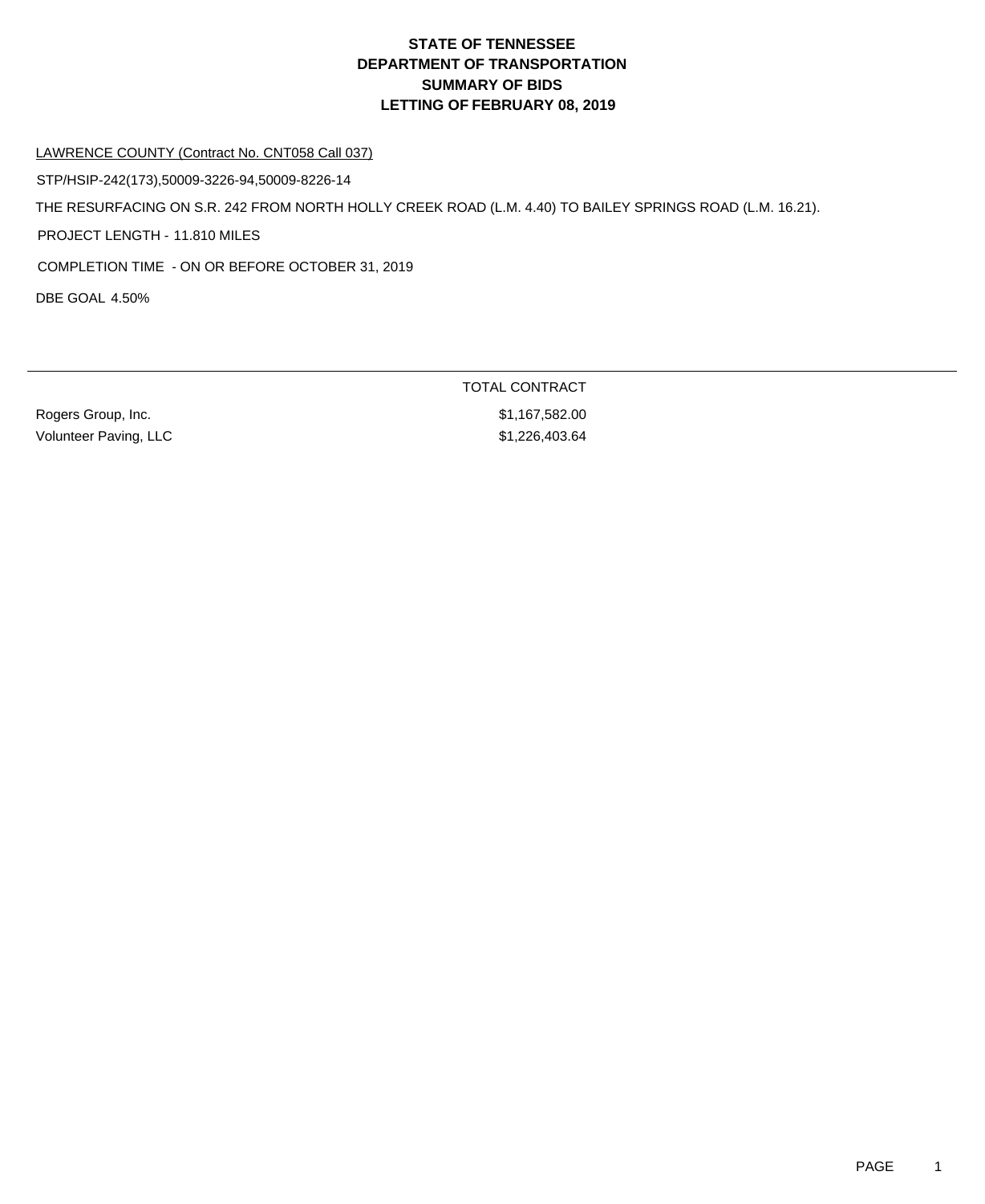# STATE OF TENNESSEE
# DEPARTMENT OF TRANSPORTATION
# SUMMARY OF BIDS
# LETTING OF FEBRUARY 08, 2019

LAWRENCE COUNTY (Contract No. CNT058 Call 037)

STP/HSIP-242(173),50009-3226-94,50009-8226-14

THE RESURFACING ON S.R. 242 FROM NORTH HOLLY CREEK ROAD (L.M. 4.40) TO BAILEY SPRINGS ROAD (L.M. 16.21).

PROJECT LENGTH - 11.810 MILES

COMPLETION TIME - ON OR BEFORE OCTOBER 31, 2019

DBE GOAL 4.50%

| | TOTAL CONTRACT |
|---|---|
| Rogers Group, Inc. | $1,167,582.00 |
| Volunteer Paving, LLC | $1,226,403.64 |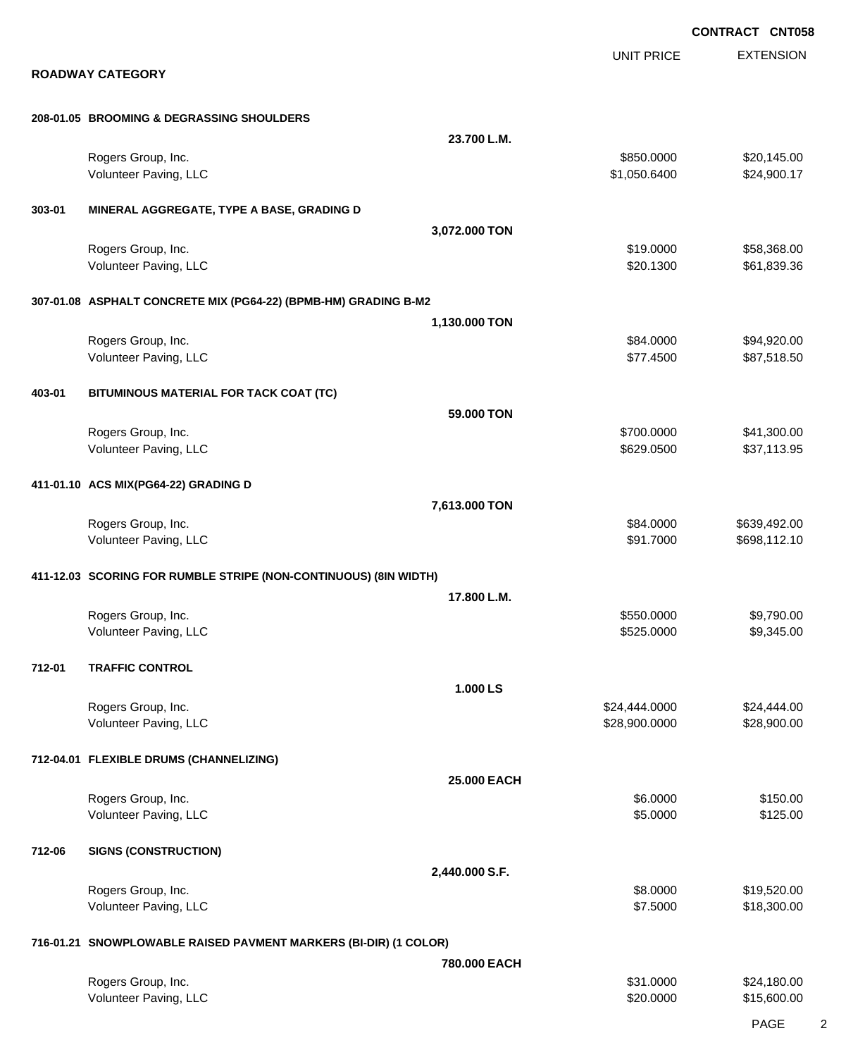**CONTRACT CNT058**

**ROADWAY CATEGORY**

| | | UNIT PRICE | EXTENSION |
|---|---|---|---|
| **208-01.05 BROOMING & DEGRASSING SHOULDERS** | **23.700 L.M.** | | |
| | Rogers Group, Inc. | $850.0000 | $20,145.00 |
| | Volunteer Paving, LLC | $1,050.6400 | $24,900.17 |
| **303-01 MINERAL AGGREGATE, TYPE A BASE, GRADING D** | **3,072.000 TON** | | |
| | Rogers Group, Inc. | $19.0000 | $58,368.00 |
| | Volunteer Paving, LLC | $20.1300 | $61,839.36 |
| **307-01.08 ASPHALT CONCRETE MIX (PG64-22) (BPMB-HM) GRADING B-M2** | **1,130.000 TON** | | |
| | Rogers Group, Inc. | $84.0000 | $94,920.00 |
| | Volunteer Paving, LLC | $77.4500 | $87,518.50 |
| **403-01 BITUMINOUS MATERIAL FOR TACK COAT (TC)** | **59.000 TON** | | |
| | Rogers Group, Inc. | $700.0000 | $41,300.00 |
| | Volunteer Paving, LLC | $629.0500 | $37,113.95 |
| **411-01.10 ACS MIX(PG64-22) GRADING D** | **7,613.000 TON** | | |
| | Rogers Group, Inc. | $84.0000 | $639,492.00 |
| | Volunteer Paving, LLC | $91.7000 | $698,112.10 |
| **411-12.03 SCORING FOR RUMBLE STRIPE (NON-CONTINUOUS) (8IN WIDTH)** | **17.800 L.M.** | | |
| | Rogers Group, Inc. | $550.0000 | $9,790.00 |
| | Volunteer Paving, LLC | $525.0000 | $9,345.00 |
| **712-01 TRAFFIC CONTROL** | **1.000 LS** | | |
| | Rogers Group, Inc. | $24,444.0000 | $24,444.00 |
| | Volunteer Paving, LLC | $28,900.0000 | $28,900.00 |
| **712-04.01 FLEXIBLE DRUMS (CHANNELIZING)** | **25.000 EACH** | | |
| | Rogers Group, Inc. | $6.0000 | $150.00 |
| | Volunteer Paving, LLC | $5.0000 | $125.00 |
| **712-06 SIGNS (CONSTRUCTION)** | **2,440.000 S.F.** | | |
| | Rogers Group, Inc. | $8.0000 | $19,520.00 |
| | Volunteer Paving, LLC | $7.5000 | $18,300.00 |
| **716-01.21 SNOWPLOWABLE RAISED PAVMENT MARKERS (BI-DIR) (1 COLOR)** | **780.000 EACH** | | |
| | Rogers Group, Inc. | $31.0000 | $24,180.00 |
| | Volunteer Paving, LLC | $20.0000 | $15,600.00 |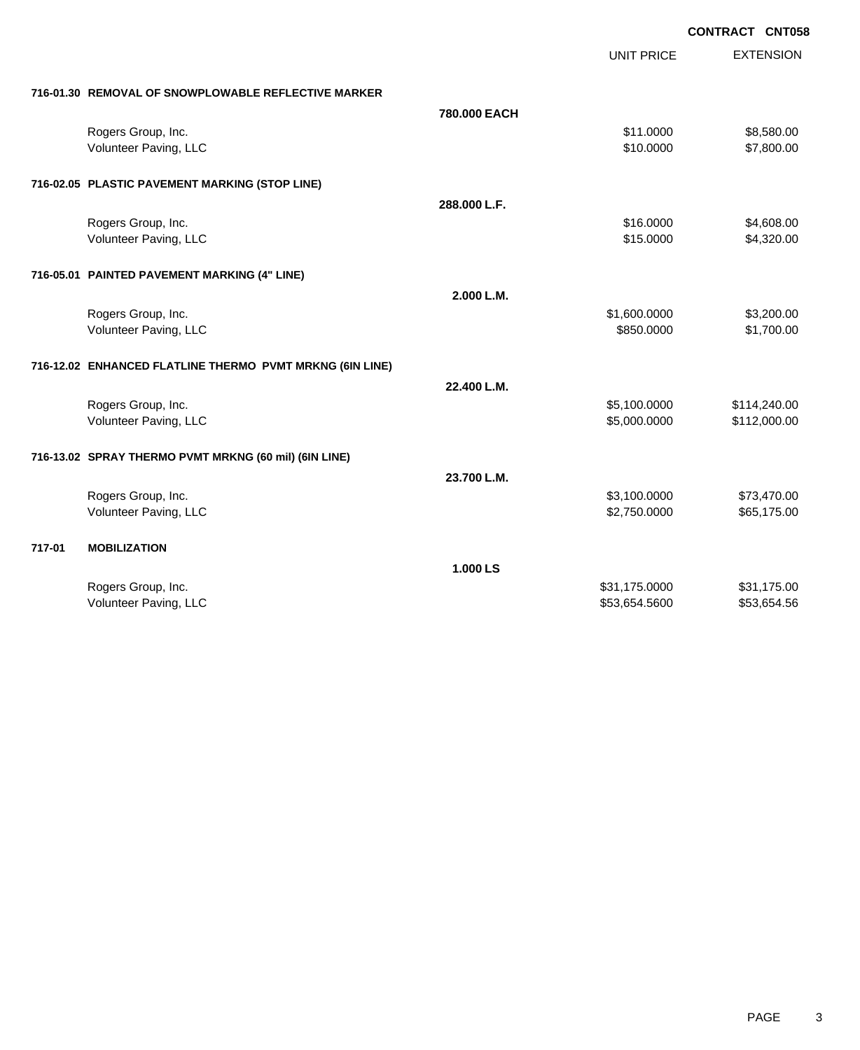**CONTRACT CNT058**

| | | UNIT PRICE | EXTENSION |
|---|---|---|---|
| **716-01.30 REMOVAL OF SNOWPLOWABLE REFLECTIVE MARKER** | | | |
| | **780.000 EACH** | | |
| Rogers Group, Inc. | | $11.0000 | $8,580.00 |
| Volunteer Paving, LLC | | $10.0000 | $7,800.00 |
| **716-02.05 PLASTIC PAVEMENT MARKING (STOP LINE)** | | | |
| | **288.000 L.F.** | | |
| Rogers Group, Inc. | | $16.0000 | $4,608.00 |
| Volunteer Paving, LLC | | $15.0000 | $4,320.00 |
| **716-05.01 PAINTED PAVEMENT MARKING (4" LINE)** | | | |
| | **2.000 L.M.** | | |
| Rogers Group, Inc. | | $1,600.0000 | $3,200.00 |
| Volunteer Paving, LLC | | $850.0000 | $1,700.00 |
| **716-12.02 ENHANCED FLATLINE THERMO PVMT MRKNG (6IN LINE)** | | | |
| | **22.400 L.M.** | | |
| Rogers Group, Inc. | | $5,100.0000 | $114,240.00 |
| Volunteer Paving, LLC | | $5,000.0000 | $112,000.00 |
| **716-13.02 SPRAY THERMO PVMT MRKNG (60 mil) (6IN LINE)** | | | |
| | **23.700 L.M.** | | |
| Rogers Group, Inc. | | $3,100.0000 | $73,470.00 |
| Volunteer Paving, LLC | | $2,750.0000 | $65,175.00 |
| **717-01 MOBILIZATION** | | | |
| | **1.000 LS** | | |
| Rogers Group, Inc. | | $31,175.0000 | $31,175.00 |
| Volunteer Paving, LLC | | $53,654.5600 | $53,654.56 |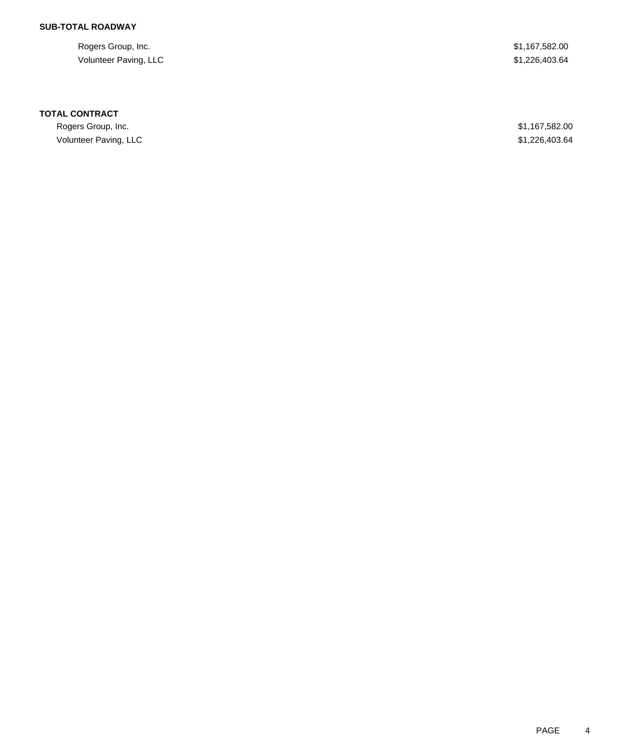**SUB-TOTAL ROADWAY**

| | |
|---|---|
| Rogers Group, Inc. | $1,167,582.00 |
| Volunteer Paving, LLC | $1,226,403.64 |

**TOTAL CONTRACT**

| | |
|---|---|
| Rogers Group, Inc. | $1,167,582.00 |
| Volunteer Paving, LLC | $1,226,403.64 |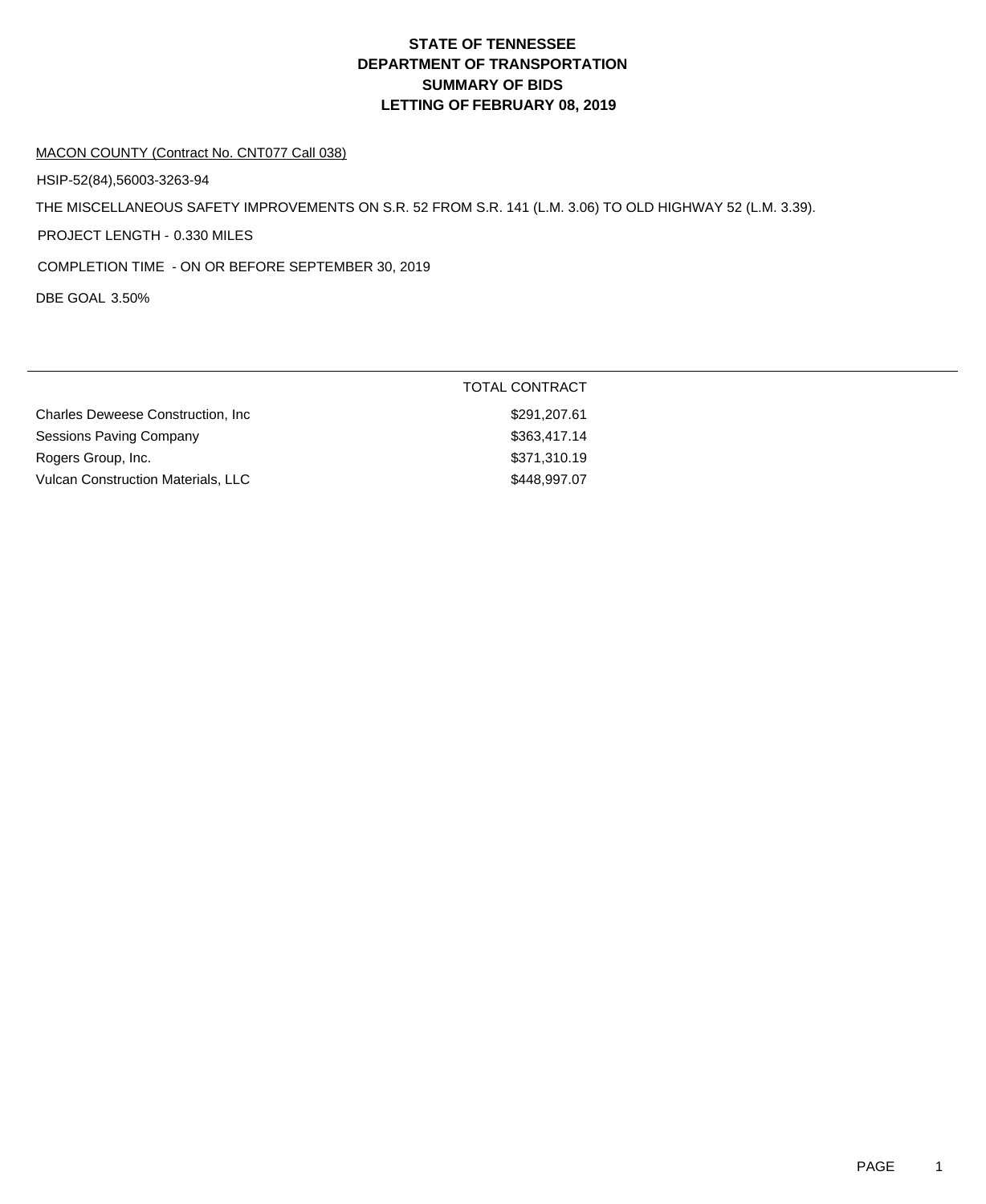# STATE OF TENNESSEE
# DEPARTMENT OF TRANSPORTATION
# SUMMARY OF BIDS
# LETTING OF FEBRUARY 08, 2019

MACON COUNTY (Contract No. CNT077 Call 038)

HSIP-52(84),56003-3263-94

THE MISCELLANEOUS SAFETY IMPROVEMENTS ON S.R. 52 FROM S.R. 141 (L.M. 3.06) TO OLD HIGHWAY 52 (L.M. 3.39).

PROJECT LENGTH - 0.330 MILES

COMPLETION TIME - ON OR BEFORE SEPTEMBER 30, 2019

DBE GOAL 3.50%

| | TOTAL CONTRACT |
|---|---|
| Charles Deweese Construction, Inc | $291,207.61 |
| Sessions Paving Company | $363,417.14 |
| Rogers Group, Inc. | $371,310.19 |
| Vulcan Construction Materials, LLC | $448,997.07 |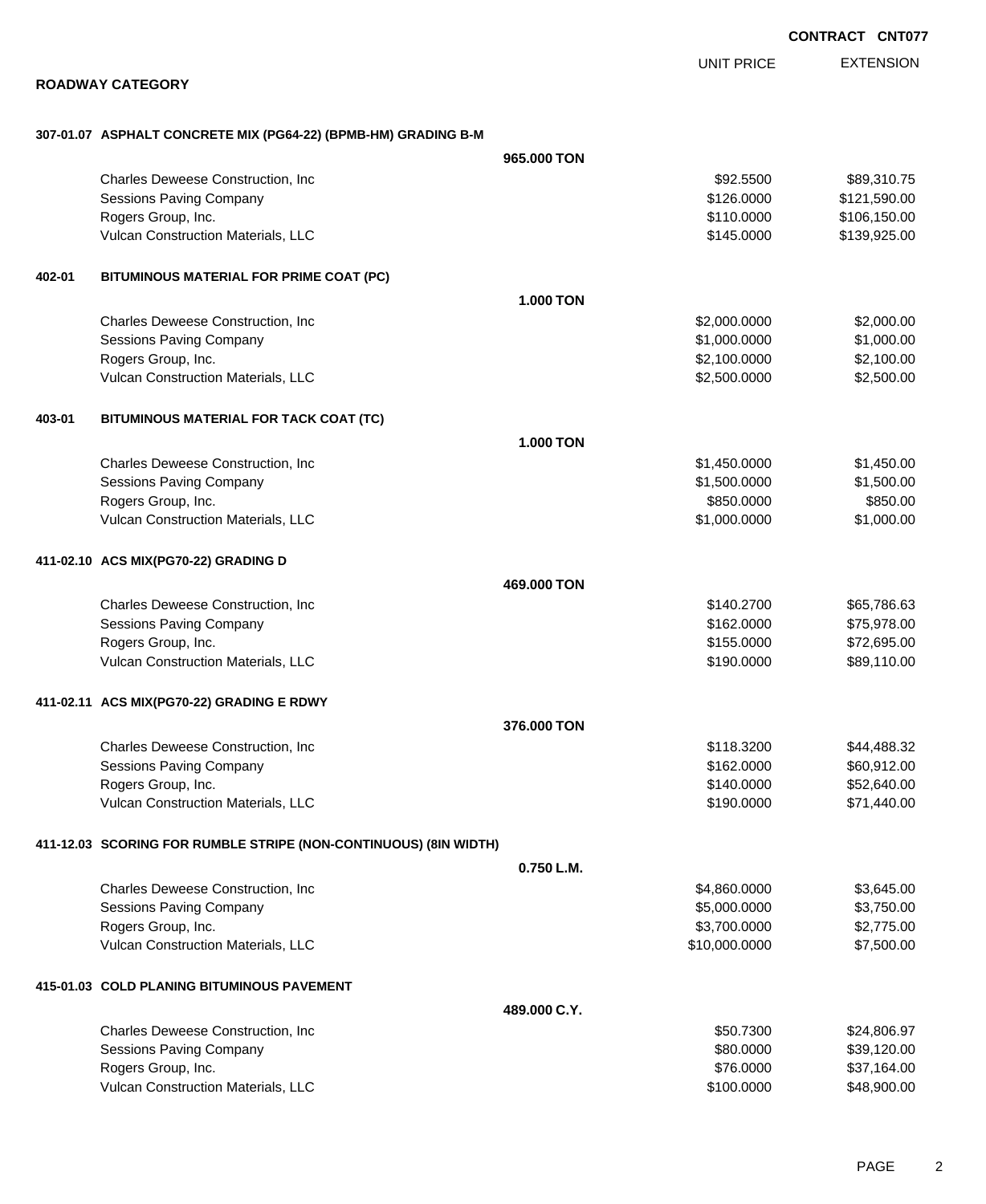**CONTRACT CNT077**

## ROADWAY CATEGORY

| | | UNIT PRICE | EXTENSION |
|---|---|---|---|
| **307-01.07 ASPHALT CONCRETE MIX (PG64-22) (BPMB-HM) GRADING B-M** | | | |
| | **965.000 TON** | | |
| Charles Deweese Construction, Inc | | $92.5500 | $89,310.75 |
| Sessions Paving Company | | $126.0000 | $121,590.00 |
| Rogers Group, Inc. | | $110.0000 | $106,150.00 |
| Vulcan Construction Materials, LLC | | $145.0000 | $139,925.00 |
| **402-01 BITUMINOUS MATERIAL FOR PRIME COAT (PC)** | | | |
| | **1.000 TON** | | |
| Charles Deweese Construction, Inc | | $2,000.0000 | $2,000.00 |
| Sessions Paving Company | | $1,000.0000 | $1,000.00 |
| Rogers Group, Inc. | | $2,100.0000 | $2,100.00 |
| Vulcan Construction Materials, LLC | | $2,500.0000 | $2,500.00 |
| **403-01 BITUMINOUS MATERIAL FOR TACK COAT (TC)** | | | |
| | **1.000 TON** | | |
| Charles Deweese Construction, Inc | | $1,450.0000 | $1,450.00 |
| Sessions Paving Company | | $1,500.0000 | $1,500.00 |
| Rogers Group, Inc. | | $850.0000 | $850.00 |
| Vulcan Construction Materials, LLC | | $1,000.0000 | $1,000.00 |
| **411-02.10 ACS MIX(PG70-22) GRADING D** | | | |
| | **469.000 TON** | | |
| Charles Deweese Construction, Inc | | $140.2700 | $65,786.63 |
| Sessions Paving Company | | $162.0000 | $75,978.00 |
| Rogers Group, Inc. | | $155.0000 | $72,695.00 |
| Vulcan Construction Materials, LLC | | $190.0000 | $89,110.00 |
| **411-02.11 ACS MIX(PG70-22) GRADING E RDWY** | | | |
| | **376.000 TON** | | |
| Charles Deweese Construction, Inc | | $118.3200 | $44,488.32 |
| Sessions Paving Company | | $162.0000 | $60,912.00 |
| Rogers Group, Inc. | | $140.0000 | $52,640.00 |
| Vulcan Construction Materials, LLC | | $190.0000 | $71,440.00 |
| **411-12.03 SCORING FOR RUMBLE STRIPE (NON-CONTINUOUS) (8IN WIDTH)** | | | |
| | **0.750 L.M.** | | |
| Charles Deweese Construction, Inc | | $4,860.0000 | $3,645.00 |
| Sessions Paving Company | | $5,000.0000 | $3,750.00 |
| Rogers Group, Inc. | | $3,700.0000 | $2,775.00 |
| Vulcan Construction Materials, LLC | | $10,000.0000 | $7,500.00 |
| **415-01.03 COLD PLANING BITUMINOUS PAVEMENT** | | | |
| | **489.000 C.Y.** | | |
| Charles Deweese Construction, Inc | | $50.7300 | $24,806.97 |
| Sessions Paving Company | | $80.0000 | $39,120.00 |
| Rogers Group, Inc. | | $76.0000 | $37,164.00 |
| Vulcan Construction Materials, LLC | | $100.0000 | $48,900.00 |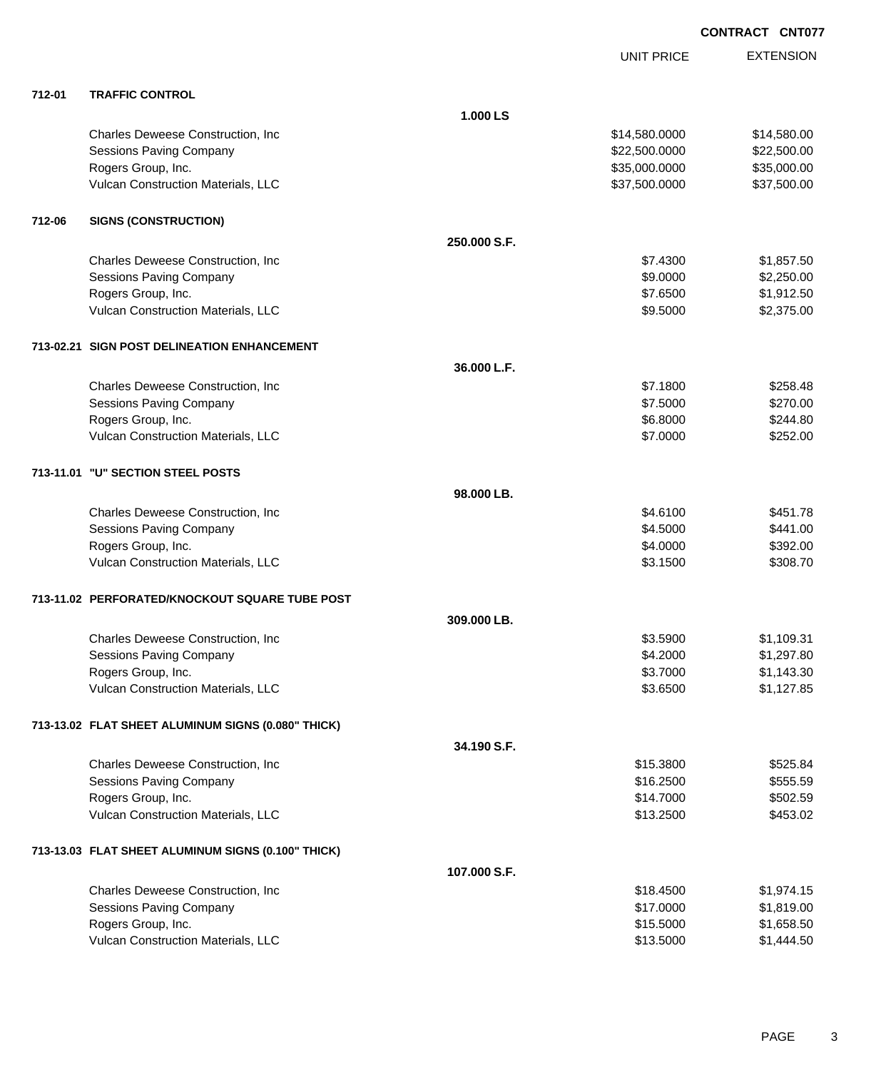**CONTRACT CNT077**

| | | | UNIT PRICE | EXTENSION |
|---|---|---|---|---|
| **712-01** | **TRAFFIC CONTROL** | | | |
| | | **1.000 LS** | | |
| | Charles Deweese Construction, Inc | | $14,580.0000 | $14,580.00 |
| | Sessions Paving Company | | $22,500.0000 | $22,500.00 |
| | Rogers Group, Inc. | | $35,000.0000 | $35,000.00 |
| | Vulcan Construction Materials, LLC | | $37,500.0000 | $37,500.00 |
| **712-06** | **SIGNS (CONSTRUCTION)** | | | |
| | | **250.000 S.F.** | | |
| | Charles Deweese Construction, Inc | | $7.4300 | $1,857.50 |
| | Sessions Paving Company | | $9.0000 | $2,250.00 |
| | Rogers Group, Inc. | | $7.6500 | $1,912.50 |
| | Vulcan Construction Materials, LLC | | $9.5000 | $2,375.00 |
| **713-02.21** | **SIGN POST DELINEATION ENHANCEMENT** | | | |
| | | **36.000 L.F.** | | |
| | Charles Deweese Construction, Inc | | $7.1800 | $258.48 |
| | Sessions Paving Company | | $7.5000 | $270.00 |
| | Rogers Group, Inc. | | $6.8000 | $244.80 |
| | Vulcan Construction Materials, LLC | | $7.0000 | $252.00 |
| **713-11.01** | **"U" SECTION STEEL POSTS** | | | |
| | | **98.000 LB.** | | |
| | Charles Deweese Construction, Inc | | $4.6100 | $451.78 |
| | Sessions Paving Company | | $4.5000 | $441.00 |
| | Rogers Group, Inc. | | $4.0000 | $392.00 |
| | Vulcan Construction Materials, LLC | | $3.1500 | $308.70 |
| **713-11.02** | **PERFORATED/KNOCKOUT SQUARE TUBE POST** | | | |
| | | **309.000 LB.** | | |
| | Charles Deweese Construction, Inc | | $3.5900 | $1,109.31 |
| | Sessions Paving Company | | $4.2000 | $1,297.80 |
| | Rogers Group, Inc. | | $3.7000 | $1,143.30 |
| | Vulcan Construction Materials, LLC | | $3.6500 | $1,127.85 |
| **713-13.02** | **FLAT SHEET ALUMINUM SIGNS (0.080" THICK)** | | | |
| | | **34.190 S.F.** | | |
| | Charles Deweese Construction, Inc | | $15.3800 | $525.84 |
| | Sessions Paving Company | | $16.2500 | $555.59 |
| | Rogers Group, Inc. | | $14.7000 | $502.59 |
| | Vulcan Construction Materials, LLC | | $13.2500 | $453.02 |
| **713-13.03** | **FLAT SHEET ALUMINUM SIGNS (0.100" THICK)** | | | |
| | | **107.000 S.F.** | | |
| | Charles Deweese Construction, Inc | | $18.4500 | $1,974.15 |
| | Sessions Paving Company | | $17.0000 | $1,819.00 |
| | Rogers Group, Inc. | | $15.5000 | $1,658.50 |
| | Vulcan Construction Materials, LLC | | $13.5000 | $1,444.50 |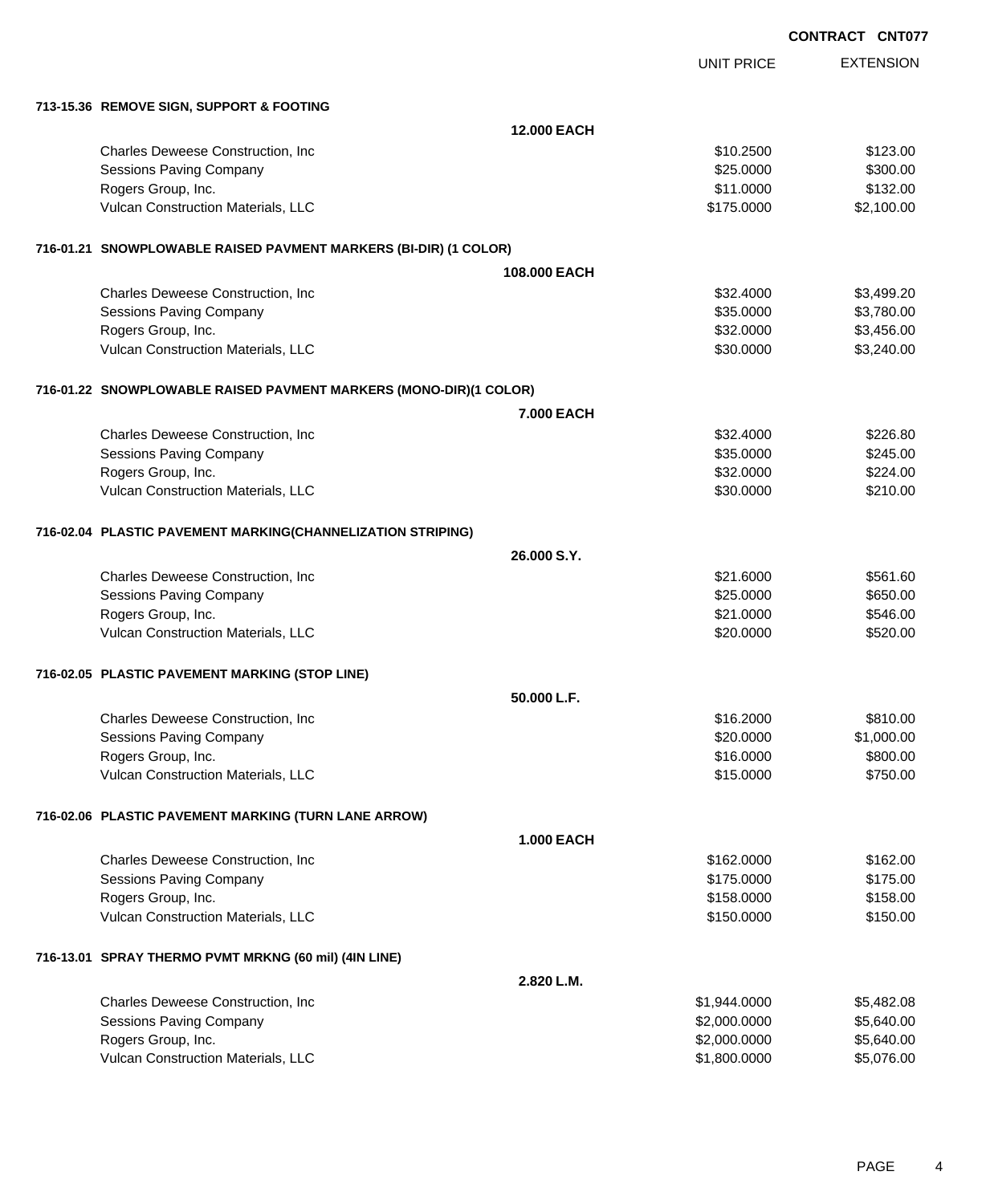**CONTRACT CNT077**

| | | UNIT PRICE | EXTENSION |
|---|---|---|---|
| **713-15.36 REMOVE SIGN, SUPPORT & FOOTING** | | | |
| | **12.000 EACH** | | |
| Charles Deweese Construction, Inc | | $10.2500 | $123.00 |
| Sessions Paving Company | | $25.0000 | $300.00 |
| Rogers Group, Inc. | | $11.0000 | $132.00 |
| Vulcan Construction Materials, LLC | | $175.0000 | $2,100.00 |
| **716-01.21 SNOWPLOWABLE RAISED PAVMENT MARKERS (BI-DIR) (1 COLOR)** | | | |
| | **108.000 EACH** | | |
| Charles Deweese Construction, Inc | | $32.4000 | $3,499.20 |
| Sessions Paving Company | | $35.0000 | $3,780.00 |
| Rogers Group, Inc. | | $32.0000 | $3,456.00 |
| Vulcan Construction Materials, LLC | | $30.0000 | $3,240.00 |
| **716-01.22 SNOWPLOWABLE RAISED PAVMENT MARKERS (MONO-DIR)(1 COLOR)** | | | |
| | **7.000 EACH** | | |
| Charles Deweese Construction, Inc | | $32.4000 | $226.80 |
| Sessions Paving Company | | $35.0000 | $245.00 |
| Rogers Group, Inc. | | $32.0000 | $224.00 |
| Vulcan Construction Materials, LLC | | $30.0000 | $210.00 |
| **716-02.04 PLASTIC PAVEMENT MARKING(CHANNELIZATION STRIPING)** | | | |
| | **26.000 S.Y.** | | |
| Charles Deweese Construction, Inc | | $21.6000 | $561.60 |
| Sessions Paving Company | | $25.0000 | $650.00 |
| Rogers Group, Inc. | | $21.0000 | $546.00 |
| Vulcan Construction Materials, LLC | | $20.0000 | $520.00 |
| **716-02.05 PLASTIC PAVEMENT MARKING (STOP LINE)** | | | |
| | **50.000 L.F.** | | |
| Charles Deweese Construction, Inc | | $16.2000 | $810.00 |
| Sessions Paving Company | | $20.0000 | $1,000.00 |
| Rogers Group, Inc. | | $16.0000 | $800.00 |
| Vulcan Construction Materials, LLC | | $15.0000 | $750.00 |
| **716-02.06 PLASTIC PAVEMENT MARKING (TURN LANE ARROW)** | | | |
| | **1.000 EACH** | | |
| Charles Deweese Construction, Inc | | $162.0000 | $162.00 |
| Sessions Paving Company | | $175.0000 | $175.00 |
| Rogers Group, Inc. | | $158.0000 | $158.00 |
| Vulcan Construction Materials, LLC | | $150.0000 | $150.00 |
| **716-13.01 SPRAY THERMO PVMT MRKNG (60 mil) (4IN LINE)** | | | |
| | **2.820 L.M.** | | |
| Charles Deweese Construction, Inc | | $1,944.0000 | $5,482.08 |
| Sessions Paving Company | | $2,000.0000 | $5,640.00 |
| Rogers Group, Inc. | | $2,000.0000 | $5,640.00 |
| Vulcan Construction Materials, LLC | | $1,800.0000 | $5,076.00 |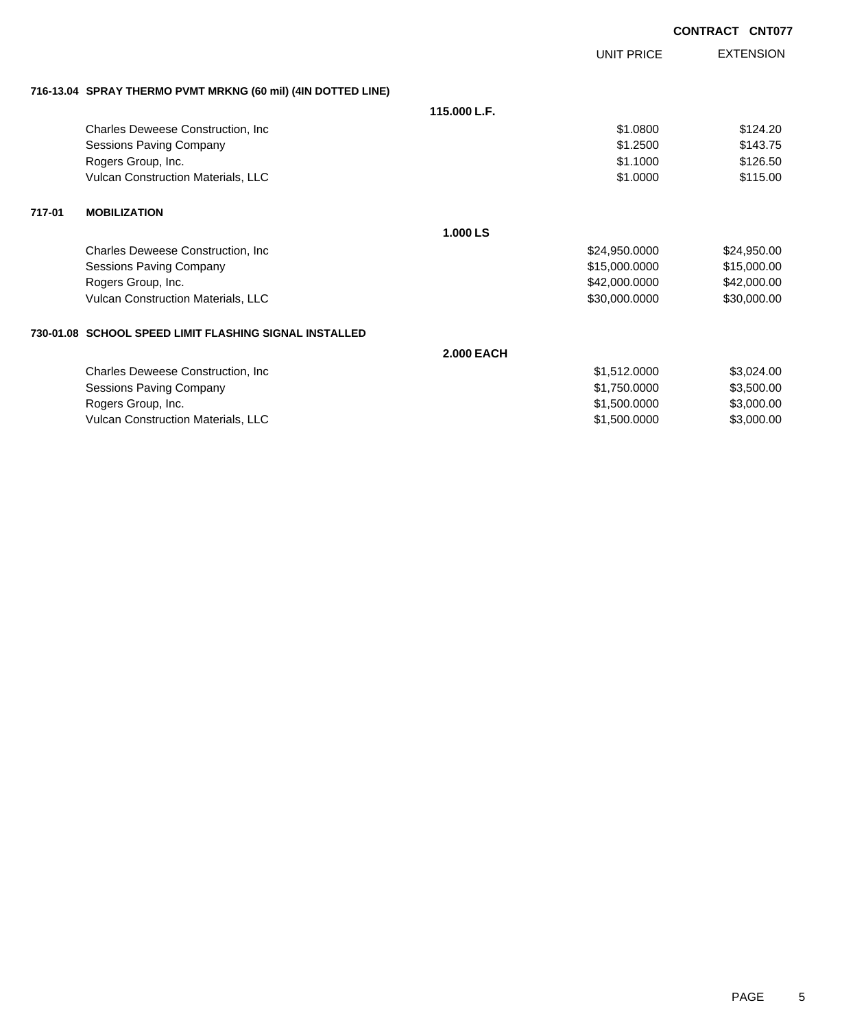**CONTRACT CNT077**

| | | UNIT PRICE | EXTENSION |
|---|---|---|---|
| **716-13.04 SPRAY THERMO PVMT MRKNG (60 mil) (4IN DOTTED LINE)** | | | |
| | **115.000 L.F.** | | |
| Charles Deweese Construction, Inc | | $1.0800 | $124.20 |
| Sessions Paving Company | | $1.2500 | $143.75 |
| Rogers Group, Inc. | | $1.1000 | $126.50 |
| Vulcan Construction Materials, LLC | | $1.0000 | $115.00 |
| **717-01 MOBILIZATION** | | | |
| | **1.000 LS** | | |
| Charles Deweese Construction, Inc | | $24,950.0000 | $24,950.00 |
| Sessions Paving Company | | $15,000.0000 | $15,000.00 |
| Rogers Group, Inc. | | $42,000.0000 | $42,000.00 |
| Vulcan Construction Materials, LLC | | $30,000.0000 | $30,000.00 |
| **730-01.08 SCHOOL SPEED LIMIT FLASHING SIGNAL INSTALLED** | | | |
| | **2.000 EACH** | | |
| Charles Deweese Construction, Inc | | $1,512.0000 | $3,024.00 |
| Sessions Paving Company | | $1,750.0000 | $3,500.00 |
| Rogers Group, Inc. | | $1,500.0000 | $3,000.00 |
| Vulcan Construction Materials, LLC | | $1,500.0000 | $3,000.00 |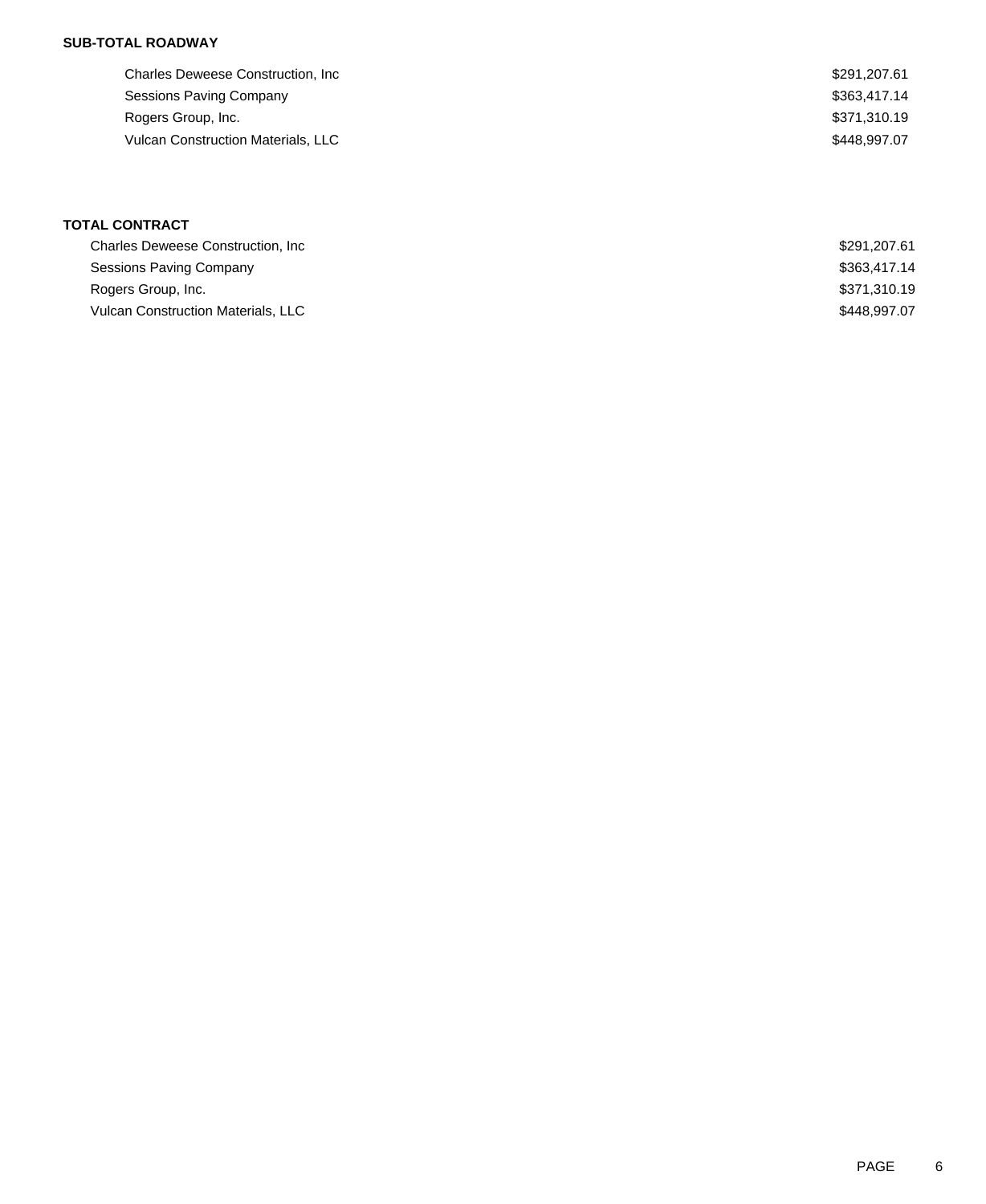**SUB-TOTAL ROADWAY**

| | |
|---|---|
| Charles Deweese Construction, Inc | $291,207.61 |
| Sessions Paving Company | $363,417.14 |
| Rogers Group, Inc. | $371,310.19 |
| Vulcan Construction Materials, LLC | $448,997.07 |

**TOTAL CONTRACT**

| | |
|---|---|
| Charles Deweese Construction, Inc | $291,207.61 |
| Sessions Paving Company | $363,417.14 |
| Rogers Group, Inc. | $371,310.19 |
| Vulcan Construction Materials, LLC | $448,997.07 |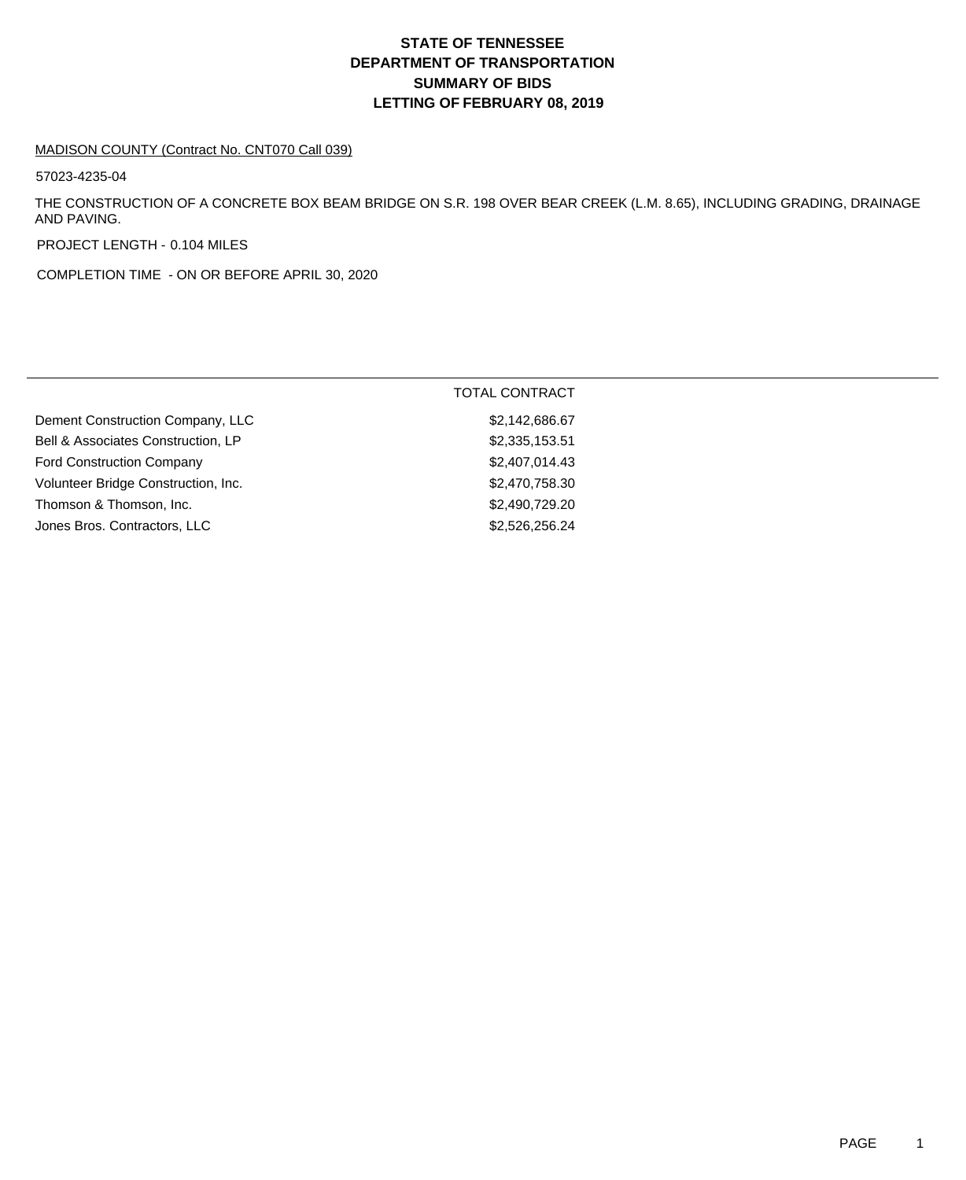# STATE OF TENNESSEE
# DEPARTMENT OF TRANSPORTATION
# SUMMARY OF BIDS
# LETTING OF FEBRUARY 08, 2019

MADISON COUNTY (Contract No. CNT070 Call 039)

57023-4235-04

THE CONSTRUCTION OF A CONCRETE BOX BEAM BRIDGE ON S.R. 198 OVER BEAR CREEK (L.M. 8.65), INCLUDING GRADING, DRAINAGE AND PAVING.

PROJECT LENGTH - 0.104 MILES

COMPLETION TIME - ON OR BEFORE APRIL 30, 2020

| | TOTAL CONTRACT |
|---|---|
| Dement Construction Company, LLC | $2,142,686.67 |
| Bell & Associates Construction, LP | $2,335,153.51 |
| Ford Construction Company | $2,407,014.43 |
| Volunteer Bridge Construction, Inc. | $2,470,758.30 |
| Thomson & Thomson, Inc. | $2,490,729.20 |
| Jones Bros. Contractors, LLC | $2,526,256.24 |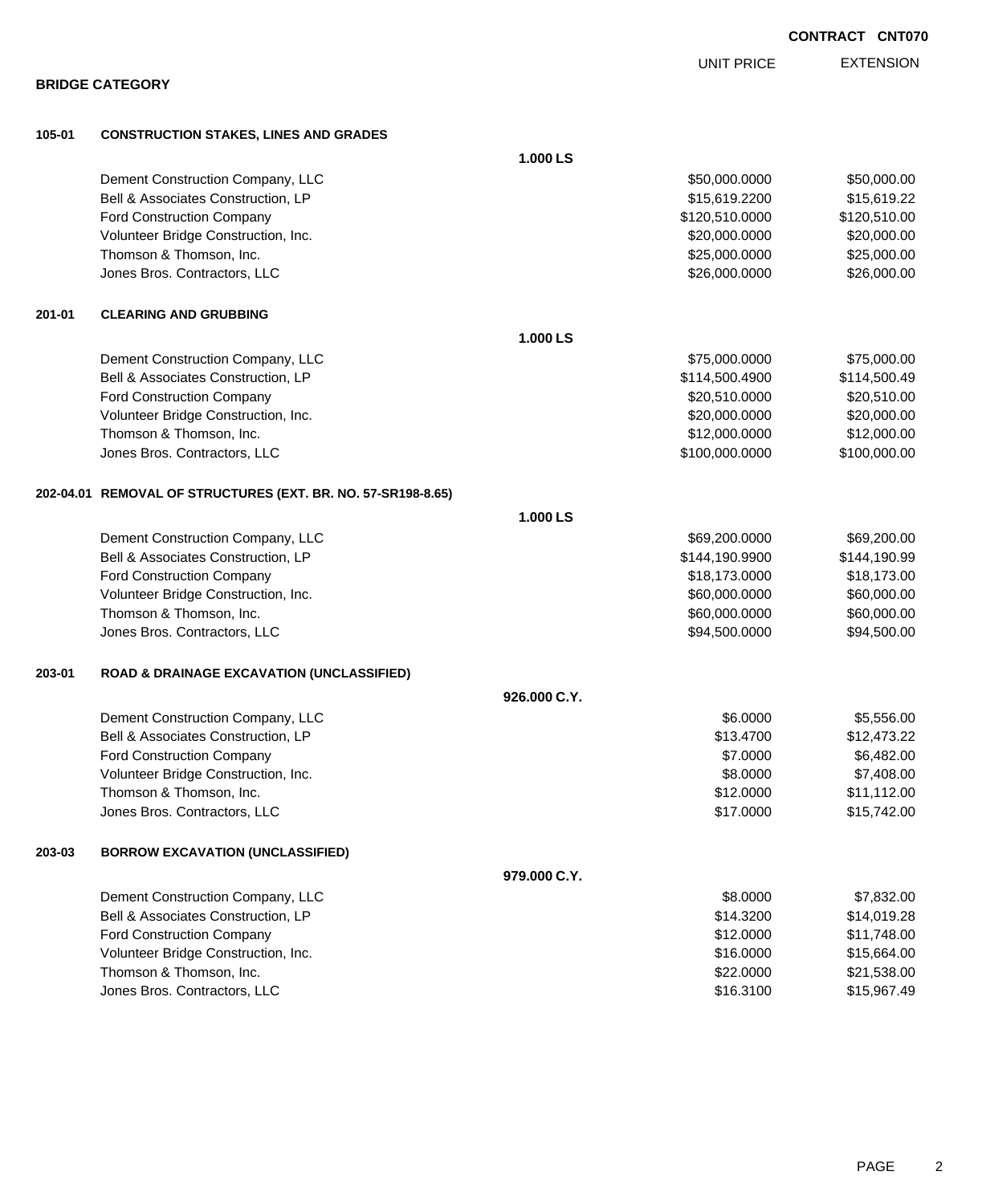**CONTRACT CNT070**

**BRIDGE CATEGORY**

| | | UNIT PRICE | EXTENSION |
|---|---|---|---|
| **105-01** | **CONSTRUCTION STAKES, LINES AND GRADES** | | |
| | **1.000 LS** | | |
| | Dement Construction Company, LLC | $50,000.0000 | $50,000.00 |
| | Bell & Associates Construction, LP | $15,619.2200 | $15,619.22 |
| | Ford Construction Company | $120,510.0000 | $120,510.00 |
| | Volunteer Bridge Construction, Inc. | $20,000.0000 | $20,000.00 |
| | Thomson & Thomson, Inc. | $25,000.0000 | $25,000.00 |
| | Jones Bros. Contractors, LLC | $26,000.0000 | $26,000.00 |
| **201-01** | **CLEARING AND GRUBBING** | | |
| | **1.000 LS** | | |
| | Dement Construction Company, LLC | $75,000.0000 | $75,000.00 |
| | Bell & Associates Construction, LP | $114,500.4900 | $114,500.49 |
| | Ford Construction Company | $20,510.0000 | $20,510.00 |
| | Volunteer Bridge Construction, Inc. | $20,000.0000 | $20,000.00 |
| | Thomson & Thomson, Inc. | $12,000.0000 | $12,000.00 |
| | Jones Bros. Contractors, LLC | $100,000.0000 | $100,000.00 |
| **202-04.01** | **REMOVAL OF STRUCTURES (EXT. BR. NO. 57-SR198-8.65)** | | |
| | **1.000 LS** | | |
| | Dement Construction Company, LLC | $69,200.0000 | $69,200.00 |
| | Bell & Associates Construction, LP | $144,190.9900 | $144,190.99 |
| | Ford Construction Company | $18,173.0000 | $18,173.00 |
| | Volunteer Bridge Construction, Inc. | $60,000.0000 | $60,000.00 |
| | Thomson & Thomson, Inc. | $60,000.0000 | $60,000.00 |
| | Jones Bros. Contractors, LLC | $94,500.0000 | $94,500.00 |
| **203-01** | **ROAD & DRAINAGE EXCAVATION (UNCLASSIFIED)** | | |
| | **926.000 C.Y.** | | |
| | Dement Construction Company, LLC | $6.0000 | $5,556.00 |
| | Bell & Associates Construction, LP | $13.4700 | $12,473.22 |
| | Ford Construction Company | $7.0000 | $6,482.00 |
| | Volunteer Bridge Construction, Inc. | $8.0000 | $7,408.00 |
| | Thomson & Thomson, Inc. | $12.0000 | $11,112.00 |
| | Jones Bros. Contractors, LLC | $17.0000 | $15,742.00 |
| **203-03** | **BORROW EXCAVATION (UNCLASSIFIED)** | | |
| | **979.000 C.Y.** | | |
| | Dement Construction Company, LLC | $8.0000 | $7,832.00 |
| | Bell & Associates Construction, LP | $14.3200 | $14,019.28 |
| | Ford Construction Company | $12.0000 | $11,748.00 |
| | Volunteer Bridge Construction, Inc. | $16.0000 | $15,664.00 |
| | Thomson & Thomson, Inc. | $22.0000 | $21,538.00 |
| | Jones Bros. Contractors, LLC | $16.3100 | $15,967.49 |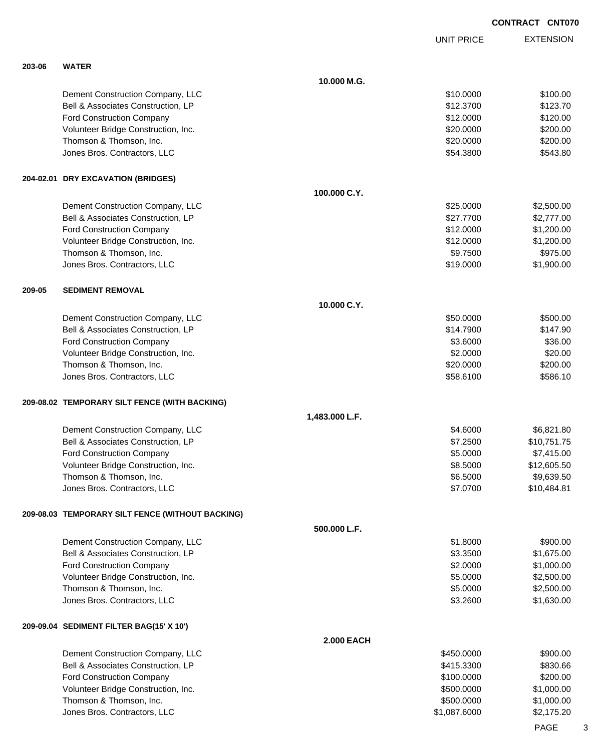**CONTRACT CNT070**

| | | UNIT PRICE | EXTENSION |
|---|---|---|---|
| **203-06** | **WATER** | | |
| | **10.000 M.G.** | | |
| | Dement Construction Company, LLC | $10.0000 | $100.00 |
| | Bell & Associates Construction, LP | $12.3700 | $123.70 |
| | Ford Construction Company | $12.0000 | $120.00 |
| | Volunteer Bridge Construction, Inc. | $20.0000 | $200.00 |
| | Thomson & Thomson, Inc. | $20.0000 | $200.00 |
| | Jones Bros. Contractors, LLC | $54.3800 | $543.80 |
| **204-02.01** | **DRY EXCAVATION (BRIDGES)** | | |
| | **100.000 C.Y.** | | |
| | Dement Construction Company, LLC | $25.0000 | $2,500.00 |
| | Bell & Associates Construction, LP | $27.7700 | $2,777.00 |
| | Ford Construction Company | $12.0000 | $1,200.00 |
| | Volunteer Bridge Construction, Inc. | $12.0000 | $1,200.00 |
| | Thomson & Thomson, Inc. | $9.7500 | $975.00 |
| | Jones Bros. Contractors, LLC | $19.0000 | $1,900.00 |
| **209-05** | **SEDIMENT REMOVAL** | | |
| | **10.000 C.Y.** | | |
| | Dement Construction Company, LLC | $50.0000 | $500.00 |
| | Bell & Associates Construction, LP | $14.7900 | $147.90 |
| | Ford Construction Company | $3.6000 | $36.00 |
| | Volunteer Bridge Construction, Inc. | $2.0000 | $20.00 |
| | Thomson & Thomson, Inc. | $20.0000 | $200.00 |
| | Jones Bros. Contractors, LLC | $58.6100 | $586.10 |
| **209-08.02** | **TEMPORARY SILT FENCE (WITH BACKING)** | | |
| | **1,483.000 L.F.** | | |
| | Dement Construction Company, LLC | $4.6000 | $6,821.80 |
| | Bell & Associates Construction, LP | $7.2500 | $10,751.75 |
| | Ford Construction Company | $5.0000 | $7,415.00 |
| | Volunteer Bridge Construction, Inc. | $8.5000 | $12,605.50 |
| | Thomson & Thomson, Inc. | $6.5000 | $9,639.50 |
| | Jones Bros. Contractors, LLC | $7.0700 | $10,484.81 |
| **209-08.03** | **TEMPORARY SILT FENCE (WITHOUT BACKING)** | | |
| | **500.000 L.F.** | | |
| | Dement Construction Company, LLC | $1.8000 | $900.00 |
| | Bell & Associates Construction, LP | $3.3500 | $1,675.00 |
| | Ford Construction Company | $2.0000 | $1,000.00 |
| | Volunteer Bridge Construction, Inc. | $5.0000 | $2,500.00 |
| | Thomson & Thomson, Inc. | $5.0000 | $2,500.00 |
| | Jones Bros. Contractors, LLC | $3.2600 | $1,630.00 |
| **209-09.04** | **SEDIMENT FILTER BAG(15' X 10')** | | |
| | **2.000 EACH** | | |
| | Dement Construction Company, LLC | $450.0000 | $900.00 |
| | Bell & Associates Construction, LP | $415.3300 | $830.66 |
| | Ford Construction Company | $100.0000 | $200.00 |
| | Volunteer Bridge Construction, Inc. | $500.0000 | $1,000.00 |
| | Thomson & Thomson, Inc. | $500.0000 | $1,000.00 |
| | Jones Bros. Contractors, LLC | $1,087.6000 | $2,175.20 |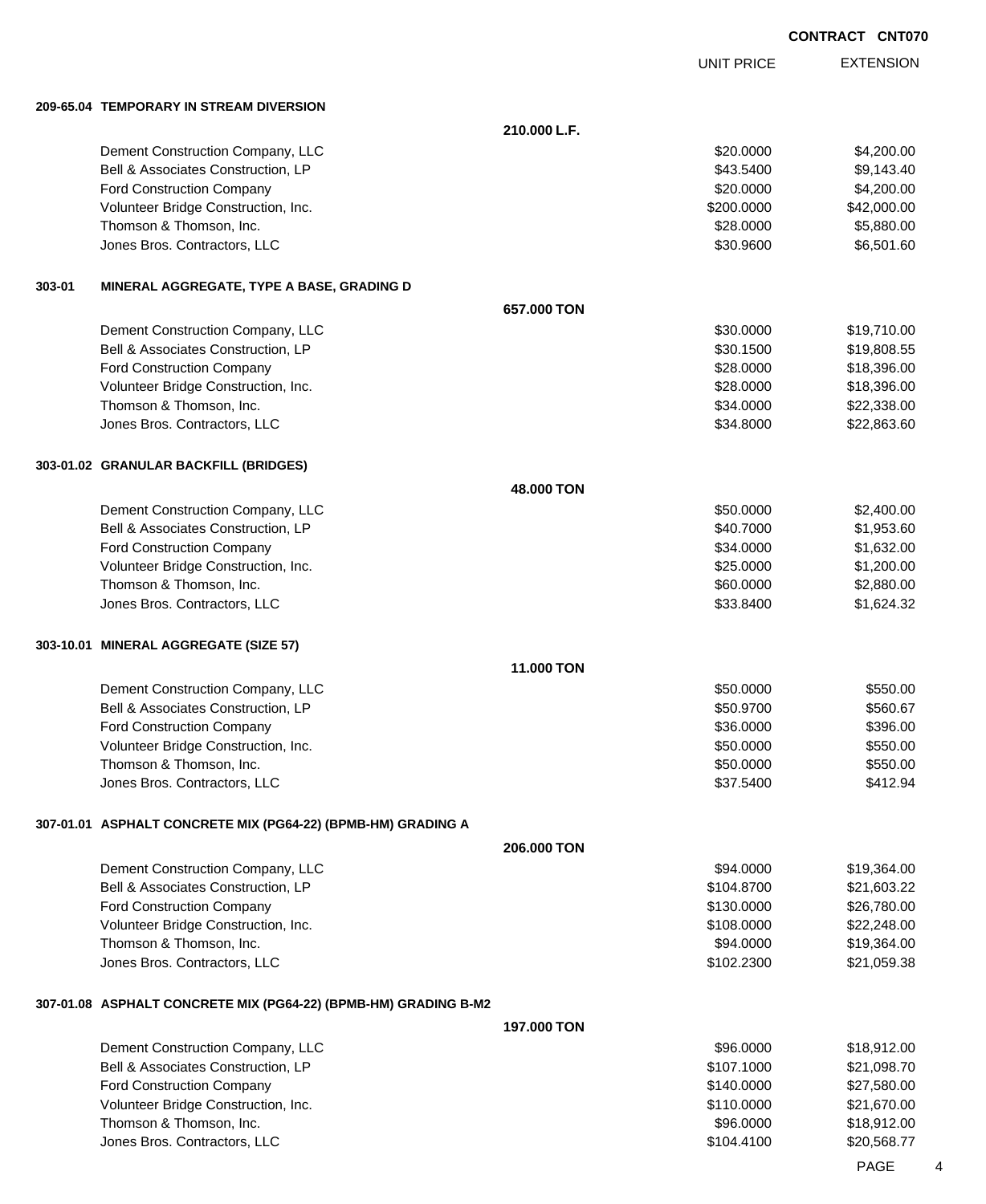**CONTRACT CNT070**

| | UNIT PRICE | EXTENSION |
|---|---|---|
| **209-65.04 TEMPORARY IN STREAM DIVERSION** | | |
| **210.000 L.F.** | | |
| Dement Construction Company, LLC | $20.0000 | $4,200.00 |
| Bell & Associates Construction, LP | $43.5400 | $9,143.40 |
| Ford Construction Company | $20.0000 | $4,200.00 |
| Volunteer Bridge Construction, Inc. | $200.0000 | $42,000.00 |
| Thomson & Thomson, Inc. | $28.0000 | $5,880.00 |
| Jones Bros. Contractors, LLC | $30.9600 | $6,501.60 |
| **303-01 MINERAL AGGREGATE, TYPE A BASE, GRADING D** | | |
| **657.000 TON** | | |
| Dement Construction Company, LLC | $30.0000 | $19,710.00 |
| Bell & Associates Construction, LP | $30.1500 | $19,808.55 |
| Ford Construction Company | $28.0000 | $18,396.00 |
| Volunteer Bridge Construction, Inc. | $28.0000 | $18,396.00 |
| Thomson & Thomson, Inc. | $34.0000 | $22,338.00 |
| Jones Bros. Contractors, LLC | $34.8000 | $22,863.60 |
| **303-01.02 GRANULAR BACKFILL (BRIDGES)** | | |
| **48.000 TON** | | |
| Dement Construction Company, LLC | $50.0000 | $2,400.00 |
| Bell & Associates Construction, LP | $40.7000 | $1,953.60 |
| Ford Construction Company | $34.0000 | $1,632.00 |
| Volunteer Bridge Construction, Inc. | $25.0000 | $1,200.00 |
| Thomson & Thomson, Inc. | $60.0000 | $2,880.00 |
| Jones Bros. Contractors, LLC | $33.8400 | $1,624.32 |
| **303-10.01 MINERAL AGGREGATE (SIZE 57)** | | |
| **11.000 TON** | | |
| Dement Construction Company, LLC | $50.0000 | $550.00 |
| Bell & Associates Construction, LP | $50.9700 | $560.67 |
| Ford Construction Company | $36.0000 | $396.00 |
| Volunteer Bridge Construction, Inc. | $50.0000 | $550.00 |
| Thomson & Thomson, Inc. | $50.0000 | $550.00 |
| Jones Bros. Contractors, LLC | $37.5400 | $412.94 |
| **307-01.01 ASPHALT CONCRETE MIX (PG64-22) (BPMB-HM) GRADING A** | | |
| **206.000 TON** | | |
| Dement Construction Company, LLC | $94.0000 | $19,364.00 |
| Bell & Associates Construction, LP | $104.8700 | $21,603.22 |
| Ford Construction Company | $130.0000 | $26,780.00 |
| Volunteer Bridge Construction, Inc. | $108.0000 | $22,248.00 |
| Thomson & Thomson, Inc. | $94.0000 | $19,364.00 |
| Jones Bros. Contractors, LLC | $102.2300 | $21,059.38 |
| **307-01.08 ASPHALT CONCRETE MIX (PG64-22) (BPMB-HM) GRADING B-M2** | | |
| **197.000 TON** | | |
| Dement Construction Company, LLC | $96.0000 | $18,912.00 |
| Bell & Associates Construction, LP | $107.1000 | $21,098.70 |
| Ford Construction Company | $140.0000 | $27,580.00 |
| Volunteer Bridge Construction, Inc. | $110.0000 | $21,670.00 |
| Thomson & Thomson, Inc. | $96.0000 | $18,912.00 |
| Jones Bros. Contractors, LLC | $104.4100 | $20,568.77 |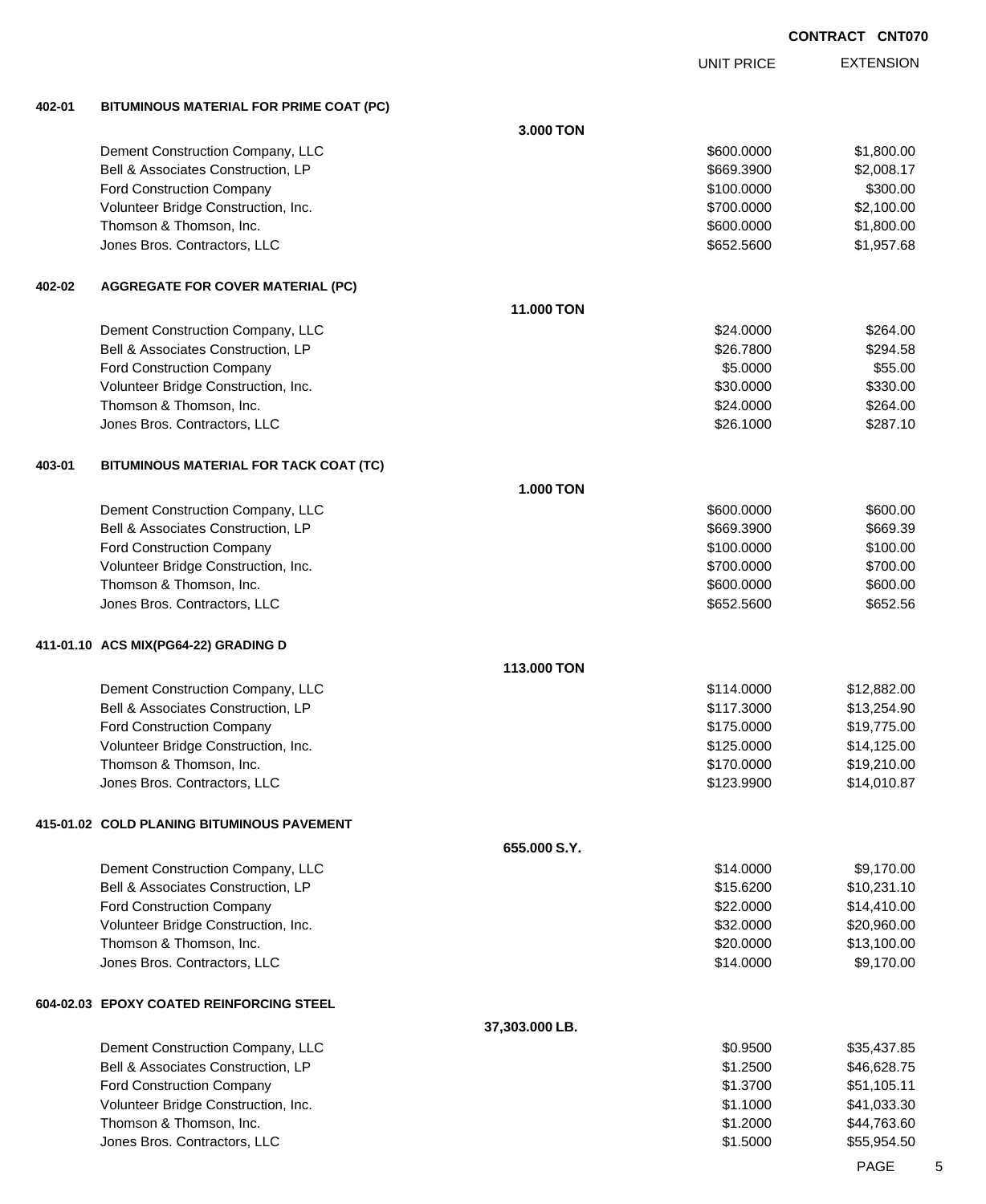**CONTRACT CNT070**

| | | | UNIT PRICE | EXTENSION |
|---|---|---|---|---|
| **402-01** | **BITUMINOUS MATERIAL FOR PRIME COAT (PC)** | | | |
| | | **3.000 TON** | | |
| | Dement Construction Company, LLC | | $600.0000 | $1,800.00 |
| | Bell & Associates Construction, LP | | $669.3900 | $2,008.17 |
| | Ford Construction Company | | $100.0000 | $300.00 |
| | Volunteer Bridge Construction, Inc. | | $700.0000 | $2,100.00 |
| | Thomson & Thomson, Inc. | | $600.0000 | $1,800.00 |
| | Jones Bros. Contractors, LLC | | $652.5600 | $1,957.68 |
| **402-02** | **AGGREGATE FOR COVER MATERIAL (PC)** | | | |
| | | **11.000 TON** | | |
| | Dement Construction Company, LLC | | $24.0000 | $264.00 |
| | Bell & Associates Construction, LP | | $26.7800 | $294.58 |
| | Ford Construction Company | | $5.0000 | $55.00 |
| | Volunteer Bridge Construction, Inc. | | $30.0000 | $330.00 |
| | Thomson & Thomson, Inc. | | $24.0000 | $264.00 |
| | Jones Bros. Contractors, LLC | | $26.1000 | $287.10 |
| **403-01** | **BITUMINOUS MATERIAL FOR TACK COAT (TC)** | | | |
| | | **1.000 TON** | | |
| | Dement Construction Company, LLC | | $600.0000 | $600.00 |
| | Bell & Associates Construction, LP | | $669.3900 | $669.39 |
| | Ford Construction Company | | $100.0000 | $100.00 |
| | Volunteer Bridge Construction, Inc. | | $700.0000 | $700.00 |
| | Thomson & Thomson, Inc. | | $600.0000 | $600.00 |
| | Jones Bros. Contractors, LLC | | $652.5600 | $652.56 |
| **411-01.10** | **ACS MIX(PG64-22) GRADING D** | | | |
| | | **113.000 TON** | | |
| | Dement Construction Company, LLC | | $114.0000 | $12,882.00 |
| | Bell & Associates Construction, LP | | $117.3000 | $13,254.90 |
| | Ford Construction Company | | $175.0000 | $19,775.00 |
| | Volunteer Bridge Construction, Inc. | | $125.0000 | $14,125.00 |
| | Thomson & Thomson, Inc. | | $170.0000 | $19,210.00 |
| | Jones Bros. Contractors, LLC | | $123.9900 | $14,010.87 |
| **415-01.02** | **COLD PLANING BITUMINOUS PAVEMENT** | | | |
| | | **655.000 S.Y.** | | |
| | Dement Construction Company, LLC | | $14.0000 | $9,170.00 |
| | Bell & Associates Construction, LP | | $15.6200 | $10,231.10 |
| | Ford Construction Company | | $22.0000 | $14,410.00 |
| | Volunteer Bridge Construction, Inc. | | $32.0000 | $20,960.00 |
| | Thomson & Thomson, Inc. | | $20.0000 | $13,100.00 |
| | Jones Bros. Contractors, LLC | | $14.0000 | $9,170.00 |
| **604-02.03** | **EPOXY COATED REINFORCING STEEL** | | | |
| | | **37,303.000 LB.** | | |
| | Dement Construction Company, LLC | | $0.9500 | $35,437.85 |
| | Bell & Associates Construction, LP | | $1.2500 | $46,628.75 |
| | Ford Construction Company | | $1.3700 | $51,105.11 |
| | Volunteer Bridge Construction, Inc. | | $1.1000 | $41,033.30 |
| | Thomson & Thomson, Inc. | | $1.2000 | $44,763.60 |
| | Jones Bros. Contractors, LLC | | $1.5000 | $55,954.50 |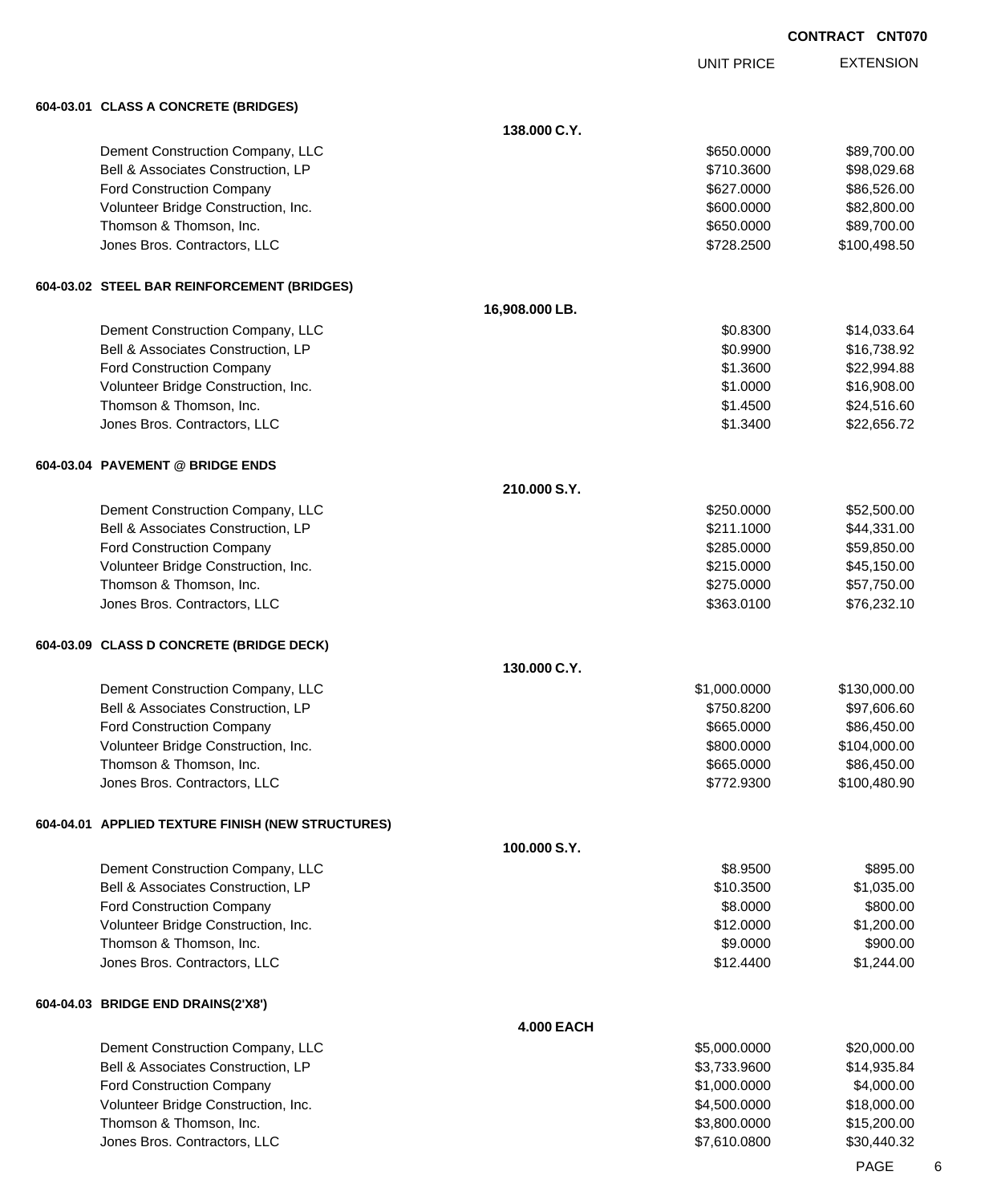**CONTRACT CNT070**

| | | UNIT PRICE | EXTENSION |
|---|---|---|---|
| **604-03.01 CLASS A CONCRETE (BRIDGES)** | | | |
| | **138.000 C.Y.** | | |
| Dement Construction Company, LLC | | $650.0000 | $89,700.00 |
| Bell & Associates Construction, LP | | $710.3600 | $98,029.68 |
| Ford Construction Company | | $627.0000 | $86,526.00 |
| Volunteer Bridge Construction, Inc. | | $600.0000 | $82,800.00 |
| Thomson & Thomson, Inc. | | $650.0000 | $89,700.00 |
| Jones Bros. Contractors, LLC | | $728.2500 | $100,498.50 |
| **604-03.02 STEEL BAR REINFORCEMENT (BRIDGES)** | | | |
| | **16,908.000 LB.** | | |
| Dement Construction Company, LLC | | $0.8300 | $14,033.64 |
| Bell & Associates Construction, LP | | $0.9900 | $16,738.92 |
| Ford Construction Company | | $1.3600 | $22,994.88 |
| Volunteer Bridge Construction, Inc. | | $1.0000 | $16,908.00 |
| Thomson & Thomson, Inc. | | $1.4500 | $24,516.60 |
| Jones Bros. Contractors, LLC | | $1.3400 | $22,656.72 |
| **604-03.04 PAVEMENT @ BRIDGE ENDS** | | | |
| | **210.000 S.Y.** | | |
| Dement Construction Company, LLC | | $250.0000 | $52,500.00 |
| Bell & Associates Construction, LP | | $211.1000 | $44,331.00 |
| Ford Construction Company | | $285.0000 | $59,850.00 |
| Volunteer Bridge Construction, Inc. | | $215.0000 | $45,150.00 |
| Thomson & Thomson, Inc. | | $275.0000 | $57,750.00 |
| Jones Bros. Contractors, LLC | | $363.0100 | $76,232.10 |
| **604-03.09 CLASS D CONCRETE (BRIDGE DECK)** | | | |
| | **130.000 C.Y.** | | |
| Dement Construction Company, LLC | | $1,000.0000 | $130,000.00 |
| Bell & Associates Construction, LP | | $750.8200 | $97,606.60 |
| Ford Construction Company | | $665.0000 | $86,450.00 |
| Volunteer Bridge Construction, Inc. | | $800.0000 | $104,000.00 |
| Thomson & Thomson, Inc. | | $665.0000 | $86,450.00 |
| Jones Bros. Contractors, LLC | | $772.9300 | $100,480.90 |
| **604-04.01 APPLIED TEXTURE FINISH (NEW STRUCTURES)** | | | |
| | **100.000 S.Y.** | | |
| Dement Construction Company, LLC | | $8.9500 | $895.00 |
| Bell & Associates Construction, LP | | $10.3500 | $1,035.00 |
| Ford Construction Company | | $8.0000 | $800.00 |
| Volunteer Bridge Construction, Inc. | | $12.0000 | $1,200.00 |
| Thomson & Thomson, Inc. | | $9.0000 | $900.00 |
| Jones Bros. Contractors, LLC | | $12.4400 | $1,244.00 |
| **604-04.03 BRIDGE END DRAINS(2'X8')** | | | |
| | **4.000 EACH** | | |
| Dement Construction Company, LLC | | $5,000.0000 | $20,000.00 |
| Bell & Associates Construction, LP | | $3,733.9600 | $14,935.84 |
| Ford Construction Company | | $1,000.0000 | $4,000.00 |
| Volunteer Bridge Construction, Inc. | | $4,500.0000 | $18,000.00 |
| Thomson & Thomson, Inc. | | $3,800.0000 | $15,200.00 |
| Jones Bros. Contractors, LLC | | $7,610.0800 | $30,440.32 |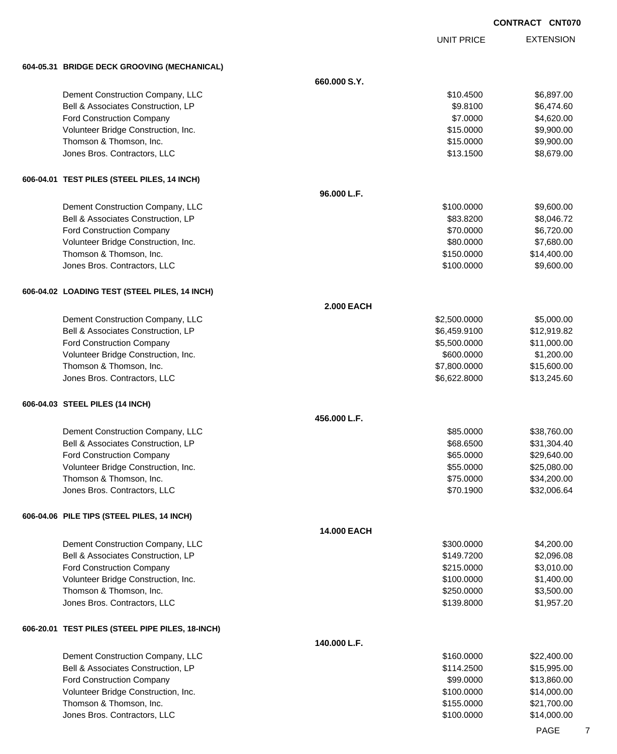**CONTRACT CNT070**

| | | UNIT PRICE | EXTENSION |
|---|---|---|---|
| **604-05.31 BRIDGE DECK GROOVING (MECHANICAL)** | | | |
| | **660.000 S.Y.** | | |
| Dement Construction Company, LLC | | $10.4500 | $6,897.00 |
| Bell & Associates Construction, LP | | $9.8100 | $6,474.60 |
| Ford Construction Company | | $7.0000 | $4,620.00 |
| Volunteer Bridge Construction, Inc. | | $15.0000 | $9,900.00 |
| Thomson & Thomson, Inc. | | $15.0000 | $9,900.00 |
| Jones Bros. Contractors, LLC | | $13.1500 | $8,679.00 |
| **606-04.01 TEST PILES (STEEL PILES, 14 INCH)** | | | |
| | **96.000 L.F.** | | |
| Dement Construction Company, LLC | | $100.0000 | $9,600.00 |
| Bell & Associates Construction, LP | | $83.8200 | $8,046.72 |
| Ford Construction Company | | $70.0000 | $6,720.00 |
| Volunteer Bridge Construction, Inc. | | $80.0000 | $7,680.00 |
| Thomson & Thomson, Inc. | | $150.0000 | $14,400.00 |
| Jones Bros. Contractors, LLC | | $100.0000 | $9,600.00 |
| **606-04.02 LOADING TEST (STEEL PILES, 14 INCH)** | | | |
| | **2.000 EACH** | | |
| Dement Construction Company, LLC | | $2,500.0000 | $5,000.00 |
| Bell & Associates Construction, LP | | $6,459.9100 | $12,919.82 |
| Ford Construction Company | | $5,500.0000 | $11,000.00 |
| Volunteer Bridge Construction, Inc. | | $600.0000 | $1,200.00 |
| Thomson & Thomson, Inc. | | $7,800.0000 | $15,600.00 |
| Jones Bros. Contractors, LLC | | $6,622.8000 | $13,245.60 |
| **606-04.03 STEEL PILES (14 INCH)** | | | |
| | **456.000 L.F.** | | |
| Dement Construction Company, LLC | | $85.0000 | $38,760.00 |
| Bell & Associates Construction, LP | | $68.6500 | $31,304.40 |
| Ford Construction Company | | $65.0000 | $29,640.00 |
| Volunteer Bridge Construction, Inc. | | $55.0000 | $25,080.00 |
| Thomson & Thomson, Inc. | | $75.0000 | $34,200.00 |
| Jones Bros. Contractors, LLC | | $70.1900 | $32,006.64 |
| **606-04.06 PILE TIPS (STEEL PILES, 14 INCH)** | | | |
| | **14.000 EACH** | | |
| Dement Construction Company, LLC | | $300.0000 | $4,200.00 |
| Bell & Associates Construction, LP | | $149.7200 | $2,096.08 |
| Ford Construction Company | | $215.0000 | $3,010.00 |
| Volunteer Bridge Construction, Inc. | | $100.0000 | $1,400.00 |
| Thomson & Thomson, Inc. | | $250.0000 | $3,500.00 |
| Jones Bros. Contractors, LLC | | $139.8000 | $1,957.20 |
| **606-20.01 TEST PILES (STEEL PIPE PILES, 18-INCH)** | | | |
| | **140.000 L.F.** | | |
| Dement Construction Company, LLC | | $160.0000 | $22,400.00 |
| Bell & Associates Construction, LP | | $114.2500 | $15,995.00 |
| Ford Construction Company | | $99.0000 | $13,860.00 |
| Volunteer Bridge Construction, Inc. | | $100.0000 | $14,000.00 |
| Thomson & Thomson, Inc. | | $155.0000 | $21,700.00 |
| Jones Bros. Contractors, LLC | | $100.0000 | $14,000.00 |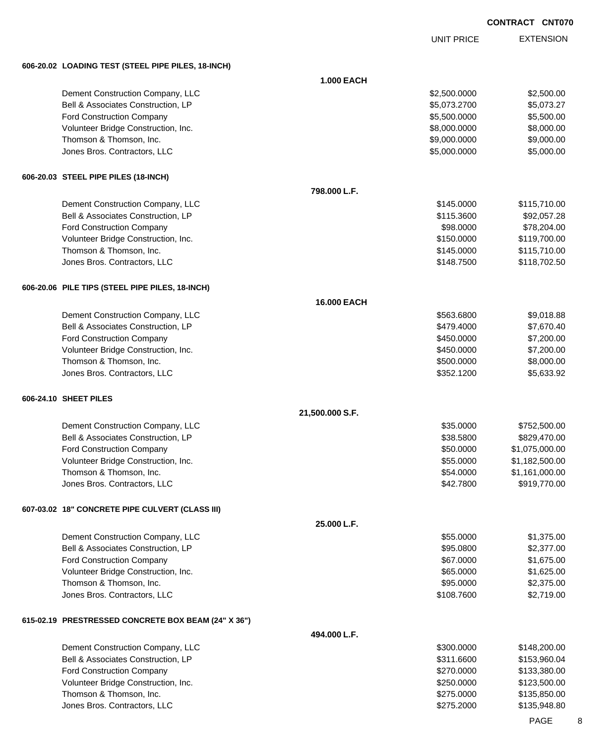**CONTRACT CNT070**

| | UNIT PRICE | EXTENSION |
|---|---|---|
| **606-20.02 LOADING TEST (STEEL PIPE PILES, 18-INCH)** | | |
| **1.000 EACH** | | |
| Dement Construction Company, LLC | $2,500.0000 | $2,500.00 |
| Bell & Associates Construction, LP | $5,073.2700 | $5,073.27 |
| Ford Construction Company | $5,500.0000 | $5,500.00 |
| Volunteer Bridge Construction, Inc. | $8,000.0000 | $8,000.00 |
| Thomson & Thomson, Inc. | $9,000.0000 | $9,000.00 |
| Jones Bros. Contractors, LLC | $5,000.0000 | $5,000.00 |
| **606-20.03 STEEL PIPE PILES (18-INCH)** | | |
| **798.000 L.F.** | | |
| Dement Construction Company, LLC | $145.0000 | $115,710.00 |
| Bell & Associates Construction, LP | $115.3600 | $92,057.28 |
| Ford Construction Company | $98.0000 | $78,204.00 |
| Volunteer Bridge Construction, Inc. | $150.0000 | $119,700.00 |
| Thomson & Thomson, Inc. | $145.0000 | $115,710.00 |
| Jones Bros. Contractors, LLC | $148.7500 | $118,702.50 |
| **606-20.06 PILE TIPS (STEEL PIPE PILES, 18-INCH)** | | |
| **16.000 EACH** | | |
| Dement Construction Company, LLC | $563.6800 | $9,018.88 |
| Bell & Associates Construction, LP | $479.4000 | $7,670.40 |
| Ford Construction Company | $450.0000 | $7,200.00 |
| Volunteer Bridge Construction, Inc. | $450.0000 | $7,200.00 |
| Thomson & Thomson, Inc. | $500.0000 | $8,000.00 |
| Jones Bros. Contractors, LLC | $352.1200 | $5,633.92 |
| **606-24.10 SHEET PILES** | | |
| **21,500.000 S.F.** | | |
| Dement Construction Company, LLC | $35.0000 | $752,500.00 |
| Bell & Associates Construction, LP | $38.5800 | $829,470.00 |
| Ford Construction Company | $50.0000 | $1,075,000.00 |
| Volunteer Bridge Construction, Inc. | $55.0000 | $1,182,500.00 |
| Thomson & Thomson, Inc. | $54.0000 | $1,161,000.00 |
| Jones Bros. Contractors, LLC | $42.7800 | $919,770.00 |
| **607-03.02 18" CONCRETE PIPE CULVERT (CLASS III)** | | |
| **25.000 L.F.** | | |
| Dement Construction Company, LLC | $55.0000 | $1,375.00 |
| Bell & Associates Construction, LP | $95.0800 | $2,377.00 |
| Ford Construction Company | $67.0000 | $1,675.00 |
| Volunteer Bridge Construction, Inc. | $65.0000 | $1,625.00 |
| Thomson & Thomson, Inc. | $95.0000 | $2,375.00 |
| Jones Bros. Contractors, LLC | $108.7600 | $2,719.00 |
| **615-02.19 PRESTRESSED CONCRETE BOX BEAM (24" X 36")** | | |
| **494.000 L.F.** | | |
| Dement Construction Company, LLC | $300.0000 | $148,200.00 |
| Bell & Associates Construction, LP | $311.6600 | $153,960.04 |
| Ford Construction Company | $270.0000 | $133,380.00 |
| Volunteer Bridge Construction, Inc. | $250.0000 | $123,500.00 |
| Thomson & Thomson, Inc. | $275.0000 | $135,850.00 |
| Jones Bros. Contractors, LLC | $275.2000 | $135,948.80 |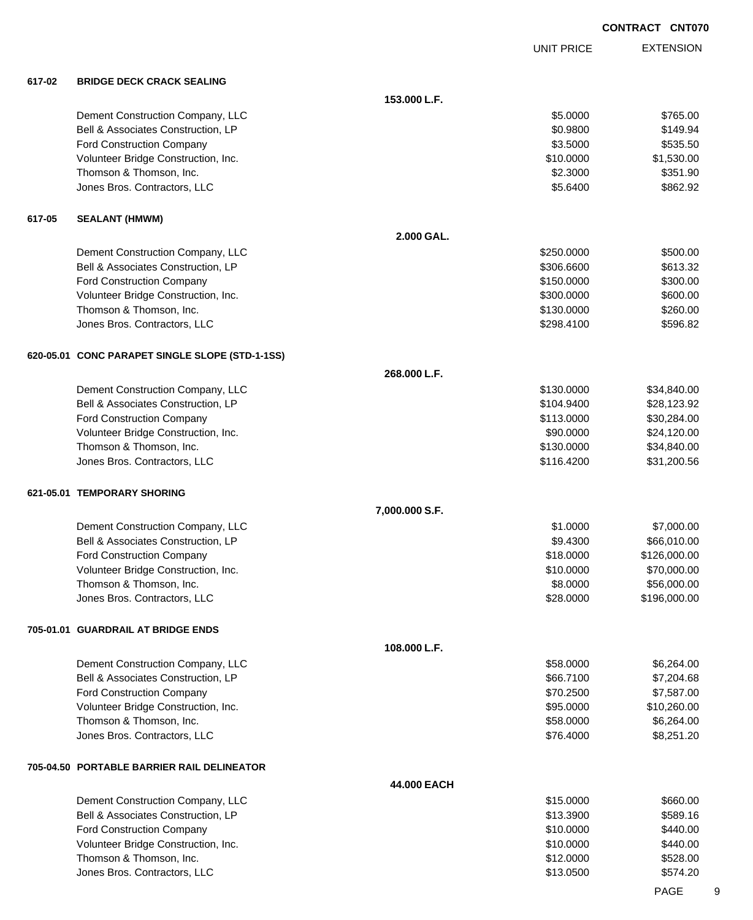CONTRACT CNT070

| | | UNIT PRICE | EXTENSION |
|---|---|---|---|
| **617-02** | **BRIDGE DECK CRACK SEALING** | | |
| | **153.000 L.F.** | | |
| | Dement Construction Company, LLC | $5.0000 | $765.00 |
| | Bell & Associates Construction, LP | $0.9800 | $149.94 |
| | Ford Construction Company | $3.5000 | $535.50 |
| | Volunteer Bridge Construction, Inc. | $10.0000 | $1,530.00 |
| | Thomson & Thomson, Inc. | $2.3000 | $351.90 |
| | Jones Bros. Contractors, LLC | $5.6400 | $862.92 |
| **617-05** | **SEALANT (HMWM)** | | |
| | **2.000 GAL.** | | |
| | Dement Construction Company, LLC | $250.0000 | $500.00 |
| | Bell & Associates Construction, LP | $306.6600 | $613.32 |
| | Ford Construction Company | $150.0000 | $300.00 |
| | Volunteer Bridge Construction, Inc. | $300.0000 | $600.00 |
| | Thomson & Thomson, Inc. | $130.0000 | $260.00 |
| | Jones Bros. Contractors, LLC | $298.4100 | $596.82 |
| **620-05.01** | **CONC PARAPET SINGLE SLOPE (STD-1-1SS)** | | |
| | **268.000 L.F.** | | |
| | Dement Construction Company, LLC | $130.0000 | $34,840.00 |
| | Bell & Associates Construction, LP | $104.9400 | $28,123.92 |
| | Ford Construction Company | $113.0000 | $30,284.00 |
| | Volunteer Bridge Construction, Inc. | $90.0000 | $24,120.00 |
| | Thomson & Thomson, Inc. | $130.0000 | $34,840.00 |
| | Jones Bros. Contractors, LLC | $116.4200 | $31,200.56 |
| **621-05.01** | **TEMPORARY SHORING** | | |
| | **7,000.000 S.F.** | | |
| | Dement Construction Company, LLC | $1.0000 | $7,000.00 |
| | Bell & Associates Construction, LP | $9.4300 | $66,010.00 |
| | Ford Construction Company | $18.0000 | $126,000.00 |
| | Volunteer Bridge Construction, Inc. | $10.0000 | $70,000.00 |
| | Thomson & Thomson, Inc. | $8.0000 | $56,000.00 |
| | Jones Bros. Contractors, LLC | $28.0000 | $196,000.00 |
| **705-01.01** | **GUARDRAIL AT BRIDGE ENDS** | | |
| | **108.000 L.F.** | | |
| | Dement Construction Company, LLC | $58.0000 | $6,264.00 |
| | Bell & Associates Construction, LP | $66.7100 | $7,204.68 |
| | Ford Construction Company | $70.2500 | $7,587.00 |
| | Volunteer Bridge Construction, Inc. | $95.0000 | $10,260.00 |
| | Thomson & Thomson, Inc. | $58.0000 | $6,264.00 |
| | Jones Bros. Contractors, LLC | $76.4000 | $8,251.20 |
| **705-04.50** | **PORTABLE BARRIER RAIL DELINEATOR** | | |
| | **44.000 EACH** | | |
| | Dement Construction Company, LLC | $15.0000 | $660.00 |
| | Bell & Associates Construction, LP | $13.3900 | $589.16 |
| | Ford Construction Company | $10.0000 | $440.00 |
| | Volunteer Bridge Construction, Inc. | $10.0000 | $440.00 |
| | Thomson & Thomson, Inc. | $12.0000 | $528.00 |
| | Jones Bros. Contractors, LLC | $13.0500 | $574.20 |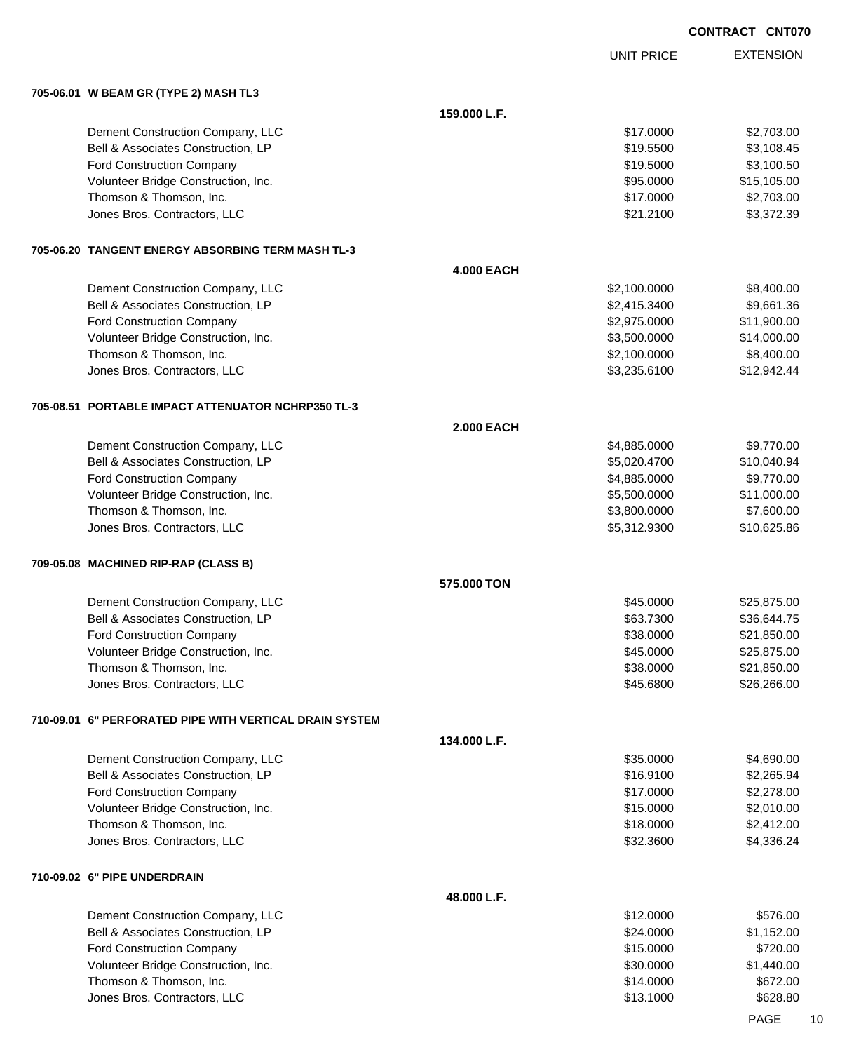**CONTRACT CNT070**

| | | UNIT PRICE | EXTENSION |
|---|---|---|---|
| **705-06.01 W BEAM GR (TYPE 2) MASH TL3** | | | |
| | **159.000 L.F.** | | |
| Dement Construction Company, LLC | | $17.0000 | $2,703.00 |
| Bell & Associates Construction, LP | | $19.5500 | $3,108.45 |
| Ford Construction Company | | $19.5000 | $3,100.50 |
| Volunteer Bridge Construction, Inc. | | $95.0000 | $15,105.00 |
| Thomson & Thomson, Inc. | | $17.0000 | $2,703.00 |
| Jones Bros. Contractors, LLC | | $21.2100 | $3,372.39 |
| **705-06.20 TANGENT ENERGY ABSORBING TERM MASH TL-3** | | | |
| | **4.000 EACH** | | |
| Dement Construction Company, LLC | | $2,100.0000 | $8,400.00 |
| Bell & Associates Construction, LP | | $2,415.3400 | $9,661.36 |
| Ford Construction Company | | $2,975.0000 | $11,900.00 |
| Volunteer Bridge Construction, Inc. | | $3,500.0000 | $14,000.00 |
| Thomson & Thomson, Inc. | | $2,100.0000 | $8,400.00 |
| Jones Bros. Contractors, LLC | | $3,235.6100 | $12,942.44 |
| **705-08.51 PORTABLE IMPACT ATTENUATOR NCHRP350 TL-3** | | | |
| | **2.000 EACH** | | |
| Dement Construction Company, LLC | | $4,885.0000 | $9,770.00 |
| Bell & Associates Construction, LP | | $5,020.4700 | $10,040.94 |
| Ford Construction Company | | $4,885.0000 | $9,770.00 |
| Volunteer Bridge Construction, Inc. | | $5,500.0000 | $11,000.00 |
| Thomson & Thomson, Inc. | | $3,800.0000 | $7,600.00 |
| Jones Bros. Contractors, LLC | | $5,312.9300 | $10,625.86 |
| **709-05.08 MACHINED RIP-RAP (CLASS B)** | | | |
| | **575.000 TON** | | |
| Dement Construction Company, LLC | | $45.0000 | $25,875.00 |
| Bell & Associates Construction, LP | | $63.7300 | $36,644.75 |
| Ford Construction Company | | $38.0000 | $21,850.00 |
| Volunteer Bridge Construction, Inc. | | $45.0000 | $25,875.00 |
| Thomson & Thomson, Inc. | | $38.0000 | $21,850.00 |
| Jones Bros. Contractors, LLC | | $45.6800 | $26,266.00 |
| **710-09.01 6" PERFORATED PIPE WITH VERTICAL DRAIN SYSTEM** | | | |
| | **134.000 L.F.** | | |
| Dement Construction Company, LLC | | $35.0000 | $4,690.00 |
| Bell & Associates Construction, LP | | $16.9100 | $2,265.94 |
| Ford Construction Company | | $17.0000 | $2,278.00 |
| Volunteer Bridge Construction, Inc. | | $15.0000 | $2,010.00 |
| Thomson & Thomson, Inc. | | $18.0000 | $2,412.00 |
| Jones Bros. Contractors, LLC | | $32.3600 | $4,336.24 |
| **710-09.02 6" PIPE UNDERDRAIN** | | | |
| | **48.000 L.F.** | | |
| Dement Construction Company, LLC | | $12.0000 | $576.00 |
| Bell & Associates Construction, LP | | $24.0000 | $1,152.00 |
| Ford Construction Company | | $15.0000 | $720.00 |
| Volunteer Bridge Construction, Inc. | | $30.0000 | $1,440.00 |
| Thomson & Thomson, Inc. | | $14.0000 | $672.00 |
| Jones Bros. Contractors, LLC | | $13.1000 | $628.80 |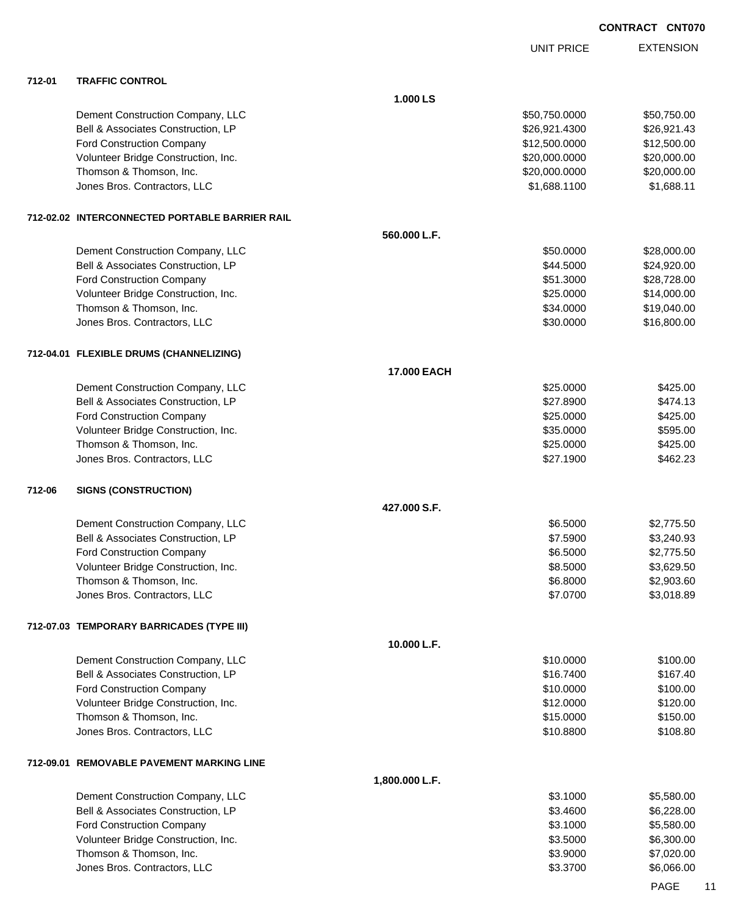**CONTRACT CNT070**

| | | | UNIT PRICE | EXTENSION |
|---|---|---|---|---|
| **712-01** | **TRAFFIC CONTROL** | | | |
| | | **1.000 LS** | | |
| | Dement Construction Company, LLC | | $50,750.0000 | $50,750.00 |
| | Bell & Associates Construction, LP | | $26,921.4300 | $26,921.43 |
| | Ford Construction Company | | $12,500.0000 | $12,500.00 |
| | Volunteer Bridge Construction, Inc. | | $20,000.0000 | $20,000.00 |
| | Thomson & Thomson, Inc. | | $20,000.0000 | $20,000.00 |
| | Jones Bros. Contractors, LLC | | $1,688.1100 | $1,688.11 |
| **712-02.02** | **INTERCONNECTED PORTABLE BARRIER RAIL** | | | |
| | | **560.000 L.F.** | | |
| | Dement Construction Company, LLC | | $50.0000 | $28,000.00 |
| | Bell & Associates Construction, LP | | $44.5000 | $24,920.00 |
| | Ford Construction Company | | $51.3000 | $28,728.00 |
| | Volunteer Bridge Construction, Inc. | | $25.0000 | $14,000.00 |
| | Thomson & Thomson, Inc. | | $34.0000 | $19,040.00 |
| | Jones Bros. Contractors, LLC | | $30.0000 | $16,800.00 |
| **712-04.01** | **FLEXIBLE DRUMS (CHANNELIZING)** | | | |
| | | **17.000 EACH** | | |
| | Dement Construction Company, LLC | | $25.0000 | $425.00 |
| | Bell & Associates Construction, LP | | $27.8900 | $474.13 |
| | Ford Construction Company | | $25.0000 | $425.00 |
| | Volunteer Bridge Construction, Inc. | | $35.0000 | $595.00 |
| | Thomson & Thomson, Inc. | | $25.0000 | $425.00 |
| | Jones Bros. Contractors, LLC | | $27.1900 | $462.23 |
| **712-06** | **SIGNS (CONSTRUCTION)** | | | |
| | | **427.000 S.F.** | | |
| | Dement Construction Company, LLC | | $6.5000 | $2,775.50 |
| | Bell & Associates Construction, LP | | $7.5900 | $3,240.93 |
| | Ford Construction Company | | $6.5000 | $2,775.50 |
| | Volunteer Bridge Construction, Inc. | | $8.5000 | $3,629.50 |
| | Thomson & Thomson, Inc. | | $6.8000 | $2,903.60 |
| | Jones Bros. Contractors, LLC | | $7.0700 | $3,018.89 |
| **712-07.03** | **TEMPORARY BARRICADES (TYPE III)** | | | |
| | | **10.000 L.F.** | | |
| | Dement Construction Company, LLC | | $10.0000 | $100.00 |
| | Bell & Associates Construction, LP | | $16.7400 | $167.40 |
| | Ford Construction Company | | $10.0000 | $100.00 |
| | Volunteer Bridge Construction, Inc. | | $12.0000 | $120.00 |
| | Thomson & Thomson, Inc. | | $15.0000 | $150.00 |
| | Jones Bros. Contractors, LLC | | $10.8800 | $108.80 |
| **712-09.01** | **REMOVABLE PAVEMENT MARKING LINE** | | | |
| | | **1,800.000 L.F.** | | |
| | Dement Construction Company, LLC | | $3.1000 | $5,580.00 |
| | Bell & Associates Construction, LP | | $3.4600 | $6,228.00 |
| | Ford Construction Company | | $3.1000 | $5,580.00 |
| | Volunteer Bridge Construction, Inc. | | $3.5000 | $6,300.00 |
| | Thomson & Thomson, Inc. | | $3.9000 | $7,020.00 |
| | Jones Bros. Contractors, LLC | | $3.3700 | $6,066.00 |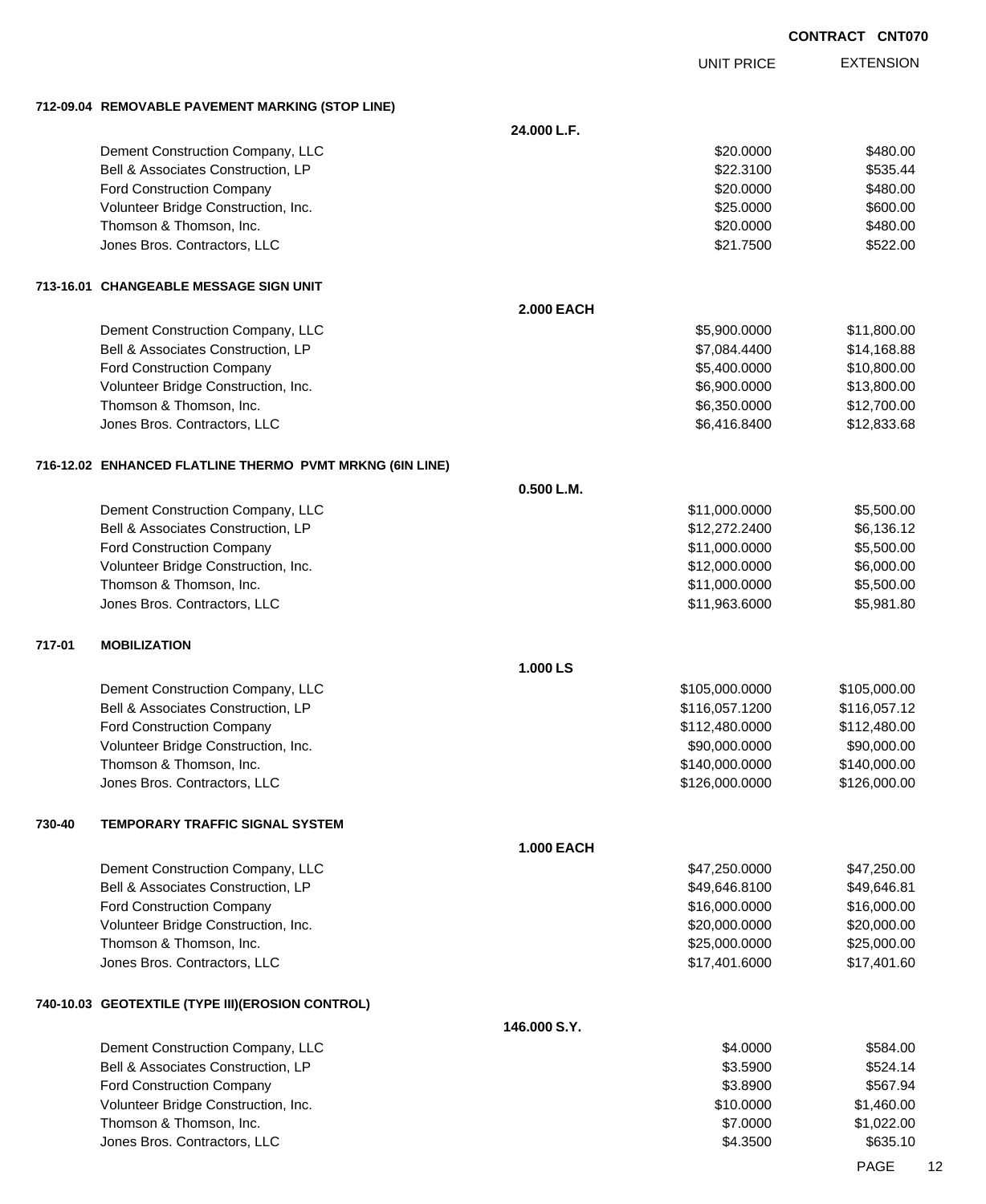CONTRACT CNT070

| | | UNIT PRICE | EXTENSION |
|---|---|---|---|
| **712-09.04 REMOVABLE PAVEMENT MARKING (STOP LINE)** | | | |
| | **24.000 L.F.** | | |
| Dement Construction Company, LLC | | $20.0000 | $480.00 |
| Bell & Associates Construction, LP | | $22.3100 | $535.44 |
| Ford Construction Company | | $20.0000 | $480.00 |
| Volunteer Bridge Construction, Inc. | | $25.0000 | $600.00 |
| Thomson & Thomson, Inc. | | $20.0000 | $480.00 |
| Jones Bros. Contractors, LLC | | $21.7500 | $522.00 |
| **713-16.01 CHANGEABLE MESSAGE SIGN UNIT** | | | |
| | **2.000 EACH** | | |
| Dement Construction Company, LLC | | $5,900.0000 | $11,800.00 |
| Bell & Associates Construction, LP | | $7,084.4400 | $14,168.88 |
| Ford Construction Company | | $5,400.0000 | $10,800.00 |
| Volunteer Bridge Construction, Inc. | | $6,900.0000 | $13,800.00 |
| Thomson & Thomson, Inc. | | $6,350.0000 | $12,700.00 |
| Jones Bros. Contractors, LLC | | $6,416.8400 | $12,833.68 |
| **716-12.02 ENHANCED FLATLINE THERMO PVMT MRKNG (6IN LINE)** | | | |
| | **0.500 L.M.** | | |
| Dement Construction Company, LLC | | $11,000.0000 | $5,500.00 |
| Bell & Associates Construction, LP | | $12,272.2400 | $6,136.12 |
| Ford Construction Company | | $11,000.0000 | $5,500.00 |
| Volunteer Bridge Construction, Inc. | | $12,000.0000 | $6,000.00 |
| Thomson & Thomson, Inc. | | $11,000.0000 | $5,500.00 |
| Jones Bros. Contractors, LLC | | $11,963.6000 | $5,981.80 |
| **717-01 MOBILIZATION** | | | |
| | **1.000 LS** | | |
| Dement Construction Company, LLC | | $105,000.0000 | $105,000.00 |
| Bell & Associates Construction, LP | | $116,057.1200 | $116,057.12 |
| Ford Construction Company | | $112,480.0000 | $112,480.00 |
| Volunteer Bridge Construction, Inc. | | $90,000.0000 | $90,000.00 |
| Thomson & Thomson, Inc. | | $140,000.0000 | $140,000.00 |
| Jones Bros. Contractors, LLC | | $126,000.0000 | $126,000.00 |
| **730-40 TEMPORARY TRAFFIC SIGNAL SYSTEM** | | | |
| | **1.000 EACH** | | |
| Dement Construction Company, LLC | | $47,250.0000 | $47,250.00 |
| Bell & Associates Construction, LP | | $49,646.8100 | $49,646.81 |
| Ford Construction Company | | $16,000.0000 | $16,000.00 |
| Volunteer Bridge Construction, Inc. | | $20,000.0000 | $20,000.00 |
| Thomson & Thomson, Inc. | | $25,000.0000 | $25,000.00 |
| Jones Bros. Contractors, LLC | | $17,401.6000 | $17,401.60 |
| **740-10.03 GEOTEXTILE (TYPE III)(EROSION CONTROL)** | | | |
| | **146.000 S.Y.** | | |
| Dement Construction Company, LLC | | $4.0000 | $584.00 |
| Bell & Associates Construction, LP | | $3.5900 | $524.14 |
| Ford Construction Company | | $3.8900 | $567.94 |
| Volunteer Bridge Construction, Inc. | | $10.0000 | $1,460.00 |
| Thomson & Thomson, Inc. | | $7.0000 | $1,022.00 |
| Jones Bros. Contractors, LLC | | $4.3500 | $635.10 |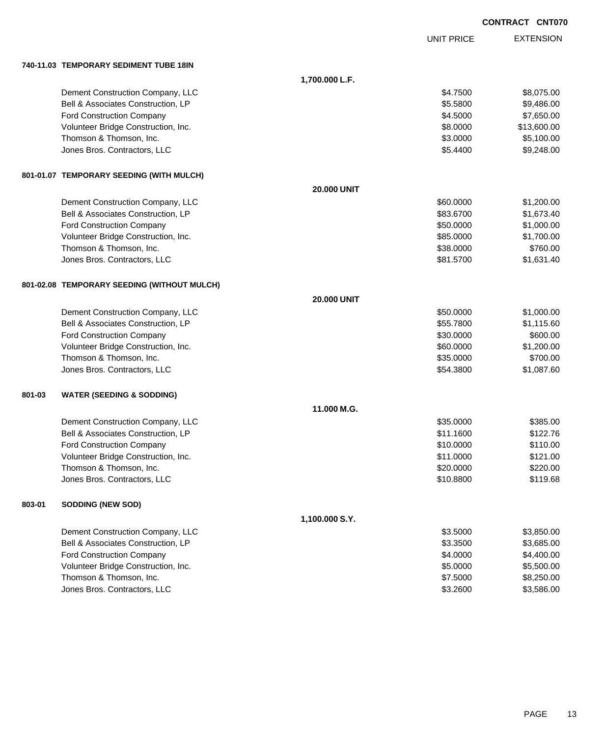**CONTRACT CNT070**

| | | UNIT PRICE | EXTENSION |
|---|---|---|---|
| **740-11.03 TEMPORARY SEDIMENT TUBE 18IN** | | | |
| | **1,700.000 L.F.** | | |
| Dement Construction Company, LLC | | $4.7500 | $8,075.00 |
| Bell & Associates Construction, LP | | $5.5800 | $9,486.00 |
| Ford Construction Company | | $4.5000 | $7,650.00 |
| Volunteer Bridge Construction, Inc. | | $8.0000 | $13,600.00 |
| Thomson & Thomson, Inc. | | $3.0000 | $5,100.00 |
| Jones Bros. Contractors, LLC | | $5.4400 | $9,248.00 |
| **801-01.07 TEMPORARY SEEDING (WITH MULCH)** | | | |
| | **20.000 UNIT** | | |
| Dement Construction Company, LLC | | $60.0000 | $1,200.00 |
| Bell & Associates Construction, LP | | $83.6700 | $1,673.40 |
| Ford Construction Company | | $50.0000 | $1,000.00 |
| Volunteer Bridge Construction, Inc. | | $85.0000 | $1,700.00 |
| Thomson & Thomson, Inc. | | $38.0000 | $760.00 |
| Jones Bros. Contractors, LLC | | $81.5700 | $1,631.40 |
| **801-02.08 TEMPORARY SEEDING (WITHOUT MULCH)** | | | |
| | **20.000 UNIT** | | |
| Dement Construction Company, LLC | | $50.0000 | $1,000.00 |
| Bell & Associates Construction, LP | | $55.7800 | $1,115.60 |
| Ford Construction Company | | $30.0000 | $600.00 |
| Volunteer Bridge Construction, Inc. | | $60.0000 | $1,200.00 |
| Thomson & Thomson, Inc. | | $35.0000 | $700.00 |
| Jones Bros. Contractors, LLC | | $54.3800 | $1,087.60 |
| **801-03 WATER (SEEDING & SODDING)** | | | |
| | **11.000 M.G.** | | |
| Dement Construction Company, LLC | | $35.0000 | $385.00 |
| Bell & Associates Construction, LP | | $11.1600 | $122.76 |
| Ford Construction Company | | $10.0000 | $110.00 |
| Volunteer Bridge Construction, Inc. | | $11.0000 | $121.00 |
| Thomson & Thomson, Inc. | | $20.0000 | $220.00 |
| Jones Bros. Contractors, LLC | | $10.8800 | $119.68 |
| **803-01 SODDING (NEW SOD)** | | | |
| | **1,100.000 S.Y.** | | |
| Dement Construction Company, LLC | | $3.5000 | $3,850.00 |
| Bell & Associates Construction, LP | | $3.3500 | $3,685.00 |
| Ford Construction Company | | $4.0000 | $4,400.00 |
| Volunteer Bridge Construction, Inc. | | $5.0000 | $5,500.00 |
| Thomson & Thomson, Inc. | | $7.5000 | $8,250.00 |
| Jones Bros. Contractors, LLC | | $3.2600 | $3,586.00 |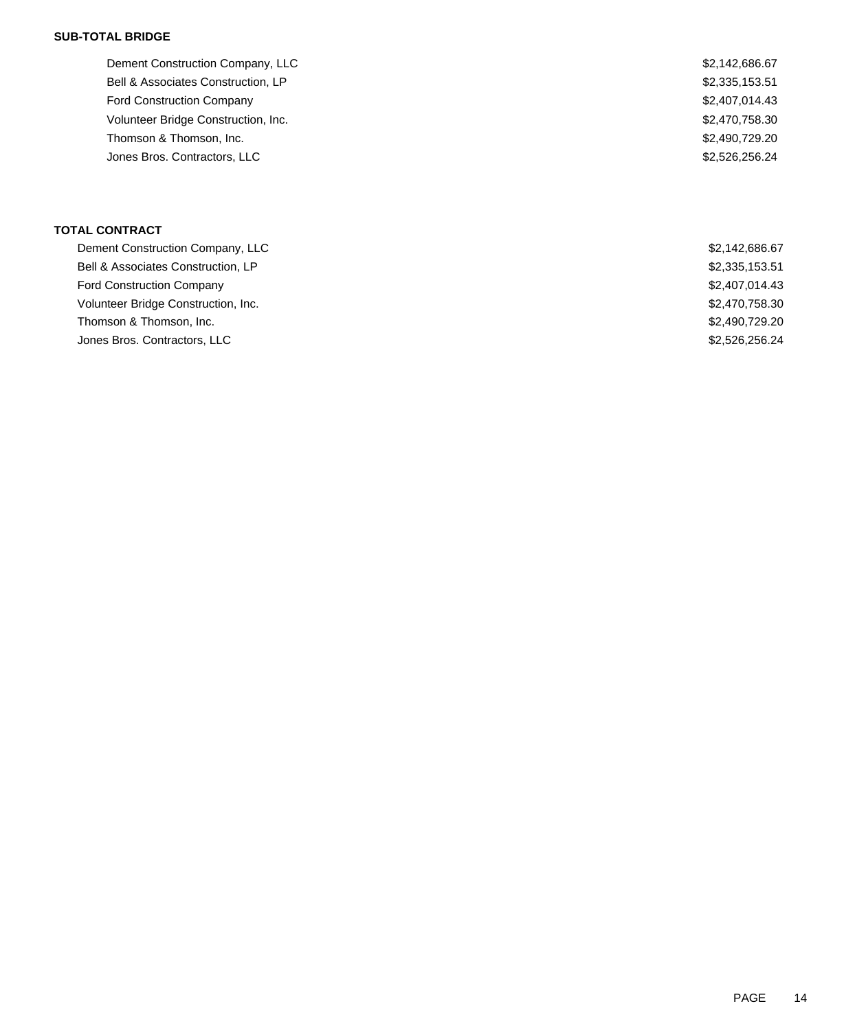**SUB-TOTAL BRIDGE**

| | |
|---|---|
| Dement Construction Company, LLC | $2,142,686.67 |
| Bell & Associates Construction, LP | $2,335,153.51 |
| Ford Construction Company | $2,407,014.43 |
| Volunteer Bridge Construction, Inc. | $2,470,758.30 |
| Thomson & Thomson, Inc. | $2,490,729.20 |
| Jones Bros. Contractors, LLC | $2,526,256.24 |

**TOTAL CONTRACT**

| | |
|---|---|
| Dement Construction Company, LLC | $2,142,686.67 |
| Bell & Associates Construction, LP | $2,335,153.51 |
| Ford Construction Company | $2,407,014.43 |
| Volunteer Bridge Construction, Inc. | $2,470,758.30 |
| Thomson & Thomson, Inc. | $2,490,729.20 |
| Jones Bros. Contractors, LLC | $2,526,256.24 |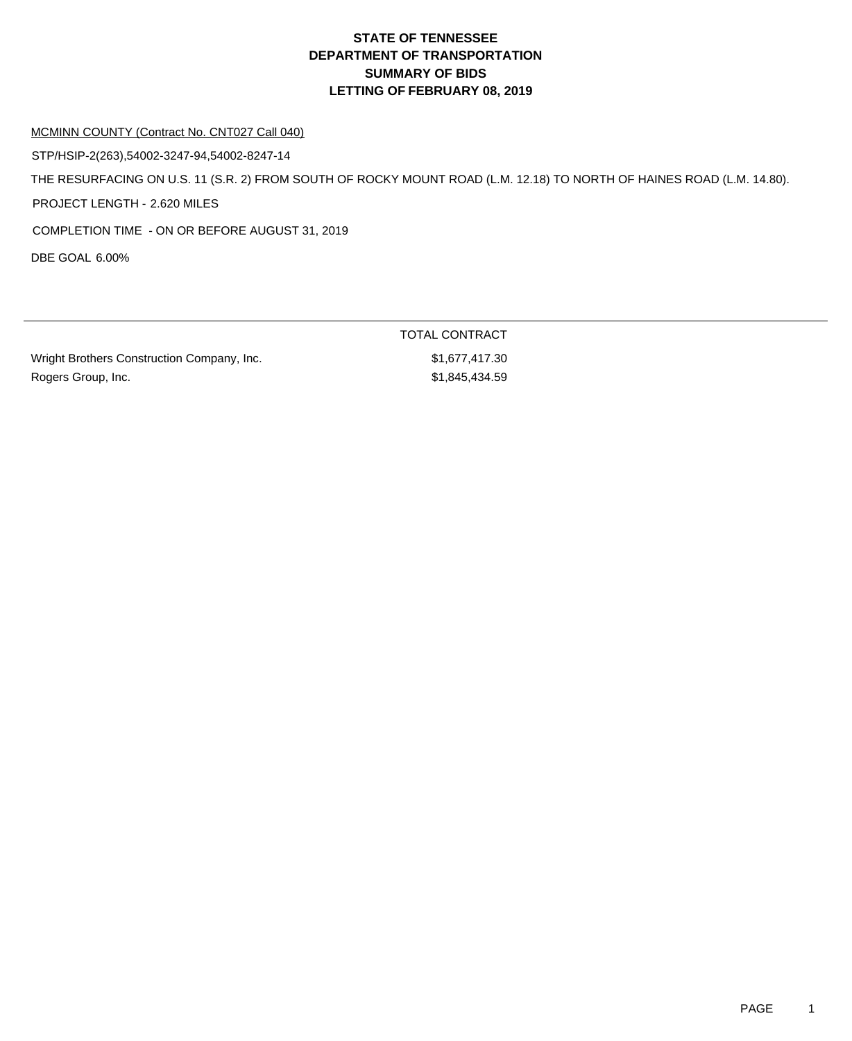# STATE OF TENNESSEE
# DEPARTMENT OF TRANSPORTATION
# SUMMARY OF BIDS
# LETTING OF FEBRUARY 08, 2019

MCMINN COUNTY (Contract No. CNT027 Call 040)

STP/HSIP-2(263),54002-3247-94,54002-8247-14

THE RESURFACING ON U.S. 11 (S.R. 2) FROM SOUTH OF ROCKY MOUNT ROAD (L.M. 12.18) TO NORTH OF HAINES ROAD (L.M. 14.80).

PROJECT LENGTH - 2.620 MILES

COMPLETION TIME - ON OR BEFORE AUGUST 31, 2019

DBE GOAL 6.00%

| | TOTAL CONTRACT |
|---|---|
| Wright Brothers Construction Company, Inc. | $1,677,417.30 |
| Rogers Group, Inc. | $1,845,434.59 |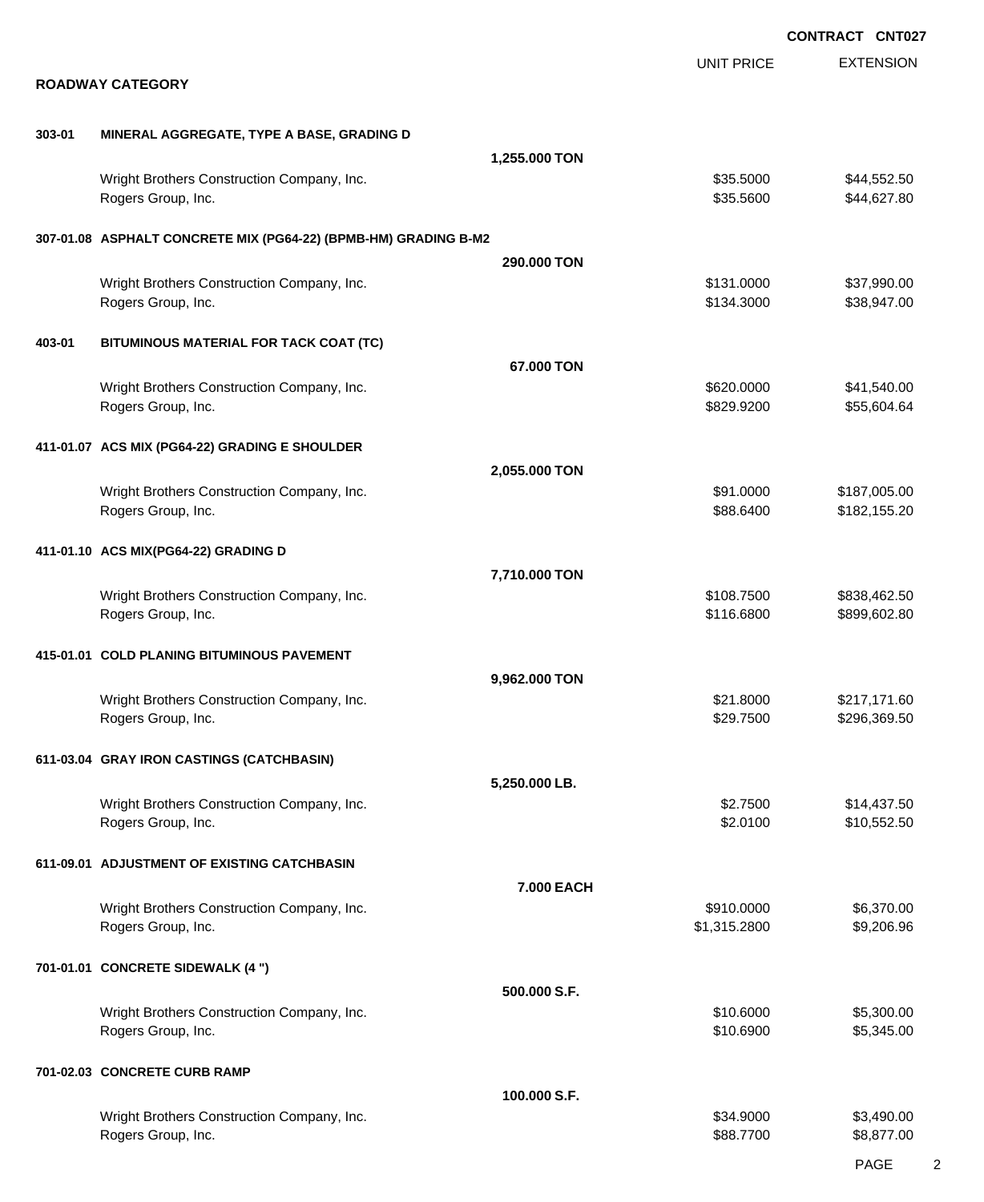**CONTRACT CNT027**

## ROADWAY CATEGORY

| | | Quantity | UNIT PRICE | EXTENSION |
|---|---|---|---|---|
| **303-01** | **MINERAL AGGREGATE, TYPE A BASE, GRADING D** | **1,255.000 TON** | | |
| | Wright Brothers Construction Company, Inc. | | $35.5000 | $44,552.50 |
| | Rogers Group, Inc. | | $35.5600 | $44,627.80 |
| **307-01.08** | **ASPHALT CONCRETE MIX (PG64-22) (BPMB-HM) GRADING B-M2** | **290.000 TON** | | |
| | Wright Brothers Construction Company, Inc. | | $131.0000 | $37,990.00 |
| | Rogers Group, Inc. | | $134.3000 | $38,947.00 |
| **403-01** | **BITUMINOUS MATERIAL FOR TACK COAT (TC)** | **67.000 TON** | | |
| | Wright Brothers Construction Company, Inc. | | $620.0000 | $41,540.00 |
| | Rogers Group, Inc. | | $829.9200 | $55,604.64 |
| **411-01.07** | **ACS MIX (PG64-22) GRADING E SHOULDER** | **2,055.000 TON** | | |
| | Wright Brothers Construction Company, Inc. | | $91.0000 | $187,005.00 |
| | Rogers Group, Inc. | | $88.6400 | $182,155.20 |
| **411-01.10** | **ACS MIX(PG64-22) GRADING D** | **7,710.000 TON** | | |
| | Wright Brothers Construction Company, Inc. | | $108.7500 | $838,462.50 |
| | Rogers Group, Inc. | | $116.6800 | $899,602.80 |
| **415-01.01** | **COLD PLANING BITUMINOUS PAVEMENT** | **9,962.000 TON** | | |
| | Wright Brothers Construction Company, Inc. | | $21.8000 | $217,171.60 |
| | Rogers Group, Inc. | | $29.7500 | $296,369.50 |
| **611-03.04** | **GRAY IRON CASTINGS (CATCHBASIN)** | **5,250.000 LB.** | | |
| | Wright Brothers Construction Company, Inc. | | $2.7500 | $14,437.50 |
| | Rogers Group, Inc. | | $2.0100 | $10,552.50 |
| **611-09.01** | **ADJUSTMENT OF EXISTING CATCHBASIN** | **7.000 EACH** | | |
| | Wright Brothers Construction Company, Inc. | | $910.0000 | $6,370.00 |
| | Rogers Group, Inc. | | $1,315.2800 | $9,206.96 |
| **701-01.01** | **CONCRETE SIDEWALK (4 ")** | **500.000 S.F.** | | |
| | Wright Brothers Construction Company, Inc. | | $10.6000 | $5,300.00 |
| | Rogers Group, Inc. | | $10.6900 | $5,345.00 |
| **701-02.03** | **CONCRETE CURB RAMP** | **100.000 S.F.** | | |
| | Wright Brothers Construction Company, Inc. | | $34.9000 | $3,490.00 |
| | Rogers Group, Inc. | | $88.7700 | $8,877.00 |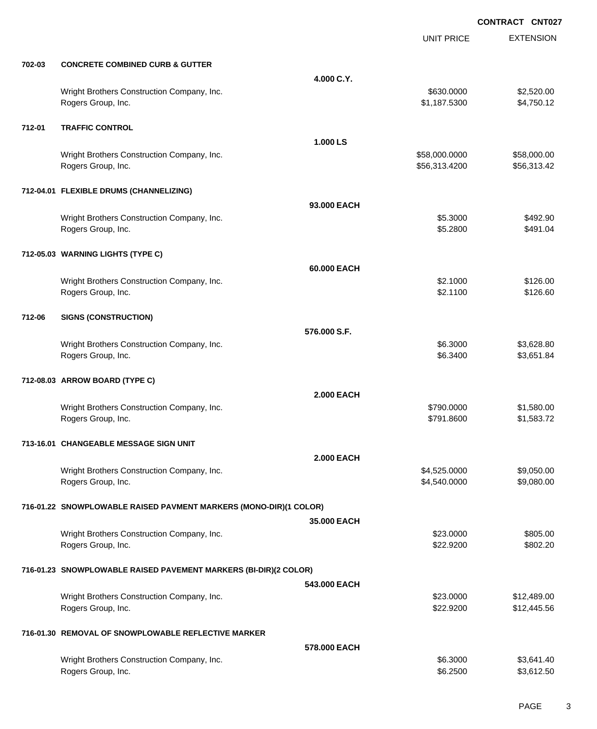**CONTRACT CNT027**

| | | | UNIT PRICE | EXTENSION |
|---|---|---|---|---|
| **702-03** | **CONCRETE COMBINED CURB & GUTTER** | | | |
| | | **4.000 C.Y.** | | |
| | Wright Brothers Construction Company, Inc. | | $630.0000 | $2,520.00 |
| | Rogers Group, Inc. | | $1,187.5300 | $4,750.12 |
| **712-01** | **TRAFFIC CONTROL** | | | |
| | | **1.000 LS** | | |
| | Wright Brothers Construction Company, Inc. | | $58,000.0000 | $58,000.00 |
| | Rogers Group, Inc. | | $56,313.4200 | $56,313.42 |
| **712-04.01** | **FLEXIBLE DRUMS (CHANNELIZING)** | | | |
| | | **93.000 EACH** | | |
| | Wright Brothers Construction Company, Inc. | | $5.3000 | $492.90 |
| | Rogers Group, Inc. | | $5.2800 | $491.04 |
| **712-05.03** | **WARNING LIGHTS (TYPE C)** | | | |
| | | **60.000 EACH** | | |
| | Wright Brothers Construction Company, Inc. | | $2.1000 | $126.00 |
| | Rogers Group, Inc. | | $2.1100 | $126.60 |
| **712-06** | **SIGNS (CONSTRUCTION)** | | | |
| | | **576.000 S.F.** | | |
| | Wright Brothers Construction Company, Inc. | | $6.3000 | $3,628.80 |
| | Rogers Group, Inc. | | $6.3400 | $3,651.84 |
| **712-08.03** | **ARROW BOARD (TYPE C)** | | | |
| | | **2.000 EACH** | | |
| | Wright Brothers Construction Company, Inc. | | $790.0000 | $1,580.00 |
| | Rogers Group, Inc. | | $791.8600 | $1,583.72 |
| **713-16.01** | **CHANGEABLE MESSAGE SIGN UNIT** | | | |
| | | **2.000 EACH** | | |
| | Wright Brothers Construction Company, Inc. | | $4,525.0000 | $9,050.00 |
| | Rogers Group, Inc. | | $4,540.0000 | $9,080.00 |
| **716-01.22** | **SNOWPLOWABLE RAISED PAVMENT MARKERS (MONO-DIR)(1 COLOR)** | | | |
| | | **35.000 EACH** | | |
| | Wright Brothers Construction Company, Inc. | | $23.0000 | $805.00 |
| | Rogers Group, Inc. | | $22.9200 | $802.20 |
| **716-01.23** | **SNOWPLOWABLE RAISED PAVEMENT MARKERS (BI-DIR)(2 COLOR)** | | | |
| | | **543.000 EACH** | | |
| | Wright Brothers Construction Company, Inc. | | $23.0000 | $12,489.00 |
| | Rogers Group, Inc. | | $22.9200 | $12,445.56 |
| **716-01.30** | **REMOVAL OF SNOWPLOWABLE REFLECTIVE MARKER** | | | |
| | | **578.000 EACH** | | |
| | Wright Brothers Construction Company, Inc. | | $6.3000 | $3,641.40 |
| | Rogers Group, Inc. | | $6.2500 | $3,612.50 |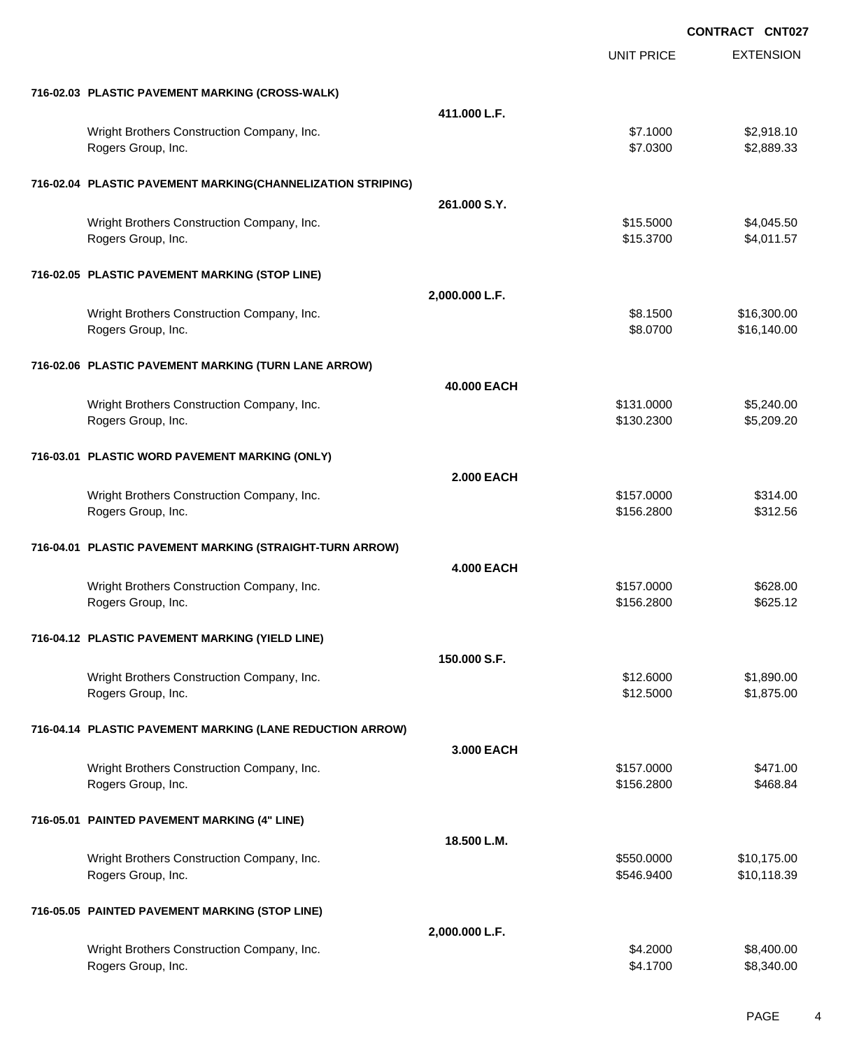**CONTRACT CNT027**

| | | UNIT PRICE | EXTENSION |
|---|---|---|---|
| **716-02.03 PLASTIC PAVEMENT MARKING (CROSS-WALK)** | | | |
| | **411.000 L.F.** | | |
| Wright Brothers Construction Company, Inc. | | $7.1000 | $2,918.10 |
| Rogers Group, Inc. | | $7.0300 | $2,889.33 |
| **716-02.04 PLASTIC PAVEMENT MARKING(CHANNELIZATION STRIPING)** | | | |
| | **261.000 S.Y.** | | |
| Wright Brothers Construction Company, Inc. | | $15.5000 | $4,045.50 |
| Rogers Group, Inc. | | $15.3700 | $4,011.57 |
| **716-02.05 PLASTIC PAVEMENT MARKING (STOP LINE)** | | | |
| | **2,000.000 L.F.** | | |
| Wright Brothers Construction Company, Inc. | | $8.1500 | $16,300.00 |
| Rogers Group, Inc. | | $8.0700 | $16,140.00 |
| **716-02.06 PLASTIC PAVEMENT MARKING (TURN LANE ARROW)** | | | |
| | **40.000 EACH** | | |
| Wright Brothers Construction Company, Inc. | | $131.0000 | $5,240.00 |
| Rogers Group, Inc. | | $130.2300 | $5,209.20 |
| **716-03.01 PLASTIC WORD PAVEMENT MARKING (ONLY)** | | | |
| | **2.000 EACH** | | |
| Wright Brothers Construction Company, Inc. | | $157.0000 | $314.00 |
| Rogers Group, Inc. | | $156.2800 | $312.56 |
| **716-04.01 PLASTIC PAVEMENT MARKING (STRAIGHT-TURN ARROW)** | | | |
| | **4.000 EACH** | | |
| Wright Brothers Construction Company, Inc. | | $157.0000 | $628.00 |
| Rogers Group, Inc. | | $156.2800 | $625.12 |
| **716-04.12 PLASTIC PAVEMENT MARKING (YIELD LINE)** | | | |
| | **150.000 S.F.** | | |
| Wright Brothers Construction Company, Inc. | | $12.6000 | $1,890.00 |
| Rogers Group, Inc. | | $12.5000 | $1,875.00 |
| **716-04.14 PLASTIC PAVEMENT MARKING (LANE REDUCTION ARROW)** | | | |
| | **3.000 EACH** | | |
| Wright Brothers Construction Company, Inc. | | $157.0000 | $471.00 |
| Rogers Group, Inc. | | $156.2800 | $468.84 |
| **716-05.01 PAINTED PAVEMENT MARKING (4" LINE)** | | | |
| | **18.500 L.M.** | | |
| Wright Brothers Construction Company, Inc. | | $550.0000 | $10,175.00 |
| Rogers Group, Inc. | | $546.9400 | $10,118.39 |
| **716-05.05 PAINTED PAVEMENT MARKING (STOP LINE)** | | | |
| | **2,000.000 L.F.** | | |
| Wright Brothers Construction Company, Inc. | | $4.2000 | $8,400.00 |
| Rogers Group, Inc. | | $4.1700 | $8,340.00 |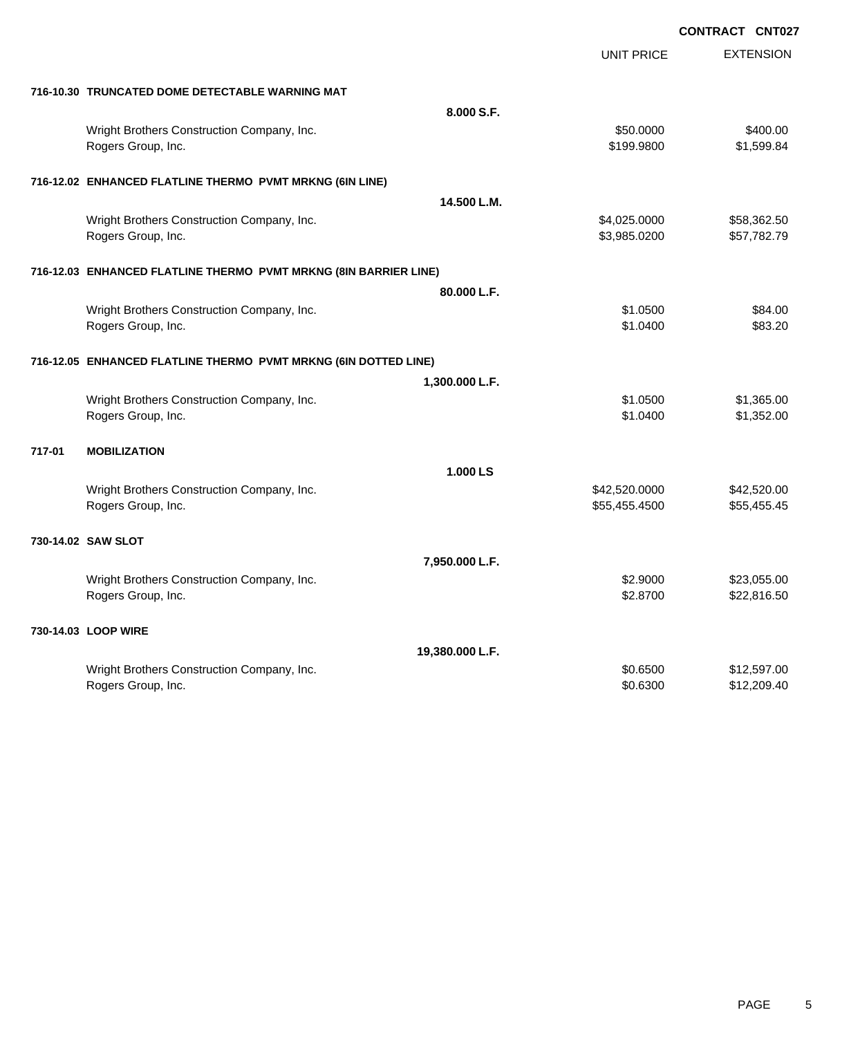**CONTRACT CNT027**

| | UNIT PRICE | EXTENSION |
|---|---|---|
| **716-10.30 TRUNCATED DOME DETECTABLE WARNING MAT** | | |
| **8.000 S.F.** | | |
| Wright Brothers Construction Company, Inc. | $50.0000 | $400.00 |
| Rogers Group, Inc. | $199.9800 | $1,599.84 |
| **716-12.02 ENHANCED FLATLINE THERMO PVMT MRKNG (6IN LINE)** | | |
| **14.500 L.M.** | | |
| Wright Brothers Construction Company, Inc. | $4,025.0000 | $58,362.50 |
| Rogers Group, Inc. | $3,985.0200 | $57,782.79 |
| **716-12.03 ENHANCED FLATLINE THERMO PVMT MRKNG (8IN BARRIER LINE)** | | |
| **80.000 L.F.** | | |
| Wright Brothers Construction Company, Inc. | $1.0500 | $84.00 |
| Rogers Group, Inc. | $1.0400 | $83.20 |
| **716-12.05 ENHANCED FLATLINE THERMO PVMT MRKNG (6IN DOTTED LINE)** | | |
| **1,300.000 L.F.** | | |
| Wright Brothers Construction Company, Inc. | $1.0500 | $1,365.00 |
| Rogers Group, Inc. | $1.0400 | $1,352.00 |
| **717-01 MOBILIZATION** | | |
| **1.000 LS** | | |
| Wright Brothers Construction Company, Inc. | $42,520.0000 | $42,520.00 |
| Rogers Group, Inc. | $55,455.4500 | $55,455.45 |
| **730-14.02 SAW SLOT** | | |
| **7,950.000 L.F.** | | |
| Wright Brothers Construction Company, Inc. | $2.9000 | $23,055.00 |
| Rogers Group, Inc. | $2.8700 | $22,816.50 |
| **730-14.03 LOOP WIRE** | | |
| **19,380.000 L.F.** | | |
| Wright Brothers Construction Company, Inc. | $0.6500 | $12,597.00 |
| Rogers Group, Inc. | $0.6300 | $12,209.40 |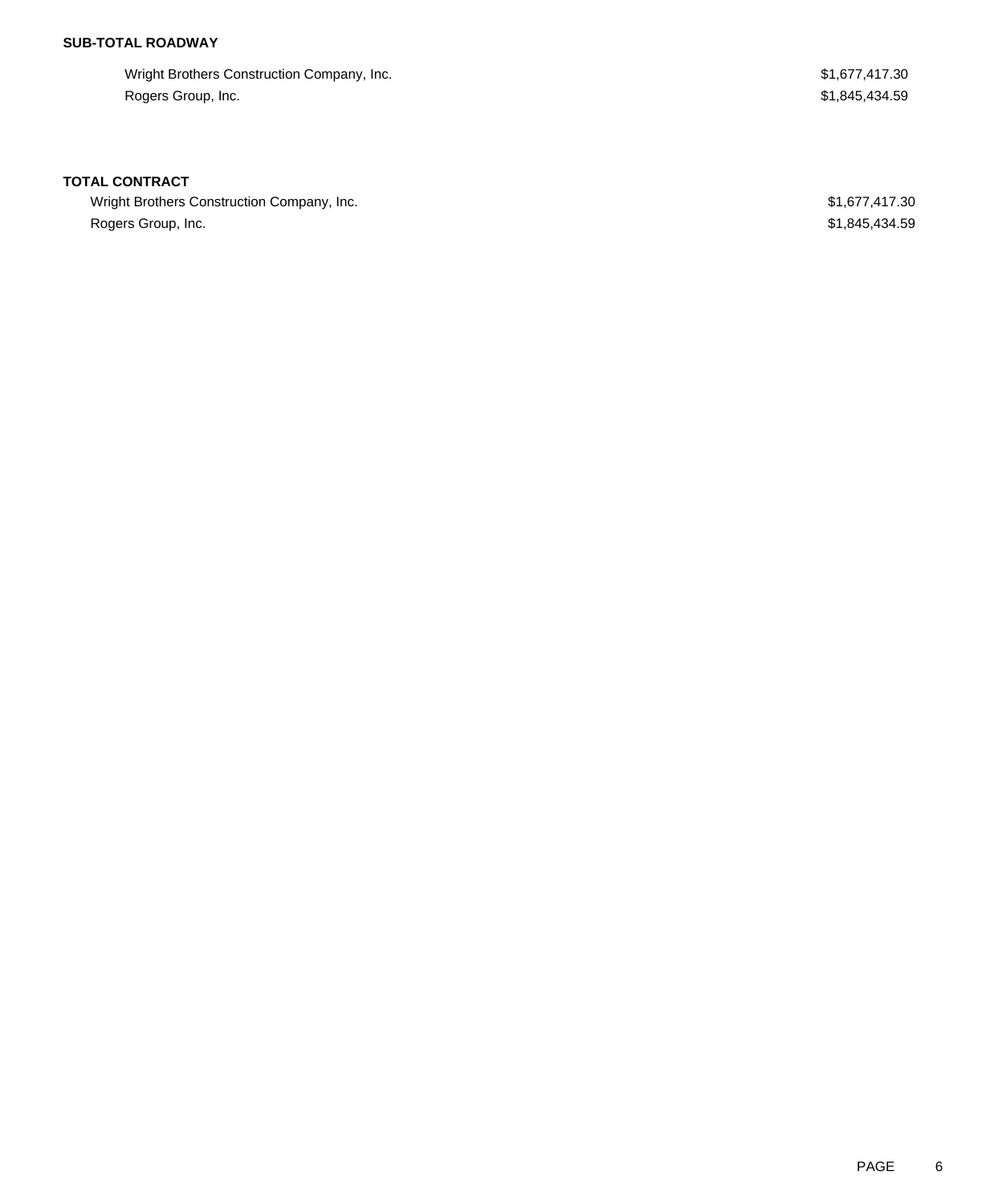**SUB-TOTAL ROADWAY**

| | |
|---|---|
| Wright Brothers Construction Company, Inc. | $1,677,417.30 |
| Rogers Group, Inc. | $1,845,434.59 |

**TOTAL CONTRACT**

| | |
|---|---|
| Wright Brothers Construction Company, Inc. | $1,677,417.30 |
| Rogers Group, Inc. | $1,845,434.59 |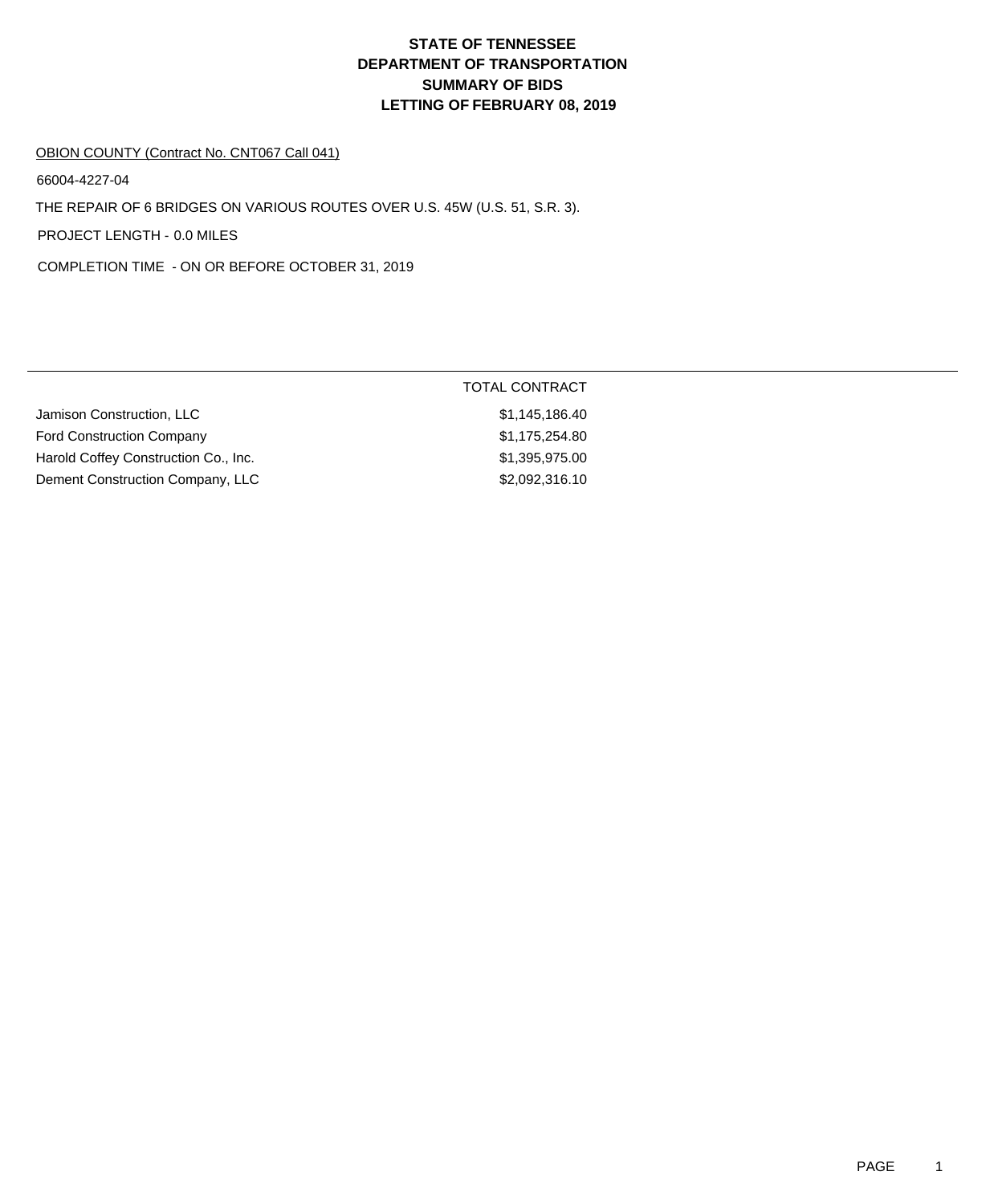# STATE OF TENNESSEE
# DEPARTMENT OF TRANSPORTATION
# SUMMARY OF BIDS
# LETTING OF FEBRUARY 08, 2019

OBION COUNTY (Contract No. CNT067 Call 041)

66004-4227-04

THE REPAIR OF 6 BRIDGES ON VARIOUS ROUTES OVER U.S. 45W (U.S. 51, S.R. 3).

PROJECT LENGTH - 0.0 MILES

COMPLETION TIME - ON OR BEFORE OCTOBER 31, 2019

| | TOTAL CONTRACT |
|---|---|
| Jamison Construction, LLC | $1,145,186.40 |
| Ford Construction Company | $1,175,254.80 |
| Harold Coffey Construction Co., Inc. | $1,395,975.00 |
| Dement Construction Company, LLC | $2,092,316.10 |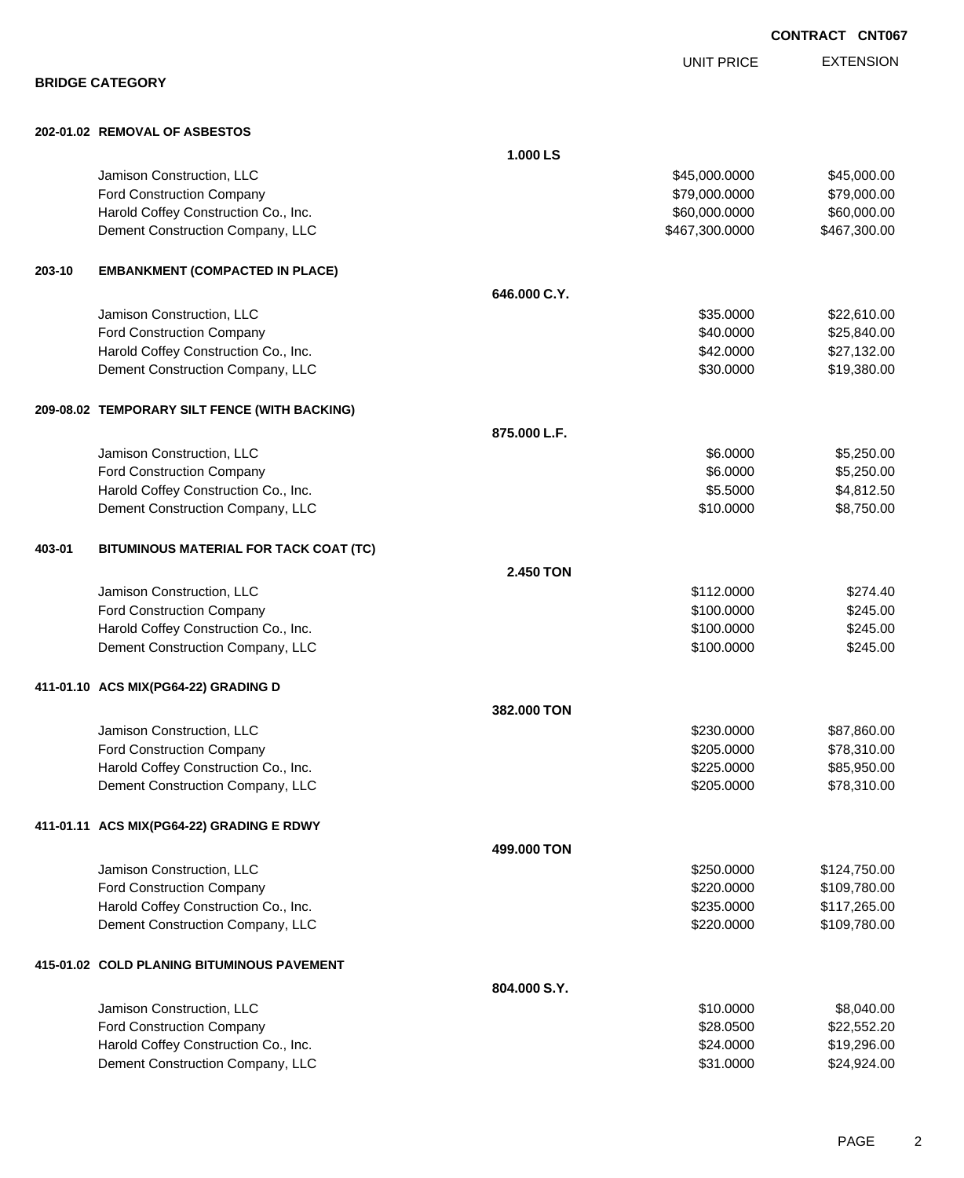**CONTRACT CNT067**

## BRIDGE CATEGORY

| | | UNIT PRICE | EXTENSION |
|---|---|---|---|
| **202-01.02 REMOVAL OF ASBESTOS** | **1.000 LS** | | |
| Jamison Construction, LLC | | $45,000.0000 | $45,000.00 |
| Ford Construction Company | | $79,000.0000 | $79,000.00 |
| Harold Coffey Construction Co., Inc. | | $60,000.0000 | $60,000.00 |
| Dement Construction Company, LLC | | $467,300.0000 | $467,300.00 |
| **203-10 EMBANKMENT (COMPACTED IN PLACE)** | **646.000 C.Y.** | | |
| Jamison Construction, LLC | | $35.0000 | $22,610.00 |
| Ford Construction Company | | $40.0000 | $25,840.00 |
| Harold Coffey Construction Co., Inc. | | $42.0000 | $27,132.00 |
| Dement Construction Company, LLC | | $30.0000 | $19,380.00 |
| **209-08.02 TEMPORARY SILT FENCE (WITH BACKING)** | **875.000 L.F.** | | |
| Jamison Construction, LLC | | $6.0000 | $5,250.00 |
| Ford Construction Company | | $6.0000 | $5,250.00 |
| Harold Coffey Construction Co., Inc. | | $5.5000 | $4,812.50 |
| Dement Construction Company, LLC | | $10.0000 | $8,750.00 |
| **403-01 BITUMINOUS MATERIAL FOR TACK COAT (TC)** | **2.450 TON** | | |
| Jamison Construction, LLC | | $112.0000 | $274.40 |
| Ford Construction Company | | $100.0000 | $245.00 |
| Harold Coffey Construction Co., Inc. | | $100.0000 | $245.00 |
| Dement Construction Company, LLC | | $100.0000 | $245.00 |
| **411-01.10 ACS MIX(PG64-22) GRADING D** | **382.000 TON** | | |
| Jamison Construction, LLC | | $230.0000 | $87,860.00 |
| Ford Construction Company | | $205.0000 | $78,310.00 |
| Harold Coffey Construction Co., Inc. | | $225.0000 | $85,950.00 |
| Dement Construction Company, LLC | | $205.0000 | $78,310.00 |
| **411-01.11 ACS MIX(PG64-22) GRADING E RDWY** | **499.000 TON** | | |
| Jamison Construction, LLC | | $250.0000 | $124,750.00 |
| Ford Construction Company | | $220.0000 | $109,780.00 |
| Harold Coffey Construction Co., Inc. | | $235.0000 | $117,265.00 |
| Dement Construction Company, LLC | | $220.0000 | $109,780.00 |
| **415-01.02 COLD PLANING BITUMINOUS PAVEMENT** | **804.000 S.Y.** | | |
| Jamison Construction, LLC | | $10.0000 | $8,040.00 |
| Ford Construction Company | | $28.0500 | $22,552.20 |
| Harold Coffey Construction Co., Inc. | | $24.0000 | $19,296.00 |
| Dement Construction Company, LLC | | $31.0000 | $24,924.00 |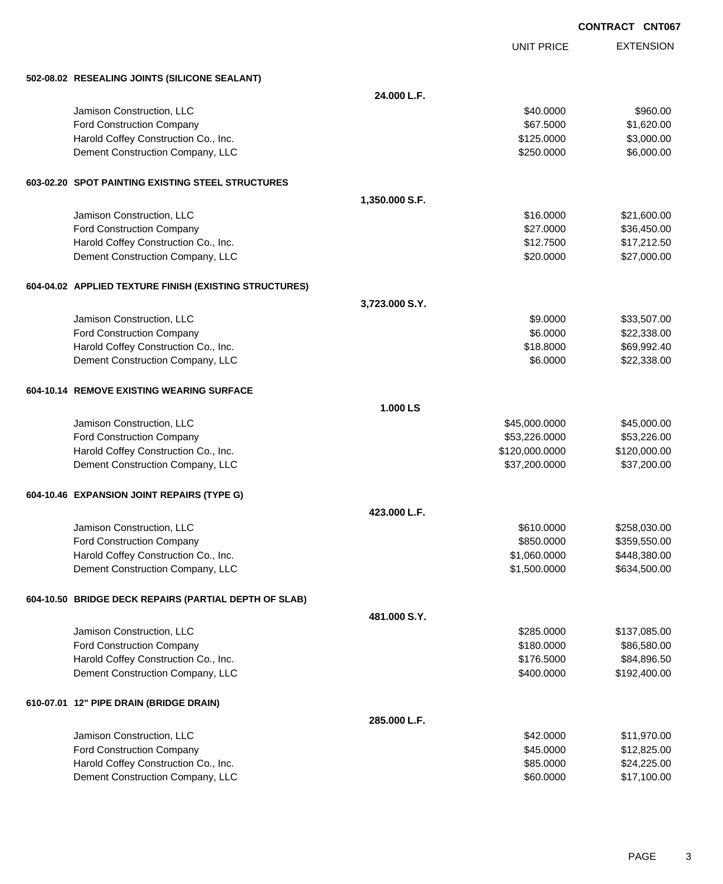**CONTRACT CNT067**

| | | UNIT PRICE | EXTENSION |
|---|---|---|---|
| **502-08.02 RESEALING JOINTS (SILICONE SEALANT)** | | | |
| | **24.000 L.F.** | | |
| Jamison Construction, LLC | | $40.0000 | $960.00 |
| Ford Construction Company | | $67.5000 | $1,620.00 |
| Harold Coffey Construction Co., Inc. | | $125.0000 | $3,000.00 |
| Dement Construction Company, LLC | | $250.0000 | $6,000.00 |
| **603-02.20 SPOT PAINTING EXISTING STEEL STRUCTURES** | | | |
| | **1,350.000 S.F.** | | |
| Jamison Construction, LLC | | $16.0000 | $21,600.00 |
| Ford Construction Company | | $27.0000 | $36,450.00 |
| Harold Coffey Construction Co., Inc. | | $12.7500 | $17,212.50 |
| Dement Construction Company, LLC | | $20.0000 | $27,000.00 |
| **604-04.02 APPLIED TEXTURE FINISH (EXISTING STRUCTURES)** | | | |
| | **3,723.000 S.Y.** | | |
| Jamison Construction, LLC | | $9.0000 | $33,507.00 |
| Ford Construction Company | | $6.0000 | $22,338.00 |
| Harold Coffey Construction Co., Inc. | | $18.8000 | $69,992.40 |
| Dement Construction Company, LLC | | $6.0000 | $22,338.00 |
| **604-10.14 REMOVE EXISTING WEARING SURFACE** | | | |
| | **1.000 LS** | | |
| Jamison Construction, LLC | | $45,000.0000 | $45,000.00 |
| Ford Construction Company | | $53,226.0000 | $53,226.00 |
| Harold Coffey Construction Co., Inc. | | $120,000.0000 | $120,000.00 |
| Dement Construction Company, LLC | | $37,200.0000 | $37,200.00 |
| **604-10.46 EXPANSION JOINT REPAIRS (TYPE G)** | | | |
| | **423.000 L.F.** | | |
| Jamison Construction, LLC | | $610.0000 | $258,030.00 |
| Ford Construction Company | | $850.0000 | $359,550.00 |
| Harold Coffey Construction Co., Inc. | | $1,060.0000 | $448,380.00 |
| Dement Construction Company, LLC | | $1,500.0000 | $634,500.00 |
| **604-10.50 BRIDGE DECK REPAIRS (PARTIAL DEPTH OF SLAB)** | | | |
| | **481.000 S.Y.** | | |
| Jamison Construction, LLC | | $285.0000 | $137,085.00 |
| Ford Construction Company | | $180.0000 | $86,580.00 |
| Harold Coffey Construction Co., Inc. | | $176.5000 | $84,896.50 |
| Dement Construction Company, LLC | | $400.0000 | $192,400.00 |
| **610-07.01 12" PIPE DRAIN (BRIDGE DRAIN)** | | | |
| | **285.000 L.F.** | | |
| Jamison Construction, LLC | | $42.0000 | $11,970.00 |
| Ford Construction Company | | $45.0000 | $12,825.00 |
| Harold Coffey Construction Co., Inc. | | $85.0000 | $24,225.00 |
| Dement Construction Company, LLC | | $60.0000 | $17,100.00 |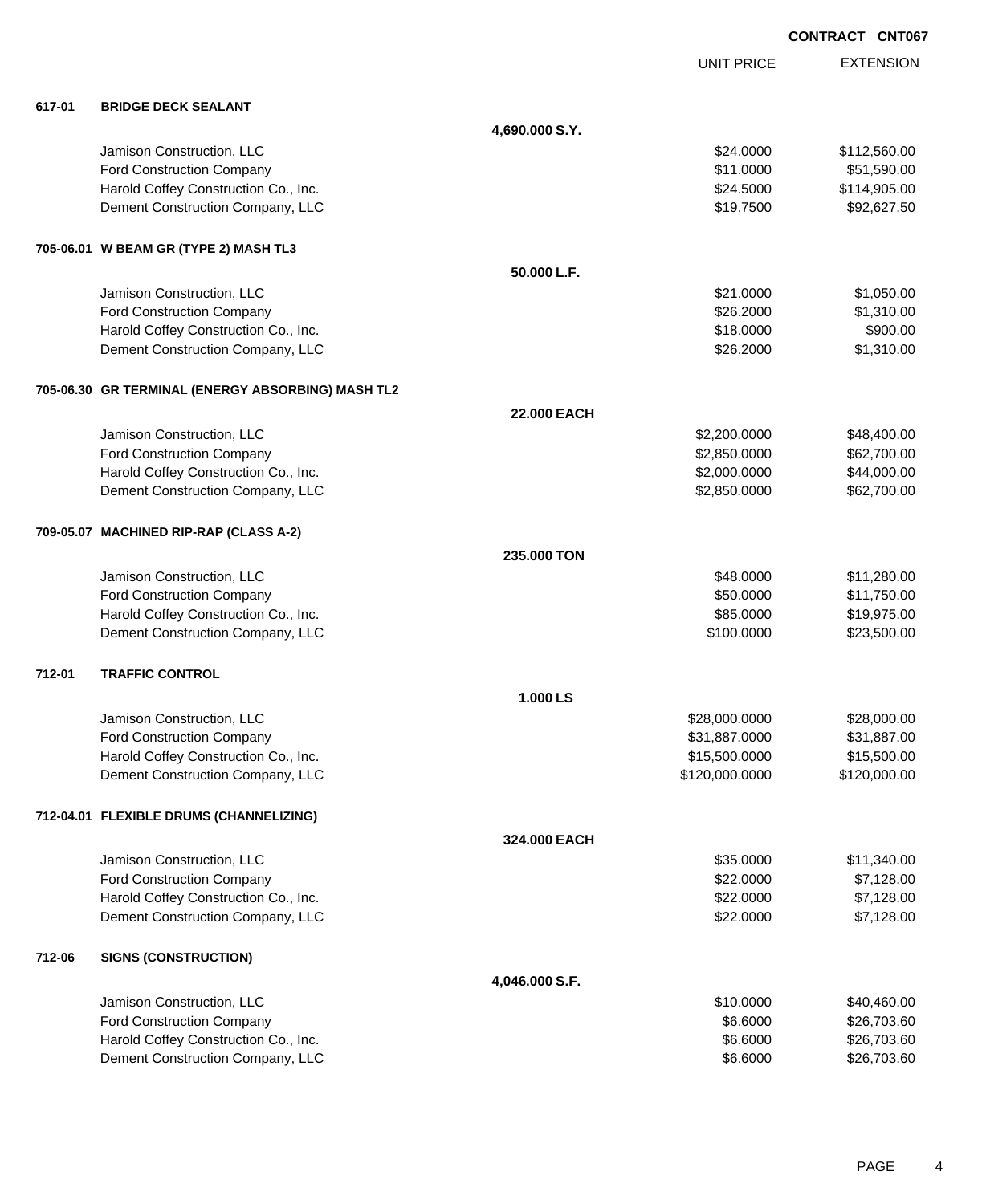**CONTRACT CNT067**

| | | | UNIT PRICE | EXTENSION |
|---|---|---|---|---|
| **617-01** | **BRIDGE DECK SEALANT** | | | |
| | | **4,690.000 S.Y.** | | |
| | Jamison Construction, LLC | | $24.0000 | $112,560.00 |
| | Ford Construction Company | | $11.0000 | $51,590.00 |
| | Harold Coffey Construction Co., Inc. | | $24.5000 | $114,905.00 |
| | Dement Construction Company, LLC | | $19.7500 | $92,627.50 |
| **705-06.01** | **W BEAM GR (TYPE 2) MASH TL3** | | | |
| | | **50.000 L.F.** | | |
| | Jamison Construction, LLC | | $21.0000 | $1,050.00 |
| | Ford Construction Company | | $26.2000 | $1,310.00 |
| | Harold Coffey Construction Co., Inc. | | $18.0000 | $900.00 |
| | Dement Construction Company, LLC | | $26.2000 | $1,310.00 |
| **705-06.30** | **GR TERMINAL (ENERGY ABSORBING) MASH TL2** | | | |
| | | **22.000 EACH** | | |
| | Jamison Construction, LLC | | $2,200.0000 | $48,400.00 |
| | Ford Construction Company | | $2,850.0000 | $62,700.00 |
| | Harold Coffey Construction Co., Inc. | | $2,000.0000 | $44,000.00 |
| | Dement Construction Company, LLC | | $2,850.0000 | $62,700.00 |
| **709-05.07** | **MACHINED RIP-RAP (CLASS A-2)** | | | |
| | | **235.000 TON** | | |
| | Jamison Construction, LLC | | $48.0000 | $11,280.00 |
| | Ford Construction Company | | $50.0000 | $11,750.00 |
| | Harold Coffey Construction Co., Inc. | | $85.0000 | $19,975.00 |
| | Dement Construction Company, LLC | | $100.0000 | $23,500.00 |
| **712-01** | **TRAFFIC CONTROL** | | | |
| | | **1.000 LS** | | |
| | Jamison Construction, LLC | | $28,000.0000 | $28,000.00 |
| | Ford Construction Company | | $31,887.0000 | $31,887.00 |
| | Harold Coffey Construction Co., Inc. | | $15,500.0000 | $15,500.00 |
| | Dement Construction Company, LLC | | $120,000.0000 | $120,000.00 |
| **712-04.01** | **FLEXIBLE DRUMS (CHANNELIZING)** | | | |
| | | **324.000 EACH** | | |
| | Jamison Construction, LLC | | $35.0000 | $11,340.00 |
| | Ford Construction Company | | $22.0000 | $7,128.00 |
| | Harold Coffey Construction Co., Inc. | | $22.0000 | $7,128.00 |
| | Dement Construction Company, LLC | | $22.0000 | $7,128.00 |
| **712-06** | **SIGNS (CONSTRUCTION)** | | | |
| | | **4,046.000 S.F.** | | |
| | Jamison Construction, LLC | | $10.0000 | $40,460.00 |
| | Ford Construction Company | | $6.6000 | $26,703.60 |
| | Harold Coffey Construction Co., Inc. | | $6.6000 | $26,703.60 |
| | Dement Construction Company, LLC | | $6.6000 | $26,703.60 |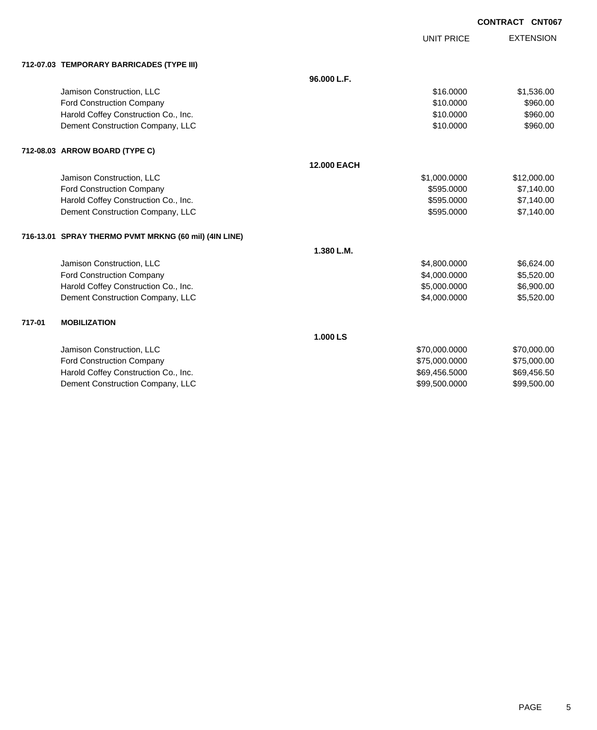**CONTRACT CNT067**

| | | UNIT PRICE | EXTENSION |
|---|---|---|---|
| **712-07.03 TEMPORARY BARRICADES (TYPE III)** | | | |
| | **96.000 L.F.** | | |
| Jamison Construction, LLC | | $16.0000 | $1,536.00 |
| Ford Construction Company | | $10.0000 | $960.00 |
| Harold Coffey Construction Co., Inc. | | $10.0000 | $960.00 |
| Dement Construction Company, LLC | | $10.0000 | $960.00 |
| **712-08.03 ARROW BOARD (TYPE C)** | | | |
| | **12.000 EACH** | | |
| Jamison Construction, LLC | | $1,000.0000 | $12,000.00 |
| Ford Construction Company | | $595.0000 | $7,140.00 |
| Harold Coffey Construction Co., Inc. | | $595.0000 | $7,140.00 |
| Dement Construction Company, LLC | | $595.0000 | $7,140.00 |
| **716-13.01 SPRAY THERMO PVMT MRKNG (60 mil) (4IN LINE)** | | | |
| | **1.380 L.M.** | | |
| Jamison Construction, LLC | | $4,800.0000 | $6,624.00 |
| Ford Construction Company | | $4,000.0000 | $5,520.00 |
| Harold Coffey Construction Co., Inc. | | $5,000.0000 | $6,900.00 |
| Dement Construction Company, LLC | | $4,000.0000 | $5,520.00 |
| **717-01 MOBILIZATION** | | | |
| | **1.000 LS** | | |
| Jamison Construction, LLC | | $70,000.0000 | $70,000.00 |
| Ford Construction Company | | $75,000.0000 | $75,000.00 |
| Harold Coffey Construction Co., Inc. | | $69,456.5000 | $69,456.50 |
| Dement Construction Company, LLC | | $99,500.0000 | $99,500.00 |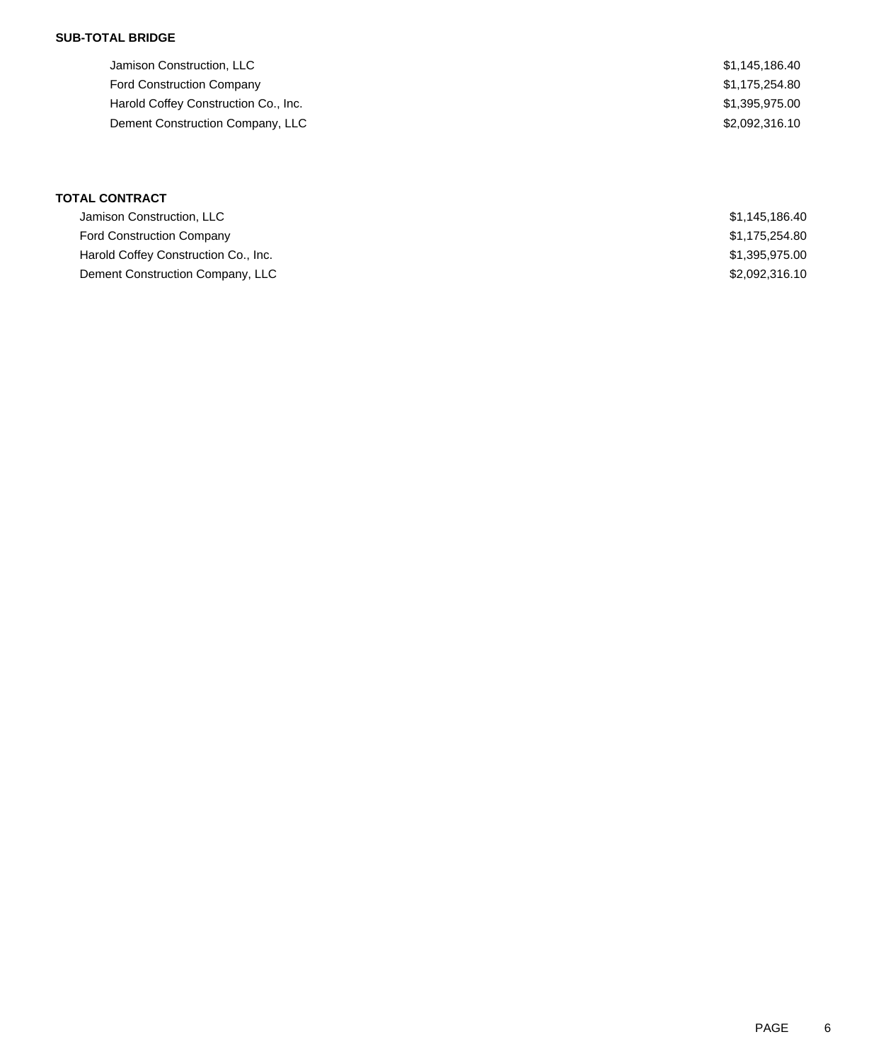**SUB-TOTAL BRIDGE**

| | |
|---|---|
| Jamison Construction, LLC | $1,145,186.40 |
| Ford Construction Company | $1,175,254.80 |
| Harold Coffey Construction Co., Inc. | $1,395,975.00 |
| Dement Construction Company, LLC | $2,092,316.10 |

**TOTAL CONTRACT**

| | |
|---|---|
| Jamison Construction, LLC | $1,145,186.40 |
| Ford Construction Company | $1,175,254.80 |
| Harold Coffey Construction Co., Inc. | $1,395,975.00 |
| Dement Construction Company, LLC | $2,092,316.10 |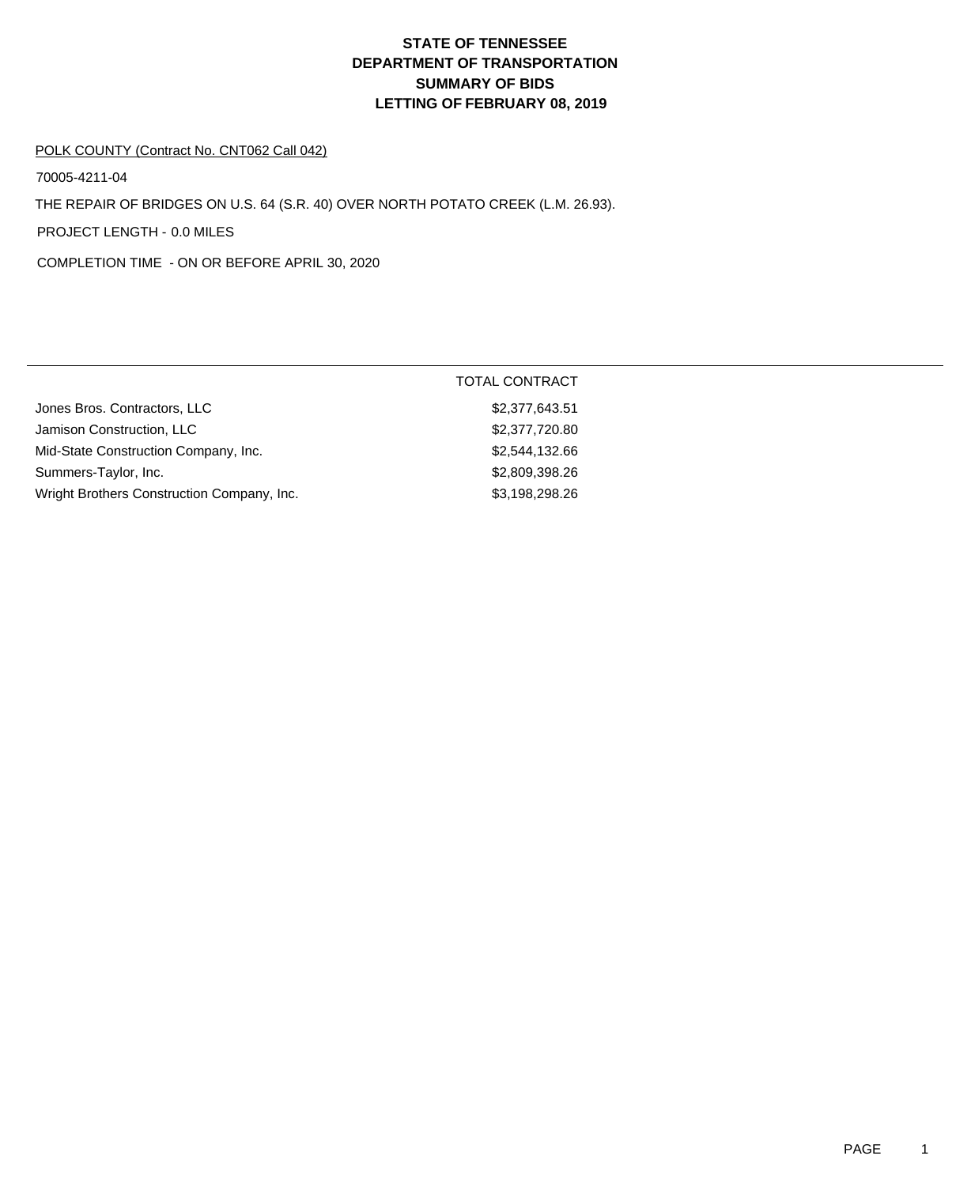# STATE OF TENNESSEE
# DEPARTMENT OF TRANSPORTATION
# SUMMARY OF BIDS
# LETTING OF FEBRUARY 08, 2019

POLK COUNTY (Contract No. CNT062 Call 042)

70005-4211-04

THE REPAIR OF BRIDGES ON U.S. 64 (S.R. 40) OVER NORTH POTATO CREEK (L.M. 26.93).

PROJECT LENGTH - 0.0 MILES

COMPLETION TIME - ON OR BEFORE APRIL 30, 2020

| | TOTAL CONTRACT |
|---|---|
| Jones Bros. Contractors, LLC | $2,377,643.51 |
| Jamison Construction, LLC | $2,377,720.80 |
| Mid-State Construction Company, Inc. | $2,544,132.66 |
| Summers-Taylor, Inc. | $2,809,398.26 |
| Wright Brothers Construction Company, Inc. | $3,198,298.26 |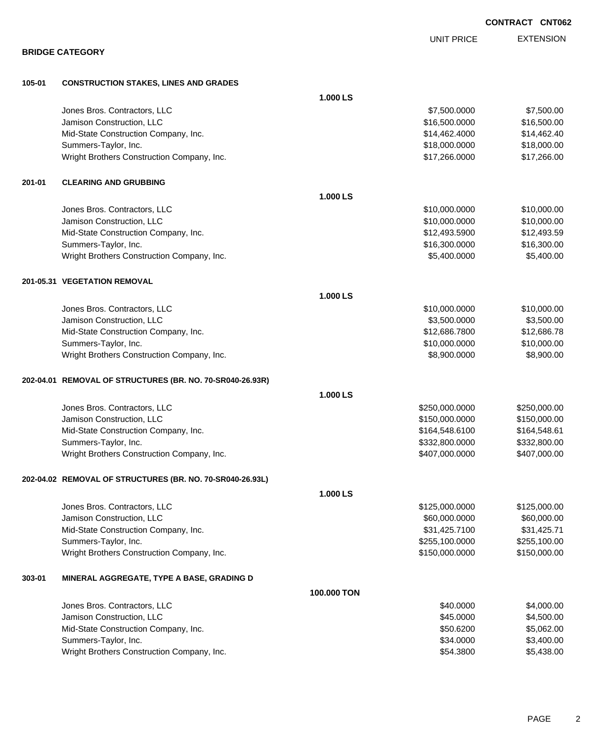**CONTRACT CNT062**

## BRIDGE CATEGORY

| | | | UNIT PRICE | EXTENSION |
|---|---|---|---|---|
| **105-01** | **CONSTRUCTION STAKES, LINES AND GRADES** | | | |
| | | **1.000 LS** | | |
| | Jones Bros. Contractors, LLC | | $7,500.0000 | $7,500.00 |
| | Jamison Construction, LLC | | $16,500.0000 | $16,500.00 |
| | Mid-State Construction Company, Inc. | | $14,462.4000 | $14,462.40 |
| | Summers-Taylor, Inc. | | $18,000.0000 | $18,000.00 |
| | Wright Brothers Construction Company, Inc. | | $17,266.0000 | $17,266.00 |
| **201-01** | **CLEARING AND GRUBBING** | | | |
| | | **1.000 LS** | | |
| | Jones Bros. Contractors, LLC | | $10,000.0000 | $10,000.00 |
| | Jamison Construction, LLC | | $10,000.0000 | $10,000.00 |
| | Mid-State Construction Company, Inc. | | $12,493.5900 | $12,493.59 |
| | Summers-Taylor, Inc. | | $16,300.0000 | $16,300.00 |
| | Wright Brothers Construction Company, Inc. | | $5,400.0000 | $5,400.00 |
| **201-05.31** | **VEGETATION REMOVAL** | | | |
| | | **1.000 LS** | | |
| | Jones Bros. Contractors, LLC | | $10,000.0000 | $10,000.00 |
| | Jamison Construction, LLC | | $3,500.0000 | $3,500.00 |
| | Mid-State Construction Company, Inc. | | $12,686.7800 | $12,686.78 |
| | Summers-Taylor, Inc. | | $10,000.0000 | $10,000.00 |
| | Wright Brothers Construction Company, Inc. | | $8,900.0000 | $8,900.00 |
| **202-04.01** | **REMOVAL OF STRUCTURES (BR. NO. 70-SR040-26.93R)** | | | |
| | | **1.000 LS** | | |
| | Jones Bros. Contractors, LLC | | $250,000.0000 | $250,000.00 |
| | Jamison Construction, LLC | | $150,000.0000 | $150,000.00 |
| | Mid-State Construction Company, Inc. | | $164,548.6100 | $164,548.61 |
| | Summers-Taylor, Inc. | | $332,800.0000 | $332,800.00 |
| | Wright Brothers Construction Company, Inc. | | $407,000.0000 | $407,000.00 |
| **202-04.02** | **REMOVAL OF STRUCTURES (BR. NO. 70-SR040-26.93L)** | | | |
| | | **1.000 LS** | | |
| | Jones Bros. Contractors, LLC | | $125,000.0000 | $125,000.00 |
| | Jamison Construction, LLC | | $60,000.0000 | $60,000.00 |
| | Mid-State Construction Company, Inc. | | $31,425.7100 | $31,425.71 |
| | Summers-Taylor, Inc. | | $255,100.0000 | $255,100.00 |
| | Wright Brothers Construction Company, Inc. | | $150,000.0000 | $150,000.00 |
| **303-01** | **MINERAL AGGREGATE, TYPE A BASE, GRADING D** | | | |
| | | **100.000 TON** | | |
| | Jones Bros. Contractors, LLC | | $40.0000 | $4,000.00 |
| | Jamison Construction, LLC | | $45.0000 | $4,500.00 |
| | Mid-State Construction Company, Inc. | | $50.6200 | $5,062.00 |
| | Summers-Taylor, Inc. | | $34.0000 | $3,400.00 |
| | Wright Brothers Construction Company, Inc. | | $54.3800 | $5,438.00 |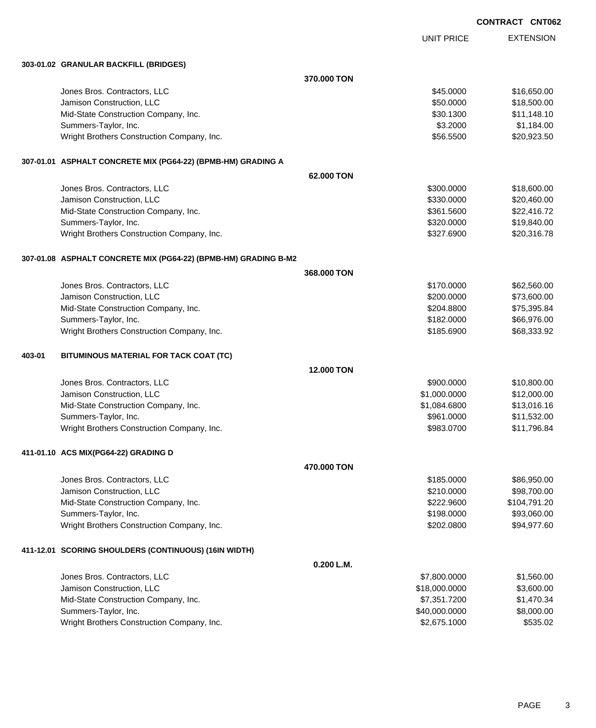**CONTRACT CNT062**

| | UNIT PRICE | EXTENSION |
|---|---|---|
| **303-01.02 GRANULAR BACKFILL (BRIDGES)** | | |
| **370.000 TON** | | |
| Jones Bros. Contractors, LLC | $45.0000 | $16,650.00 |
| Jamison Construction, LLC | $50.0000 | $18,500.00 |
| Mid-State Construction Company, Inc. | $30.1300 | $11,148.10 |
| Summers-Taylor, Inc. | $3.2000 | $1,184.00 |
| Wright Brothers Construction Company, Inc. | $56.5500 | $20,923.50 |
| **307-01.01 ASPHALT CONCRETE MIX (PG64-22) (BPMB-HM) GRADING A** | | |
| **62.000 TON** | | |
| Jones Bros. Contractors, LLC | $300.0000 | $18,600.00 |
| Jamison Construction, LLC | $330.0000 | $20,460.00 |
| Mid-State Construction Company, Inc. | $361.5600 | $22,416.72 |
| Summers-Taylor, Inc. | $320.0000 | $19,840.00 |
| Wright Brothers Construction Company, Inc. | $327.6900 | $20,316.78 |
| **307-01.08 ASPHALT CONCRETE MIX (PG64-22) (BPMB-HM) GRADING B-M2** | | |
| **368.000 TON** | | |
| Jones Bros. Contractors, LLC | $170.0000 | $62,560.00 |
| Jamison Construction, LLC | $200.0000 | $73,600.00 |
| Mid-State Construction Company, Inc. | $204.8800 | $75,395.84 |
| Summers-Taylor, Inc. | $182.0000 | $66,976.00 |
| Wright Brothers Construction Company, Inc. | $185.6900 | $68,333.92 |
| **403-01 BITUMINOUS MATERIAL FOR TACK COAT (TC)** | | |
| **12.000 TON** | | |
| Jones Bros. Contractors, LLC | $900.0000 | $10,800.00 |
| Jamison Construction, LLC | $1,000.0000 | $12,000.00 |
| Mid-State Construction Company, Inc. | $1,084.6800 | $13,016.16 |
| Summers-Taylor, Inc. | $961.0000 | $11,532.00 |
| Wright Brothers Construction Company, Inc. | $983.0700 | $11,796.84 |
| **411-01.10 ACS MIX(PG64-22) GRADING D** | | |
| **470.000 TON** | | |
| Jones Bros. Contractors, LLC | $185.0000 | $86,950.00 |
| Jamison Construction, LLC | $210.0000 | $98,700.00 |
| Mid-State Construction Company, Inc. | $222.9600 | $104,791.20 |
| Summers-Taylor, Inc. | $198.0000 | $93,060.00 |
| Wright Brothers Construction Company, Inc. | $202.0800 | $94,977.60 |
| **411-12.01 SCORING SHOULDERS (CONTINUOUS) (16IN WIDTH)** | | |
| **0.200 L.M.** | | |
| Jones Bros. Contractors, LLC | $7,800.0000 | $1,560.00 |
| Jamison Construction, LLC | $18,000.0000 | $3,600.00 |
| Mid-State Construction Company, Inc. | $7,351.7200 | $1,470.34 |
| Summers-Taylor, Inc. | $40,000.0000 | $8,000.00 |
| Wright Brothers Construction Company, Inc. | $2,675.1000 | $535.02 |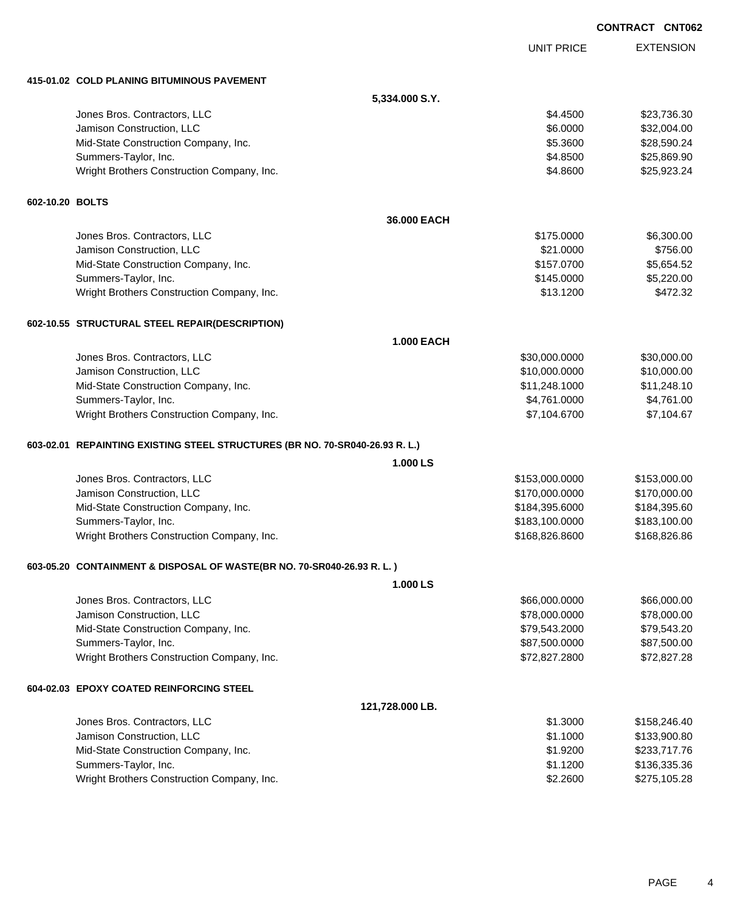**CONTRACT CNT062**

| | UNIT PRICE | EXTENSION |
|---|---|---|
| **415-01.02 COLD PLANING BITUMINOUS PAVEMENT** | | |
| **5,334.000 S.Y.** | | |
| Jones Bros. Contractors, LLC | $4.4500 | $23,736.30 |
| Jamison Construction, LLC | $6.0000 | $32,004.00 |
| Mid-State Construction Company, Inc. | $5.3600 | $28,590.24 |
| Summers-Taylor, Inc. | $4.8500 | $25,869.90 |
| Wright Brothers Construction Company, Inc. | $4.8600 | $25,923.24 |
| **602-10.20 BOLTS** | | |
| **36.000 EACH** | | |
| Jones Bros. Contractors, LLC | $175.0000 | $6,300.00 |
| Jamison Construction, LLC | $21.0000 | $756.00 |
| Mid-State Construction Company, Inc. | $157.0700 | $5,654.52 |
| Summers-Taylor, Inc. | $145.0000 | $5,220.00 |
| Wright Brothers Construction Company, Inc. | $13.1200 | $472.32 |
| **602-10.55 STRUCTURAL STEEL REPAIR(DESCRIPTION)** | | |
| **1.000 EACH** | | |
| Jones Bros. Contractors, LLC | $30,000.0000 | $30,000.00 |
| Jamison Construction, LLC | $10,000.0000 | $10,000.00 |
| Mid-State Construction Company, Inc. | $11,248.1000 | $11,248.10 |
| Summers-Taylor, Inc. | $4,761.0000 | $4,761.00 |
| Wright Brothers Construction Company, Inc. | $7,104.6700 | $7,104.67 |
| **603-02.01 REPAINTING EXISTING STEEL STRUCTURES (BR NO. 70-SR040-26.93 R. L.)** | | |
| **1.000 LS** | | |
| Jones Bros. Contractors, LLC | $153,000.0000 | $153,000.00 |
| Jamison Construction, LLC | $170,000.0000 | $170,000.00 |
| Mid-State Construction Company, Inc. | $184,395.6000 | $184,395.60 |
| Summers-Taylor, Inc. | $183,100.0000 | $183,100.00 |
| Wright Brothers Construction Company, Inc. | $168,826.8600 | $168,826.86 |
| **603-05.20 CONTAINMENT & DISPOSAL OF WASTE(BR NO. 70-SR040-26.93 R. L. )** | | |
| **1.000 LS** | | |
| Jones Bros. Contractors, LLC | $66,000.0000 | $66,000.00 |
| Jamison Construction, LLC | $78,000.0000 | $78,000.00 |
| Mid-State Construction Company, Inc. | $79,543.2000 | $79,543.20 |
| Summers-Taylor, Inc. | $87,500.0000 | $87,500.00 |
| Wright Brothers Construction Company, Inc. | $72,827.2800 | $72,827.28 |
| **604-02.03 EPOXY COATED REINFORCING STEEL** | | |
| **121,728.000 LB.** | | |
| Jones Bros. Contractors, LLC | $1.3000 | $158,246.40 |
| Jamison Construction, LLC | $1.1000 | $133,900.80 |
| Mid-State Construction Company, Inc. | $1.9200 | $233,717.76 |
| Summers-Taylor, Inc. | $1.1200 | $136,335.36 |
| Wright Brothers Construction Company, Inc. | $2.2600 | $275,105.28 |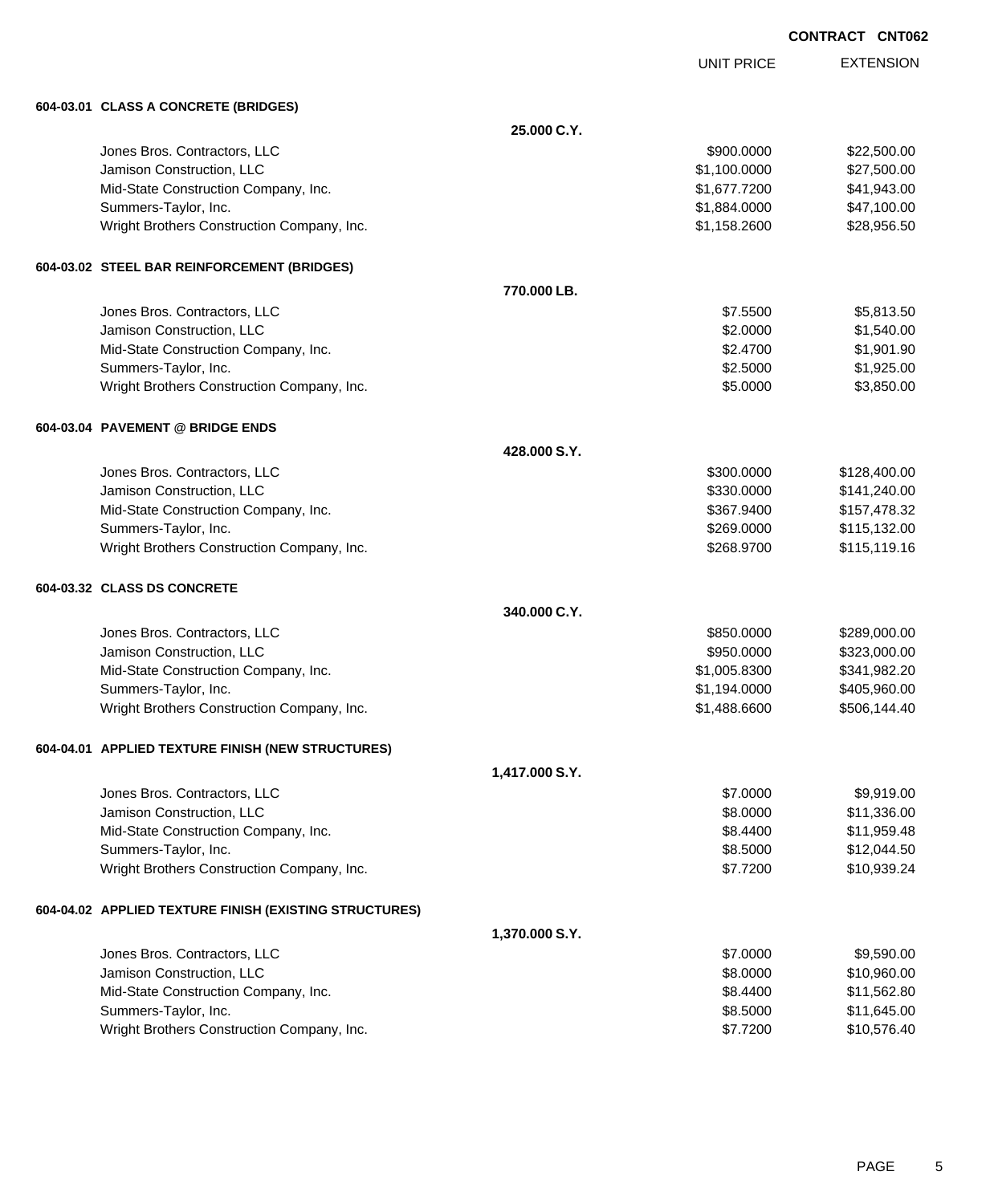**CONTRACT CNT062**

| | | UNIT PRICE | EXTENSION |
|---|---|---|---|
| **604-03.01 CLASS A CONCRETE (BRIDGES)** | | | |
| | **25.000 C.Y.** | | |
| Jones Bros. Contractors, LLC | | $900.0000 | $22,500.00 |
| Jamison Construction, LLC | | $1,100.0000 | $27,500.00 |
| Mid-State Construction Company, Inc. | | $1,677.7200 | $41,943.00 |
| Summers-Taylor, Inc. | | $1,884.0000 | $47,100.00 |
| Wright Brothers Construction Company, Inc. | | $1,158.2600 | $28,956.50 |
| **604-03.02 STEEL BAR REINFORCEMENT (BRIDGES)** | | | |
| | **770.000 LB.** | | |
| Jones Bros. Contractors, LLC | | $7.5500 | $5,813.50 |
| Jamison Construction, LLC | | $2.0000 | $1,540.00 |
| Mid-State Construction Company, Inc. | | $2.4700 | $1,901.90 |
| Summers-Taylor, Inc. | | $2.5000 | $1,925.00 |
| Wright Brothers Construction Company, Inc. | | $5.0000 | $3,850.00 |
| **604-03.04 PAVEMENT @ BRIDGE ENDS** | | | |
| | **428.000 S.Y.** | | |
| Jones Bros. Contractors, LLC | | $300.0000 | $128,400.00 |
| Jamison Construction, LLC | | $330.0000 | $141,240.00 |
| Mid-State Construction Company, Inc. | | $367.9400 | $157,478.32 |
| Summers-Taylor, Inc. | | $269.0000 | $115,132.00 |
| Wright Brothers Construction Company, Inc. | | $268.9700 | $115,119.16 |
| **604-03.32 CLASS DS CONCRETE** | | | |
| | **340.000 C.Y.** | | |
| Jones Bros. Contractors, LLC | | $850.0000 | $289,000.00 |
| Jamison Construction, LLC | | $950.0000 | $323,000.00 |
| Mid-State Construction Company, Inc. | | $1,005.8300 | $341,982.20 |
| Summers-Taylor, Inc. | | $1,194.0000 | $405,960.00 |
| Wright Brothers Construction Company, Inc. | | $1,488.6600 | $506,144.40 |
| **604-04.01 APPLIED TEXTURE FINISH (NEW STRUCTURES)** | | | |
| | **1,417.000 S.Y.** | | |
| Jones Bros. Contractors, LLC | | $7.0000 | $9,919.00 |
| Jamison Construction, LLC | | $8.0000 | $11,336.00 |
| Mid-State Construction Company, Inc. | | $8.4400 | $11,959.48 |
| Summers-Taylor, Inc. | | $8.5000 | $12,044.50 |
| Wright Brothers Construction Company, Inc. | | $7.7200 | $10,939.24 |
| **604-04.02 APPLIED TEXTURE FINISH (EXISTING STRUCTURES)** | | | |
| | **1,370.000 S.Y.** | | |
| Jones Bros. Contractors, LLC | | $7.0000 | $9,590.00 |
| Jamison Construction, LLC | | $8.0000 | $10,960.00 |
| Mid-State Construction Company, Inc. | | $8.4400 | $11,562.80 |
| Summers-Taylor, Inc. | | $8.5000 | $11,645.00 |
| Wright Brothers Construction Company, Inc. | | $7.7200 | $10,576.40 |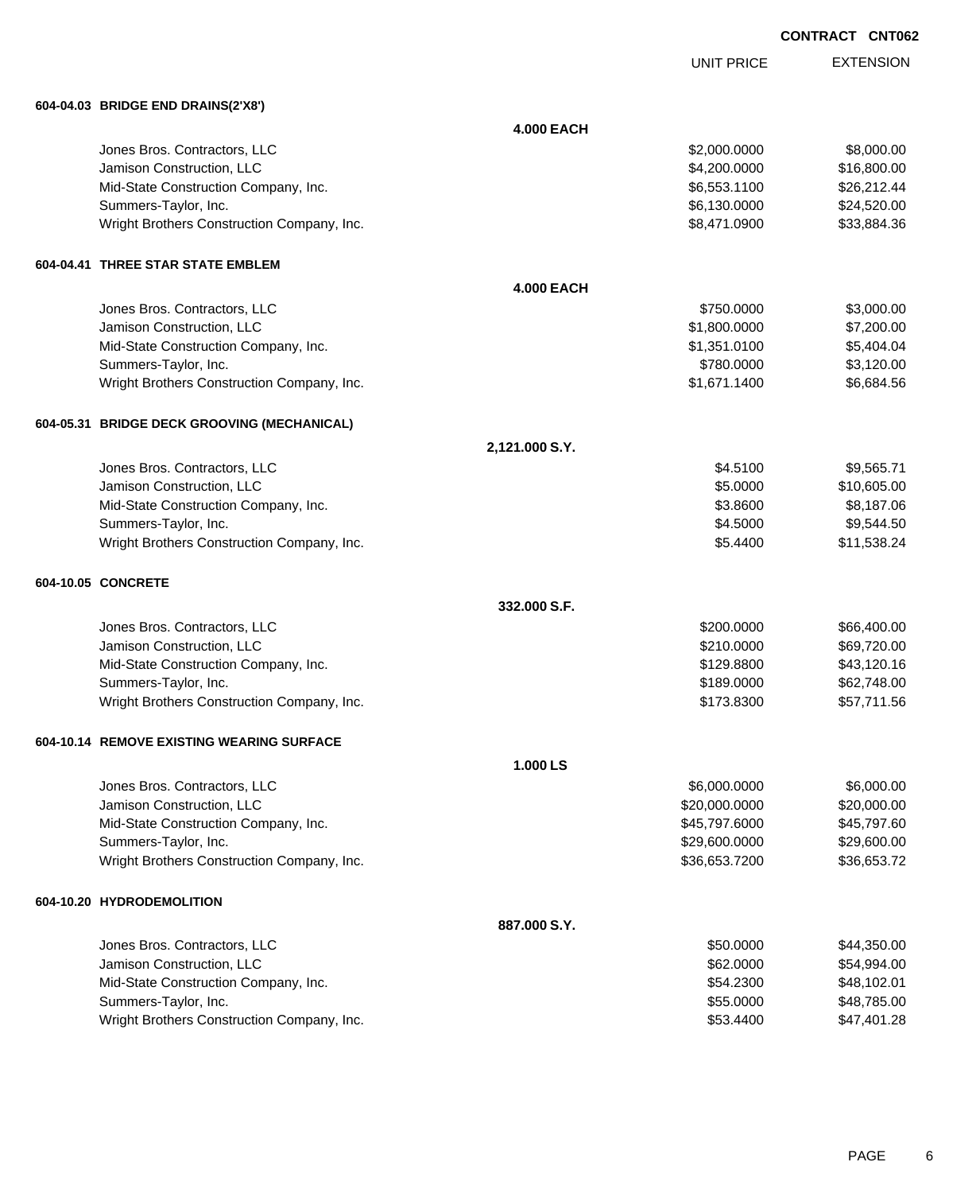CONTRACT CNT062

| | UNIT PRICE | EXTENSION |
|---|---|---|
| **604-04.03 BRIDGE END DRAINS(2'X8')** | | |
| **4.000 EACH** | | |
| Jones Bros. Contractors, LLC | $2,000.0000 | $8,000.00 |
| Jamison Construction, LLC | $4,200.0000 | $16,800.00 |
| Mid-State Construction Company, Inc. | $6,553.1100 | $26,212.44 |
| Summers-Taylor, Inc. | $6,130.0000 | $24,520.00 |
| Wright Brothers Construction Company, Inc. | $8,471.0900 | $33,884.36 |
| **604-04.41 THREE STAR STATE EMBLEM** | | |
| **4.000 EACH** | | |
| Jones Bros. Contractors, LLC | $750.0000 | $3,000.00 |
| Jamison Construction, LLC | $1,800.0000 | $7,200.00 |
| Mid-State Construction Company, Inc. | $1,351.0100 | $5,404.04 |
| Summers-Taylor, Inc. | $780.0000 | $3,120.00 |
| Wright Brothers Construction Company, Inc. | $1,671.1400 | $6,684.56 |
| **604-05.31 BRIDGE DECK GROOVING (MECHANICAL)** | | |
| **2,121.000 S.Y.** | | |
| Jones Bros. Contractors, LLC | $4.5100 | $9,565.71 |
| Jamison Construction, LLC | $5.0000 | $10,605.00 |
| Mid-State Construction Company, Inc. | $3.8600 | $8,187.06 |
| Summers-Taylor, Inc. | $4.5000 | $9,544.50 |
| Wright Brothers Construction Company, Inc. | $5.4400 | $11,538.24 |
| **604-10.05 CONCRETE** | | |
| **332.000 S.F.** | | |
| Jones Bros. Contractors, LLC | $200.0000 | $66,400.00 |
| Jamison Construction, LLC | $210.0000 | $69,720.00 |
| Mid-State Construction Company, Inc. | $129.8800 | $43,120.16 |
| Summers-Taylor, Inc. | $189.0000 | $62,748.00 |
| Wright Brothers Construction Company, Inc. | $173.8300 | $57,711.56 |
| **604-10.14 REMOVE EXISTING WEARING SURFACE** | | |
| **1.000 LS** | | |
| Jones Bros. Contractors, LLC | $6,000.0000 | $6,000.00 |
| Jamison Construction, LLC | $20,000.0000 | $20,000.00 |
| Mid-State Construction Company, Inc. | $45,797.6000 | $45,797.60 |
| Summers-Taylor, Inc. | $29,600.0000 | $29,600.00 |
| Wright Brothers Construction Company, Inc. | $36,653.7200 | $36,653.72 |
| **604-10.20 HYDRODEMOLITION** | | |
| **887.000 S.Y.** | | |
| Jones Bros. Contractors, LLC | $50.0000 | $44,350.00 |
| Jamison Construction, LLC | $62.0000 | $54,994.00 |
| Mid-State Construction Company, Inc. | $54.2300 | $48,102.01 |
| Summers-Taylor, Inc. | $55.0000 | $48,785.00 |
| Wright Brothers Construction Company, Inc. | $53.4400 | $47,401.28 |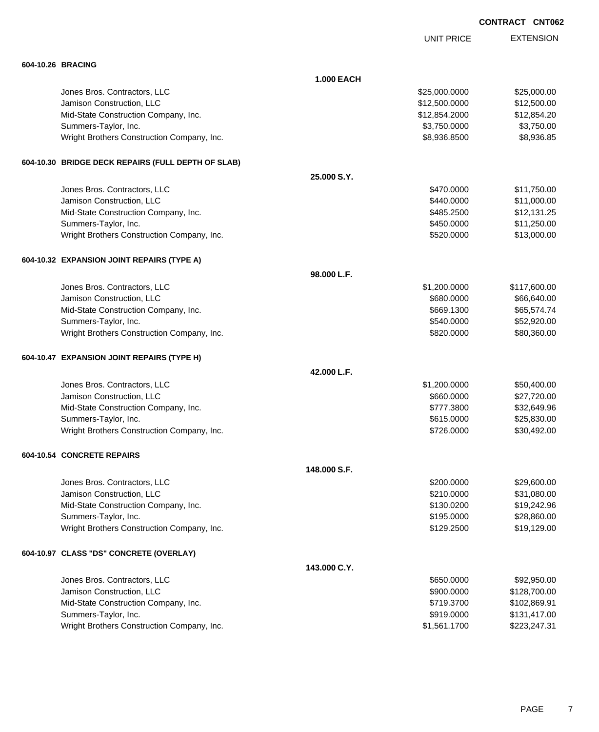CONTRACT CNT062

| | | UNIT PRICE | EXTENSION |
|---|---|---|---|
| **604-10.26 BRACING** | | | |
| | **1.000 EACH** | | |
| Jones Bros. Contractors, LLC | | $25,000.0000 | $25,000.00 |
| Jamison Construction, LLC | | $12,500.0000 | $12,500.00 |
| Mid-State Construction Company, Inc. | | $12,854.2000 | $12,854.20 |
| Summers-Taylor, Inc. | | $3,750.0000 | $3,750.00 |
| Wright Brothers Construction Company, Inc. | | $8,936.8500 | $8,936.85 |
| **604-10.30 BRIDGE DECK REPAIRS (FULL DEPTH OF SLAB)** | | | |
| | **25.000 S.Y.** | | |
| Jones Bros. Contractors, LLC | | $470.0000 | $11,750.00 |
| Jamison Construction, LLC | | $440.0000 | $11,000.00 |
| Mid-State Construction Company, Inc. | | $485.2500 | $12,131.25 |
| Summers-Taylor, Inc. | | $450.0000 | $11,250.00 |
| Wright Brothers Construction Company, Inc. | | $520.0000 | $13,000.00 |
| **604-10.32 EXPANSION JOINT REPAIRS (TYPE A)** | | | |
| | **98.000 L.F.** | | |
| Jones Bros. Contractors, LLC | | $1,200.0000 | $117,600.00 |
| Jamison Construction, LLC | | $680.0000 | $66,640.00 |
| Mid-State Construction Company, Inc. | | $669.1300 | $65,574.74 |
| Summers-Taylor, Inc. | | $540.0000 | $52,920.00 |
| Wright Brothers Construction Company, Inc. | | $820.0000 | $80,360.00 |
| **604-10.47 EXPANSION JOINT REPAIRS (TYPE H)** | | | |
| | **42.000 L.F.** | | |
| Jones Bros. Contractors, LLC | | $1,200.0000 | $50,400.00 |
| Jamison Construction, LLC | | $660.0000 | $27,720.00 |
| Mid-State Construction Company, Inc. | | $777.3800 | $32,649.96 |
| Summers-Taylor, Inc. | | $615.0000 | $25,830.00 |
| Wright Brothers Construction Company, Inc. | | $726.0000 | $30,492.00 |
| **604-10.54 CONCRETE REPAIRS** | | | |
| | **148.000 S.F.** | | |
| Jones Bros. Contractors, LLC | | $200.0000 | $29,600.00 |
| Jamison Construction, LLC | | $210.0000 | $31,080.00 |
| Mid-State Construction Company, Inc. | | $130.0200 | $19,242.96 |
| Summers-Taylor, Inc. | | $195.0000 | $28,860.00 |
| Wright Brothers Construction Company, Inc. | | $129.2500 | $19,129.00 |
| **604-10.97 CLASS "DS" CONCRETE (OVERLAY)** | | | |
| | **143.000 C.Y.** | | |
| Jones Bros. Contractors, LLC | | $650.0000 | $92,950.00 |
| Jamison Construction, LLC | | $900.0000 | $128,700.00 |
| Mid-State Construction Company, Inc. | | $719.3700 | $102,869.91 |
| Summers-Taylor, Inc. | | $919.0000 | $131,417.00 |
| Wright Brothers Construction Company, Inc. | | $1,561.1700 | $223,247.31 |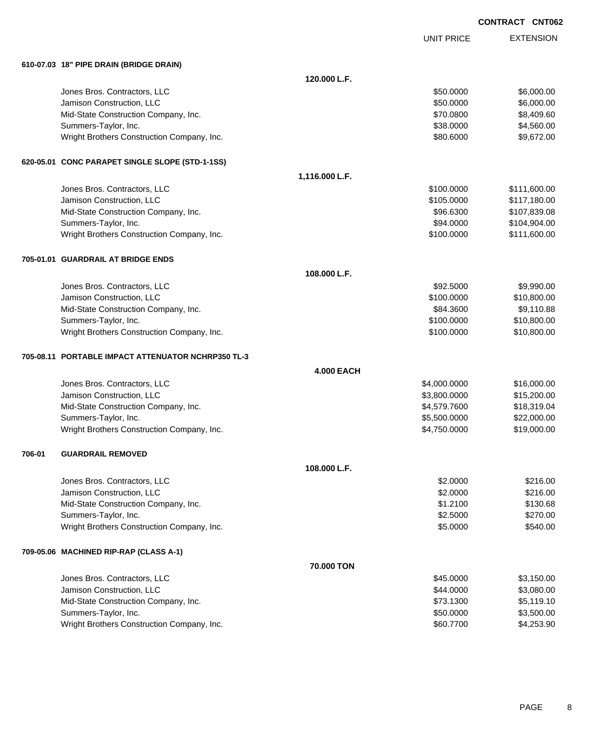**CONTRACT CNT062**

| | UNIT PRICE | EXTENSION |
|---|---|---|
| **610-07.03 18" PIPE DRAIN (BRIDGE DRAIN)** | | |
| **120.000 L.F.** | | |
| Jones Bros. Contractors, LLC | $50.0000 | $6,000.00 |
| Jamison Construction, LLC | $50.0000 | $6,000.00 |
| Mid-State Construction Company, Inc. | $70.0800 | $8,409.60 |
| Summers-Taylor, Inc. | $38.0000 | $4,560.00 |
| Wright Brothers Construction Company, Inc. | $80.6000 | $9,672.00 |
| **620-05.01 CONC PARAPET SINGLE SLOPE (STD-1-1SS)** | | |
| **1,116.000 L.F.** | | |
| Jones Bros. Contractors, LLC | $100.0000 | $111,600.00 |
| Jamison Construction, LLC | $105.0000 | $117,180.00 |
| Mid-State Construction Company, Inc. | $96.6300 | $107,839.08 |
| Summers-Taylor, Inc. | $94.0000 | $104,904.00 |
| Wright Brothers Construction Company, Inc. | $100.0000 | $111,600.00 |
| **705-01.01 GUARDRAIL AT BRIDGE ENDS** | | |
| **108.000 L.F.** | | |
| Jones Bros. Contractors, LLC | $92.5000 | $9,990.00 |
| Jamison Construction, LLC | $100.0000 | $10,800.00 |
| Mid-State Construction Company, Inc. | $84.3600 | $9,110.88 |
| Summers-Taylor, Inc. | $100.0000 | $10,800.00 |
| Wright Brothers Construction Company, Inc. | $100.0000 | $10,800.00 |
| **705-08.11 PORTABLE IMPACT ATTENUATOR NCHRP350 TL-3** | | |
| **4.000 EACH** | | |
| Jones Bros. Contractors, LLC | $4,000.0000 | $16,000.00 |
| Jamison Construction, LLC | $3,800.0000 | $15,200.00 |
| Mid-State Construction Company, Inc. | $4,579.7600 | $18,319.04 |
| Summers-Taylor, Inc. | $5,500.0000 | $22,000.00 |
| Wright Brothers Construction Company, Inc. | $4,750.0000 | $19,000.00 |
| **706-01 GUARDRAIL REMOVED** | | |
| **108.000 L.F.** | | |
| Jones Bros. Contractors, LLC | $2.0000 | $216.00 |
| Jamison Construction, LLC | $2.0000 | $216.00 |
| Mid-State Construction Company, Inc. | $1.2100 | $130.68 |
| Summers-Taylor, Inc. | $2.5000 | $270.00 |
| Wright Brothers Construction Company, Inc. | $5.0000 | $540.00 |
| **709-05.06 MACHINED RIP-RAP (CLASS A-1)** | | |
| **70.000 TON** | | |
| Jones Bros. Contractors, LLC | $45.0000 | $3,150.00 |
| Jamison Construction, LLC | $44.0000 | $3,080.00 |
| Mid-State Construction Company, Inc. | $73.1300 | $5,119.10 |
| Summers-Taylor, Inc. | $50.0000 | $3,500.00 |
| Wright Brothers Construction Company, Inc. | $60.7700 | $4,253.90 |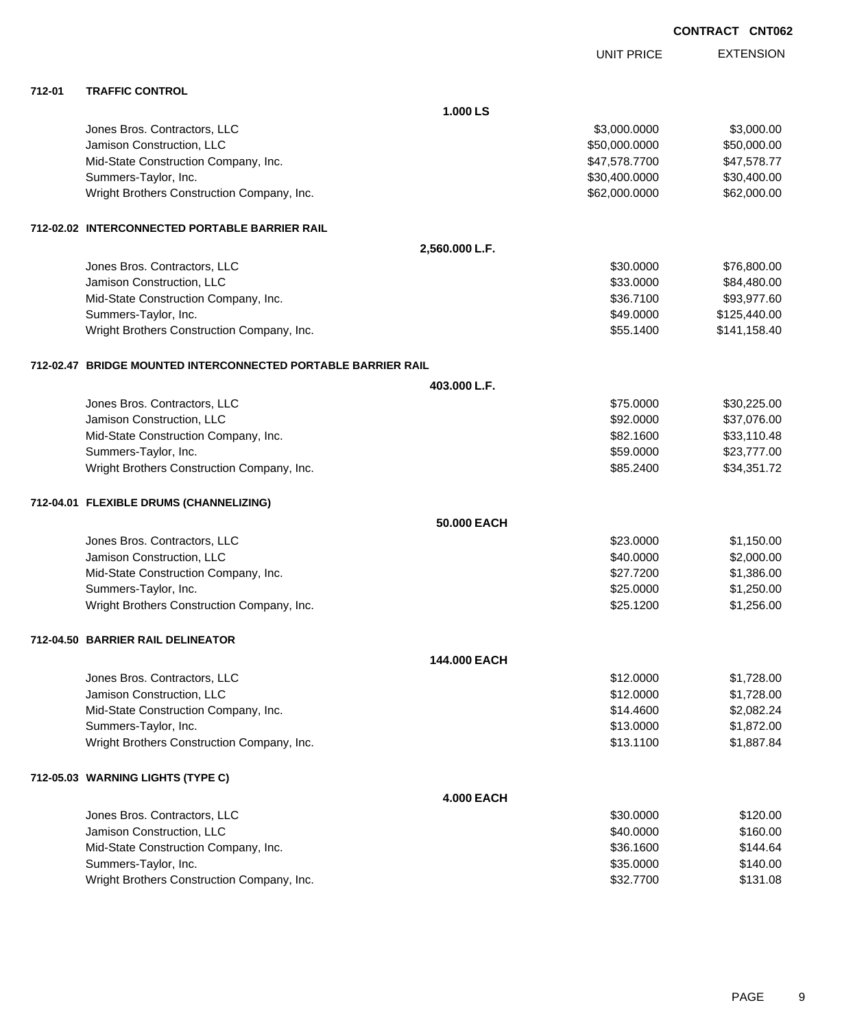**CONTRACT CNT062**

| | | UNIT PRICE | EXTENSION |
|---|---|---|---|
| **712-01** | **TRAFFIC CONTROL** | | |
| | **1.000 LS** | | |
| | Jones Bros. Contractors, LLC | $3,000.0000 | $3,000.00 |
| | Jamison Construction, LLC | $50,000.0000 | $50,000.00 |
| | Mid-State Construction Company, Inc. | $47,578.7700 | $47,578.77 |
| | Summers-Taylor, Inc. | $30,400.0000 | $30,400.00 |
| | Wright Brothers Construction Company, Inc. | $62,000.0000 | $62,000.00 |
| **712-02.02** | **INTERCONNECTED PORTABLE BARRIER RAIL** | | |
| | **2,560.000 L.F.** | | |
| | Jones Bros. Contractors, LLC | $30.0000 | $76,800.00 |
| | Jamison Construction, LLC | $33.0000 | $84,480.00 |
| | Mid-State Construction Company, Inc. | $36.7100 | $93,977.60 |
| | Summers-Taylor, Inc. | $49.0000 | $125,440.00 |
| | Wright Brothers Construction Company, Inc. | $55.1400 | $141,158.40 |
| **712-02.47** | **BRIDGE MOUNTED INTERCONNECTED PORTABLE BARRIER RAIL** | | |
| | **403.000 L.F.** | | |
| | Jones Bros. Contractors, LLC | $75.0000 | $30,225.00 |
| | Jamison Construction, LLC | $92.0000 | $37,076.00 |
| | Mid-State Construction Company, Inc. | $82.1600 | $33,110.48 |
| | Summers-Taylor, Inc. | $59.0000 | $23,777.00 |
| | Wright Brothers Construction Company, Inc. | $85.2400 | $34,351.72 |
| **712-04.01** | **FLEXIBLE DRUMS (CHANNELIZING)** | | |
| | **50.000 EACH** | | |
| | Jones Bros. Contractors, LLC | $23.0000 | $1,150.00 |
| | Jamison Construction, LLC | $40.0000 | $2,000.00 |
| | Mid-State Construction Company, Inc. | $27.7200 | $1,386.00 |
| | Summers-Taylor, Inc. | $25.0000 | $1,250.00 |
| | Wright Brothers Construction Company, Inc. | $25.1200 | $1,256.00 |
| **712-04.50** | **BARRIER RAIL DELINEATOR** | | |
| | **144.000 EACH** | | |
| | Jones Bros. Contractors, LLC | $12.0000 | $1,728.00 |
| | Jamison Construction, LLC | $12.0000 | $1,728.00 |
| | Mid-State Construction Company, Inc. | $14.4600 | $2,082.24 |
| | Summers-Taylor, Inc. | $13.0000 | $1,872.00 |
| | Wright Brothers Construction Company, Inc. | $13.1100 | $1,887.84 |
| **712-05.03** | **WARNING LIGHTS (TYPE C)** | | |
| | **4.000 EACH** | | |
| | Jones Bros. Contractors, LLC | $30.0000 | $120.00 |
| | Jamison Construction, LLC | $40.0000 | $160.00 |
| | Mid-State Construction Company, Inc. | $36.1600 | $144.64 |
| | Summers-Taylor, Inc. | $35.0000 | $140.00 |
| | Wright Brothers Construction Company, Inc. | $32.7700 | $131.08 |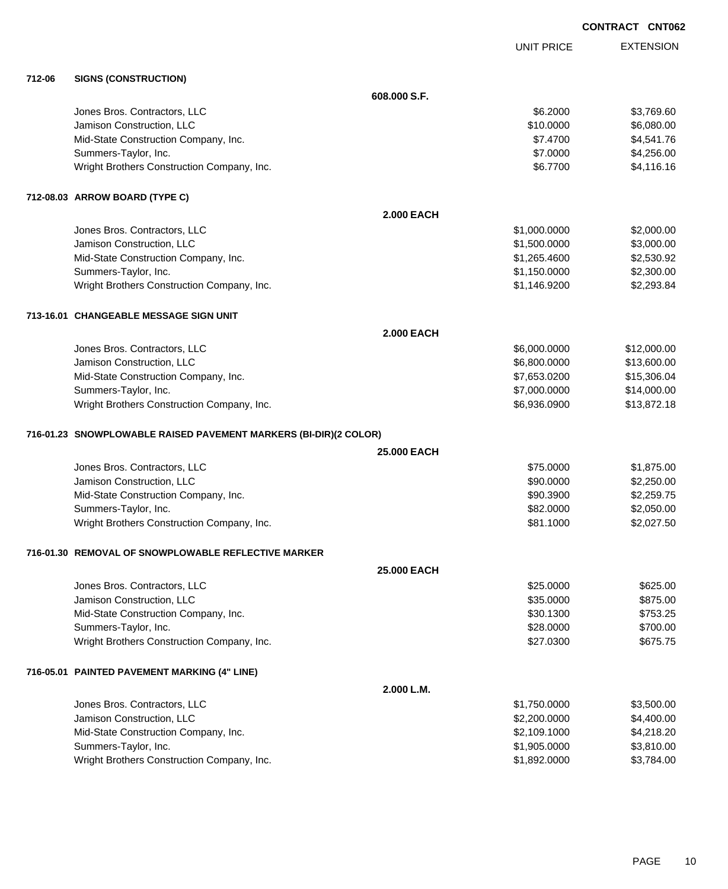CONTRACT CNT062

| | | UNIT PRICE | EXTENSION |
|---|---|---|---|
| **712-06** | **SIGNS (CONSTRUCTION)** | | |
| | **608.000 S.F.** | | |
| | Jones Bros. Contractors, LLC | $6.2000 | $3,769.60 |
| | Jamison Construction, LLC | $10.0000 | $6,080.00 |
| | Mid-State Construction Company, Inc. | $7.4700 | $4,541.76 |
| | Summers-Taylor, Inc. | $7.0000 | $4,256.00 |
| | Wright Brothers Construction Company, Inc. | $6.7700 | $4,116.16 |
| **712-08.03** | **ARROW BOARD (TYPE C)** | | |
| | **2.000 EACH** | | |
| | Jones Bros. Contractors, LLC | $1,000.0000 | $2,000.00 |
| | Jamison Construction, LLC | $1,500.0000 | $3,000.00 |
| | Mid-State Construction Company, Inc. | $1,265.4600 | $2,530.92 |
| | Summers-Taylor, Inc. | $1,150.0000 | $2,300.00 |
| | Wright Brothers Construction Company, Inc. | $1,146.9200 | $2,293.84 |
| **713-16.01** | **CHANGEABLE MESSAGE SIGN UNIT** | | |
| | **2.000 EACH** | | |
| | Jones Bros. Contractors, LLC | $6,000.0000 | $12,000.00 |
| | Jamison Construction, LLC | $6,800.0000 | $13,600.00 |
| | Mid-State Construction Company, Inc. | $7,653.0200 | $15,306.04 |
| | Summers-Taylor, Inc. | $7,000.0000 | $14,000.00 |
| | Wright Brothers Construction Company, Inc. | $6,936.0900 | $13,872.18 |
| **716-01.23** | **SNOWPLOWABLE RAISED PAVEMENT MARKERS (BI-DIR)(2 COLOR)** | | |
| | **25.000 EACH** | | |
| | Jones Bros. Contractors, LLC | $75.0000 | $1,875.00 |
| | Jamison Construction, LLC | $90.0000 | $2,250.00 |
| | Mid-State Construction Company, Inc. | $90.3900 | $2,259.75 |
| | Summers-Taylor, Inc. | $82.0000 | $2,050.00 |
| | Wright Brothers Construction Company, Inc. | $81.1000 | $2,027.50 |
| **716-01.30** | **REMOVAL OF SNOWPLOWABLE REFLECTIVE MARKER** | | |
| | **25.000 EACH** | | |
| | Jones Bros. Contractors, LLC | $25.0000 | $625.00 |
| | Jamison Construction, LLC | $35.0000 | $875.00 |
| | Mid-State Construction Company, Inc. | $30.1300 | $753.25 |
| | Summers-Taylor, Inc. | $28.0000 | $700.00 |
| | Wright Brothers Construction Company, Inc. | $27.0300 | $675.75 |
| **716-05.01** | **PAINTED PAVEMENT MARKING (4" LINE)** | | |
| | **2.000 L.M.** | | |
| | Jones Bros. Contractors, LLC | $1,750.0000 | $3,500.00 |
| | Jamison Construction, LLC | $2,200.0000 | $4,400.00 |
| | Mid-State Construction Company, Inc. | $2,109.1000 | $4,218.20 |
| | Summers-Taylor, Inc. | $1,905.0000 | $3,810.00 |
| | Wright Brothers Construction Company, Inc. | $1,892.0000 | $3,784.00 |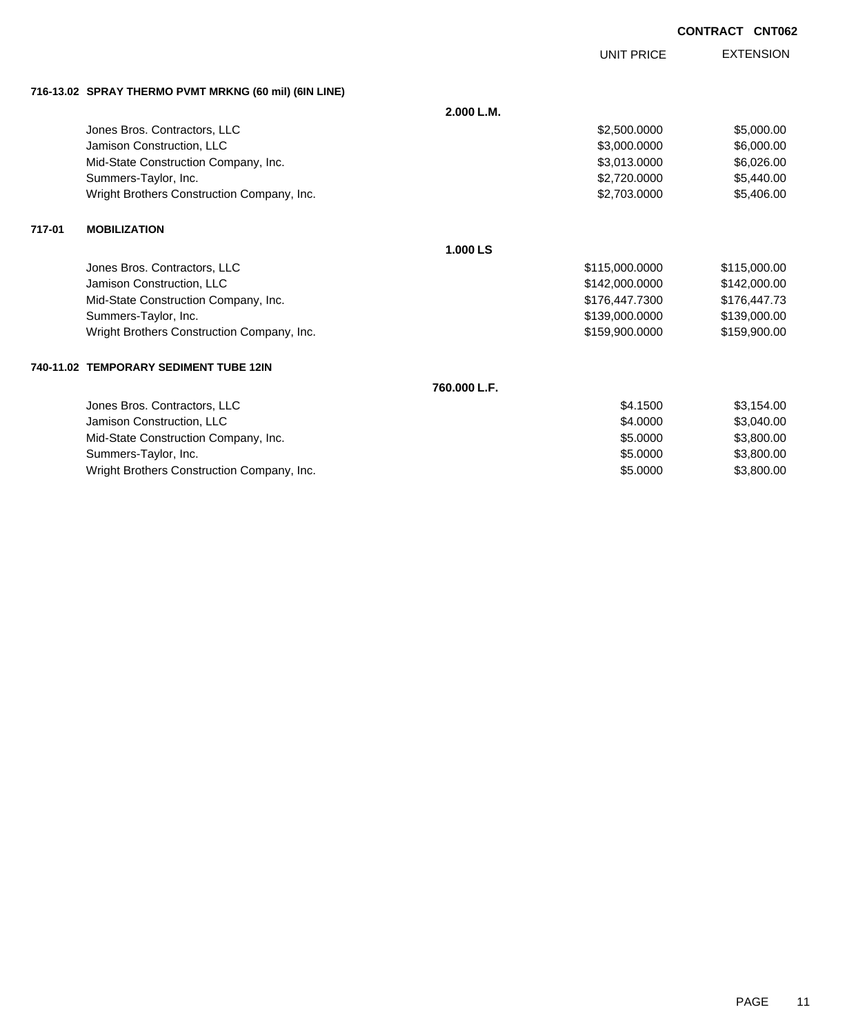**CONTRACT CNT062**

| | UNIT PRICE | EXTENSION |
|---|---|---|
| **716-13.02 SPRAY THERMO PVMT MRKNG (60 mil) (6IN LINE)** | | |
| **2.000 L.M.** | | |
| Jones Bros. Contractors, LLC | $2,500.0000 | $5,000.00 |
| Jamison Construction, LLC | $3,000.0000 | $6,000.00 |
| Mid-State Construction Company, Inc. | $3,013.0000 | $6,026.00 |
| Summers-Taylor, Inc. | $2,720.0000 | $5,440.00 |
| Wright Brothers Construction Company, Inc. | $2,703.0000 | $5,406.00 |
| **717-01 MOBILIZATION** | | |
| **1.000 LS** | | |
| Jones Bros. Contractors, LLC | $115,000.0000 | $115,000.00 |
| Jamison Construction, LLC | $142,000.0000 | $142,000.00 |
| Mid-State Construction Company, Inc. | $176,447.7300 | $176,447.73 |
| Summers-Taylor, Inc. | $139,000.0000 | $139,000.00 |
| Wright Brothers Construction Company, Inc. | $159,900.0000 | $159,900.00 |
| **740-11.02 TEMPORARY SEDIMENT TUBE 12IN** | | |
| **760.000 L.F.** | | |
| Jones Bros. Contractors, LLC | $4.1500 | $3,154.00 |
| Jamison Construction, LLC | $4.0000 | $3,040.00 |
| Mid-State Construction Company, Inc. | $5.0000 | $3,800.00 |
| Summers-Taylor, Inc. | $5.0000 | $3,800.00 |
| Wright Brothers Construction Company, Inc. | $5.0000 | $3,800.00 |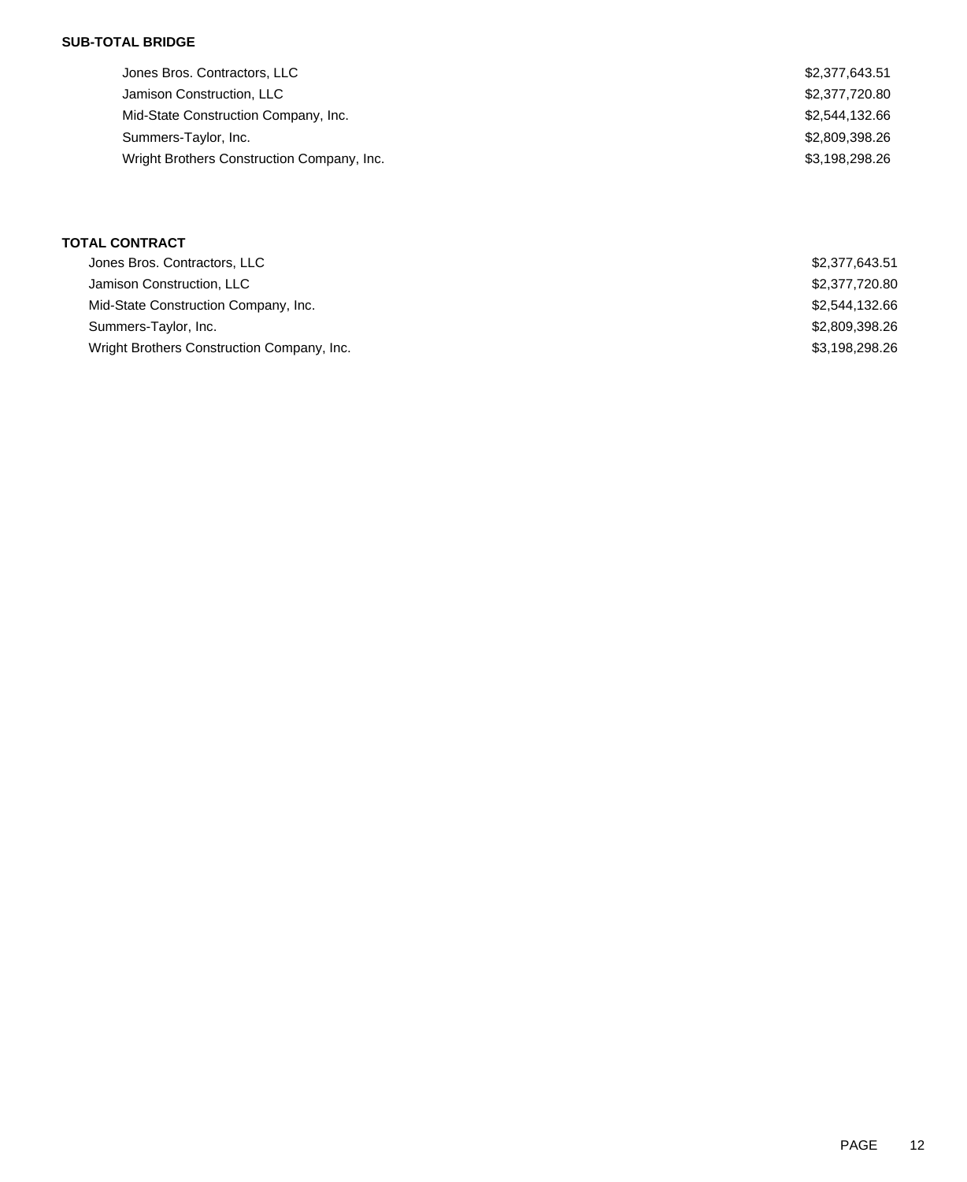**SUB-TOTAL BRIDGE**

| | |
|---|---|
| Jones Bros. Contractors, LLC | $2,377,643.51 |
| Jamison Construction, LLC | $2,377,720.80 |
| Mid-State Construction Company, Inc. | $2,544,132.66 |
| Summers-Taylor, Inc. | $2,809,398.26 |
| Wright Brothers Construction Company, Inc. | $3,198,298.26 |

**TOTAL CONTRACT**

| | |
|---|---|
| Jones Bros. Contractors, LLC | $2,377,643.51 |
| Jamison Construction, LLC | $2,377,720.80 |
| Mid-State Construction Company, Inc. | $2,544,132.66 |
| Summers-Taylor, Inc. | $2,809,398.26 |
| Wright Brothers Construction Company, Inc. | $3,198,298.26 |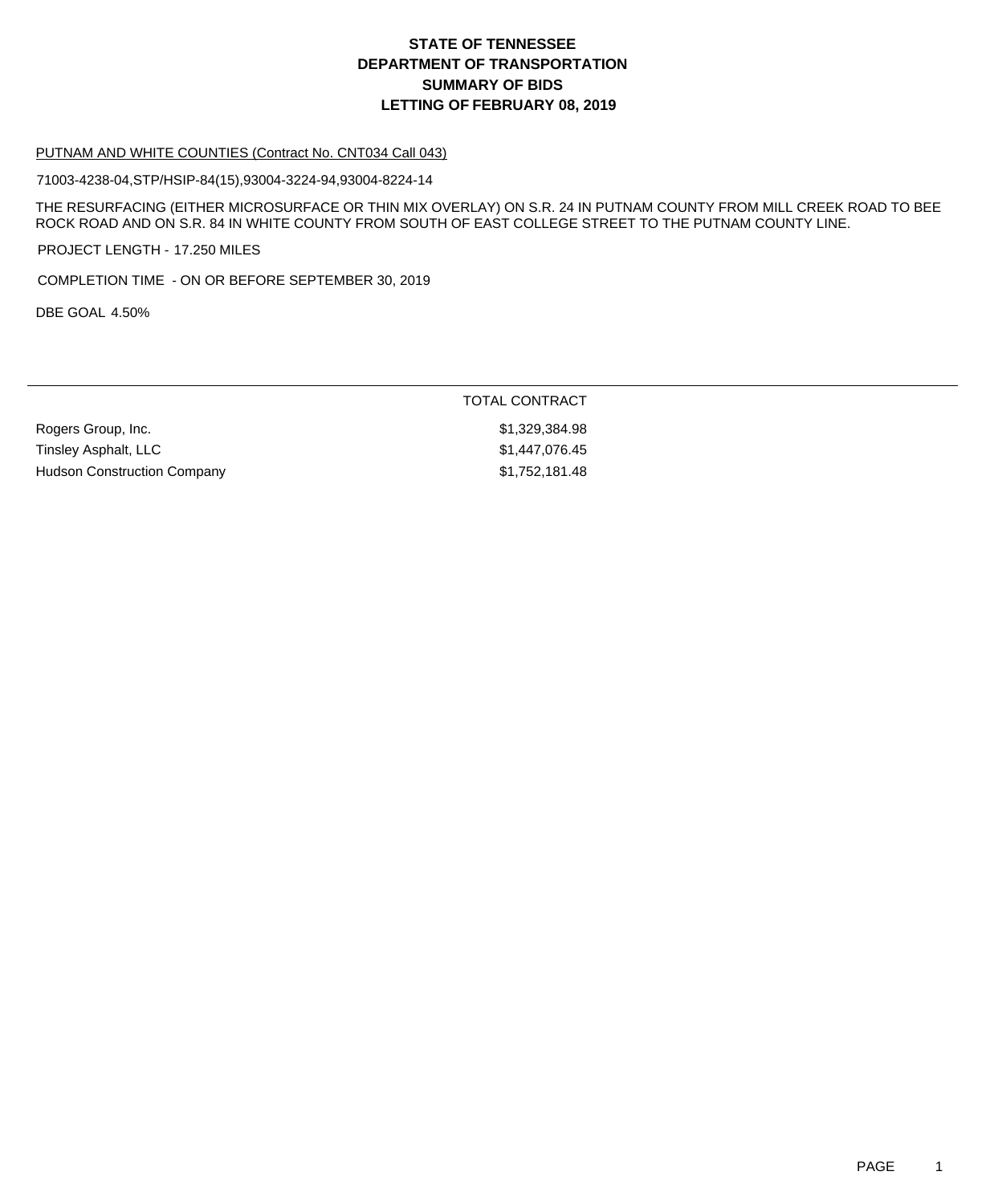# STATE OF TENNESSEE
# DEPARTMENT OF TRANSPORTATION
# SUMMARY OF BIDS
# LETTING OF FEBRUARY 08, 2019

PUTNAM AND WHITE COUNTIES (Contract No. CNT034 Call 043)

71003-4238-04,STP/HSIP-84(15),93004-3224-94,93004-8224-14

THE RESURFACING (EITHER MICROSURFACE OR THIN MIX OVERLAY) ON S.R. 24 IN PUTNAM COUNTY FROM MILL CREEK ROAD TO BEE ROCK ROAD AND ON S.R. 84 IN WHITE COUNTY FROM SOUTH OF EAST COLLEGE STREET TO THE PUTNAM COUNTY LINE.

PROJECT LENGTH - 17.250 MILES

COMPLETION TIME - ON OR BEFORE SEPTEMBER 30, 2019

DBE GOAL 4.50%

| | TOTAL CONTRACT |
|---|---|
| Rogers Group, Inc. | $1,329,384.98 |
| Tinsley Asphalt, LLC | $1,447,076.45 |
| Hudson Construction Company | $1,752,181.48 |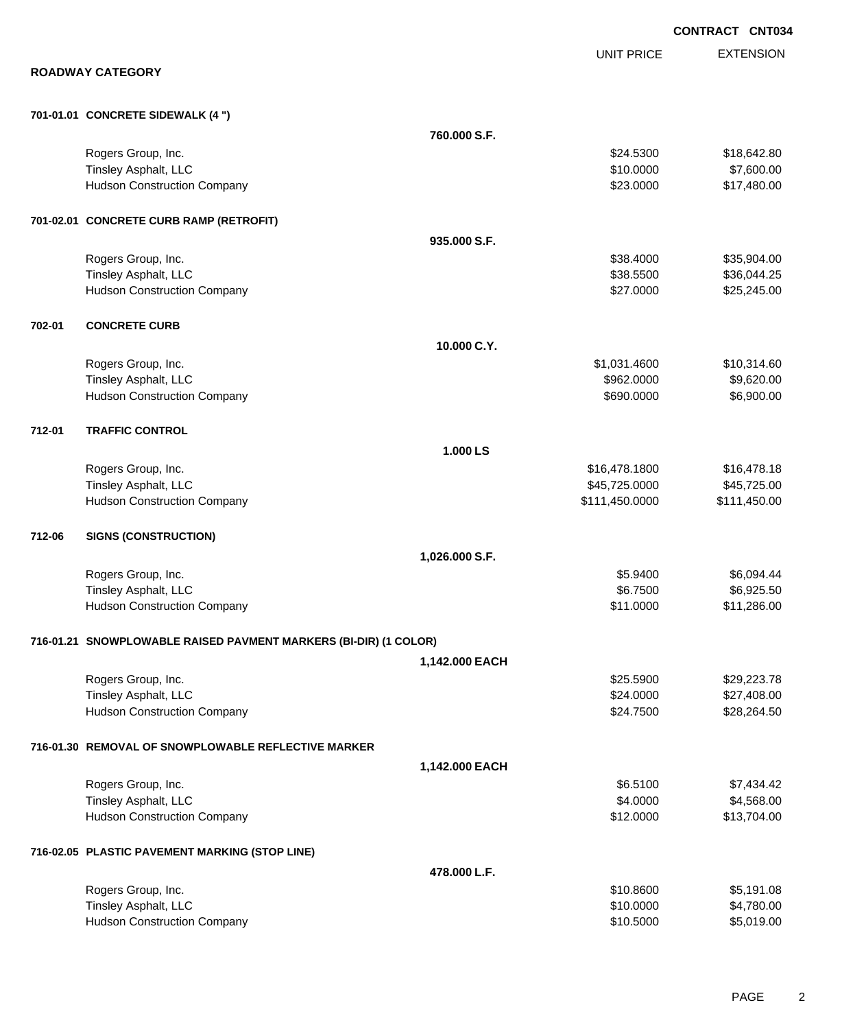**CONTRACT CNT034**

## ROADWAY CATEGORY

| | | UNIT PRICE | EXTENSION |
|---|---|---|---|
| **701-01.01 CONCRETE SIDEWALK (4 ")** | **760.000 S.F.** | | |
| Rogers Group, Inc. | | $24.5300 | $18,642.80 |
| Tinsley Asphalt, LLC | | $10.0000 | $7,600.00 |
| Hudson Construction Company | | $23.0000 | $17,480.00 |
| **701-02.01 CONCRETE CURB RAMP (RETROFIT)** | **935.000 S.F.** | | |
| Rogers Group, Inc. | | $38.4000 | $35,904.00 |
| Tinsley Asphalt, LLC | | $38.5500 | $36,044.25 |
| Hudson Construction Company | | $27.0000 | $25,245.00 |
| **702-01 CONCRETE CURB** | **10.000 C.Y.** | | |
| Rogers Group, Inc. | | $1,031.4600 | $10,314.60 |
| Tinsley Asphalt, LLC | | $962.0000 | $9,620.00 |
| Hudson Construction Company | | $690.0000 | $6,900.00 |
| **712-01 TRAFFIC CONTROL** | **1.000 LS** | | |
| Rogers Group, Inc. | | $16,478.1800 | $16,478.18 |
| Tinsley Asphalt, LLC | | $45,725.0000 | $45,725.00 |
| Hudson Construction Company | | $111,450.0000 | $111,450.00 |
| **712-06 SIGNS (CONSTRUCTION)** | **1,026.000 S.F.** | | |
| Rogers Group, Inc. | | $5.9400 | $6,094.44 |
| Tinsley Asphalt, LLC | | $6.7500 | $6,925.50 |
| Hudson Construction Company | | $11.0000 | $11,286.00 |
| **716-01.21 SNOWPLOWABLE RAISED PAVMENT MARKERS (BI-DIR) (1 COLOR)** | **1,142.000 EACH** | | |
| Rogers Group, Inc. | | $25.5900 | $29,223.78 |
| Tinsley Asphalt, LLC | | $24.0000 | $27,408.00 |
| Hudson Construction Company | | $24.7500 | $28,264.50 |
| **716-01.30 REMOVAL OF SNOWPLOWABLE REFLECTIVE MARKER** | **1,142.000 EACH** | | |
| Rogers Group, Inc. | | $6.5100 | $7,434.42 |
| Tinsley Asphalt, LLC | | $4.0000 | $4,568.00 |
| Hudson Construction Company | | $12.0000 | $13,704.00 |
| **716-02.05 PLASTIC PAVEMENT MARKING (STOP LINE)** | **478.000 L.F.** | | |
| Rogers Group, Inc. | | $10.8600 | $5,191.08 |
| Tinsley Asphalt, LLC | | $10.0000 | $4,780.00 |
| Hudson Construction Company | | $10.5000 | $5,019.00 |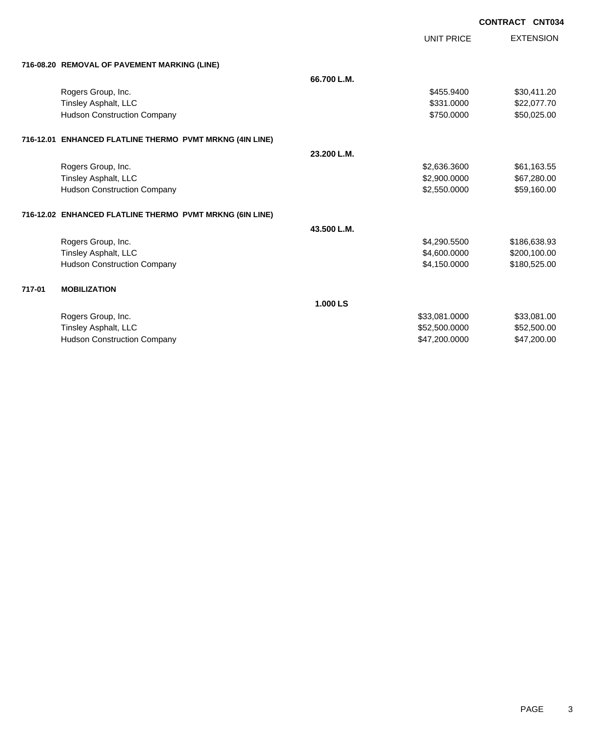**CONTRACT CNT034**

| | | | UNIT PRICE | EXTENSION |
|---|---|---|---|---|
| **716-08.20** | **REMOVAL OF PAVEMENT MARKING (LINE)** | | | |
| | | **66.700 L.M.** | | |
| | Rogers Group, Inc. | | $455.9400 | $30,411.20 |
| | Tinsley Asphalt, LLC | | $331.0000 | $22,077.70 |
| | Hudson Construction Company | | $750.0000 | $50,025.00 |
| **716-12.01** | **ENHANCED FLATLINE THERMO PVMT MRKNG (4IN LINE)** | | | |
| | | **23.200 L.M.** | | |
| | Rogers Group, Inc. | | $2,636.3600 | $61,163.55 |
| | Tinsley Asphalt, LLC | | $2,900.0000 | $67,280.00 |
| | Hudson Construction Company | | $2,550.0000 | $59,160.00 |
| **716-12.02** | **ENHANCED FLATLINE THERMO PVMT MRKNG (6IN LINE)** | | | |
| | | **43.500 L.M.** | | |
| | Rogers Group, Inc. | | $4,290.5500 | $186,638.93 |
| | Tinsley Asphalt, LLC | | $4,600.0000 | $200,100.00 |
| | Hudson Construction Company | | $4,150.0000 | $180,525.00 |
| **717-01** | **MOBILIZATION** | | | |
| | | **1.000 LS** | | |
| | Rogers Group, Inc. | | $33,081.0000 | $33,081.00 |
| | Tinsley Asphalt, LLC | | $52,500.0000 | $52,500.00 |
| | Hudson Construction Company | | $47,200.0000 | $47,200.00 |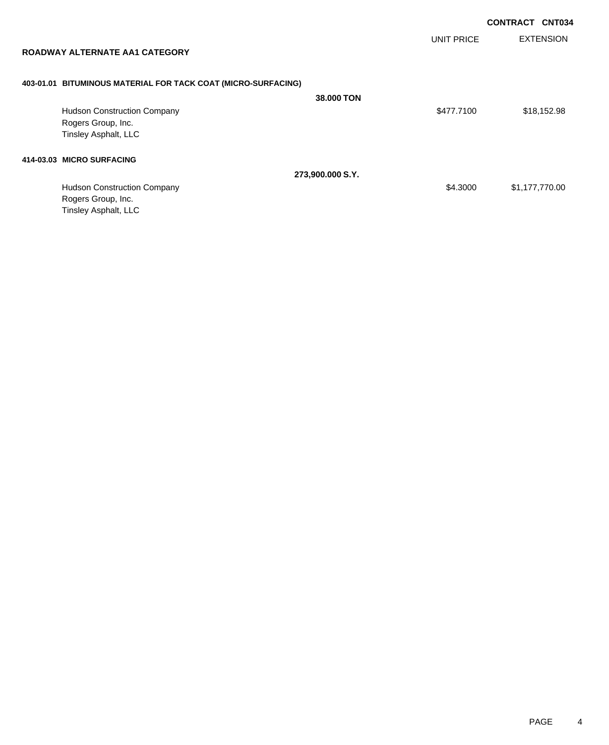**CONTRACT CNT034**

| | UNIT PRICE | EXTENSION |
|---|---|---|

## ROADWAY ALTERNATE AA1 CATEGORY

**403-01.01 BITUMINOUS MATERIAL FOR TACK COAT (MICRO-SURFACING)**

**38.000 TON**

| | UNIT PRICE | EXTENSION |
|---|---|---|
| Hudson Construction Company | $477.7100 | $18,152.98 |
| Rogers Group, Inc. | | |
| Tinsley Asphalt, LLC | | |

**414-03.03 MICRO SURFACING**

**273,900.000 S.Y.**

| | UNIT PRICE | EXTENSION |
|---|---|---|
| Hudson Construction Company | $4.3000 | $1,177,770.00 |
| Rogers Group, Inc. | | |
| Tinsley Asphalt, LLC | | |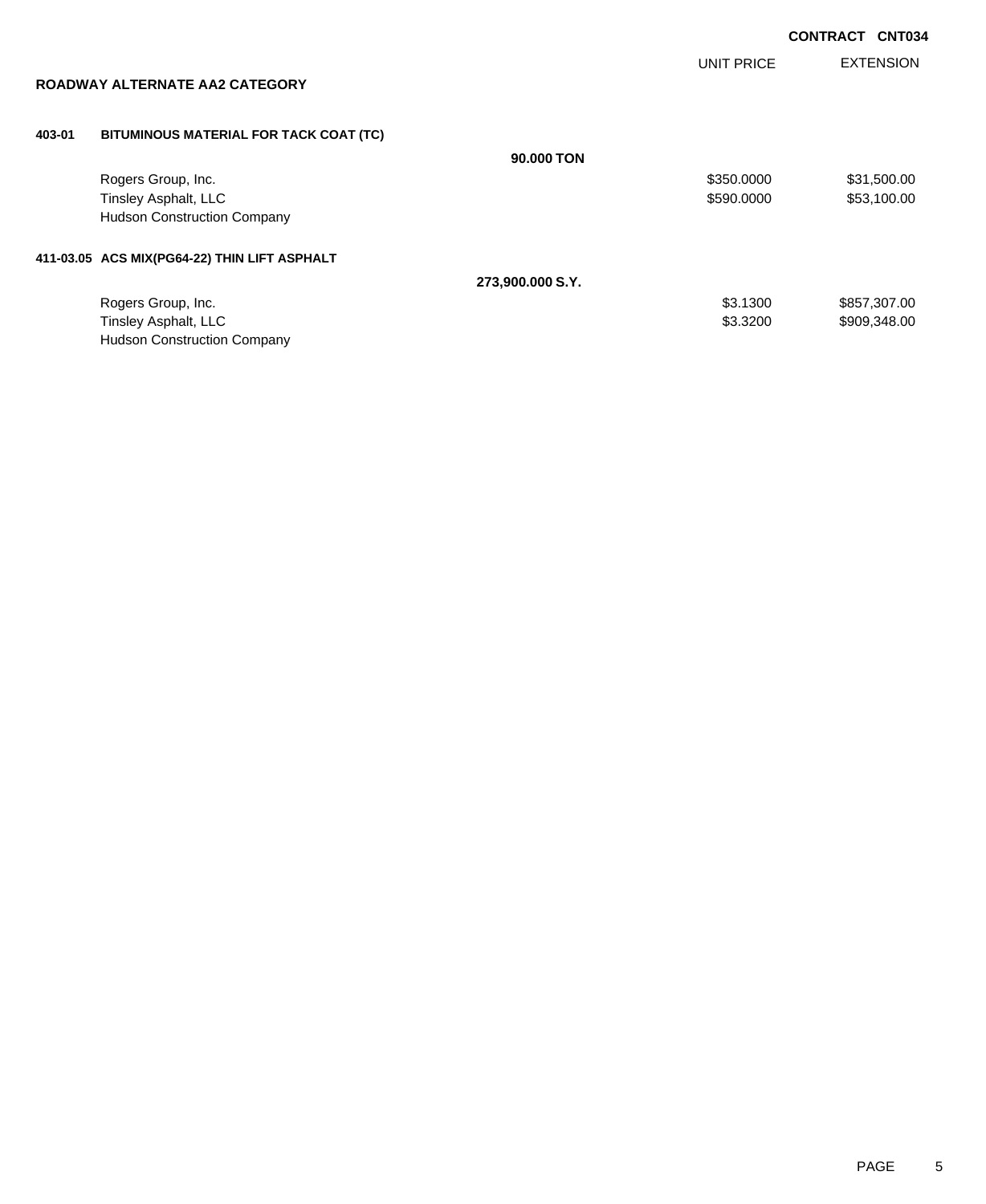**CONTRACT CNT034**

## ROADWAY ALTERNATE AA2 CATEGORY

| | | UNIT PRICE | EXTENSION |
|---|---|---|---|
| **403-01** | **BITUMINOUS MATERIAL FOR TACK COAT (TC)** | | |
| | **90.000 TON** | | |
| | Rogers Group, Inc. | $350.0000 | $31,500.00 |
| | Tinsley Asphalt, LLC | $590.0000 | $53,100.00 |
| | Hudson Construction Company | | |
| **411-03.05** | **ACS MIX(PG64-22) THIN LIFT ASPHALT** | | |
| | **273,900.000 S.Y.** | | |
| | Rogers Group, Inc. | $3.1300 | $857,307.00 |
| | Tinsley Asphalt, LLC | $3.3200 | $909,348.00 |
| | Hudson Construction Company | | |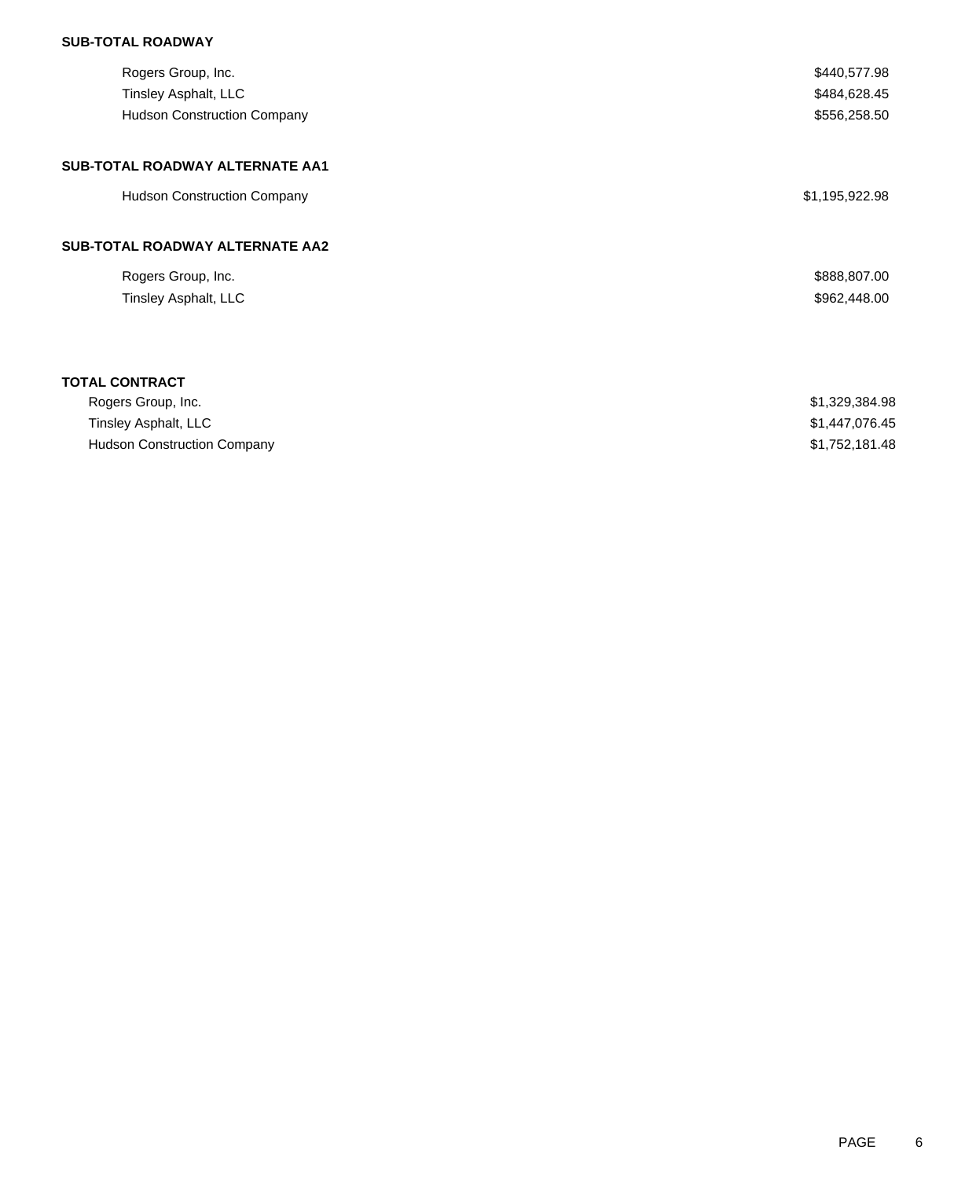**SUB-TOTAL ROADWAY**

| | |
|---|---|
| Rogers Group, Inc. | $440,577.98 |
| Tinsley Asphalt, LLC | $484,628.45 |
| Hudson Construction Company | $556,258.50 |

**SUB-TOTAL ROADWAY ALTERNATE AA1**

| | |
|---|---|
| Hudson Construction Company | $1,195,922.98 |

**SUB-TOTAL ROADWAY ALTERNATE AA2**

| | |
|---|---|
| Rogers Group, Inc. | $888,807.00 |
| Tinsley Asphalt, LLC | $962,448.00 |

**TOTAL CONTRACT**

| | |
|---|---|
| Rogers Group, Inc. | $1,329,384.98 |
| Tinsley Asphalt, LLC | $1,447,076.45 |
| Hudson Construction Company | $1,752,181.48 |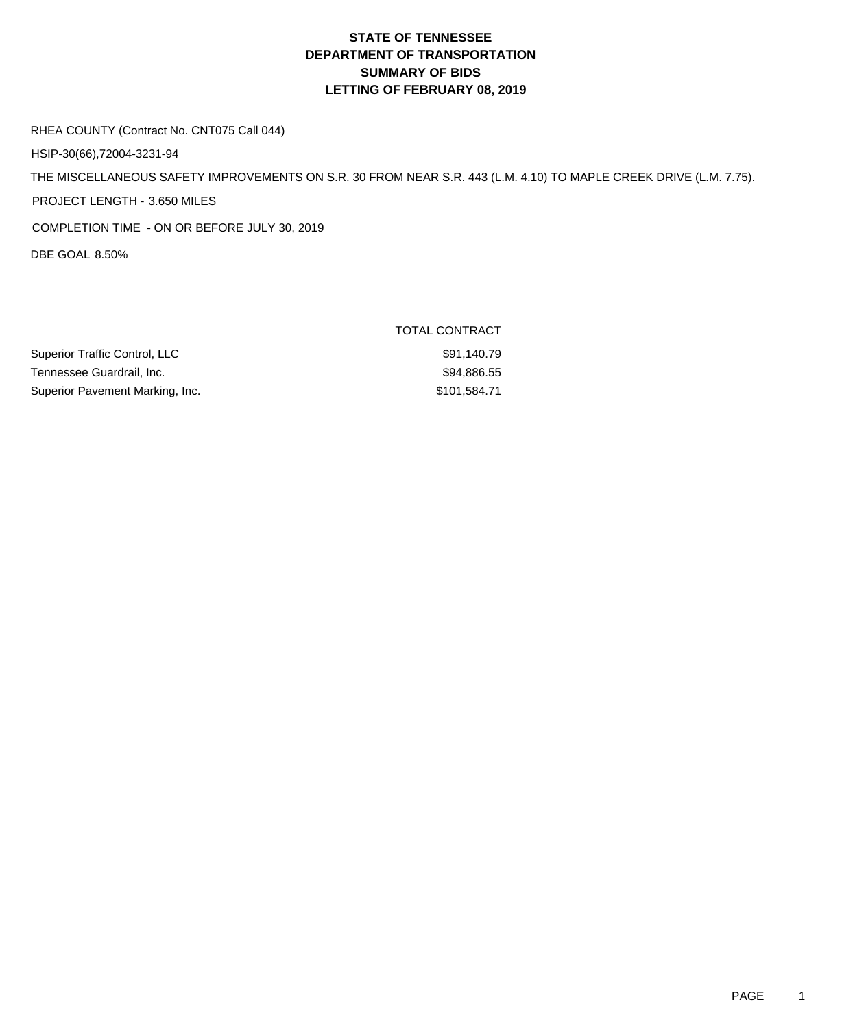# STATE OF TENNESSEE
# DEPARTMENT OF TRANSPORTATION
# SUMMARY OF BIDS
# LETTING OF FEBRUARY 08, 2019

RHEA COUNTY (Contract No. CNT075 Call 044)

HSIP-30(66),72004-3231-94

THE MISCELLANEOUS SAFETY IMPROVEMENTS ON S.R. 30 FROM NEAR S.R. 443 (L.M. 4.10) TO MAPLE CREEK DRIVE (L.M. 7.75).

PROJECT LENGTH - 3.650 MILES

COMPLETION TIME - ON OR BEFORE JULY 30, 2019

DBE GOAL 8.50%

| | TOTAL CONTRACT |
|---|---|
| Superior Traffic Control, LLC | $91,140.79 |
| Tennessee Guardrail, Inc. | $94,886.55 |
| Superior Pavement Marking, Inc. | $101,584.71 |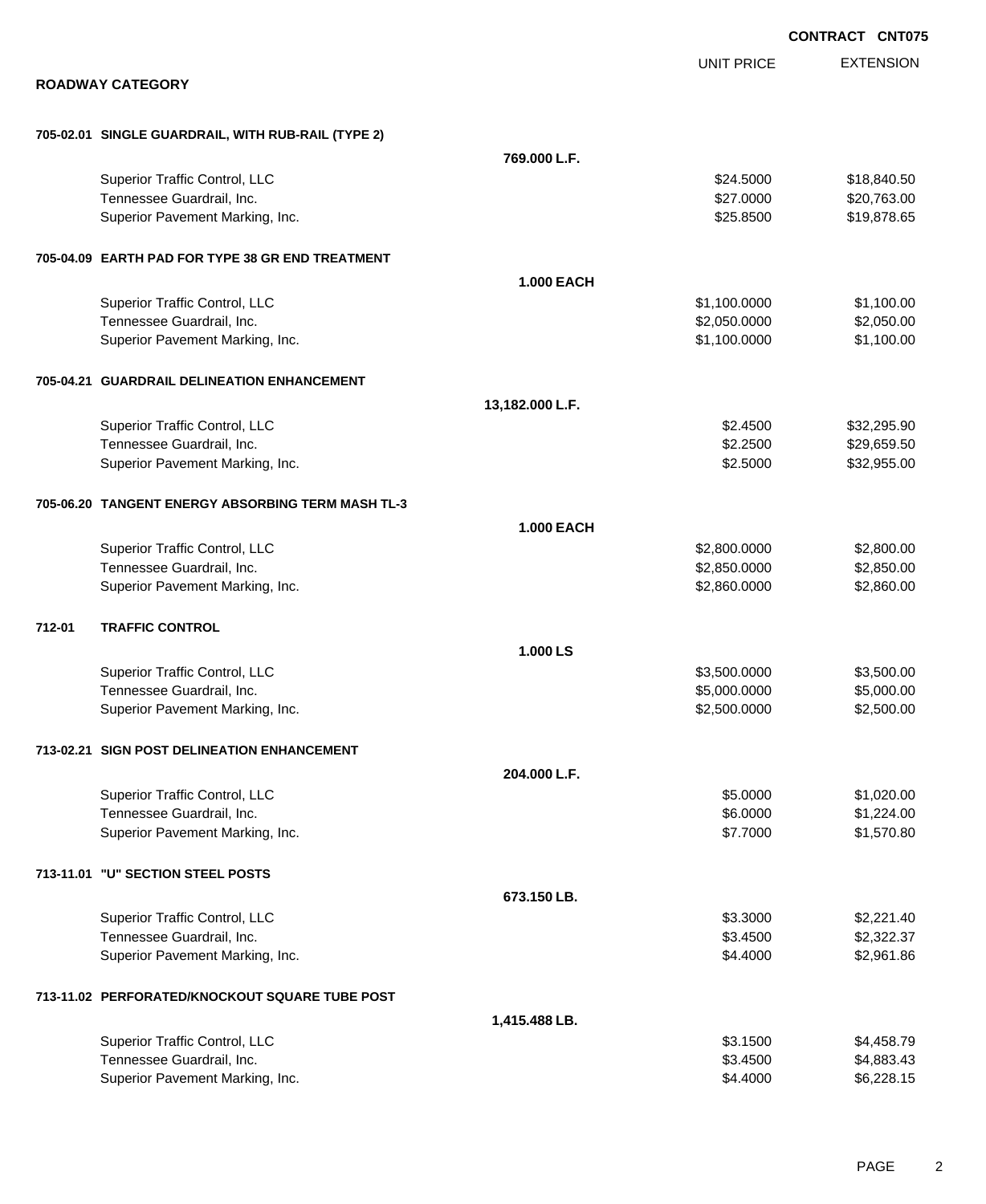**CONTRACT CNT075**

## ROADWAY CATEGORY

| | | UNIT PRICE | EXTENSION |
|---|---|---|---|
| **705-02.01 SINGLE GUARDRAIL, WITH RUB-RAIL (TYPE 2)** | | | |
| | **769.000 L.F.** | | |
| Superior Traffic Control, LLC | | $24.5000 | $18,840.50 |
| Tennessee Guardrail, Inc. | | $27.0000 | $20,763.00 |
| Superior Pavement Marking, Inc. | | $25.8500 | $19,878.65 |
| **705-04.09 EARTH PAD FOR TYPE 38 GR END TREATMENT** | | | |
| | **1.000 EACH** | | |
| Superior Traffic Control, LLC | | $1,100.0000 | $1,100.00 |
| Tennessee Guardrail, Inc. | | $2,050.0000 | $2,050.00 |
| Superior Pavement Marking, Inc. | | $1,100.0000 | $1,100.00 |
| **705-04.21 GUARDRAIL DELINEATION ENHANCEMENT** | | | |
| | **13,182.000 L.F.** | | |
| Superior Traffic Control, LLC | | $2.4500 | $32,295.90 |
| Tennessee Guardrail, Inc. | | $2.2500 | $29,659.50 |
| Superior Pavement Marking, Inc. | | $2.5000 | $32,955.00 |
| **705-06.20 TANGENT ENERGY ABSORBING TERM MASH TL-3** | | | |
| | **1.000 EACH** | | |
| Superior Traffic Control, LLC | | $2,800.0000 | $2,800.00 |
| Tennessee Guardrail, Inc. | | $2,850.0000 | $2,850.00 |
| Superior Pavement Marking, Inc. | | $2,860.0000 | $2,860.00 |
| **712-01 TRAFFIC CONTROL** | | | |
| | **1.000 LS** | | |
| Superior Traffic Control, LLC | | $3,500.0000 | $3,500.00 |
| Tennessee Guardrail, Inc. | | $5,000.0000 | $5,000.00 |
| Superior Pavement Marking, Inc. | | $2,500.0000 | $2,500.00 |
| **713-02.21 SIGN POST DELINEATION ENHANCEMENT** | | | |
| | **204.000 L.F.** | | |
| Superior Traffic Control, LLC | | $5.0000 | $1,020.00 |
| Tennessee Guardrail, Inc. | | $6.0000 | $1,224.00 |
| Superior Pavement Marking, Inc. | | $7.7000 | $1,570.80 |
| **713-11.01 "U" SECTION STEEL POSTS** | | | |
| | **673.150 LB.** | | |
| Superior Traffic Control, LLC | | $3.3000 | $2,221.40 |
| Tennessee Guardrail, Inc. | | $3.4500 | $2,322.37 |
| Superior Pavement Marking, Inc. | | $4.4000 | $2,961.86 |
| **713-11.02 PERFORATED/KNOCKOUT SQUARE TUBE POST** | | | |
| | **1,415.488 LB.** | | |
| Superior Traffic Control, LLC | | $3.1500 | $4,458.79 |
| Tennessee Guardrail, Inc. | | $3.4500 | $4,883.43 |
| Superior Pavement Marking, Inc. | | $4.4000 | $6,228.15 |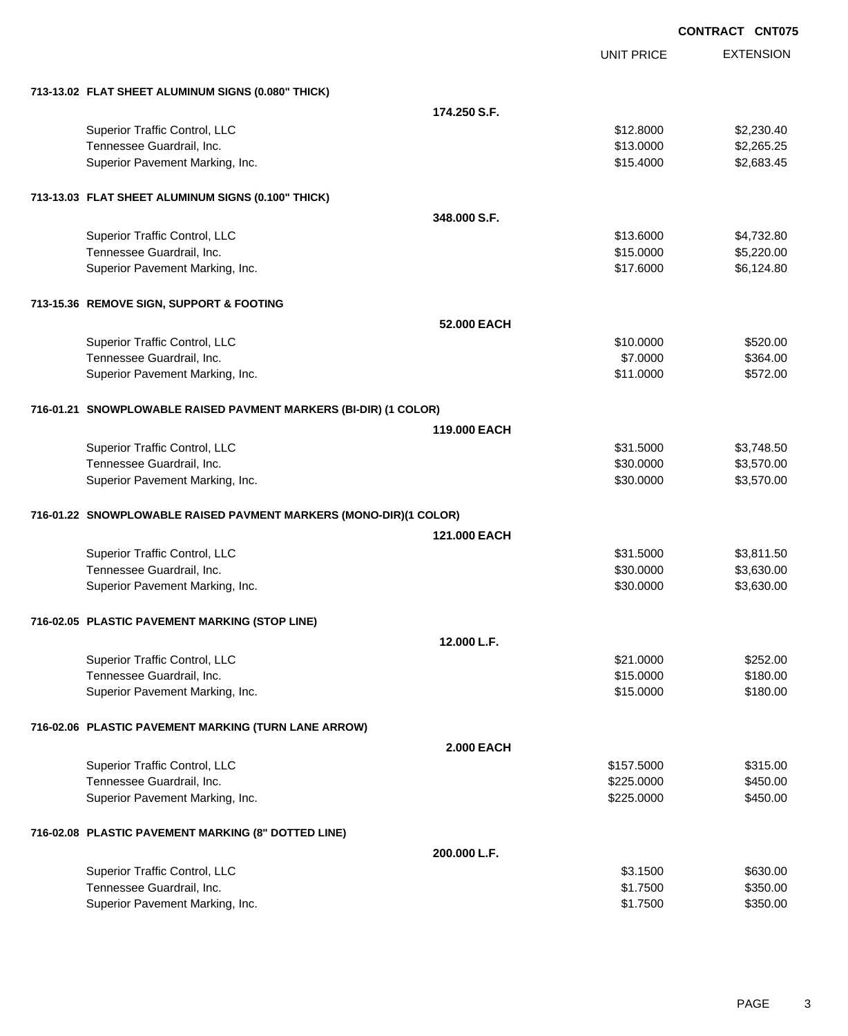**CONTRACT CNT075**

| | UNIT PRICE | EXTENSION |
|---|---|---|
| **713-13.02 FLAT SHEET ALUMINUM SIGNS (0.080" THICK)** | | |
| **174.250 S.F.** | | |
| Superior Traffic Control, LLC | $12.8000 | $2,230.40 |
| Tennessee Guardrail, Inc. | $13.0000 | $2,265.25 |
| Superior Pavement Marking, Inc. | $15.4000 | $2,683.45 |
| **713-13.03 FLAT SHEET ALUMINUM SIGNS (0.100" THICK)** | | |
| **348.000 S.F.** | | |
| Superior Traffic Control, LLC | $13.6000 | $4,732.80 |
| Tennessee Guardrail, Inc. | $15.0000 | $5,220.00 |
| Superior Pavement Marking, Inc. | $17.6000 | $6,124.80 |
| **713-15.36 REMOVE SIGN, SUPPORT & FOOTING** | | |
| **52.000 EACH** | | |
| Superior Traffic Control, LLC | $10.0000 | $520.00 |
| Tennessee Guardrail, Inc. | $7.0000 | $364.00 |
| Superior Pavement Marking, Inc. | $11.0000 | $572.00 |
| **716-01.21 SNOWPLOWABLE RAISED PAVMENT MARKERS (BI-DIR) (1 COLOR)** | | |
| **119.000 EACH** | | |
| Superior Traffic Control, LLC | $31.5000 | $3,748.50 |
| Tennessee Guardrail, Inc. | $30.0000 | $3,570.00 |
| Superior Pavement Marking, Inc. | $30.0000 | $3,570.00 |
| **716-01.22 SNOWPLOWABLE RAISED PAVMENT MARKERS (MONO-DIR)(1 COLOR)** | | |
| **121.000 EACH** | | |
| Superior Traffic Control, LLC | $31.5000 | $3,811.50 |
| Tennessee Guardrail, Inc. | $30.0000 | $3,630.00 |
| Superior Pavement Marking, Inc. | $30.0000 | $3,630.00 |
| **716-02.05 PLASTIC PAVEMENT MARKING (STOP LINE)** | | |
| **12.000 L.F.** | | |
| Superior Traffic Control, LLC | $21.0000 | $252.00 |
| Tennessee Guardrail, Inc. | $15.0000 | $180.00 |
| Superior Pavement Marking, Inc. | $15.0000 | $180.00 |
| **716-02.06 PLASTIC PAVEMENT MARKING (TURN LANE ARROW)** | | |
| **2.000 EACH** | | |
| Superior Traffic Control, LLC | $157.5000 | $315.00 |
| Tennessee Guardrail, Inc. | $225.0000 | $450.00 |
| Superior Pavement Marking, Inc. | $225.0000 | $450.00 |
| **716-02.08 PLASTIC PAVEMENT MARKING (8" DOTTED LINE)** | | |
| **200.000 L.F.** | | |
| Superior Traffic Control, LLC | $3.1500 | $630.00 |
| Tennessee Guardrail, Inc. | $1.7500 | $350.00 |
| Superior Pavement Marking, Inc. | $1.7500 | $350.00 |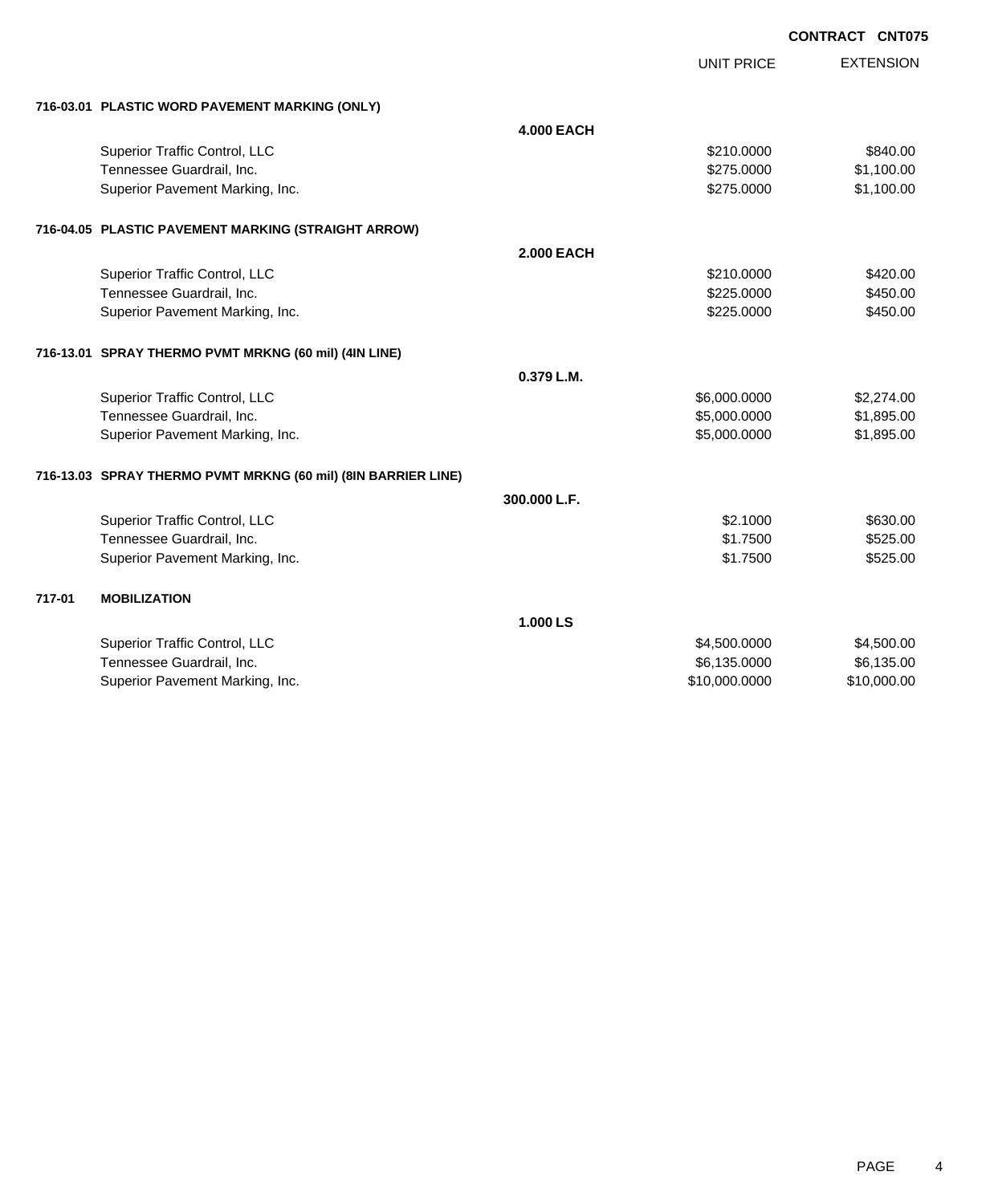**CONTRACT CNT075**

| | | UNIT PRICE | EXTENSION |
|---|---|---|---|
| **716-03.01 PLASTIC WORD PAVEMENT MARKING (ONLY)** | | | |
| | **4.000 EACH** | | |
| Superior Traffic Control, LLC | | $210.0000 | $840.00 |
| Tennessee Guardrail, Inc. | | $275.0000 | $1,100.00 |
| Superior Pavement Marking, Inc. | | $275.0000 | $1,100.00 |
| **716-04.05 PLASTIC PAVEMENT MARKING (STRAIGHT ARROW)** | | | |
| | **2.000 EACH** | | |
| Superior Traffic Control, LLC | | $210.0000 | $420.00 |
| Tennessee Guardrail, Inc. | | $225.0000 | $450.00 |
| Superior Pavement Marking, Inc. | | $225.0000 | $450.00 |
| **716-13.01 SPRAY THERMO PVMT MRKNG (60 mil) (4IN LINE)** | | | |
| | **0.379 L.M.** | | |
| Superior Traffic Control, LLC | | $6,000.0000 | $2,274.00 |
| Tennessee Guardrail, Inc. | | $5,000.0000 | $1,895.00 |
| Superior Pavement Marking, Inc. | | $5,000.0000 | $1,895.00 |
| **716-13.03 SPRAY THERMO PVMT MRKNG (60 mil) (8IN BARRIER LINE)** | | | |
| | **300.000 L.F.** | | |
| Superior Traffic Control, LLC | | $2.1000 | $630.00 |
| Tennessee Guardrail, Inc. | | $1.7500 | $525.00 |
| Superior Pavement Marking, Inc. | | $1.7500 | $525.00 |
| **717-01 MOBILIZATION** | | | |
| | **1.000 LS** | | |
| Superior Traffic Control, LLC | | $4,500.0000 | $4,500.00 |
| Tennessee Guardrail, Inc. | | $6,135.0000 | $6,135.00 |
| Superior Pavement Marking, Inc. | | $10,000.0000 | $10,000.00 |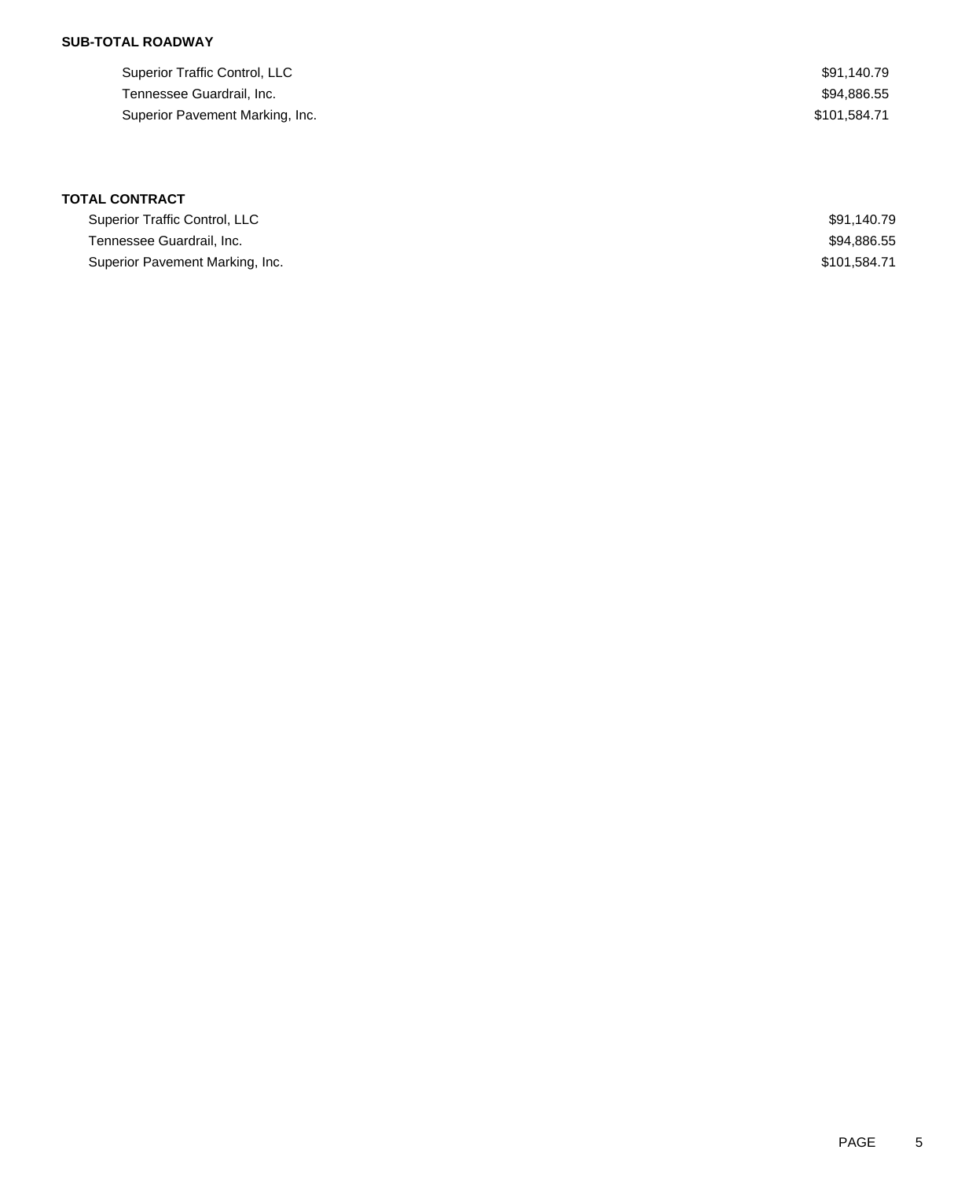**SUB-TOTAL ROADWAY**

| | |
|---|---|
| Superior Traffic Control, LLC | $91,140.79 |
| Tennessee Guardrail, Inc. | $94,886.55 |
| Superior Pavement Marking, Inc. | $101,584.71 |

**TOTAL CONTRACT**

| | |
|---|---|
| Superior Traffic Control, LLC | $91,140.79 |
| Tennessee Guardrail, Inc. | $94,886.55 |
| Superior Pavement Marking, Inc. | $101,584.71 |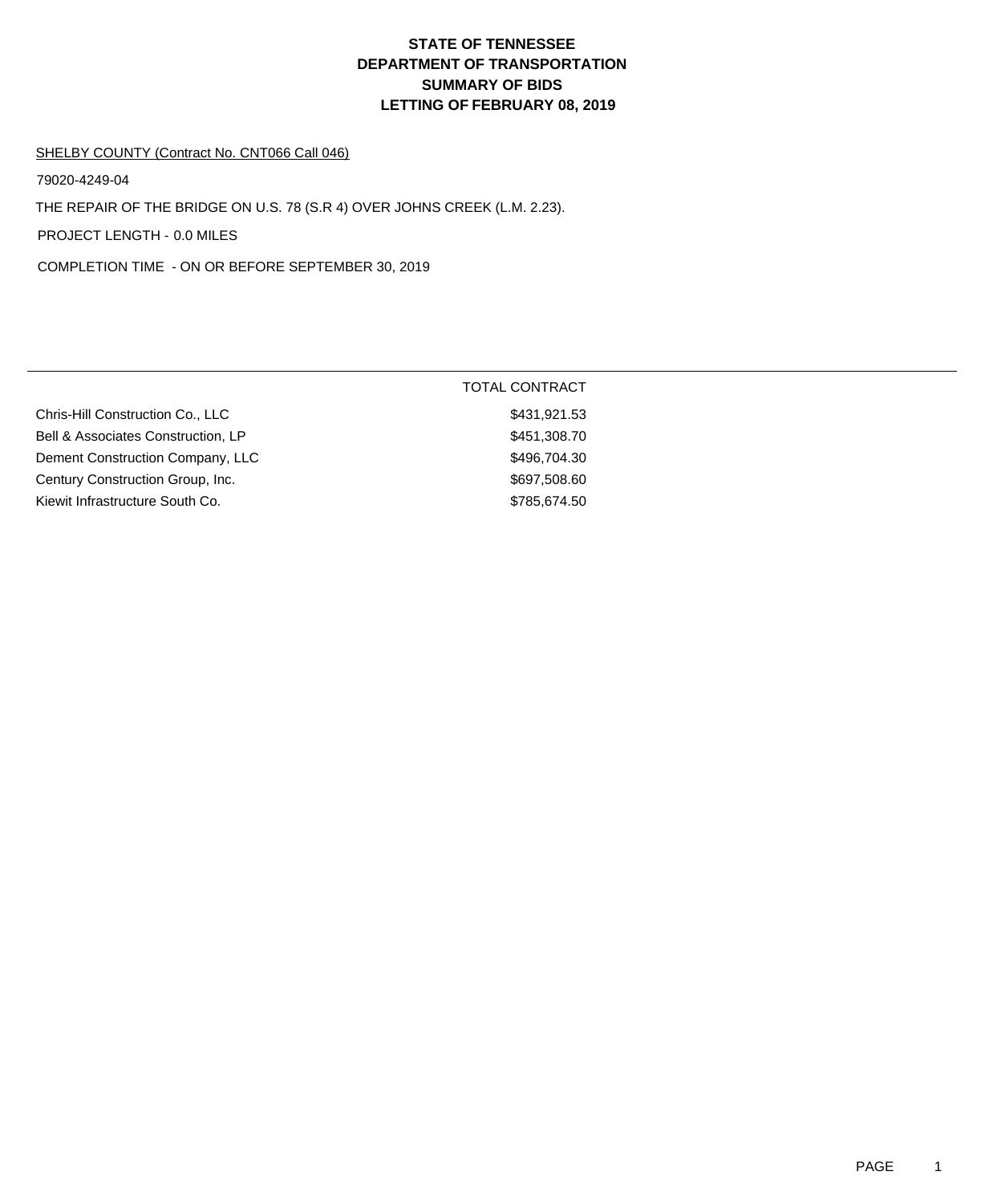# STATE OF TENNESSEE
# DEPARTMENT OF TRANSPORTATION
# SUMMARY OF BIDS
# LETTING OF FEBRUARY 08, 2019

SHELBY COUNTY (Contract No. CNT066 Call 046)

79020-4249-04

THE REPAIR OF THE BRIDGE ON U.S. 78 (S.R 4) OVER JOHNS CREEK (L.M. 2.23).

PROJECT LENGTH - 0.0 MILES

COMPLETION TIME - ON OR BEFORE SEPTEMBER 30, 2019

| | TOTAL CONTRACT |
|---|---|
| Chris-Hill Construction Co., LLC | $431,921.53 |
| Bell & Associates Construction, LP | $451,308.70 |
| Dement Construction Company, LLC | $496,704.30 |
| Century Construction Group, Inc. | $697,508.60 |
| Kiewit Infrastructure South Co. | $785,674.50 |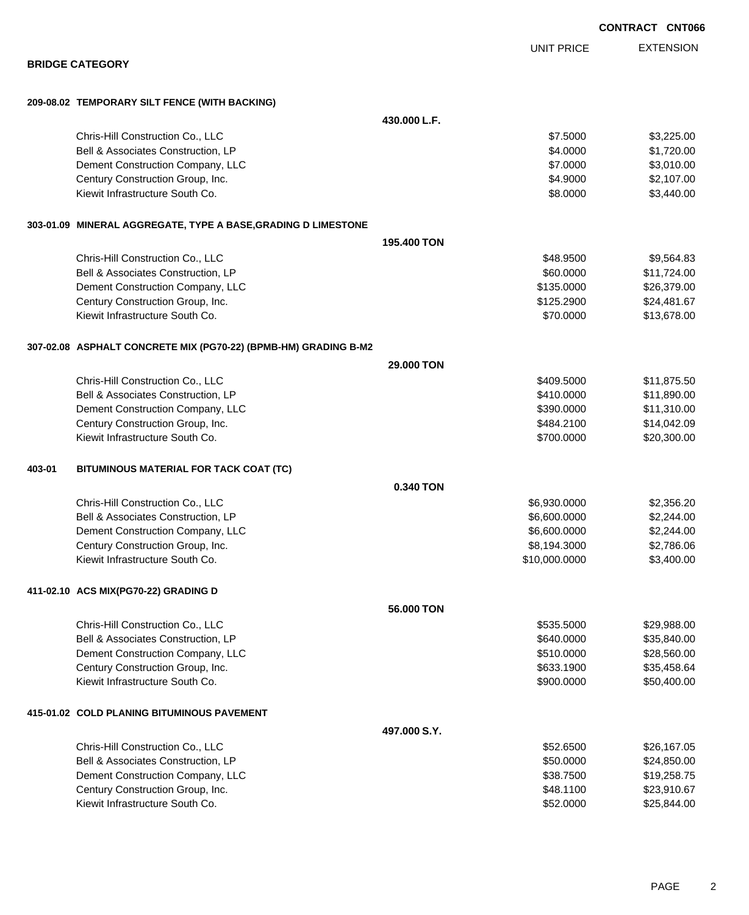**CONTRACT CNT066**

## BRIDGE CATEGORY

| | | UNIT PRICE | EXTENSION |
|---|---|---|---|
| **209-08.02 TEMPORARY SILT FENCE (WITH BACKING)** | | | |
| | **430.000 L.F.** | | |
| Chris-Hill Construction Co., LLC | | $7.5000 | $3,225.00 |
| Bell & Associates Construction, LP | | $4.0000 | $1,720.00 |
| Dement Construction Company, LLC | | $7.0000 | $3,010.00 |
| Century Construction Group, Inc. | | $4.9000 | $2,107.00 |
| Kiewit Infrastructure South Co. | | $8.0000 | $3,440.00 |
| **303-01.09 MINERAL AGGREGATE, TYPE A BASE,GRADING D LIMESTONE** | | | |
| | **195.400 TON** | | |
| Chris-Hill Construction Co., LLC | | $48.9500 | $9,564.83 |
| Bell & Associates Construction, LP | | $60.0000 | $11,724.00 |
| Dement Construction Company, LLC | | $135.0000 | $26,379.00 |
| Century Construction Group, Inc. | | $125.2900 | $24,481.67 |
| Kiewit Infrastructure South Co. | | $70.0000 | $13,678.00 |
| **307-02.08 ASPHALT CONCRETE MIX (PG70-22) (BPMB-HM) GRADING B-M2** | | | |
| | **29.000 TON** | | |
| Chris-Hill Construction Co., LLC | | $409.5000 | $11,875.50 |
| Bell & Associates Construction, LP | | $410.0000 | $11,890.00 |
| Dement Construction Company, LLC | | $390.0000 | $11,310.00 |
| Century Construction Group, Inc. | | $484.2100 | $14,042.09 |
| Kiewit Infrastructure South Co. | | $700.0000 | $20,300.00 |
| **403-01 BITUMINOUS MATERIAL FOR TACK COAT (TC)** | | | |
| | **0.340 TON** | | |
| Chris-Hill Construction Co., LLC | | $6,930.0000 | $2,356.20 |
| Bell & Associates Construction, LP | | $6,600.0000 | $2,244.00 |
| Dement Construction Company, LLC | | $6,600.0000 | $2,244.00 |
| Century Construction Group, Inc. | | $8,194.3000 | $2,786.06 |
| Kiewit Infrastructure South Co. | | $10,000.0000 | $3,400.00 |
| **411-02.10 ACS MIX(PG70-22) GRADING D** | | | |
| | **56.000 TON** | | |
| Chris-Hill Construction Co., LLC | | $535.5000 | $29,988.00 |
| Bell & Associates Construction, LP | | $640.0000 | $35,840.00 |
| Dement Construction Company, LLC | | $510.0000 | $28,560.00 |
| Century Construction Group, Inc. | | $633.1900 | $35,458.64 |
| Kiewit Infrastructure South Co. | | $900.0000 | $50,400.00 |
| **415-01.02 COLD PLANING BITUMINOUS PAVEMENT** | | | |
| | **497.000 S.Y.** | | |
| Chris-Hill Construction Co., LLC | | $52.6500 | $26,167.05 |
| Bell & Associates Construction, LP | | $50.0000 | $24,850.00 |
| Dement Construction Company, LLC | | $38.7500 | $19,258.75 |
| Century Construction Group, Inc. | | $48.1100 | $23,910.67 |
| Kiewit Infrastructure South Co. | | $52.0000 | $25,844.00 |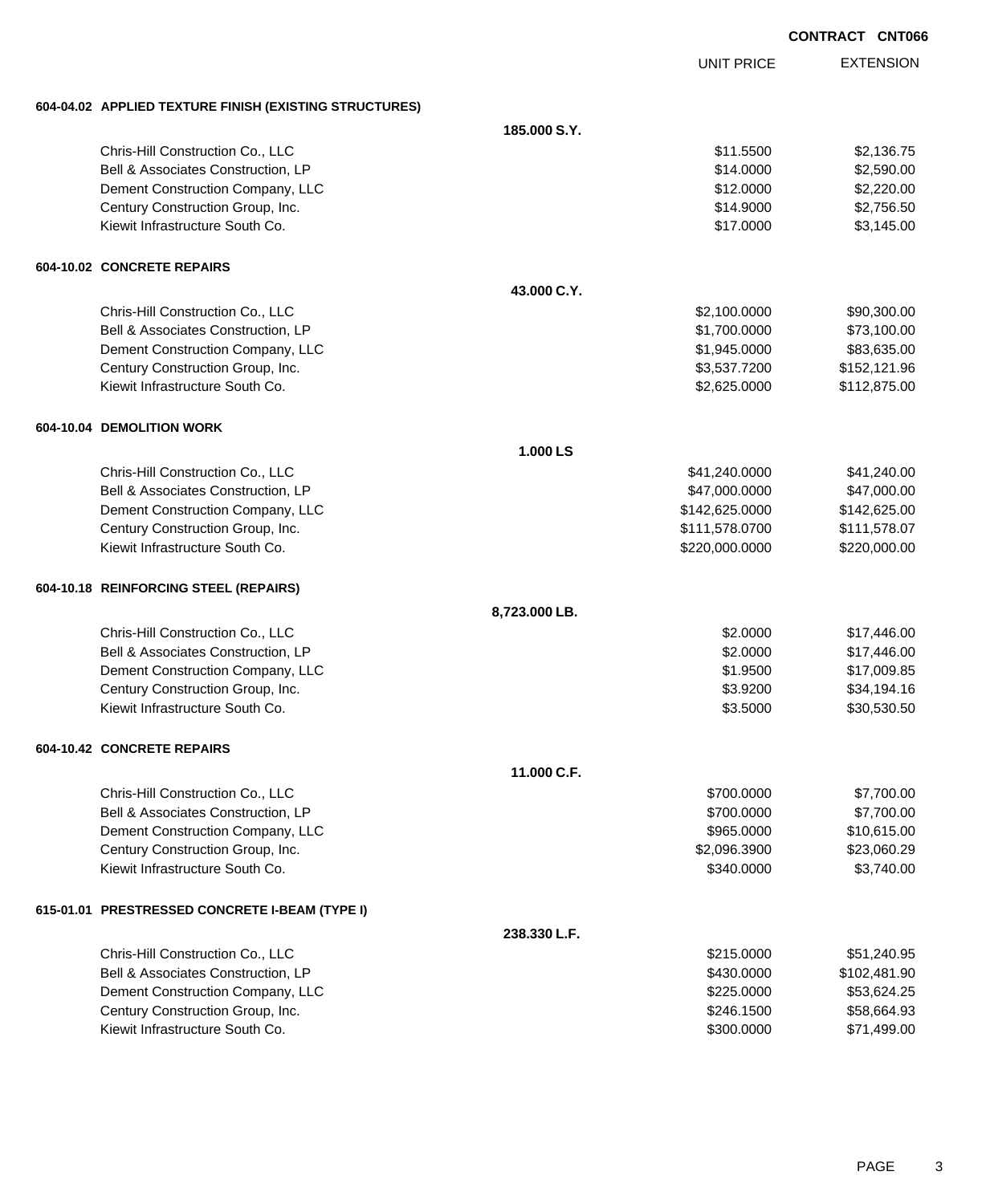**CONTRACT CNT066**

| | | UNIT PRICE | EXTENSION |
|---|---|---|---|
| **604-04.02 APPLIED TEXTURE FINISH (EXISTING STRUCTURES)** | | | |
| | **185.000 S.Y.** | | |
| Chris-Hill Construction Co., LLC | | $11.5500 | $2,136.75 |
| Bell & Associates Construction, LP | | $14.0000 | $2,590.00 |
| Dement Construction Company, LLC | | $12.0000 | $2,220.00 |
| Century Construction Group, Inc. | | $14.9000 | $2,756.50 |
| Kiewit Infrastructure South Co. | | $17.0000 | $3,145.00 |
| **604-10.02 CONCRETE REPAIRS** | | | |
| | **43.000 C.Y.** | | |
| Chris-Hill Construction Co., LLC | | $2,100.0000 | $90,300.00 |
| Bell & Associates Construction, LP | | $1,700.0000 | $73,100.00 |
| Dement Construction Company, LLC | | $1,945.0000 | $83,635.00 |
| Century Construction Group, Inc. | | $3,537.7200 | $152,121.96 |
| Kiewit Infrastructure South Co. | | $2,625.0000 | $112,875.00 |
| **604-10.04 DEMOLITION WORK** | | | |
| | **1.000 LS** | | |
| Chris-Hill Construction Co., LLC | | $41,240.0000 | $41,240.00 |
| Bell & Associates Construction, LP | | $47,000.0000 | $47,000.00 |
| Dement Construction Company, LLC | | $142,625.0000 | $142,625.00 |
| Century Construction Group, Inc. | | $111,578.0700 | $111,578.07 |
| Kiewit Infrastructure South Co. | | $220,000.0000 | $220,000.00 |
| **604-10.18 REINFORCING STEEL (REPAIRS)** | | | |
| | **8,723.000 LB.** | | |
| Chris-Hill Construction Co., LLC | | $2.0000 | $17,446.00 |
| Bell & Associates Construction, LP | | $2.0000 | $17,446.00 |
| Dement Construction Company, LLC | | $1.9500 | $17,009.85 |
| Century Construction Group, Inc. | | $3.9200 | $34,194.16 |
| Kiewit Infrastructure South Co. | | $3.5000 | $30,530.50 |
| **604-10.42 CONCRETE REPAIRS** | | | |
| | **11.000 C.F.** | | |
| Chris-Hill Construction Co., LLC | | $700.0000 | $7,700.00 |
| Bell & Associates Construction, LP | | $700.0000 | $7,700.00 |
| Dement Construction Company, LLC | | $965.0000 | $10,615.00 |
| Century Construction Group, Inc. | | $2,096.3900 | $23,060.29 |
| Kiewit Infrastructure South Co. | | $340.0000 | $3,740.00 |
| **615-01.01 PRESTRESSED CONCRETE I-BEAM (TYPE I)** | | | |
| | **238.330 L.F.** | | |
| Chris-Hill Construction Co., LLC | | $215.0000 | $51,240.95 |
| Bell & Associates Construction, LP | | $430.0000 | $102,481.90 |
| Dement Construction Company, LLC | | $225.0000 | $53,624.25 |
| Century Construction Group, Inc. | | $246.1500 | $58,664.93 |
| Kiewit Infrastructure South Co. | | $300.0000 | $71,499.00 |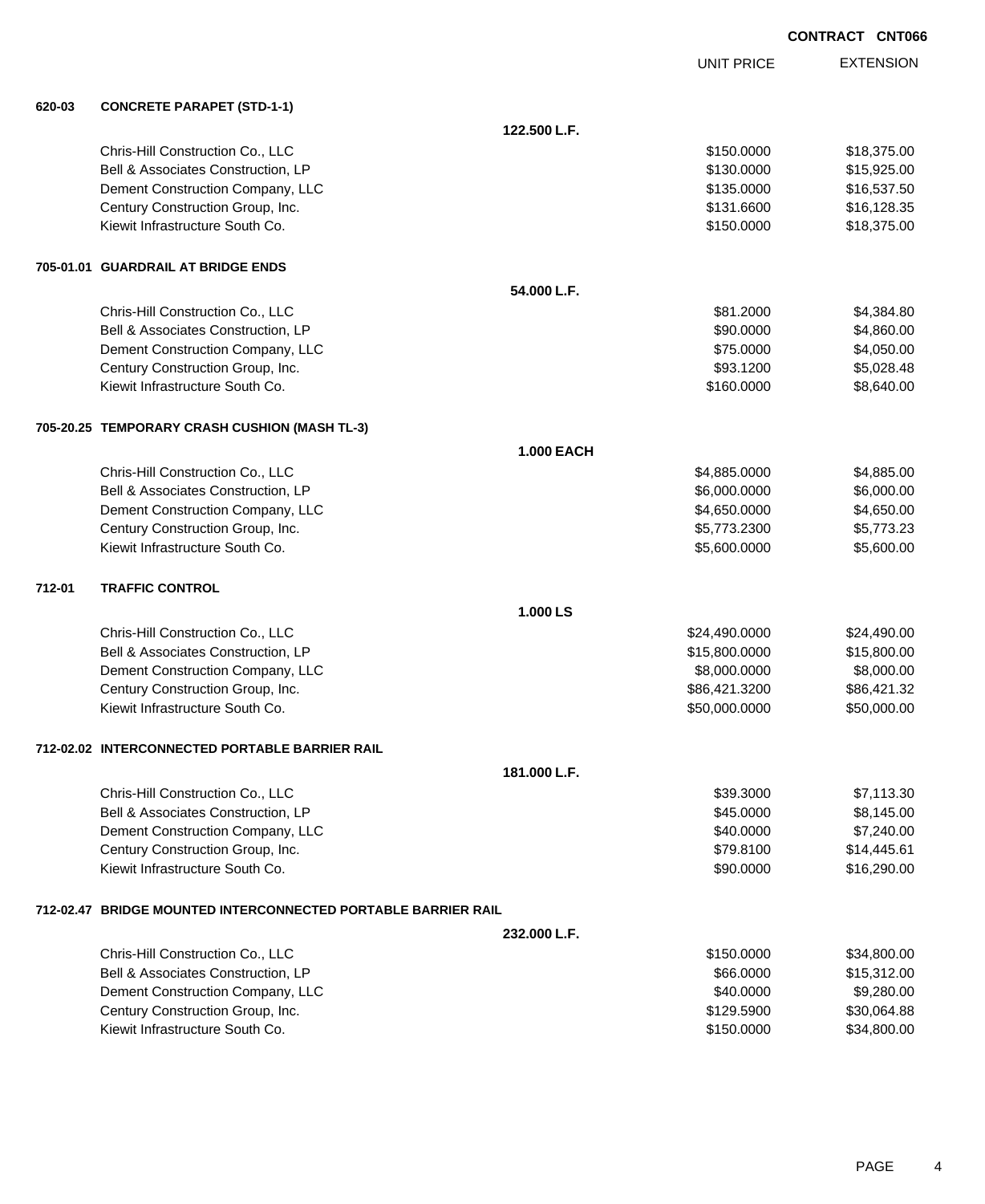**CONTRACT CNT066**

| | | UNIT PRICE | EXTENSION |
|---|---|---|---|
| **620-03** | **CONCRETE PARAPET (STD-1-1)** | | |
| | **122.500 L.F.** | | |
| | Chris-Hill Construction Co., LLC | $150.0000 | $18,375.00 |
| | Bell & Associates Construction, LP | $130.0000 | $15,925.00 |
| | Dement Construction Company, LLC | $135.0000 | $16,537.50 |
| | Century Construction Group, Inc. | $131.6600 | $16,128.35 |
| | Kiewit Infrastructure South Co. | $150.0000 | $18,375.00 |
| **705-01.01** | **GUARDRAIL AT BRIDGE ENDS** | | |
| | **54.000 L.F.** | | |
| | Chris-Hill Construction Co., LLC | $81.2000 | $4,384.80 |
| | Bell & Associates Construction, LP | $90.0000 | $4,860.00 |
| | Dement Construction Company, LLC | $75.0000 | $4,050.00 |
| | Century Construction Group, Inc. | $93.1200 | $5,028.48 |
| | Kiewit Infrastructure South Co. | $160.0000 | $8,640.00 |
| **705-20.25** | **TEMPORARY CRASH CUSHION (MASH TL-3)** | | |
| | **1.000 EACH** | | |
| | Chris-Hill Construction Co., LLC | $4,885.0000 | $4,885.00 |
| | Bell & Associates Construction, LP | $6,000.0000 | $6,000.00 |
| | Dement Construction Company, LLC | $4,650.0000 | $4,650.00 |
| | Century Construction Group, Inc. | $5,773.2300 | $5,773.23 |
| | Kiewit Infrastructure South Co. | $5,600.0000 | $5,600.00 |
| **712-01** | **TRAFFIC CONTROL** | | |
| | **1.000 LS** | | |
| | Chris-Hill Construction Co., LLC | $24,490.0000 | $24,490.00 |
| | Bell & Associates Construction, LP | $15,800.0000 | $15,800.00 |
| | Dement Construction Company, LLC | $8,000.0000 | $8,000.00 |
| | Century Construction Group, Inc. | $86,421.3200 | $86,421.32 |
| | Kiewit Infrastructure South Co. | $50,000.0000 | $50,000.00 |
| **712-02.02** | **INTERCONNECTED PORTABLE BARRIER RAIL** | | |
| | **181.000 L.F.** | | |
| | Chris-Hill Construction Co., LLC | $39.3000 | $7,113.30 |
| | Bell & Associates Construction, LP | $45.0000 | $8,145.00 |
| | Dement Construction Company, LLC | $40.0000 | $7,240.00 |
| | Century Construction Group, Inc. | $79.8100 | $14,445.61 |
| | Kiewit Infrastructure South Co. | $90.0000 | $16,290.00 |
| **712-02.47** | **BRIDGE MOUNTED INTERCONNECTED PORTABLE BARRIER RAIL** | | |
| | **232.000 L.F.** | | |
| | Chris-Hill Construction Co., LLC | $150.0000 | $34,800.00 |
| | Bell & Associates Construction, LP | $66.0000 | $15,312.00 |
| | Dement Construction Company, LLC | $40.0000 | $9,280.00 |
| | Century Construction Group, Inc. | $129.5900 | $30,064.88 |
| | Kiewit Infrastructure South Co. | $150.0000 | $34,800.00 |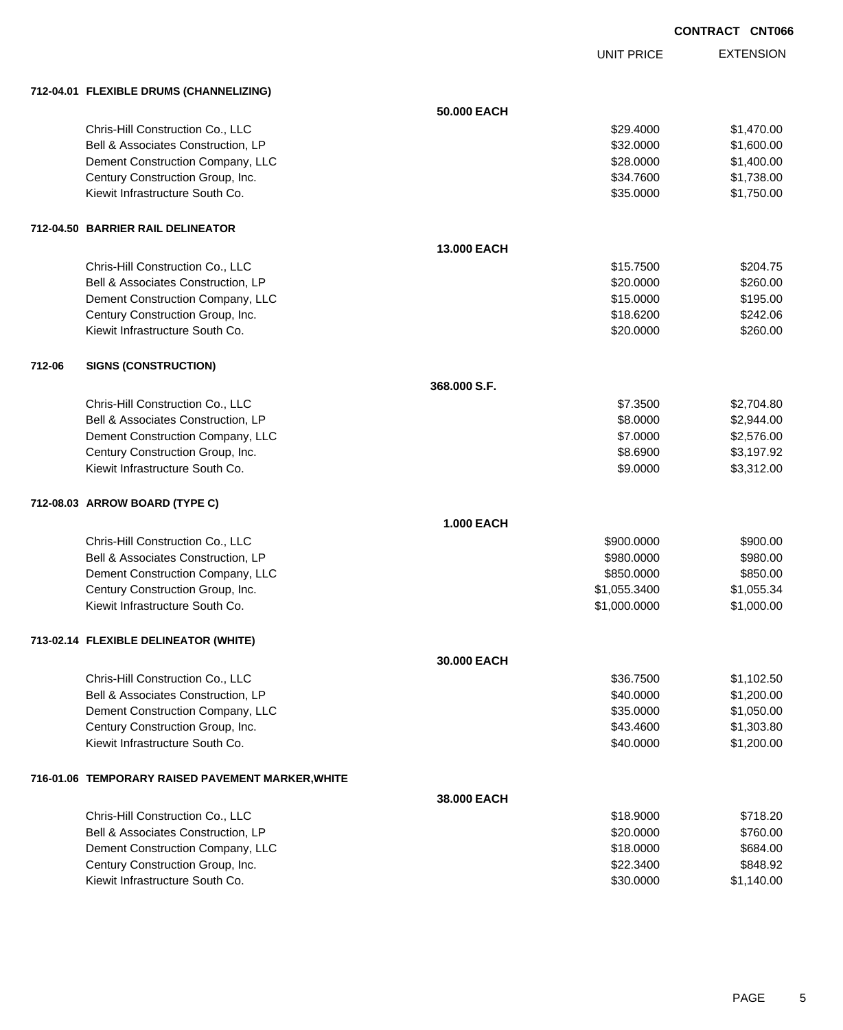CONTRACT CNT066

| | UNIT PRICE | EXTENSION |
|---|---|---|
| **712-04.01 FLEXIBLE DRUMS (CHANNELIZING)** | | |
| **50.000 EACH** | | |
| Chris-Hill Construction Co., LLC | $29.4000 | $1,470.00 |
| Bell & Associates Construction, LP | $32.0000 | $1,600.00 |
| Dement Construction Company, LLC | $28.0000 | $1,400.00 |
| Century Construction Group, Inc. | $34.7600 | $1,738.00 |
| Kiewit Infrastructure South Co. | $35.0000 | $1,750.00 |
| **712-04.50 BARRIER RAIL DELINEATOR** | | |
| **13.000 EACH** | | |
| Chris-Hill Construction Co., LLC | $15.7500 | $204.75 |
| Bell & Associates Construction, LP | $20.0000 | $260.00 |
| Dement Construction Company, LLC | $15.0000 | $195.00 |
| Century Construction Group, Inc. | $18.6200 | $242.06 |
| Kiewit Infrastructure South Co. | $20.0000 | $260.00 |
| **712-06 SIGNS (CONSTRUCTION)** | | |
| **368.000 S.F.** | | |
| Chris-Hill Construction Co., LLC | $7.3500 | $2,704.80 |
| Bell & Associates Construction, LP | $8.0000 | $2,944.00 |
| Dement Construction Company, LLC | $7.0000 | $2,576.00 |
| Century Construction Group, Inc. | $8.6900 | $3,197.92 |
| Kiewit Infrastructure South Co. | $9.0000 | $3,312.00 |
| **712-08.03 ARROW BOARD (TYPE C)** | | |
| **1.000 EACH** | | |
| Chris-Hill Construction Co., LLC | $900.0000 | $900.00 |
| Bell & Associates Construction, LP | $980.0000 | $980.00 |
| Dement Construction Company, LLC | $850.0000 | $850.00 |
| Century Construction Group, Inc. | $1,055.3400 | $1,055.34 |
| Kiewit Infrastructure South Co. | $1,000.0000 | $1,000.00 |
| **713-02.14 FLEXIBLE DELINEATOR (WHITE)** | | |
| **30.000 EACH** | | |
| Chris-Hill Construction Co., LLC | $36.7500 | $1,102.50 |
| Bell & Associates Construction, LP | $40.0000 | $1,200.00 |
| Dement Construction Company, LLC | $35.0000 | $1,050.00 |
| Century Construction Group, Inc. | $43.4600 | $1,303.80 |
| Kiewit Infrastructure South Co. | $40.0000 | $1,200.00 |
| **716-01.06 TEMPORARY RAISED PAVEMENT MARKER,WHITE** | | |
| **38.000 EACH** | | |
| Chris-Hill Construction Co., LLC | $18.9000 | $718.20 |
| Bell & Associates Construction, LP | $20.0000 | $760.00 |
| Dement Construction Company, LLC | $18.0000 | $684.00 |
| Century Construction Group, Inc. | $22.3400 | $848.92 |
| Kiewit Infrastructure South Co. | $30.0000 | $1,140.00 |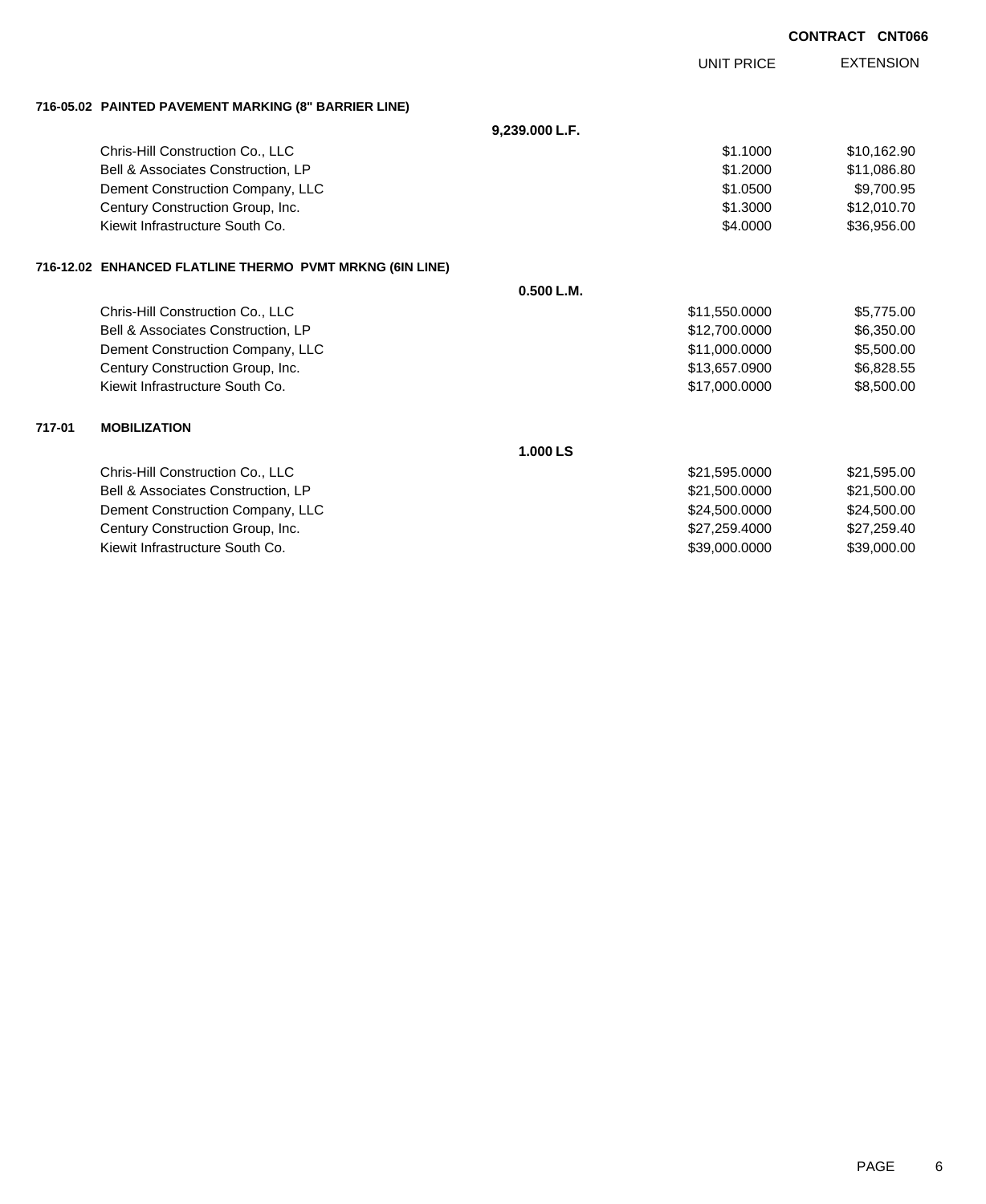**CONTRACT CNT066**

| | | UNIT PRICE | EXTENSION |
|---|---|---|---|
| **716-05.02 PAINTED PAVEMENT MARKING (8" BARRIER LINE)** | | | |
| | **9,239.000 L.F.** | | |
| Chris-Hill Construction Co., LLC | | $1.1000 | $10,162.90 |
| Bell & Associates Construction, LP | | $1.2000 | $11,086.80 |
| Dement Construction Company, LLC | | $1.0500 | $9,700.95 |
| Century Construction Group, Inc. | | $1.3000 | $12,010.70 |
| Kiewit Infrastructure South Co. | | $4.0000 | $36,956.00 |
| **716-12.02 ENHANCED FLATLINE THERMO PVMT MRKNG (6IN LINE)** | | | |
| | **0.500 L.M.** | | |
| Chris-Hill Construction Co., LLC | | $11,550.0000 | $5,775.00 |
| Bell & Associates Construction, LP | | $12,700.0000 | $6,350.00 |
| Dement Construction Company, LLC | | $11,000.0000 | $5,500.00 |
| Century Construction Group, Inc. | | $13,657.0900 | $6,828.55 |
| Kiewit Infrastructure South Co. | | $17,000.0000 | $8,500.00 |
| **717-01 MOBILIZATION** | | | |
| | **1.000 LS** | | |
| Chris-Hill Construction Co., LLC | | $21,595.0000 | $21,595.00 |
| Bell & Associates Construction, LP | | $21,500.0000 | $21,500.00 |
| Dement Construction Company, LLC | | $24,500.0000 | $24,500.00 |
| Century Construction Group, Inc. | | $27,259.4000 | $27,259.40 |
| Kiewit Infrastructure South Co. | | $39,000.0000 | $39,000.00 |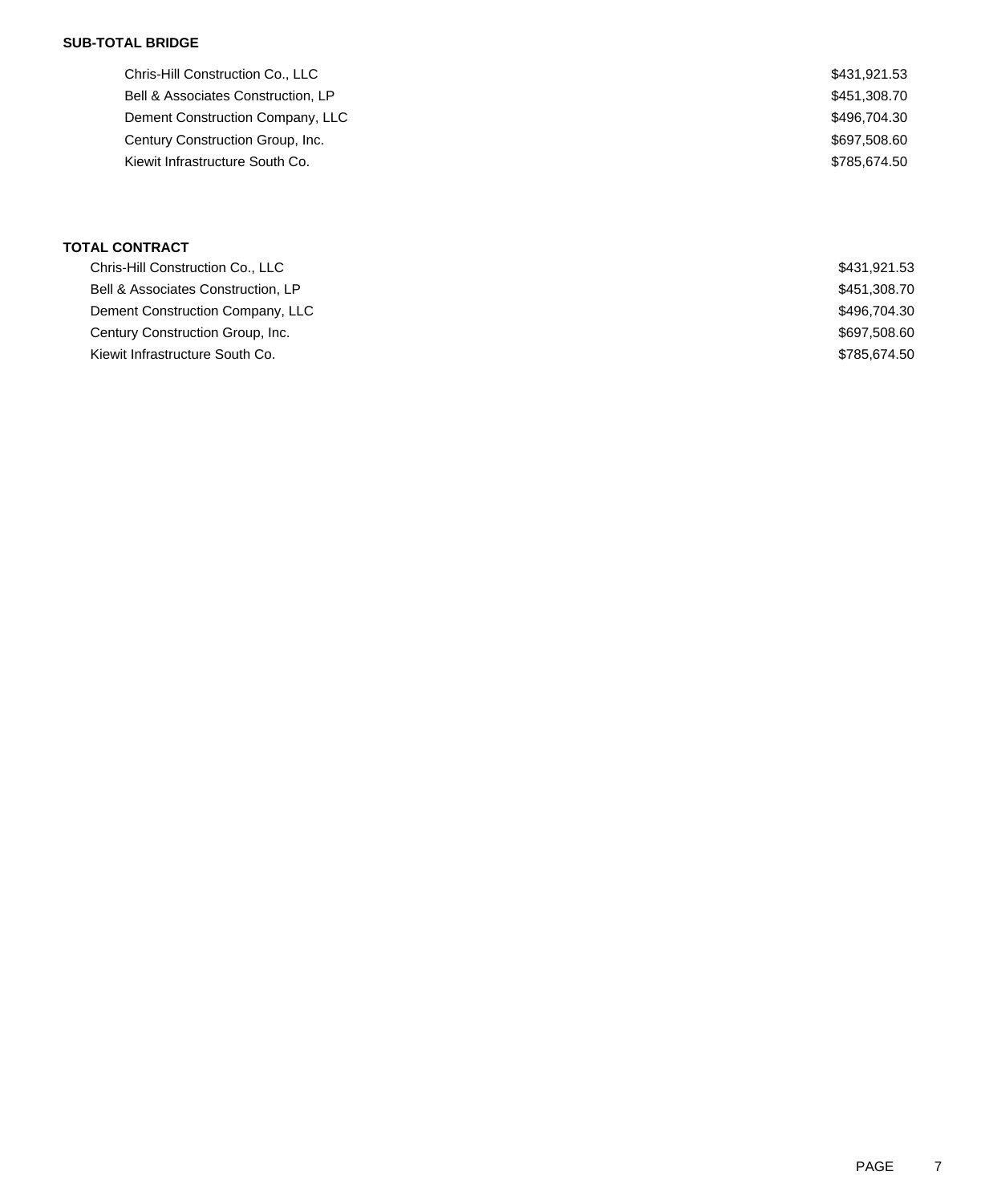**SUB-TOTAL BRIDGE**

| | |
|---|---|
| Chris-Hill Construction Co., LLC | $431,921.53 |
| Bell & Associates Construction, LP | $451,308.70 |
| Dement Construction Company, LLC | $496,704.30 |
| Century Construction Group, Inc. | $697,508.60 |
| Kiewit Infrastructure South Co. | $785,674.50 |

**TOTAL CONTRACT**

| | |
|---|---|
| Chris-Hill Construction Co., LLC | $431,921.53 |
| Bell & Associates Construction, LP | $451,308.70 |
| Dement Construction Company, LLC | $496,704.30 |
| Century Construction Group, Inc. | $697,508.60 |
| Kiewit Infrastructure South Co. | $785,674.50 |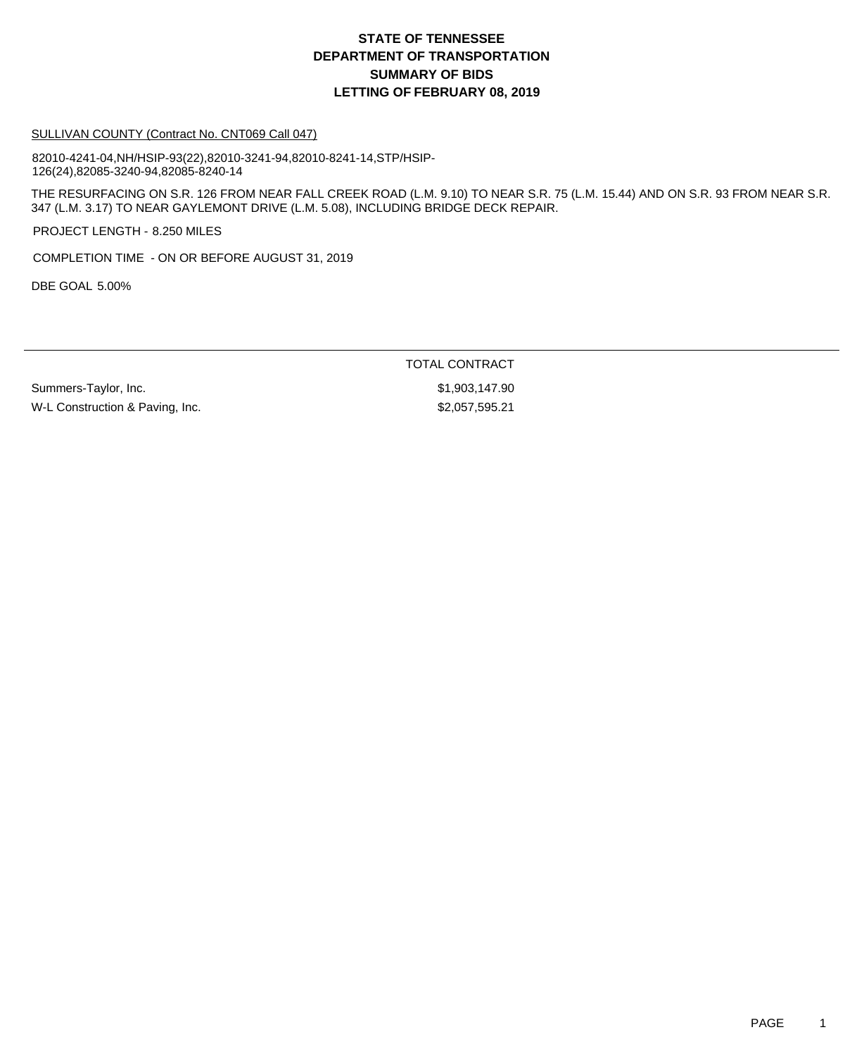# STATE OF TENNESSEE
# DEPARTMENT OF TRANSPORTATION
# SUMMARY OF BIDS
# LETTING OF FEBRUARY 08, 2019

SULLIVAN COUNTY (Contract No. CNT069 Call 047)

82010-4241-04,NH/HSIP-93(22),82010-3241-94,82010-8241-14,STP/HSIP-126(24),82085-3240-94,82085-8240-14

THE RESURFACING ON S.R. 126 FROM NEAR FALL CREEK ROAD (L.M. 9.10) TO NEAR S.R. 75 (L.M. 15.44) AND ON S.R. 93 FROM NEAR S.R. 347 (L.M. 3.17) TO NEAR GAYLEMONT DRIVE (L.M. 5.08), INCLUDING BRIDGE DECK REPAIR.

PROJECT LENGTH - 8.250 MILES

COMPLETION TIME - ON OR BEFORE AUGUST 31, 2019

DBE GOAL 5.00%

| | TOTAL CONTRACT |
|---|---|
| Summers-Taylor, Inc. | $1,903,147.90 |
| W-L Construction & Paving, Inc. | $2,057,595.21 |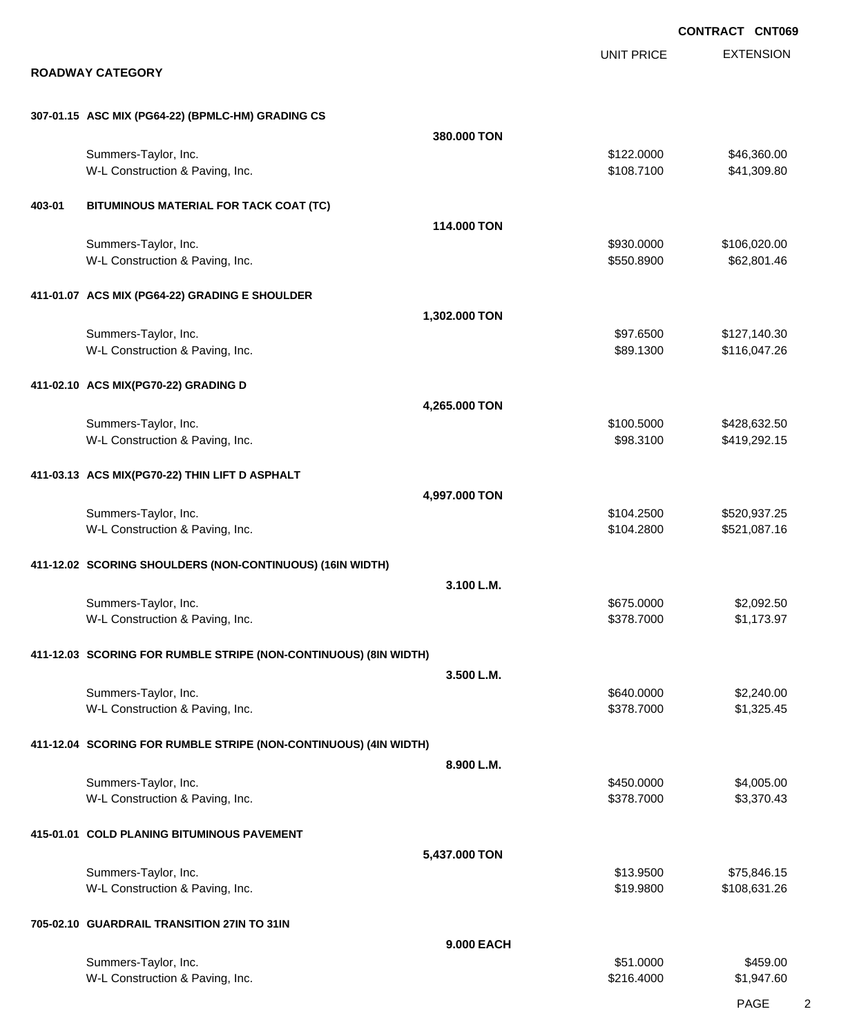**CONTRACT CNT069**

## ROADWAY CATEGORY

| | | UNIT PRICE | EXTENSION |
|---|---|---|---|
| **307-01.15 ASC MIX (PG64-22) (BPMLC-HM) GRADING CS** | | | |
| | **380.000 TON** | | |
| Summers-Taylor, Inc. | | $122.0000 | $46,360.00 |
| W-L Construction & Paving, Inc. | | $108.7100 | $41,309.80 |
| **403-01 BITUMINOUS MATERIAL FOR TACK COAT (TC)** | | | |
| | **114.000 TON** | | |
| Summers-Taylor, Inc. | | $930.0000 | $106,020.00 |
| W-L Construction & Paving, Inc. | | $550.8900 | $62,801.46 |
| **411-01.07 ACS MIX (PG64-22) GRADING E SHOULDER** | | | |
| | **1,302.000 TON** | | |
| Summers-Taylor, Inc. | | $97.6500 | $127,140.30 |
| W-L Construction & Paving, Inc. | | $89.1300 | $116,047.26 |
| **411-02.10 ACS MIX(PG70-22) GRADING D** | | | |
| | **4,265.000 TON** | | |
| Summers-Taylor, Inc. | | $100.5000 | $428,632.50 |
| W-L Construction & Paving, Inc. | | $98.3100 | $419,292.15 |
| **411-03.13 ACS MIX(PG70-22) THIN LIFT D ASPHALT** | | | |
| | **4,997.000 TON** | | |
| Summers-Taylor, Inc. | | $104.2500 | $520,937.25 |
| W-L Construction & Paving, Inc. | | $104.2800 | $521,087.16 |
| **411-12.02 SCORING SHOULDERS (NON-CONTINUOUS) (16IN WIDTH)** | | | |
| | **3.100 L.M.** | | |
| Summers-Taylor, Inc. | | $675.0000 | $2,092.50 |
| W-L Construction & Paving, Inc. | | $378.7000 | $1,173.97 |
| **411-12.03 SCORING FOR RUMBLE STRIPE (NON-CONTINUOUS) (8IN WIDTH)** | | | |
| | **3.500 L.M.** | | |
| Summers-Taylor, Inc. | | $640.0000 | $2,240.00 |
| W-L Construction & Paving, Inc. | | $378.7000 | $1,325.45 |
| **411-12.04 SCORING FOR RUMBLE STRIPE (NON-CONTINUOUS) (4IN WIDTH)** | | | |
| | **8.900 L.M.** | | |
| Summers-Taylor, Inc. | | $450.0000 | $4,005.00 |
| W-L Construction & Paving, Inc. | | $378.7000 | $3,370.43 |
| **415-01.01 COLD PLANING BITUMINOUS PAVEMENT** | | | |
| | **5,437.000 TON** | | |
| Summers-Taylor, Inc. | | $13.9500 | $75,846.15 |
| W-L Construction & Paving, Inc. | | $19.9800 | $108,631.26 |
| **705-02.10 GUARDRAIL TRANSITION 27IN TO 31IN** | | | |
| | **9.000 EACH** | | |
| Summers-Taylor, Inc. | | $51.0000 | $459.00 |
| W-L Construction & Paving, Inc. | | $216.4000 | $1,947.60 |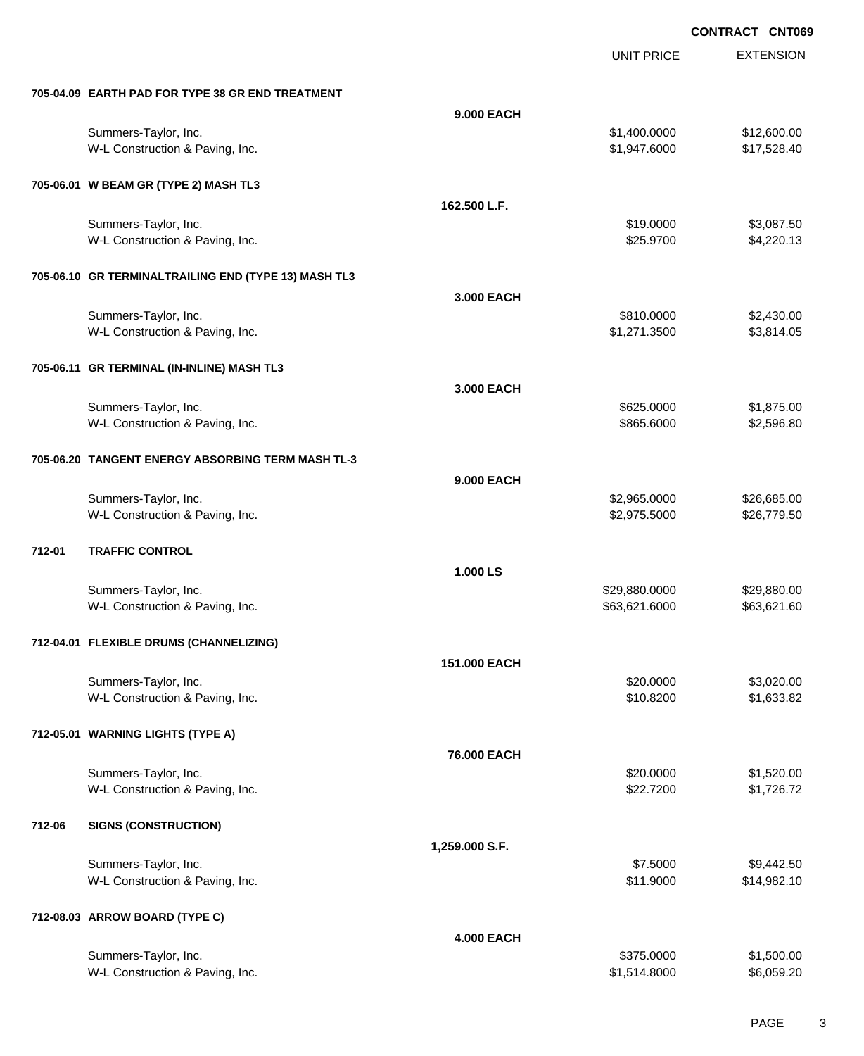**CONTRACT CNT069**

| | | UNIT PRICE | EXTENSION |
|---|---|---|---|
| **705-04.09** | **EARTH PAD FOR TYPE 38 GR END TREATMENT** | | |
| | **9.000 EACH** | | |
| | Summers-Taylor, Inc. | $1,400.0000 | $12,600.00 |
| | W-L Construction & Paving, Inc. | $1,947.6000 | $17,528.40 |
| **705-06.01** | **W BEAM GR (TYPE 2) MASH TL3** | | |
| | **162.500 L.F.** | | |
| | Summers-Taylor, Inc. | $19.0000 | $3,087.50 |
| | W-L Construction & Paving, Inc. | $25.9700 | $4,220.13 |
| **705-06.10** | **GR TERMINALTRAILING END (TYPE 13) MASH TL3** | | |
| | **3.000 EACH** | | |
| | Summers-Taylor, Inc. | $810.0000 | $2,430.00 |
| | W-L Construction & Paving, Inc. | $1,271.3500 | $3,814.05 |
| **705-06.11** | **GR TERMINAL (IN-INLINE) MASH TL3** | | |
| | **3.000 EACH** | | |
| | Summers-Taylor, Inc. | $625.0000 | $1,875.00 |
| | W-L Construction & Paving, Inc. | $865.6000 | $2,596.80 |
| **705-06.20** | **TANGENT ENERGY ABSORBING TERM MASH TL-3** | | |
| | **9.000 EACH** | | |
| | Summers-Taylor, Inc. | $2,965.0000 | $26,685.00 |
| | W-L Construction & Paving, Inc. | $2,975.5000 | $26,779.50 |
| **712-01** | **TRAFFIC CONTROL** | | |
| | **1.000 LS** | | |
| | Summers-Taylor, Inc. | $29,880.0000 | $29,880.00 |
| | W-L Construction & Paving, Inc. | $63,621.6000 | $63,621.60 |
| **712-04.01** | **FLEXIBLE DRUMS (CHANNELIZING)** | | |
| | **151.000 EACH** | | |
| | Summers-Taylor, Inc. | $20.0000 | $3,020.00 |
| | W-L Construction & Paving, Inc. | $10.8200 | $1,633.82 |
| **712-05.01** | **WARNING LIGHTS (TYPE A)** | | |
| | **76.000 EACH** | | |
| | Summers-Taylor, Inc. | $20.0000 | $1,520.00 |
| | W-L Construction & Paving, Inc. | $22.7200 | $1,726.72 |
| **712-06** | **SIGNS (CONSTRUCTION)** | | |
| | **1,259.000 S.F.** | | |
| | Summers-Taylor, Inc. | $7.5000 | $9,442.50 |
| | W-L Construction & Paving, Inc. | $11.9000 | $14,982.10 |
| **712-08.03** | **ARROW BOARD (TYPE C)** | | |
| | **4.000 EACH** | | |
| | Summers-Taylor, Inc. | $375.0000 | $1,500.00 |
| | W-L Construction & Paving, Inc. | $1,514.8000 | $6,059.20 |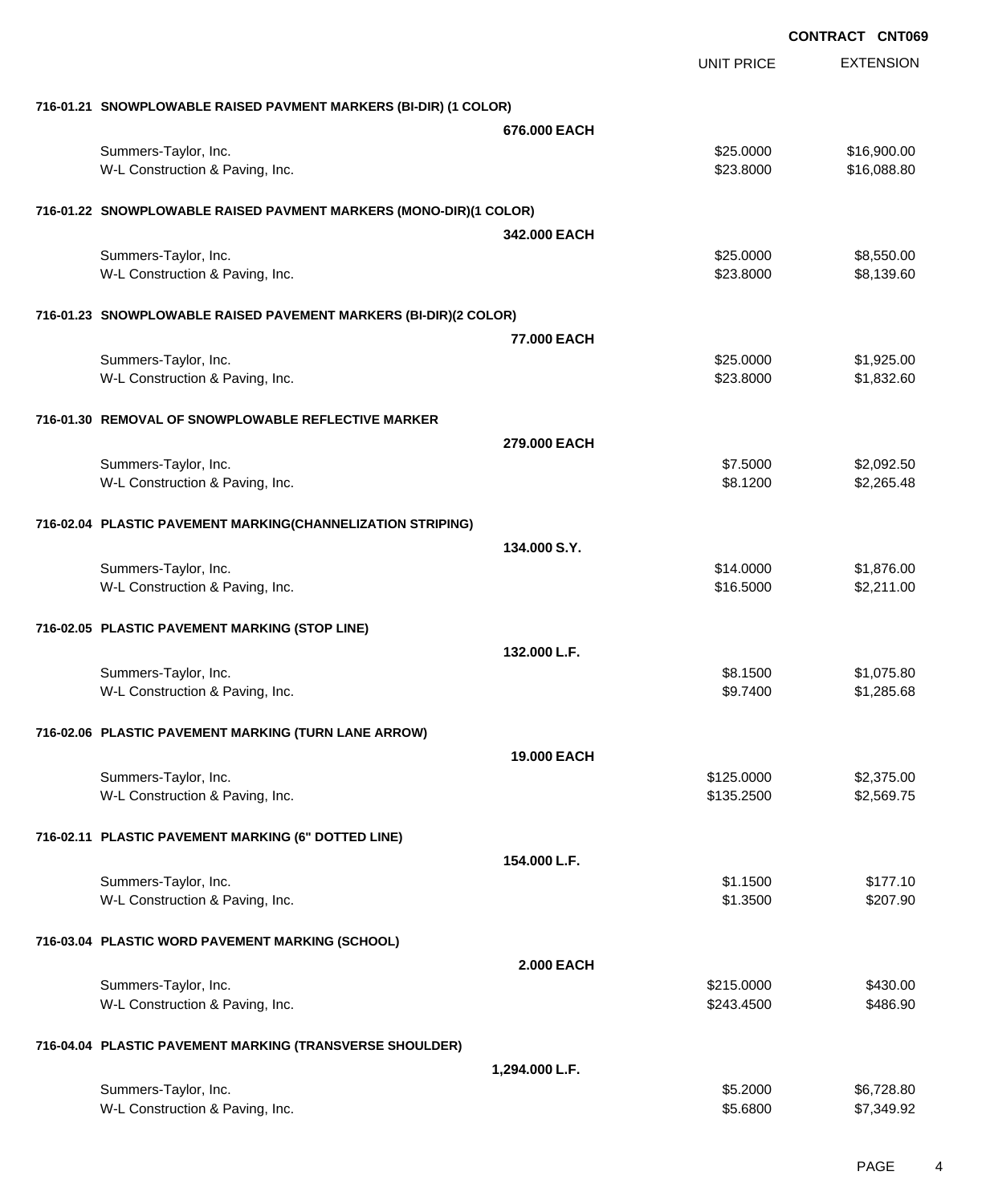**CONTRACT CNT069**

| | | UNIT PRICE | EXTENSION |
|---|---|---|---|
| **716-01.21 SNOWPLOWABLE RAISED PAVMENT MARKERS (BI-DIR) (1 COLOR)** | | | |
| | **676.000 EACH** | | |
| Summers-Taylor, Inc. | | $25.0000 | $16,900.00 |
| W-L Construction & Paving, Inc. | | $23.8000 | $16,088.80 |
| **716-01.22 SNOWPLOWABLE RAISED PAVMENT MARKERS (MONO-DIR)(1 COLOR)** | | | |
| | **342.000 EACH** | | |
| Summers-Taylor, Inc. | | $25.0000 | $8,550.00 |
| W-L Construction & Paving, Inc. | | $23.8000 | $8,139.60 |
| **716-01.23 SNOWPLOWABLE RAISED PAVEMENT MARKERS (BI-DIR)(2 COLOR)** | | | |
| | **77.000 EACH** | | |
| Summers-Taylor, Inc. | | $25.0000 | $1,925.00 |
| W-L Construction & Paving, Inc. | | $23.8000 | $1,832.60 |
| **716-01.30 REMOVAL OF SNOWPLOWABLE REFLECTIVE MARKER** | | | |
| | **279.000 EACH** | | |
| Summers-Taylor, Inc. | | $7.5000 | $2,092.50 |
| W-L Construction & Paving, Inc. | | $8.1200 | $2,265.48 |
| **716-02.04 PLASTIC PAVEMENT MARKING(CHANNELIZATION STRIPING)** | | | |
| | **134.000 S.Y.** | | |
| Summers-Taylor, Inc. | | $14.0000 | $1,876.00 |
| W-L Construction & Paving, Inc. | | $16.5000 | $2,211.00 |
| **716-02.05 PLASTIC PAVEMENT MARKING (STOP LINE)** | | | |
| | **132.000 L.F.** | | |
| Summers-Taylor, Inc. | | $8.1500 | $1,075.80 |
| W-L Construction & Paving, Inc. | | $9.7400 | $1,285.68 |
| **716-02.06 PLASTIC PAVEMENT MARKING (TURN LANE ARROW)** | | | |
| | **19.000 EACH** | | |
| Summers-Taylor, Inc. | | $125.0000 | $2,375.00 |
| W-L Construction & Paving, Inc. | | $135.2500 | $2,569.75 |
| **716-02.11 PLASTIC PAVEMENT MARKING (6" DOTTED LINE)** | | | |
| | **154.000 L.F.** | | |
| Summers-Taylor, Inc. | | $1.1500 | $177.10 |
| W-L Construction & Paving, Inc. | | $1.3500 | $207.90 |
| **716-03.04 PLASTIC WORD PAVEMENT MARKING (SCHOOL)** | | | |
| | **2.000 EACH** | | |
| Summers-Taylor, Inc. | | $215.0000 | $430.00 |
| W-L Construction & Paving, Inc. | | $243.4500 | $486.90 |
| **716-04.04 PLASTIC PAVEMENT MARKING (TRANSVERSE SHOULDER)** | | | |
| | **1,294.000 L.F.** | | |
| Summers-Taylor, Inc. | | $5.2000 | $6,728.80 |
| W-L Construction & Paving, Inc. | | $5.6800 | $7,349.92 |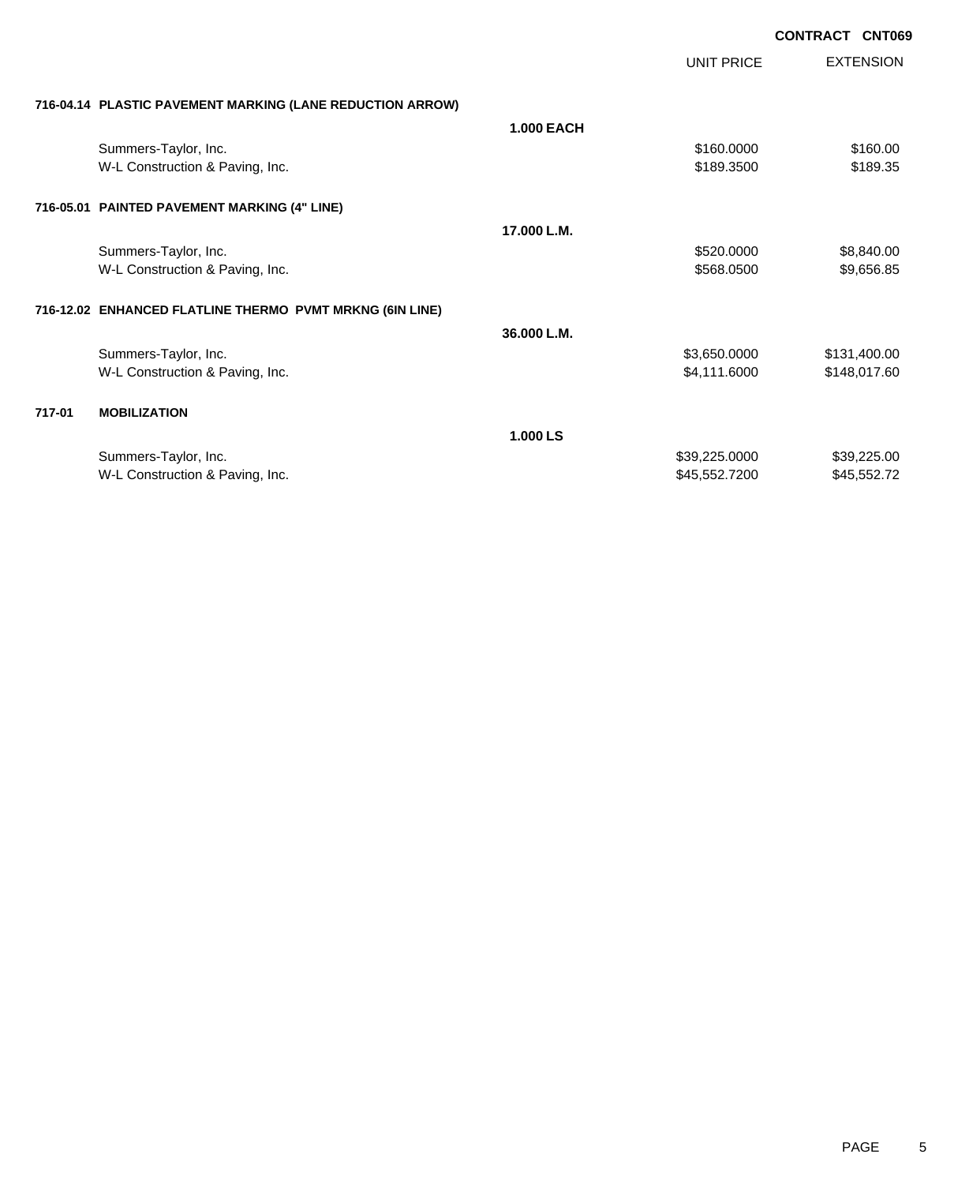CONTRACT CNT069

| | | UNIT PRICE | EXTENSION |
|---|---|---|---|
| **716-04.14 PLASTIC PAVEMENT MARKING (LANE REDUCTION ARROW)** | | | |
| | **1.000 EACH** | | |
| Summers-Taylor, Inc. | | $160.0000 | $160.00 |
| W-L Construction & Paving, Inc. | | $189.3500 | $189.35 |
| **716-05.01 PAINTED PAVEMENT MARKING (4" LINE)** | | | |
| | **17.000 L.M.** | | |
| Summers-Taylor, Inc. | | $520.0000 | $8,840.00 |
| W-L Construction & Paving, Inc. | | $568.0500 | $9,656.85 |
| **716-12.02 ENHANCED FLATLINE THERMO PVMT MRKNG (6IN LINE)** | | | |
| | **36.000 L.M.** | | |
| Summers-Taylor, Inc. | | $3,650.0000 | $131,400.00 |
| W-L Construction & Paving, Inc. | | $4,111.6000 | $148,017.60 |
| **717-01 MOBILIZATION** | | | |
| | **1.000 LS** | | |
| Summers-Taylor, Inc. | | $39,225.0000 | $39,225.00 |
| W-L Construction & Paving, Inc. | | $45,552.7200 | $45,552.72 |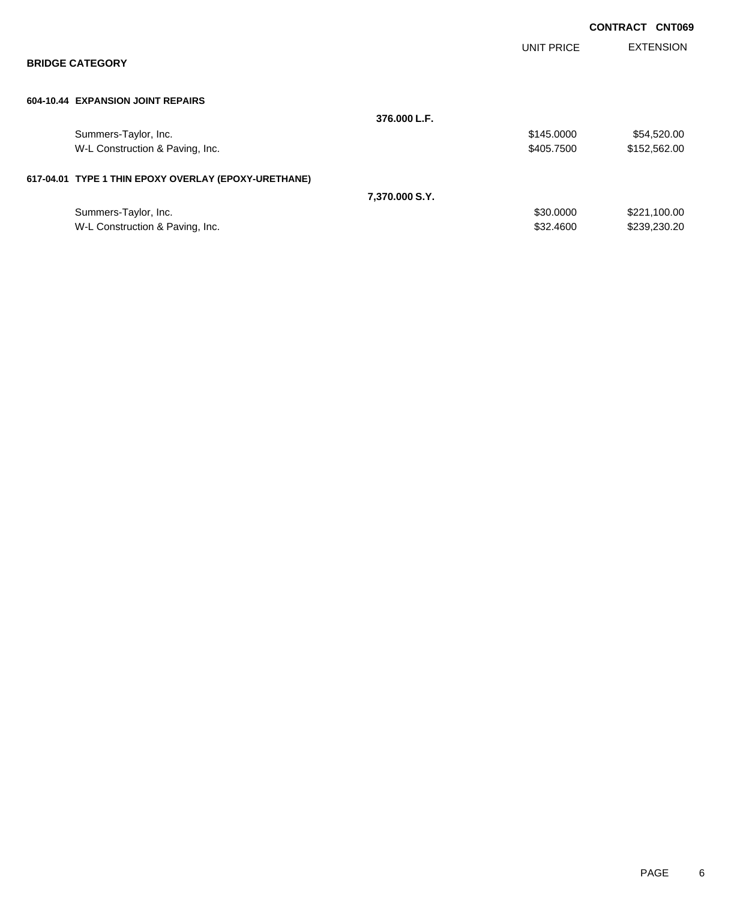**CONTRACT CNT069**

## BRIDGE CATEGORY

| | | UNIT PRICE | EXTENSION |
|---|---|---|---|
| **604-10.44 EXPANSION JOINT REPAIRS** | | | |
| | **376.000 L.F.** | | |
| Summers-Taylor, Inc. | | $145.0000 | $54,520.00 |
| W-L Construction & Paving, Inc. | | $405.7500 | $152,562.00 |
| **617-04.01 TYPE 1 THIN EPOXY OVERLAY (EPOXY-URETHANE)** | | | |
| | **7,370.000 S.Y.** | | |
| Summers-Taylor, Inc. | | $30.0000 | $221,100.00 |
| W-L Construction & Paving, Inc. | | $32.4600 | $239,230.20 |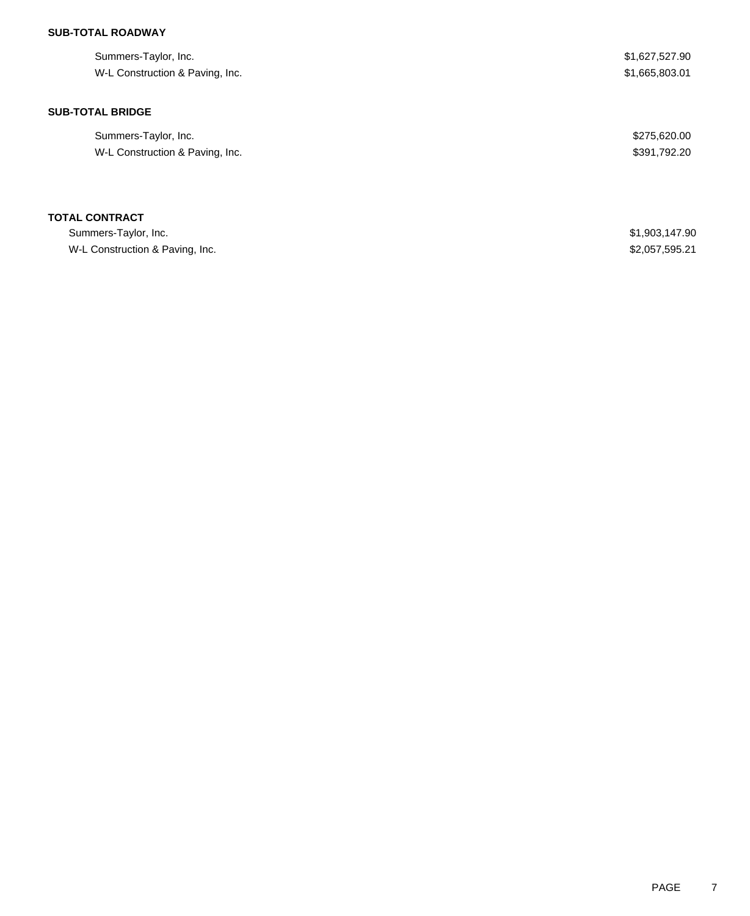**SUB-TOTAL ROADWAY**

| | |
|---|---|
| Summers-Taylor, Inc. | $1,627,527.90 |
| W-L Construction & Paving, Inc. | $1,665,803.01 |

**SUB-TOTAL BRIDGE**

| | |
|---|---|
| Summers-Taylor, Inc. | $275,620.00 |
| W-L Construction & Paving, Inc. | $391,792.20 |

**TOTAL CONTRACT**

| | |
|---|---|
| Summers-Taylor, Inc. | $1,903,147.90 |
| W-L Construction & Paving, Inc. | $2,057,595.21 |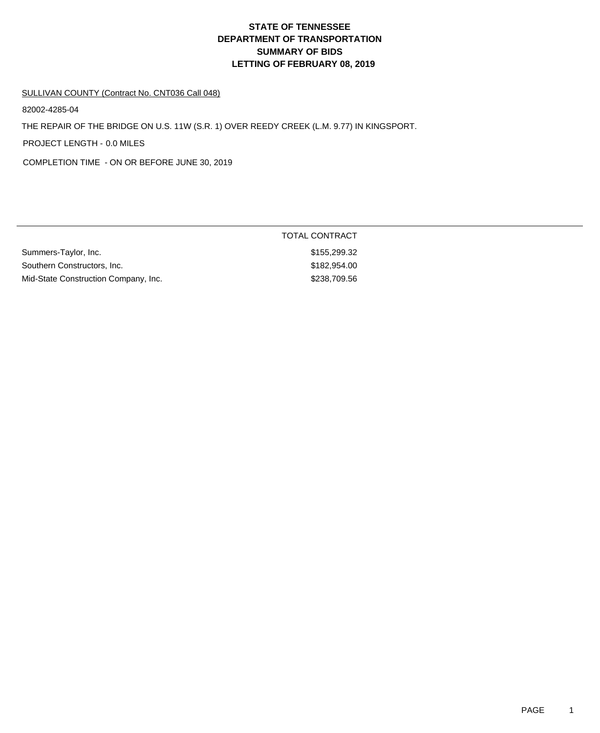# STATE OF TENNESSEE
# DEPARTMENT OF TRANSPORTATION
# SUMMARY OF BIDS
# LETTING OF FEBRUARY 08, 2019

SULLIVAN COUNTY (Contract No. CNT036 Call 048)

82002-4285-04

THE REPAIR OF THE BRIDGE ON U.S. 11W (S.R. 1) OVER REEDY CREEK (L.M. 9.77) IN KINGSPORT.

PROJECT LENGTH - 0.0 MILES

COMPLETION TIME - ON OR BEFORE JUNE 30, 2019

| | TOTAL CONTRACT |
|---|---|
| Summers-Taylor, Inc. | $155,299.32 |
| Southern Constructors, Inc. | $182,954.00 |
| Mid-State Construction Company, Inc. | $238,709.56 |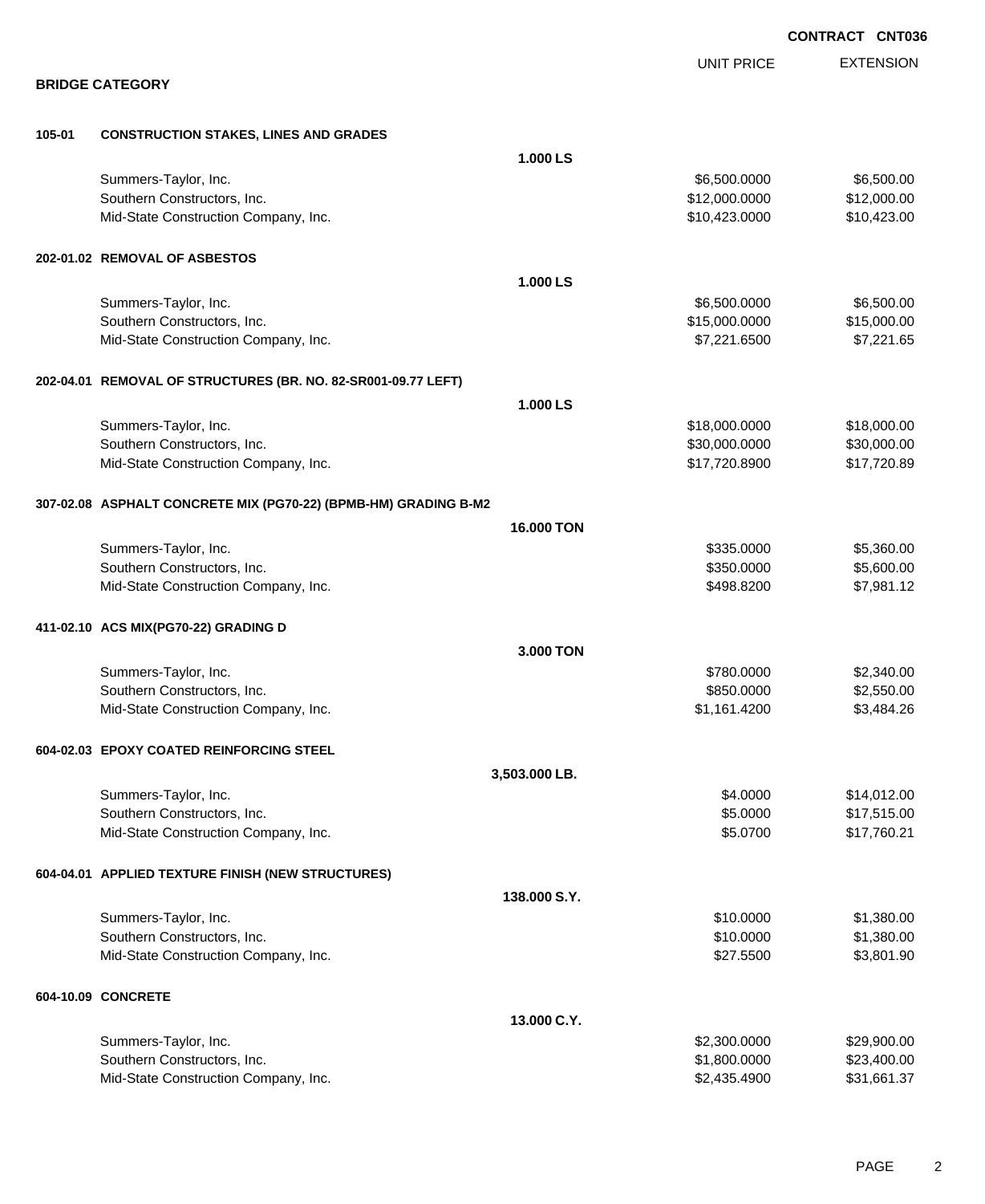**CONTRACT CNT036**

## BRIDGE CATEGORY

| | | UNIT PRICE | EXTENSION |
|---|---|---|---|
| **105-01** | **CONSTRUCTION STAKES, LINES AND GRADES** | | |
| | **1.000 LS** | | |
| | Summers-Taylor, Inc. | $6,500.0000 | $6,500.00 |
| | Southern Constructors, Inc. | $12,000.0000 | $12,000.00 |
| | Mid-State Construction Company, Inc. | $10,423.0000 | $10,423.00 |
| **202-01.02** | **REMOVAL OF ASBESTOS** | | |
| | **1.000 LS** | | |
| | Summers-Taylor, Inc. | $6,500.0000 | $6,500.00 |
| | Southern Constructors, Inc. | $15,000.0000 | $15,000.00 |
| | Mid-State Construction Company, Inc. | $7,221.6500 | $7,221.65 |
| **202-04.01** | **REMOVAL OF STRUCTURES (BR. NO. 82-SR001-09.77 LEFT)** | | |
| | **1.000 LS** | | |
| | Summers-Taylor, Inc. | $18,000.0000 | $18,000.00 |
| | Southern Constructors, Inc. | $30,000.0000 | $30,000.00 |
| | Mid-State Construction Company, Inc. | $17,720.8900 | $17,720.89 |
| **307-02.08** | **ASPHALT CONCRETE MIX (PG70-22) (BPMB-HM) GRADING B-M2** | | |
| | **16.000 TON** | | |
| | Summers-Taylor, Inc. | $335.0000 | $5,360.00 |
| | Southern Constructors, Inc. | $350.0000 | $5,600.00 |
| | Mid-State Construction Company, Inc. | $498.8200 | $7,981.12 |
| **411-02.10** | **ACS MIX(PG70-22) GRADING D** | | |
| | **3.000 TON** | | |
| | Summers-Taylor, Inc. | $780.0000 | $2,340.00 |
| | Southern Constructors, Inc. | $850.0000 | $2,550.00 |
| | Mid-State Construction Company, Inc. | $1,161.4200 | $3,484.26 |
| **604-02.03** | **EPOXY COATED REINFORCING STEEL** | | |
| | **3,503.000 LB.** | | |
| | Summers-Taylor, Inc. | $4.0000 | $14,012.00 |
| | Southern Constructors, Inc. | $5.0000 | $17,515.00 |
| | Mid-State Construction Company, Inc. | $5.0700 | $17,760.21 |
| **604-04.01** | **APPLIED TEXTURE FINISH (NEW STRUCTURES)** | | |
| | **138.000 S.Y.** | | |
| | Summers-Taylor, Inc. | $10.0000 | $1,380.00 |
| | Southern Constructors, Inc. | $10.0000 | $1,380.00 |
| | Mid-State Construction Company, Inc. | $27.5500 | $3,801.90 |
| **604-10.09** | **CONCRETE** | | |
| | **13.000 C.Y.** | | |
| | Summers-Taylor, Inc. | $2,300.0000 | $29,900.00 |
| | Southern Constructors, Inc. | $1,800.0000 | $23,400.00 |
| | Mid-State Construction Company, Inc. | $2,435.4900 | $31,661.37 |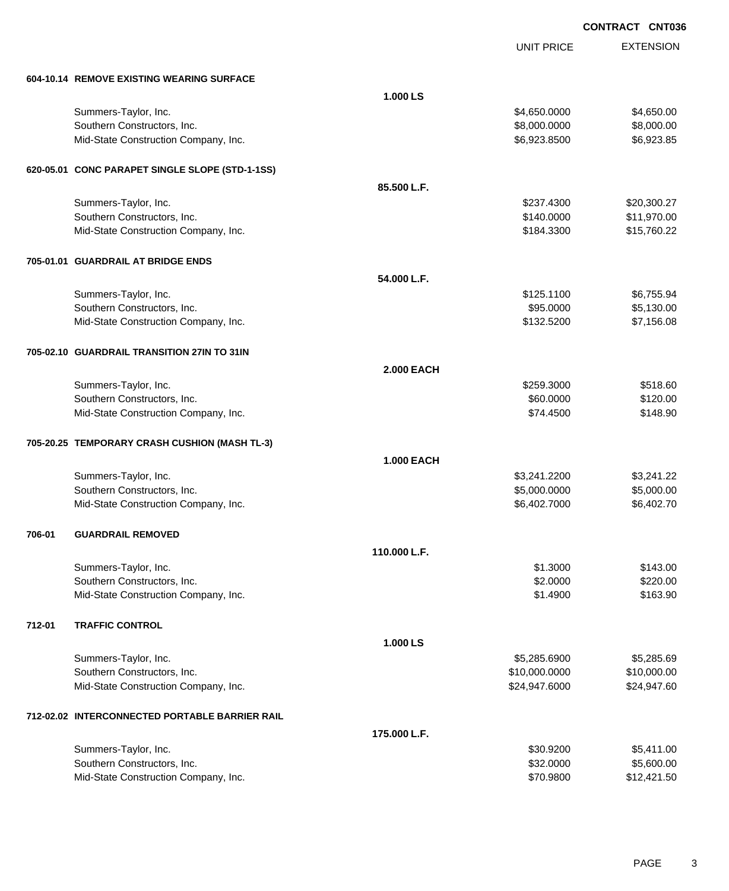**CONTRACT CNT036**

| | | UNIT PRICE | EXTENSION |
|---|---|---|---|
| **604-10.14 REMOVE EXISTING WEARING SURFACE** | | | |
| | **1.000 LS** | | |
| Summers-Taylor, Inc. | | $4,650.0000 | $4,650.00 |
| Southern Constructors, Inc. | | $8,000.0000 | $8,000.00 |
| Mid-State Construction Company, Inc. | | $6,923.8500 | $6,923.85 |
| **620-05.01 CONC PARAPET SINGLE SLOPE (STD-1-1SS)** | | | |
| | **85.500 L.F.** | | |
| Summers-Taylor, Inc. | | $237.4300 | $20,300.27 |
| Southern Constructors, Inc. | | $140.0000 | $11,970.00 |
| Mid-State Construction Company, Inc. | | $184.3300 | $15,760.22 |
| **705-01.01 GUARDRAIL AT BRIDGE ENDS** | | | |
| | **54.000 L.F.** | | |
| Summers-Taylor, Inc. | | $125.1100 | $6,755.94 |
| Southern Constructors, Inc. | | $95.0000 | $5,130.00 |
| Mid-State Construction Company, Inc. | | $132.5200 | $7,156.08 |
| **705-02.10 GUARDRAIL TRANSITION 27IN TO 31IN** | | | |
| | **2.000 EACH** | | |
| Summers-Taylor, Inc. | | $259.3000 | $518.60 |
| Southern Constructors, Inc. | | $60.0000 | $120.00 |
| Mid-State Construction Company, Inc. | | $74.4500 | $148.90 |
| **705-20.25 TEMPORARY CRASH CUSHION (MASH TL-3)** | | | |
| | **1.000 EACH** | | |
| Summers-Taylor, Inc. | | $3,241.2200 | $3,241.22 |
| Southern Constructors, Inc. | | $5,000.0000 | $5,000.00 |
| Mid-State Construction Company, Inc. | | $6,402.7000 | $6,402.70 |
| **706-01 GUARDRAIL REMOVED** | | | |
| | **110.000 L.F.** | | |
| Summers-Taylor, Inc. | | $1.3000 | $143.00 |
| Southern Constructors, Inc. | | $2.0000 | $220.00 |
| Mid-State Construction Company, Inc. | | $1.4900 | $163.90 |
| **712-01 TRAFFIC CONTROL** | | | |
| | **1.000 LS** | | |
| Summers-Taylor, Inc. | | $5,285.6900 | $5,285.69 |
| Southern Constructors, Inc. | | $10,000.0000 | $10,000.00 |
| Mid-State Construction Company, Inc. | | $24,947.6000 | $24,947.60 |
| **712-02.02 INTERCONNECTED PORTABLE BARRIER RAIL** | | | |
| | **175.000 L.F.** | | |
| Summers-Taylor, Inc. | | $30.9200 | $5,411.00 |
| Southern Constructors, Inc. | | $32.0000 | $5,600.00 |
| Mid-State Construction Company, Inc. | | $70.9800 | $12,421.50 |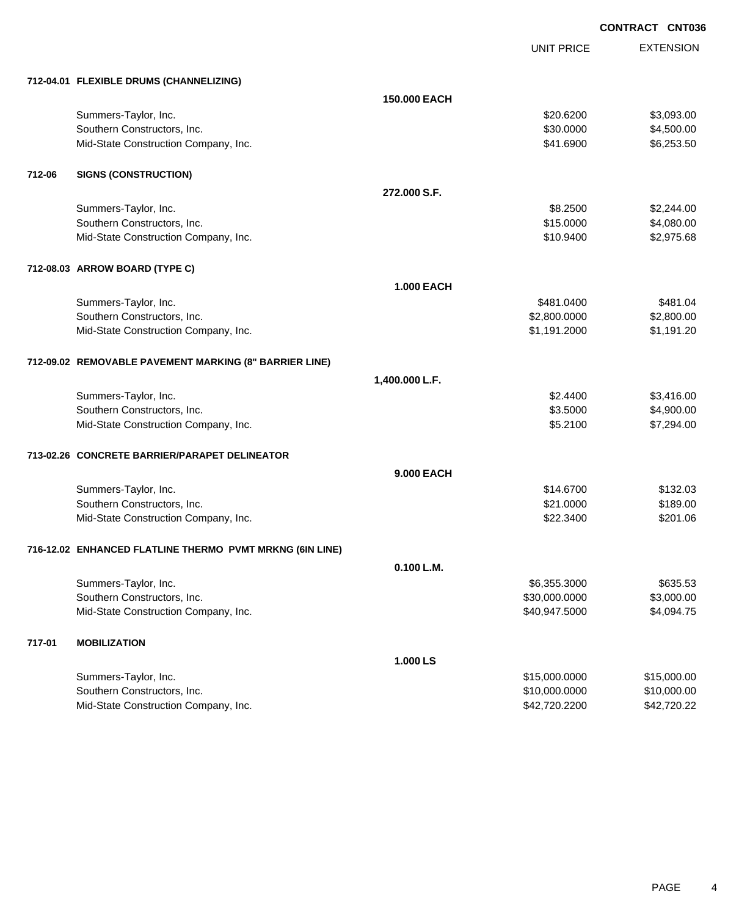**CONTRACT CNT036**

| | | UNIT PRICE | EXTENSION |
|---|---|---|---|
| **712-04.01 FLEXIBLE DRUMS (CHANNELIZING)** | | | |
| | **150.000 EACH** | | |
| Summers-Taylor, Inc. | | $20.6200 | $3,093.00 |
| Southern Constructors, Inc. | | $30.0000 | $4,500.00 |
| Mid-State Construction Company, Inc. | | $41.6900 | $6,253.50 |
| **712-06 SIGNS (CONSTRUCTION)** | | | |
| | **272.000 S.F.** | | |
| Summers-Taylor, Inc. | | $8.2500 | $2,244.00 |
| Southern Constructors, Inc. | | $15.0000 | $4,080.00 |
| Mid-State Construction Company, Inc. | | $10.9400 | $2,975.68 |
| **712-08.03 ARROW BOARD (TYPE C)** | | | |
| | **1.000 EACH** | | |
| Summers-Taylor, Inc. | | $481.0400 | $481.04 |
| Southern Constructors, Inc. | | $2,800.0000 | $2,800.00 |
| Mid-State Construction Company, Inc. | | $1,191.2000 | $1,191.20 |
| **712-09.02 REMOVABLE PAVEMENT MARKING (8" BARRIER LINE)** | | | |
| | **1,400.000 L.F.** | | |
| Summers-Taylor, Inc. | | $2.4400 | $3,416.00 |
| Southern Constructors, Inc. | | $3.5000 | $4,900.00 |
| Mid-State Construction Company, Inc. | | $5.2100 | $7,294.00 |
| **713-02.26 CONCRETE BARRIER/PARAPET DELINEATOR** | | | |
| | **9.000 EACH** | | |
| Summers-Taylor, Inc. | | $14.6700 | $132.03 |
| Southern Constructors, Inc. | | $21.0000 | $189.00 |
| Mid-State Construction Company, Inc. | | $22.3400 | $201.06 |
| **716-12.02 ENHANCED FLATLINE THERMO PVMT MRKNG (6IN LINE)** | | | |
| | **0.100 L.M.** | | |
| Summers-Taylor, Inc. | | $6,355.3000 | $635.53 |
| Southern Constructors, Inc. | | $30,000.0000 | $3,000.00 |
| Mid-State Construction Company, Inc. | | $40,947.5000 | $4,094.75 |
| **717-01 MOBILIZATION** | | | |
| | **1.000 LS** | | |
| Summers-Taylor, Inc. | | $15,000.0000 | $15,000.00 |
| Southern Constructors, Inc. | | $10,000.0000 | $10,000.00 |
| Mid-State Construction Company, Inc. | | $42,720.2200 | $42,720.22 |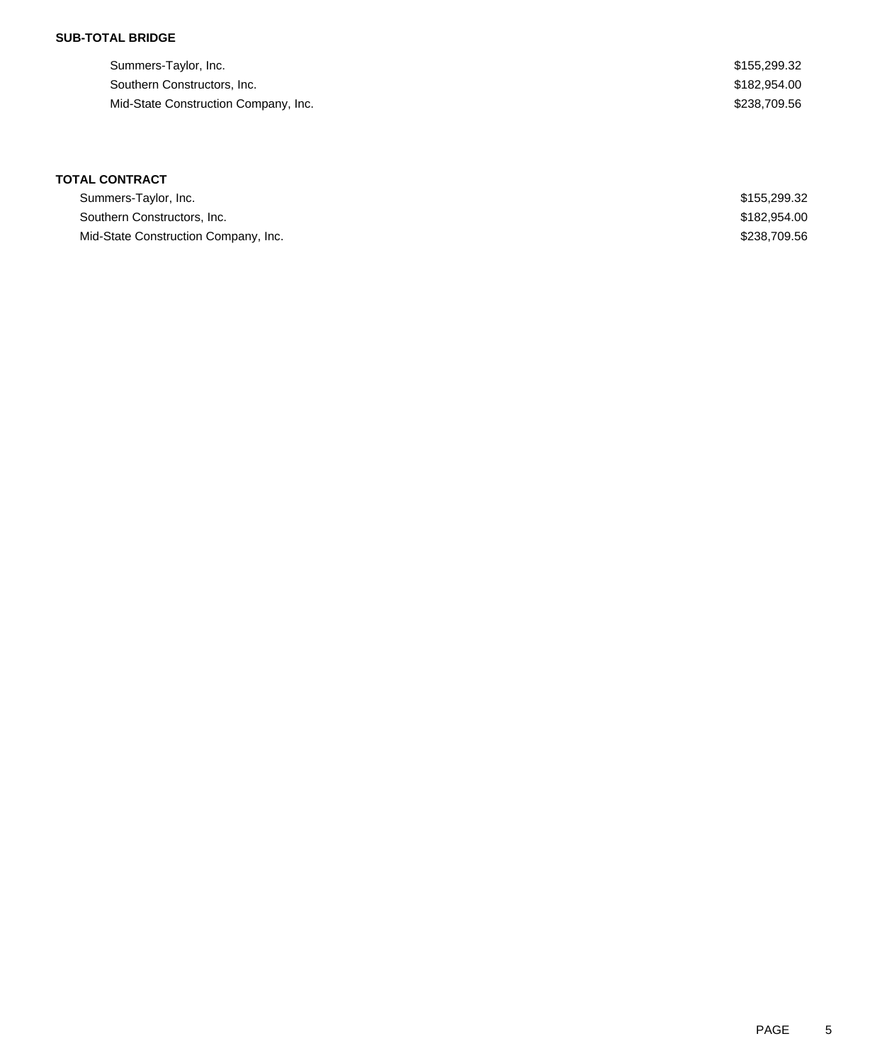**SUB-TOTAL BRIDGE**

| | |
|---|---|
| Summers-Taylor, Inc. | $155,299.32 |
| Southern Constructors, Inc. | $182,954.00 |
| Mid-State Construction Company, Inc. | $238,709.56 |

**TOTAL CONTRACT**

| | |
|---|---|
| Summers-Taylor, Inc. | $155,299.32 |
| Southern Constructors, Inc. | $182,954.00 |
| Mid-State Construction Company, Inc. | $238,709.56 |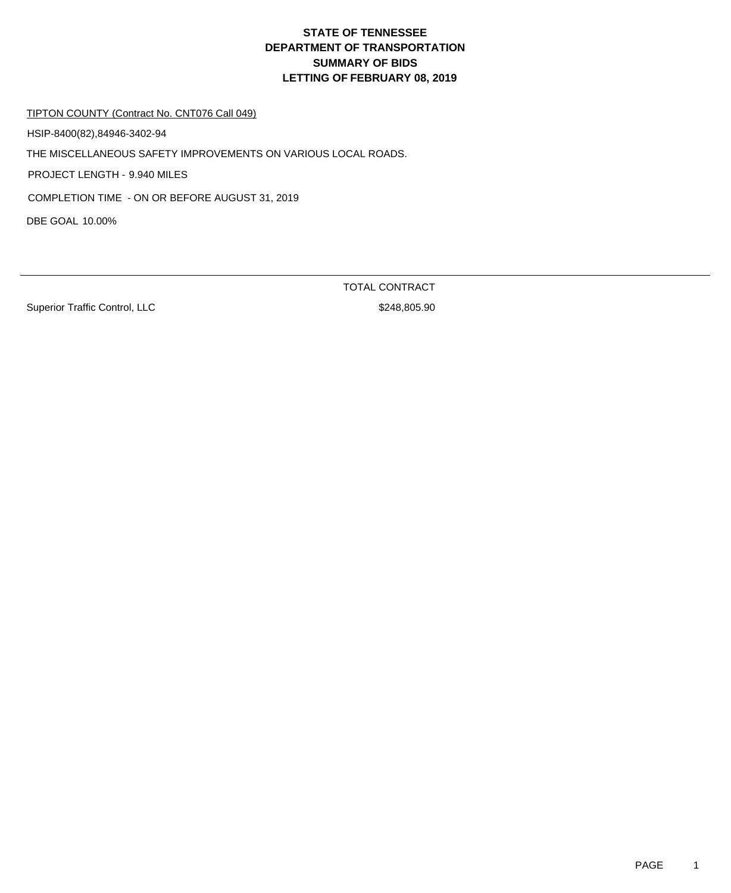# STATE OF TENNESSEE
# DEPARTMENT OF TRANSPORTATION
# SUMMARY OF BIDS
# LETTING OF FEBRUARY 08, 2019

TIPTON COUNTY (Contract No. CNT076 Call 049)

HSIP-8400(82),84946-3402-94

THE MISCELLANEOUS SAFETY IMPROVEMENTS ON VARIOUS LOCAL ROADS.

PROJECT LENGTH - 9.940 MILES

COMPLETION TIME - ON OR BEFORE AUGUST 31, 2019

DBE GOAL 10.00%

| | TOTAL CONTRACT |
|---|---|
| Superior Traffic Control, LLC | $248,805.90 |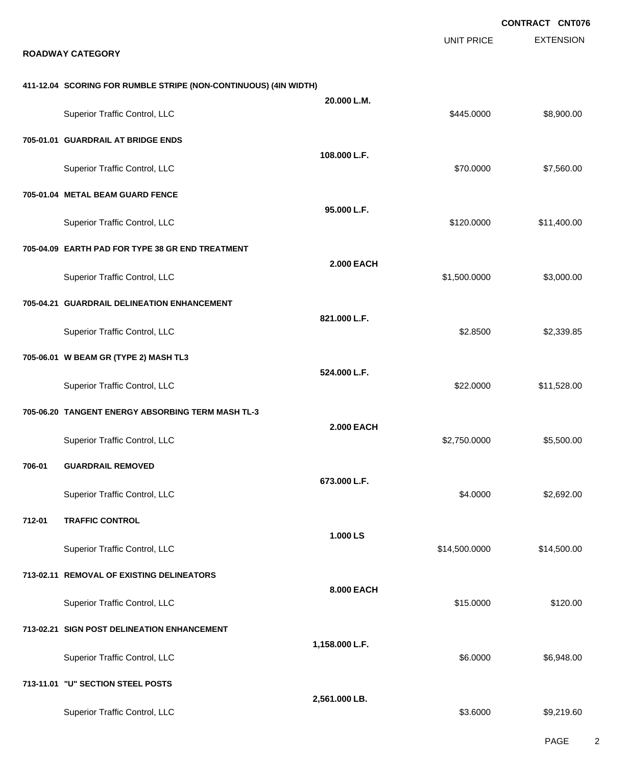**CONTRACT CNT076**

| | UNIT PRICE | EXTENSION |
|---|---|---|

**ROADWAY CATEGORY**

| Item | Quantity | Unit Price | Extension |
|---|---|---|---|
| **411-12.04 SCORING FOR RUMBLE STRIPE (NON-CONTINUOUS) (4IN WIDTH)** | **20.000 L.M.** | | |
| Superior Traffic Control, LLC | | $445.0000 | $8,900.00 |
| **705-01.01 GUARDRAIL AT BRIDGE ENDS** | **108.000 L.F.** | | |
| Superior Traffic Control, LLC | | $70.0000 | $7,560.00 |
| **705-01.04 METAL BEAM GUARD FENCE** | **95.000 L.F.** | | |
| Superior Traffic Control, LLC | | $120.0000 | $11,400.00 |
| **705-04.09 EARTH PAD FOR TYPE 38 GR END TREATMENT** | **2.000 EACH** | | |
| Superior Traffic Control, LLC | | $1,500.0000 | $3,000.00 |
| **705-04.21 GUARDRAIL DELINEATION ENHANCEMENT** | **821.000 L.F.** | | |
| Superior Traffic Control, LLC | | $2.8500 | $2,339.85 |
| **705-06.01 W BEAM GR (TYPE 2) MASH TL3** | **524.000 L.F.** | | |
| Superior Traffic Control, LLC | | $22.0000 | $11,528.00 |
| **705-06.20 TANGENT ENERGY ABSORBING TERM MASH TL-3** | **2.000 EACH** | | |
| Superior Traffic Control, LLC | | $2,750.0000 | $5,500.00 |
| **706-01 GUARDRAIL REMOVED** | **673.000 L.F.** | | |
| Superior Traffic Control, LLC | | $4.0000 | $2,692.00 |
| **712-01 TRAFFIC CONTROL** | **1.000 LS** | | |
| Superior Traffic Control, LLC | | $14,500.0000 | $14,500.00 |
| **713-02.11 REMOVAL OF EXISTING DELINEATORS** | **8.000 EACH** | | |
| Superior Traffic Control, LLC | | $15.0000 | $120.00 |
| **713-02.21 SIGN POST DELINEATION ENHANCEMENT** | **1,158.000 L.F.** | | |
| Superior Traffic Control, LLC | | $6.0000 | $6,948.00 |
| **713-11.01 "U" SECTION STEEL POSTS** | **2,561.000 LB.** | | |
| Superior Traffic Control, LLC | | $3.6000 | $9,219.60 |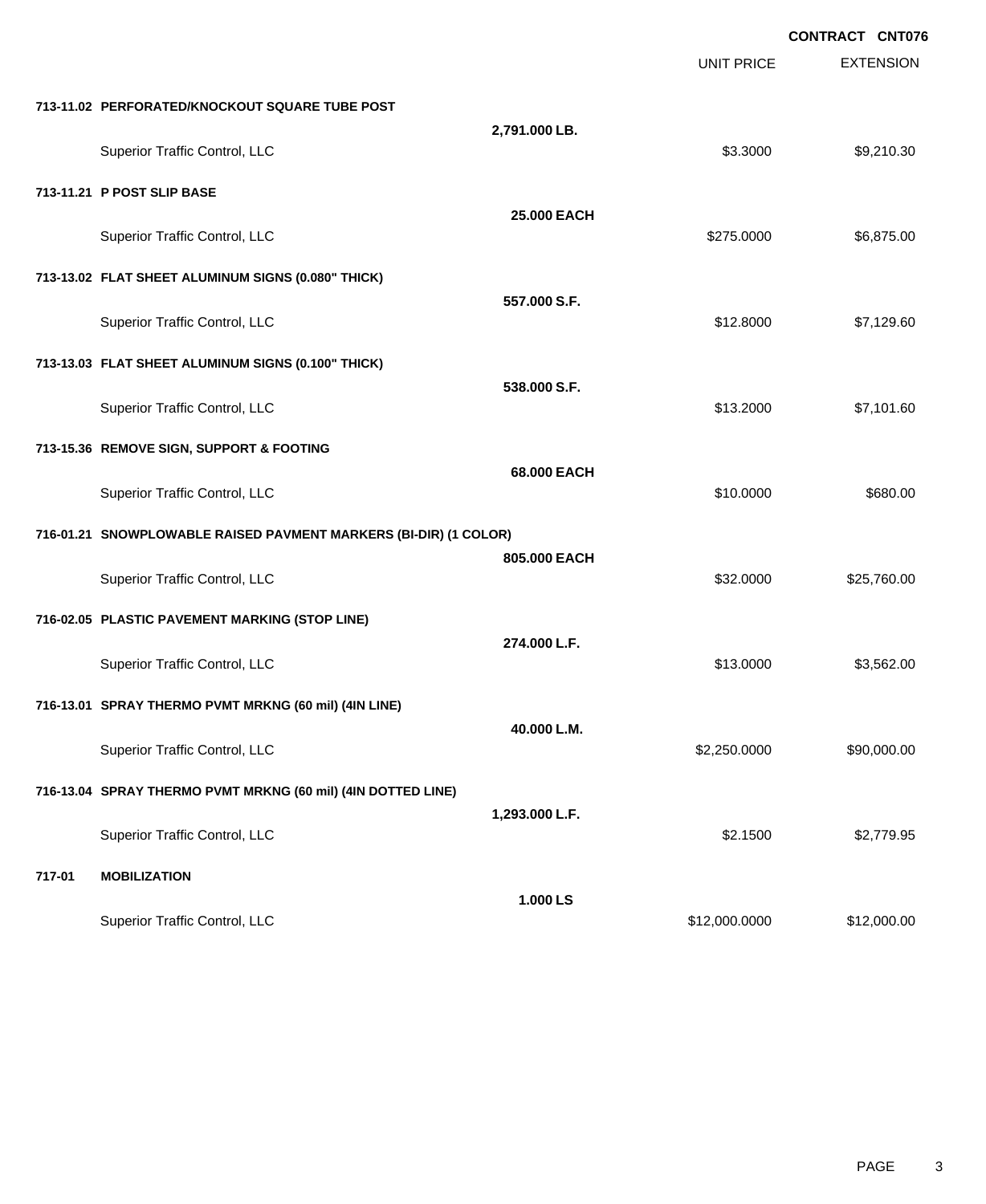CONTRACT CNT076

| | | | UNIT PRICE | EXTENSION |
|---|---|---|---|---|
| **713-11.02** | **PERFORATED/KNOCKOUT SQUARE TUBE POST** | | | |
| | | **2,791.000 LB.** | | |
| | Superior Traffic Control, LLC | | $3.3000 | $9,210.30 |
| **713-11.21** | **P POST SLIP BASE** | | | |
| | | **25.000 EACH** | | |
| | Superior Traffic Control, LLC | | $275.0000 | $6,875.00 |
| **713-13.02** | **FLAT SHEET ALUMINUM SIGNS (0.080" THICK)** | | | |
| | | **557.000 S.F.** | | |
| | Superior Traffic Control, LLC | | $12.8000 | $7,129.60 |
| **713-13.03** | **FLAT SHEET ALUMINUM SIGNS (0.100" THICK)** | | | |
| | | **538.000 S.F.** | | |
| | Superior Traffic Control, LLC | | $13.2000 | $7,101.60 |
| **713-15.36** | **REMOVE SIGN, SUPPORT & FOOTING** | | | |
| | | **68.000 EACH** | | |
| | Superior Traffic Control, LLC | | $10.0000 | $680.00 |
| **716-01.21** | **SNOWPLOWABLE RAISED PAVMENT MARKERS (BI-DIR) (1 COLOR)** | | | |
| | | **805.000 EACH** | | |
| | Superior Traffic Control, LLC | | $32.0000 | $25,760.00 |
| **716-02.05** | **PLASTIC PAVEMENT MARKING (STOP LINE)** | | | |
| | | **274.000 L.F.** | | |
| | Superior Traffic Control, LLC | | $13.0000 | $3,562.00 |
| **716-13.01** | **SPRAY THERMO PVMT MRKNG (60 mil) (4IN LINE)** | | | |
| | | **40.000 L.M.** | | |
| | Superior Traffic Control, LLC | | $2,250.0000 | $90,000.00 |
| **716-13.04** | **SPRAY THERMO PVMT MRKNG (60 mil) (4IN DOTTED LINE)** | | | |
| | | **1,293.000 L.F.** | | |
| | Superior Traffic Control, LLC | | $2.1500 | $2,779.95 |
| **717-01** | **MOBILIZATION** | | | |
| | | **1.000 LS** | | |
| | Superior Traffic Control, LLC | | $12,000.0000 | $12,000.00 |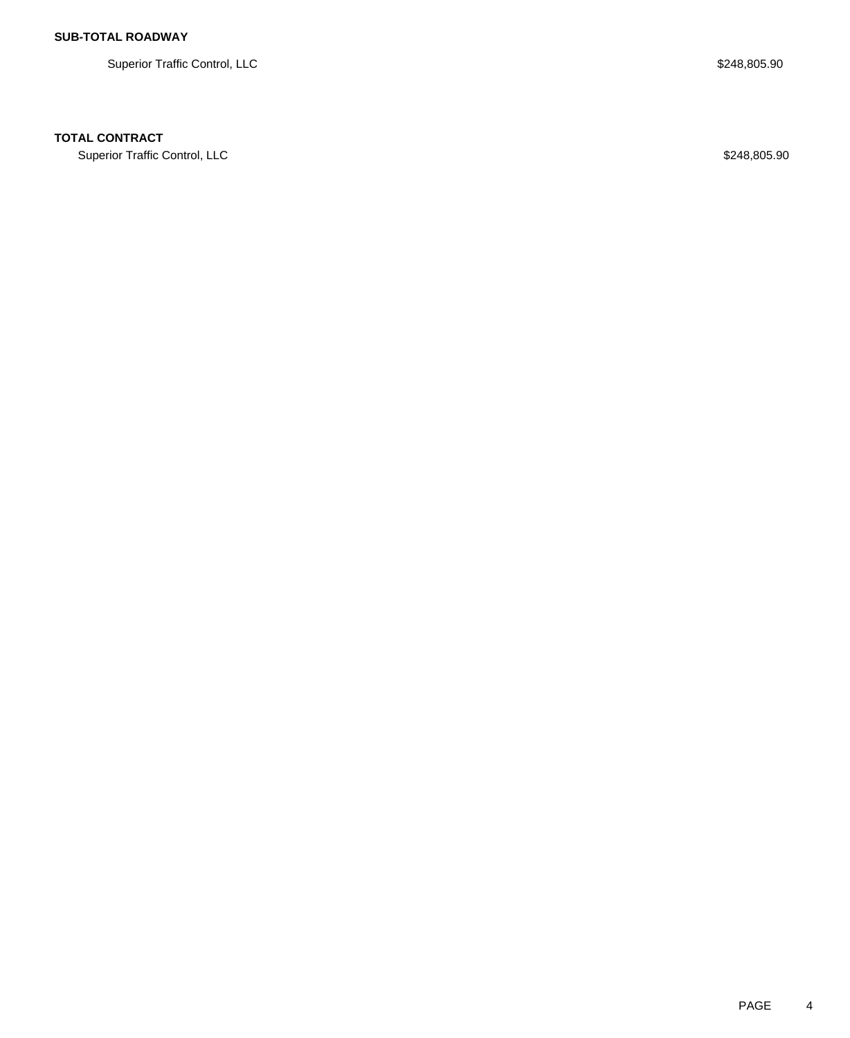**SUB-TOTAL ROADWAY**

| | |
|---|---|
| Superior Traffic Control, LLC | $248,805.90 |

**TOTAL CONTRACT**

| | |
|---|---|
| Superior Traffic Control, LLC | $248,805.90 |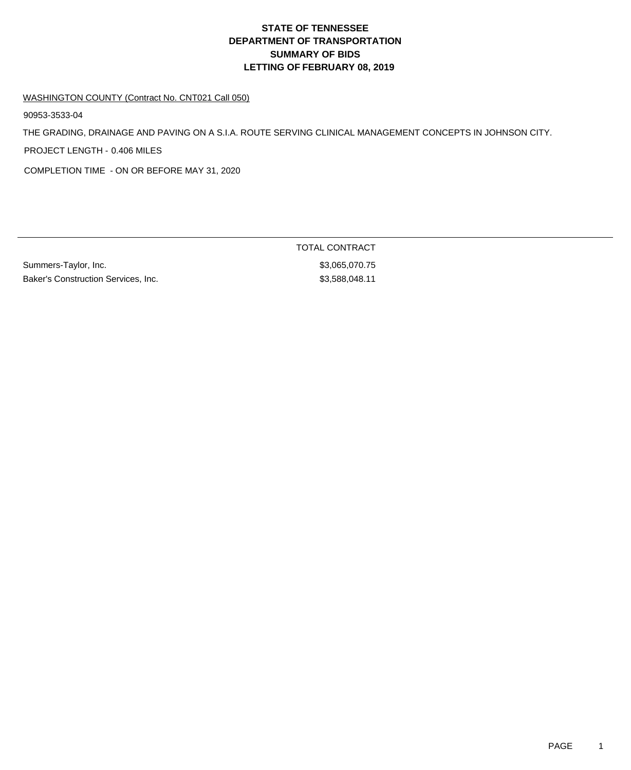# STATE OF TENNESSEE
# DEPARTMENT OF TRANSPORTATION
# SUMMARY OF BIDS
# LETTING OF FEBRUARY 08, 2019

WASHINGTON COUNTY (Contract No. CNT021 Call 050)

90953-3533-04

THE GRADING, DRAINAGE AND PAVING ON A S.I.A. ROUTE SERVING CLINICAL MANAGEMENT CONCEPTS IN JOHNSON CITY.

PROJECT LENGTH - 0.406 MILES

COMPLETION TIME - ON OR BEFORE MAY 31, 2020

| | TOTAL CONTRACT |
|---|---|
| Summers-Taylor, Inc. | $3,065,070.75 |
| Baker's Construction Services, Inc. | $3,588,048.11 |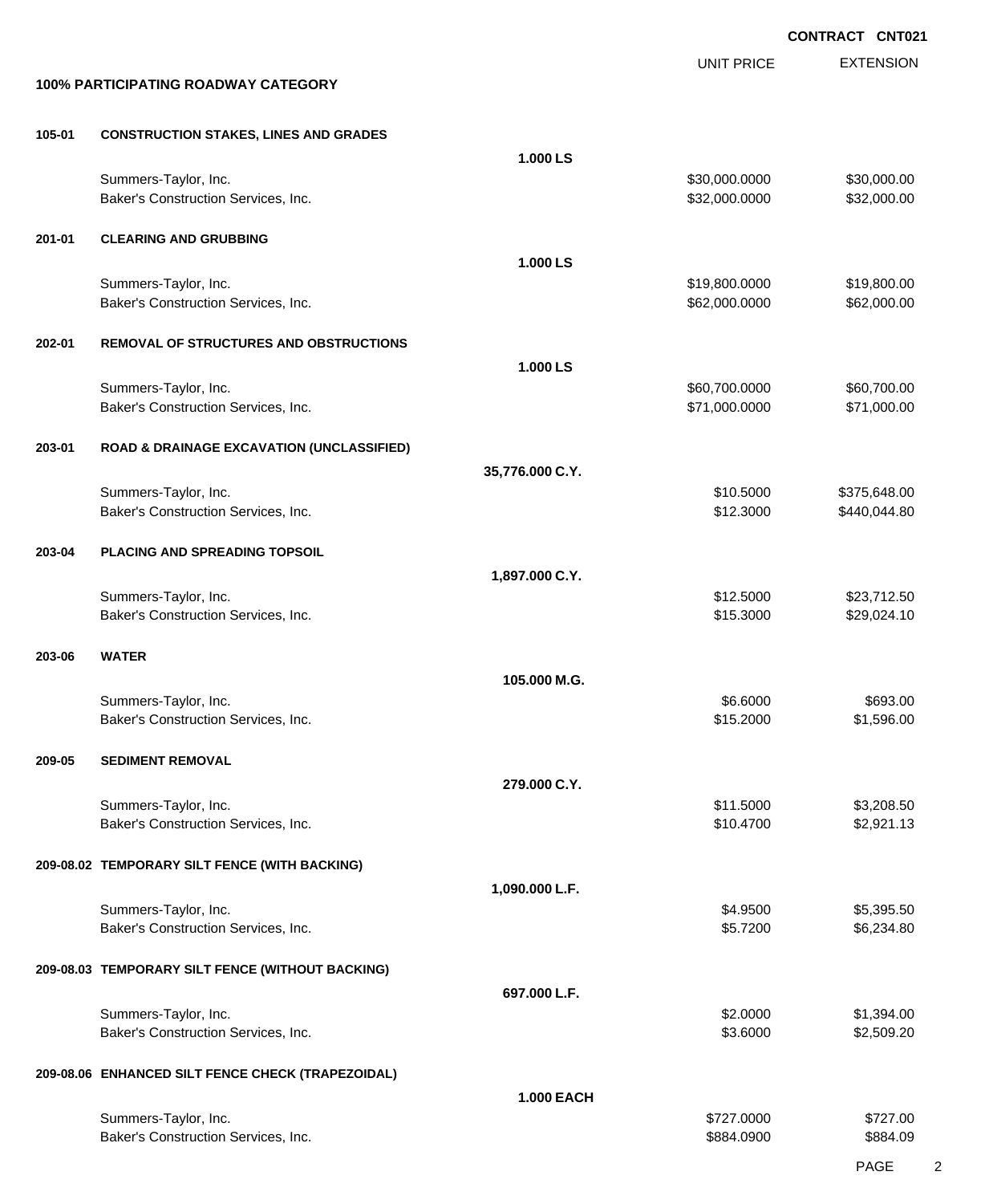**CONTRACT CNT021**

| | | | UNIT PRICE | EXTENSION |
|---|---|---|---|---|
| **100% PARTICIPATING ROADWAY CATEGORY** | | | | |
| **105-01** | **CONSTRUCTION STAKES, LINES AND GRADES** | | | |
| | | **1.000 LS** | | |
| | Summers-Taylor, Inc. | | $30,000.0000 | $30,000.00 |
| | Baker's Construction Services, Inc. | | $32,000.0000 | $32,000.00 |
| **201-01** | **CLEARING AND GRUBBING** | | | |
| | | **1.000 LS** | | |
| | Summers-Taylor, Inc. | | $19,800.0000 | $19,800.00 |
| | Baker's Construction Services, Inc. | | $62,000.0000 | $62,000.00 |
| **202-01** | **REMOVAL OF STRUCTURES AND OBSTRUCTIONS** | | | |
| | | **1.000 LS** | | |
| | Summers-Taylor, Inc. | | $60,700.0000 | $60,700.00 |
| | Baker's Construction Services, Inc. | | $71,000.0000 | $71,000.00 |
| **203-01** | **ROAD & DRAINAGE EXCAVATION (UNCLASSIFIED)** | | | |
| | | **35,776.000 C.Y.** | | |
| | Summers-Taylor, Inc. | | $10.5000 | $375,648.00 |
| | Baker's Construction Services, Inc. | | $12.3000 | $440,044.80 |
| **203-04** | **PLACING AND SPREADING TOPSOIL** | | | |
| | | **1,897.000 C.Y.** | | |
| | Summers-Taylor, Inc. | | $12.5000 | $23,712.50 |
| | Baker's Construction Services, Inc. | | $15.3000 | $29,024.10 |
| **203-06** | **WATER** | | | |
| | | **105.000 M.G.** | | |
| | Summers-Taylor, Inc. | | $6.6000 | $693.00 |
| | Baker's Construction Services, Inc. | | $15.2000 | $1,596.00 |
| **209-05** | **SEDIMENT REMOVAL** | | | |
| | | **279.000 C.Y.** | | |
| | Summers-Taylor, Inc. | | $11.5000 | $3,208.50 |
| | Baker's Construction Services, Inc. | | $10.4700 | $2,921.13 |
| **209-08.02** | **TEMPORARY SILT FENCE (WITH BACKING)** | | | |
| | | **1,090.000 L.F.** | | |
| | Summers-Taylor, Inc. | | $4.9500 | $5,395.50 |
| | Baker's Construction Services, Inc. | | $5.7200 | $6,234.80 |
| **209-08.03** | **TEMPORARY SILT FENCE (WITHOUT BACKING)** | | | |
| | | **697.000 L.F.** | | |
| | Summers-Taylor, Inc. | | $2.0000 | $1,394.00 |
| | Baker's Construction Services, Inc. | | $3.6000 | $2,509.20 |
| **209-08.06** | **ENHANCED SILT FENCE CHECK (TRAPEZOIDAL)** | | | |
| | | **1.000 EACH** | | |
| | Summers-Taylor, Inc. | | $727.0000 | $727.00 |
| | Baker's Construction Services, Inc. | | $884.0900 | $884.09 |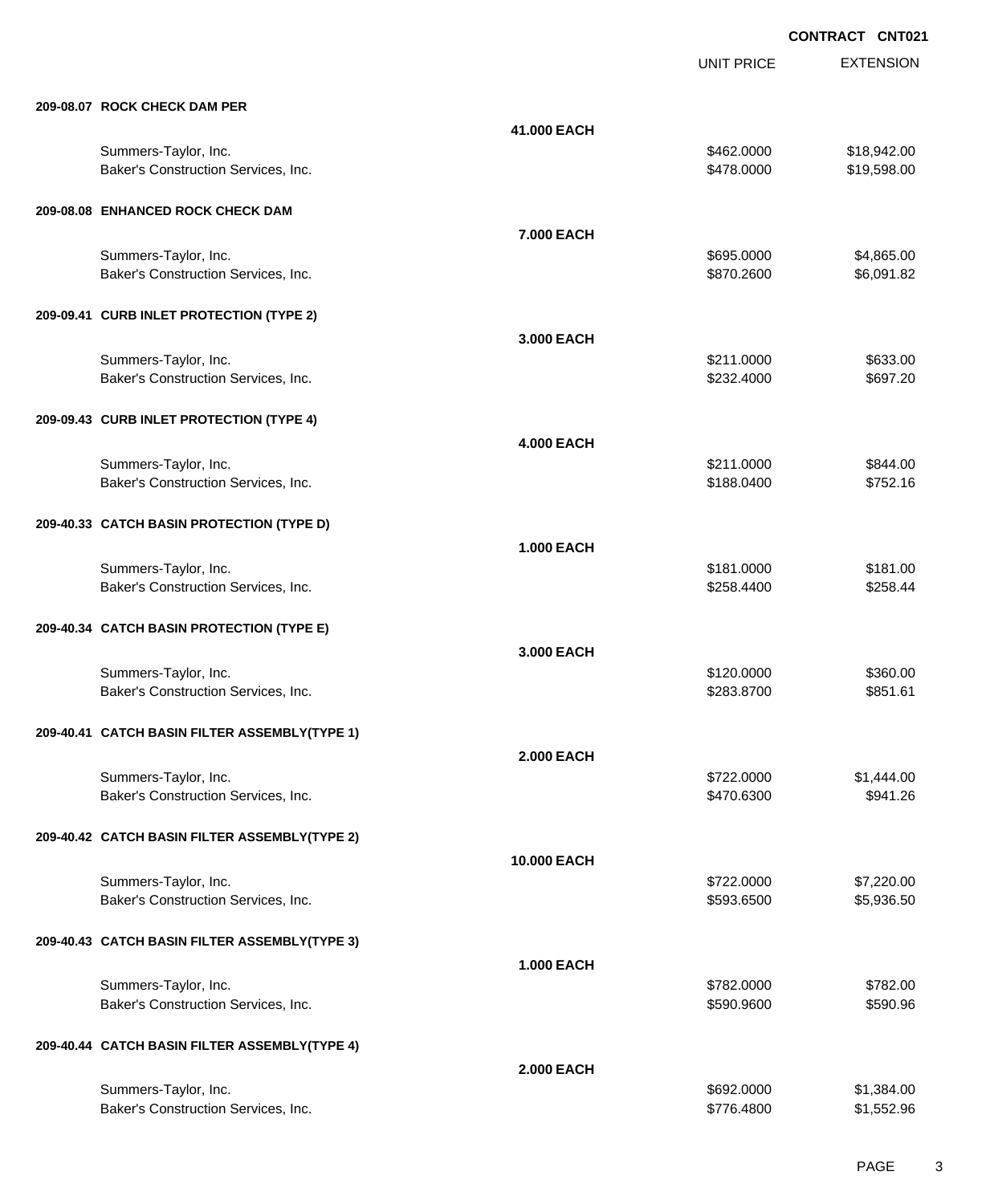**CONTRACT CNT021**

| | | UNIT PRICE | EXTENSION |
|---|---|---|---|
| **209-08.07 ROCK CHECK DAM PER** | | | |
| | **41.000 EACH** | | |
| Summers-Taylor, Inc. | | $462.0000 | $18,942.00 |
| Baker's Construction Services, Inc. | | $478.0000 | $19,598.00 |
| **209-08.08 ENHANCED ROCK CHECK DAM** | | | |
| | **7.000 EACH** | | |
| Summers-Taylor, Inc. | | $695.0000 | $4,865.00 |
| Baker's Construction Services, Inc. | | $870.2600 | $6,091.82 |
| **209-09.41 CURB INLET PROTECTION (TYPE 2)** | | | |
| | **3.000 EACH** | | |
| Summers-Taylor, Inc. | | $211.0000 | $633.00 |
| Baker's Construction Services, Inc. | | $232.4000 | $697.20 |
| **209-09.43 CURB INLET PROTECTION (TYPE 4)** | | | |
| | **4.000 EACH** | | |
| Summers-Taylor, Inc. | | $211.0000 | $844.00 |
| Baker's Construction Services, Inc. | | $188.0400 | $752.16 |
| **209-40.33 CATCH BASIN PROTECTION (TYPE D)** | | | |
| | **1.000 EACH** | | |
| Summers-Taylor, Inc. | | $181.0000 | $181.00 |
| Baker's Construction Services, Inc. | | $258.4400 | $258.44 |
| **209-40.34 CATCH BASIN PROTECTION (TYPE E)** | | | |
| | **3.000 EACH** | | |
| Summers-Taylor, Inc. | | $120.0000 | $360.00 |
| Baker's Construction Services, Inc. | | $283.8700 | $851.61 |
| **209-40.41 CATCH BASIN FILTER ASSEMBLY(TYPE 1)** | | | |
| | **2.000 EACH** | | |
| Summers-Taylor, Inc. | | $722.0000 | $1,444.00 |
| Baker's Construction Services, Inc. | | $470.6300 | $941.26 |
| **209-40.42 CATCH BASIN FILTER ASSEMBLY(TYPE 2)** | | | |
| | **10.000 EACH** | | |
| Summers-Taylor, Inc. | | $722.0000 | $7,220.00 |
| Baker's Construction Services, Inc. | | $593.6500 | $5,936.50 |
| **209-40.43 CATCH BASIN FILTER ASSEMBLY(TYPE 3)** | | | |
| | **1.000 EACH** | | |
| Summers-Taylor, Inc. | | $782.0000 | $782.00 |
| Baker's Construction Services, Inc. | | $590.9600 | $590.96 |
| **209-40.44 CATCH BASIN FILTER ASSEMBLY(TYPE 4)** | | | |
| | **2.000 EACH** | | |
| Summers-Taylor, Inc. | | $692.0000 | $1,384.00 |
| Baker's Construction Services, Inc. | | $776.4800 | $1,552.96 |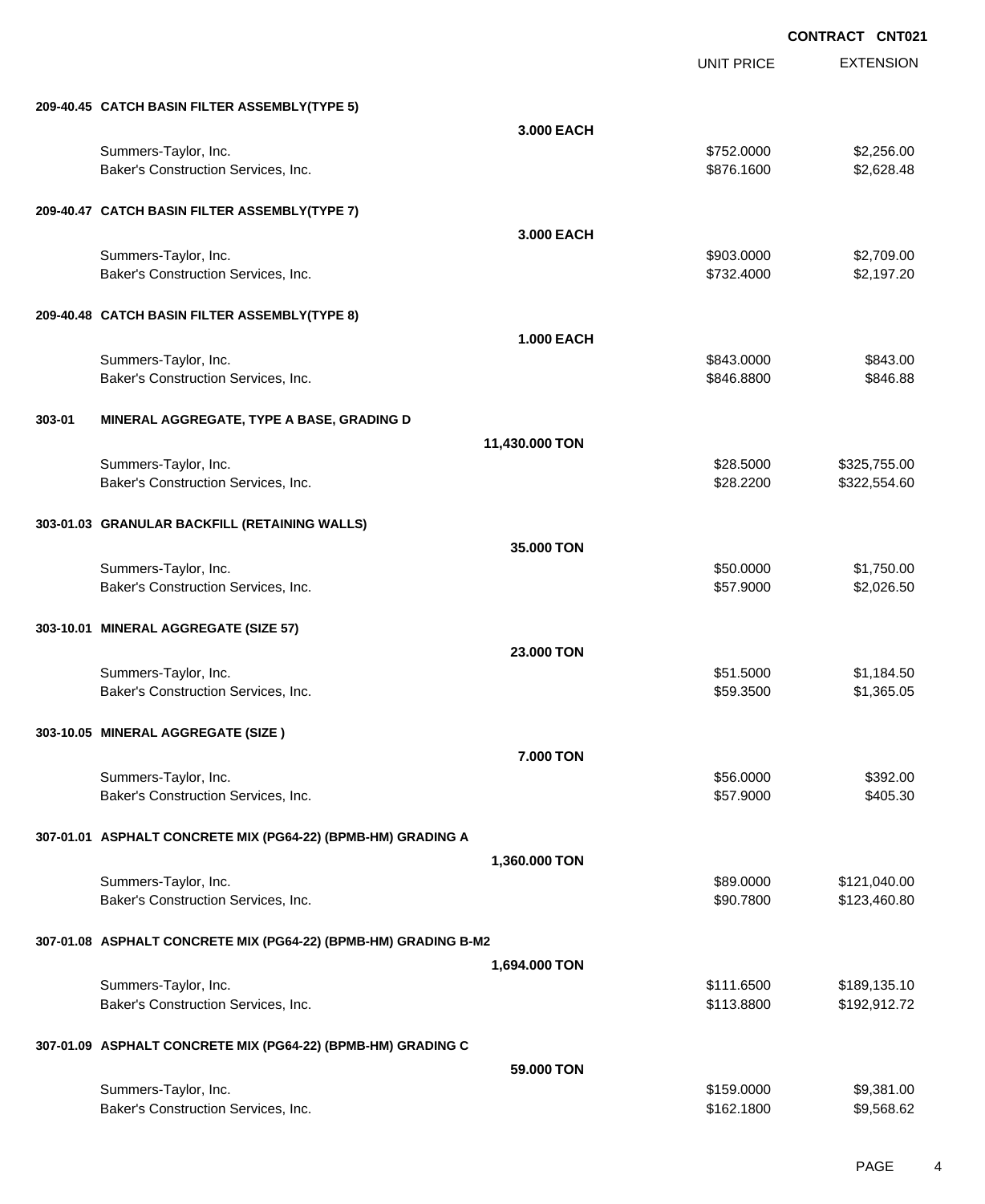**CONTRACT CNT021**

| | | UNIT PRICE | EXTENSION |
|---|---|---|---|
| **209-40.45 CATCH BASIN FILTER ASSEMBLY(TYPE 5)** | | | |
| | **3.000 EACH** | | |
| Summers-Taylor, Inc. | | $752.0000 | $2,256.00 |
| Baker's Construction Services, Inc. | | $876.1600 | $2,628.48 |
| **209-40.47 CATCH BASIN FILTER ASSEMBLY(TYPE 7)** | | | |
| | **3.000 EACH** | | |
| Summers-Taylor, Inc. | | $903.0000 | $2,709.00 |
| Baker's Construction Services, Inc. | | $732.4000 | $2,197.20 |
| **209-40.48 CATCH BASIN FILTER ASSEMBLY(TYPE 8)** | | | |
| | **1.000 EACH** | | |
| Summers-Taylor, Inc. | | $843.0000 | $843.00 |
| Baker's Construction Services, Inc. | | $846.8800 | $846.88 |
| **303-01 MINERAL AGGREGATE, TYPE A BASE, GRADING D** | | | |
| | **11,430.000 TON** | | |
| Summers-Taylor, Inc. | | $28.5000 | $325,755.00 |
| Baker's Construction Services, Inc. | | $28.2200 | $322,554.60 |
| **303-01.03 GRANULAR BACKFILL (RETAINING WALLS)** | | | |
| | **35.000 TON** | | |
| Summers-Taylor, Inc. | | $50.0000 | $1,750.00 |
| Baker's Construction Services, Inc. | | $57.9000 | $2,026.50 |
| **303-10.01 MINERAL AGGREGATE (SIZE 57)** | | | |
| | **23.000 TON** | | |
| Summers-Taylor, Inc. | | $51.5000 | $1,184.50 |
| Baker's Construction Services, Inc. | | $59.3500 | $1,365.05 |
| **303-10.05 MINERAL AGGREGATE (SIZE )** | | | |
| | **7.000 TON** | | |
| Summers-Taylor, Inc. | | $56.0000 | $392.00 |
| Baker's Construction Services, Inc. | | $57.9000 | $405.30 |
| **307-01.01 ASPHALT CONCRETE MIX (PG64-22) (BPMB-HM) GRADING A** | | | |
| | **1,360.000 TON** | | |
| Summers-Taylor, Inc. | | $89.0000 | $121,040.00 |
| Baker's Construction Services, Inc. | | $90.7800 | $123,460.80 |
| **307-01.08 ASPHALT CONCRETE MIX (PG64-22) (BPMB-HM) GRADING B-M2** | | | |
| | **1,694.000 TON** | | |
| Summers-Taylor, Inc. | | $111.6500 | $189,135.10 |
| Baker's Construction Services, Inc. | | $113.8800 | $192,912.72 |
| **307-01.09 ASPHALT CONCRETE MIX (PG64-22) (BPMB-HM) GRADING C** | | | |
| | **59.000 TON** | | |
| Summers-Taylor, Inc. | | $159.0000 | $9,381.00 |
| Baker's Construction Services, Inc. | | $162.1800 | $9,568.62 |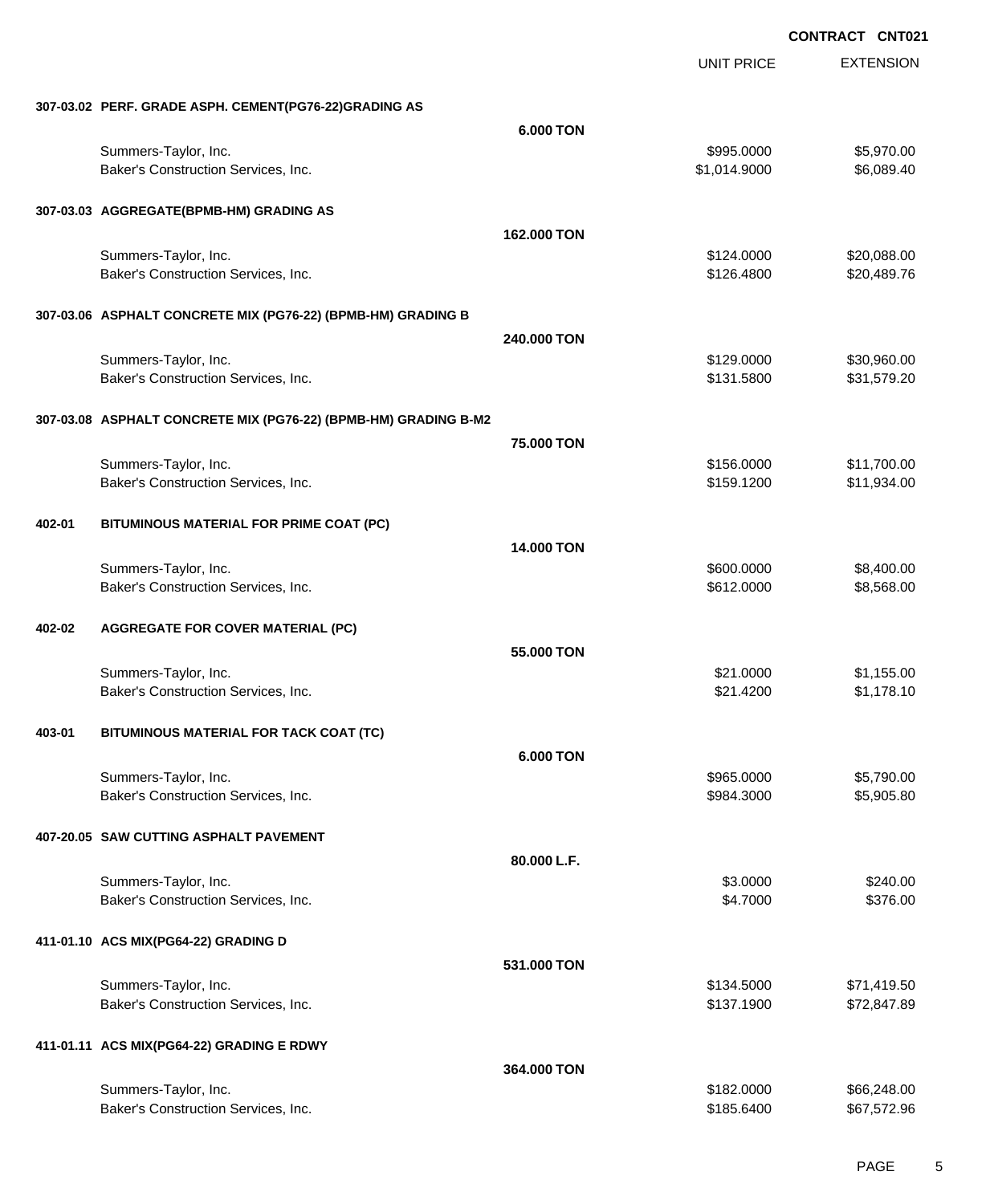**CONTRACT CNT021**

| | | | UNIT PRICE | EXTENSION |
|---|---|---|---|---|
| **307-03.02** | **PERF. GRADE ASPH. CEMENT(PG76-22)GRADING AS** | | | |
| | | **6.000 TON** | | |
| | Summers-Taylor, Inc. | | $995.0000 | $5,970.00 |
| | Baker's Construction Services, Inc. | | $1,014.9000 | $6,089.40 |
| **307-03.03** | **AGGREGATE(BPMB-HM) GRADING AS** | | | |
| | | **162.000 TON** | | |
| | Summers-Taylor, Inc. | | $124.0000 | $20,088.00 |
| | Baker's Construction Services, Inc. | | $126.4800 | $20,489.76 |
| **307-03.06** | **ASPHALT CONCRETE MIX (PG76-22) (BPMB-HM) GRADING B** | | | |
| | | **240.000 TON** | | |
| | Summers-Taylor, Inc. | | $129.0000 | $30,960.00 |
| | Baker's Construction Services, Inc. | | $131.5800 | $31,579.20 |
| **307-03.08** | **ASPHALT CONCRETE MIX (PG76-22) (BPMB-HM) GRADING B-M2** | | | |
| | | **75.000 TON** | | |
| | Summers-Taylor, Inc. | | $156.0000 | $11,700.00 |
| | Baker's Construction Services, Inc. | | $159.1200 | $11,934.00 |
| **402-01** | **BITUMINOUS MATERIAL FOR PRIME COAT (PC)** | | | |
| | | **14.000 TON** | | |
| | Summers-Taylor, Inc. | | $600.0000 | $8,400.00 |
| | Baker's Construction Services, Inc. | | $612.0000 | $8,568.00 |
| **402-02** | **AGGREGATE FOR COVER MATERIAL (PC)** | | | |
| | | **55.000 TON** | | |
| | Summers-Taylor, Inc. | | $21.0000 | $1,155.00 |
| | Baker's Construction Services, Inc. | | $21.4200 | $1,178.10 |
| **403-01** | **BITUMINOUS MATERIAL FOR TACK COAT (TC)** | | | |
| | | **6.000 TON** | | |
| | Summers-Taylor, Inc. | | $965.0000 | $5,790.00 |
| | Baker's Construction Services, Inc. | | $984.3000 | $5,905.80 |
| **407-20.05** | **SAW CUTTING ASPHALT PAVEMENT** | | | |
| | | **80.000 L.F.** | | |
| | Summers-Taylor, Inc. | | $3.0000 | $240.00 |
| | Baker's Construction Services, Inc. | | $4.7000 | $376.00 |
| **411-01.10** | **ACS MIX(PG64-22) GRADING D** | | | |
| | | **531.000 TON** | | |
| | Summers-Taylor, Inc. | | $134.5000 | $71,419.50 |
| | Baker's Construction Services, Inc. | | $137.1900 | $72,847.89 |
| **411-01.11** | **ACS MIX(PG64-22) GRADING E RDWY** | | | |
| | | **364.000 TON** | | |
| | Summers-Taylor, Inc. | | $182.0000 | $66,248.00 |
| | Baker's Construction Services, Inc. | | $185.6400 | $67,572.96 |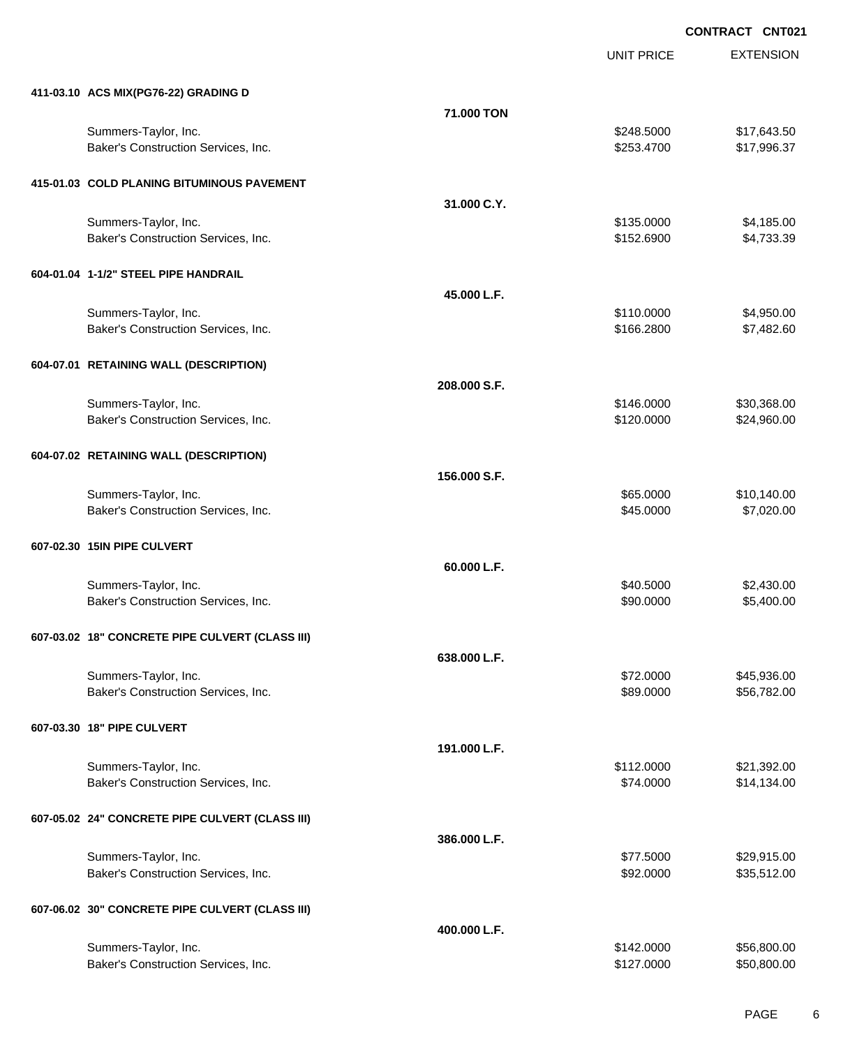**CONTRACT CNT021**

| | | UNIT PRICE | EXTENSION |
|---|---|---|---|
| **411-03.10 ACS MIX(PG76-22) GRADING D** | | | |
| | **71.000 TON** | | |
| Summers-Taylor, Inc. | | $248.5000 | $17,643.50 |
| Baker's Construction Services, Inc. | | $253.4700 | $17,996.37 |
| **415-01.03 COLD PLANING BITUMINOUS PAVEMENT** | | | |
| | **31.000 C.Y.** | | |
| Summers-Taylor, Inc. | | $135.0000 | $4,185.00 |
| Baker's Construction Services, Inc. | | $152.6900 | $4,733.39 |
| **604-01.04 1-1/2" STEEL PIPE HANDRAIL** | | | |
| | **45.000 L.F.** | | |
| Summers-Taylor, Inc. | | $110.0000 | $4,950.00 |
| Baker's Construction Services, Inc. | | $166.2800 | $7,482.60 |
| **604-07.01 RETAINING WALL (DESCRIPTION)** | | | |
| | **208.000 S.F.** | | |
| Summers-Taylor, Inc. | | $146.0000 | $30,368.00 |
| Baker's Construction Services, Inc. | | $120.0000 | $24,960.00 |
| **604-07.02 RETAINING WALL (DESCRIPTION)** | | | |
| | **156.000 S.F.** | | |
| Summers-Taylor, Inc. | | $65.0000 | $10,140.00 |
| Baker's Construction Services, Inc. | | $45.0000 | $7,020.00 |
| **607-02.30 15IN PIPE CULVERT** | | | |
| | **60.000 L.F.** | | |
| Summers-Taylor, Inc. | | $40.5000 | $2,430.00 |
| Baker's Construction Services, Inc. | | $90.0000 | $5,400.00 |
| **607-03.02 18" CONCRETE PIPE CULVERT (CLASS III)** | | | |
| | **638.000 L.F.** | | |
| Summers-Taylor, Inc. | | $72.0000 | $45,936.00 |
| Baker's Construction Services, Inc. | | $89.0000 | $56,782.00 |
| **607-03.30 18" PIPE CULVERT** | | | |
| | **191.000 L.F.** | | |
| Summers-Taylor, Inc. | | $112.0000 | $21,392.00 |
| Baker's Construction Services, Inc. | | $74.0000 | $14,134.00 |
| **607-05.02 24" CONCRETE PIPE CULVERT (CLASS III)** | | | |
| | **386.000 L.F.** | | |
| Summers-Taylor, Inc. | | $77.5000 | $29,915.00 |
| Baker's Construction Services, Inc. | | $92.0000 | $35,512.00 |
| **607-06.02 30" CONCRETE PIPE CULVERT (CLASS III)** | | | |
| | **400.000 L.F.** | | |
| Summers-Taylor, Inc. | | $142.0000 | $56,800.00 |
| Baker's Construction Services, Inc. | | $127.0000 | $50,800.00 |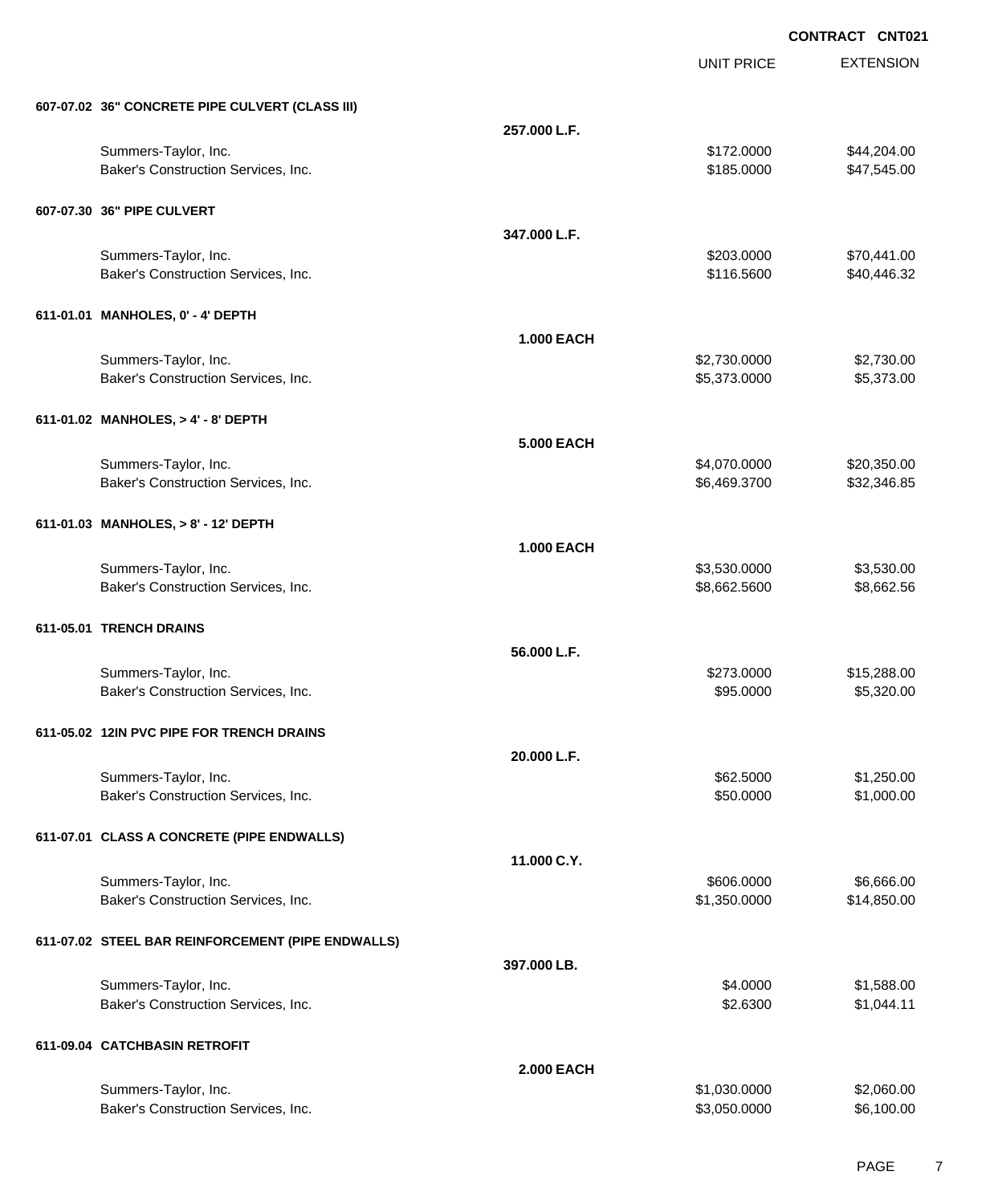**CONTRACT CNT021**

| | | UNIT PRICE | EXTENSION |
|---|---|---|---|
| **607-07.02 36" CONCRETE PIPE CULVERT (CLASS III)** | | | |
| | **257.000 L.F.** | | |
| Summers-Taylor, Inc. | | $172.0000 | $44,204.00 |
| Baker's Construction Services, Inc. | | $185.0000 | $47,545.00 |
| **607-07.30 36" PIPE CULVERT** | | | |
| | **347.000 L.F.** | | |
| Summers-Taylor, Inc. | | $203.0000 | $70,441.00 |
| Baker's Construction Services, Inc. | | $116.5600 | $40,446.32 |
| **611-01.01 MANHOLES, 0' - 4' DEPTH** | | | |
| | **1.000 EACH** | | |
| Summers-Taylor, Inc. | | $2,730.0000 | $2,730.00 |
| Baker's Construction Services, Inc. | | $5,373.0000 | $5,373.00 |
| **611-01.02 MANHOLES, > 4' - 8' DEPTH** | | | |
| | **5.000 EACH** | | |
| Summers-Taylor, Inc. | | $4,070.0000 | $20,350.00 |
| Baker's Construction Services, Inc. | | $6,469.3700 | $32,346.85 |
| **611-01.03 MANHOLES, > 8' - 12' DEPTH** | | | |
| | **1.000 EACH** | | |
| Summers-Taylor, Inc. | | $3,530.0000 | $3,530.00 |
| Baker's Construction Services, Inc. | | $8,662.5600 | $8,662.56 |
| **611-05.01 TRENCH DRAINS** | | | |
| | **56.000 L.F.** | | |
| Summers-Taylor, Inc. | | $273.0000 | $15,288.00 |
| Baker's Construction Services, Inc. | | $95.0000 | $5,320.00 |
| **611-05.02 12IN PVC PIPE FOR TRENCH DRAINS** | | | |
| | **20.000 L.F.** | | |
| Summers-Taylor, Inc. | | $62.5000 | $1,250.00 |
| Baker's Construction Services, Inc. | | $50.0000 | $1,000.00 |
| **611-07.01 CLASS A CONCRETE (PIPE ENDWALLS)** | | | |
| | **11.000 C.Y.** | | |
| Summers-Taylor, Inc. | | $606.0000 | $6,666.00 |
| Baker's Construction Services, Inc. | | $1,350.0000 | $14,850.00 |
| **611-07.02 STEEL BAR REINFORCEMENT (PIPE ENDWALLS)** | | | |
| | **397.000 LB.** | | |
| Summers-Taylor, Inc. | | $4.0000 | $1,588.00 |
| Baker's Construction Services, Inc. | | $2.6300 | $1,044.11 |
| **611-09.04 CATCHBASIN RETROFIT** | | | |
| | **2.000 EACH** | | |
| Summers-Taylor, Inc. | | $1,030.0000 | $2,060.00 |
| Baker's Construction Services, Inc. | | $3,050.0000 | $6,100.00 |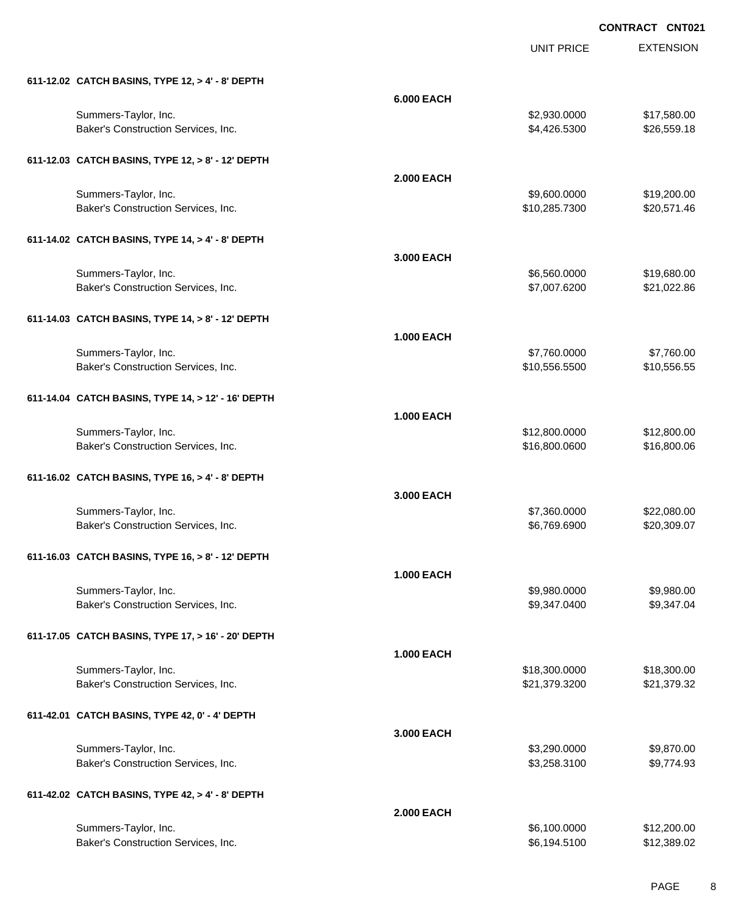**CONTRACT CNT021**

| | | UNIT PRICE | EXTENSION |
|---|---|---|---|
| **611-12.02 CATCH BASINS, TYPE 12, > 4' - 8' DEPTH** | | | |
| | **6.000 EACH** | | |
| Summers-Taylor, Inc. | | $2,930.0000 | $17,580.00 |
| Baker's Construction Services, Inc. | | $4,426.5300 | $26,559.18 |
| **611-12.03 CATCH BASINS, TYPE 12, > 8' - 12' DEPTH** | | | |
| | **2.000 EACH** | | |
| Summers-Taylor, Inc. | | $9,600.0000 | $19,200.00 |
| Baker's Construction Services, Inc. | | $10,285.7300 | $20,571.46 |
| **611-14.02 CATCH BASINS, TYPE 14, > 4' - 8' DEPTH** | | | |
| | **3.000 EACH** | | |
| Summers-Taylor, Inc. | | $6,560.0000 | $19,680.00 |
| Baker's Construction Services, Inc. | | $7,007.6200 | $21,022.86 |
| **611-14.03 CATCH BASINS, TYPE 14, > 8' - 12' DEPTH** | | | |
| | **1.000 EACH** | | |
| Summers-Taylor, Inc. | | $7,760.0000 | $7,760.00 |
| Baker's Construction Services, Inc. | | $10,556.5500 | $10,556.55 |
| **611-14.04 CATCH BASINS, TYPE 14, > 12' - 16' DEPTH** | | | |
| | **1.000 EACH** | | |
| Summers-Taylor, Inc. | | $12,800.0000 | $12,800.00 |
| Baker's Construction Services, Inc. | | $16,800.0600 | $16,800.06 |
| **611-16.02 CATCH BASINS, TYPE 16, > 4' - 8' DEPTH** | | | |
| | **3.000 EACH** | | |
| Summers-Taylor, Inc. | | $7,360.0000 | $22,080.00 |
| Baker's Construction Services, Inc. | | $6,769.6900 | $20,309.07 |
| **611-16.03 CATCH BASINS, TYPE 16, > 8' - 12' DEPTH** | | | |
| | **1.000 EACH** | | |
| Summers-Taylor, Inc. | | $9,980.0000 | $9,980.00 |
| Baker's Construction Services, Inc. | | $9,347.0400 | $9,347.04 |
| **611-17.05 CATCH BASINS, TYPE 17, > 16' - 20' DEPTH** | | | |
| | **1.000 EACH** | | |
| Summers-Taylor, Inc. | | $18,300.0000 | $18,300.00 |
| Baker's Construction Services, Inc. | | $21,379.3200 | $21,379.32 |
| **611-42.01 CATCH BASINS, TYPE 42, 0' - 4' DEPTH** | | | |
| | **3.000 EACH** | | |
| Summers-Taylor, Inc. | | $3,290.0000 | $9,870.00 |
| Baker's Construction Services, Inc. | | $3,258.3100 | $9,774.93 |
| **611-42.02 CATCH BASINS, TYPE 42, > 4' - 8' DEPTH** | | | |
| | **2.000 EACH** | | |
| Summers-Taylor, Inc. | | $6,100.0000 | $12,200.00 |
| Baker's Construction Services, Inc. | | $6,194.5100 | $12,389.02 |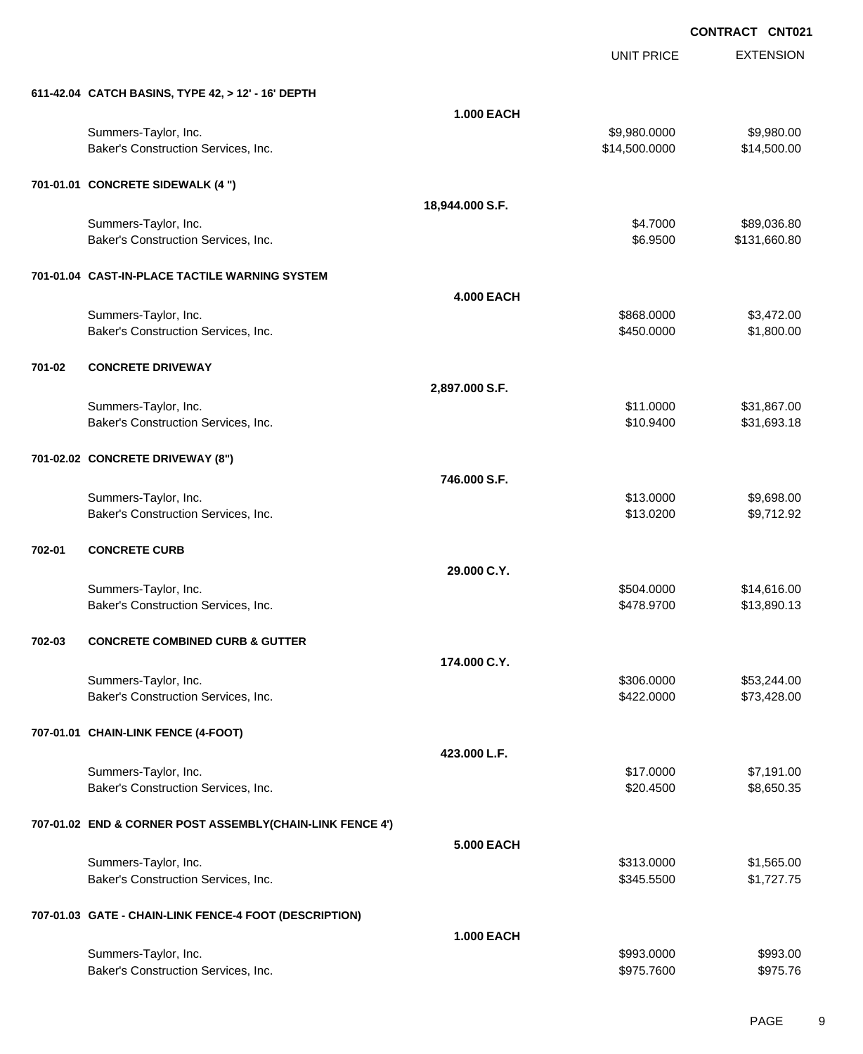**CONTRACT CNT021**

| | | UNIT PRICE | EXTENSION |
|---|---|---|---|
| **611-42.04 CATCH BASINS, TYPE 42, > 12' - 16' DEPTH** | | | |
| | **1.000 EACH** | | |
| Summers-Taylor, Inc. | | $9,980.0000 | $9,980.00 |
| Baker's Construction Services, Inc. | | $14,500.0000 | $14,500.00 |
| **701-01.01 CONCRETE SIDEWALK (4 ")** | | | |
| | **18,944.000 S.F.** | | |
| Summers-Taylor, Inc. | | $4.7000 | $89,036.80 |
| Baker's Construction Services, Inc. | | $6.9500 | $131,660.80 |
| **701-01.04 CAST-IN-PLACE TACTILE WARNING SYSTEM** | | | |
| | **4.000 EACH** | | |
| Summers-Taylor, Inc. | | $868.0000 | $3,472.00 |
| Baker's Construction Services, Inc. | | $450.0000 | $1,800.00 |
| **701-02 CONCRETE DRIVEWAY** | | | |
| | **2,897.000 S.F.** | | |
| Summers-Taylor, Inc. | | $11.0000 | $31,867.00 |
| Baker's Construction Services, Inc. | | $10.9400 | $31,693.18 |
| **701-02.02 CONCRETE DRIVEWAY (8")** | | | |
| | **746.000 S.F.** | | |
| Summers-Taylor, Inc. | | $13.0000 | $9,698.00 |
| Baker's Construction Services, Inc. | | $13.0200 | $9,712.92 |
| **702-01 CONCRETE CURB** | | | |
| | **29.000 C.Y.** | | |
| Summers-Taylor, Inc. | | $504.0000 | $14,616.00 |
| Baker's Construction Services, Inc. | | $478.9700 | $13,890.13 |
| **702-03 CONCRETE COMBINED CURB & GUTTER** | | | |
| | **174.000 C.Y.** | | |
| Summers-Taylor, Inc. | | $306.0000 | $53,244.00 |
| Baker's Construction Services, Inc. | | $422.0000 | $73,428.00 |
| **707-01.01 CHAIN-LINK FENCE (4-FOOT)** | | | |
| | **423.000 L.F.** | | |
| Summers-Taylor, Inc. | | $17.0000 | $7,191.00 |
| Baker's Construction Services, Inc. | | $20.4500 | $8,650.35 |
| **707-01.02 END & CORNER POST ASSEMBLY(CHAIN-LINK FENCE 4')** | | | |
| | **5.000 EACH** | | |
| Summers-Taylor, Inc. | | $313.0000 | $1,565.00 |
| Baker's Construction Services, Inc. | | $345.5500 | $1,727.75 |
| **707-01.03 GATE - CHAIN-LINK FENCE-4 FOOT (DESCRIPTION)** | | | |
| | **1.000 EACH** | | |
| Summers-Taylor, Inc. | | $993.0000 | $993.00 |
| Baker's Construction Services, Inc. | | $975.7600 | $975.76 |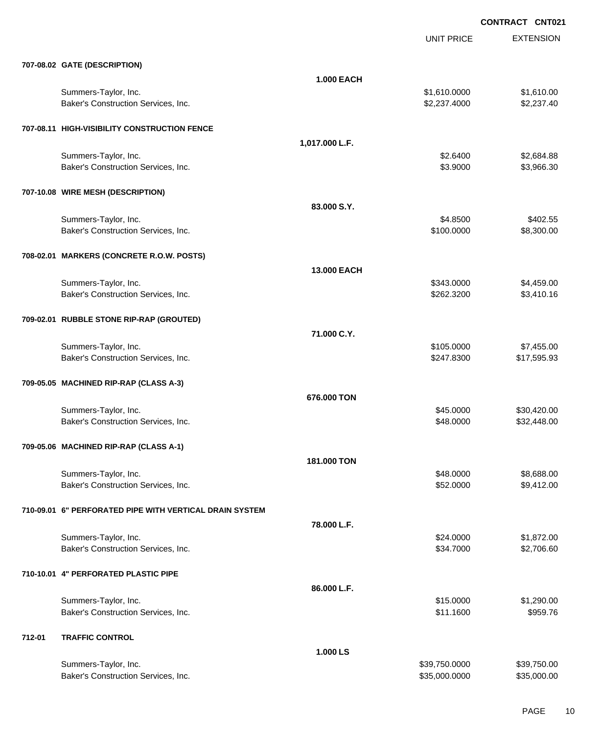**CONTRACT CNT021**

| | | UNIT PRICE | EXTENSION |
|---|---|---|---|
| **707-08.02 GATE (DESCRIPTION)** | | | |
| | **1.000 EACH** | | |
| Summers-Taylor, Inc. | | $1,610.0000 | $1,610.00 |
| Baker's Construction Services, Inc. | | $2,237.4000 | $2,237.40 |
| **707-08.11 HIGH-VISIBILITY CONSTRUCTION FENCE** | | | |
| | **1,017.000 L.F.** | | |
| Summers-Taylor, Inc. | | $2.6400 | $2,684.88 |
| Baker's Construction Services, Inc. | | $3.9000 | $3,966.30 |
| **707-10.08 WIRE MESH (DESCRIPTION)** | | | |
| | **83.000 S.Y.** | | |
| Summers-Taylor, Inc. | | $4.8500 | $402.55 |
| Baker's Construction Services, Inc. | | $100.0000 | $8,300.00 |
| **708-02.01 MARKERS (CONCRETE R.O.W. POSTS)** | | | |
| | **13.000 EACH** | | |
| Summers-Taylor, Inc. | | $343.0000 | $4,459.00 |
| Baker's Construction Services, Inc. | | $262.3200 | $3,410.16 |
| **709-02.01 RUBBLE STONE RIP-RAP (GROUTED)** | | | |
| | **71.000 C.Y.** | | |
| Summers-Taylor, Inc. | | $105.0000 | $7,455.00 |
| Baker's Construction Services, Inc. | | $247.8300 | $17,595.93 |
| **709-05.05 MACHINED RIP-RAP (CLASS A-3)** | | | |
| | **676.000 TON** | | |
| Summers-Taylor, Inc. | | $45.0000 | $30,420.00 |
| Baker's Construction Services, Inc. | | $48.0000 | $32,448.00 |
| **709-05.06 MACHINED RIP-RAP (CLASS A-1)** | | | |
| | **181.000 TON** | | |
| Summers-Taylor, Inc. | | $48.0000 | $8,688.00 |
| Baker's Construction Services, Inc. | | $52.0000 | $9,412.00 |
| **710-09.01 6" PERFORATED PIPE WITH VERTICAL DRAIN SYSTEM** | | | |
| | **78.000 L.F.** | | |
| Summers-Taylor, Inc. | | $24.0000 | $1,872.00 |
| Baker's Construction Services, Inc. | | $34.7000 | $2,706.60 |
| **710-10.01 4" PERFORATED PLASTIC PIPE** | | | |
| | **86.000 L.F.** | | |
| Summers-Taylor, Inc. | | $15.0000 | $1,290.00 |
| Baker's Construction Services, Inc. | | $11.1600 | $959.76 |
| **712-01 TRAFFIC CONTROL** | | | |
| | **1.000 LS** | | |
| Summers-Taylor, Inc. | | $39,750.0000 | $39,750.00 |
| Baker's Construction Services, Inc. | | $35,000.0000 | $35,000.00 |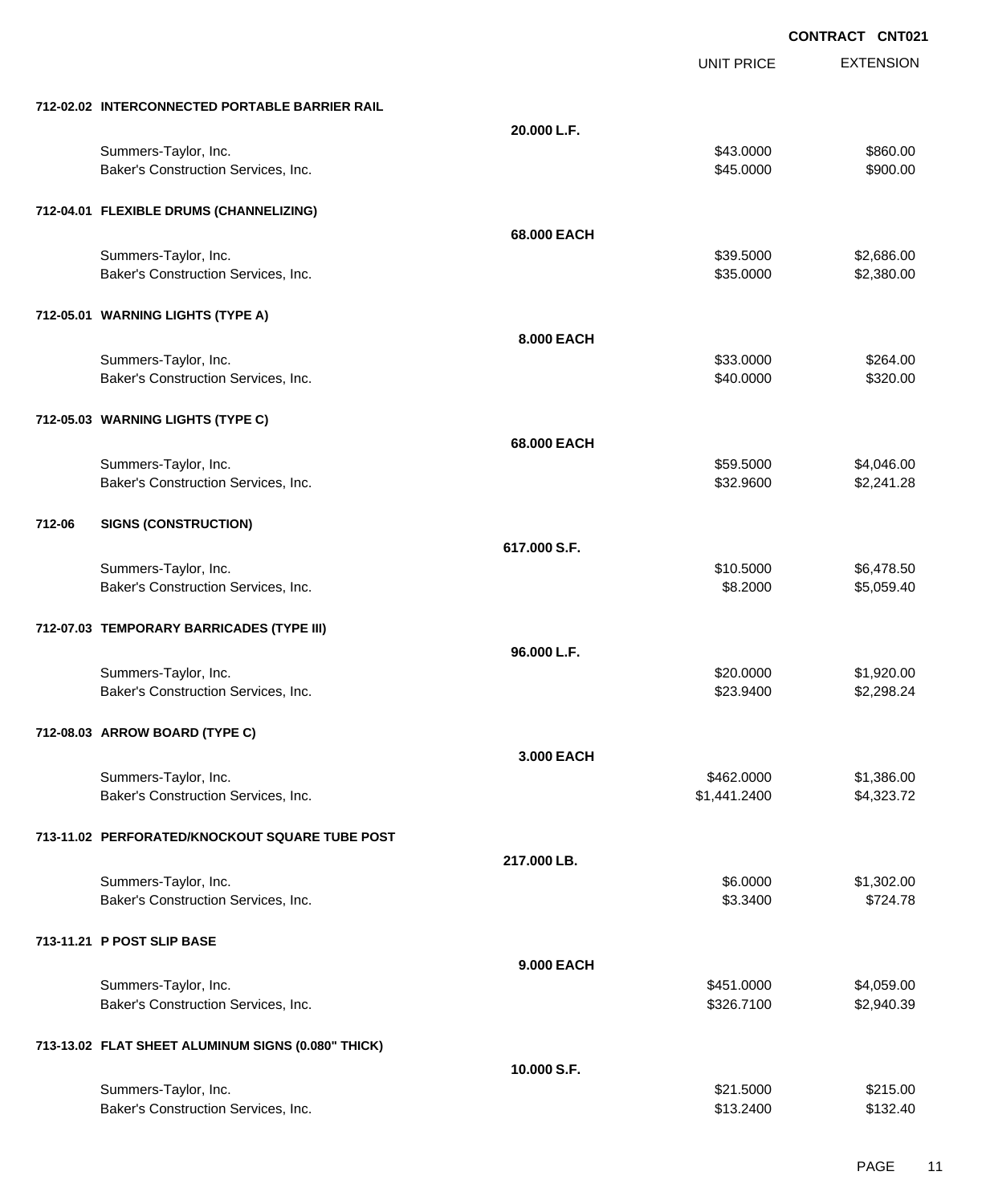CONTRACT CNT021

| | | UNIT PRICE | EXTENSION |
|---|---|---|---|
| **712-02.02 INTERCONNECTED PORTABLE BARRIER RAIL** | | | |
| | **20.000 L.F.** | | |
| Summers-Taylor, Inc. | | $43.0000 | $860.00 |
| Baker's Construction Services, Inc. | | $45.0000 | $900.00 |
| **712-04.01 FLEXIBLE DRUMS (CHANNELIZING)** | | | |
| | **68.000 EACH** | | |
| Summers-Taylor, Inc. | | $39.5000 | $2,686.00 |
| Baker's Construction Services, Inc. | | $35.0000 | $2,380.00 |
| **712-05.01 WARNING LIGHTS (TYPE A)** | | | |
| | **8.000 EACH** | | |
| Summers-Taylor, Inc. | | $33.0000 | $264.00 |
| Baker's Construction Services, Inc. | | $40.0000 | $320.00 |
| **712-05.03 WARNING LIGHTS (TYPE C)** | | | |
| | **68.000 EACH** | | |
| Summers-Taylor, Inc. | | $59.5000 | $4,046.00 |
| Baker's Construction Services, Inc. | | $32.9600 | $2,241.28 |
| **712-06 SIGNS (CONSTRUCTION)** | | | |
| | **617.000 S.F.** | | |
| Summers-Taylor, Inc. | | $10.5000 | $6,478.50 |
| Baker's Construction Services, Inc. | | $8.2000 | $5,059.40 |
| **712-07.03 TEMPORARY BARRICADES (TYPE III)** | | | |
| | **96.000 L.F.** | | |
| Summers-Taylor, Inc. | | $20.0000 | $1,920.00 |
| Baker's Construction Services, Inc. | | $23.9400 | $2,298.24 |
| **712-08.03 ARROW BOARD (TYPE C)** | | | |
| | **3.000 EACH** | | |
| Summers-Taylor, Inc. | | $462.0000 | $1,386.00 |
| Baker's Construction Services, Inc. | | $1,441.2400 | $4,323.72 |
| **713-11.02 PERFORATED/KNOCKOUT SQUARE TUBE POST** | | | |
| | **217.000 LB.** | | |
| Summers-Taylor, Inc. | | $6.0000 | $1,302.00 |
| Baker's Construction Services, Inc. | | $3.3400 | $724.78 |
| **713-11.21 P POST SLIP BASE** | | | |
| | **9.000 EACH** | | |
| Summers-Taylor, Inc. | | $451.0000 | $4,059.00 |
| Baker's Construction Services, Inc. | | $326.7100 | $2,940.39 |
| **713-13.02 FLAT SHEET ALUMINUM SIGNS (0.080" THICK)** | | | |
| | **10.000 S.F.** | | |
| Summers-Taylor, Inc. | | $21.5000 | $215.00 |
| Baker's Construction Services, Inc. | | $13.2400 | $132.40 |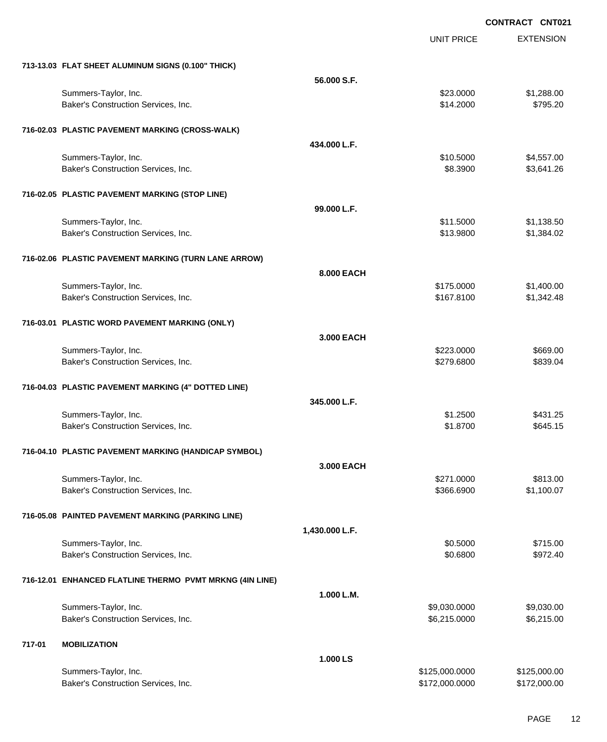**CONTRACT CNT021**

| | | UNIT PRICE | EXTENSION |
|---|---|---|---|
| **713-13.03 FLAT SHEET ALUMINUM SIGNS (0.100" THICK)** | | | |
| | **56.000 S.F.** | | |
| Summers-Taylor, Inc. | | $23.0000 | $1,288.00 |
| Baker's Construction Services, Inc. | | $14.2000 | $795.20 |
| **716-02.03 PLASTIC PAVEMENT MARKING (CROSS-WALK)** | | | |
| | **434.000 L.F.** | | |
| Summers-Taylor, Inc. | | $10.5000 | $4,557.00 |
| Baker's Construction Services, Inc. | | $8.3900 | $3,641.26 |
| **716-02.05 PLASTIC PAVEMENT MARKING (STOP LINE)** | | | |
| | **99.000 L.F.** | | |
| Summers-Taylor, Inc. | | $11.5000 | $1,138.50 |
| Baker's Construction Services, Inc. | | $13.9800 | $1,384.02 |
| **716-02.06 PLASTIC PAVEMENT MARKING (TURN LANE ARROW)** | | | |
| | **8.000 EACH** | | |
| Summers-Taylor, Inc. | | $175.0000 | $1,400.00 |
| Baker's Construction Services, Inc. | | $167.8100 | $1,342.48 |
| **716-03.01 PLASTIC WORD PAVEMENT MARKING (ONLY)** | | | |
| | **3.000 EACH** | | |
| Summers-Taylor, Inc. | | $223.0000 | $669.00 |
| Baker's Construction Services, Inc. | | $279.6800 | $839.04 |
| **716-04.03 PLASTIC PAVEMENT MARKING (4" DOTTED LINE)** | | | |
| | **345.000 L.F.** | | |
| Summers-Taylor, Inc. | | $1.2500 | $431.25 |
| Baker's Construction Services, Inc. | | $1.8700 | $645.15 |
| **716-04.10 PLASTIC PAVEMENT MARKING (HANDICAP SYMBOL)** | | | |
| | **3.000 EACH** | | |
| Summers-Taylor, Inc. | | $271.0000 | $813.00 |
| Baker's Construction Services, Inc. | | $366.6900 | $1,100.07 |
| **716-05.08 PAINTED PAVEMENT MARKING (PARKING LINE)** | | | |
| | **1,430.000 L.F.** | | |
| Summers-Taylor, Inc. | | $0.5000 | $715.00 |
| Baker's Construction Services, Inc. | | $0.6800 | $972.40 |
| **716-12.01 ENHANCED FLATLINE THERMO PVMT MRKNG (4IN LINE)** | | | |
| | **1.000 L.M.** | | |
| Summers-Taylor, Inc. | | $9,030.0000 | $9,030.00 |
| Baker's Construction Services, Inc. | | $6,215.0000 | $6,215.00 |
| **717-01 MOBILIZATION** | | | |
| | **1.000 LS** | | |
| Summers-Taylor, Inc. | | $125,000.0000 | $125,000.00 |
| Baker's Construction Services, Inc. | | $172,000.0000 | $172,000.00 |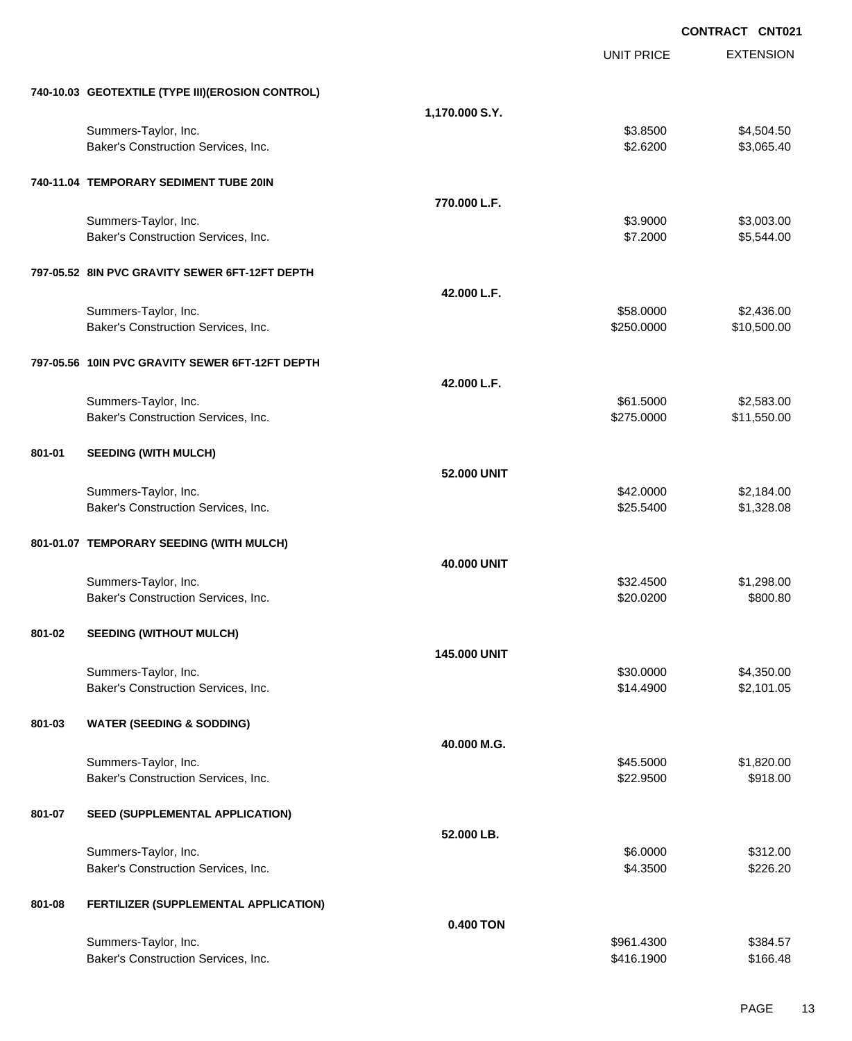**CONTRACT CNT021**

| | | UNIT PRICE | EXTENSION |
|---|---|---|---|
| **740-10.03 GEOTEXTILE (TYPE III)(EROSION CONTROL)** | **1,170.000 S.Y.** | | |
| Summers-Taylor, Inc. | | $3.8500 | $4,504.50 |
| Baker's Construction Services, Inc. | | $2.6200 | $3,065.40 |
| **740-11.04 TEMPORARY SEDIMENT TUBE 20IN** | **770.000 L.F.** | | |
| Summers-Taylor, Inc. | | $3.9000 | $3,003.00 |
| Baker's Construction Services, Inc. | | $7.2000 | $5,544.00 |
| **797-05.52 8IN PVC GRAVITY SEWER 6FT-12FT DEPTH** | **42.000 L.F.** | | |
| Summers-Taylor, Inc. | | $58.0000 | $2,436.00 |
| Baker's Construction Services, Inc. | | $250.0000 | $10,500.00 |
| **797-05.56 10IN PVC GRAVITY SEWER 6FT-12FT DEPTH** | **42.000 L.F.** | | |
| Summers-Taylor, Inc. | | $61.5000 | $2,583.00 |
| Baker's Construction Services, Inc. | | $275.0000 | $11,550.00 |
| **801-01 SEEDING (WITH MULCH)** | **52.000 UNIT** | | |
| Summers-Taylor, Inc. | | $42.0000 | $2,184.00 |
| Baker's Construction Services, Inc. | | $25.5400 | $1,328.08 |
| **801-01.07 TEMPORARY SEEDING (WITH MULCH)** | **40.000 UNIT** | | |
| Summers-Taylor, Inc. | | $32.4500 | $1,298.00 |
| Baker's Construction Services, Inc. | | $20.0200 | $800.80 |
| **801-02 SEEDING (WITHOUT MULCH)** | **145.000 UNIT** | | |
| Summers-Taylor, Inc. | | $30.0000 | $4,350.00 |
| Baker's Construction Services, Inc. | | $14.4900 | $2,101.05 |
| **801-03 WATER (SEEDING & SODDING)** | **40.000 M.G.** | | |
| Summers-Taylor, Inc. | | $45.5000 | $1,820.00 |
| Baker's Construction Services, Inc. | | $22.9500 | $918.00 |
| **801-07 SEED (SUPPLEMENTAL APPLICATION)** | **52.000 LB.** | | |
| Summers-Taylor, Inc. | | $6.0000 | $312.00 |
| Baker's Construction Services, Inc. | | $4.3500 | $226.20 |
| **801-08 FERTILIZER (SUPPLEMENTAL APPLICATION)** | **0.400 TON** | | |
| Summers-Taylor, Inc. | | $961.4300 | $384.57 |
| Baker's Construction Services, Inc. | | $416.1900 | $166.48 |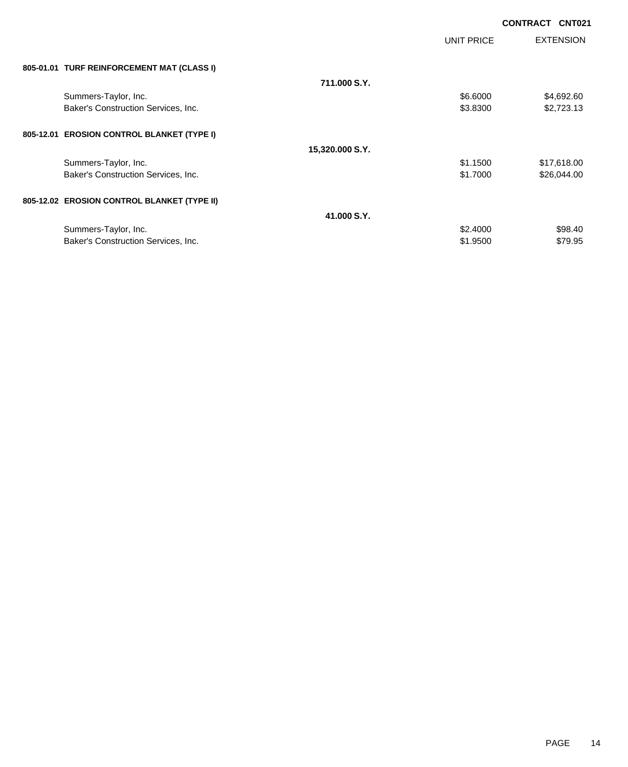**CONTRACT CNT021**

| | | UNIT PRICE | EXTENSION |
|---|---|---|---|
| **805-01.01 TURF REINFORCEMENT MAT (CLASS I)** | | | |
| | **711.000 S.Y.** | | |
| Summers-Taylor, Inc. | | $6.6000 | $4,692.60 |
| Baker's Construction Services, Inc. | | $3.8300 | $2,723.13 |
| **805-12.01 EROSION CONTROL BLANKET (TYPE I)** | | | |
| | **15,320.000 S.Y.** | | |
| Summers-Taylor, Inc. | | $1.1500 | $17,618.00 |
| Baker's Construction Services, Inc. | | $1.7000 | $26,044.00 |
| **805-12.02 EROSION CONTROL BLANKET (TYPE II)** | | | |
| | **41.000 S.Y.** | | |
| Summers-Taylor, Inc. | | $2.4000 | $98.40 |
| Baker's Construction Services, Inc. | | $1.9500 | $79.95 |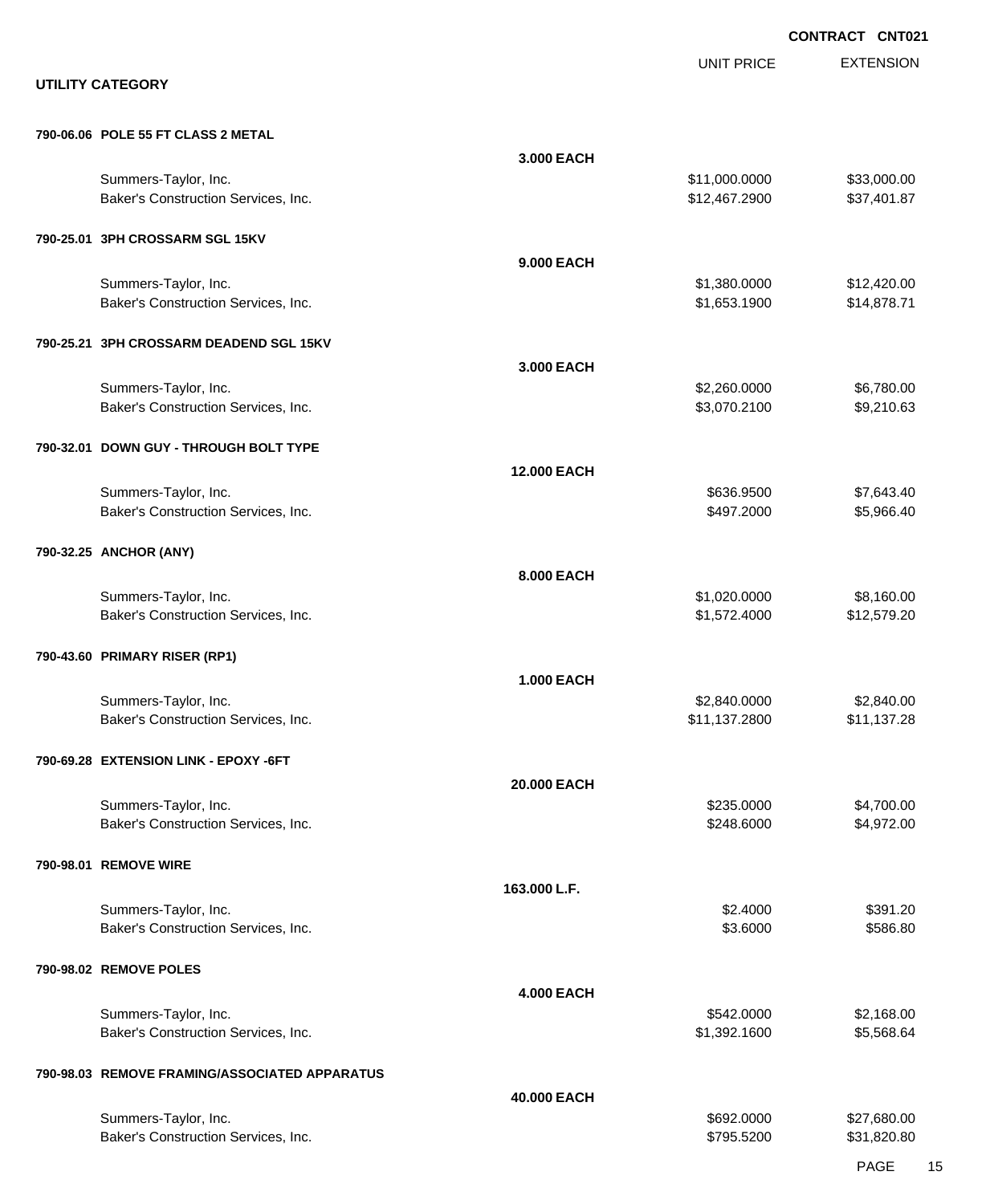CONTRACT CNT021

## UTILITY CATEGORY

| | | UNIT PRICE | EXTENSION |
|---|---|---|---|
| **790-06.06 POLE 55 FT CLASS 2 METAL** | | | |
| | **3.000 EACH** | | |
| Summers-Taylor, Inc. | | $11,000.0000 | $33,000.00 |
| Baker's Construction Services, Inc. | | $12,467.2900 | $37,401.87 |
| **790-25.01 3PH CROSSARM SGL 15KV** | | | |
| | **9.000 EACH** | | |
| Summers-Taylor, Inc. | | $1,380.0000 | $12,420.00 |
| Baker's Construction Services, Inc. | | $1,653.1900 | $14,878.71 |
| **790-25.21 3PH CROSSARM DEADEND SGL 15KV** | | | |
| | **3.000 EACH** | | |
| Summers-Taylor, Inc. | | $2,260.0000 | $6,780.00 |
| Baker's Construction Services, Inc. | | $3,070.2100 | $9,210.63 |
| **790-32.01 DOWN GUY - THROUGH BOLT TYPE** | | | |
| | **12.000 EACH** | | |
| Summers-Taylor, Inc. | | $636.9500 | $7,643.40 |
| Baker's Construction Services, Inc. | | $497.2000 | $5,966.40 |
| **790-32.25 ANCHOR (ANY)** | | | |
| | **8.000 EACH** | | |
| Summers-Taylor, Inc. | | $1,020.0000 | $8,160.00 |
| Baker's Construction Services, Inc. | | $1,572.4000 | $12,579.20 |
| **790-43.60 PRIMARY RISER (RP1)** | | | |
| | **1.000 EACH** | | |
| Summers-Taylor, Inc. | | $2,840.0000 | $2,840.00 |
| Baker's Construction Services, Inc. | | $11,137.2800 | $11,137.28 |
| **790-69.28 EXTENSION LINK - EPOXY -6FT** | | | |
| | **20.000 EACH** | | |
| Summers-Taylor, Inc. | | $235.0000 | $4,700.00 |
| Baker's Construction Services, Inc. | | $248.6000 | $4,972.00 |
| **790-98.01 REMOVE WIRE** | | | |
| | **163.000 L.F.** | | |
| Summers-Taylor, Inc. | | $2.4000 | $391.20 |
| Baker's Construction Services, Inc. | | $3.6000 | $586.80 |
| **790-98.02 REMOVE POLES** | | | |
| | **4.000 EACH** | | |
| Summers-Taylor, Inc. | | $542.0000 | $2,168.00 |
| Baker's Construction Services, Inc. | | $1,392.1600 | $5,568.64 |
| **790-98.03 REMOVE FRAMING/ASSOCIATED APPARATUS** | | | |
| | **40.000 EACH** | | |
| Summers-Taylor, Inc. | | $692.0000 | $27,680.00 |
| Baker's Construction Services, Inc. | | $795.5200 | $31,820.80 |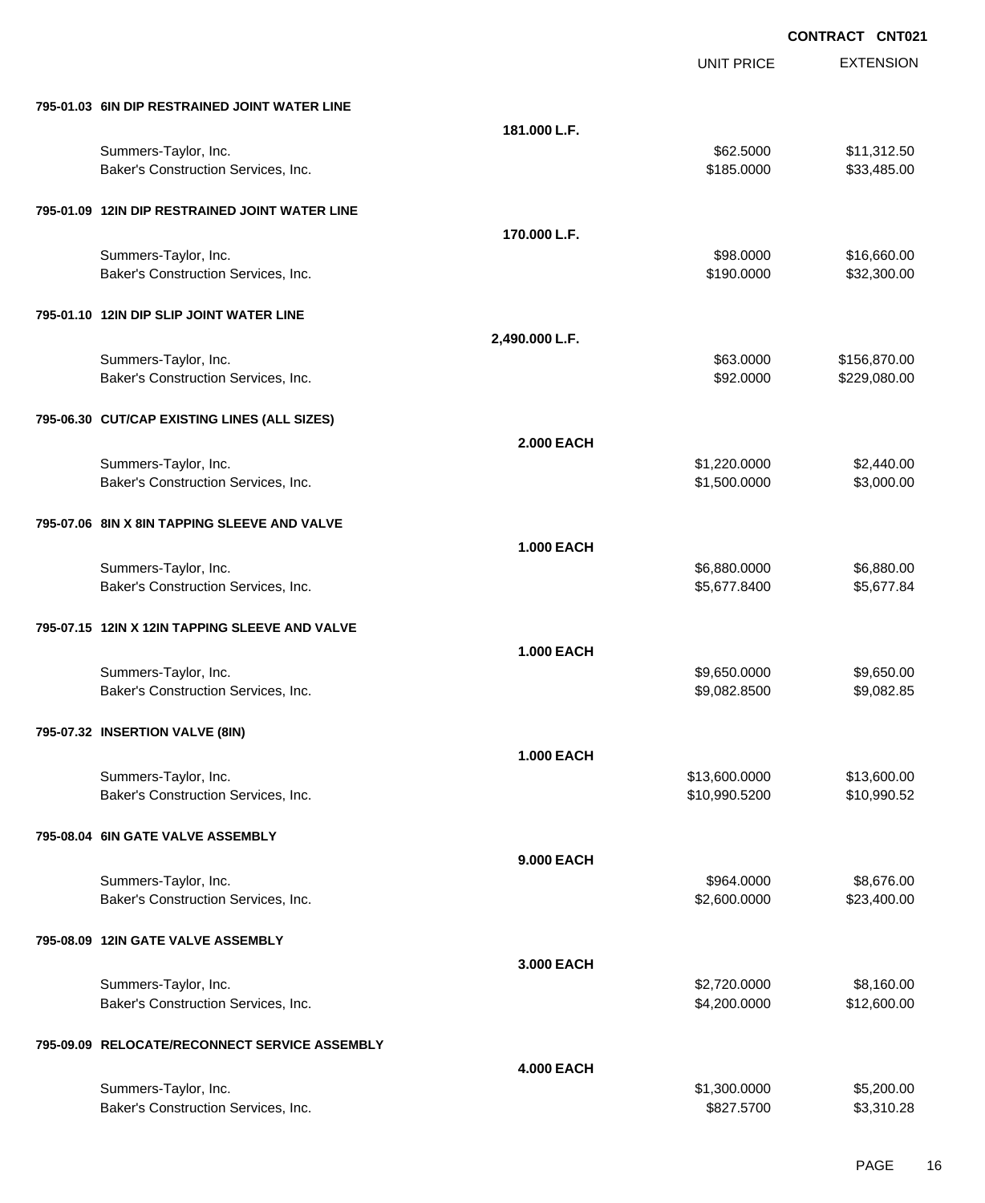**CONTRACT CNT021**

| | | UNIT PRICE | EXTENSION |
|---|---|---|---|
| **795-01.03 6IN DIP RESTRAINED JOINT WATER LINE** | | | |
| | **181.000 L.F.** | | |
| Summers-Taylor, Inc. | | $62.5000 | $11,312.50 |
| Baker's Construction Services, Inc. | | $185.0000 | $33,485.00 |
| **795-01.09 12IN DIP RESTRAINED JOINT WATER LINE** | | | |
| | **170.000 L.F.** | | |
| Summers-Taylor, Inc. | | $98.0000 | $16,660.00 |
| Baker's Construction Services, Inc. | | $190.0000 | $32,300.00 |
| **795-01.10 12IN DIP SLIP JOINT WATER LINE** | | | |
| | **2,490.000 L.F.** | | |
| Summers-Taylor, Inc. | | $63.0000 | $156,870.00 |
| Baker's Construction Services, Inc. | | $92.0000 | $229,080.00 |
| **795-06.30 CUT/CAP EXISTING LINES (ALL SIZES)** | | | |
| | **2.000 EACH** | | |
| Summers-Taylor, Inc. | | $1,220.0000 | $2,440.00 |
| Baker's Construction Services, Inc. | | $1,500.0000 | $3,000.00 |
| **795-07.06 8IN X 8IN TAPPING SLEEVE AND VALVE** | | | |
| | **1.000 EACH** | | |
| Summers-Taylor, Inc. | | $6,880.0000 | $6,880.00 |
| Baker's Construction Services, Inc. | | $5,677.8400 | $5,677.84 |
| **795-07.15 12IN X 12IN TAPPING SLEEVE AND VALVE** | | | |
| | **1.000 EACH** | | |
| Summers-Taylor, Inc. | | $9,650.0000 | $9,650.00 |
| Baker's Construction Services, Inc. | | $9,082.8500 | $9,082.85 |
| **795-07.32 INSERTION VALVE (8IN)** | | | |
| | **1.000 EACH** | | |
| Summers-Taylor, Inc. | | $13,600.0000 | $13,600.00 |
| Baker's Construction Services, Inc. | | $10,990.5200 | $10,990.52 |
| **795-08.04 6IN GATE VALVE ASSEMBLY** | | | |
| | **9.000 EACH** | | |
| Summers-Taylor, Inc. | | $964.0000 | $8,676.00 |
| Baker's Construction Services, Inc. | | $2,600.0000 | $23,400.00 |
| **795-08.09 12IN GATE VALVE ASSEMBLY** | | | |
| | **3.000 EACH** | | |
| Summers-Taylor, Inc. | | $2,720.0000 | $8,160.00 |
| Baker's Construction Services, Inc. | | $4,200.0000 | $12,600.00 |
| **795-09.09 RELOCATE/RECONNECT SERVICE ASSEMBLY** | | | |
| | **4.000 EACH** | | |
| Summers-Taylor, Inc. | | $1,300.0000 | $5,200.00 |
| Baker's Construction Services, Inc. | | $827.5700 | $3,310.28 |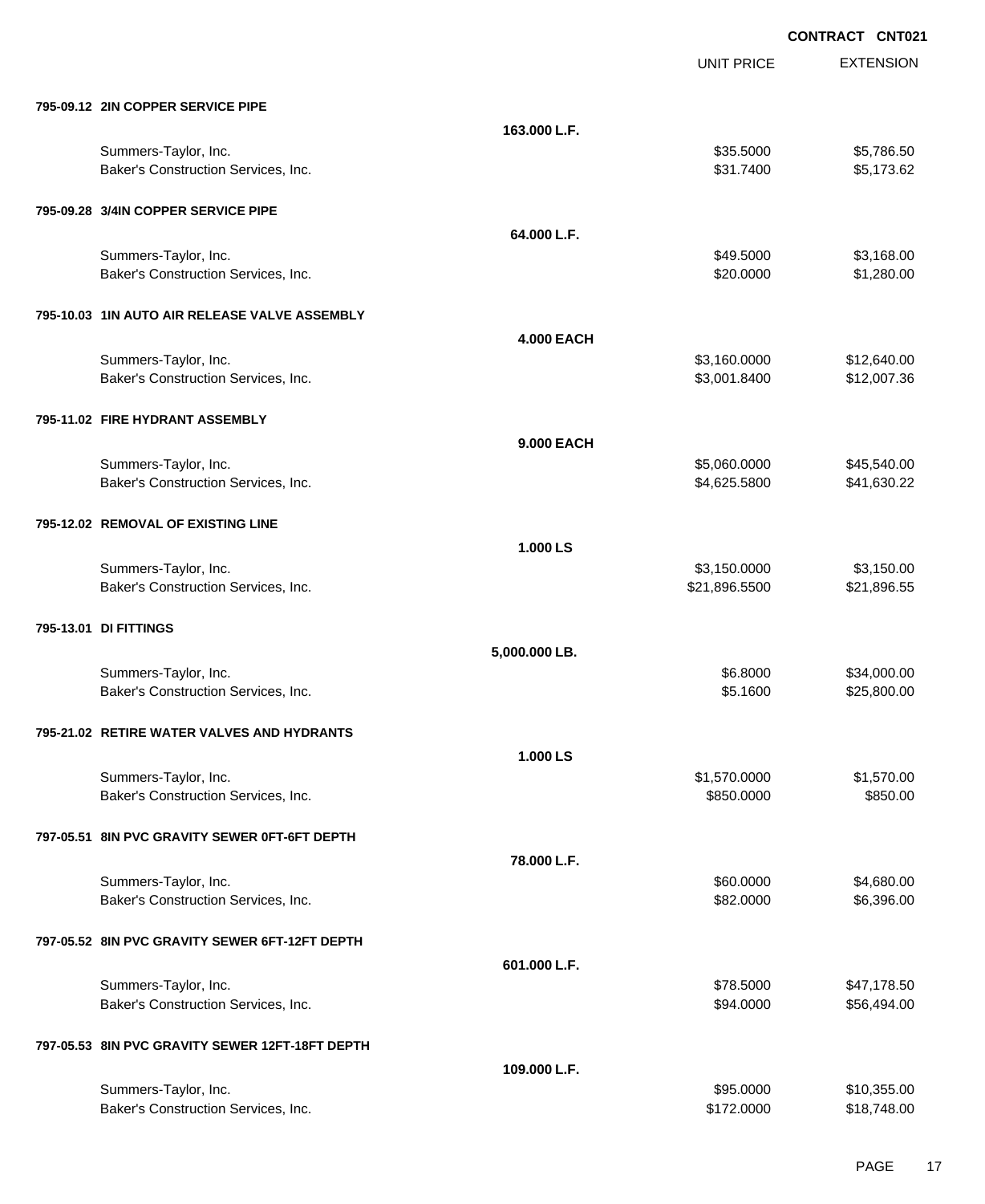**CONTRACT CNT021**

| | | UNIT PRICE | EXTENSION |
|---|---|---|---|
| **795-09.12 2IN COPPER SERVICE PIPE** | | | |
| | **163.000 L.F.** | | |
| Summers-Taylor, Inc. | | $35.5000 | $5,786.50 |
| Baker's Construction Services, Inc. | | $31.7400 | $5,173.62 |
| **795-09.28 3/4IN COPPER SERVICE PIPE** | | | |
| | **64.000 L.F.** | | |
| Summers-Taylor, Inc. | | $49.5000 | $3,168.00 |
| Baker's Construction Services, Inc. | | $20.0000 | $1,280.00 |
| **795-10.03 1IN AUTO AIR RELEASE VALVE ASSEMBLY** | | | |
| | **4.000 EACH** | | |
| Summers-Taylor, Inc. | | $3,160.0000 | $12,640.00 |
| Baker's Construction Services, Inc. | | $3,001.8400 | $12,007.36 |
| **795-11.02 FIRE HYDRANT ASSEMBLY** | | | |
| | **9.000 EACH** | | |
| Summers-Taylor, Inc. | | $5,060.0000 | $45,540.00 |
| Baker's Construction Services, Inc. | | $4,625.5800 | $41,630.22 |
| **795-12.02 REMOVAL OF EXISTING LINE** | | | |
| | **1.000 LS** | | |
| Summers-Taylor, Inc. | | $3,150.0000 | $3,150.00 |
| Baker's Construction Services, Inc. | | $21,896.5500 | $21,896.55 |
| **795-13.01 DI FITTINGS** | | | |
| | **5,000.000 LB.** | | |
| Summers-Taylor, Inc. | | $6.8000 | $34,000.00 |
| Baker's Construction Services, Inc. | | $5.1600 | $25,800.00 |
| **795-21.02 RETIRE WATER VALVES AND HYDRANTS** | | | |
| | **1.000 LS** | | |
| Summers-Taylor, Inc. | | $1,570.0000 | $1,570.00 |
| Baker's Construction Services, Inc. | | $850.0000 | $850.00 |
| **797-05.51 8IN PVC GRAVITY SEWER 0FT-6FT DEPTH** | | | |
| | **78.000 L.F.** | | |
| Summers-Taylor, Inc. | | $60.0000 | $4,680.00 |
| Baker's Construction Services, Inc. | | $82.0000 | $6,396.00 |
| **797-05.52 8IN PVC GRAVITY SEWER 6FT-12FT DEPTH** | | | |
| | **601.000 L.F.** | | |
| Summers-Taylor, Inc. | | $78.5000 | $47,178.50 |
| Baker's Construction Services, Inc. | | $94.0000 | $56,494.00 |
| **797-05.53 8IN PVC GRAVITY SEWER 12FT-18FT DEPTH** | | | |
| | **109.000 L.F.** | | |
| Summers-Taylor, Inc. | | $95.0000 | $10,355.00 |
| Baker's Construction Services, Inc. | | $172.0000 | $18,748.00 |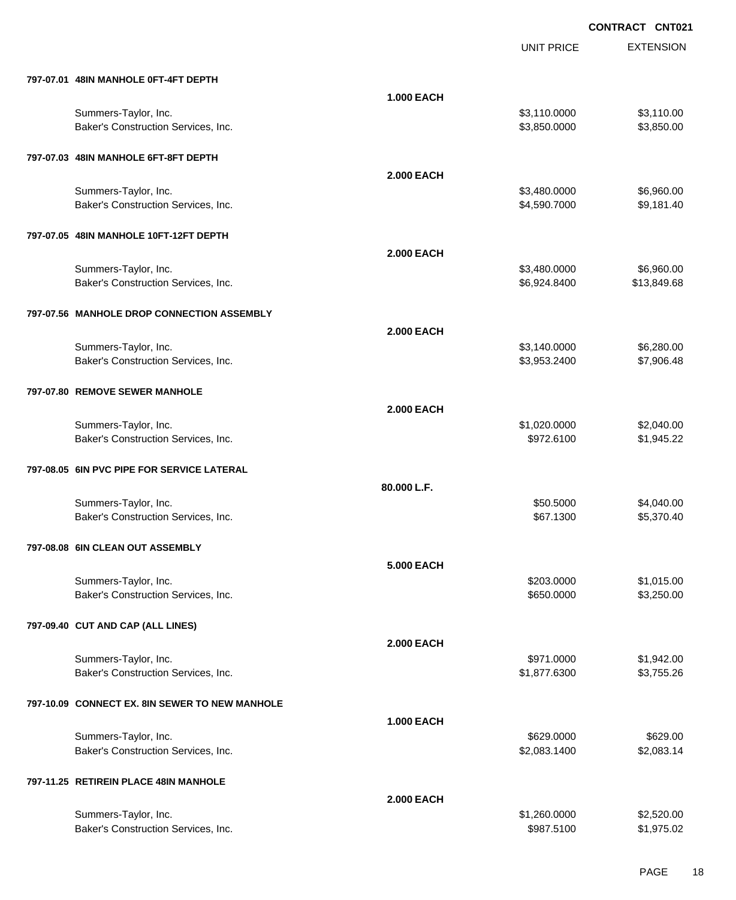**CONTRACT CNT021**

| | | UNIT PRICE | EXTENSION |
|---|---|---|---|
| **797-07.01 48IN MANHOLE 0FT-4FT DEPTH** | | | |
| | **1.000 EACH** | | |
| Summers-Taylor, Inc. | | $3,110.0000 | $3,110.00 |
| Baker's Construction Services, Inc. | | $3,850.0000 | $3,850.00 |
| **797-07.03 48IN MANHOLE 6FT-8FT DEPTH** | | | |
| | **2.000 EACH** | | |
| Summers-Taylor, Inc. | | $3,480.0000 | $6,960.00 |
| Baker's Construction Services, Inc. | | $4,590.7000 | $9,181.40 |
| **797-07.05 48IN MANHOLE 10FT-12FT DEPTH** | | | |
| | **2.000 EACH** | | |
| Summers-Taylor, Inc. | | $3,480.0000 | $6,960.00 |
| Baker's Construction Services, Inc. | | $6,924.8400 | $13,849.68 |
| **797-07.56 MANHOLE DROP CONNECTION ASSEMBLY** | | | |
| | **2.000 EACH** | | |
| Summers-Taylor, Inc. | | $3,140.0000 | $6,280.00 |
| Baker's Construction Services, Inc. | | $3,953.2400 | $7,906.48 |
| **797-07.80 REMOVE SEWER MANHOLE** | | | |
| | **2.000 EACH** | | |
| Summers-Taylor, Inc. | | $1,020.0000 | $2,040.00 |
| Baker's Construction Services, Inc. | | $972.6100 | $1,945.22 |
| **797-08.05 6IN PVC PIPE FOR SERVICE LATERAL** | | | |
| | **80.000 L.F.** | | |
| Summers-Taylor, Inc. | | $50.5000 | $4,040.00 |
| Baker's Construction Services, Inc. | | $67.1300 | $5,370.40 |
| **797-08.08 6IN CLEAN OUT ASSEMBLY** | | | |
| | **5.000 EACH** | | |
| Summers-Taylor, Inc. | | $203.0000 | $1,015.00 |
| Baker's Construction Services, Inc. | | $650.0000 | $3,250.00 |
| **797-09.40 CUT AND CAP (ALL LINES)** | | | |
| | **2.000 EACH** | | |
| Summers-Taylor, Inc. | | $971.0000 | $1,942.00 |
| Baker's Construction Services, Inc. | | $1,877.6300 | $3,755.26 |
| **797-10.09 CONNECT EX. 8IN SEWER TO NEW MANHOLE** | | | |
| | **1.000 EACH** | | |
| Summers-Taylor, Inc. | | $629.0000 | $629.00 |
| Baker's Construction Services, Inc. | | $2,083.1400 | $2,083.14 |
| **797-11.25 RETIREIN PLACE 48IN MANHOLE** | | | |
| | **2.000 EACH** | | |
| Summers-Taylor, Inc. | | $1,260.0000 | $2,520.00 |
| Baker's Construction Services, Inc. | | $987.5100 | $1,975.02 |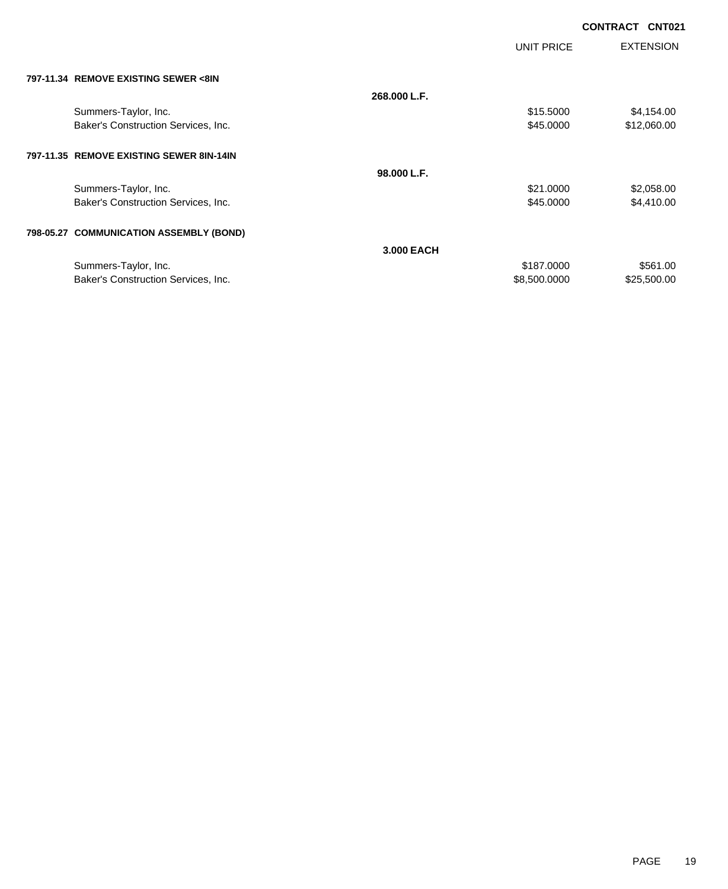**CONTRACT CNT021**

| | | UNIT PRICE | EXTENSION |
|---|---|---|---|
| **797-11.34 REMOVE EXISTING SEWER <8IN** | | | |
| | **268.000 L.F.** | | |
| Summers-Taylor, Inc. | | $15.5000 | $4,154.00 |
| Baker's Construction Services, Inc. | | $45.0000 | $12,060.00 |
| **797-11.35 REMOVE EXISTING SEWER 8IN-14IN** | | | |
| | **98.000 L.F.** | | |
| Summers-Taylor, Inc. | | $21.0000 | $2,058.00 |
| Baker's Construction Services, Inc. | | $45.0000 | $4,410.00 |
| **798-05.27 COMMUNICATION ASSEMBLY (BOND)** | | | |
| | **3.000 EACH** | | |
| Summers-Taylor, Inc. | | $187.0000 | $561.00 |
| Baker's Construction Services, Inc. | | $8,500.0000 | $25,500.00 |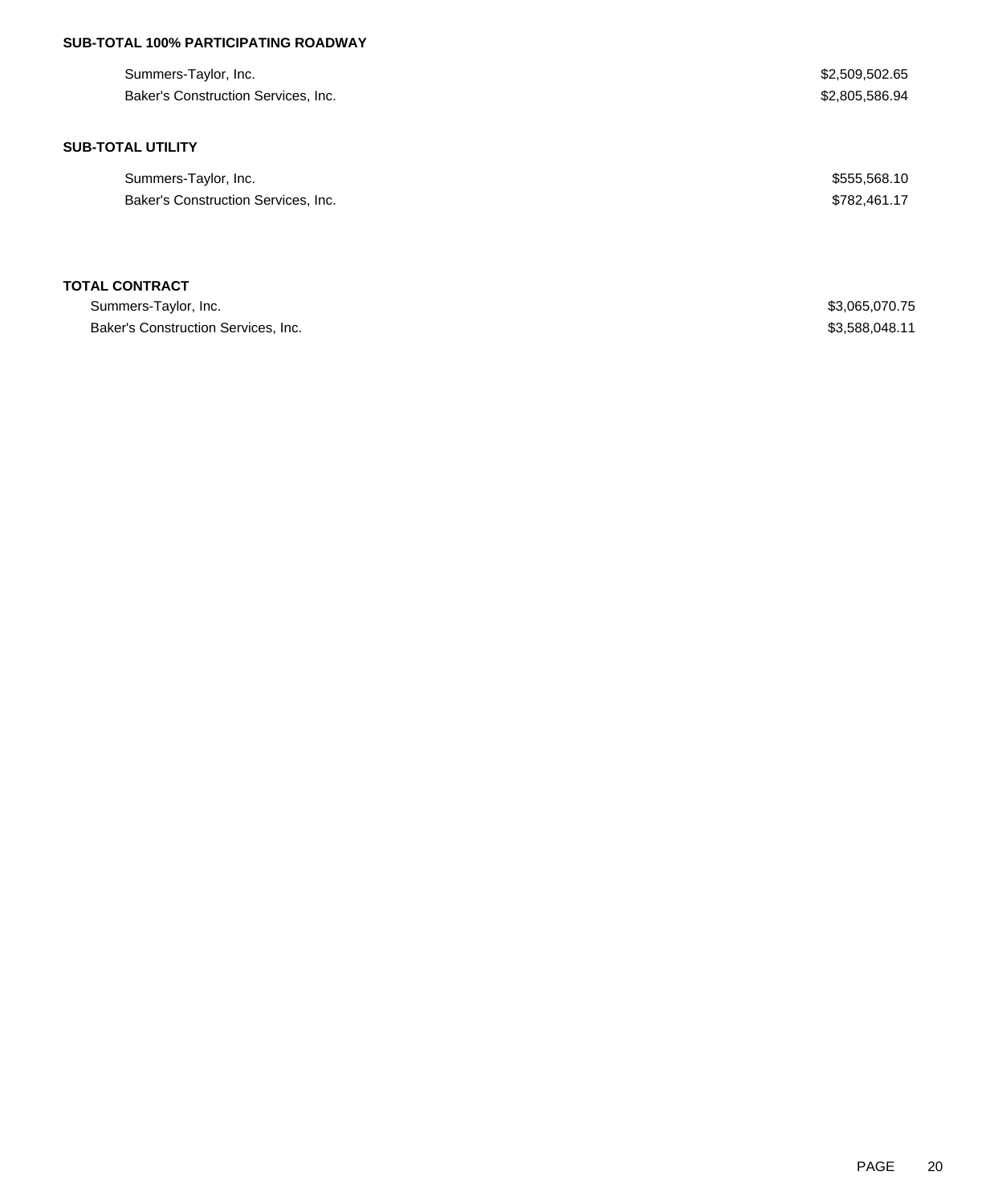**SUB-TOTAL 100% PARTICIPATING ROADWAY**

| | |
|---|---|
| Summers-Taylor, Inc. | $2,509,502.65 |
| Baker's Construction Services, Inc. | $2,805,586.94 |

**SUB-TOTAL UTILITY**

| | |
|---|---|
| Summers-Taylor, Inc. | $555,568.10 |
| Baker's Construction Services, Inc. | $782,461.17 |

**TOTAL CONTRACT**

| | |
|---|---|
| Summers-Taylor, Inc. | $3,065,070.75 |
| Baker's Construction Services, Inc. | $3,588,048.11 |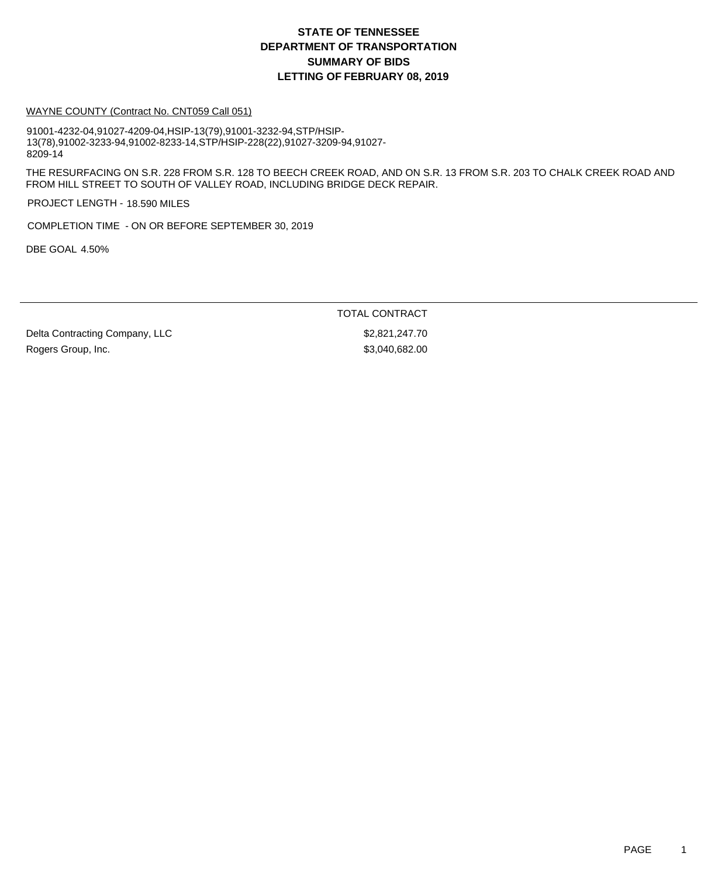# STATE OF TENNESSEE
# DEPARTMENT OF TRANSPORTATION
# SUMMARY OF BIDS
# LETTING OF FEBRUARY 08, 2019

WAYNE COUNTY (Contract No. CNT059 Call 051)

91001-4232-04,91027-4209-04,HSIP-13(79),91001-3232-94,STP/HSIP-13(78),91002-3233-94,91002-8233-14,STP/HSIP-228(22),91027-3209-94,91027-8209-14

THE RESURFACING ON S.R. 228 FROM S.R. 128 TO BEECH CREEK ROAD, AND ON S.R. 13 FROM S.R. 203 TO CHALK CREEK ROAD AND FROM HILL STREET TO SOUTH OF VALLEY ROAD, INCLUDING BRIDGE DECK REPAIR.

PROJECT LENGTH - 18.590 MILES

COMPLETION TIME - ON OR BEFORE SEPTEMBER 30, 2019

DBE GOAL 4.50%

| | TOTAL CONTRACT |
|---|---|
| Delta Contracting Company, LLC | $2,821,247.70 |
| Rogers Group, Inc. | $3,040,682.00 |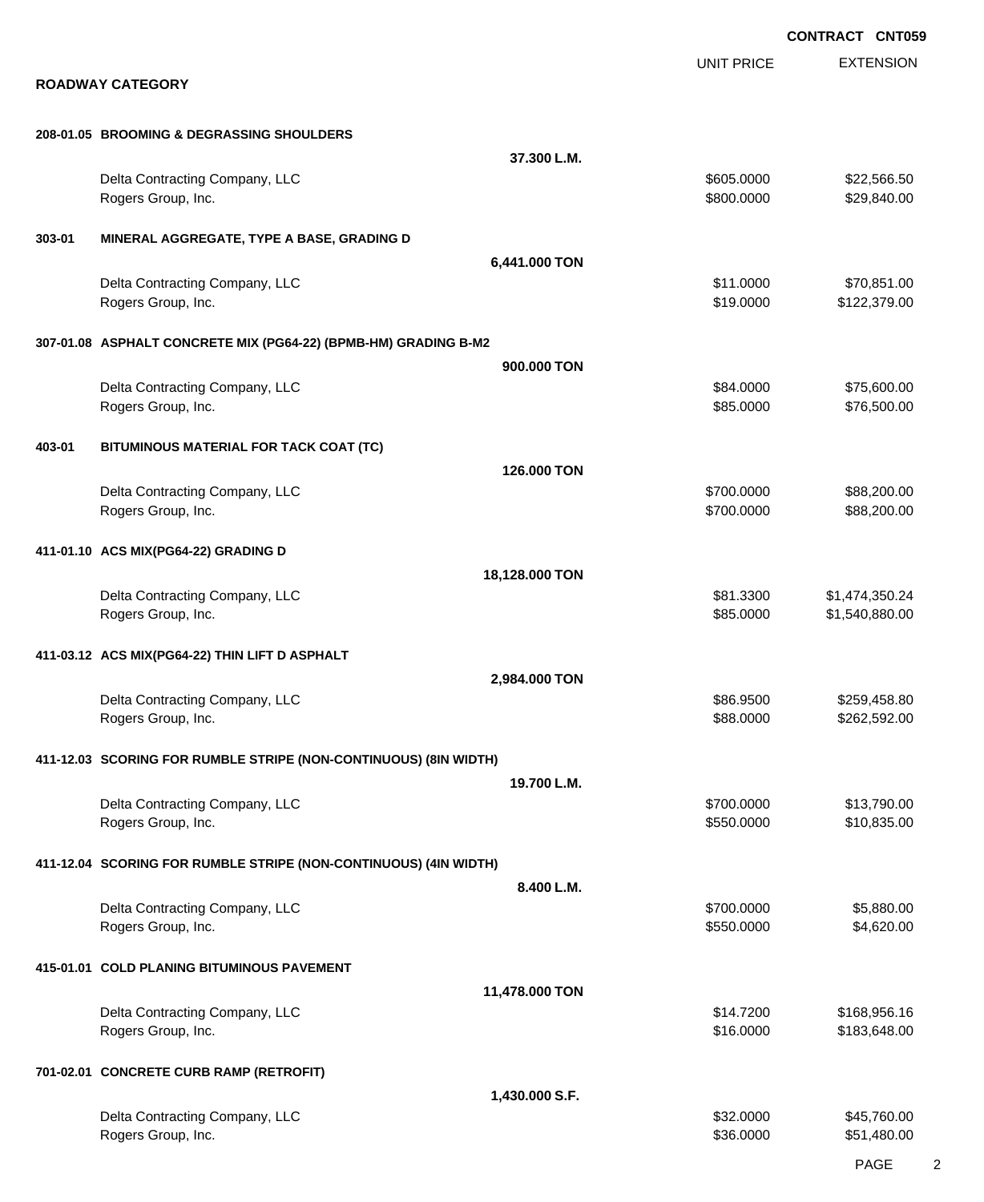**CONTRACT CNT059**

## ROADWAY CATEGORY

| | | UNIT PRICE | EXTENSION |
|---|---|---|---|
| **208-01.05 BROOMING & DEGRASSING SHOULDERS** | | | |
| | **37.300 L.M.** | | |
| | Delta Contracting Company, LLC | $605.0000 | $22,566.50 |
| | Rogers Group, Inc. | $800.0000 | $29,840.00 |
| **303-01 MINERAL AGGREGATE, TYPE A BASE, GRADING D** | | | |
| | **6,441.000 TON** | | |
| | Delta Contracting Company, LLC | $11.0000 | $70,851.00 |
| | Rogers Group, Inc. | $19.0000 | $122,379.00 |
| **307-01.08 ASPHALT CONCRETE MIX (PG64-22) (BPMB-HM) GRADING B-M2** | | | |
| | **900.000 TON** | | |
| | Delta Contracting Company, LLC | $84.0000 | $75,600.00 |
| | Rogers Group, Inc. | $85.0000 | $76,500.00 |
| **403-01 BITUMINOUS MATERIAL FOR TACK COAT (TC)** | | | |
| | **126.000 TON** | | |
| | Delta Contracting Company, LLC | $700.0000 | $88,200.00 |
| | Rogers Group, Inc. | $700.0000 | $88,200.00 |
| **411-01.10 ACS MIX(PG64-22) GRADING D** | | | |
| | **18,128.000 TON** | | |
| | Delta Contracting Company, LLC | $81.3300 | $1,474,350.24 |
| | Rogers Group, Inc. | $85.0000 | $1,540,880.00 |
| **411-03.12 ACS MIX(PG64-22) THIN LIFT D ASPHALT** | | | |
| | **2,984.000 TON** | | |
| | Delta Contracting Company, LLC | $86.9500 | $259,458.80 |
| | Rogers Group, Inc. | $88.0000 | $262,592.00 |
| **411-12.03 SCORING FOR RUMBLE STRIPE (NON-CONTINUOUS) (8IN WIDTH)** | | | |
| | **19.700 L.M.** | | |
| | Delta Contracting Company, LLC | $700.0000 | $13,790.00 |
| | Rogers Group, Inc. | $550.0000 | $10,835.00 |
| **411-12.04 SCORING FOR RUMBLE STRIPE (NON-CONTINUOUS) (4IN WIDTH)** | | | |
| | **8.400 L.M.** | | |
| | Delta Contracting Company, LLC | $700.0000 | $5,880.00 |
| | Rogers Group, Inc. | $550.0000 | $4,620.00 |
| **415-01.01 COLD PLANING BITUMINOUS PAVEMENT** | | | |
| | **11,478.000 TON** | | |
| | Delta Contracting Company, LLC | $14.7200 | $168,956.16 |
| | Rogers Group, Inc. | $16.0000 | $183,648.00 |
| **701-02.01 CONCRETE CURB RAMP (RETROFIT)** | | | |
| | **1,430.000 S.F.** | | |
| | Delta Contracting Company, LLC | $32.0000 | $45,760.00 |
| | Rogers Group, Inc. | $36.0000 | $51,480.00 |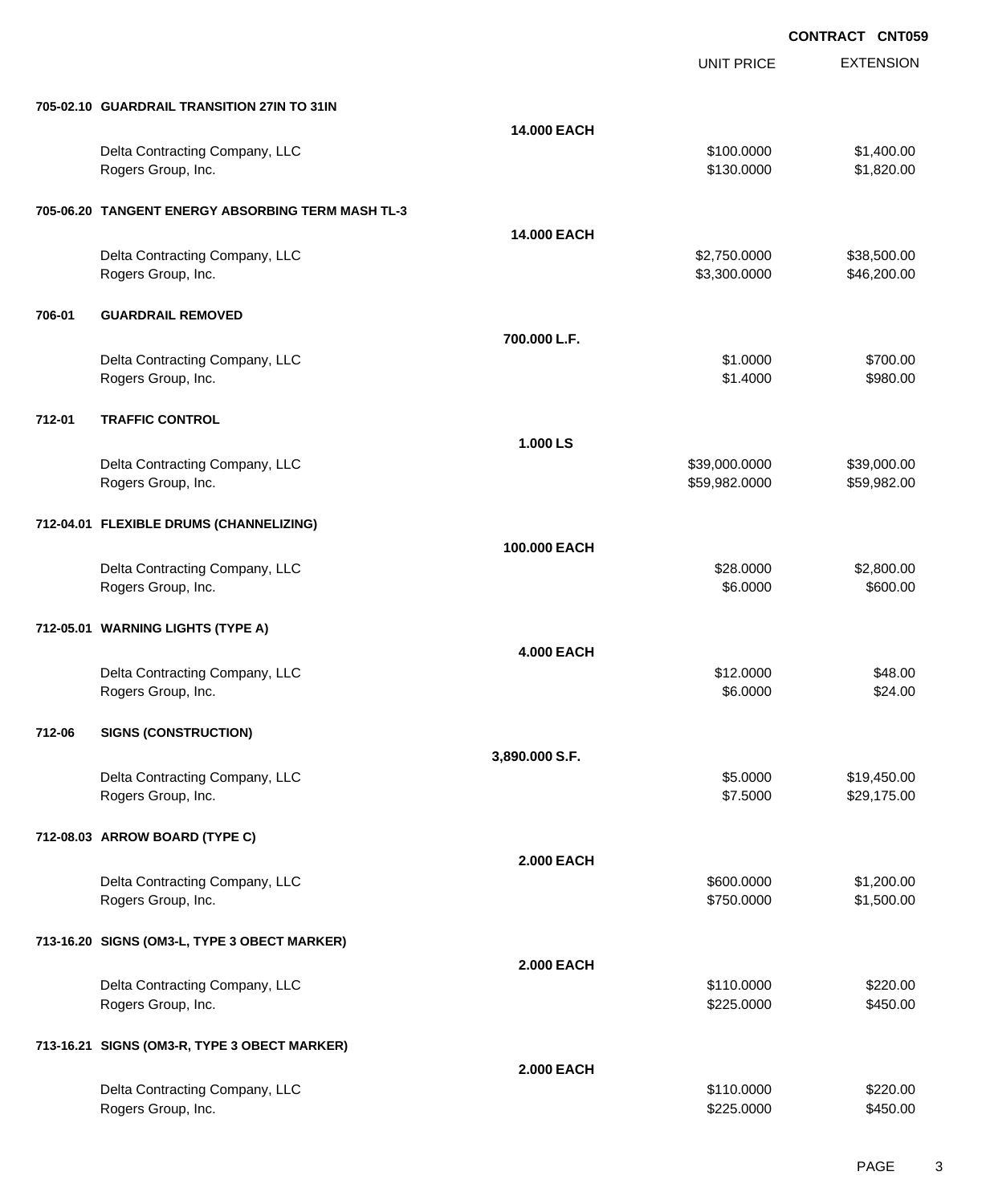**CONTRACT CNT059**

| | | | UNIT PRICE | EXTENSION |
|---|---|---|---|---|
| **705-02.10** | **GUARDRAIL TRANSITION 27IN TO 31IN** | | | |
| | | **14.000 EACH** | | |
| | Delta Contracting Company, LLC | | $100.0000 | $1,400.00 |
| | Rogers Group, Inc. | | $130.0000 | $1,820.00 |
| **705-06.20** | **TANGENT ENERGY ABSORBING TERM MASH TL-3** | | | |
| | | **14.000 EACH** | | |
| | Delta Contracting Company, LLC | | $2,750.0000 | $38,500.00 |
| | Rogers Group, Inc. | | $3,300.0000 | $46,200.00 |
| **706-01** | **GUARDRAIL REMOVED** | | | |
| | | **700.000 L.F.** | | |
| | Delta Contracting Company, LLC | | $1.0000 | $700.00 |
| | Rogers Group, Inc. | | $1.4000 | $980.00 |
| **712-01** | **TRAFFIC CONTROL** | | | |
| | | **1.000 LS** | | |
| | Delta Contracting Company, LLC | | $39,000.0000 | $39,000.00 |
| | Rogers Group, Inc. | | $59,982.0000 | $59,982.00 |
| **712-04.01** | **FLEXIBLE DRUMS (CHANNELIZING)** | | | |
| | | **100.000 EACH** | | |
| | Delta Contracting Company, LLC | | $28.0000 | $2,800.00 |
| | Rogers Group, Inc. | | $6.0000 | $600.00 |
| **712-05.01** | **WARNING LIGHTS (TYPE A)** | | | |
| | | **4.000 EACH** | | |
| | Delta Contracting Company, LLC | | $12.0000 | $48.00 |
| | Rogers Group, Inc. | | $6.0000 | $24.00 |
| **712-06** | **SIGNS (CONSTRUCTION)** | | | |
| | | **3,890.000 S.F.** | | |
| | Delta Contracting Company, LLC | | $5.0000 | $19,450.00 |
| | Rogers Group, Inc. | | $7.5000 | $29,175.00 |
| **712-08.03** | **ARROW BOARD (TYPE C)** | | | |
| | | **2.000 EACH** | | |
| | Delta Contracting Company, LLC | | $600.0000 | $1,200.00 |
| | Rogers Group, Inc. | | $750.0000 | $1,500.00 |
| **713-16.20** | **SIGNS (OM3-L, TYPE 3 OBECT MARKER)** | | | |
| | | **2.000 EACH** | | |
| | Delta Contracting Company, LLC | | $110.0000 | $220.00 |
| | Rogers Group, Inc. | | $225.0000 | $450.00 |
| **713-16.21** | **SIGNS (OM3-R, TYPE 3 OBECT MARKER)** | | | |
| | | **2.000 EACH** | | |
| | Delta Contracting Company, LLC | | $110.0000 | $220.00 |
| | Rogers Group, Inc. | | $225.0000 | $450.00 |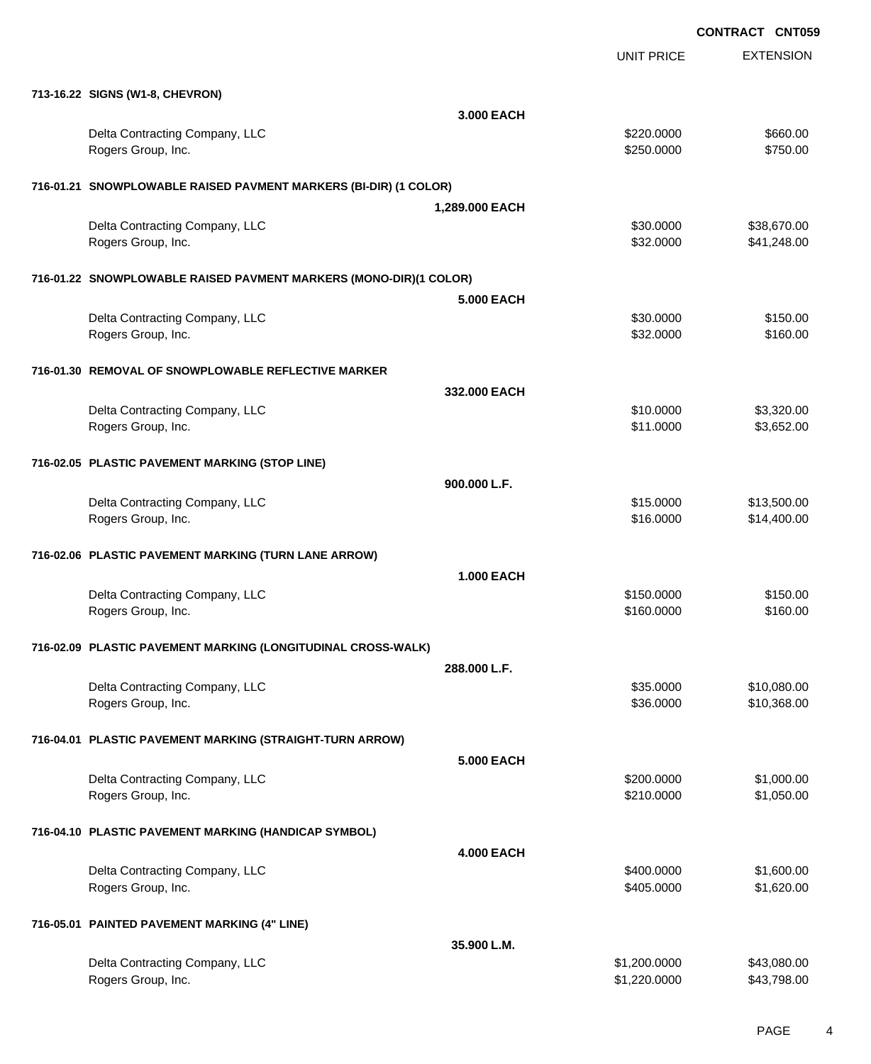**CONTRACT CNT059**

| | | UNIT PRICE | EXTENSION |
|---|---|---|---|
| **713-16.22 SIGNS (W1-8, CHEVRON)** | | | |
| | **3.000 EACH** | | |
| Delta Contracting Company, LLC | | $220.0000 | $660.00 |
| Rogers Group, Inc. | | $250.0000 | $750.00 |
| **716-01.21 SNOWPLOWABLE RAISED PAVMENT MARKERS (BI-DIR) (1 COLOR)** | | | |
| | **1,289.000 EACH** | | |
| Delta Contracting Company, LLC | | $30.0000 | $38,670.00 |
| Rogers Group, Inc. | | $32.0000 | $41,248.00 |
| **716-01.22 SNOWPLOWABLE RAISED PAVMENT MARKERS (MONO-DIR)(1 COLOR)** | | | |
| | **5.000 EACH** | | |
| Delta Contracting Company, LLC | | $30.0000 | $150.00 |
| Rogers Group, Inc. | | $32.0000 | $160.00 |
| **716-01.30 REMOVAL OF SNOWPLOWABLE REFLECTIVE MARKER** | | | |
| | **332.000 EACH** | | |
| Delta Contracting Company, LLC | | $10.0000 | $3,320.00 |
| Rogers Group, Inc. | | $11.0000 | $3,652.00 |
| **716-02.05 PLASTIC PAVEMENT MARKING (STOP LINE)** | | | |
| | **900.000 L.F.** | | |
| Delta Contracting Company, LLC | | $15.0000 | $13,500.00 |
| Rogers Group, Inc. | | $16.0000 | $14,400.00 |
| **716-02.06 PLASTIC PAVEMENT MARKING (TURN LANE ARROW)** | | | |
| | **1.000 EACH** | | |
| Delta Contracting Company, LLC | | $150.0000 | $150.00 |
| Rogers Group, Inc. | | $160.0000 | $160.00 |
| **716-02.09 PLASTIC PAVEMENT MARKING (LONGITUDINAL CROSS-WALK)** | | | |
| | **288.000 L.F.** | | |
| Delta Contracting Company, LLC | | $35.0000 | $10,080.00 |
| Rogers Group, Inc. | | $36.0000 | $10,368.00 |
| **716-04.01 PLASTIC PAVEMENT MARKING (STRAIGHT-TURN ARROW)** | | | |
| | **5.000 EACH** | | |
| Delta Contracting Company, LLC | | $200.0000 | $1,000.00 |
| Rogers Group, Inc. | | $210.0000 | $1,050.00 |
| **716-04.10 PLASTIC PAVEMENT MARKING (HANDICAP SYMBOL)** | | | |
| | **4.000 EACH** | | |
| Delta Contracting Company, LLC | | $400.0000 | $1,600.00 |
| Rogers Group, Inc. | | $405.0000 | $1,620.00 |
| **716-05.01 PAINTED PAVEMENT MARKING (4" LINE)** | | | |
| | **35.900 L.M.** | | |
| Delta Contracting Company, LLC | | $1,200.0000 | $43,080.00 |
| Rogers Group, Inc. | | $1,220.0000 | $43,798.00 |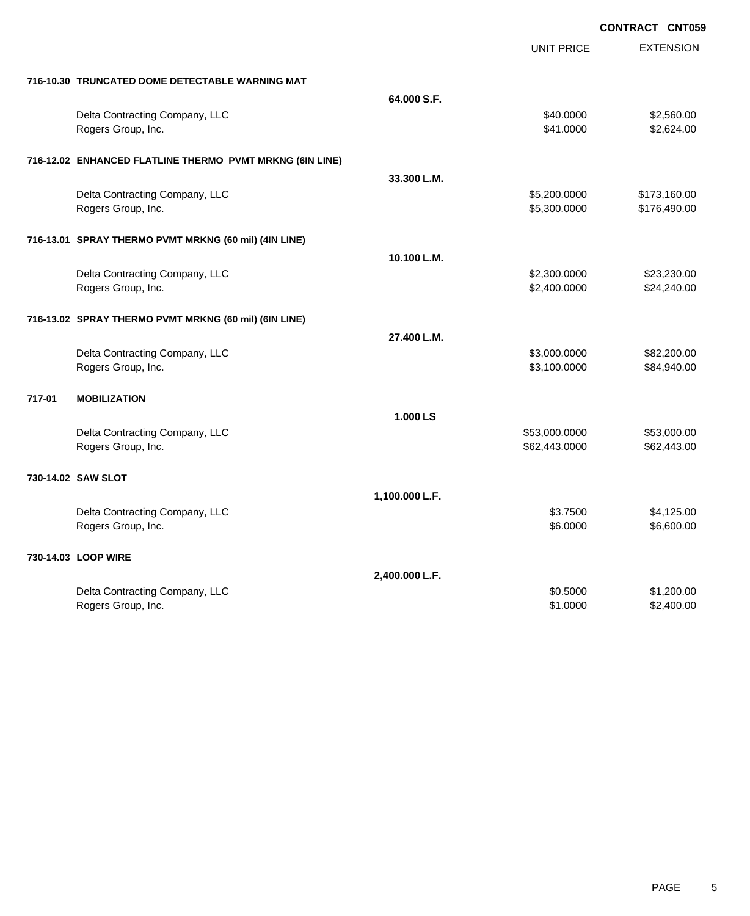**CONTRACT CNT059**

| | | UNIT PRICE | EXTENSION |
|---|---|---|---|
| **716-10.30 TRUNCATED DOME DETECTABLE WARNING MAT** | | | |
| | **64.000 S.F.** | | |
| Delta Contracting Company, LLC | | $40.0000 | $2,560.00 |
| Rogers Group, Inc. | | $41.0000 | $2,624.00 |
| **716-12.02 ENHANCED FLATLINE THERMO PVMT MRKNG (6IN LINE)** | | | |
| | **33.300 L.M.** | | |
| Delta Contracting Company, LLC | | $5,200.0000 | $173,160.00 |
| Rogers Group, Inc. | | $5,300.0000 | $176,490.00 |
| **716-13.01 SPRAY THERMO PVMT MRKNG (60 mil) (4IN LINE)** | | | |
| | **10.100 L.M.** | | |
| Delta Contracting Company, LLC | | $2,300.0000 | $23,230.00 |
| Rogers Group, Inc. | | $2,400.0000 | $24,240.00 |
| **716-13.02 SPRAY THERMO PVMT MRKNG (60 mil) (6IN LINE)** | | | |
| | **27.400 L.M.** | | |
| Delta Contracting Company, LLC | | $3,000.0000 | $82,200.00 |
| Rogers Group, Inc. | | $3,100.0000 | $84,940.00 |
| **717-01 MOBILIZATION** | | | |
| | **1.000 LS** | | |
| Delta Contracting Company, LLC | | $53,000.0000 | $53,000.00 |
| Rogers Group, Inc. | | $62,443.0000 | $62,443.00 |
| **730-14.02 SAW SLOT** | | | |
| | **1,100.000 L.F.** | | |
| Delta Contracting Company, LLC | | $3.7500 | $4,125.00 |
| Rogers Group, Inc. | | $6.0000 | $6,600.00 |
| **730-14.03 LOOP WIRE** | | | |
| | **2,400.000 L.F.** | | |
| Delta Contracting Company, LLC | | $0.5000 | $1,200.00 |
| Rogers Group, Inc. | | $1.0000 | $2,400.00 |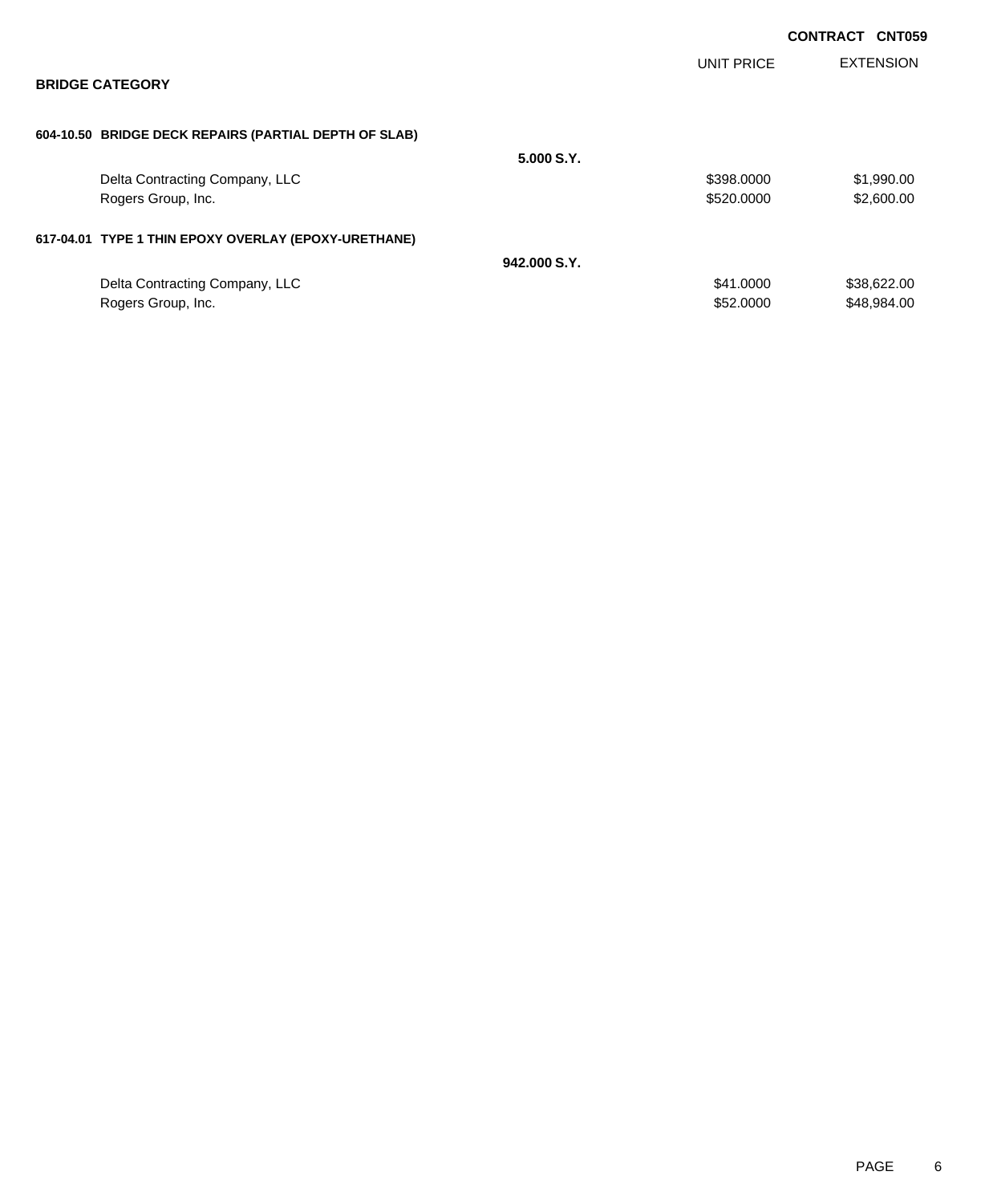**CONTRACT CNT059**

## BRIDGE CATEGORY

| | | UNIT PRICE | EXTENSION |
|---|---|---|---|
| **604-10.50 BRIDGE DECK REPAIRS (PARTIAL DEPTH OF SLAB)** | | | |
| | **5.000 S.Y.** | | |
| Delta Contracting Company, LLC | | $398.0000 | $1,990.00 |
| Rogers Group, Inc. | | $520.0000 | $2,600.00 |
| **617-04.01 TYPE 1 THIN EPOXY OVERLAY (EPOXY-URETHANE)** | | | |
| | **942.000 S.Y.** | | |
| Delta Contracting Company, LLC | | $41.0000 | $38,622.00 |
| Rogers Group, Inc. | | $52.0000 | $48,984.00 |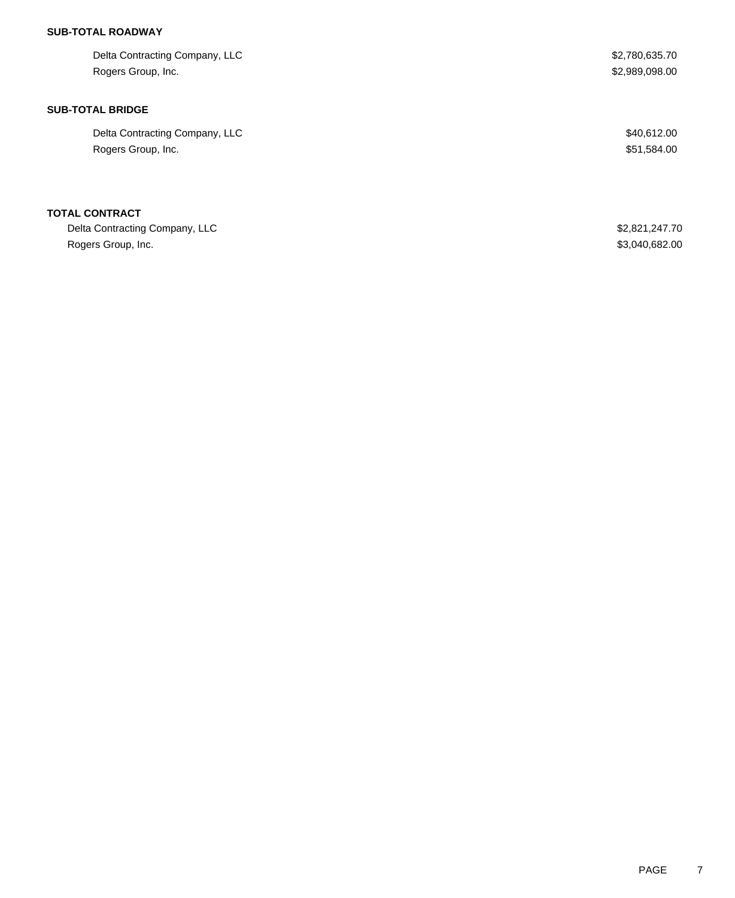**SUB-TOTAL ROADWAY**

| | |
|---|---|
| Delta Contracting Company, LLC | $2,780,635.70 |
| Rogers Group, Inc. | $2,989,098.00 |

**SUB-TOTAL BRIDGE**

| | |
|---|---|
| Delta Contracting Company, LLC | $40,612.00 |
| Rogers Group, Inc. | $51,584.00 |

**TOTAL CONTRACT**

| | |
|---|---|
| Delta Contracting Company, LLC | $2,821,247.70 |
| Rogers Group, Inc. | $3,040,682.00 |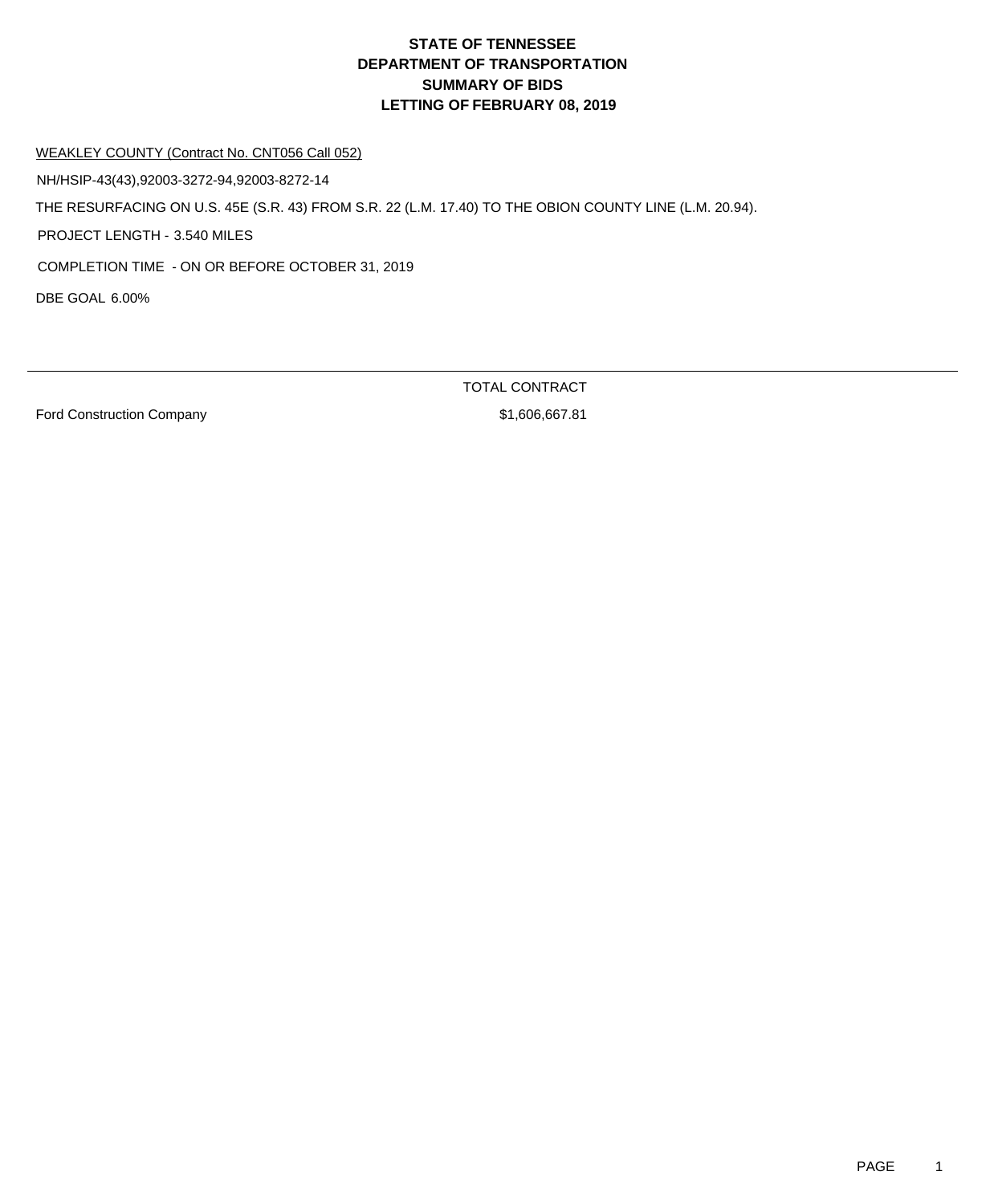# STATE OF TENNESSEE
# DEPARTMENT OF TRANSPORTATION
# SUMMARY OF BIDS
# LETTING OF FEBRUARY 08, 2019

WEAKLEY COUNTY (Contract No. CNT056 Call 052)

NH/HSIP-43(43),92003-3272-94,92003-8272-14

THE RESURFACING ON U.S. 45E (S.R. 43) FROM S.R. 22 (L.M. 17.40) TO THE OBION COUNTY LINE (L.M. 20.94).

PROJECT LENGTH - 3.540 MILES

COMPLETION TIME - ON OR BEFORE OCTOBER 31, 2019

DBE GOAL 6.00%

| | TOTAL CONTRACT |
|---|---|
| Ford Construction Company | $1,606,667.81 |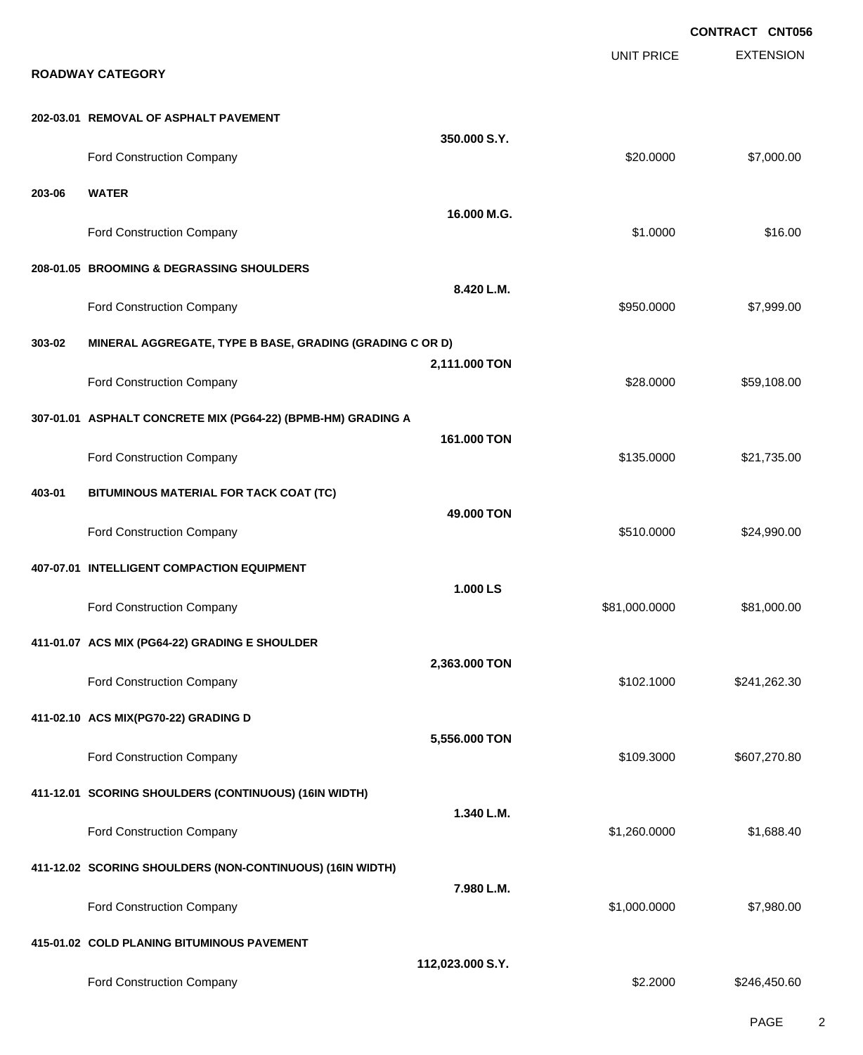**CONTRACT CNT056**

## ROADWAY CATEGORY

| | | | UNIT PRICE | EXTENSION |
|---|---|---|---|---|
| **202-03.01** | **REMOVAL OF ASPHALT PAVEMENT** | **350.000 S.Y.** | | |
| | Ford Construction Company | | $20.0000 | $7,000.00 |
| **203-06** | **WATER** | **16.000 M.G.** | | |
| | Ford Construction Company | | $1.0000 | $16.00 |
| **208-01.05** | **BROOMING & DEGRASSING SHOULDERS** | **8.420 L.M.** | | |
| | Ford Construction Company | | $950.0000 | $7,999.00 |
| **303-02** | **MINERAL AGGREGATE, TYPE B BASE, GRADING (GRADING C OR D)** | **2,111.000 TON** | | |
| | Ford Construction Company | | $28.0000 | $59,108.00 |
| **307-01.01** | **ASPHALT CONCRETE MIX (PG64-22) (BPMB-HM) GRADING A** | **161.000 TON** | | |
| | Ford Construction Company | | $135.0000 | $21,735.00 |
| **403-01** | **BITUMINOUS MATERIAL FOR TACK COAT (TC)** | **49.000 TON** | | |
| | Ford Construction Company | | $510.0000 | $24,990.00 |
| **407-07.01** | **INTELLIGENT COMPACTION EQUIPMENT** | **1.000 LS** | | |
| | Ford Construction Company | | $81,000.0000 | $81,000.00 |
| **411-01.07** | **ACS MIX (PG64-22) GRADING E SHOULDER** | **2,363.000 TON** | | |
| | Ford Construction Company | | $102.1000 | $241,262.30 |
| **411-02.10** | **ACS MIX(PG70-22) GRADING D** | **5,556.000 TON** | | |
| | Ford Construction Company | | $109.3000 | $607,270.80 |
| **411-12.01** | **SCORING SHOULDERS (CONTINUOUS) (16IN WIDTH)** | **1.340 L.M.** | | |
| | Ford Construction Company | | $1,260.0000 | $1,688.40 |
| **411-12.02** | **SCORING SHOULDERS (NON-CONTINUOUS) (16IN WIDTH)** | **7.980 L.M.** | | |
| | Ford Construction Company | | $1,000.0000 | $7,980.00 |
| **415-01.02** | **COLD PLANING BITUMINOUS PAVEMENT** | **112,023.000 S.Y.** | | |
| | Ford Construction Company | | $2.2000 | $246,450.60 |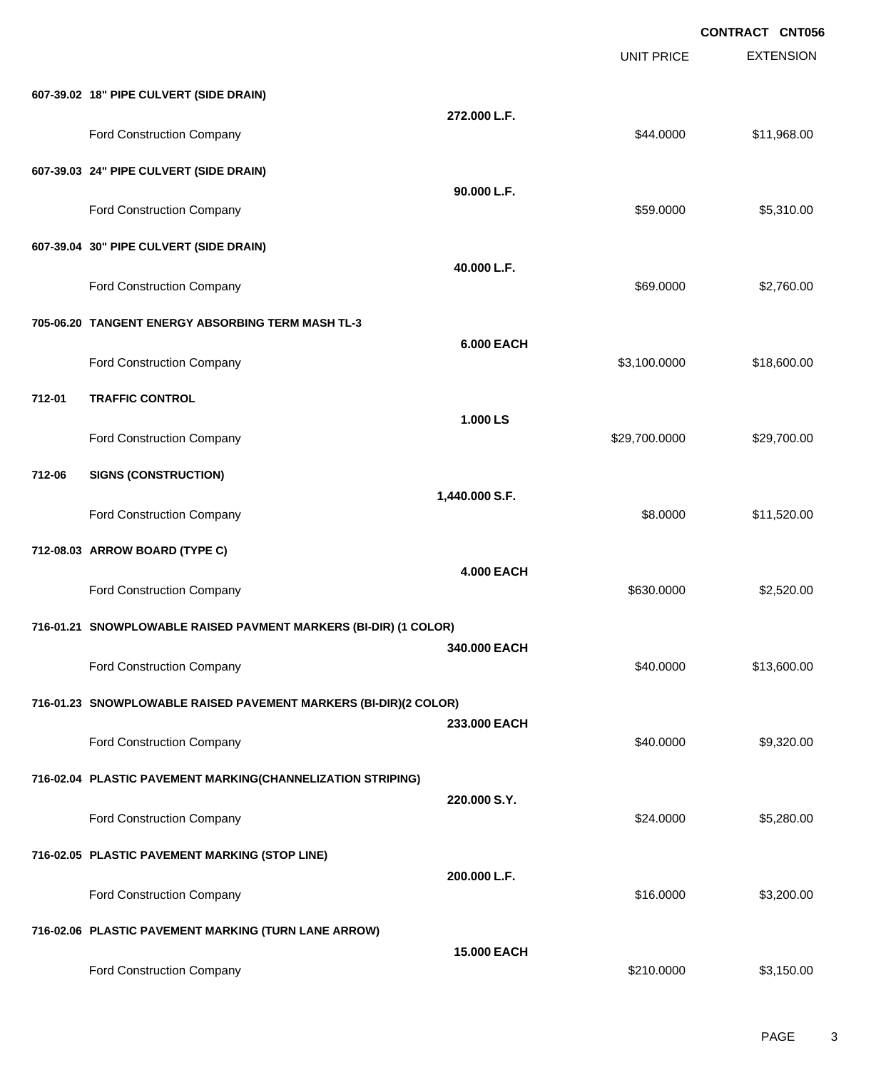**CONTRACT CNT056**

| | | UNIT PRICE | EXTENSION |
|---|---|---|---|
| **607-39.02 18" PIPE CULVERT (SIDE DRAIN)** | **272.000 L.F.** | | |
| Ford Construction Company | | $44.0000 | $11,968.00 |
| **607-39.03 24" PIPE CULVERT (SIDE DRAIN)** | **90.000 L.F.** | | |
| Ford Construction Company | | $59.0000 | $5,310.00 |
| **607-39.04 30" PIPE CULVERT (SIDE DRAIN)** | **40.000 L.F.** | | |
| Ford Construction Company | | $69.0000 | $2,760.00 |
| **705-06.20 TANGENT ENERGY ABSORBING TERM MASH TL-3** | **6.000 EACH** | | |
| Ford Construction Company | | $3,100.0000 | $18,600.00 |
| **712-01 TRAFFIC CONTROL** | **1.000 LS** | | |
| Ford Construction Company | | $29,700.0000 | $29,700.00 |
| **712-06 SIGNS (CONSTRUCTION)** | **1,440.000 S.F.** | | |
| Ford Construction Company | | $8.0000 | $11,520.00 |
| **712-08.03 ARROW BOARD (TYPE C)** | **4.000 EACH** | | |
| Ford Construction Company | | $630.0000 | $2,520.00 |
| **716-01.21 SNOWPLOWABLE RAISED PAVMENT MARKERS (BI-DIR) (1 COLOR)** | **340.000 EACH** | | |
| Ford Construction Company | | $40.0000 | $13,600.00 |
| **716-01.23 SNOWPLOWABLE RAISED PAVEMENT MARKERS (BI-DIR)(2 COLOR)** | **233.000 EACH** | | |
| Ford Construction Company | | $40.0000 | $9,320.00 |
| **716-02.04 PLASTIC PAVEMENT MARKING(CHANNELIZATION STRIPING)** | **220.000 S.Y.** | | |
| Ford Construction Company | | $24.0000 | $5,280.00 |
| **716-02.05 PLASTIC PAVEMENT MARKING (STOP LINE)** | **200.000 L.F.** | | |
| Ford Construction Company | | $16.0000 | $3,200.00 |
| **716-02.06 PLASTIC PAVEMENT MARKING (TURN LANE ARROW)** | **15.000 EACH** | | |
| Ford Construction Company | | $210.0000 | $3,150.00 |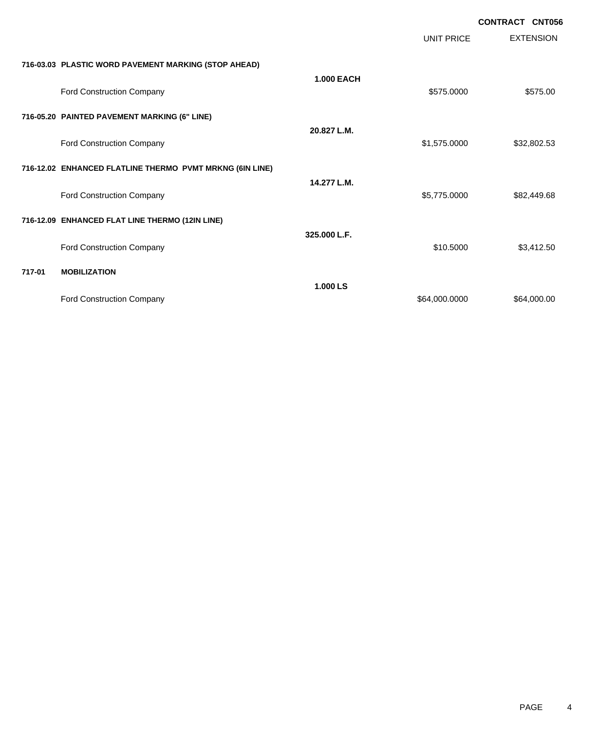**CONTRACT CNT056**

| | | | UNIT PRICE | EXTENSION |
|---|---|---|---|---|
| **716-03.03** | **PLASTIC WORD PAVEMENT MARKING (STOP AHEAD)** | | | |
| | | **1.000 EACH** | | |
| | Ford Construction Company | | $575.0000 | $575.00 |
| **716-05.20** | **PAINTED PAVEMENT MARKING (6" LINE)** | | | |
| | | **20.827 L.M.** | | |
| | Ford Construction Company | | $1,575.0000 | $32,802.53 |
| **716-12.02** | **ENHANCED FLATLINE THERMO PVMT MRKNG (6IN LINE)** | | | |
| | | **14.277 L.M.** | | |
| | Ford Construction Company | | $5,775.0000 | $82,449.68 |
| **716-12.09** | **ENHANCED FLAT LINE THERMO (12IN LINE)** | | | |
| | | **325.000 L.F.** | | |
| | Ford Construction Company | | $10.5000 | $3,412.50 |
| **717-01** | **MOBILIZATION** | | | |
| | | **1.000 LS** | | |
| | Ford Construction Company | | $64,000.0000 | $64,000.00 |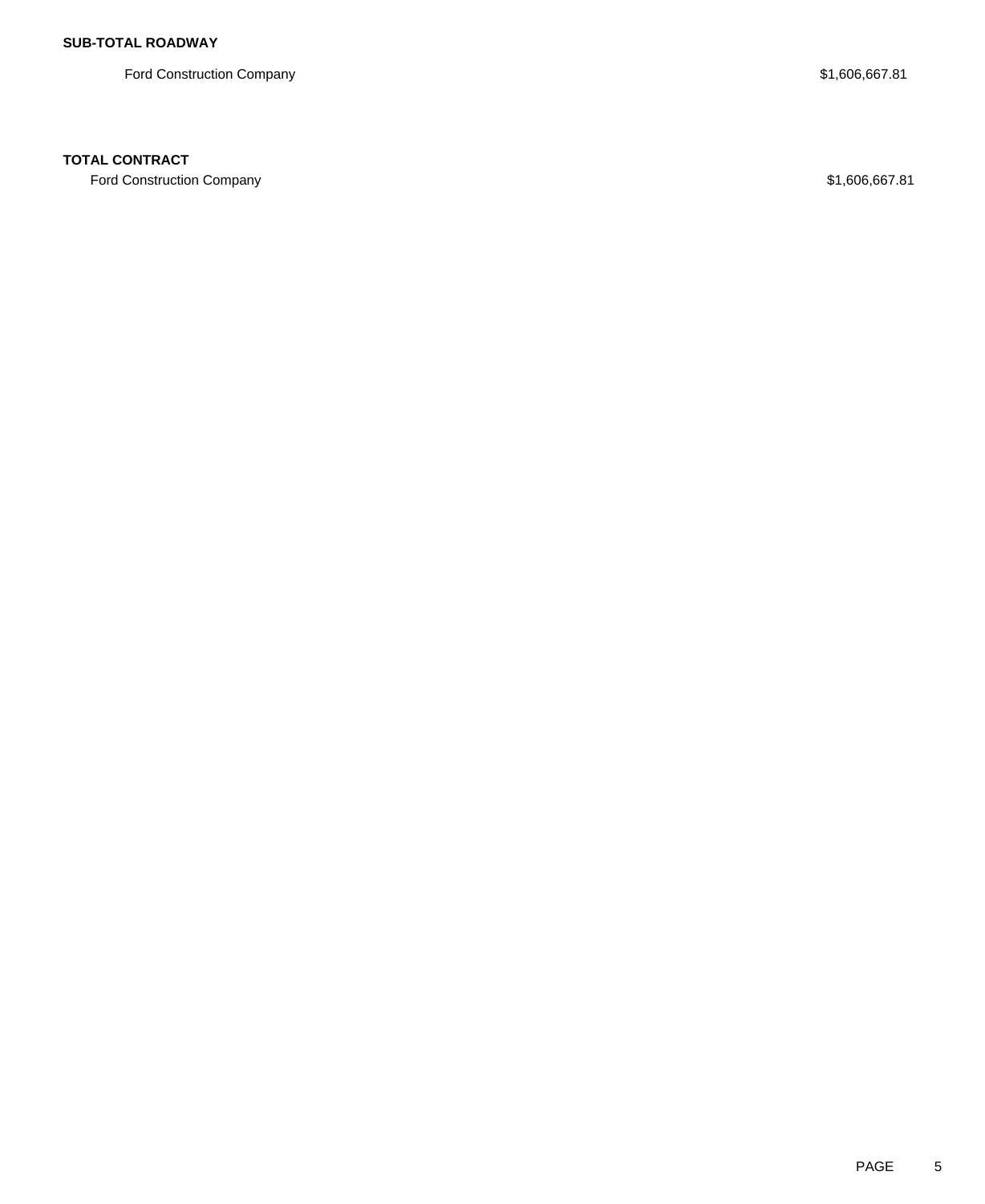**SUB-TOTAL ROADWAY**

| | |
|---|---|
| Ford Construction Company | $1,606,667.81 |

**TOTAL CONTRACT**

| | |
|---|---|
| Ford Construction Company | $1,606,667.81 |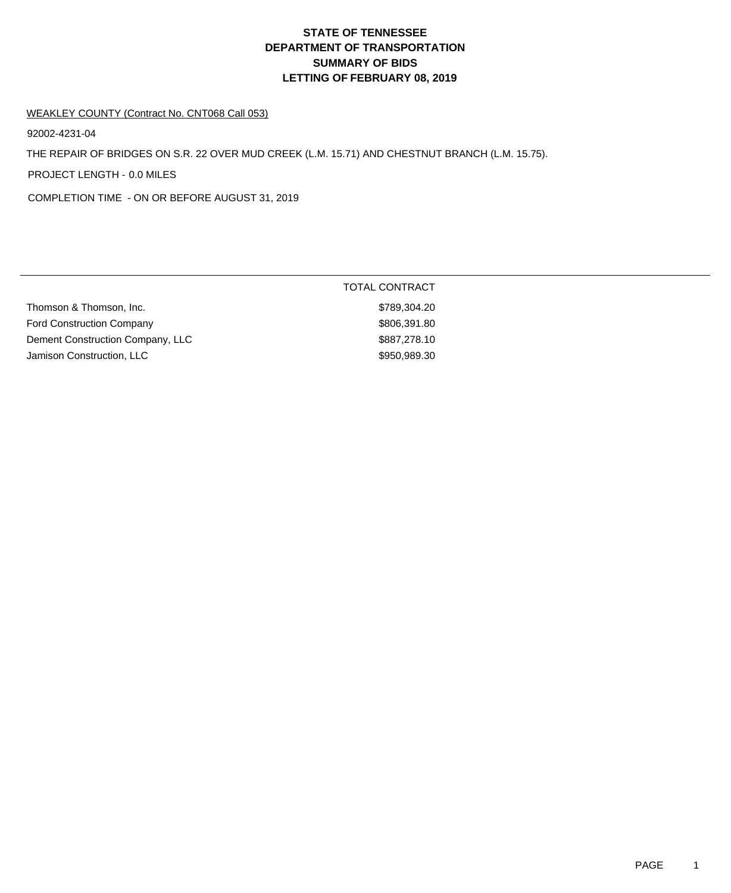# STATE OF TENNESSEE
# DEPARTMENT OF TRANSPORTATION
# SUMMARY OF BIDS
# LETTING OF FEBRUARY 08, 2019

WEAKLEY COUNTY (Contract No. CNT068 Call 053)

92002-4231-04

THE REPAIR OF BRIDGES ON S.R. 22 OVER MUD CREEK (L.M. 15.71) AND CHESTNUT BRANCH (L.M. 15.75).

PROJECT LENGTH - 0.0 MILES

COMPLETION TIME - ON OR BEFORE AUGUST 31, 2019

| | TOTAL CONTRACT |
|---|---|
| Thomson & Thomson, Inc. | $789,304.20 |
| Ford Construction Company | $806,391.80 |
| Dement Construction Company, LLC | $887,278.10 |
| Jamison Construction, LLC | $950,989.30 |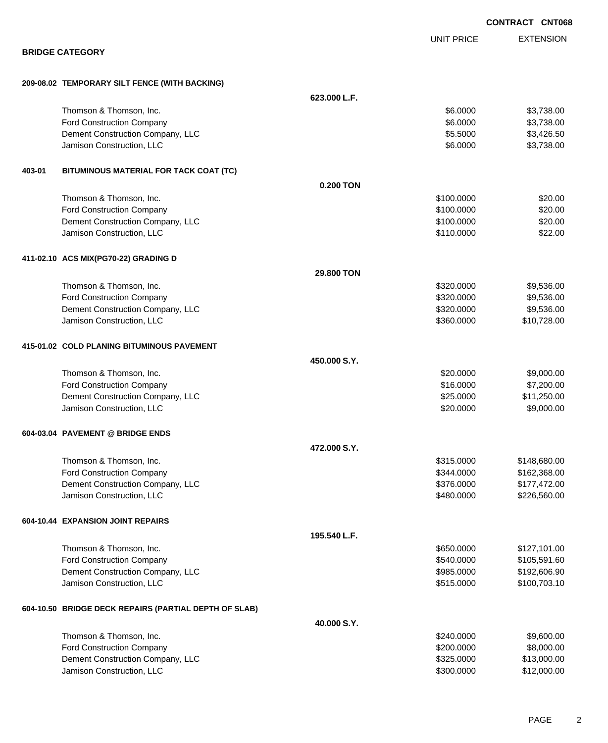**CONTRACT CNT068**

## BRIDGE CATEGORY

| | | UNIT PRICE | EXTENSION |
|---|---|---|---|
| **209-08.02 TEMPORARY SILT FENCE (WITH BACKING)** | | | |
| | **623.000 L.F.** | | |
| Thomson & Thomson, Inc. | | $6.0000 | $3,738.00 |
| Ford Construction Company | | $6.0000 | $3,738.00 |
| Dement Construction Company, LLC | | $5.5000 | $3,426.50 |
| Jamison Construction, LLC | | $6.0000 | $3,738.00 |
| **403-01 BITUMINOUS MATERIAL FOR TACK COAT (TC)** | | | |
| | **0.200 TON** | | |
| Thomson & Thomson, Inc. | | $100.0000 | $20.00 |
| Ford Construction Company | | $100.0000 | $20.00 |
| Dement Construction Company, LLC | | $100.0000 | $20.00 |
| Jamison Construction, LLC | | $110.0000 | $22.00 |
| **411-02.10 ACS MIX(PG70-22) GRADING D** | | | |
| | **29.800 TON** | | |
| Thomson & Thomson, Inc. | | $320.0000 | $9,536.00 |
| Ford Construction Company | | $320.0000 | $9,536.00 |
| Dement Construction Company, LLC | | $320.0000 | $9,536.00 |
| Jamison Construction, LLC | | $360.0000 | $10,728.00 |
| **415-01.02 COLD PLANING BITUMINOUS PAVEMENT** | | | |
| | **450.000 S.Y.** | | |
| Thomson & Thomson, Inc. | | $20.0000 | $9,000.00 |
| Ford Construction Company | | $16.0000 | $7,200.00 |
| Dement Construction Company, LLC | | $25.0000 | $11,250.00 |
| Jamison Construction, LLC | | $20.0000 | $9,000.00 |
| **604-03.04 PAVEMENT @ BRIDGE ENDS** | | | |
| | **472.000 S.Y.** | | |
| Thomson & Thomson, Inc. | | $315.0000 | $148,680.00 |
| Ford Construction Company | | $344.0000 | $162,368.00 |
| Dement Construction Company, LLC | | $376.0000 | $177,472.00 |
| Jamison Construction, LLC | | $480.0000 | $226,560.00 |
| **604-10.44 EXPANSION JOINT REPAIRS** | | | |
| | **195.540 L.F.** | | |
| Thomson & Thomson, Inc. | | $650.0000 | $127,101.00 |
| Ford Construction Company | | $540.0000 | $105,591.60 |
| Dement Construction Company, LLC | | $985.0000 | $192,606.90 |
| Jamison Construction, LLC | | $515.0000 | $100,703.10 |
| **604-10.50 BRIDGE DECK REPAIRS (PARTIAL DEPTH OF SLAB)** | | | |
| | **40.000 S.Y.** | | |
| Thomson & Thomson, Inc. | | $240.0000 | $9,600.00 |
| Ford Construction Company | | $200.0000 | $8,000.00 |
| Dement Construction Company, LLC | | $325.0000 | $13,000.00 |
| Jamison Construction, LLC | | $300.0000 | $12,000.00 |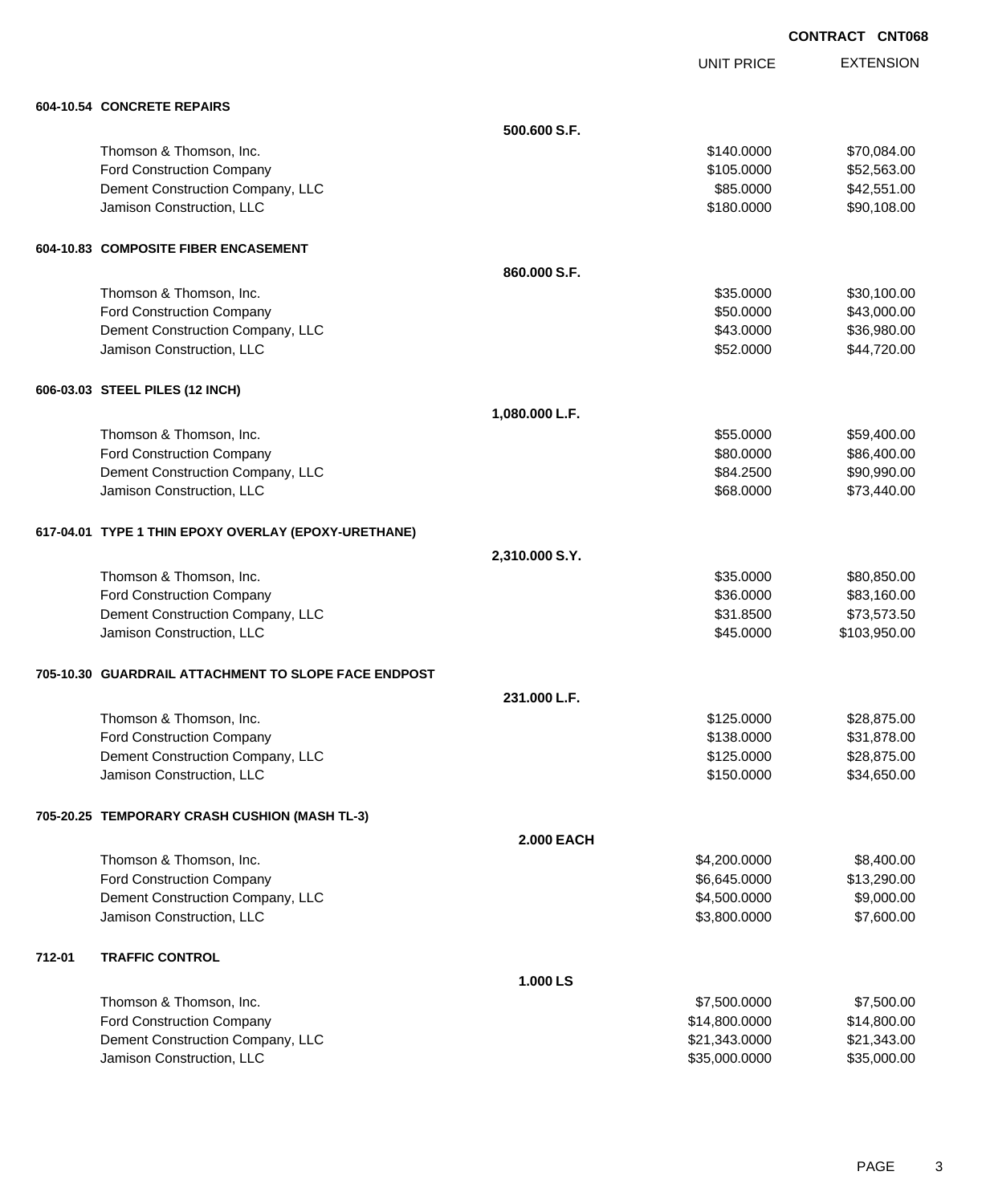**CONTRACT CNT068**

| | | | UNIT PRICE | EXTENSION |
|---|---|---|---|---|
| **604-10.54** | **CONCRETE REPAIRS** | | | |
| | | **500.600 S.F.** | | |
| | Thomson & Thomson, Inc. | | $140.0000 | $70,084.00 |
| | Ford Construction Company | | $105.0000 | $52,563.00 |
| | Dement Construction Company, LLC | | $85.0000 | $42,551.00 |
| | Jamison Construction, LLC | | $180.0000 | $90,108.00 |
| **604-10.83** | **COMPOSITE FIBER ENCASEMENT** | | | |
| | | **860.000 S.F.** | | |
| | Thomson & Thomson, Inc. | | $35.0000 | $30,100.00 |
| | Ford Construction Company | | $50.0000 | $43,000.00 |
| | Dement Construction Company, LLC | | $43.0000 | $36,980.00 |
| | Jamison Construction, LLC | | $52.0000 | $44,720.00 |
| **606-03.03** | **STEEL PILES (12 INCH)** | | | |
| | | **1,080.000 L.F.** | | |
| | Thomson & Thomson, Inc. | | $55.0000 | $59,400.00 |
| | Ford Construction Company | | $80.0000 | $86,400.00 |
| | Dement Construction Company, LLC | | $84.2500 | $90,990.00 |
| | Jamison Construction, LLC | | $68.0000 | $73,440.00 |
| **617-04.01** | **TYPE 1 THIN EPOXY OVERLAY (EPOXY-URETHANE)** | | | |
| | | **2,310.000 S.Y.** | | |
| | Thomson & Thomson, Inc. | | $35.0000 | $80,850.00 |
| | Ford Construction Company | | $36.0000 | $83,160.00 |
| | Dement Construction Company, LLC | | $31.8500 | $73,573.50 |
| | Jamison Construction, LLC | | $45.0000 | $103,950.00 |
| **705-10.30** | **GUARDRAIL ATTACHMENT TO SLOPE FACE ENDPOST** | | | |
| | | **231.000 L.F.** | | |
| | Thomson & Thomson, Inc. | | $125.0000 | $28,875.00 |
| | Ford Construction Company | | $138.0000 | $31,878.00 |
| | Dement Construction Company, LLC | | $125.0000 | $28,875.00 |
| | Jamison Construction, LLC | | $150.0000 | $34,650.00 |
| **705-20.25** | **TEMPORARY CRASH CUSHION (MASH TL-3)** | | | |
| | | **2.000 EACH** | | |
| | Thomson & Thomson, Inc. | | $4,200.0000 | $8,400.00 |
| | Ford Construction Company | | $6,645.0000 | $13,290.00 |
| | Dement Construction Company, LLC | | $4,500.0000 | $9,000.00 |
| | Jamison Construction, LLC | | $3,800.0000 | $7,600.00 |
| **712-01** | **TRAFFIC CONTROL** | | | |
| | | **1.000 LS** | | |
| | Thomson & Thomson, Inc. | | $7,500.0000 | $7,500.00 |
| | Ford Construction Company | | $14,800.0000 | $14,800.00 |
| | Dement Construction Company, LLC | | $21,343.0000 | $21,343.00 |
| | Jamison Construction, LLC | | $35,000.0000 | $35,000.00 |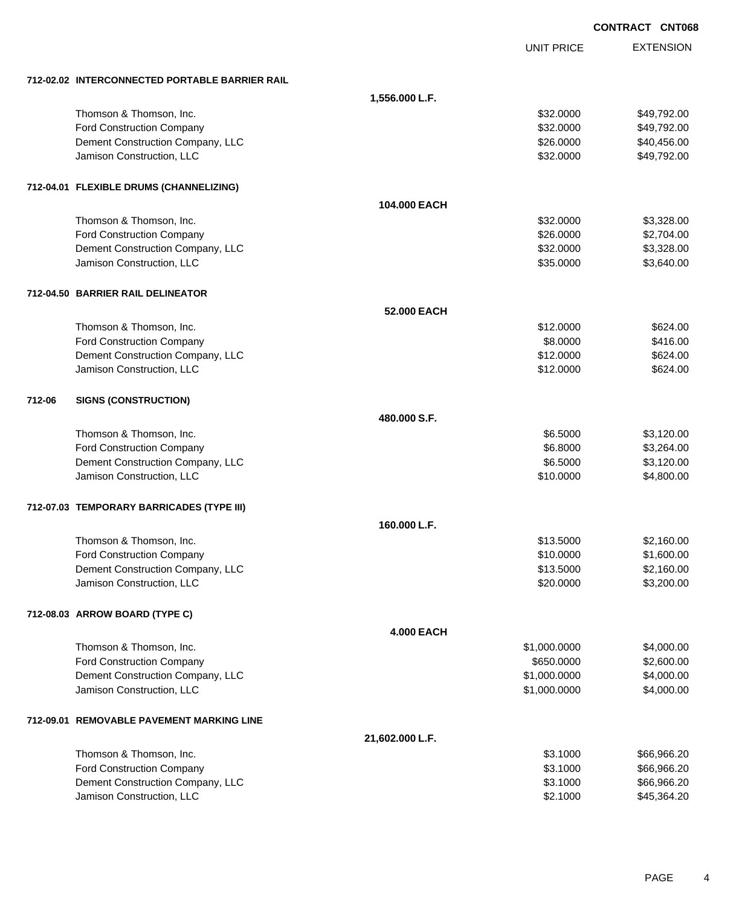CONTRACT CNT068

| | | UNIT PRICE | EXTENSION |
|---|---|---|---|
| **712-02.02 INTERCONNECTED PORTABLE BARRIER RAIL** | | | |
| | **1,556.000 L.F.** | | |
| Thomson & Thomson, Inc. | | $32.0000 | $49,792.00 |
| Ford Construction Company | | $32.0000 | $49,792.00 |
| Dement Construction Company, LLC | | $26.0000 | $40,456.00 |
| Jamison Construction, LLC | | $32.0000 | $49,792.00 |
| **712-04.01 FLEXIBLE DRUMS (CHANNELIZING)** | | | |
| | **104.000 EACH** | | |
| Thomson & Thomson, Inc. | | $32.0000 | $3,328.00 |
| Ford Construction Company | | $26.0000 | $2,704.00 |
| Dement Construction Company, LLC | | $32.0000 | $3,328.00 |
| Jamison Construction, LLC | | $35.0000 | $3,640.00 |
| **712-04.50 BARRIER RAIL DELINEATOR** | | | |
| | **52.000 EACH** | | |
| Thomson & Thomson, Inc. | | $12.0000 | $624.00 |
| Ford Construction Company | | $8.0000 | $416.00 |
| Dement Construction Company, LLC | | $12.0000 | $624.00 |
| Jamison Construction, LLC | | $12.0000 | $624.00 |
| **712-06 SIGNS (CONSTRUCTION)** | | | |
| | **480.000 S.F.** | | |
| Thomson & Thomson, Inc. | | $6.5000 | $3,120.00 |
| Ford Construction Company | | $6.8000 | $3,264.00 |
| Dement Construction Company, LLC | | $6.5000 | $3,120.00 |
| Jamison Construction, LLC | | $10.0000 | $4,800.00 |
| **712-07.03 TEMPORARY BARRICADES (TYPE III)** | | | |
| | **160.000 L.F.** | | |
| Thomson & Thomson, Inc. | | $13.5000 | $2,160.00 |
| Ford Construction Company | | $10.0000 | $1,600.00 |
| Dement Construction Company, LLC | | $13.5000 | $2,160.00 |
| Jamison Construction, LLC | | $20.0000 | $3,200.00 |
| **712-08.03 ARROW BOARD (TYPE C)** | | | |
| | **4.000 EACH** | | |
| Thomson & Thomson, Inc. | | $1,000.0000 | $4,000.00 |
| Ford Construction Company | | $650.0000 | $2,600.00 |
| Dement Construction Company, LLC | | $1,000.0000 | $4,000.00 |
| Jamison Construction, LLC | | $1,000.0000 | $4,000.00 |
| **712-09.01 REMOVABLE PAVEMENT MARKING LINE** | | | |
| | **21,602.000 L.F.** | | |
| Thomson & Thomson, Inc. | | $3.1000 | $66,966.20 |
| Ford Construction Company | | $3.1000 | $66,966.20 |
| Dement Construction Company, LLC | | $3.1000 | $66,966.20 |
| Jamison Construction, LLC | | $2.1000 | $45,364.20 |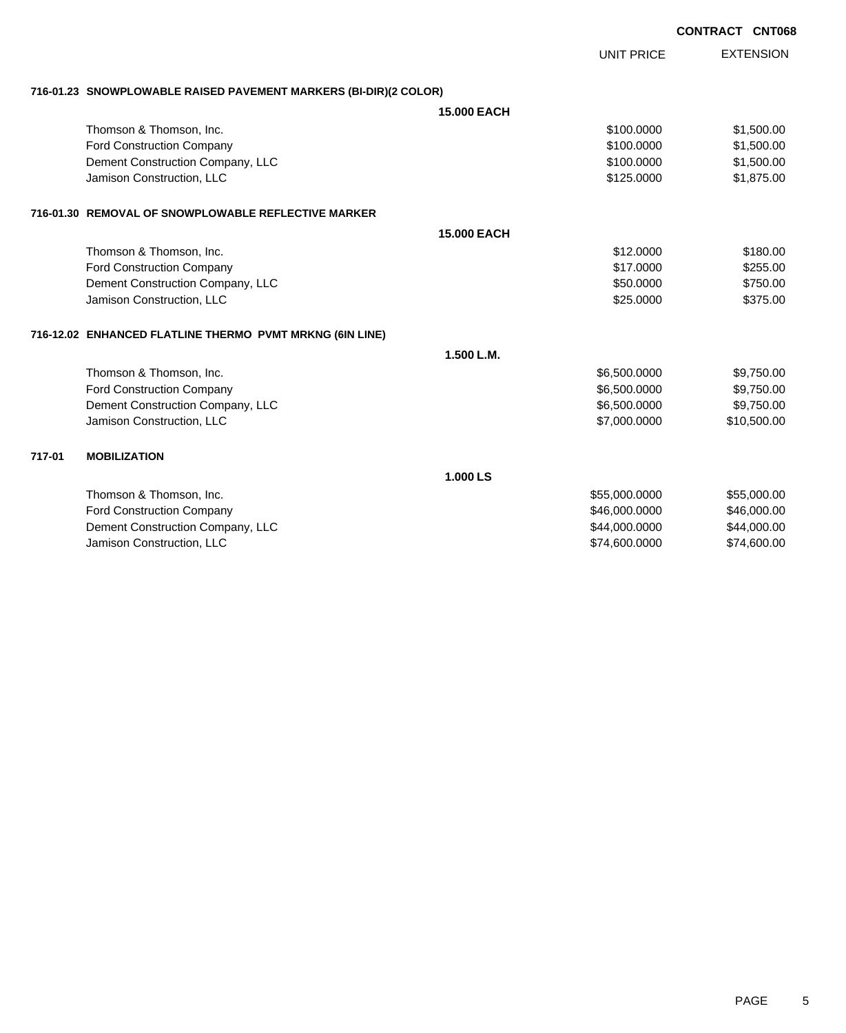**CONTRACT CNT068**

| | UNIT PRICE | EXTENSION |
|---|---|---|
| **716-01.23 SNOWPLOWABLE RAISED PAVEMENT MARKERS (BI-DIR)(2 COLOR)** | | |
| **15.000 EACH** | | |
| Thomson & Thomson, Inc. | $100.0000 | $1,500.00 |
| Ford Construction Company | $100.0000 | $1,500.00 |
| Dement Construction Company, LLC | $100.0000 | $1,500.00 |
| Jamison Construction, LLC | $125.0000 | $1,875.00 |
| **716-01.30 REMOVAL OF SNOWPLOWABLE REFLECTIVE MARKER** | | |
| **15.000 EACH** | | |
| Thomson & Thomson, Inc. | $12.0000 | $180.00 |
| Ford Construction Company | $17.0000 | $255.00 |
| Dement Construction Company, LLC | $50.0000 | $750.00 |
| Jamison Construction, LLC | $25.0000 | $375.00 |
| **716-12.02 ENHANCED FLATLINE THERMO PVMT MRKNG (6IN LINE)** | | |
| **1.500 L.M.** | | |
| Thomson & Thomson, Inc. | $6,500.0000 | $9,750.00 |
| Ford Construction Company | $6,500.0000 | $9,750.00 |
| Dement Construction Company, LLC | $6,500.0000 | $9,750.00 |
| Jamison Construction, LLC | $7,000.0000 | $10,500.00 |
| **717-01 MOBILIZATION** | | |
| **1.000 LS** | | |
| Thomson & Thomson, Inc. | $55,000.0000 | $55,000.00 |
| Ford Construction Company | $46,000.0000 | $46,000.00 |
| Dement Construction Company, LLC | $44,000.0000 | $44,000.00 |
| Jamison Construction, LLC | $74,600.0000 | $74,600.00 |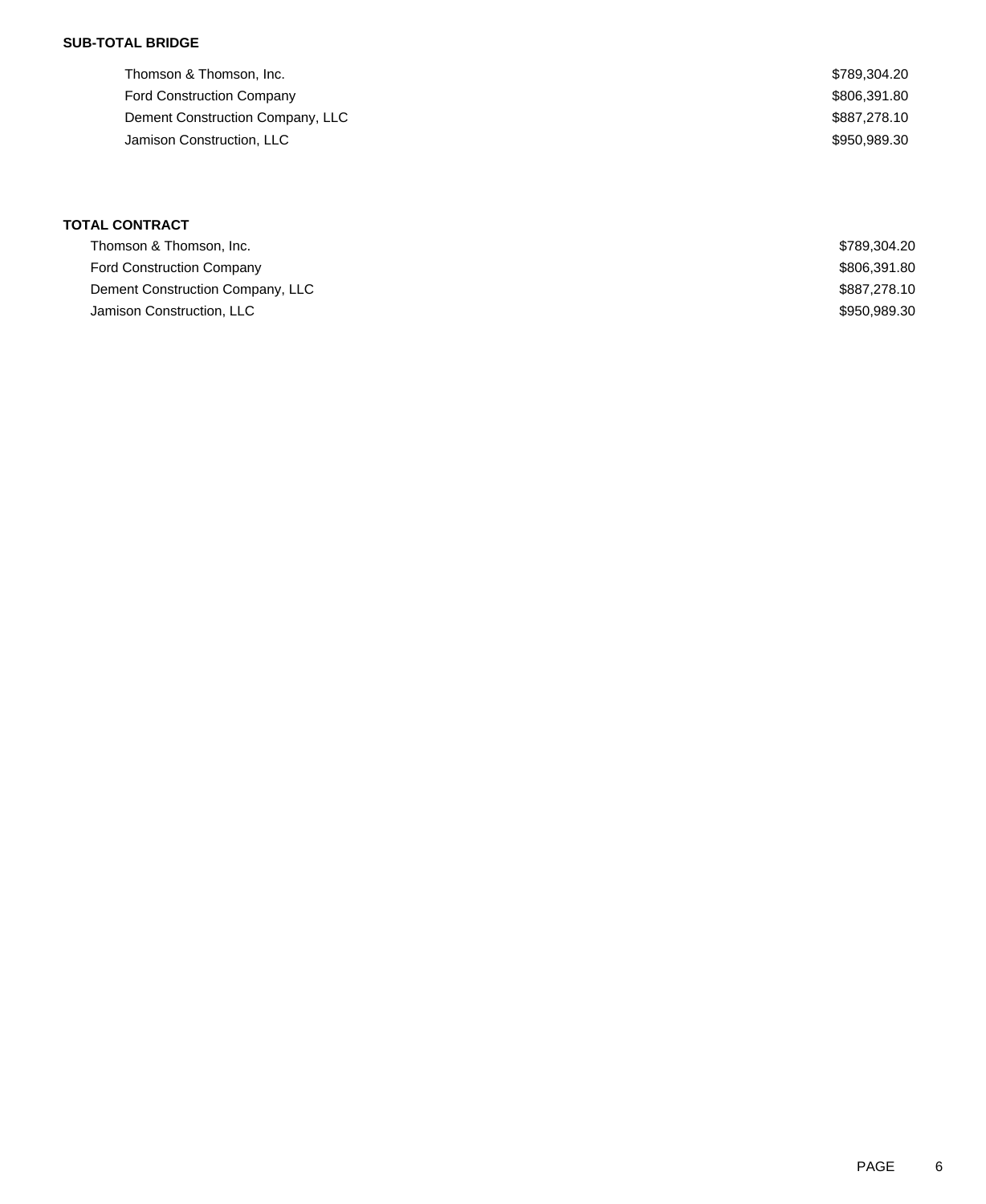**SUB-TOTAL BRIDGE**

| | |
|---|---|
| Thomson & Thomson, Inc. | $789,304.20 |
| Ford Construction Company | $806,391.80 |
| Dement Construction Company, LLC | $887,278.10 |
| Jamison Construction, LLC | $950,989.30 |

**TOTAL CONTRACT**

| | |
|---|---|
| Thomson & Thomson, Inc. | $789,304.20 |
| Ford Construction Company | $806,391.80 |
| Dement Construction Company, LLC | $887,278.10 |
| Jamison Construction, LLC | $950,989.30 |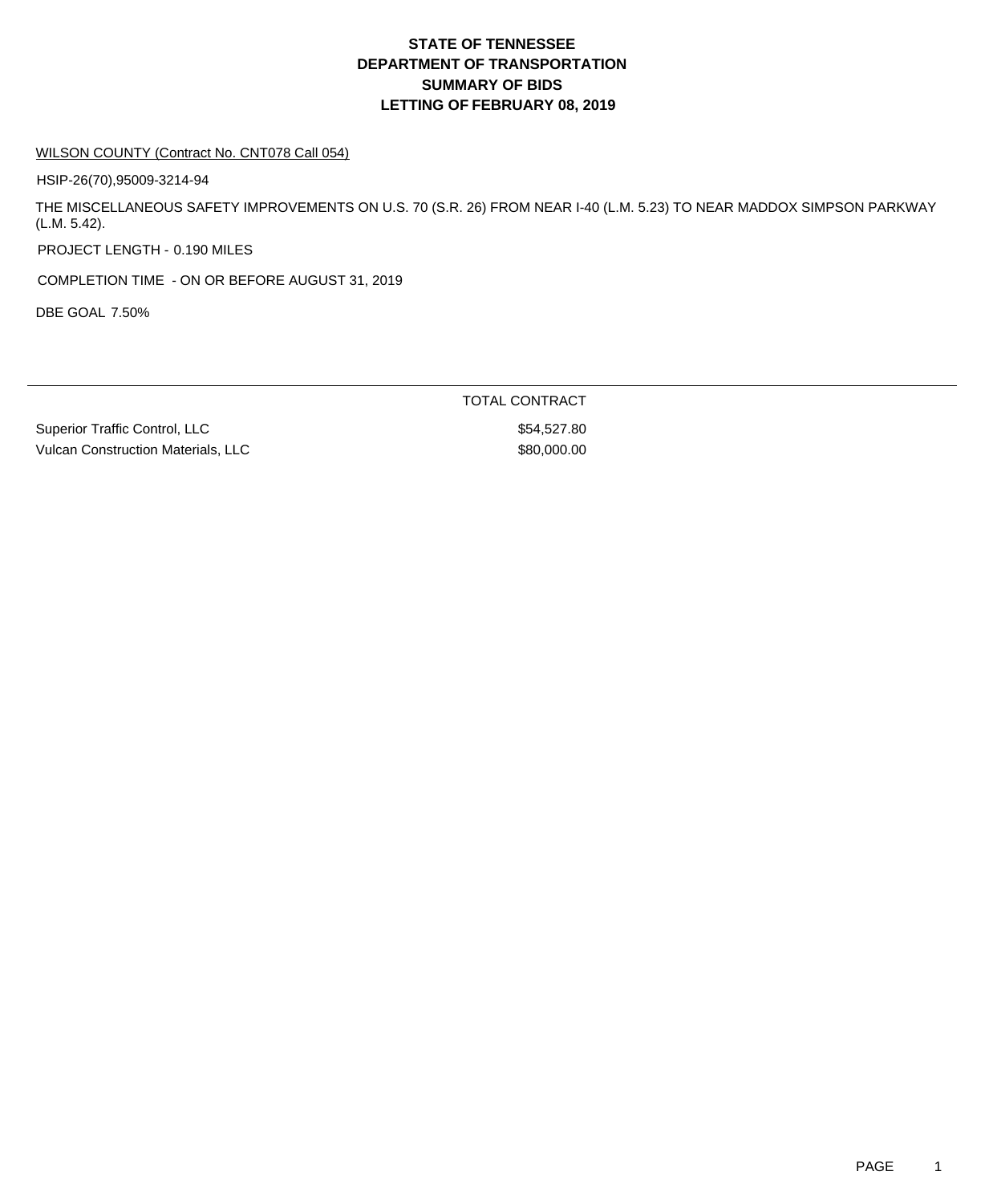# STATE OF TENNESSEE
# DEPARTMENT OF TRANSPORTATION
# SUMMARY OF BIDS
# LETTING OF FEBRUARY 08, 2019

WILSON COUNTY (Contract No. CNT078 Call 054)

HSIP-26(70),95009-3214-94

THE MISCELLANEOUS SAFETY IMPROVEMENTS ON U.S. 70 (S.R. 26) FROM NEAR I-40 (L.M. 5.23) TO NEAR MADDOX SIMPSON PARKWAY (L.M. 5.42).

PROJECT LENGTH - 0.190 MILES

COMPLETION TIME - ON OR BEFORE AUGUST 31, 2019

DBE GOAL 7.50%

| | TOTAL CONTRACT |
|---|---|
| Superior Traffic Control, LLC | $54,527.80 |
| Vulcan Construction Materials, LLC | $80,000.00 |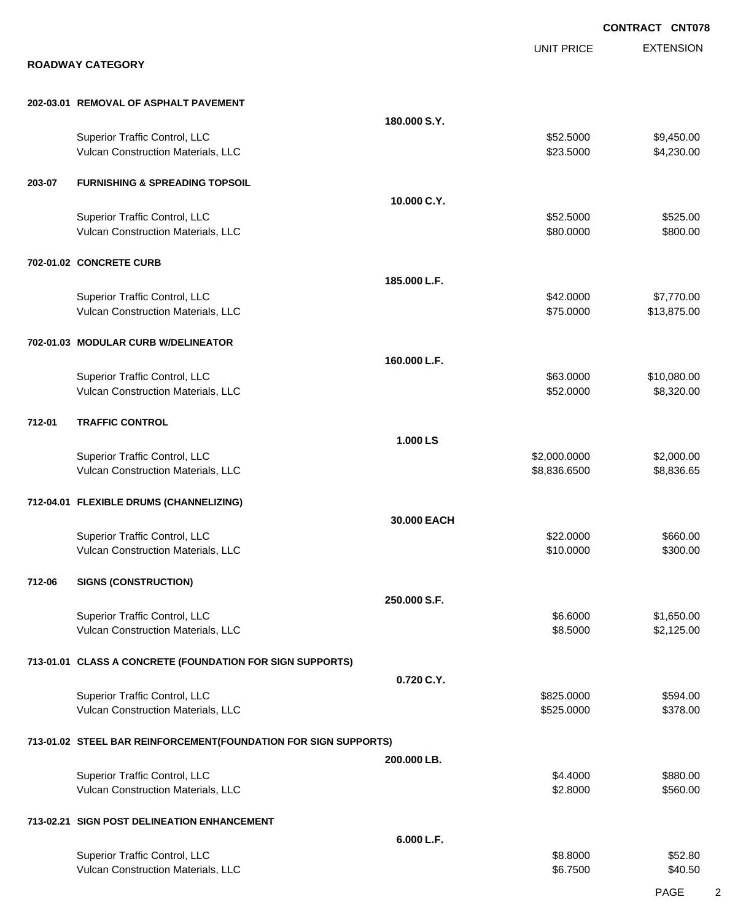**CONTRACT CNT078**

## ROADWAY CATEGORY

| | | UNIT PRICE | EXTENSION |
|---|---|---|---|
| **202-03.01 REMOVAL OF ASPHALT PAVEMENT** | | | |
| | **180.000 S.Y.** | | |
| Superior Traffic Control, LLC | | $52.5000 | $9,450.00 |
| Vulcan Construction Materials, LLC | | $23.5000 | $4,230.00 |
| **203-07 FURNISHING & SPREADING TOPSOIL** | | | |
| | **10.000 C.Y.** | | |
| Superior Traffic Control, LLC | | $52.5000 | $525.00 |
| Vulcan Construction Materials, LLC | | $80.0000 | $800.00 |
| **702-01.02 CONCRETE CURB** | | | |
| | **185.000 L.F.** | | |
| Superior Traffic Control, LLC | | $42.0000 | $7,770.00 |
| Vulcan Construction Materials, LLC | | $75.0000 | $13,875.00 |
| **702-01.03 MODULAR CURB W/DELINEATOR** | | | |
| | **160.000 L.F.** | | |
| Superior Traffic Control, LLC | | $63.0000 | $10,080.00 |
| Vulcan Construction Materials, LLC | | $52.0000 | $8,320.00 |
| **712-01 TRAFFIC CONTROL** | | | |
| | **1.000 LS** | | |
| Superior Traffic Control, LLC | | $2,000.0000 | $2,000.00 |
| Vulcan Construction Materials, LLC | | $8,836.6500 | $8,836.65 |
| **712-04.01 FLEXIBLE DRUMS (CHANNELIZING)** | | | |
| | **30.000 EACH** | | |
| Superior Traffic Control, LLC | | $22.0000 | $660.00 |
| Vulcan Construction Materials, LLC | | $10.0000 | $300.00 |
| **712-06 SIGNS (CONSTRUCTION)** | | | |
| | **250.000 S.F.** | | |
| Superior Traffic Control, LLC | | $6.6000 | $1,650.00 |
| Vulcan Construction Materials, LLC | | $8.5000 | $2,125.00 |
| **713-01.01 CLASS A CONCRETE (FOUNDATION FOR SIGN SUPPORTS)** | | | |
| | **0.720 C.Y.** | | |
| Superior Traffic Control, LLC | | $825.0000 | $594.00 |
| Vulcan Construction Materials, LLC | | $525.0000 | $378.00 |
| **713-01.02 STEEL BAR REINFORCEMENT(FOUNDATION FOR SIGN SUPPORTS)** | | | |
| | **200.000 LB.** | | |
| Superior Traffic Control, LLC | | $4.4000 | $880.00 |
| Vulcan Construction Materials, LLC | | $2.8000 | $560.00 |
| **713-02.21 SIGN POST DELINEATION ENHANCEMENT** | | | |
| | **6.000 L.F.** | | |
| Superior Traffic Control, LLC | | $8.8000 | $52.80 |
| Vulcan Construction Materials, LLC | | $6.7500 | $40.50 |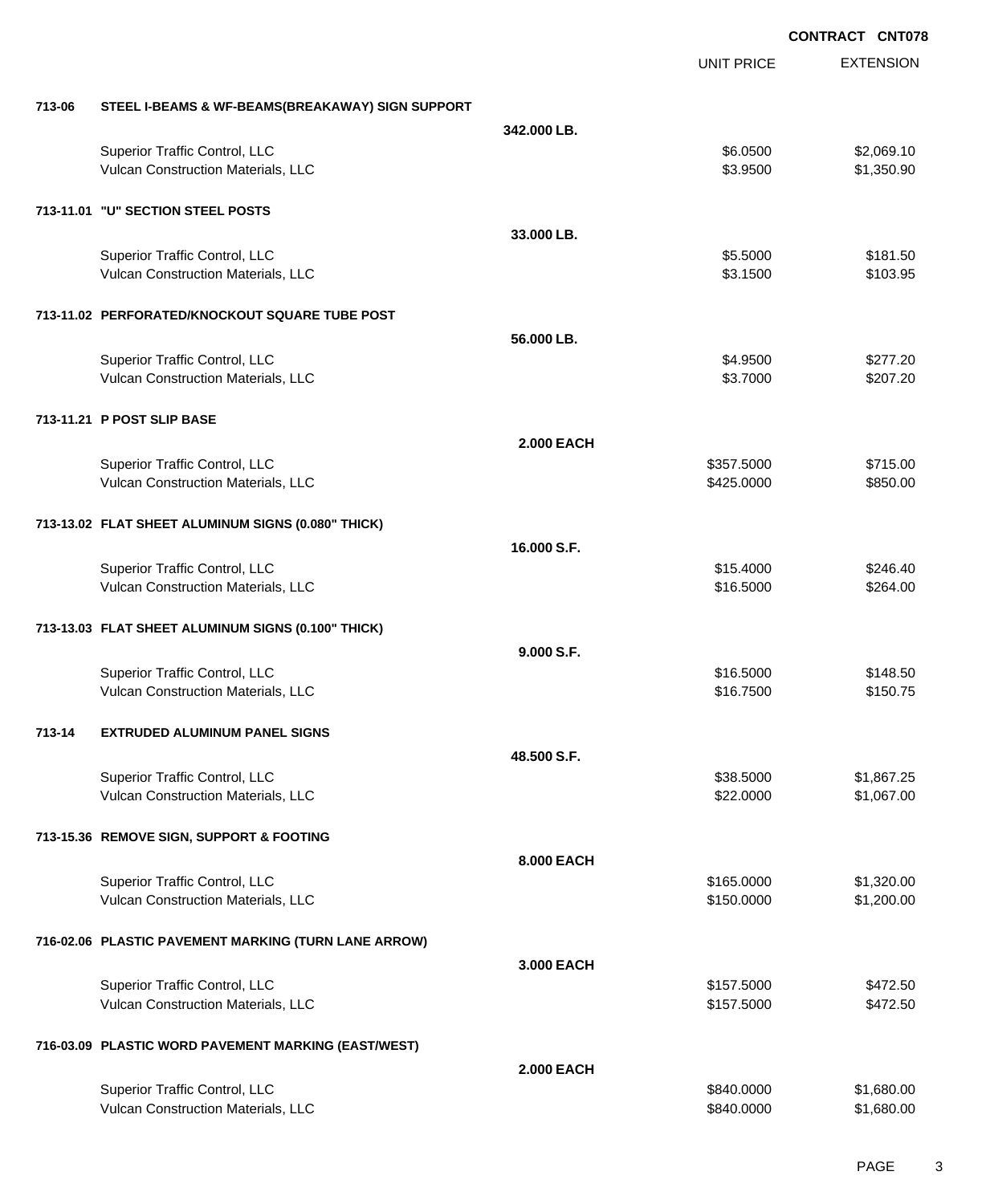**CONTRACT CNT078**

| | | | UNIT PRICE | EXTENSION |
|---|---|---|---|---|
| **713-06** | **STEEL I-BEAMS & WF-BEAMS(BREAKAWAY) SIGN SUPPORT** | | | |
| | | **342.000 LB.** | | |
| | Superior Traffic Control, LLC | | $6.0500 | $2,069.10 |
| | Vulcan Construction Materials, LLC | | $3.9500 | $1,350.90 |
| **713-11.01** | **"U" SECTION STEEL POSTS** | | | |
| | | **33.000 LB.** | | |
| | Superior Traffic Control, LLC | | $5.5000 | $181.50 |
| | Vulcan Construction Materials, LLC | | $3.1500 | $103.95 |
| **713-11.02** | **PERFORATED/KNOCKOUT SQUARE TUBE POST** | | | |
| | | **56.000 LB.** | | |
| | Superior Traffic Control, LLC | | $4.9500 | $277.20 |
| | Vulcan Construction Materials, LLC | | $3.7000 | $207.20 |
| **713-11.21** | **P POST SLIP BASE** | | | |
| | | **2.000 EACH** | | |
| | Superior Traffic Control, LLC | | $357.5000 | $715.00 |
| | Vulcan Construction Materials, LLC | | $425.0000 | $850.00 |
| **713-13.02** | **FLAT SHEET ALUMINUM SIGNS (0.080" THICK)** | | | |
| | | **16.000 S.F.** | | |
| | Superior Traffic Control, LLC | | $15.4000 | $246.40 |
| | Vulcan Construction Materials, LLC | | $16.5000 | $264.00 |
| **713-13.03** | **FLAT SHEET ALUMINUM SIGNS (0.100" THICK)** | | | |
| | | **9.000 S.F.** | | |
| | Superior Traffic Control, LLC | | $16.5000 | $148.50 |
| | Vulcan Construction Materials, LLC | | $16.7500 | $150.75 |
| **713-14** | **EXTRUDED ALUMINUM PANEL SIGNS** | | | |
| | | **48.500 S.F.** | | |
| | Superior Traffic Control, LLC | | $38.5000 | $1,867.25 |
| | Vulcan Construction Materials, LLC | | $22.0000 | $1,067.00 |
| **713-15.36** | **REMOVE SIGN, SUPPORT & FOOTING** | | | |
| | | **8.000 EACH** | | |
| | Superior Traffic Control, LLC | | $165.0000 | $1,320.00 |
| | Vulcan Construction Materials, LLC | | $150.0000 | $1,200.00 |
| **716-02.06** | **PLASTIC PAVEMENT MARKING (TURN LANE ARROW)** | | | |
| | | **3.000 EACH** | | |
| | Superior Traffic Control, LLC | | $157.5000 | $472.50 |
| | Vulcan Construction Materials, LLC | | $157.5000 | $472.50 |
| **716-03.09** | **PLASTIC WORD PAVEMENT MARKING (EAST/WEST)** | | | |
| | | **2.000 EACH** | | |
| | Superior Traffic Control, LLC | | $840.0000 | $1,680.00 |
| | Vulcan Construction Materials, LLC | | $840.0000 | $1,680.00 |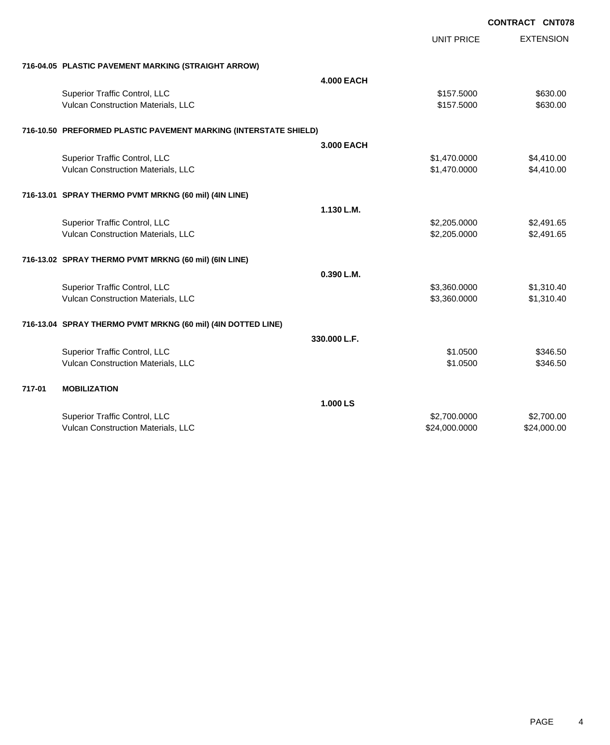**CONTRACT CNT078**

| | | UNIT PRICE | EXTENSION |
|---|---|---|---|
| **716-04.05 PLASTIC PAVEMENT MARKING (STRAIGHT ARROW)** | | | |
| | **4.000 EACH** | | |
| Superior Traffic Control, LLC | | $157.5000 | $630.00 |
| Vulcan Construction Materials, LLC | | $157.5000 | $630.00 |
| **716-10.50 PREFORMED PLASTIC PAVEMENT MARKING (INTERSTATE SHIELD)** | | | |
| | **3.000 EACH** | | |
| Superior Traffic Control, LLC | | $1,470.0000 | $4,410.00 |
| Vulcan Construction Materials, LLC | | $1,470.0000 | $4,410.00 |
| **716-13.01 SPRAY THERMO PVMT MRKNG (60 mil) (4IN LINE)** | | | |
| | **1.130 L.M.** | | |
| Superior Traffic Control, LLC | | $2,205.0000 | $2,491.65 |
| Vulcan Construction Materials, LLC | | $2,205.0000 | $2,491.65 |
| **716-13.02 SPRAY THERMO PVMT MRKNG (60 mil) (6IN LINE)** | | | |
| | **0.390 L.M.** | | |
| Superior Traffic Control, LLC | | $3,360.0000 | $1,310.40 |
| Vulcan Construction Materials, LLC | | $3,360.0000 | $1,310.40 |
| **716-13.04 SPRAY THERMO PVMT MRKNG (60 mil) (4IN DOTTED LINE)** | | | |
| | **330.000 L.F.** | | |
| Superior Traffic Control, LLC | | $1.0500 | $346.50 |
| Vulcan Construction Materials, LLC | | $1.0500 | $346.50 |
| **717-01 MOBILIZATION** | | | |
| | **1.000 LS** | | |
| Superior Traffic Control, LLC | | $2,700.0000 | $2,700.00 |
| Vulcan Construction Materials, LLC | | $24,000.0000 | $24,000.00 |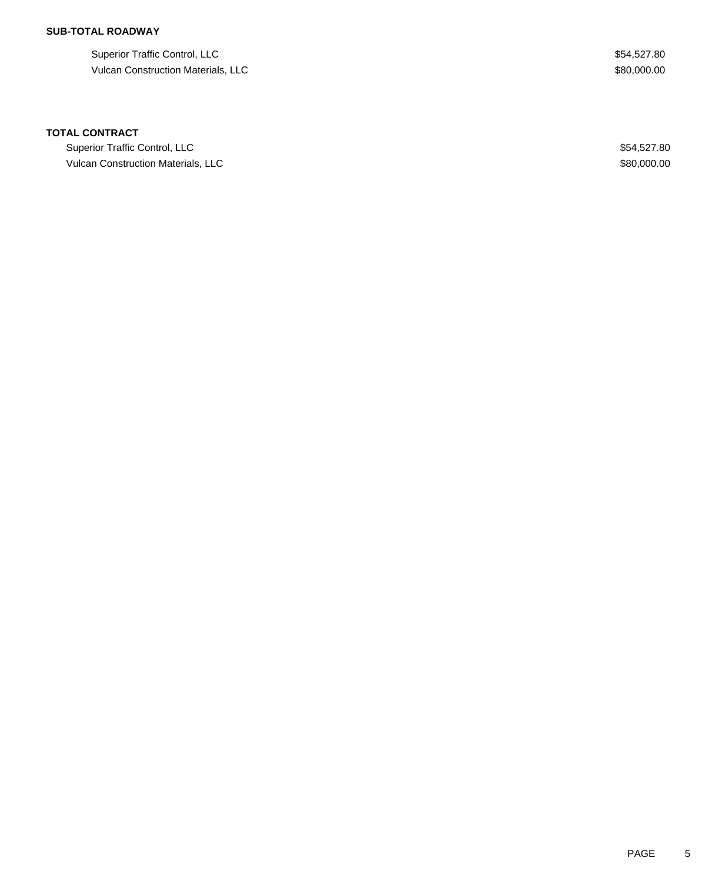**SUB-TOTAL ROADWAY**

| | |
|---|---|
| Superior Traffic Control, LLC | $54,527.80 |
| Vulcan Construction Materials, LLC | $80,000.00 |

**TOTAL CONTRACT**

| | |
|---|---|
| Superior Traffic Control, LLC | $54,527.80 |
| Vulcan Construction Materials, LLC | $80,000.00 |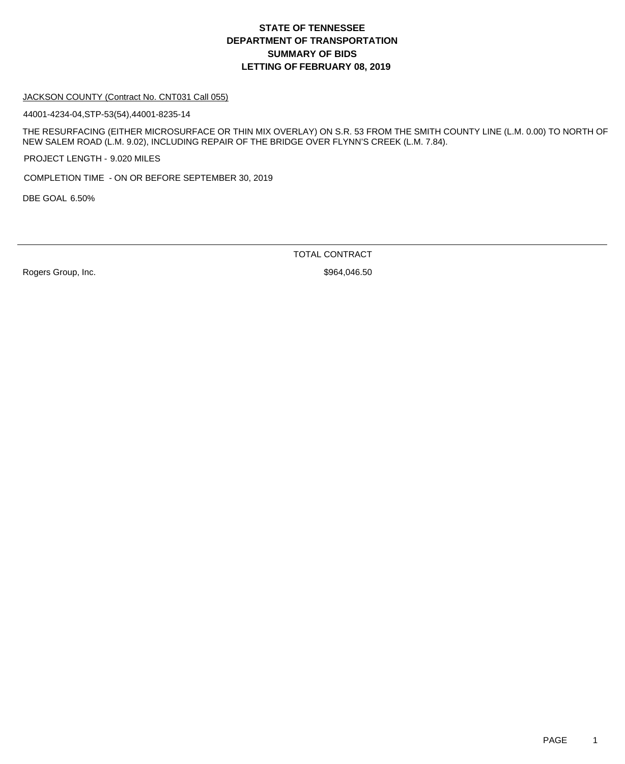# STATE OF TENNESSEE
# DEPARTMENT OF TRANSPORTATION
# SUMMARY OF BIDS
# LETTING OF FEBRUARY 08, 2019

JACKSON COUNTY (Contract No. CNT031 Call 055)

44001-4234-04,STP-53(54),44001-8235-14

THE RESURFACING (EITHER MICROSURFACE OR THIN MIX OVERLAY) ON S.R. 53 FROM THE SMITH COUNTY LINE (L.M. 0.00) TO NORTH OF NEW SALEM ROAD (L.M. 9.02), INCLUDING REPAIR OF THE BRIDGE OVER FLYNN'S CREEK (L.M. 7.84).

PROJECT LENGTH - 9.020 MILES

COMPLETION TIME - ON OR BEFORE SEPTEMBER 30, 2019

DBE GOAL 6.50%

| | TOTAL CONTRACT |
|---|---|
| Rogers Group, Inc. | $964,046.50 |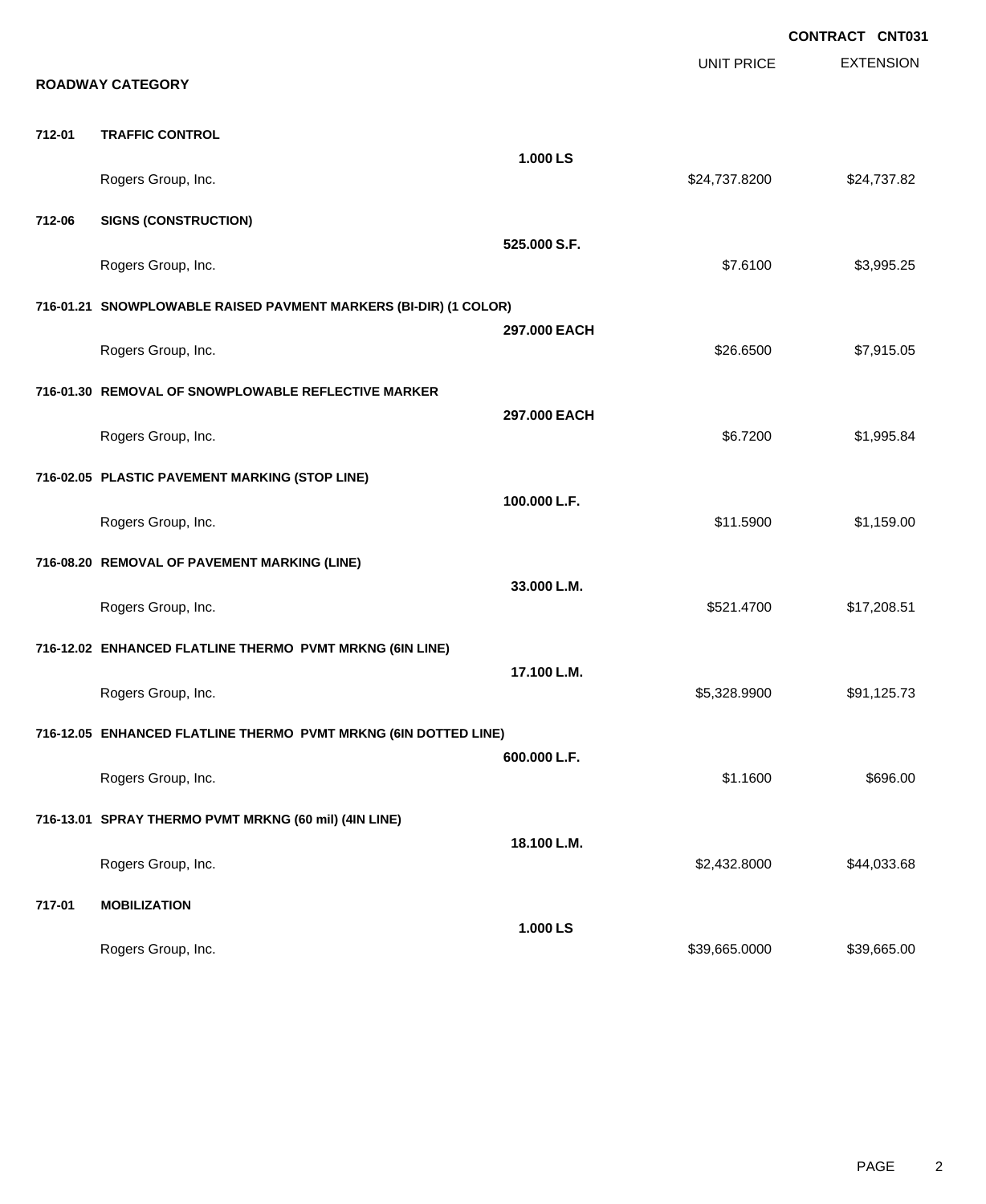**CONTRACT CNT031**

## ROADWAY CATEGORY

| | | | UNIT PRICE | EXTENSION |
|---|---|---|---|---|
| **712-01** | **TRAFFIC CONTROL** | | | |
| | | **1.000 LS** | | |
| | Rogers Group, Inc. | | $24,737.8200 | $24,737.82 |
| **712-06** | **SIGNS (CONSTRUCTION)** | | | |
| | | **525.000 S.F.** | | |
| | Rogers Group, Inc. | | $7.6100 | $3,995.25 |
| **716-01.21** | **SNOWPLOWABLE RAISED PAVMENT MARKERS (BI-DIR) (1 COLOR)** | | | |
| | | **297.000 EACH** | | |
| | Rogers Group, Inc. | | $26.6500 | $7,915.05 |
| **716-01.30** | **REMOVAL OF SNOWPLOWABLE REFLECTIVE MARKER** | | | |
| | | **297.000 EACH** | | |
| | Rogers Group, Inc. | | $6.7200 | $1,995.84 |
| **716-02.05** | **PLASTIC PAVEMENT MARKING (STOP LINE)** | | | |
| | | **100.000 L.F.** | | |
| | Rogers Group, Inc. | | $11.5900 | $1,159.00 |
| **716-08.20** | **REMOVAL OF PAVEMENT MARKING (LINE)** | | | |
| | | **33.000 L.M.** | | |
| | Rogers Group, Inc. | | $521.4700 | $17,208.51 |
| **716-12.02** | **ENHANCED FLATLINE THERMO PVMT MRKNG (6IN LINE)** | | | |
| | | **17.100 L.M.** | | |
| | Rogers Group, Inc. | | $5,328.9900 | $91,125.73 |
| **716-12.05** | **ENHANCED FLATLINE THERMO PVMT MRKNG (6IN DOTTED LINE)** | | | |
| | | **600.000 L.F.** | | |
| | Rogers Group, Inc. | | $1.1600 | $696.00 |
| **716-13.01** | **SPRAY THERMO PVMT MRKNG (60 mil) (4IN LINE)** | | | |
| | | **18.100 L.M.** | | |
| | Rogers Group, Inc. | | $2,432.8000 | $44,033.68 |
| **717-01** | **MOBILIZATION** | | | |
| | | **1.000 LS** | | |
| | Rogers Group, Inc. | | $39,665.0000 | $39,665.00 |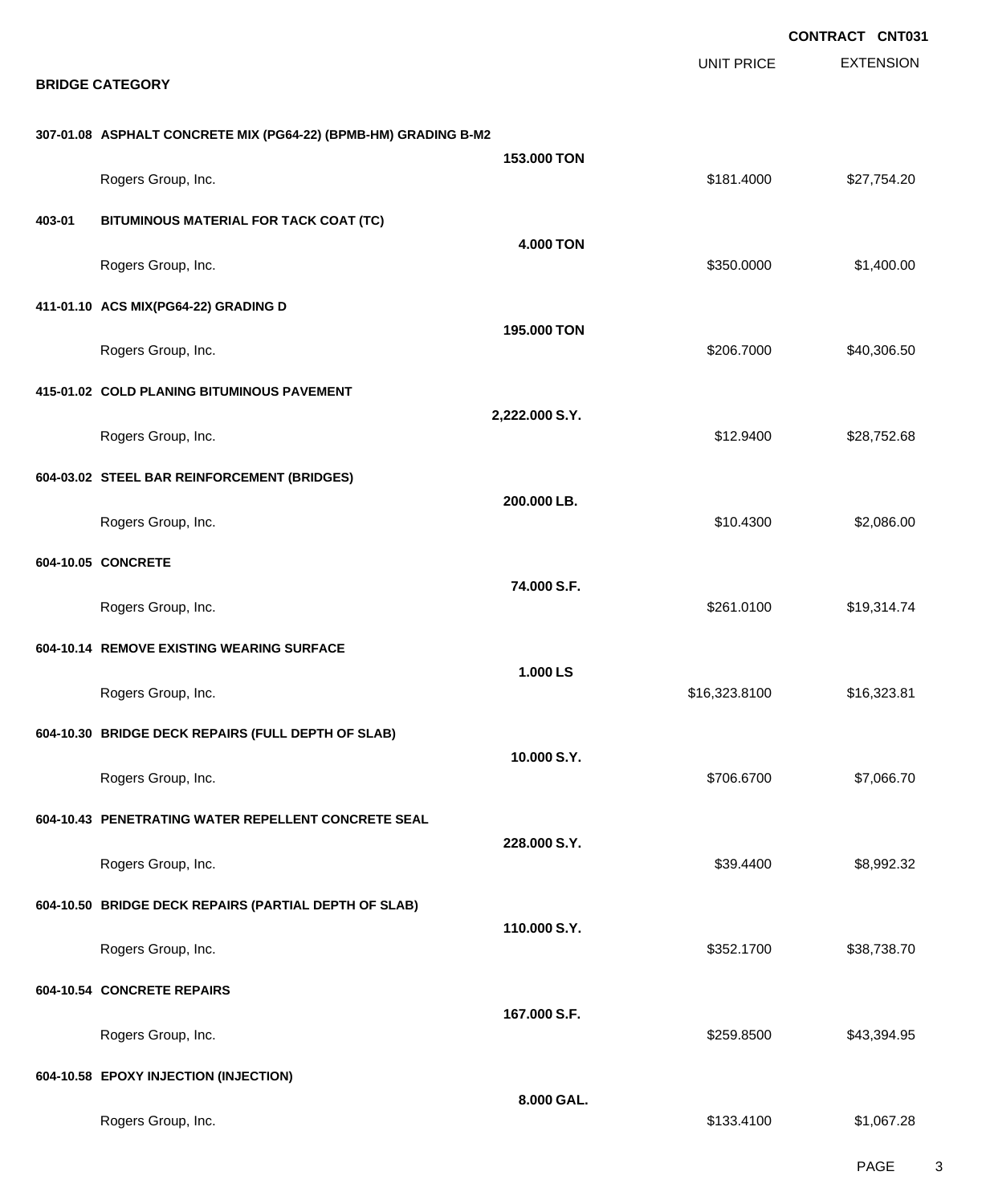**CONTRACT CNT031**

## BRIDGE CATEGORY

| | | UNIT PRICE | EXTENSION |
|---|---|---|---|
| **307-01.08 ASPHALT CONCRETE MIX (PG64-22) (BPMB-HM) GRADING B-M2** | **153.000 TON** | | |
| Rogers Group, Inc. | | $181.4000 | $27,754.20 |
| **403-01 BITUMINOUS MATERIAL FOR TACK COAT (TC)** | **4.000 TON** | | |
| Rogers Group, Inc. | | $350.0000 | $1,400.00 |
| **411-01.10 ACS MIX(PG64-22) GRADING D** | **195.000 TON** | | |
| Rogers Group, Inc. | | $206.7000 | $40,306.50 |
| **415-01.02 COLD PLANING BITUMINOUS PAVEMENT** | **2,222.000 S.Y.** | | |
| Rogers Group, Inc. | | $12.9400 | $28,752.68 |
| **604-03.02 STEEL BAR REINFORCEMENT (BRIDGES)** | **200.000 LB.** | | |
| Rogers Group, Inc. | | $10.4300 | $2,086.00 |
| **604-10.05 CONCRETE** | **74.000 S.F.** | | |
| Rogers Group, Inc. | | $261.0100 | $19,314.74 |
| **604-10.14 REMOVE EXISTING WEARING SURFACE** | **1.000 LS** | | |
| Rogers Group, Inc. | | $16,323.8100 | $16,323.81 |
| **604-10.30 BRIDGE DECK REPAIRS (FULL DEPTH OF SLAB)** | **10.000 S.Y.** | | |
| Rogers Group, Inc. | | $706.6700 | $7,066.70 |
| **604-10.43 PENETRATING WATER REPELLENT CONCRETE SEAL** | **228.000 S.Y.** | | |
| Rogers Group, Inc. | | $39.4400 | $8,992.32 |
| **604-10.50 BRIDGE DECK REPAIRS (PARTIAL DEPTH OF SLAB)** | **110.000 S.Y.** | | |
| Rogers Group, Inc. | | $352.1700 | $38,738.70 |
| **604-10.54 CONCRETE REPAIRS** | **167.000 S.F.** | | |
| Rogers Group, Inc. | | $259.8500 | $43,394.95 |
| **604-10.58 EPOXY INJECTION (INJECTION)** | **8.000 GAL.** | | |
| Rogers Group, Inc. | | $133.4100 | $1,067.28 |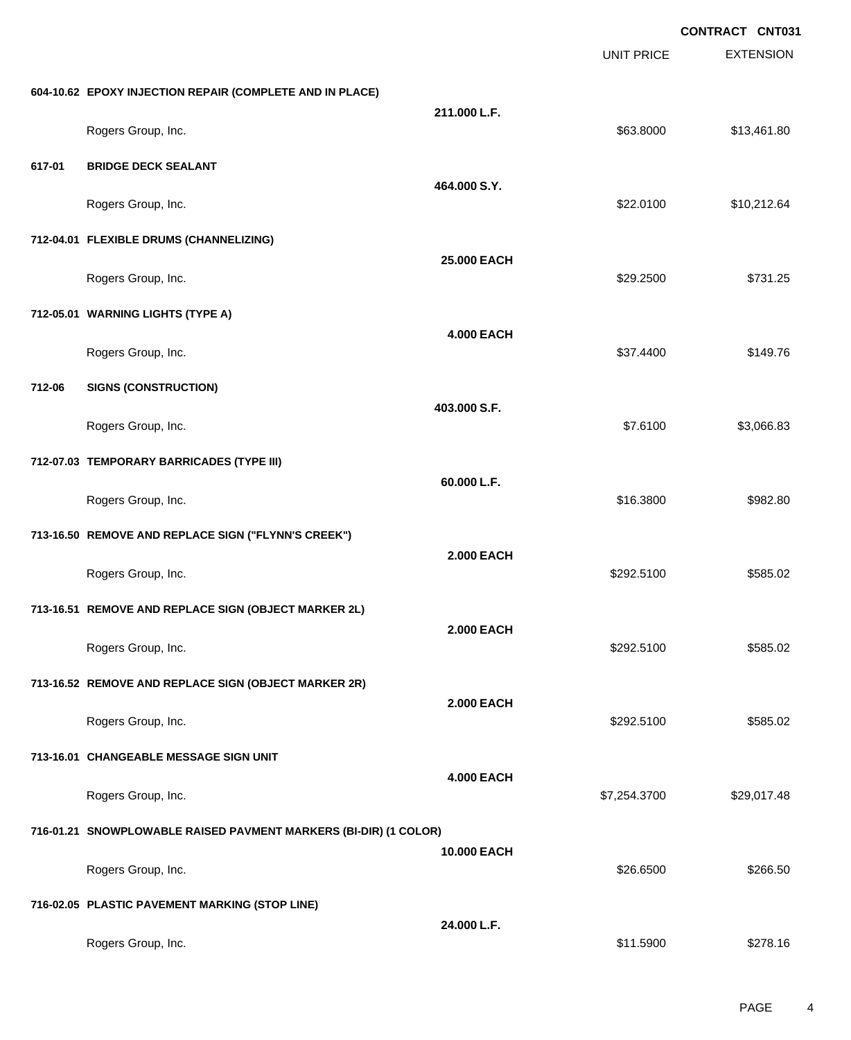**CONTRACT CNT031**

| | | | UNIT PRICE | EXTENSION |
|---|---|---|---|---|
| **604-10.62** | **EPOXY INJECTION REPAIR (COMPLETE AND IN PLACE)** | **211.000 L.F.** | | |
| | Rogers Group, Inc. | | $63.8000 | $13,461.80 |
| **617-01** | **BRIDGE DECK SEALANT** | **464.000 S.Y.** | | |
| | Rogers Group, Inc. | | $22.0100 | $10,212.64 |
| **712-04.01** | **FLEXIBLE DRUMS (CHANNELIZING)** | **25.000 EACH** | | |
| | Rogers Group, Inc. | | $29.2500 | $731.25 |
| **712-05.01** | **WARNING LIGHTS (TYPE A)** | **4.000 EACH** | | |
| | Rogers Group, Inc. | | $37.4400 | $149.76 |
| **712-06** | **SIGNS (CONSTRUCTION)** | **403.000 S.F.** | | |
| | Rogers Group, Inc. | | $7.6100 | $3,066.83 |
| **712-07.03** | **TEMPORARY BARRICADES (TYPE III)** | **60.000 L.F.** | | |
| | Rogers Group, Inc. | | $16.3800 | $982.80 |
| **713-16.50** | **REMOVE AND REPLACE SIGN ("FLYNN'S CREEK")** | **2.000 EACH** | | |
| | Rogers Group, Inc. | | $292.5100 | $585.02 |
| **713-16.51** | **REMOVE AND REPLACE SIGN (OBJECT MARKER 2L)** | **2.000 EACH** | | |
| | Rogers Group, Inc. | | $292.5100 | $585.02 |
| **713-16.52** | **REMOVE AND REPLACE SIGN (OBJECT MARKER 2R)** | **2.000 EACH** | | |
| | Rogers Group, Inc. | | $292.5100 | $585.02 |
| **713-16.01** | **CHANGEABLE MESSAGE SIGN UNIT** | **4.000 EACH** | | |
| | Rogers Group, Inc. | | $7,254.3700 | $29,017.48 |
| **716-01.21** | **SNOWPLOWABLE RAISED PAVMENT MARKERS (BI-DIR) (1 COLOR)** | **10.000 EACH** | | |
| | Rogers Group, Inc. | | $26.6500 | $266.50 |
| **716-02.05** | **PLASTIC PAVEMENT MARKING (STOP LINE)** | **24.000 L.F.** | | |
| | Rogers Group, Inc. | | $11.5900 | $278.16 |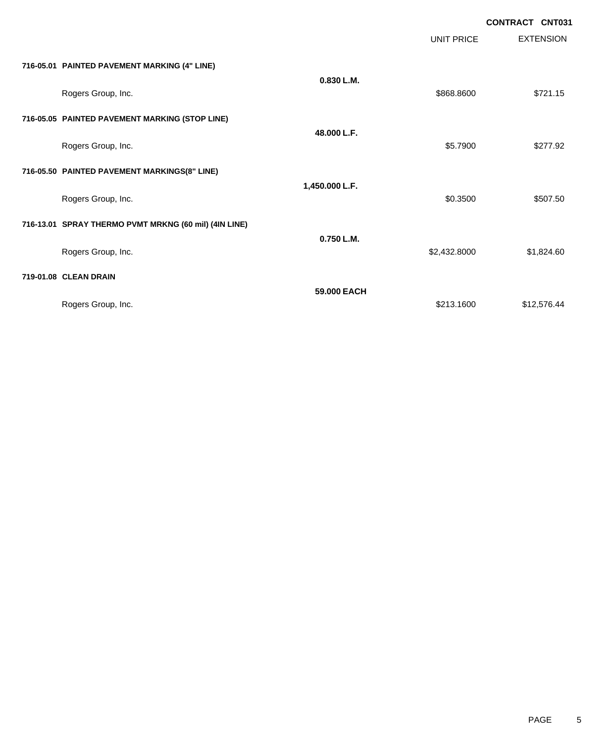**CONTRACT CNT031**

| | | UNIT PRICE | EXTENSION |
|---|---|---|---|
| **716-05.01 PAINTED PAVEMENT MARKING (4" LINE)** | | | |
| | **0.830 L.M.** | | |
| Rogers Group, Inc. | | $868.8600 | $721.15 |
| **716-05.05 PAINTED PAVEMENT MARKING (STOP LINE)** | | | |
| | **48.000 L.F.** | | |
| Rogers Group, Inc. | | $5.7900 | $277.92 |
| **716-05.50 PAINTED PAVEMENT MARKINGS(8" LINE)** | | | |
| | **1,450.000 L.F.** | | |
| Rogers Group, Inc. | | $0.3500 | $507.50 |
| **716-13.01 SPRAY THERMO PVMT MRKNG (60 mil) (4IN LINE)** | | | |
| | **0.750 L.M.** | | |
| Rogers Group, Inc. | | $2,432.8000 | $1,824.60 |
| **719-01.08 CLEAN DRAIN** | | | |
| | **59.000 EACH** | | |
| Rogers Group, Inc. | | $213.1600 | $12,576.44 |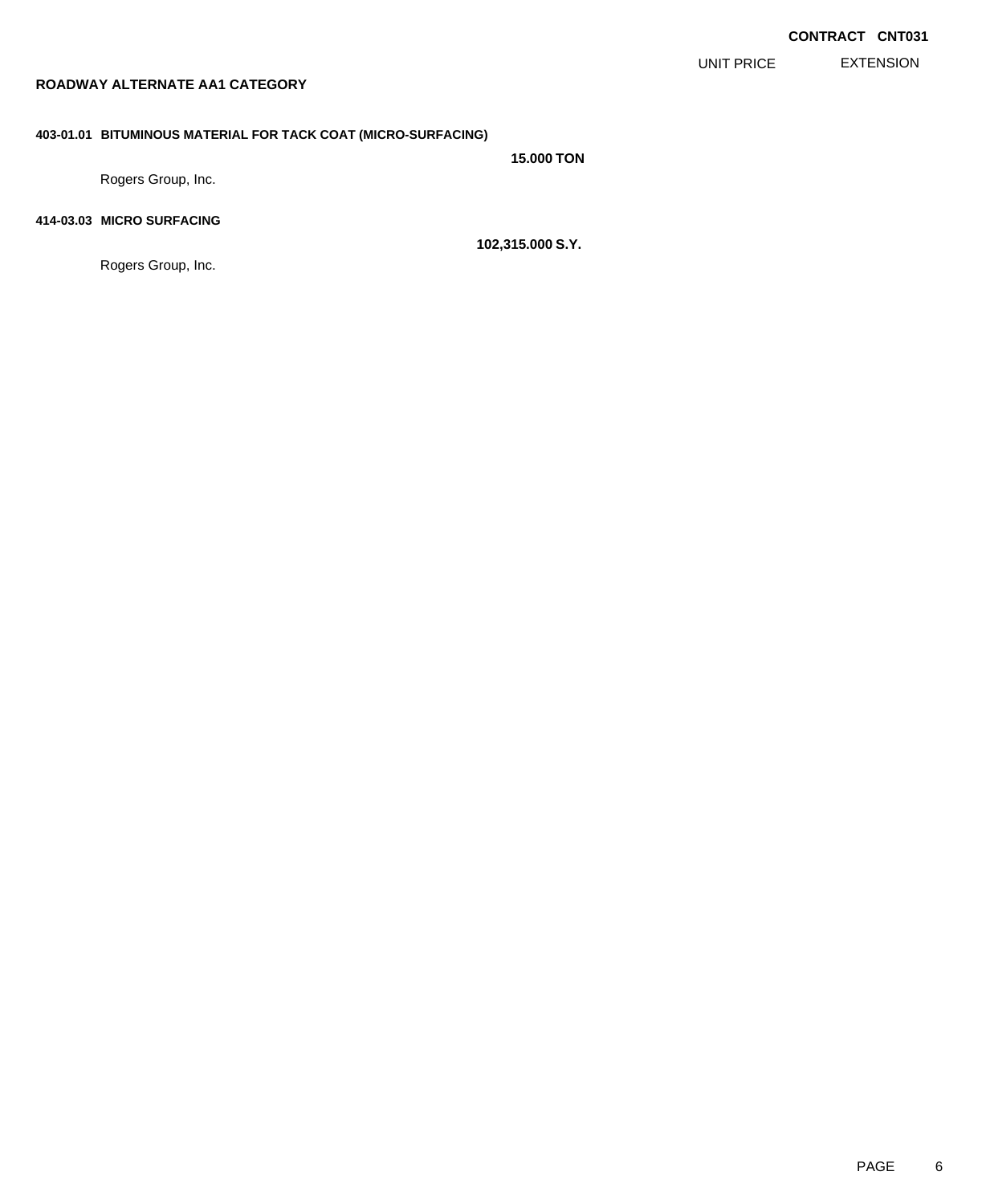**CONTRACT CNT031**

| | | UNIT PRICE | EXTENSION |
|---|---|---|---|

## ROADWAY ALTERNATE AA1 CATEGORY

**403-01.01 BITUMINOUS MATERIAL FOR TACK COAT (MICRO-SURFACING)**

**15.000 TON**

Rogers Group, Inc.

**414-03.03 MICRO SURFACING**

**102,315.000 S.Y.**

Rogers Group, Inc.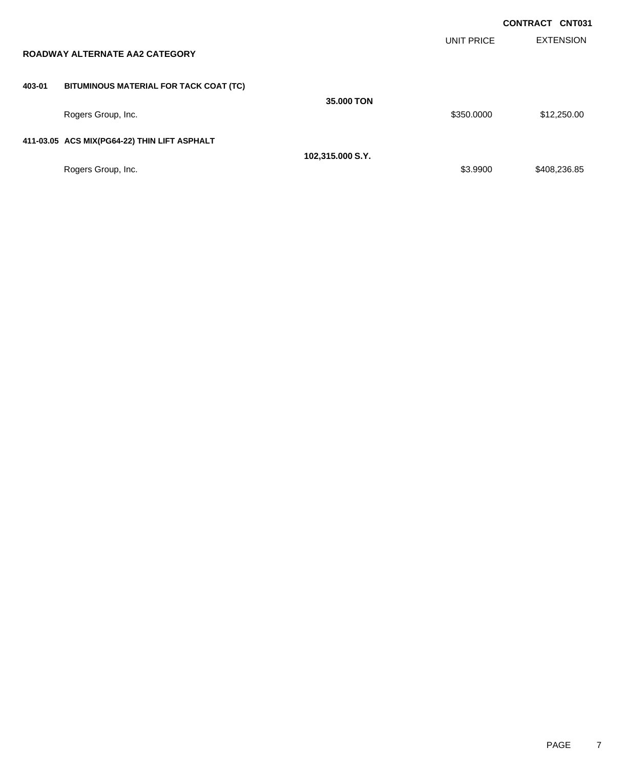**CONTRACT CNT031**

| | | | UNIT PRICE | EXTENSION |
|---|---|---|---|---|
| **ROADWAY ALTERNATE AA2 CATEGORY** | | | | |
| **403-01** | **BITUMINOUS MATERIAL FOR TACK COAT (TC)** | **35.000 TON** | | |
| | Rogers Group, Inc. | | $350.0000 | $12,250.00 |
| **411-03.05** | **ACS MIX(PG64-22) THIN LIFT ASPHALT** | **102,315.000 S.Y.** | | |
| | Rogers Group, Inc. | | $3.9900 | $408,236.85 |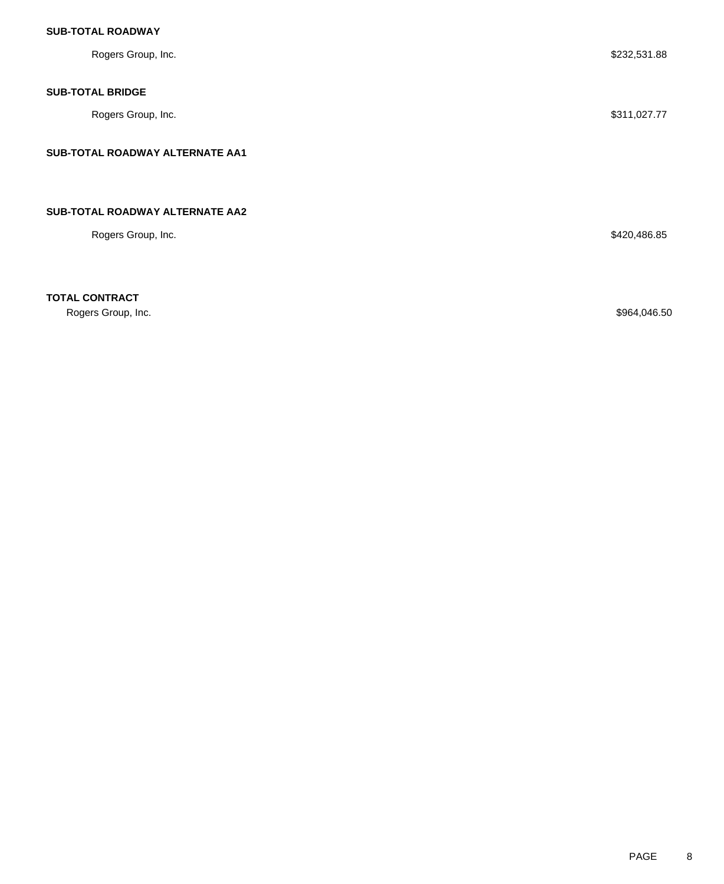**SUB-TOTAL ROADWAY**

| | |
|---|---|
| Rogers Group, Inc. | $232,531.88 |

**SUB-TOTAL BRIDGE**

| | |
|---|---|
| Rogers Group, Inc. | $311,027.77 |

**SUB-TOTAL ROADWAY ALTERNATE AA1**

**SUB-TOTAL ROADWAY ALTERNATE AA2**

| | |
|---|---|
| Rogers Group, Inc. | $420,486.85 |

**TOTAL CONTRACT**

| | |
|---|---|
| Rogers Group, Inc. | $964,046.50 |